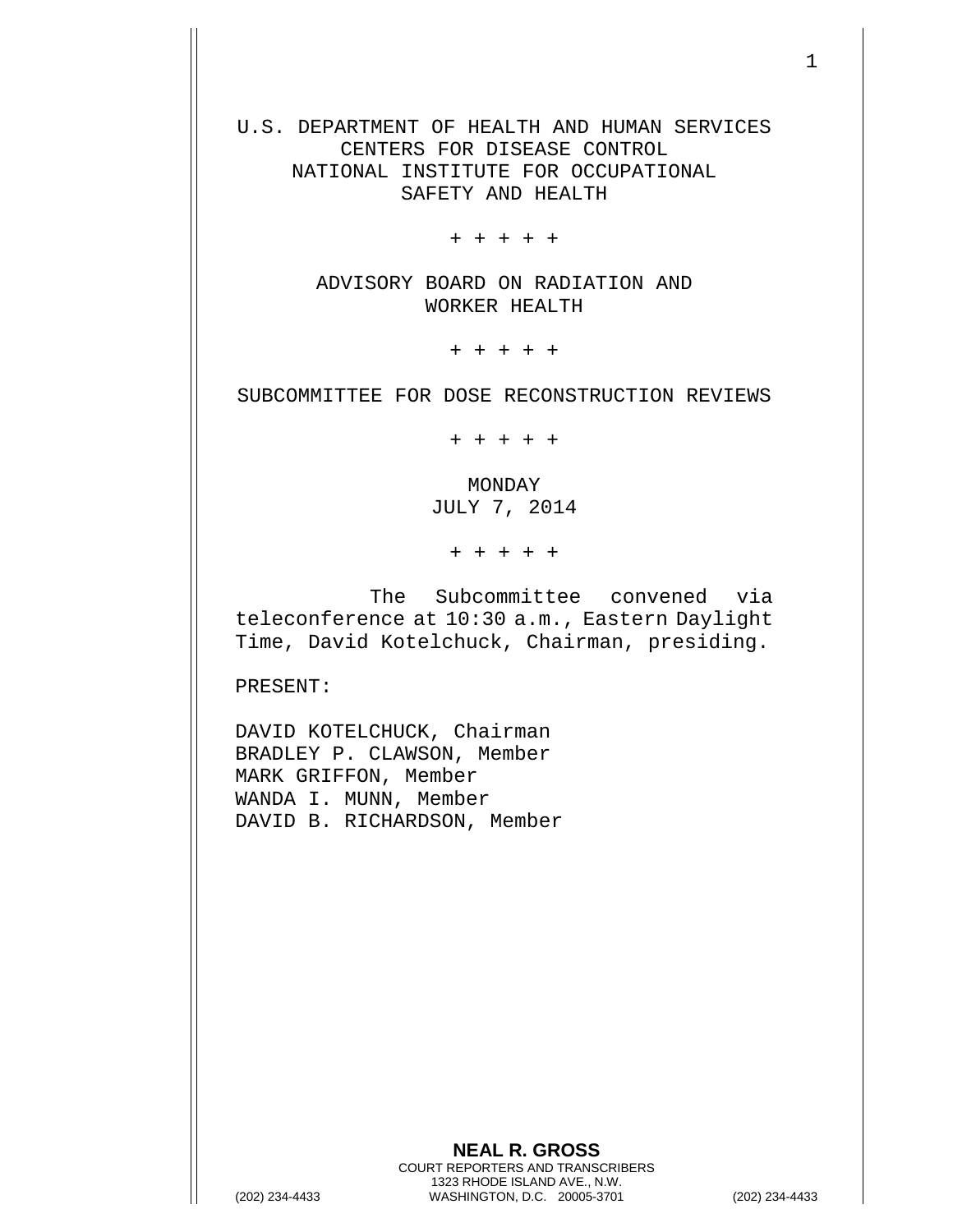U.S. DEPARTMENT OF HEALTH AND HUMAN SERVICES
CENTERS FOR DISEASE CONTROL
NATIONAL INSTITUTE FOR OCCUPATIONAL
SAFETY AND HEALTH

+ + + + +

ADVISORY BOARD ON RADIATION AND
WORKER HEALTH

+ + + + +

SUBCOMMITTEE FOR DOSE RECONSTRUCTION REVIEWS

+ + + + +

MONDAY
JULY 7, 2014

+ + + + +

The Subcommittee convened via teleconference at 10:30 a.m., Eastern Daylight Time, David Kotelchuck, Chairman, presiding.

PRESENT:

DAVID KOTELCHUCK, Chairman
BRADLEY P. CLAWSON, Member
MARK GRIFFON, Member
WANDA I. MUNN, Member
DAVID B. RICHARDSON, Member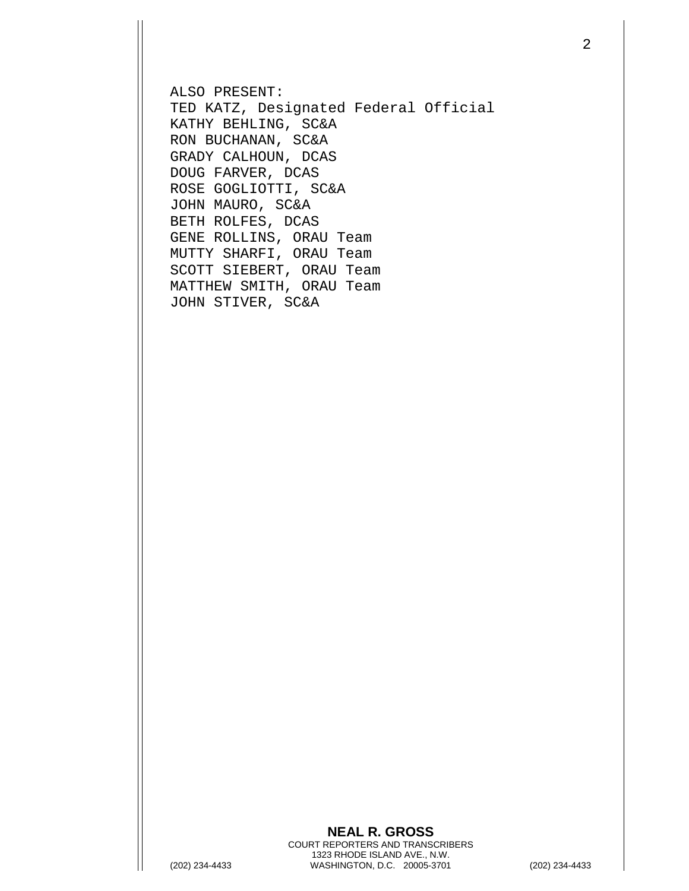ALSO PRESENT:
TED KATZ, Designated Federal Official
KATHY BEHLING, SC&A
RON BUCHANAN, SC&A
GRADY CALHOUN, DCAS
DOUG FARVER, DCAS
ROSE GOGLIOTTI, SC&A
JOHN MAURO, SC&A
BETH ROLFES, DCAS
GENE ROLLINS, ORAU Team
MUTTY SHARFI, ORAU Team
SCOTT SIEBERT, ORAU Team
MATTHEW SMITH, ORAU Team
JOHN STIVER, SC&A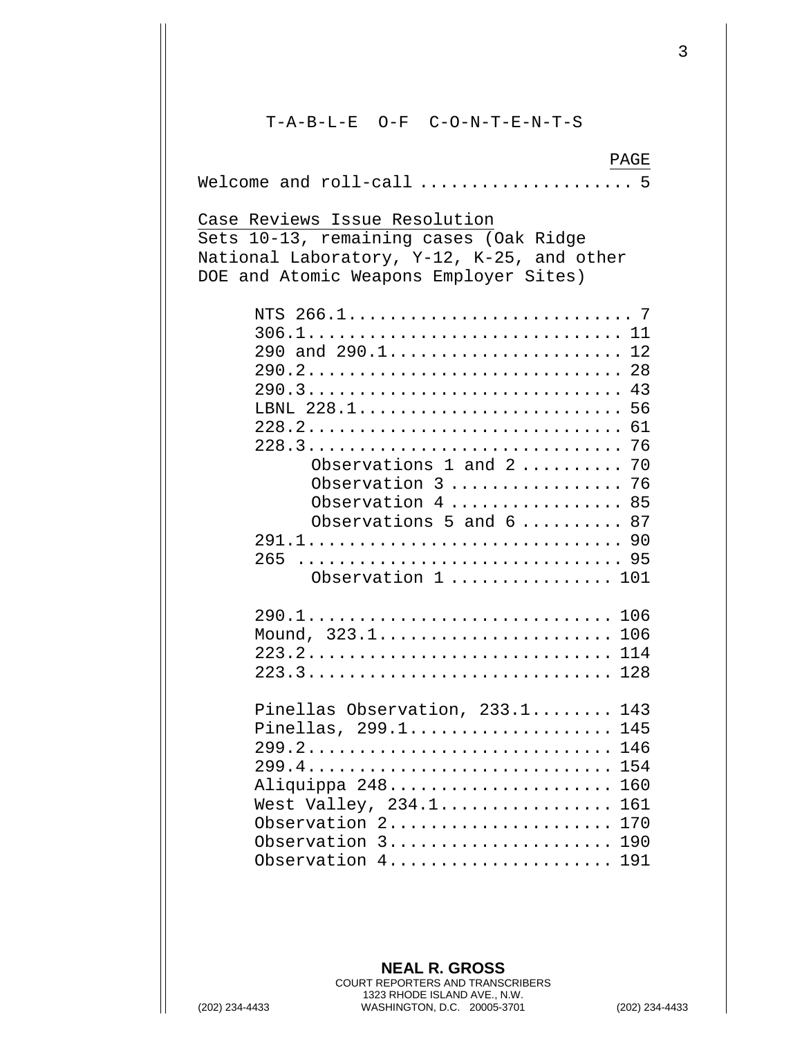# T-A-B-L-E O-F C-O-N-T-E-N-T-S

| | PAGE |
|---|---|
| Welcome and roll-call | 5 |
| **Case Reviews Issue Resolution** Sets 10-13, remaining cases (Oak Ridge National Laboratory, Y-12, K-25, and other DOE and Atomic Weapons Employer Sites) | |
| NTS 266.1 | 7 |
| 306.1 | 11 |
| 290 and 290.1 | 12 |
| 290.2 | 28 |
| 290.3 | 43 |
| LBNL 228.1 | 56 |
| 228.2 | 61 |
| 228.3 | 76 |
| Observations 1 and 2 | 70 |
| Observation 3 | 76 |
| Observation 4 | 85 |
| Observations 5 and 6 | 87 |
| 291.1 | 90 |
| 265 | 95 |
| Observation 1 | 101 |
| 290.1 | 106 |
| Mound, 323.1 | 106 |
| 223.2 | 114 |
| 223.3 | 128 |
| Pinellas Observation, 233.1 | 143 |
| Pinellas, 299.1 | 145 |
| 299.2 | 146 |
| 299.4 | 154 |
| Aliquippa 248 | 160 |
| West Valley, 234.1 | 161 |
| Observation 2 | 170 |
| Observation 3 | 190 |
| Observation 4 | 191 |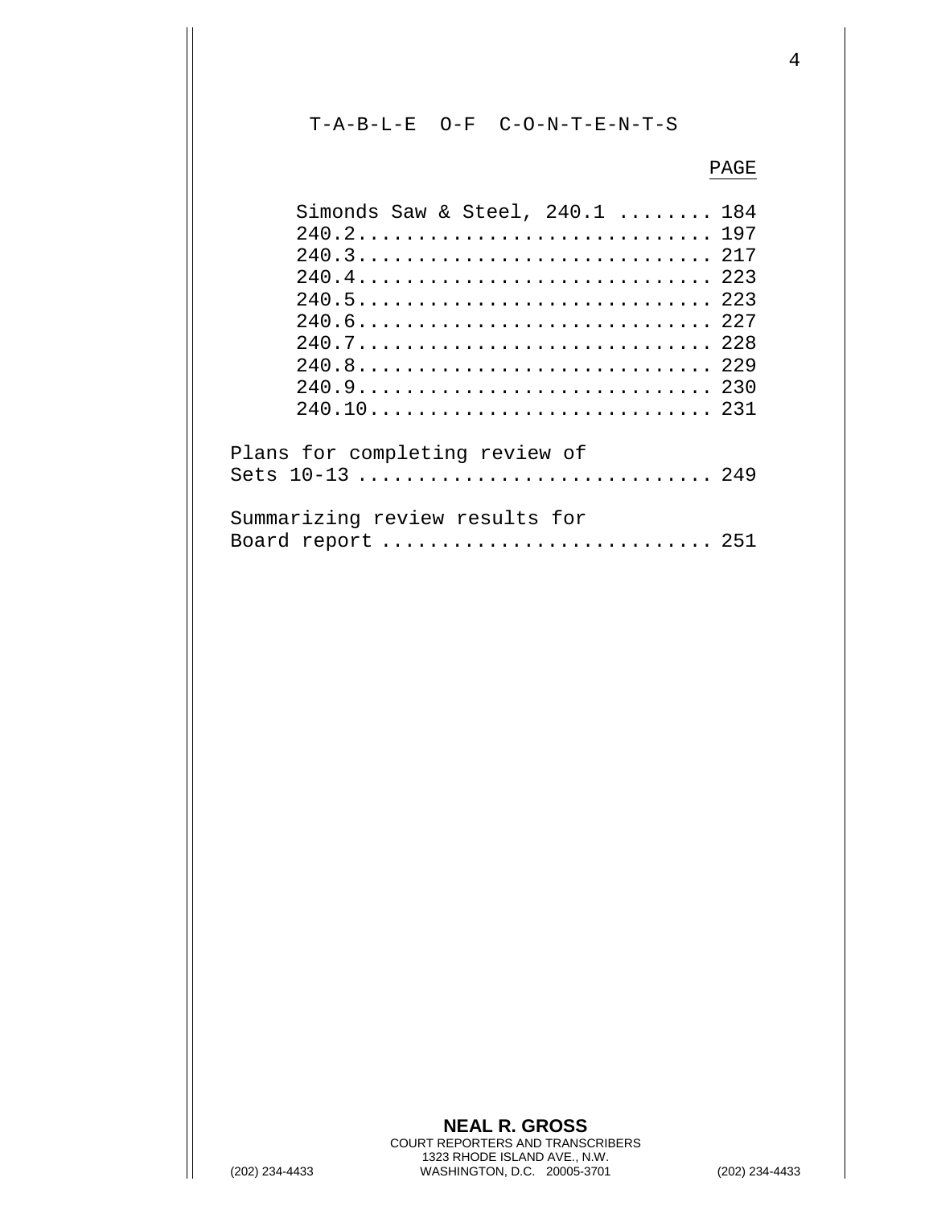T-A-B-L-E O-F C-O-N-T-E-N-T-S

PAGE

Simonds Saw & Steel, 240.1 ........ 184
240.2............................. 197
240.3............................. 217
240.4............................. 223
240.5............................. 223
240.6............................. 227
240.7............................. 228
240.8............................. 229
240.9............................. 230
240.10............................ 231

Plans for completing review of
Sets 10-13 ............................ 249

Summarizing review results for
Board report .......................... 251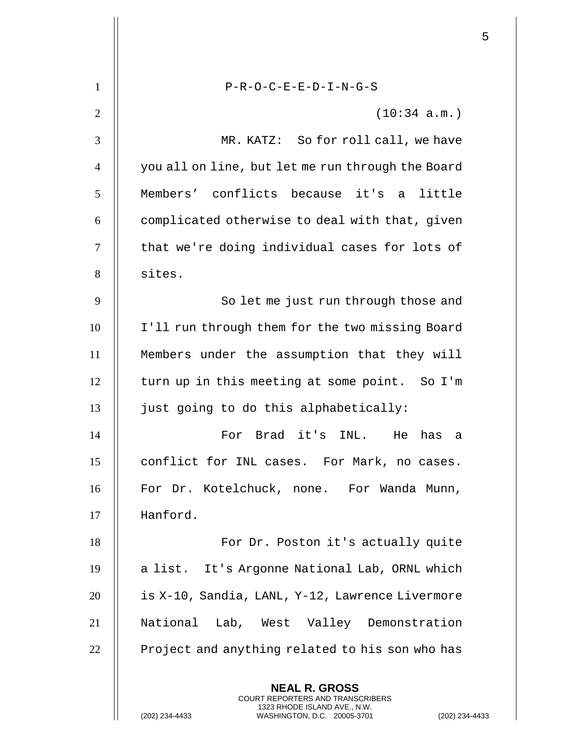P-R-O-C-E-E-D-I-N-G-S

(10:34 a.m.)

MR. KATZ: So for roll call, we have you all on line, but let me run through the Board Members’ conflicts because it's a little complicated otherwise to deal with that, given that we're doing individual cases for lots of sites.

So let me just run through those and I'll run through them for the two missing Board Members under the assumption that they will turn up in this meeting at some point. So I'm just going to do this alphabetically:

For Brad it's INL. He has a conflict for INL cases. For Mark, no cases. For Dr. Kotelchuck, none. For Wanda Munn, Hanford.

For Dr. Poston it's actually quite a list. It's Argonne National Lab, ORNL which is X-10, Sandia, LANL, Y-12, Lawrence Livermore National Lab, West Valley Demonstration Project and anything related to his son who has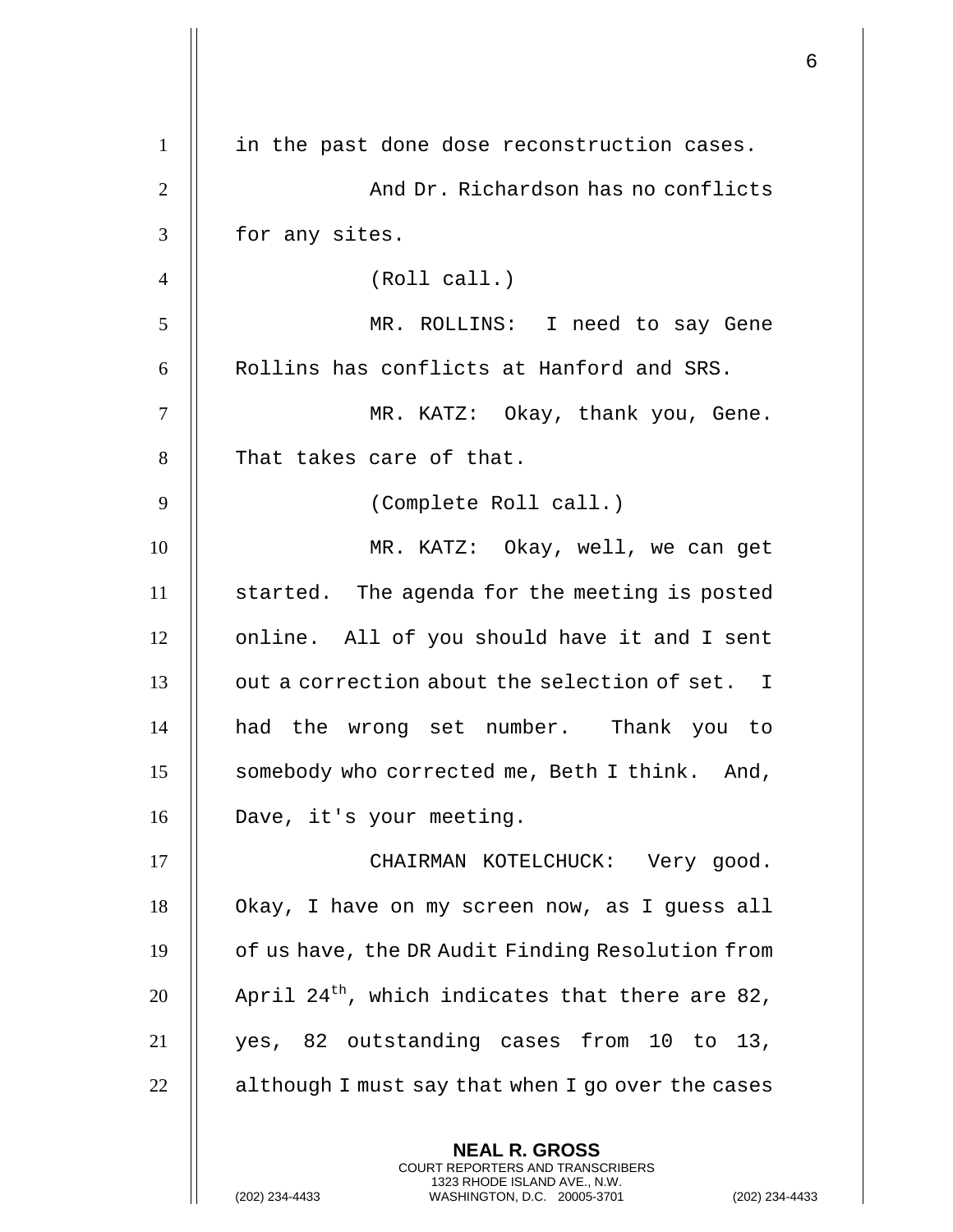in the past done dose reconstruction cases.

And Dr. Richardson has no conflicts for any sites.

(Roll call.)

MR. ROLLINS: I need to say Gene Rollins has conflicts at Hanford and SRS.

MR. KATZ: Okay, thank you, Gene. That takes care of that.

(Complete Roll call.)

MR. KATZ: Okay, well, we can get started. The agenda for the meeting is posted online. All of you should have it and I sent out a correction about the selection of set. I had the wrong set number. Thank you to somebody who corrected me, Beth I think. And, Dave, it's your meeting.

CHAIRMAN KOTELCHUCK: Very good. Okay, I have on my screen now, as I guess all of us have, the DR Audit Finding Resolution from April 24th, which indicates that there are 82, yes, 82 outstanding cases from 10 to 13, although I must say that when I go over the cases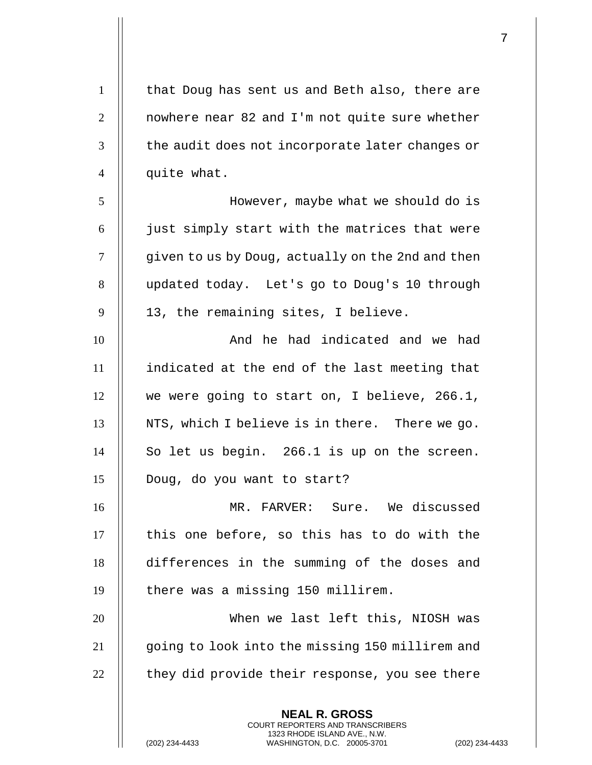that Doug has sent us and Beth also, there are nowhere near 82 and I'm not quite sure whether the audit does not incorporate later changes or quite what.

However, maybe what we should do is just simply start with the matrices that were given to us by Doug, actually on the 2nd and then updated today. Let's go to Doug's 10 through 13, the remaining sites, I believe.

And he had indicated and we had indicated at the end of the last meeting that we were going to start on, I believe, 266.1, NTS, which I believe is in there. There we go. So let us begin. 266.1 is up on the screen. Doug, do you want to start?

MR. FARVER: Sure. We discussed this one before, so this has to do with the differences in the summing of the doses and there was a missing 150 millirem.

When we last left this, NIOSH was going to look into the missing 150 millirem and they did provide their response, you see there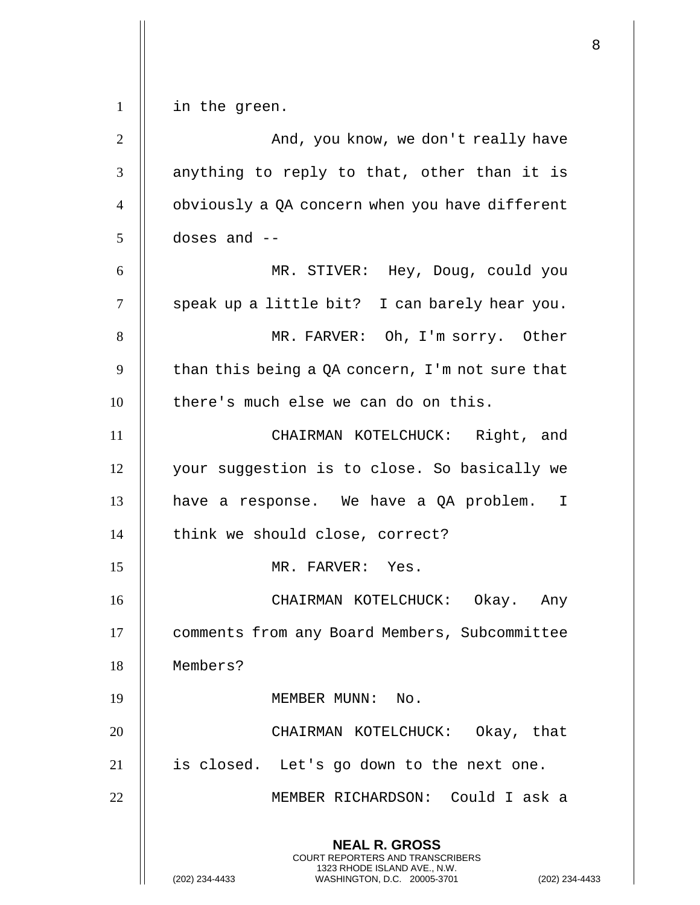in the green.

And, you know, we don't really have anything to reply to that, other than it is obviously a QA concern when you have different doses and --

MR. STIVER: Hey, Doug, could you speak up a little bit? I can barely hear you.

MR. FARVER: Oh, I'm sorry. Other than this being a QA concern, I'm not sure that there's much else we can do on this.

CHAIRMAN KOTELCHUCK: Right, and your suggestion is to close. So basically we have a response. We have a QA problem. I think we should close, correct?

MR. FARVER: Yes.

CHAIRMAN KOTELCHUCK: Okay. Any comments from any Board Members, Subcommittee Members?

MEMBER MUNN: No.

CHAIRMAN KOTELCHUCK: Okay, that is closed. Let's go down to the next one.

MEMBER RICHARDSON: Could I ask a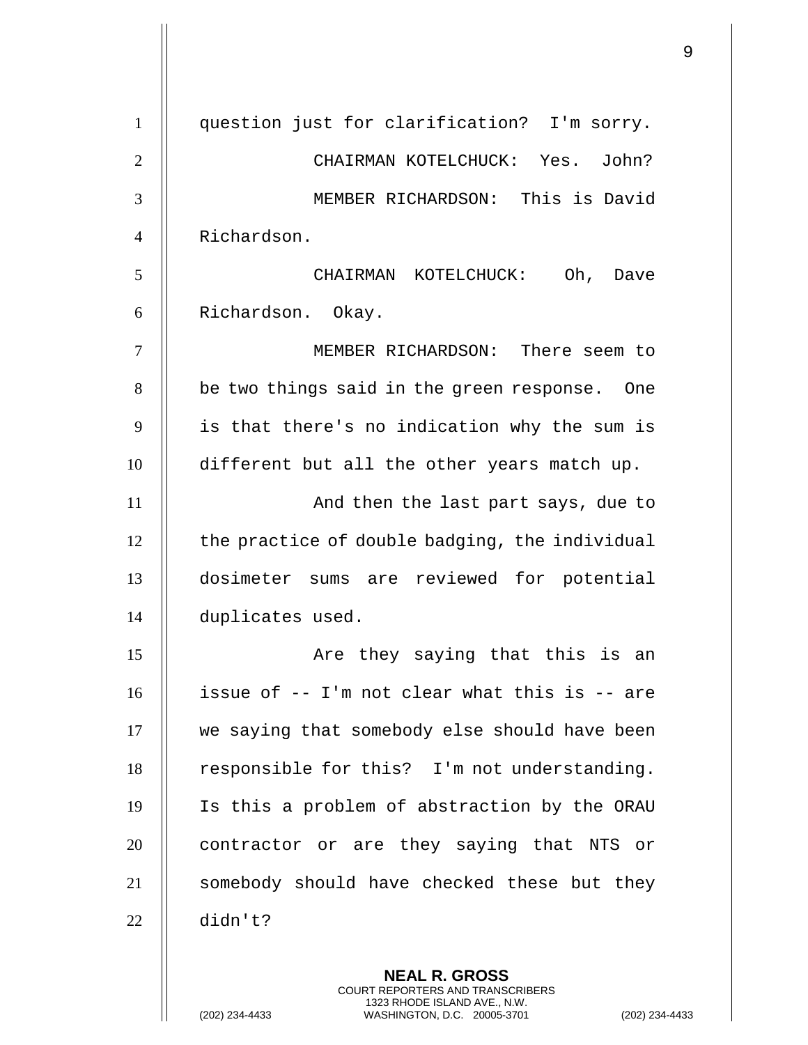question just for clarification? I'm sorry.

CHAIRMAN KOTELCHUCK: Yes. John?

MEMBER RICHARDSON: This is David Richardson.

CHAIRMAN KOTELCHUCK: Oh, Dave Richardson. Okay.

MEMBER RICHARDSON: There seem to be two things said in the green response. One is that there's no indication why the sum is different but all the other years match up.

And then the last part says, due to the practice of double badging, the individual dosimeter sums are reviewed for potential duplicates used.

Are they saying that this is an issue of -- I'm not clear what this is -- are we saying that somebody else should have been responsible for this? I'm not understanding. Is this a problem of abstraction by the ORAU contractor or are they saying that NTS or somebody should have checked these but they didn't?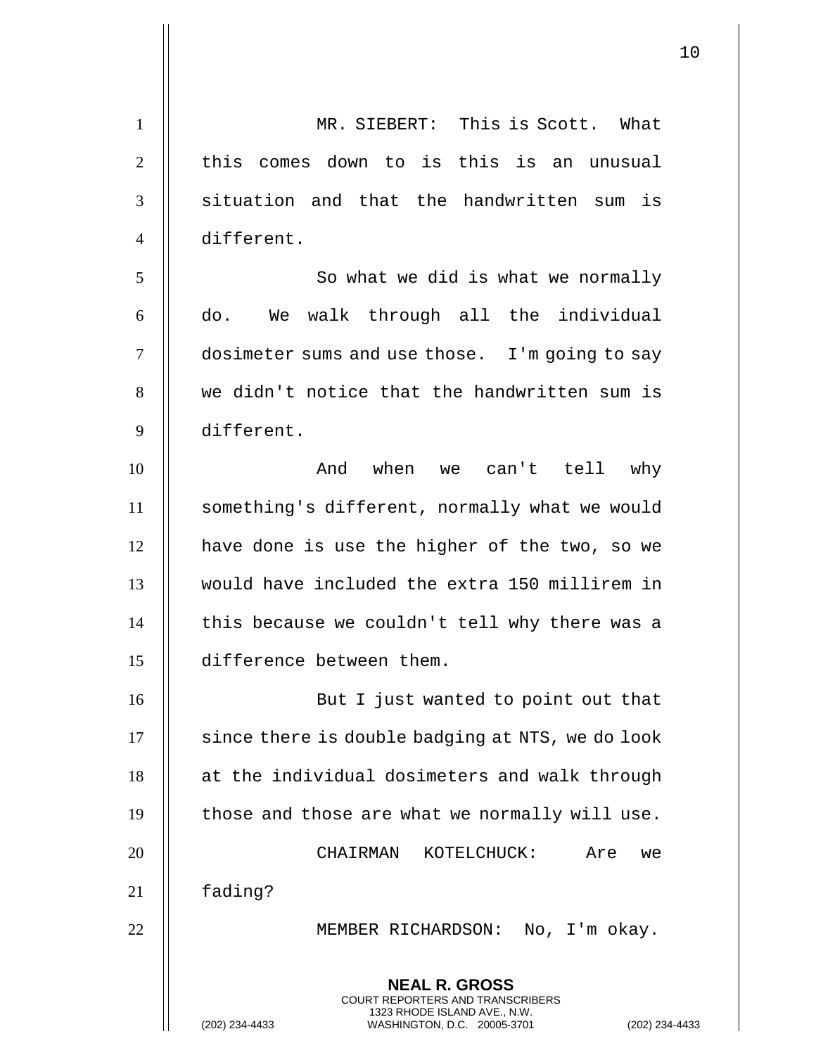MR. SIEBERT: This is Scott. What this comes down to is this is an unusual situation and that the handwritten sum is different.

So what we did is what we normally do. We walk through all the individual dosimeter sums and use those. I'm going to say we didn't notice that the handwritten sum is different.

And when we can't tell why something's different, normally what we would have done is use the higher of the two, so we would have included the extra 150 millirem in this because we couldn't tell why there was a difference between them.

But I just wanted to point out that since there is double badging at NTS, we do look at the individual dosimeters and walk through those and those are what we normally will use.

CHAIRMAN KOTELCHUCK: Are we fading?

MEMBER RICHARDSON: No, I'm okay.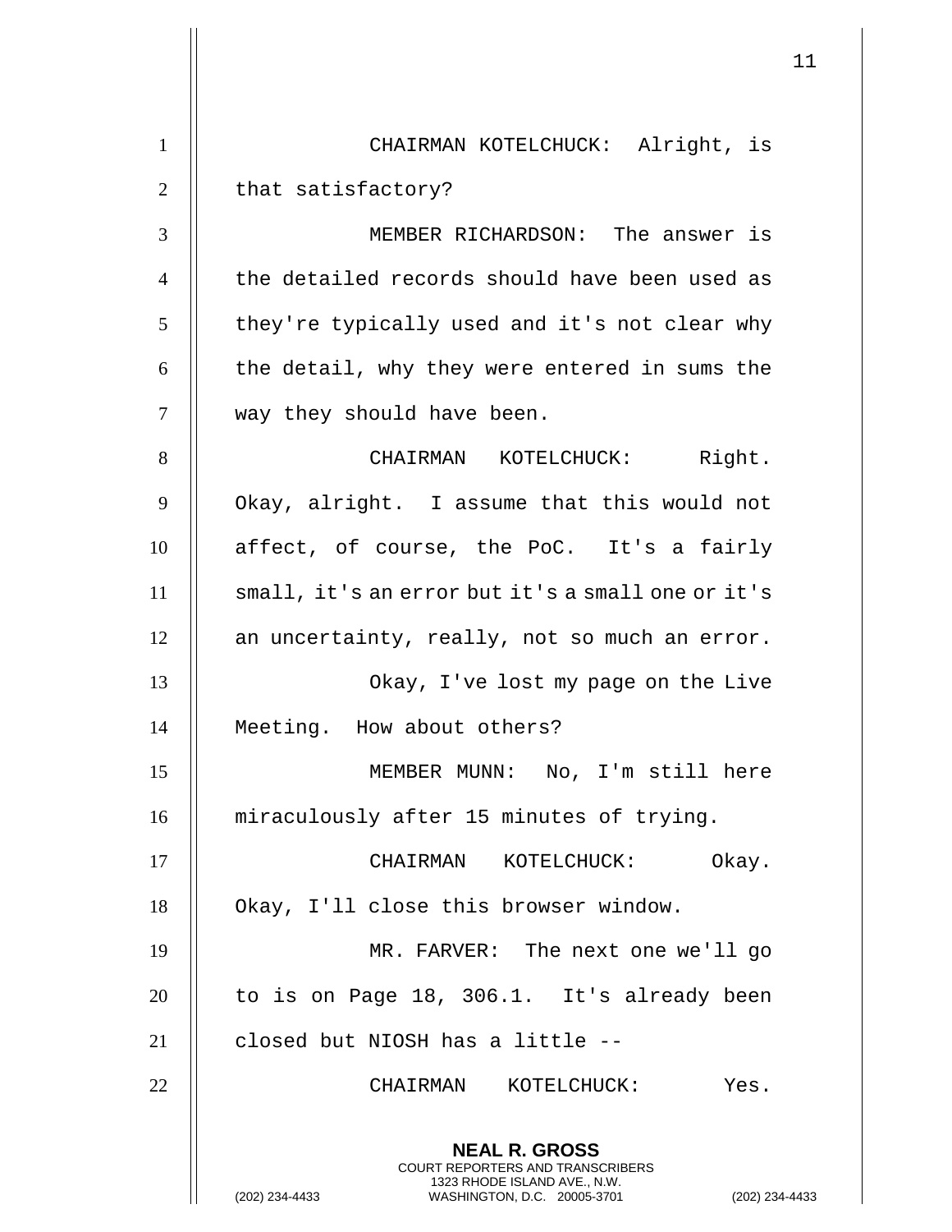CHAIRMAN KOTELCHUCK: Alright, is that satisfactory?

MEMBER RICHARDSON: The answer is the detailed records should have been used as they're typically used and it's not clear why the detail, why they were entered in sums the way they should have been.

CHAIRMAN KOTELCHUCK: Right. Okay, alright. I assume that this would not affect, of course, the PoC. It's a fairly small, it's an error but it's a small one or it's an uncertainty, really, not so much an error.

Okay, I've lost my page on the Live Meeting. How about others?

MEMBER MUNN: No, I'm still here miraculously after 15 minutes of trying.

CHAIRMAN KOTELCHUCK: Okay. Okay, I'll close this browser window.

MR. FARVER: The next one we'll go to is on Page 18, 306.1. It's already been closed but NIOSH has a little --

CHAIRMAN KOTELCHUCK: Yes.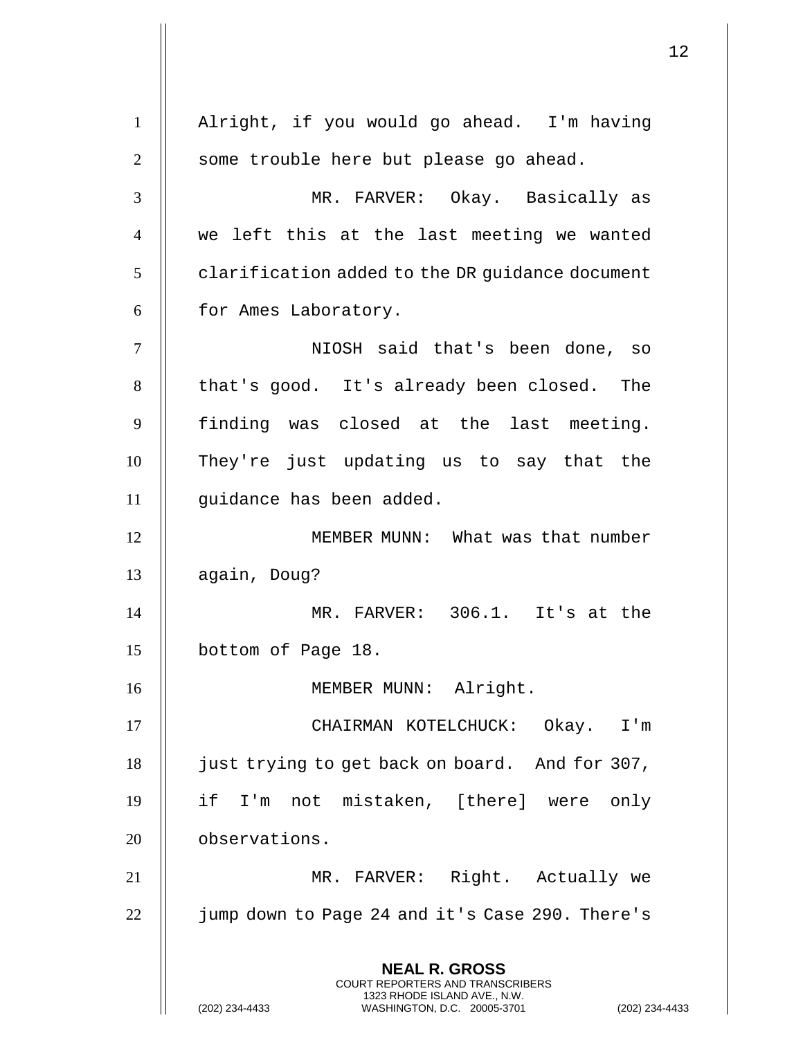Alright, if you would go ahead. I'm having some trouble here but please go ahead.

MR. FARVER: Okay. Basically as we left this at the last meeting we wanted clarification added to the DR guidance document for Ames Laboratory.

NIOSH said that's been done, so that's good. It's already been closed. The finding was closed at the last meeting. They're just updating us to say that the guidance has been added.

MEMBER MUNN: What was that number again, Doug?

MR. FARVER: 306.1. It's at the bottom of Page 18.

MEMBER MUNN: Alright.

CHAIRMAN KOTELCHUCK: Okay. I'm just trying to get back on board. And for 307, if I'm not mistaken, [there] were only observations.

MR. FARVER: Right. Actually we jump down to Page 24 and it's Case 290. There's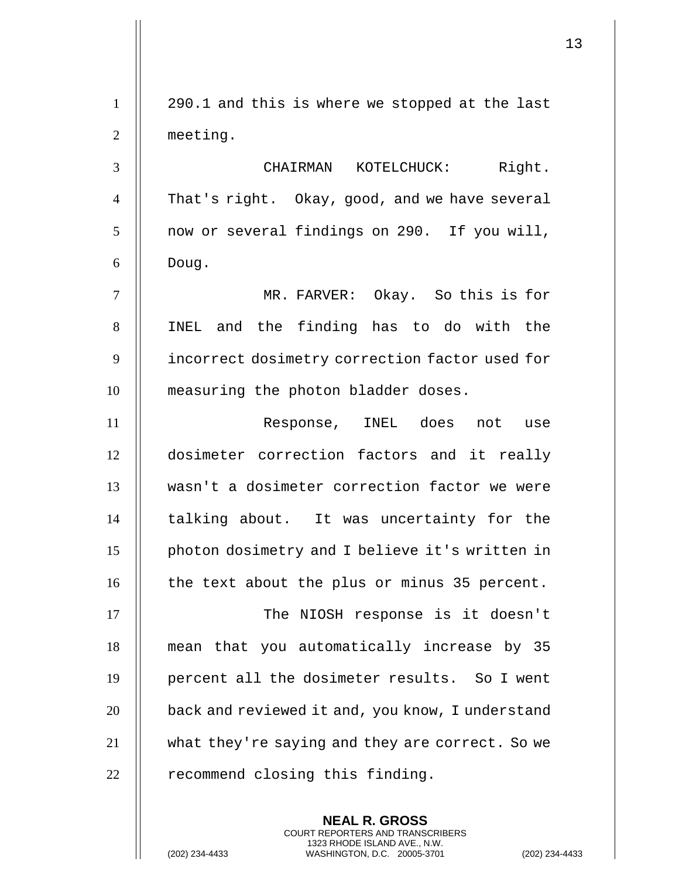290.1 and this is where we stopped at the last meeting.

CHAIRMAN KOTELCHUCK: Right. That's right. Okay, good, and we have several now or several findings on 290. If you will, Doug.

MR. FARVER: Okay. So this is for INEL and the finding has to do with the incorrect dosimetry correction factor used for measuring the photon bladder doses.

Response, INEL does not use dosimeter correction factors and it really wasn't a dosimeter correction factor we were talking about. It was uncertainty for the photon dosimetry and I believe it's written in the text about the plus or minus 35 percent.

The NIOSH response is it doesn't mean that you automatically increase by 35 percent all the dosimeter results. So I went back and reviewed it and, you know, I understand what they're saying and they are correct. So we recommend closing this finding.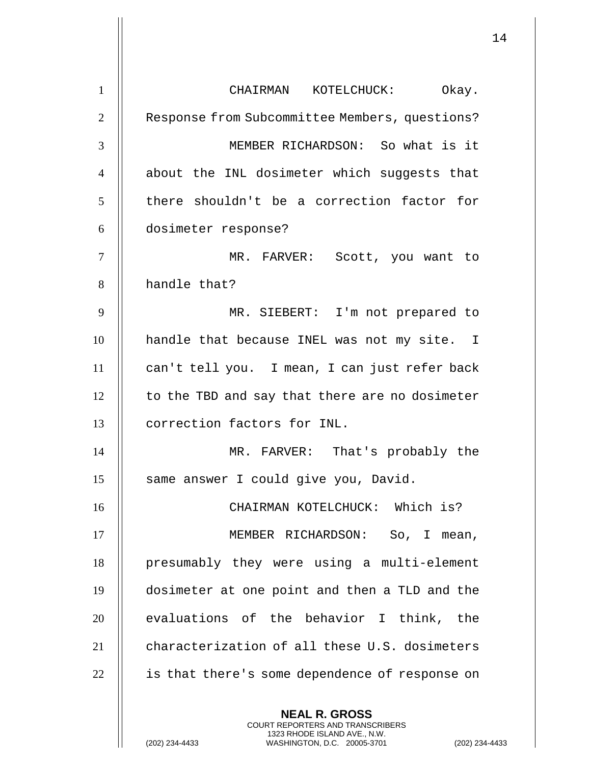CHAIRMAN KOTELCHUCK: Okay. Response from Subcommittee Members, questions?

MEMBER RICHARDSON: So what is it about the INL dosimeter which suggests that there shouldn't be a correction factor for dosimeter response?

MR. FARVER: Scott, you want to handle that?

MR. SIEBERT: I'm not prepared to handle that because INEL was not my site. I can't tell you. I mean, I can just refer back to the TBD and say that there are no dosimeter correction factors for INL.

MR. FARVER: That's probably the same answer I could give you, David.

CHAIRMAN KOTELCHUCK: Which is?

MEMBER RICHARDSON: So, I mean, presumably they were using a multi-element dosimeter at one point and then a TLD and the evaluations of the behavior I think, the characterization of all these U.S. dosimeters is that there's some dependence of response on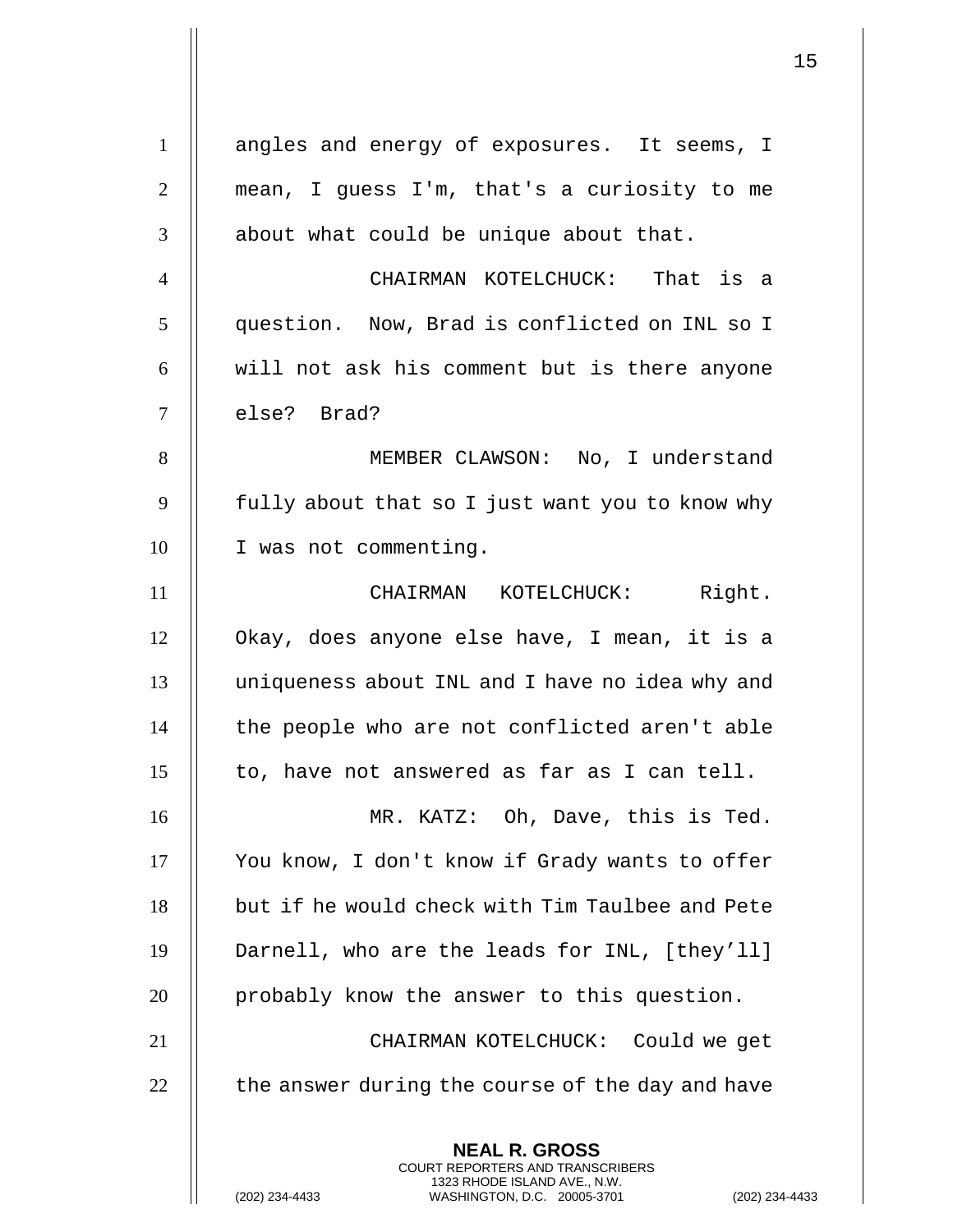angles and energy of exposures. It seems, I mean, I guess I'm, that's a curiosity to me about what could be unique about that.

CHAIRMAN KOTELCHUCK: That is a question. Now, Brad is conflicted on INL so I will not ask his comment but is there anyone else? Brad?

MEMBER CLAWSON: No, I understand fully about that so I just want you to know why I was not commenting.

CHAIRMAN KOTELCHUCK: Right. Okay, does anyone else have, I mean, it is a uniqueness about INL and I have no idea why and the people who are not conflicted aren't able to, have not answered as far as I can tell.

MR. KATZ: Oh, Dave, this is Ted. You know, I don't know if Grady wants to offer but if he would check with Tim Taulbee and Pete Darnell, who are the leads for INL, [they'll] probably know the answer to this question.

CHAIRMAN KOTELCHUCK: Could we get the answer during the course of the day and have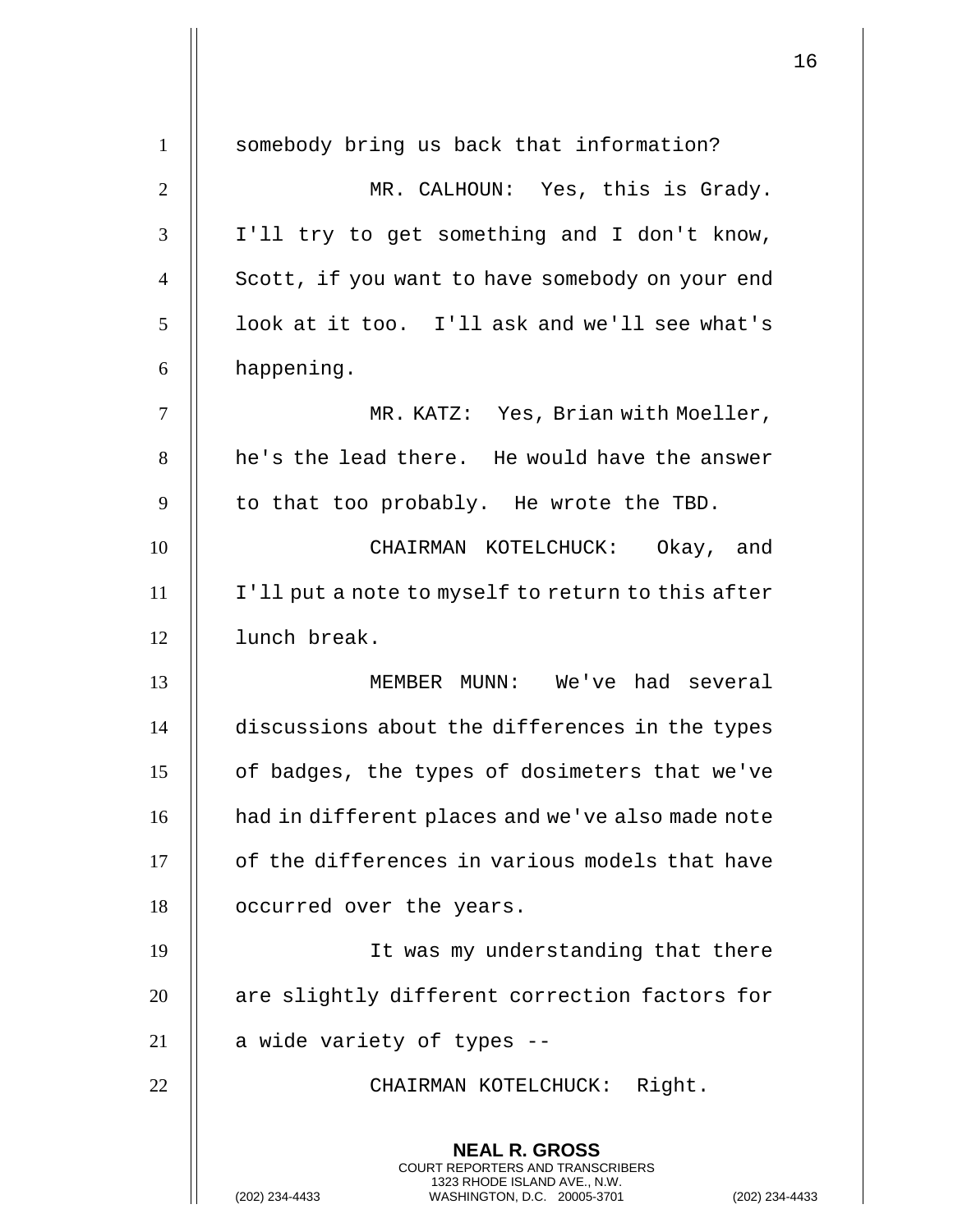somebody bring us back that information?

MR. CALHOUN: Yes, this is Grady. I'll try to get something and I don't know, Scott, if you want to have somebody on your end look at it too. I'll ask and we'll see what's happening.

MR. KATZ: Yes, Brian with Moeller, he's the lead there. He would have the answer to that too probably. He wrote the TBD.

CHAIRMAN KOTELCHUCK: Okay, and I'll put a note to myself to return to this after lunch break.

MEMBER MUNN: We've had several discussions about the differences in the types of badges, the types of dosimeters that we've had in different places and we've also made note of the differences in various models that have occurred over the years.

It was my understanding that there are slightly different correction factors for a wide variety of types --

CHAIRMAN KOTELCHUCK: Right.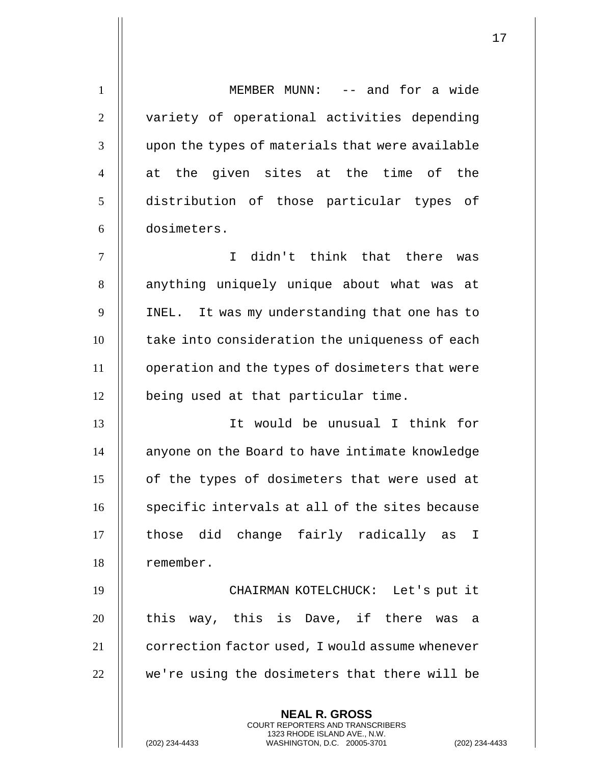MEMBER MUNN: -- and for a wide variety of operational activities depending upon the types of materials that were available at the given sites at the time of the distribution of those particular types of dosimeters.

I didn't think that there was anything uniquely unique about what was at INEL. It was my understanding that one has to take into consideration the uniqueness of each operation and the types of dosimeters that were being used at that particular time.

It would be unusual I think for anyone on the Board to have intimate knowledge of the types of dosimeters that were used at specific intervals at all of the sites because those did change fairly radically as I remember.

CHAIRMAN KOTELCHUCK: Let's put it this way, this is Dave, if there was a correction factor used, I would assume whenever we're using the dosimeters that there will be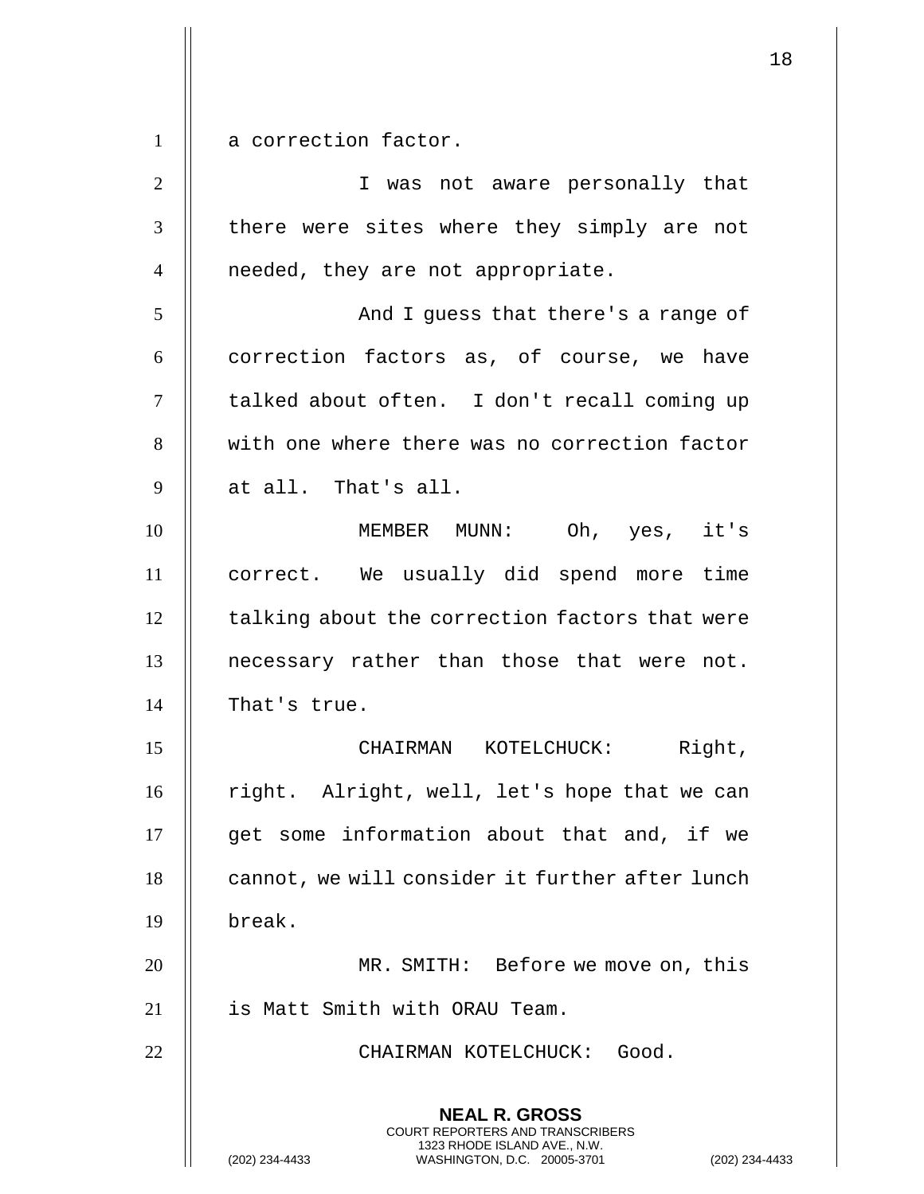a correction factor.

I was not aware personally that there were sites where they simply are not needed, they are not appropriate.

And I guess that there's a range of correction factors as, of course, we have talked about often. I don't recall coming up with one where there was no correction factor at all. That's all.

MEMBER MUNN: Oh, yes, it's correct. We usually did spend more time talking about the correction factors that were necessary rather than those that were not. That's true.

CHAIRMAN KOTELCHUCK: Right, right. Alright, well, let's hope that we can get some information about that and, if we cannot, we will consider it further after lunch break.

MR. SMITH: Before we move on, this is Matt Smith with ORAU Team.

CHAIRMAN KOTELCHUCK: Good.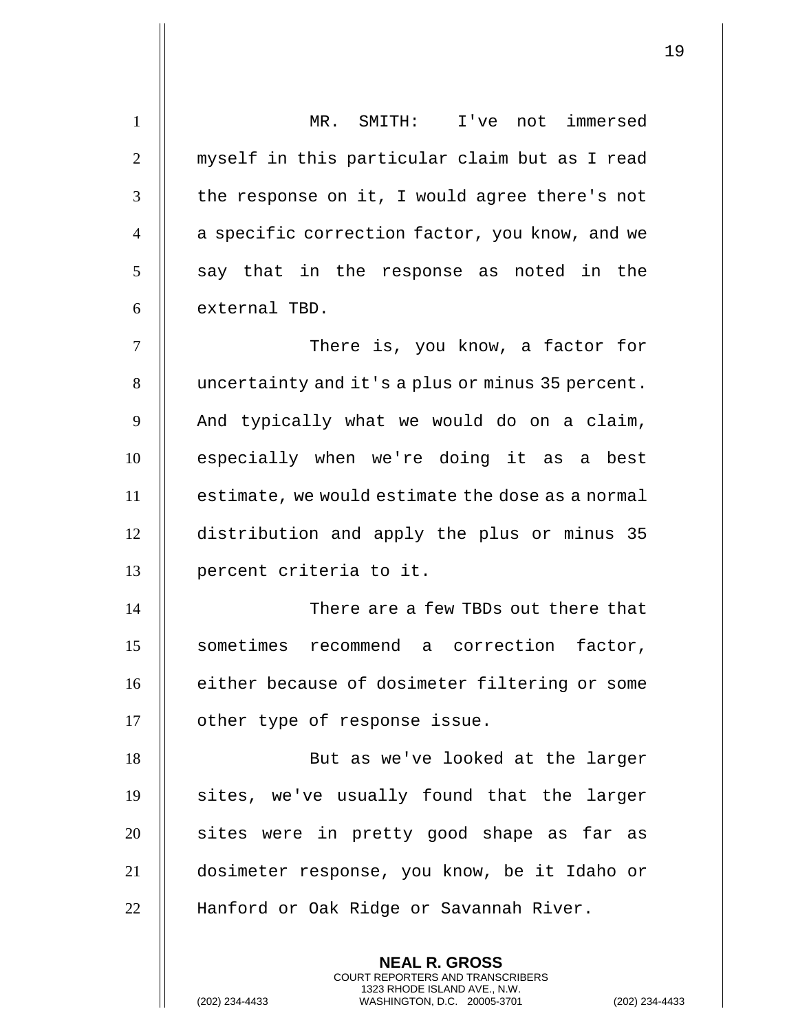MR. SMITH: I've not immersed myself in this particular claim but as I read the response on it, I would agree there's not a specific correction factor, you know, and we say that in the response as noted in the external TBD.

There is, you know, a factor for uncertainty and it's a plus or minus 35 percent. And typically what we would do on a claim, especially when we're doing it as a best estimate, we would estimate the dose as a normal distribution and apply the plus or minus 35 percent criteria to it.

There are a few TBDs out there that sometimes recommend a correction factor, either because of dosimeter filtering or some other type of response issue.

But as we've looked at the larger sites, we've usually found that the larger sites were in pretty good shape as far as dosimeter response, you know, be it Idaho or Hanford or Oak Ridge or Savannah River.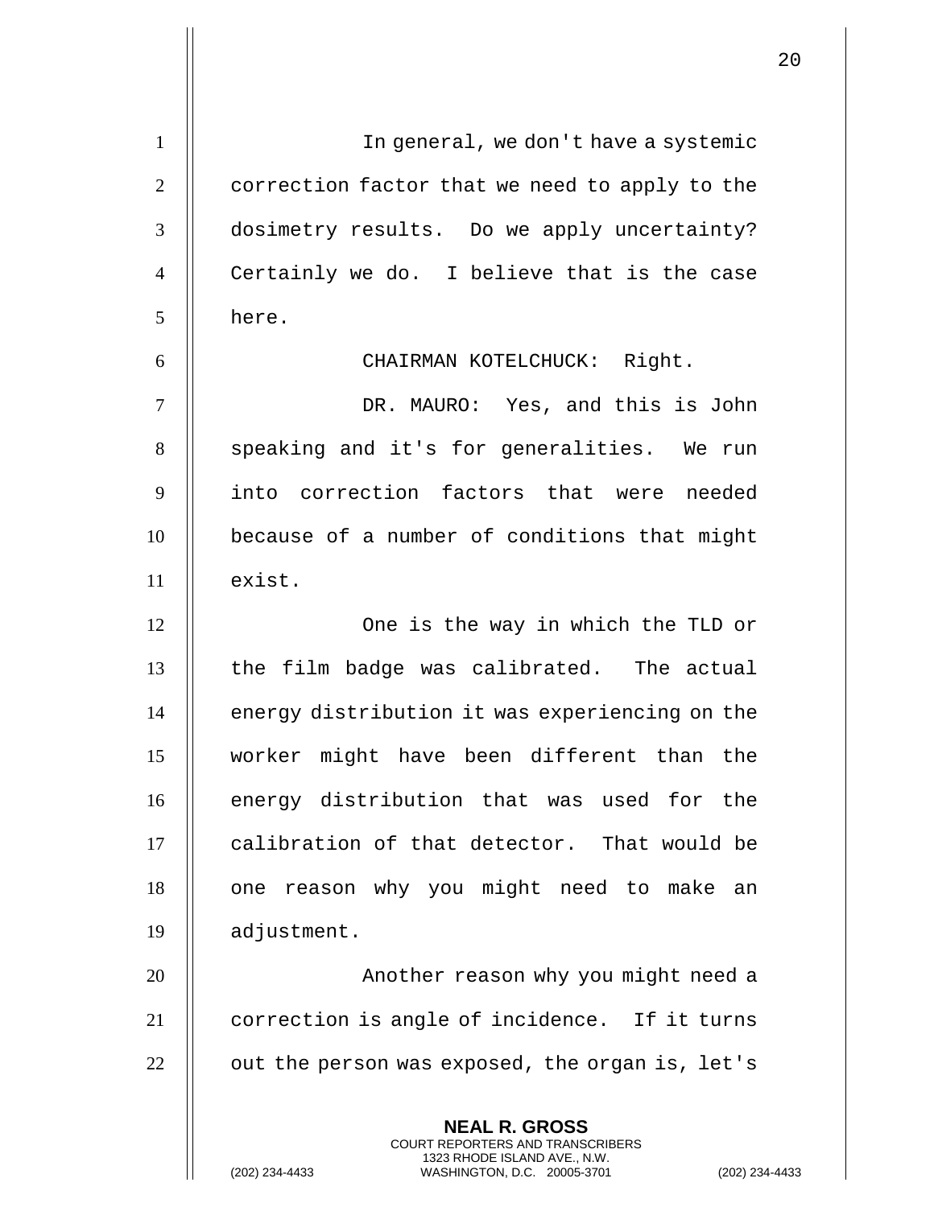In general, we don't have a systemic correction factor that we need to apply to the dosimetry results. Do we apply uncertainty? Certainly we do. I believe that is the case here.

CHAIRMAN KOTELCHUCK: Right.

DR. MAURO: Yes, and this is John speaking and it's for generalities. We run into correction factors that were needed because of a number of conditions that might exist.

One is the way in which the TLD or the film badge was calibrated. The actual energy distribution it was experiencing on the worker might have been different than the energy distribution that was used for the calibration of that detector. That would be one reason why you might need to make an adjustment.

Another reason why you might need a correction is angle of incidence. If it turns out the person was exposed, the organ is, let's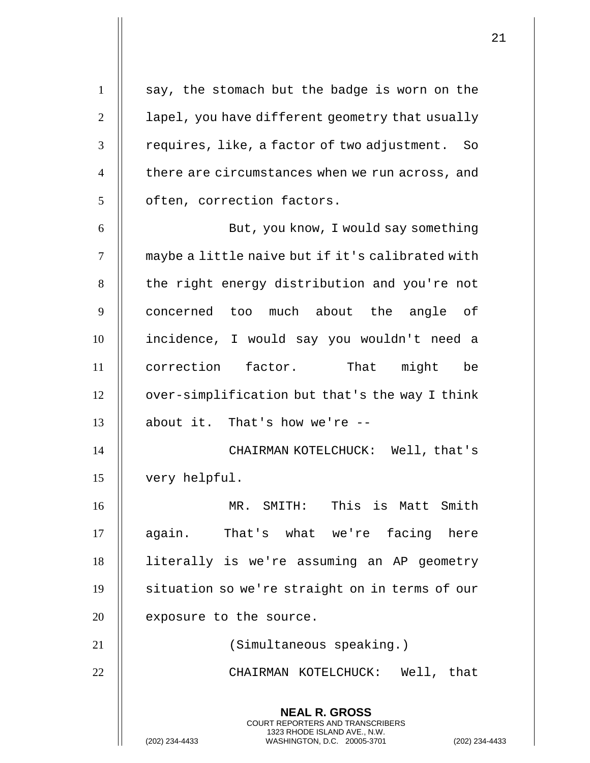say, the stomach but the badge is worn on the lapel, you have different geometry that usually requires, like, a factor of two adjustment. So there are circumstances when we run across, and often, correction factors.

But, you know, I would say something maybe a little naive but if it's calibrated with the right energy distribution and you're not concerned too much about the angle of incidence, I would say you wouldn't need a correction factor. That might be over-simplification but that's the way I think about it. That's how we're --

CHAIRMAN KOTELCHUCK: Well, that's very helpful.

MR. SMITH: This is Matt Smith again. That's what we're facing here literally is we're assuming an AP geometry situation so we're straight on in terms of our exposure to the source.

(Simultaneous speaking.)

CHAIRMAN KOTELCHUCK: Well, that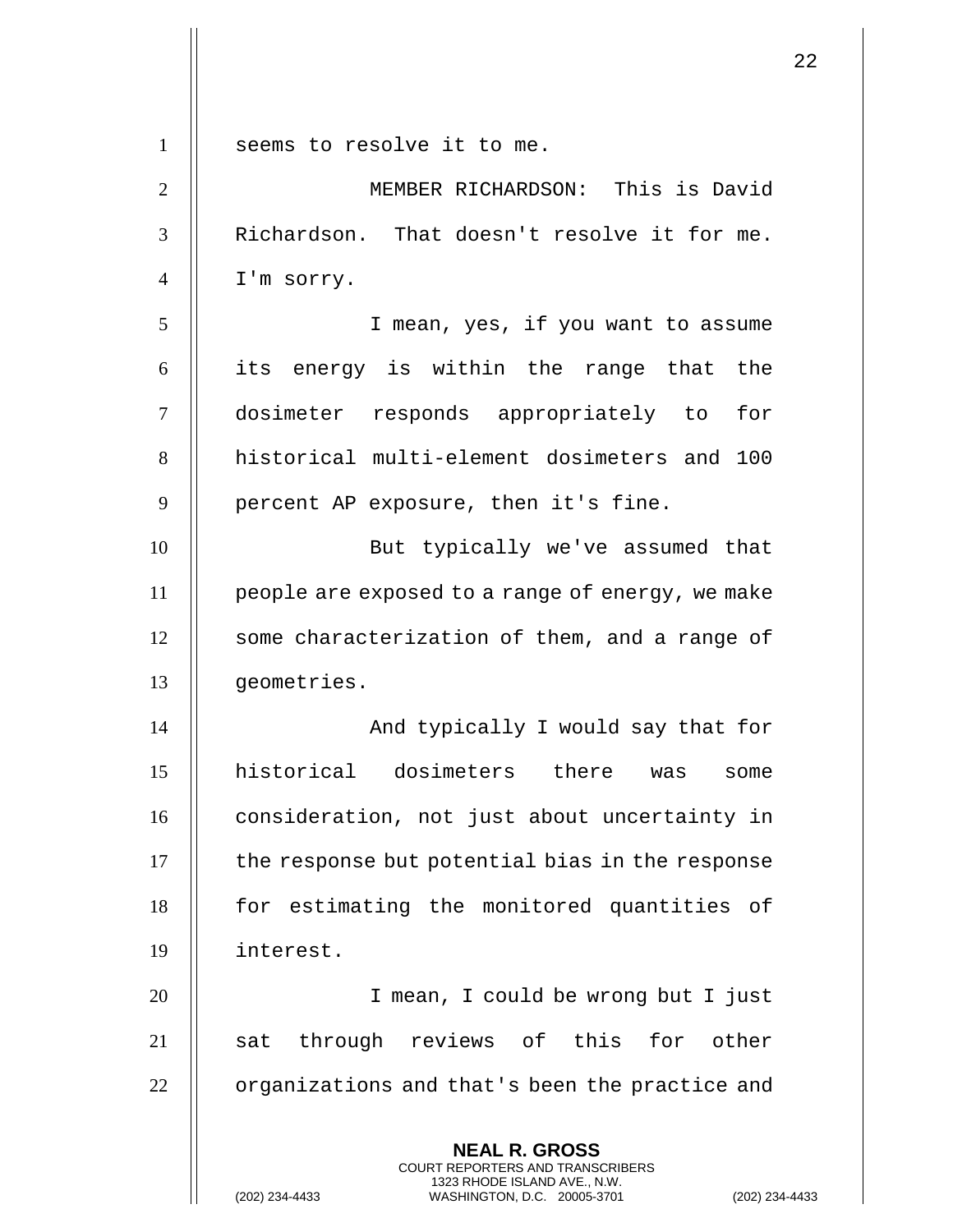seems to resolve it to me.

MEMBER RICHARDSON: This is David Richardson. That doesn't resolve it for me. I'm sorry.

I mean, yes, if you want to assume its energy is within the range that the dosimeter responds appropriately to for historical multi-element dosimeters and 100 percent AP exposure, then it's fine.

But typically we've assumed that people are exposed to a range of energy, we make some characterization of them, and a range of geometries.

And typically I would say that for historical dosimeters there was some consideration, not just about uncertainty in the response but potential bias in the response for estimating the monitored quantities of interest.

I mean, I could be wrong but I just sat through reviews of this for other organizations and that's been the practice and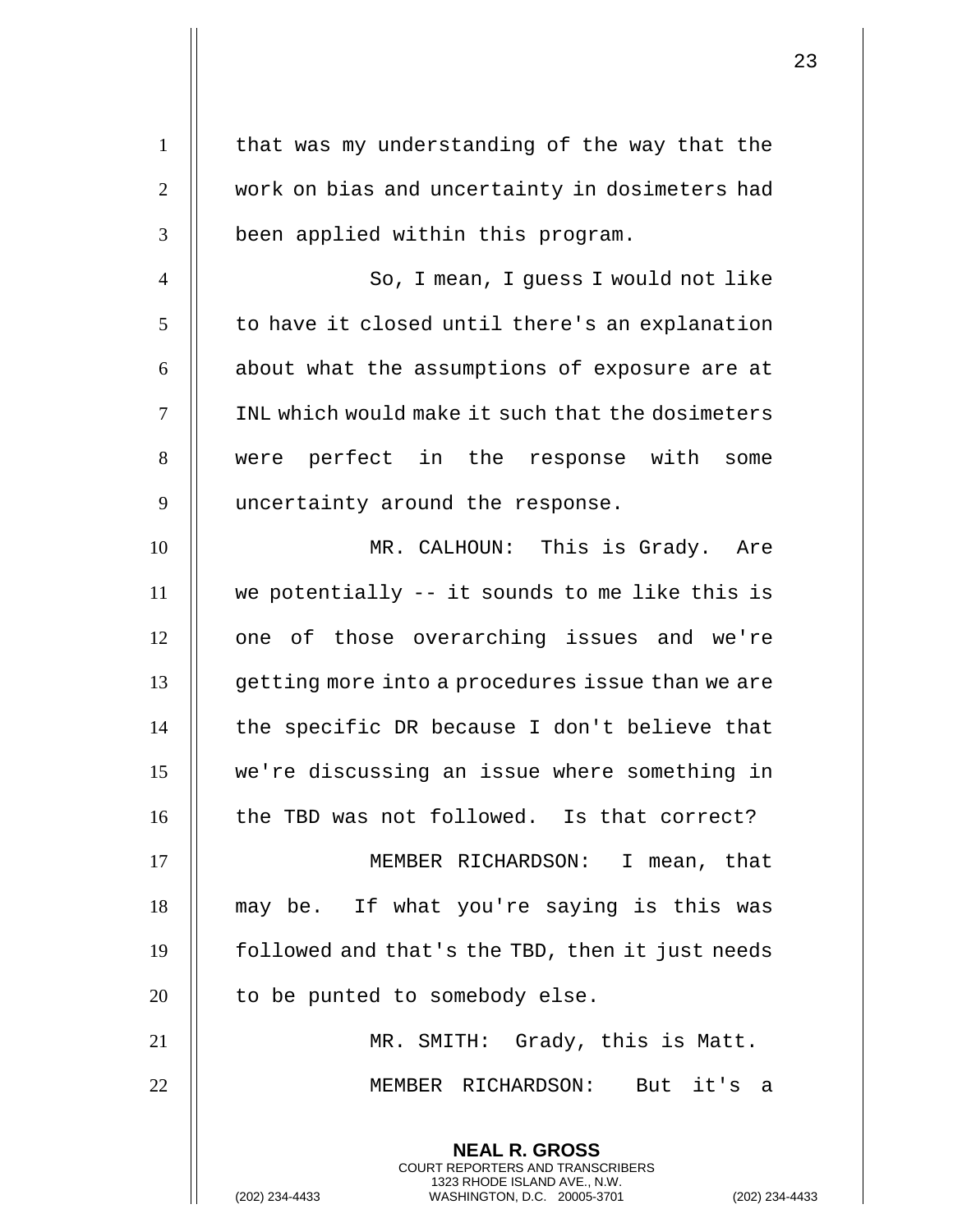that was my understanding of the way that the work on bias and uncertainty in dosimeters had been applied within this program.

So, I mean, I guess I would not like to have it closed until there's an explanation about what the assumptions of exposure are at INL which would make it such that the dosimeters were perfect in the response with some uncertainty around the response.

MR. CALHOUN: This is Grady. Are we potentially -- it sounds to me like this is one of those overarching issues and we're getting more into a procedures issue than we are the specific DR because I don't believe that we're discussing an issue where something in the TBD was not followed. Is that correct?

MEMBER RICHARDSON: I mean, that may be. If what you're saying is this was followed and that's the TBD, then it just needs to be punted to somebody else.

MR. SMITH: Grady, this is Matt.

MEMBER RICHARDSON: But it's a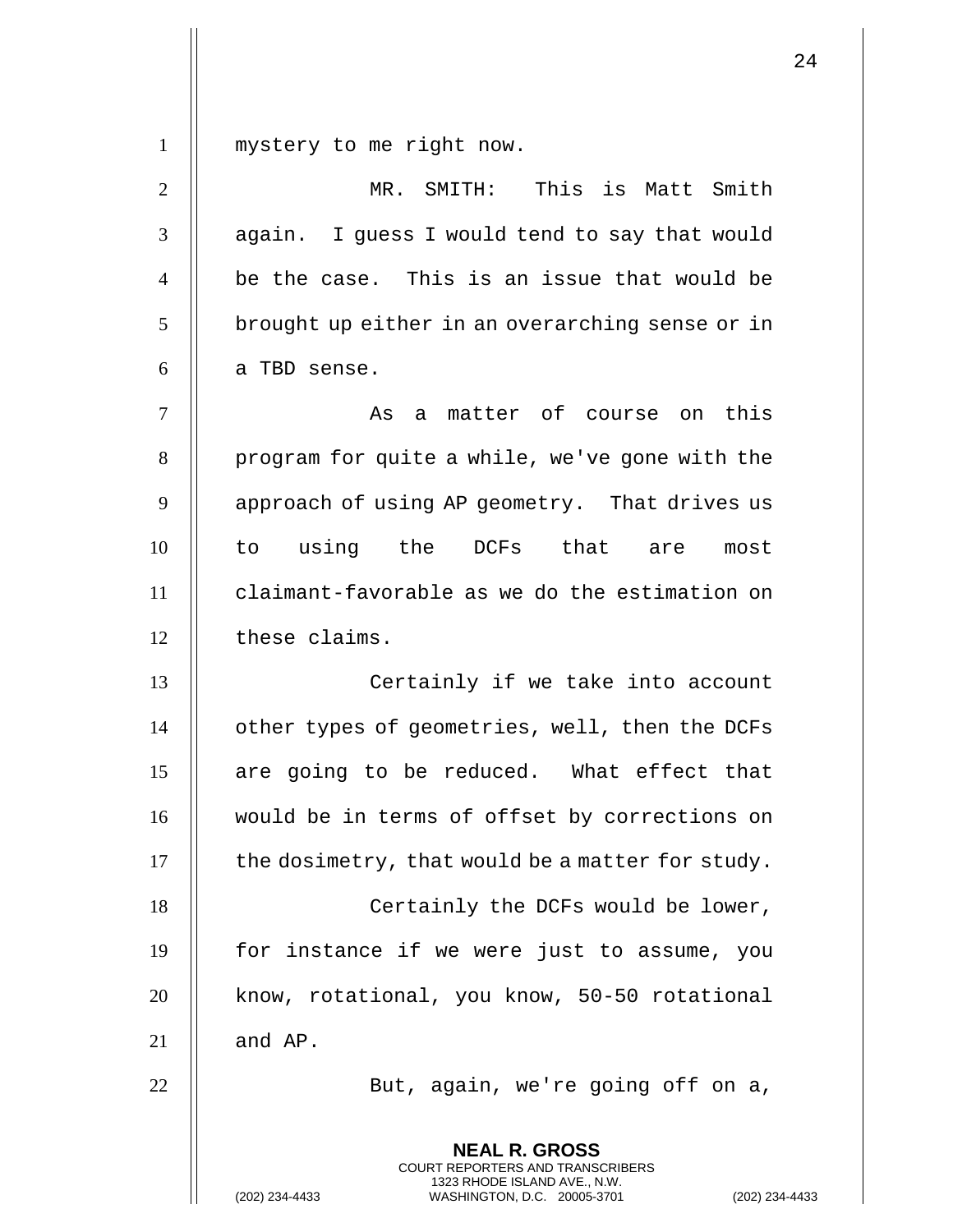mystery to me right now.

MR. SMITH: This is Matt Smith again. I guess I would tend to say that would be the case. This is an issue that would be brought up either in an overarching sense or in a TBD sense.

As a matter of course on this program for quite a while, we've gone with the approach of using AP geometry. That drives us to using the DCFs that are most claimant-favorable as we do the estimation on these claims.

Certainly if we take into account other types of geometries, well, then the DCFs are going to be reduced. What effect that would be in terms of offset by corrections on the dosimetry, that would be a matter for study.

Certainly the DCFs would be lower, for instance if we were just to assume, you know, rotational, you know, 50-50 rotational and AP.

But, again, we're going off on a,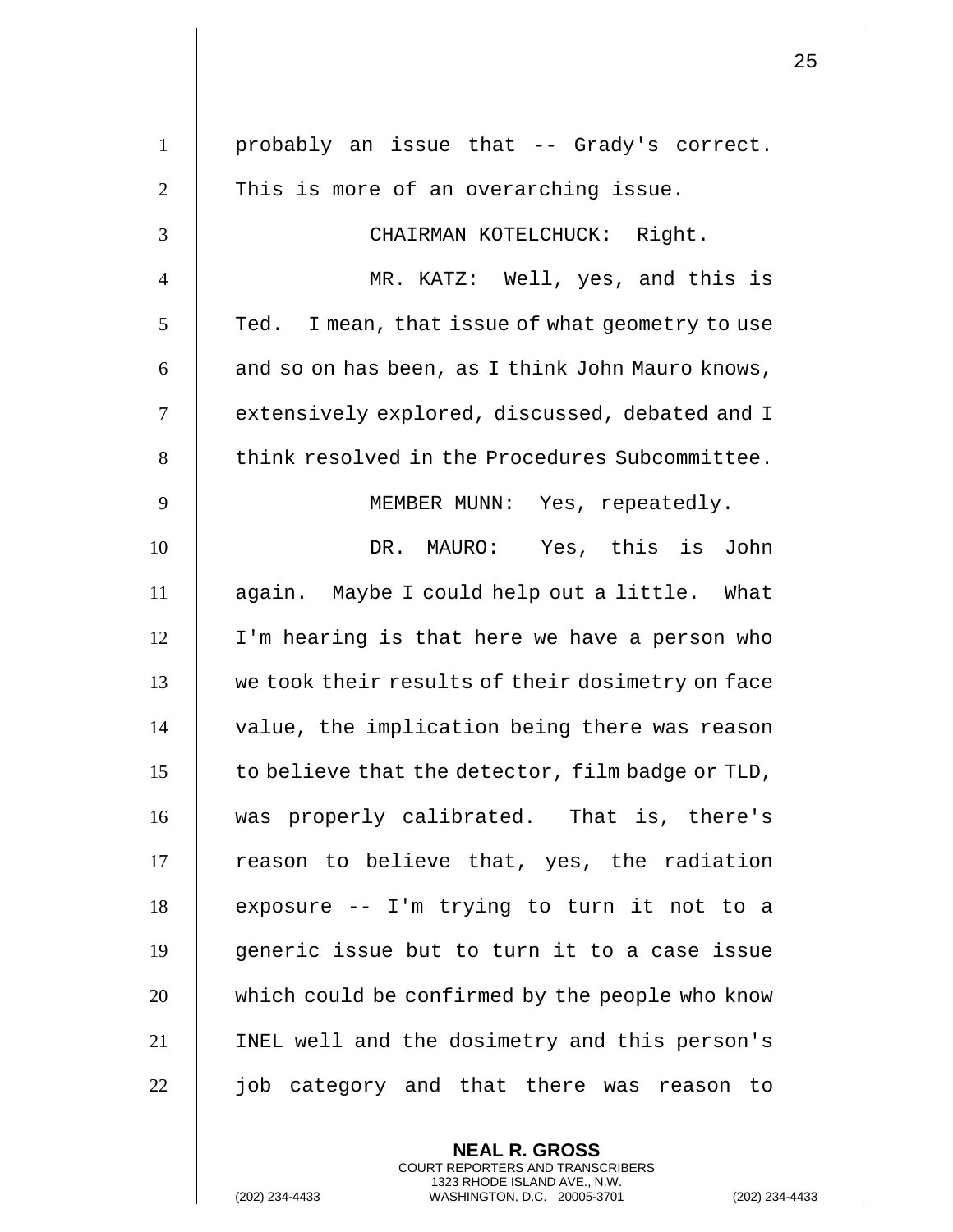probably an issue that -- Grady's correct. This is more of an overarching issue.

CHAIRMAN KOTELCHUCK: Right.

MR. KATZ: Well, yes, and this is Ted. I mean, that issue of what geometry to use and so on has been, as I think John Mauro knows, extensively explored, discussed, debated and I think resolved in the Procedures Subcommittee.

MEMBER MUNN: Yes, repeatedly.

DR. MAURO: Yes, this is John again. Maybe I could help out a little. What I'm hearing is that here we have a person who we took their results of their dosimetry on face value, the implication being there was reason to believe that the detector, film badge or TLD, was properly calibrated. That is, there's reason to believe that, yes, the radiation exposure -- I'm trying to turn it not to a generic issue but to turn it to a case issue which could be confirmed by the people who know INEL well and the dosimetry and this person's job category and that there was reason to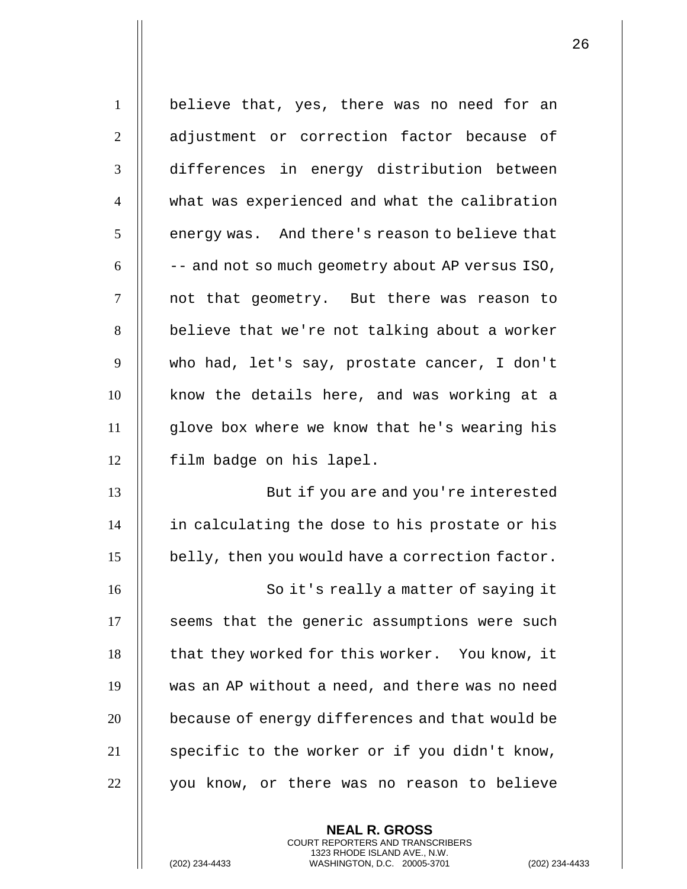believe that, yes, there was no need for an adjustment or correction factor because of differences in energy distribution between what was experienced and what the calibration energy was. And there's reason to believe that -- and not so much geometry about AP versus ISO, not that geometry. But there was reason to believe that we're not talking about a worker who had, let's say, prostate cancer, I don't know the details here, and was working at a glove box where we know that he's wearing his film badge on his lapel.

But if you are and you're interested in calculating the dose to his prostate or his belly, then you would have a correction factor.

So it's really a matter of saying it seems that the generic assumptions were such that they worked for this worker. You know, it was an AP without a need, and there was no need because of energy differences and that would be specific to the worker or if you didn't know, you know, or there was no reason to believe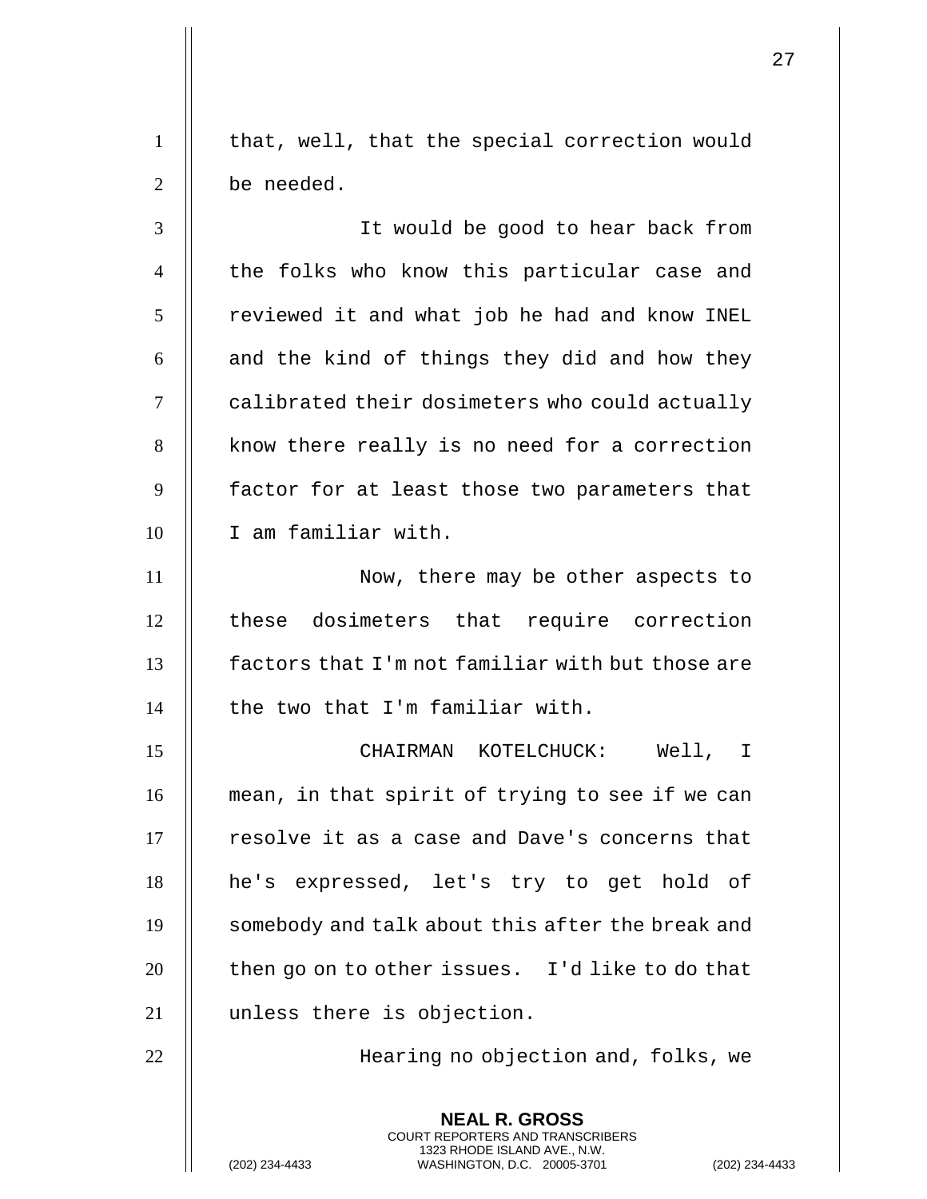that, well, that the special correction would be needed.

It would be good to hear back from the folks who know this particular case and reviewed it and what job he had and know INEL and the kind of things they did and how they calibrated their dosimeters who could actually know there really is no need for a correction factor for at least those two parameters that I am familiar with.

Now, there may be other aspects to these dosimeters that require correction factors that I'm not familiar with but those are the two that I'm familiar with.

CHAIRMAN KOTELCHUCK: Well, I mean, in that spirit of trying to see if we can resolve it as a case and Dave's concerns that he's expressed, let's try to get hold of somebody and talk about this after the break and then go on to other issues. I'd like to do that unless there is objection.

Hearing no objection and, folks, we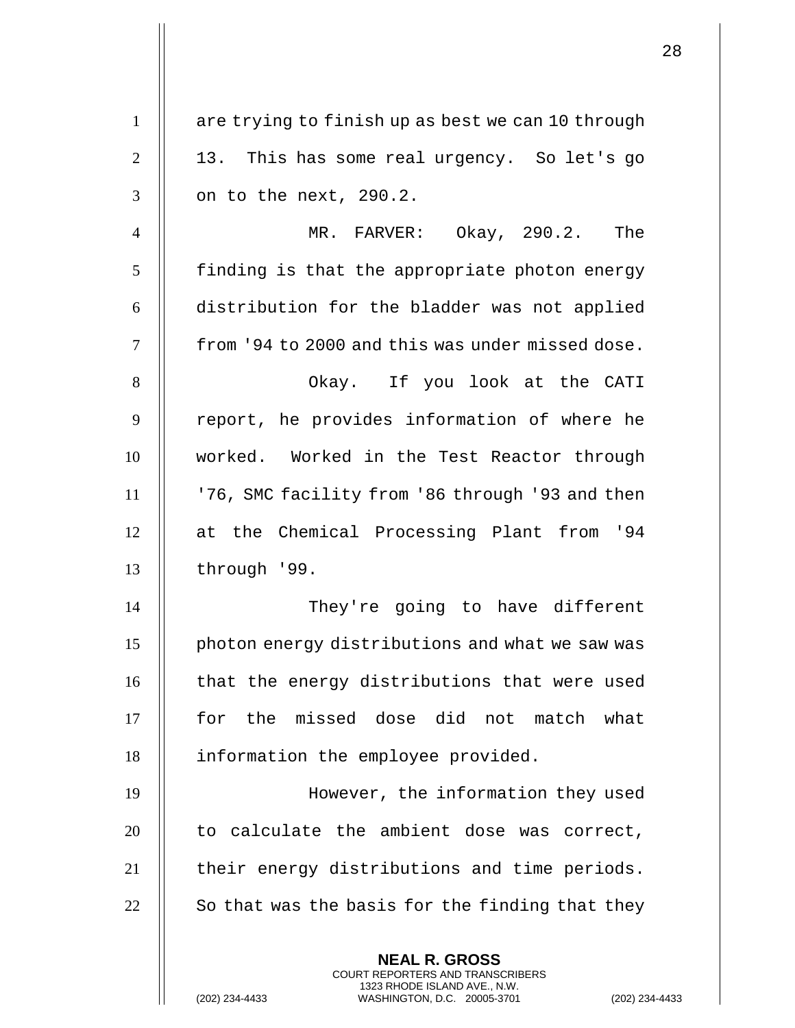are trying to finish up as best we can 10 through 13. This has some real urgency. So let's go on to the next, 290.2.

MR. FARVER: Okay, 290.2. The finding is that the appropriate photon energy distribution for the bladder was not applied from '94 to 2000 and this was under missed dose.

Okay. If you look at the CATI report, he provides information of where he worked. Worked in the Test Reactor through '76, SMC facility from '86 through '93 and then at the Chemical Processing Plant from '94 through '99.

They're going to have different photon energy distributions and what we saw was that the energy distributions that were used for the missed dose did not match what information the employee provided.

However, the information they used to calculate the ambient dose was correct, their energy distributions and time periods. So that was the basis for the finding that they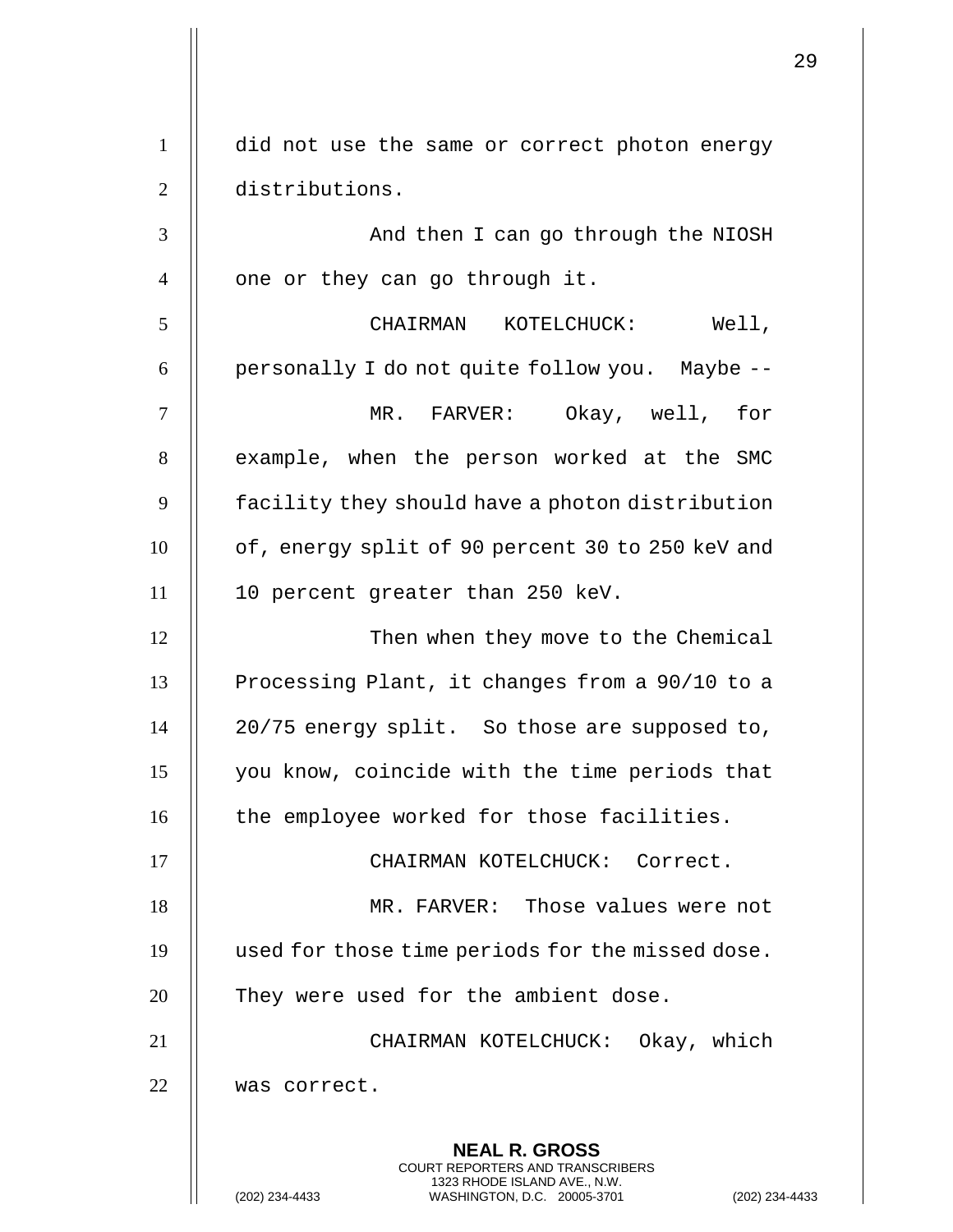did not use the same or correct photon energy distributions.

And then I can go through the NIOSH one or they can go through it.

CHAIRMAN KOTELCHUCK: Well, personally I do not quite follow you. Maybe --

MR. FARVER: Okay, well, for example, when the person worked at the SMC facility they should have a photon distribution of, energy split of 90 percent 30 to 250 keV and 10 percent greater than 250 keV.

Then when they move to the Chemical Processing Plant, it changes from a 90/10 to a 20/75 energy split. So those are supposed to, you know, coincide with the time periods that the employee worked for those facilities.

CHAIRMAN KOTELCHUCK: Correct.

MR. FARVER: Those values were not used for those time periods for the missed dose. They were used for the ambient dose.

CHAIRMAN KOTELCHUCK: Okay, which was correct.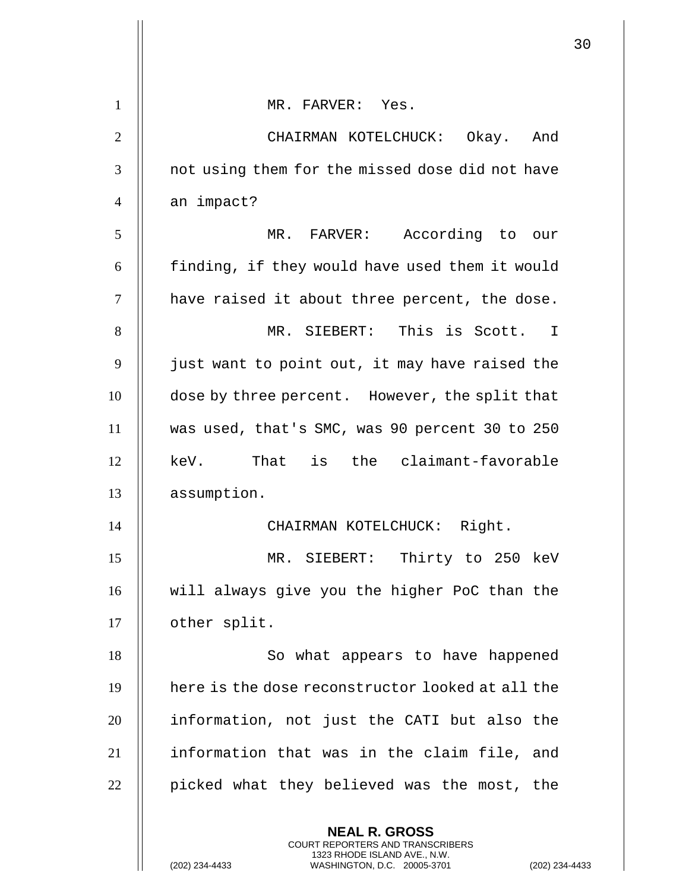MR. FARVER: Yes.

CHAIRMAN KOTELCHUCK: Okay. And not using them for the missed dose did not have an impact?

MR. FARVER: According to our finding, if they would have used them it would have raised it about three percent, the dose.

MR. SIEBERT: This is Scott. I just want to point out, it may have raised the dose by three percent. However, the split that was used, that's SMC, was 90 percent 30 to 250 keV. That is the claimant-favorable assumption.

CHAIRMAN KOTELCHUCK: Right.

MR. SIEBERT: Thirty to 250 keV will always give you the higher PoC than the other split.

So what appears to have happened here is the dose reconstructor looked at all the information, not just the CATI but also the information that was in the claim file, and picked what they believed was the most, the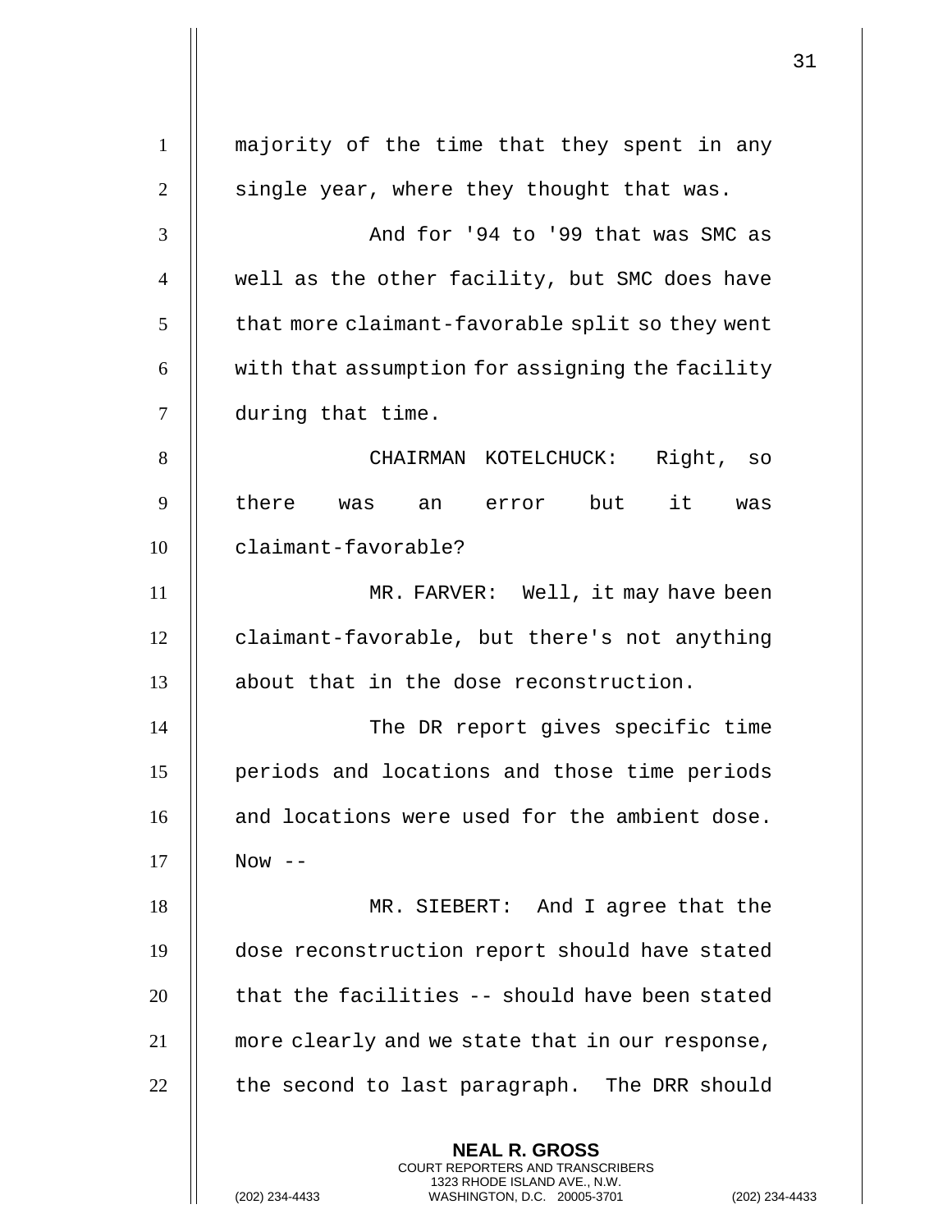majority of the time that they spent in any single year, where they thought that was.

And for '94 to '99 that was SMC as well as the other facility, but SMC does have that more claimant-favorable split so they went with that assumption for assigning the facility during that time.

CHAIRMAN KOTELCHUCK: Right, so there was an error but it was claimant-favorable?

MR. FARVER: Well, it may have been claimant-favorable, but there's not anything about that in the dose reconstruction.

The DR report gives specific time periods and locations and those time periods and locations were used for the ambient dose. Now --

MR. SIEBERT: And I agree that the dose reconstruction report should have stated that the facilities -- should have been stated more clearly and we state that in our response, the second to last paragraph. The DRR should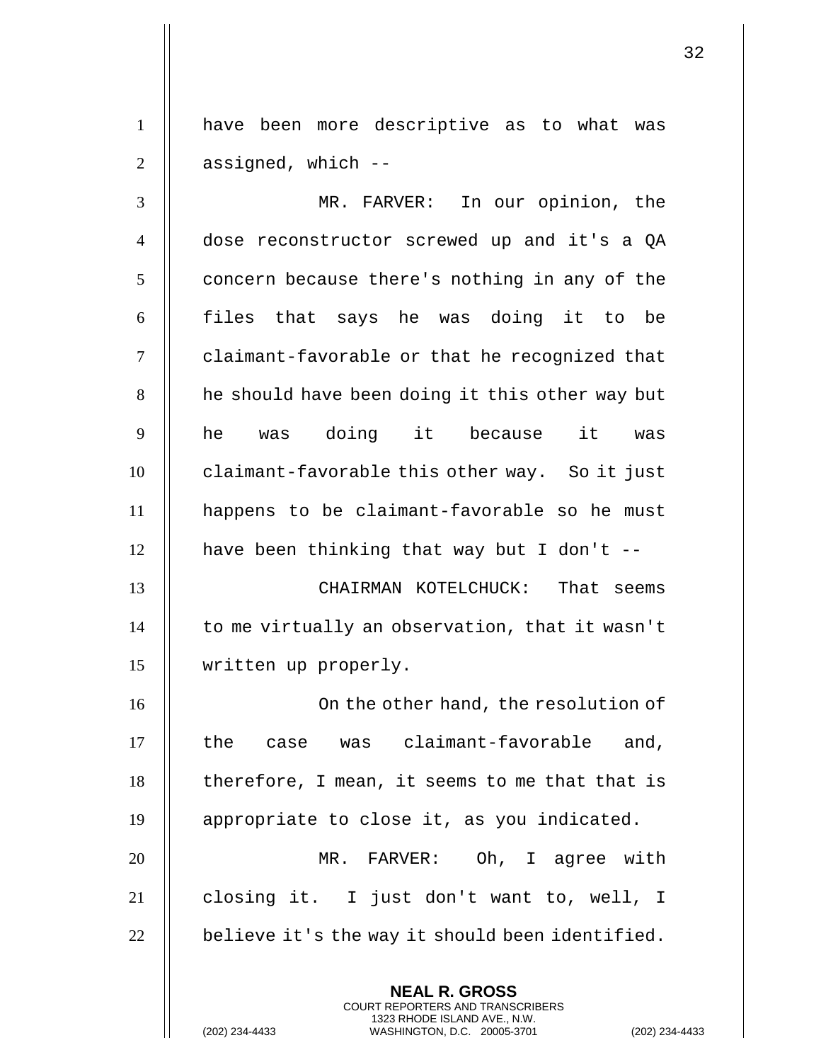have been more descriptive as to what was assigned, which --

MR. FARVER: In our opinion, the dose reconstructor screwed up and it's a QA concern because there's nothing in any of the files that says he was doing it to be claimant-favorable or that he recognized that he should have been doing it this other way but he was doing it because it was claimant-favorable this other way. So it just happens to be claimant-favorable so he must have been thinking that way but I don't --

CHAIRMAN KOTELCHUCK: That seems to me virtually an observation, that it wasn't written up properly.

On the other hand, the resolution of the case was claimant-favorable and, therefore, I mean, it seems to me that that is appropriate to close it, as you indicated.

MR. FARVER: Oh, I agree with closing it. I just don't want to, well, I believe it's the way it should been identified.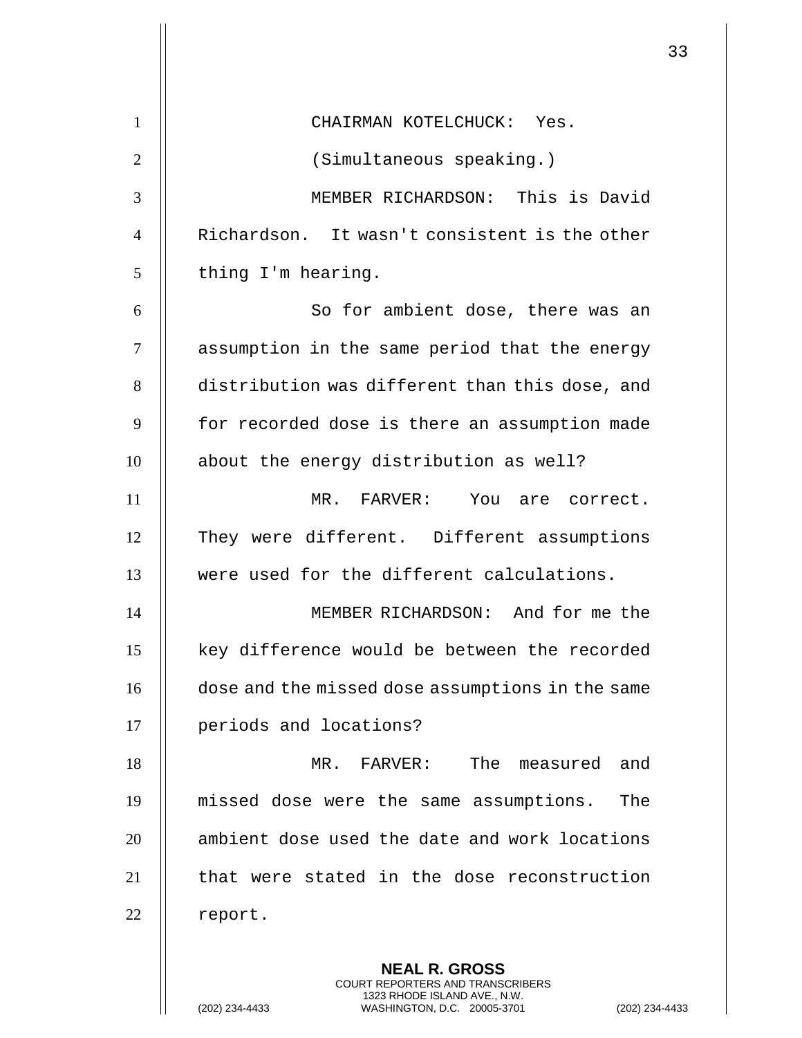CHAIRMAN KOTELCHUCK: Yes.

(Simultaneous speaking.)

MEMBER RICHARDSON: This is David Richardson. It wasn't consistent is the other thing I'm hearing.

So for ambient dose, there was an assumption in the same period that the energy distribution was different than this dose, and for recorded dose is there an assumption made about the energy distribution as well?

MR. FARVER: You are correct. They were different. Different assumptions were used for the different calculations.

MEMBER RICHARDSON: And for me the key difference would be between the recorded dose and the missed dose assumptions in the same periods and locations?

MR. FARVER: The measured and missed dose were the same assumptions. The ambient dose used the date and work locations that were stated in the dose reconstruction report.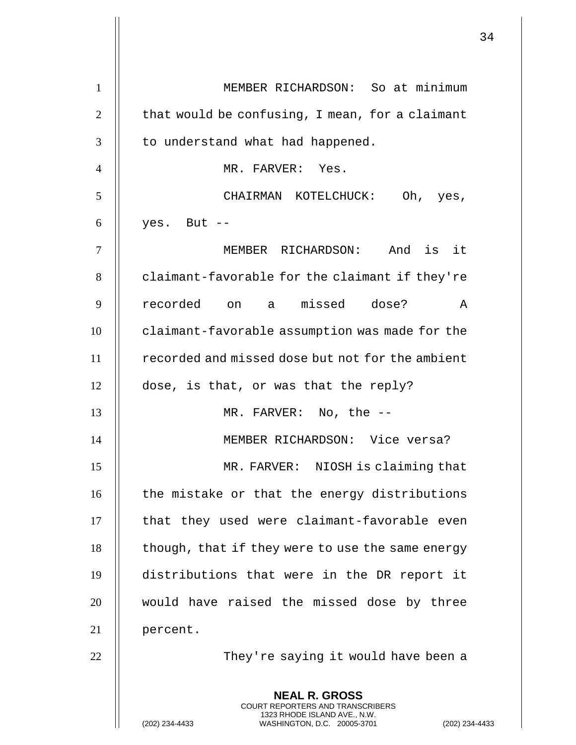MEMBER RICHARDSON: So at minimum that would be confusing, I mean, for a claimant to understand what had happened.

MR. FARVER: Yes.

CHAIRMAN KOTELCHUCK: Oh, yes, yes. But --

MEMBER RICHARDSON: And is it claimant-favorable for the claimant if they're recorded on a missed dose? A claimant-favorable assumption was made for the recorded and missed dose but not for the ambient dose, is that, or was that the reply?

MR. FARVER: No, the --

MEMBER RICHARDSON: Vice versa?

MR. FARVER: NIOSH is claiming that the mistake or that the energy distributions that they used were claimant-favorable even though, that if they were to use the same energy distributions that were in the DR report it would have raised the missed dose by three percent.

They're saying it would have been a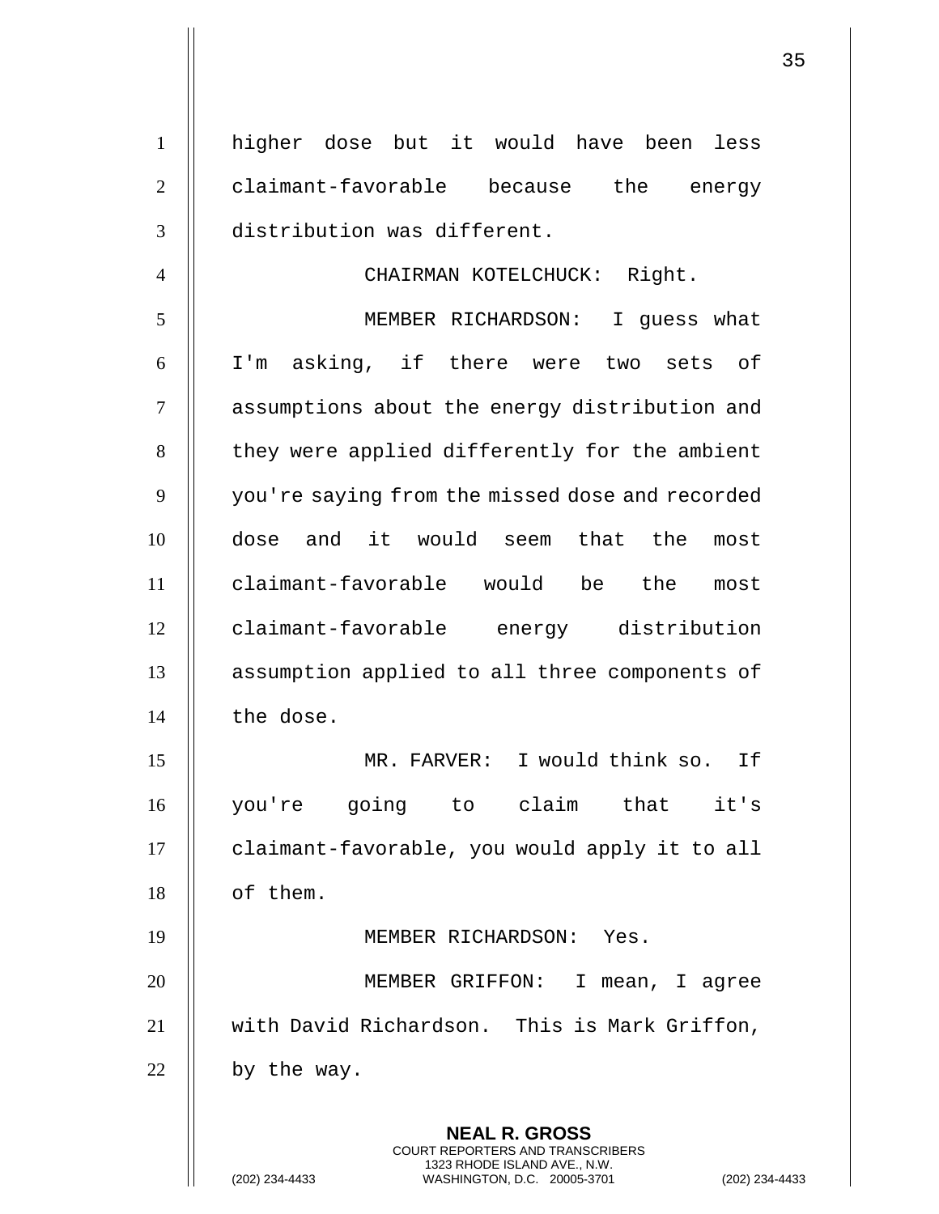higher dose but it would have been less claimant-favorable because the energy distribution was different.

CHAIRMAN KOTELCHUCK: Right.

MEMBER RICHARDSON: I guess what I'm asking, if there were two sets of assumptions about the energy distribution and they were applied differently for the ambient you're saying from the missed dose and recorded dose and it would seem that the most claimant-favorable would be the most claimant-favorable energy distribution assumption applied to all three components of the dose.

MR. FARVER: I would think so. If you're going to claim that it's claimant-favorable, you would apply it to all of them.

MEMBER RICHARDSON: Yes.

MEMBER GRIFFON: I mean, I agree with David Richardson. This is Mark Griffon, by the way.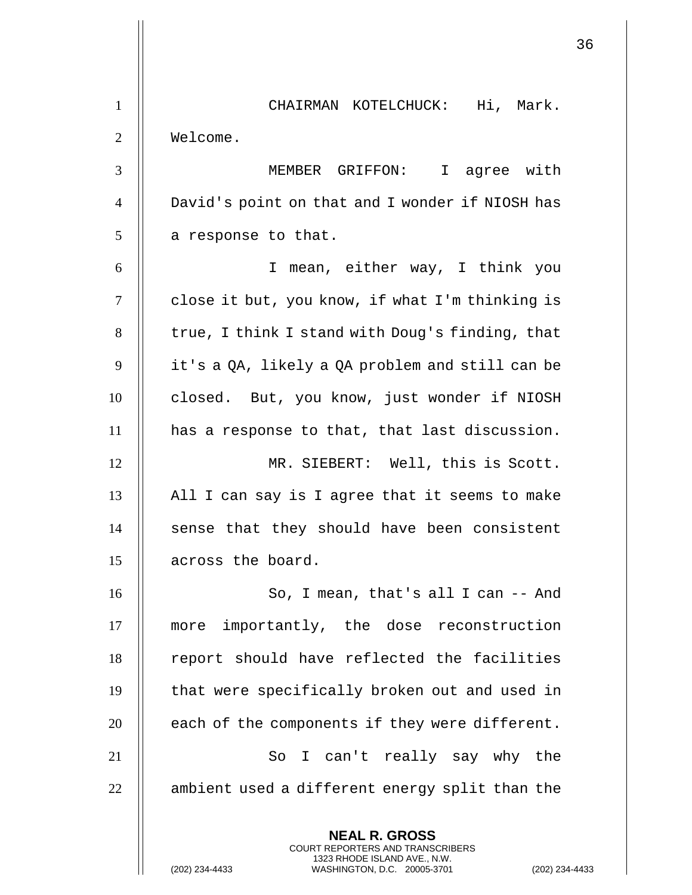CHAIRMAN KOTELCHUCK: Hi, Mark. Welcome.

MEMBER GRIFFON: I agree with David's point on that and I wonder if NIOSH has a response to that.

I mean, either way, I think you close it but, you know, if what I'm thinking is true, I think I stand with Doug's finding, that it's a QA, likely a QA problem and still can be closed. But, you know, just wonder if NIOSH has a response to that, that last discussion.

MR. SIEBERT: Well, this is Scott. All I can say is I agree that it seems to make sense that they should have been consistent across the board.

So, I mean, that's all I can -- And more importantly, the dose reconstruction report should have reflected the facilities that were specifically broken out and used in each of the components if they were different.

So I can't really say why the ambient used a different energy split than the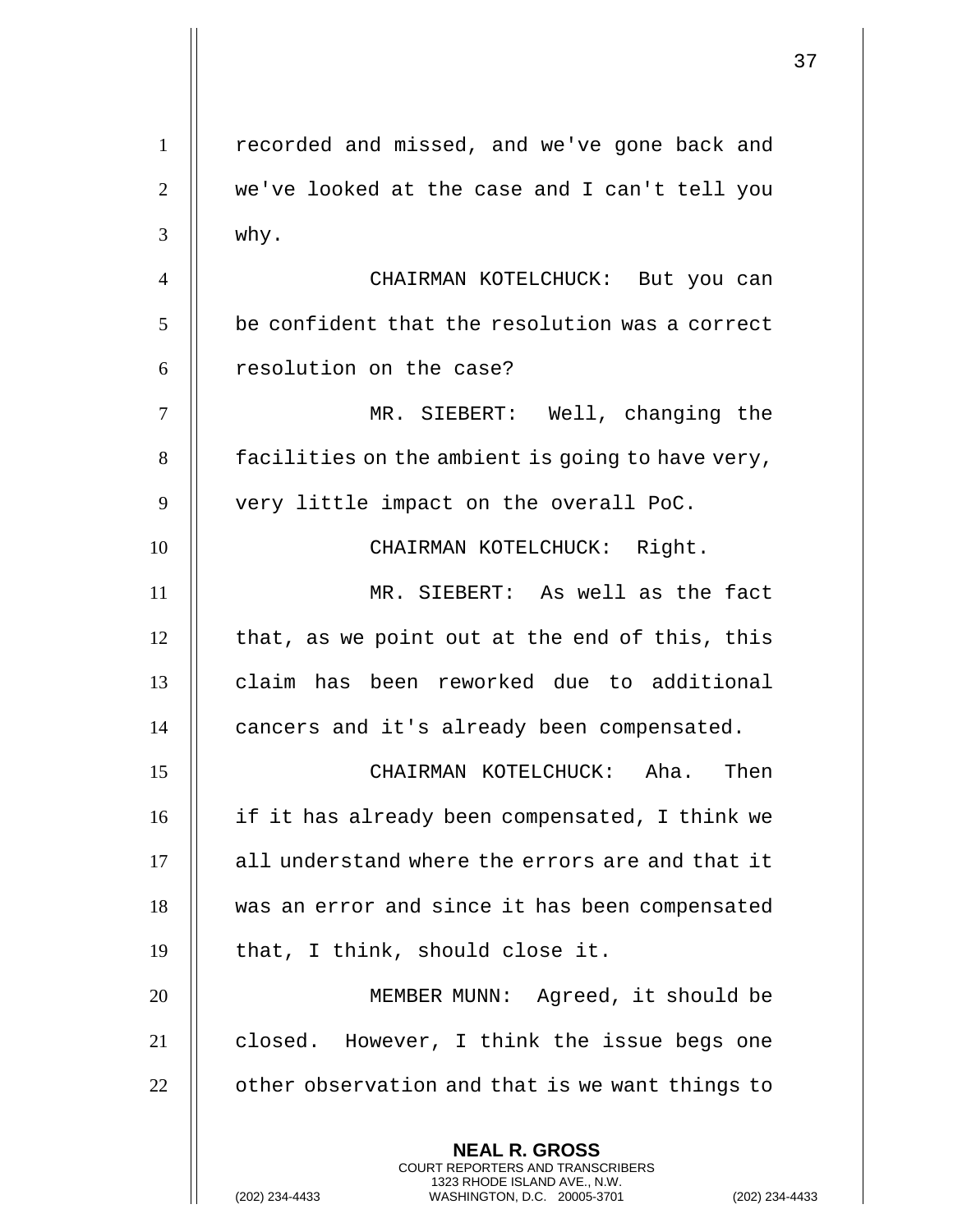recorded and missed, and we've gone back and we've looked at the case and I can't tell you why.

CHAIRMAN KOTELCHUCK: But you can be confident that the resolution was a correct resolution on the case?

MR. SIEBERT: Well, changing the facilities on the ambient is going to have very, very little impact on the overall PoC.

CHAIRMAN KOTELCHUCK: Right.

MR. SIEBERT: As well as the fact that, as we point out at the end of this, this claim has been reworked due to additional cancers and it's already been compensated.

CHAIRMAN KOTELCHUCK: Aha. Then if it has already been compensated, I think we all understand where the errors are and that it was an error and since it has been compensated that, I think, should close it.

MEMBER MUNN: Agreed, it should be closed. However, I think the issue begs one other observation and that is we want things to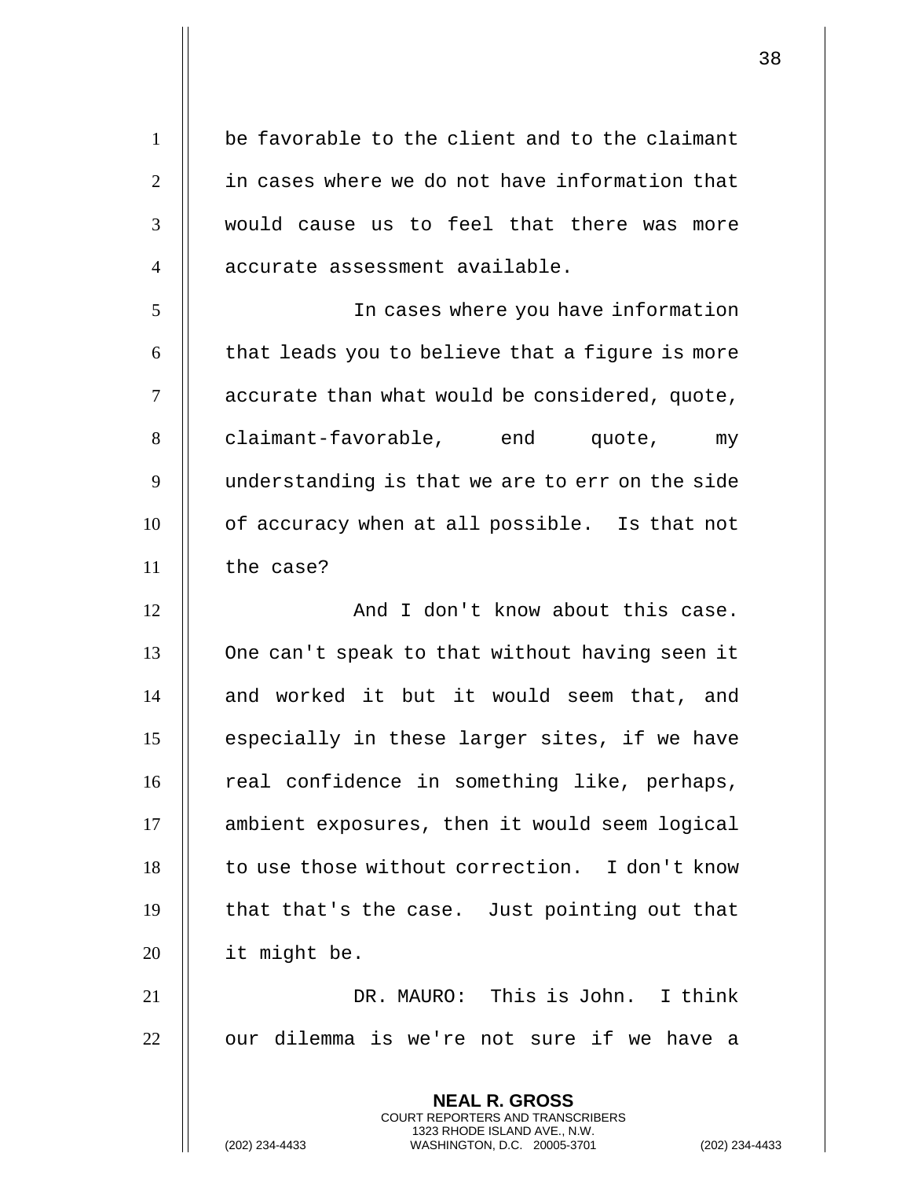be favorable to the client and to the claimant in cases where we do not have information that would cause us to feel that there was more accurate assessment available.

In cases where you have information that leads you to believe that a figure is more accurate than what would be considered, quote, claimant-favorable, end quote, my understanding is that we are to err on the side of accuracy when at all possible. Is that not the case?

And I don't know about this case. One can't speak to that without having seen it and worked it but it would seem that, and especially in these larger sites, if we have real confidence in something like, perhaps, ambient exposures, then it would seem logical to use those without correction. I don't know that that's the case. Just pointing out that it might be.

DR. MAURO: This is John. I think our dilemma is we're not sure if we have a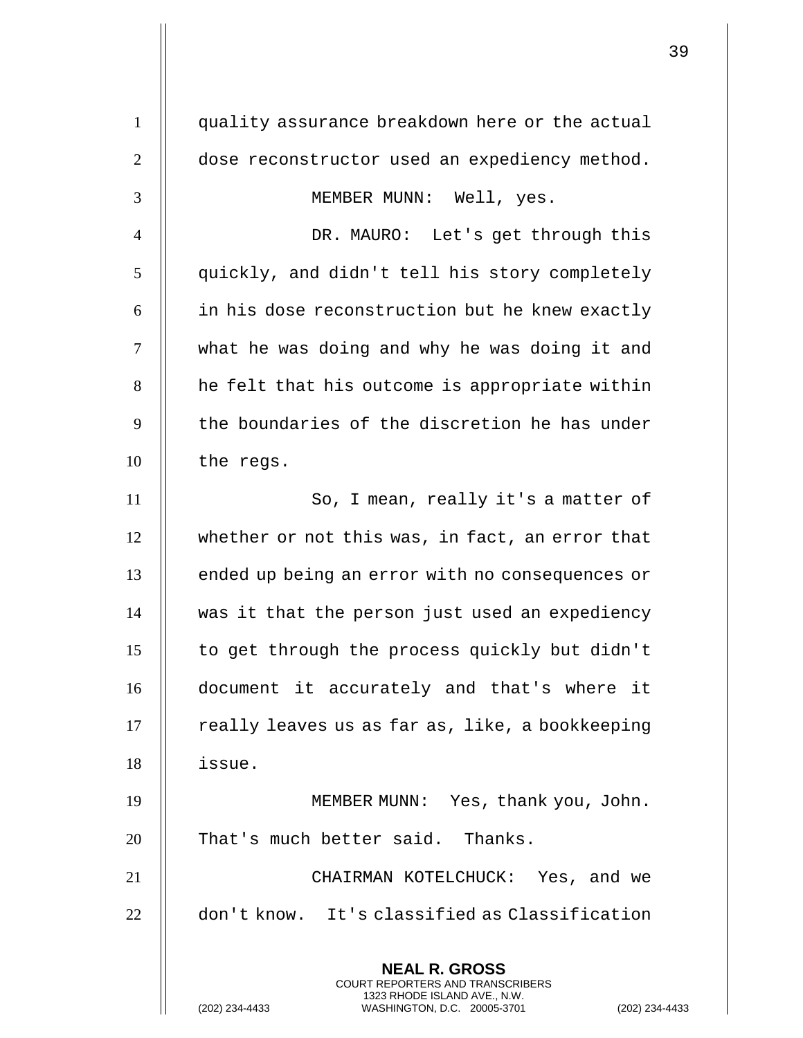quality assurance breakdown here or the actual dose reconstructor used an expediency method.

MEMBER MUNN: Well, yes.

DR. MAURO: Let's get through this quickly, and didn't tell his story completely in his dose reconstruction but he knew exactly what he was doing and why he was doing it and he felt that his outcome is appropriate within the boundaries of the discretion he has under the regs.

So, I mean, really it's a matter of whether or not this was, in fact, an error that ended up being an error with no consequences or was it that the person just used an expediency to get through the process quickly but didn't document it accurately and that's where it really leaves us as far as, like, a bookkeeping issue.

MEMBER MUNN: Yes, thank you, John. That's much better said. Thanks.

CHAIRMAN KOTELCHUCK: Yes, and we don't know. It's classified as Classification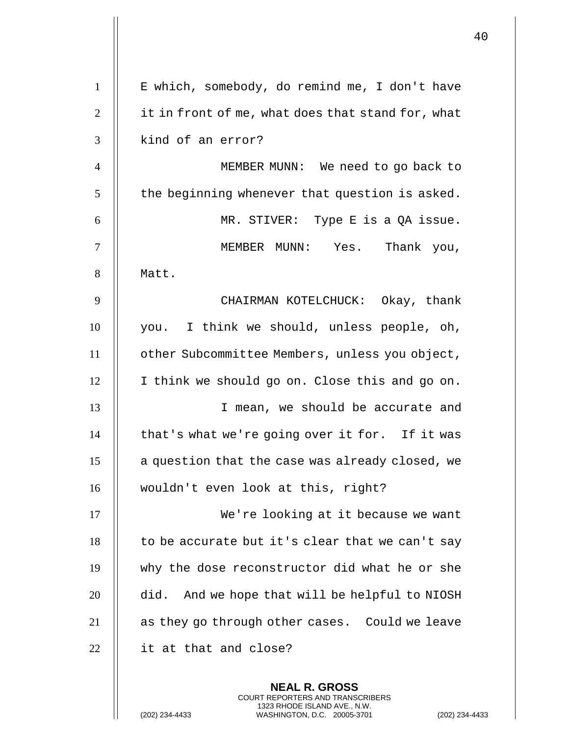E which, somebody, do remind me, I don't have it in front of me, what does that stand for, what kind of an error?

MEMBER MUNN: We need to go back to the beginning whenever that question is asked.

MR. STIVER: Type E is a QA issue.

MEMBER MUNN: Yes. Thank you, Matt.

CHAIRMAN KOTELCHUCK: Okay, thank you. I think we should, unless people, oh, other Subcommittee Members, unless you object, I think we should go on. Close this and go on.

I mean, we should be accurate and that's what we're going over it for. If it was a question that the case was already closed, we wouldn't even look at this, right?

We're looking at it because we want to be accurate but it's clear that we can't say why the dose reconstructor did what he or she did. And we hope that will be helpful to NIOSH as they go through other cases. Could we leave it at that and close?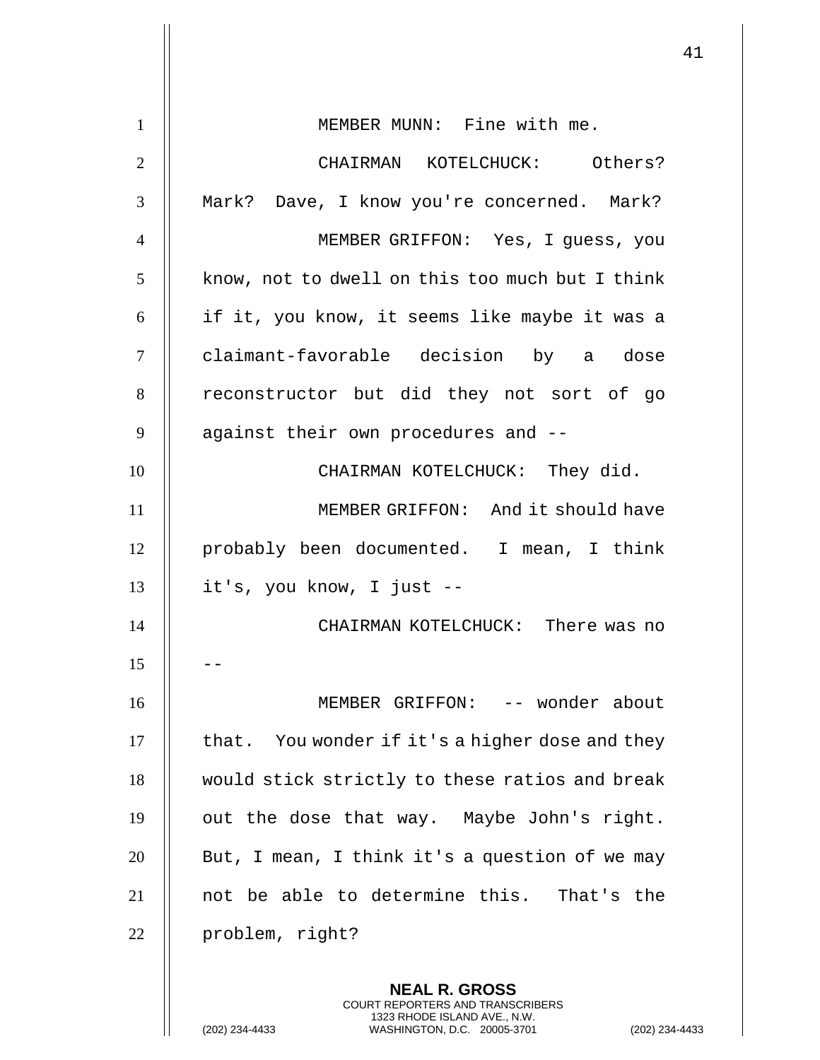MEMBER MUNN: Fine with me.

CHAIRMAN KOTELCHUCK: Others? Mark? Dave, I know you're concerned. Mark?

MEMBER GRIFFON: Yes, I guess, you know, not to dwell on this too much but I think if it, you know, it seems like maybe it was a claimant-favorable decision by a dose reconstructor but did they not sort of go against their own procedures and --

CHAIRMAN KOTELCHUCK: They did.

MEMBER GRIFFON: And it should have probably been documented. I mean, I think it's, you know, I just --

CHAIRMAN KOTELCHUCK: There was no --

MEMBER GRIFFON: -- wonder about that. You wonder if it's a higher dose and they would stick strictly to these ratios and break out the dose that way. Maybe John's right. But, I mean, I think it's a question of we may not be able to determine this. That's the problem, right?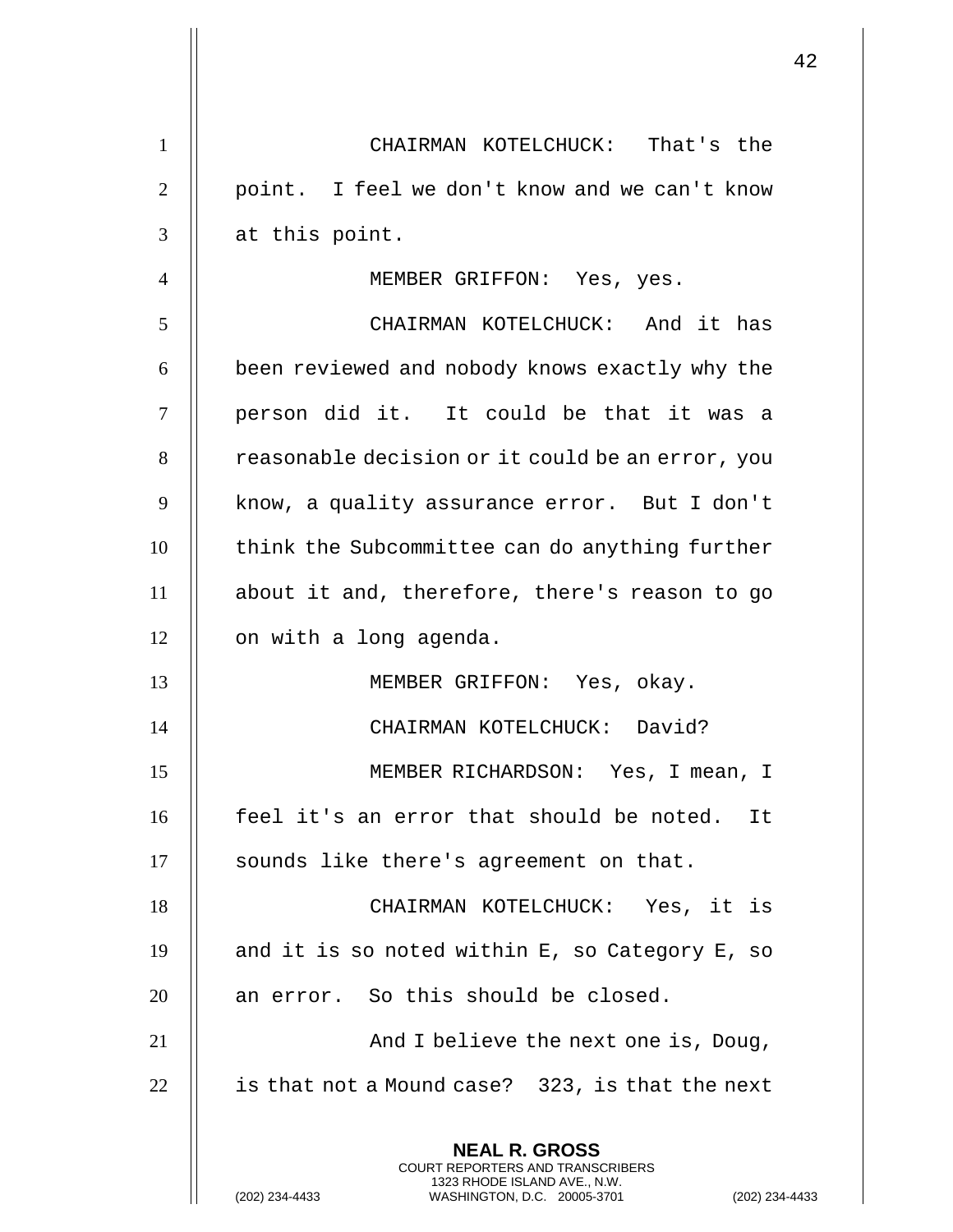CHAIRMAN KOTELCHUCK: That's the point. I feel we don't know and we can't know at this point.

MEMBER GRIFFON: Yes, yes.

CHAIRMAN KOTELCHUCK: And it has been reviewed and nobody knows exactly why the person did it. It could be that it was a reasonable decision or it could be an error, you know, a quality assurance error. But I don't think the Subcommittee can do anything further about it and, therefore, there's reason to go on with a long agenda.

MEMBER GRIFFON: Yes, okay.

CHAIRMAN KOTELCHUCK: David?

MEMBER RICHARDSON: Yes, I mean, I feel it's an error that should be noted. It sounds like there's agreement on that.

CHAIRMAN KOTELCHUCK: Yes, it is and it is so noted within E, so Category E, so an error. So this should be closed.

And I believe the next one is, Doug, is that not a Mound case? 323, is that the next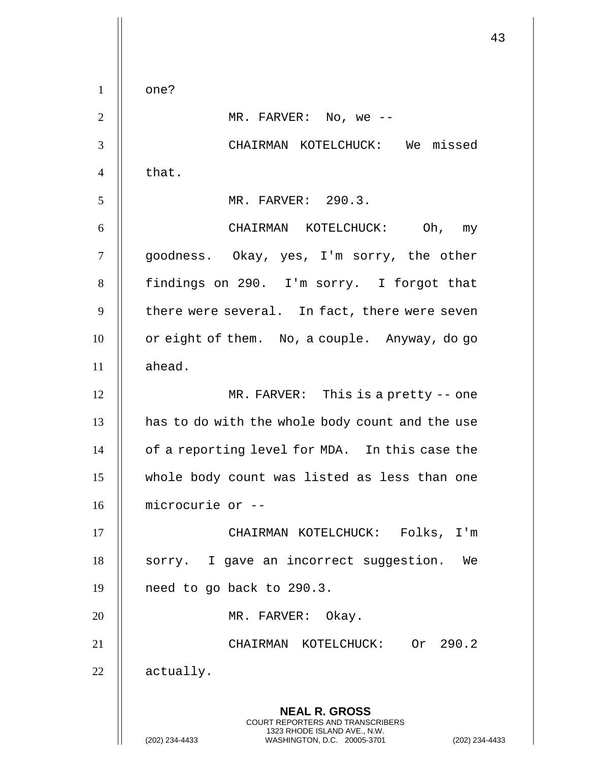one?

MR. FARVER: No, we --

CHAIRMAN KOTELCHUCK: We missed that.

MR. FARVER: 290.3.

CHAIRMAN KOTELCHUCK: Oh, my goodness. Okay, yes, I'm sorry, the other findings on 290. I'm sorry. I forgot that there were several. In fact, there were seven or eight of them. No, a couple. Anyway, do go ahead.

MR. FARVER: This is a pretty -- one has to do with the whole body count and the use of a reporting level for MDA. In this case the whole body count was listed as less than one microcurie or --

CHAIRMAN KOTELCHUCK: Folks, I'm sorry. I gave an incorrect suggestion. We need to go back to 290.3.

MR. FARVER: Okay.

CHAIRMAN KOTELCHUCK: Or 290.2 actually.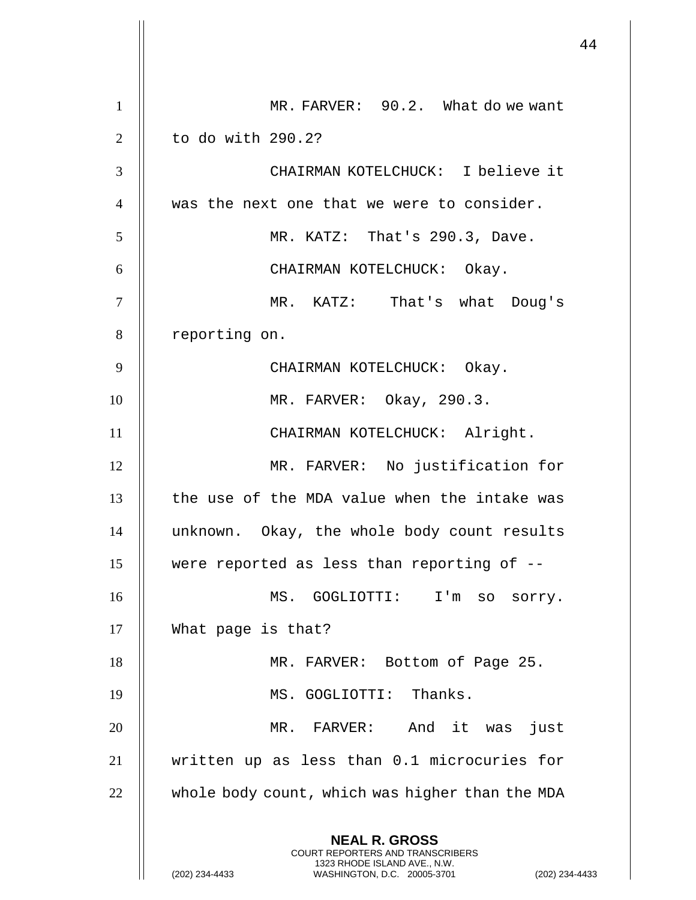MR. FARVER: 90.2. What do we want to do with 290.2?

CHAIRMAN KOTELCHUCK: I believe it was the next one that we were to consider.

MR. KATZ: That's 290.3, Dave.

CHAIRMAN KOTELCHUCK: Okay.

MR. KATZ: That's what Doug's reporting on.

CHAIRMAN KOTELCHUCK: Okay.

MR. FARVER: Okay, 290.3.

CHAIRMAN KOTELCHUCK: Alright.

MR. FARVER: No justification for the use of the MDA value when the intake was unknown. Okay, the whole body count results were reported as less than reporting of --

MS. GOGLIOTTI: I'm so sorry. What page is that?

MR. FARVER: Bottom of Page 25.

MS. GOGLIOTTI: Thanks.

MR. FARVER: And it was just written up as less than 0.1 microcuries for whole body count, which was higher than the MDA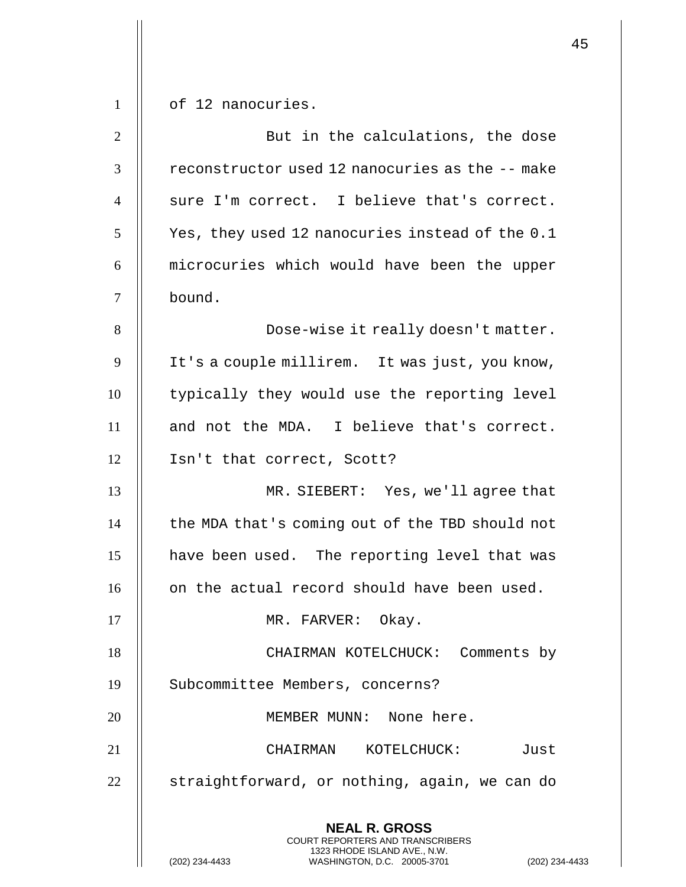of 12 nanocuries.

But in the calculations, the dose reconstructor used 12 nanocuries as the -- make sure I'm correct. I believe that's correct. Yes, they used 12 nanocuries instead of the 0.1 microcuries which would have been the upper bound.

Dose-wise it really doesn't matter. It's a couple millirem. It was just, you know, typically they would use the reporting level and not the MDA. I believe that's correct. Isn't that correct, Scott?

MR. SIEBERT: Yes, we'll agree that the MDA that's coming out of the TBD should not have been used. The reporting level that was on the actual record should have been used.

MR. FARVER: Okay.

CHAIRMAN KOTELCHUCK: Comments by Subcommittee Members, concerns?

MEMBER MUNN: None here.

CHAIRMAN KOTELCHUCK: Just straightforward, or nothing, again, we can do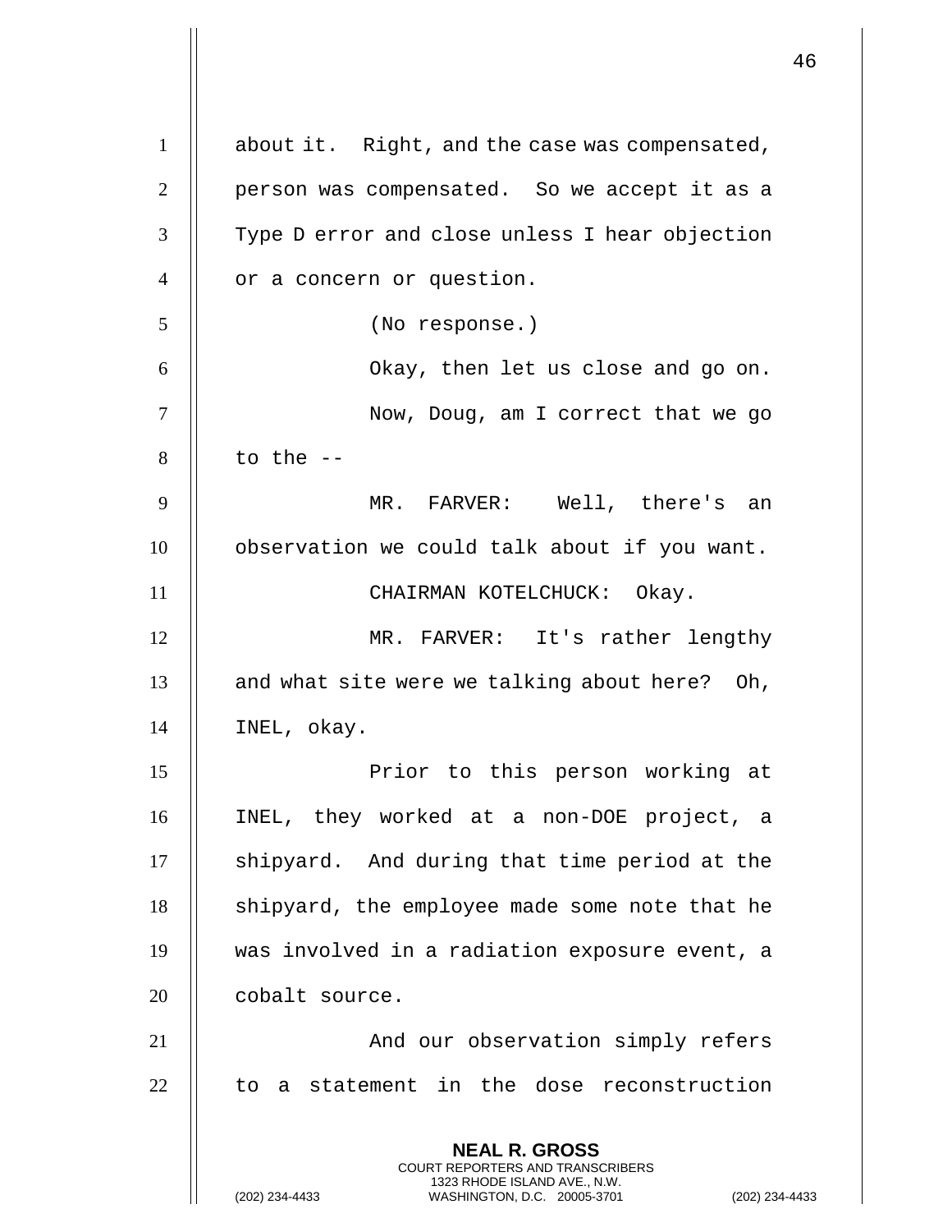about it. Right, and the case was compensated, person was compensated. So we accept it as a Type D error and close unless I hear objection or a concern or question.

(No response.)

Okay, then let us close and go on.

Now, Doug, am I correct that we go to the --

MR. FARVER: Well, there's an observation we could talk about if you want.

CHAIRMAN KOTELCHUCK: Okay.

MR. FARVER: It's rather lengthy and what site were we talking about here? Oh, INEL, okay.

Prior to this person working at INEL, they worked at a non-DOE project, a shipyard. And during that time period at the shipyard, the employee made some note that he was involved in a radiation exposure event, a cobalt source.

And our observation simply refers to a statement in the dose reconstruction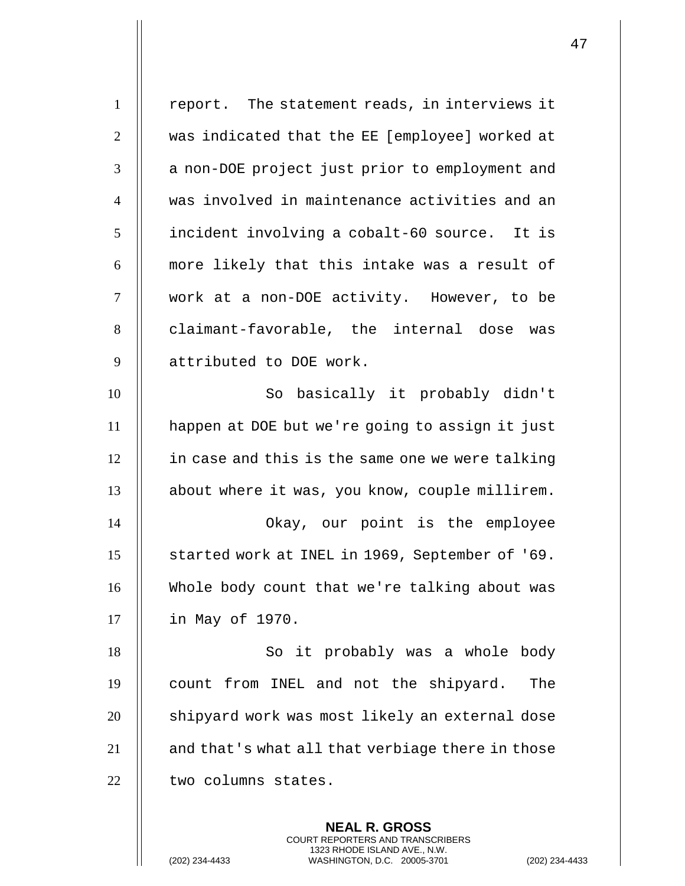report. The statement reads, in interviews it was indicated that the EE [employee] worked at a non-DOE project just prior to employment and was involved in maintenance activities and an incident involving a cobalt-60 source. It is more likely that this intake was a result of work at a non-DOE activity. However, to be claimant-favorable, the internal dose was attributed to DOE work.

So basically it probably didn't happen at DOE but we're going to assign it just in case and this is the same one we were talking about where it was, you know, couple millirem.

Okay, our point is the employee started work at INEL in 1969, September of '69. Whole body count that we're talking about was in May of 1970.

So it probably was a whole body count from INEL and not the shipyard. The shipyard work was most likely an external dose and that's what all that verbiage there in those two columns states.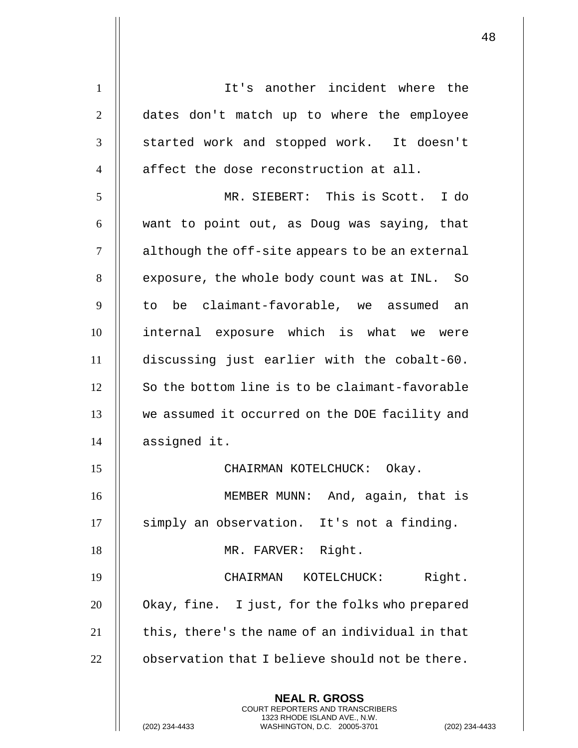It's another incident where the dates don't match up to where the employee started work and stopped work. It doesn't affect the dose reconstruction at all.

MR. SIEBERT: This is Scott. I do want to point out, as Doug was saying, that although the off-site appears to be an external exposure, the whole body count was at INL. So to be claimant-favorable, we assumed an internal exposure which is what we were discussing just earlier with the cobalt-60. So the bottom line is to be claimant-favorable we assumed it occurred on the DOE facility and assigned it.

CHAIRMAN KOTELCHUCK: Okay.

MEMBER MUNN: And, again, that is simply an observation. It's not a finding.

MR. FARVER: Right.

CHAIRMAN KOTELCHUCK: Right. Okay, fine. I just, for the folks who prepared this, there's the name of an individual in that observation that I believe should not be there.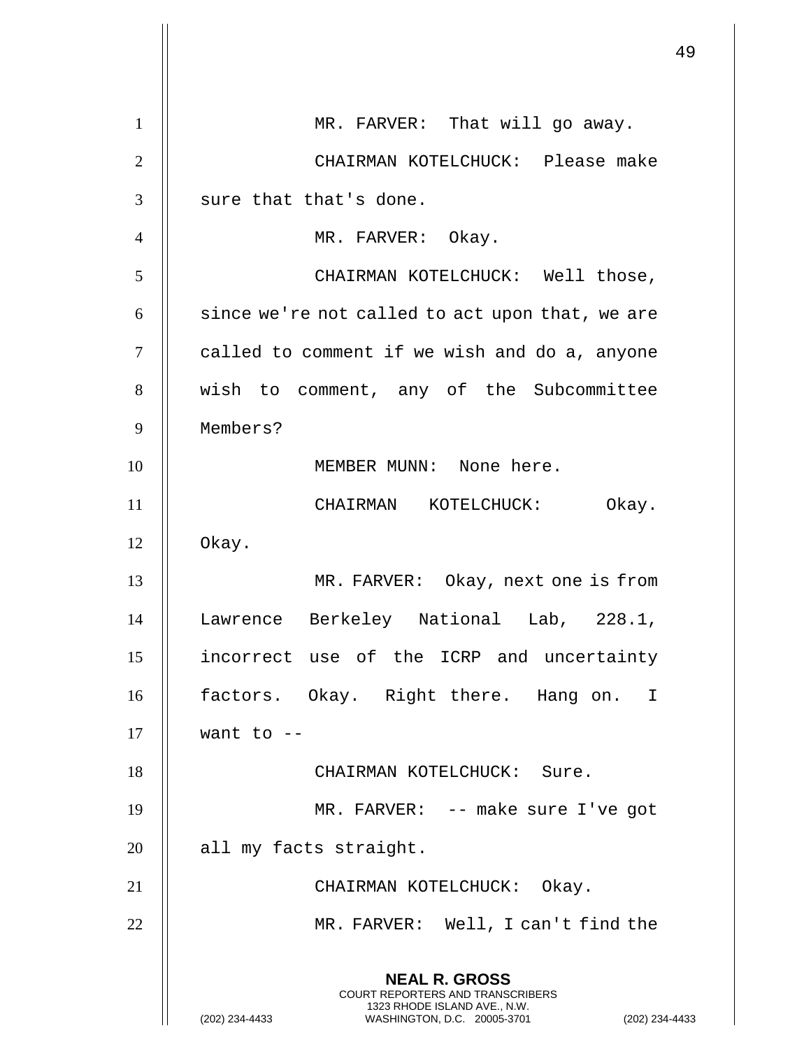MR. FARVER: That will go away.

CHAIRMAN KOTELCHUCK: Please make sure that that's done.

MR. FARVER: Okay.

CHAIRMAN KOTELCHUCK: Well those, since we're not called to act upon that, we are called to comment if we wish and do a, anyone wish to comment, any of the Subcommittee Members?

MEMBER MUNN: None here.

CHAIRMAN KOTELCHUCK: Okay. Okay.

MR. FARVER: Okay, next one is from Lawrence Berkeley National Lab, 228.1, incorrect use of the ICRP and uncertainty factors. Okay. Right there. Hang on. I want to --

CHAIRMAN KOTELCHUCK: Sure.

MR. FARVER: -- make sure I've got all my facts straight.

CHAIRMAN KOTELCHUCK: Okay.

MR. FARVER: Well, I can't find the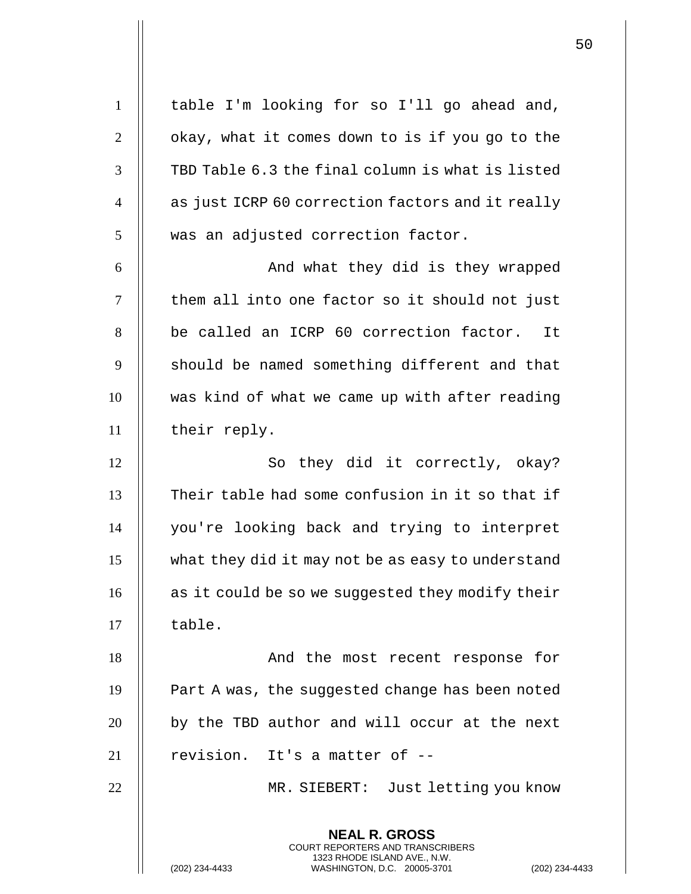table I'm looking for so I'll go ahead and, okay, what it comes down to is if you go to the TBD Table 6.3 the final column is what is listed as just ICRP 60 correction factors and it really was an adjusted correction factor.

And what they did is they wrapped them all into one factor so it should not just be called an ICRP 60 correction factor. It should be named something different and that was kind of what we came up with after reading their reply.

So they did it correctly, okay? Their table had some confusion in it so that if you're looking back and trying to interpret what they did it may not be as easy to understand as it could be so we suggested they modify their table.

And the most recent response for Part A was, the suggested change has been noted by the TBD author and will occur at the next revision. It's a matter of --

MR. SIEBERT: Just letting you know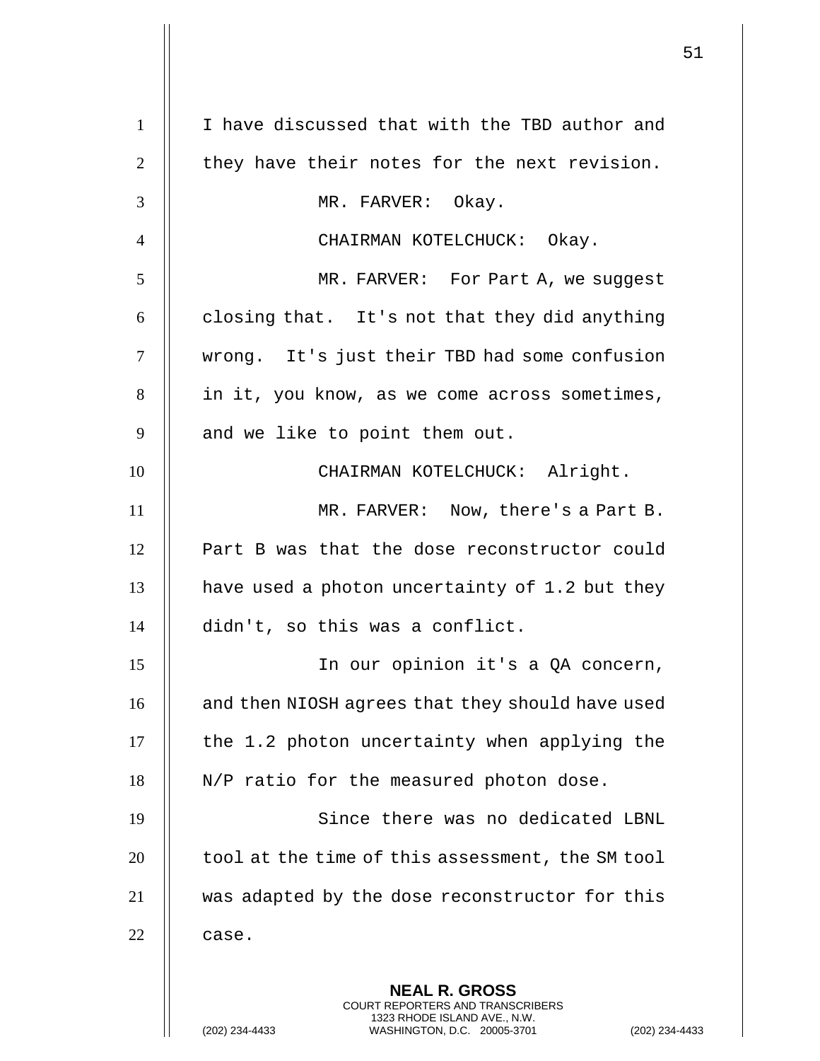I have discussed that with the TBD author and they have their notes for the next revision.

MR. FARVER: Okay.

CHAIRMAN KOTELCHUCK: Okay.

MR. FARVER: For Part A, we suggest closing that. It's not that they did anything wrong. It's just their TBD had some confusion in it, you know, as we come across sometimes, and we like to point them out.

CHAIRMAN KOTELCHUCK: Alright.

MR. FARVER: Now, there's a Part B. Part B was that the dose reconstructor could have used a photon uncertainty of 1.2 but they didn't, so this was a conflict.

In our opinion it's a QA concern, and then NIOSH agrees that they should have used the 1.2 photon uncertainty when applying the N/P ratio for the measured photon dose.

Since there was no dedicated LBNL tool at the time of this assessment, the SM tool was adapted by the dose reconstructor for this case.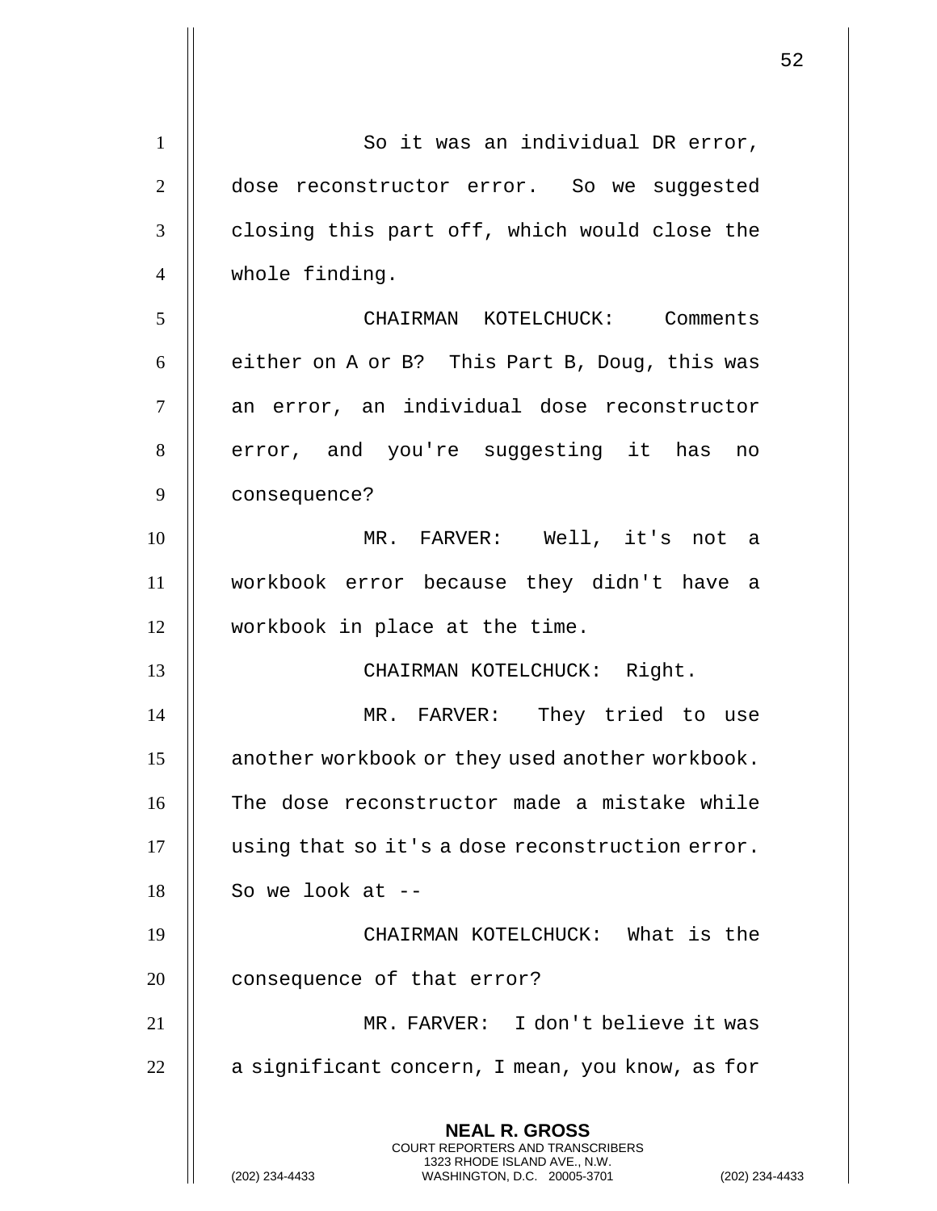So it was an individual DR error, dose reconstructor error. So we suggested closing this part off, which would close the whole finding.

CHAIRMAN KOTELCHUCK: Comments either on A or B? This Part B, Doug, this was an error, an individual dose reconstructor error, and you're suggesting it has no consequence?

MR. FARVER: Well, it's not a workbook error because they didn't have a workbook in place at the time.

CHAIRMAN KOTELCHUCK: Right.

MR. FARVER: They tried to use another workbook or they used another workbook. The dose reconstructor made a mistake while using that so it's a dose reconstruction error. So we look at --

CHAIRMAN KOTELCHUCK: What is the consequence of that error?

MR. FARVER: I don't believe it was a significant concern, I mean, you know, as for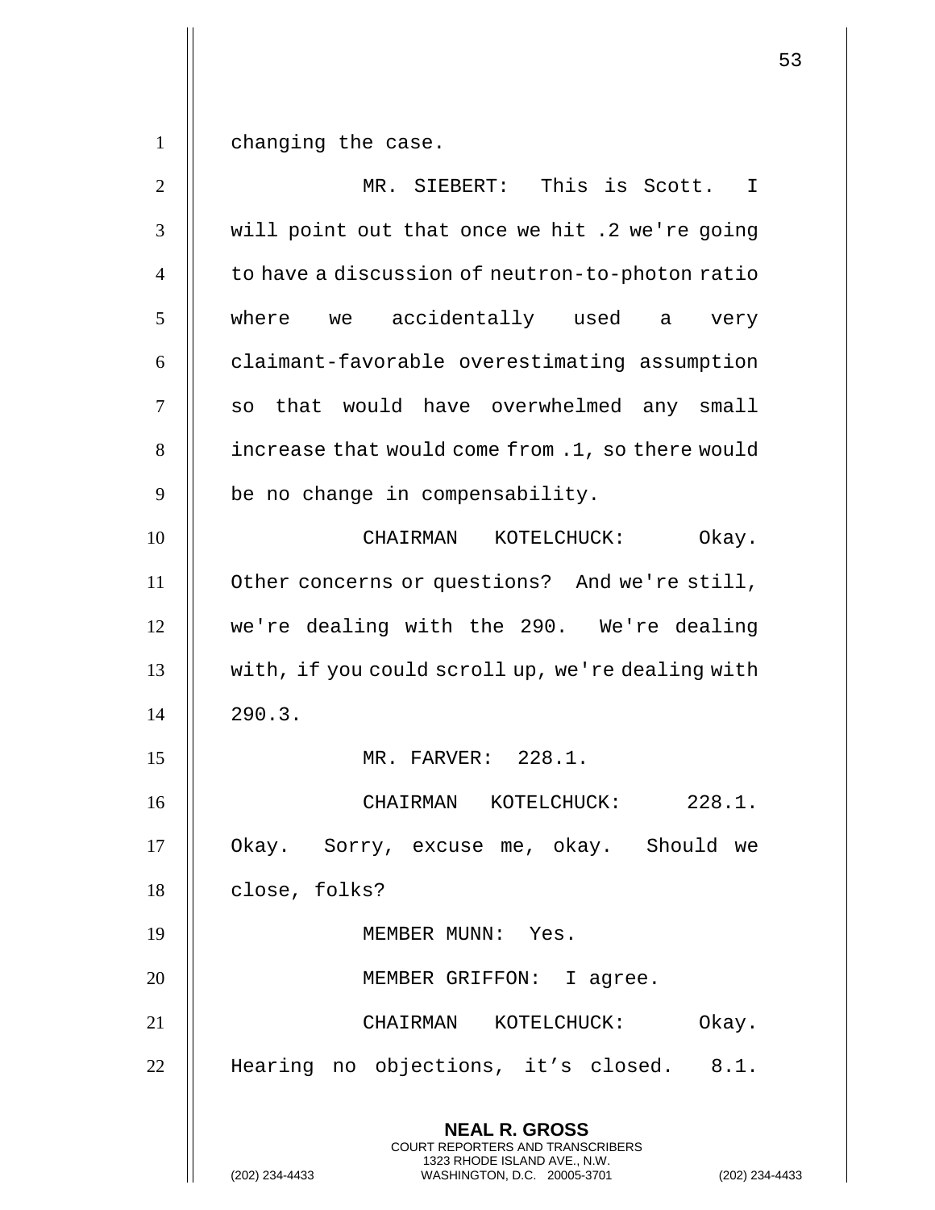changing the case.

MR. SIEBERT: This is Scott. I will point out that once we hit .2 we're going to have a discussion of neutron-to-photon ratio where we accidentally used a very claimant-favorable overestimating assumption so that would have overwhelmed any small increase that would come from .1, so there would be no change in compensability.

CHAIRMAN KOTELCHUCK: Okay. Other concerns or questions? And we're still, we're dealing with the 290. We're dealing with, if you could scroll up, we're dealing with 290.3.

MR. FARVER: 228.1.

CHAIRMAN KOTELCHUCK: 228.1. Okay. Sorry, excuse me, okay. Should we close, folks?

MEMBER MUNN: Yes.

MEMBER GRIFFON: I agree.

CHAIRMAN KOTELCHUCK: Okay. Hearing no objections, it's closed. 8.1.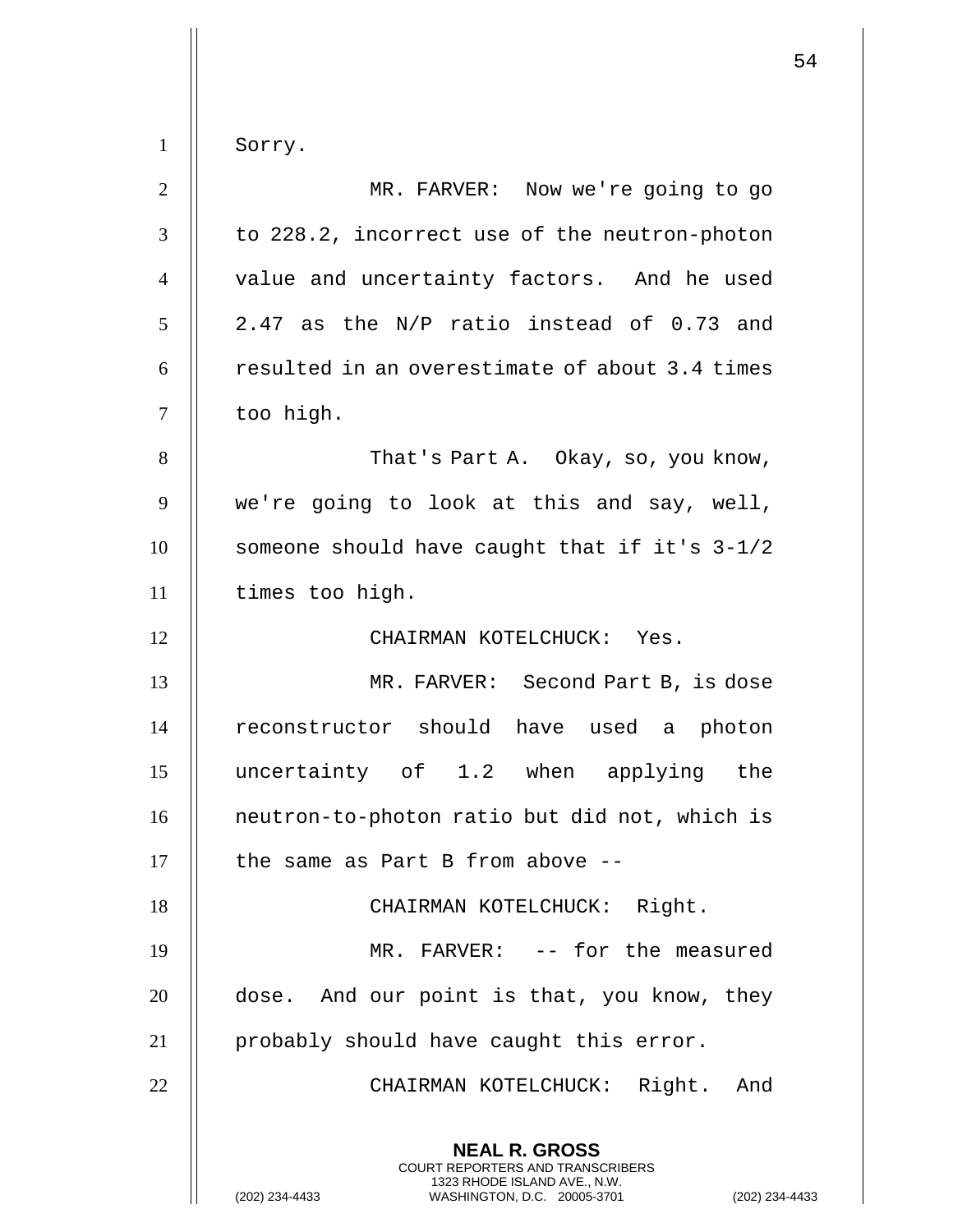Sorry.

MR. FARVER: Now we're going to go to 228.2, incorrect use of the neutron-photon value and uncertainty factors. And he used 2.47 as the N/P ratio instead of 0.73 and resulted in an overestimate of about 3.4 times too high.

That's Part A. Okay, so, you know, we're going to look at this and say, well, someone should have caught that if it's 3-1/2 times too high.

CHAIRMAN KOTELCHUCK: Yes.

MR. FARVER: Second Part B, is dose reconstructor should have used a photon uncertainty of 1.2 when applying the neutron-to-photon ratio but did not, which is the same as Part B from above --

CHAIRMAN KOTELCHUCK: Right.

MR. FARVER: -- for the measured dose. And our point is that, you know, they probably should have caught this error.

CHAIRMAN KOTELCHUCK: Right. And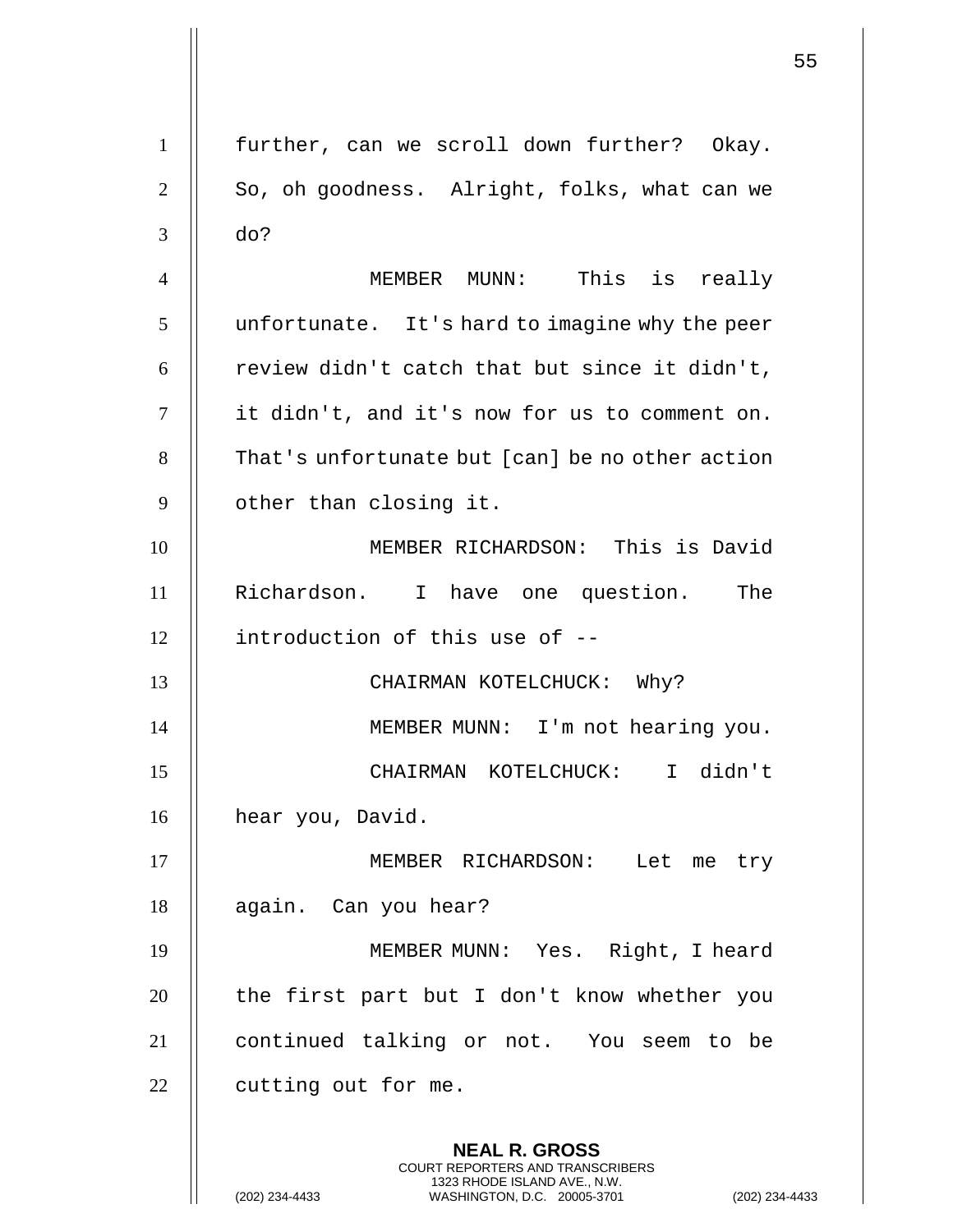further, can we scroll down further? Okay. So, oh goodness. Alright, folks, what can we do?

MEMBER MUNN: This is really unfortunate. It's hard to imagine why the peer review didn't catch that but since it didn't, it didn't, and it's now for us to comment on. That's unfortunate but [can] be no other action other than closing it.

MEMBER RICHARDSON: This is David Richardson. I have one question. The introduction of this use of --

CHAIRMAN KOTELCHUCK: Why?

MEMBER MUNN: I'm not hearing you.

CHAIRMAN KOTELCHUCK: I didn't hear you, David.

MEMBER RICHARDSON: Let me try again. Can you hear?

MEMBER MUNN: Yes. Right, I heard the first part but I don't know whether you continued talking or not. You seem to be cutting out for me.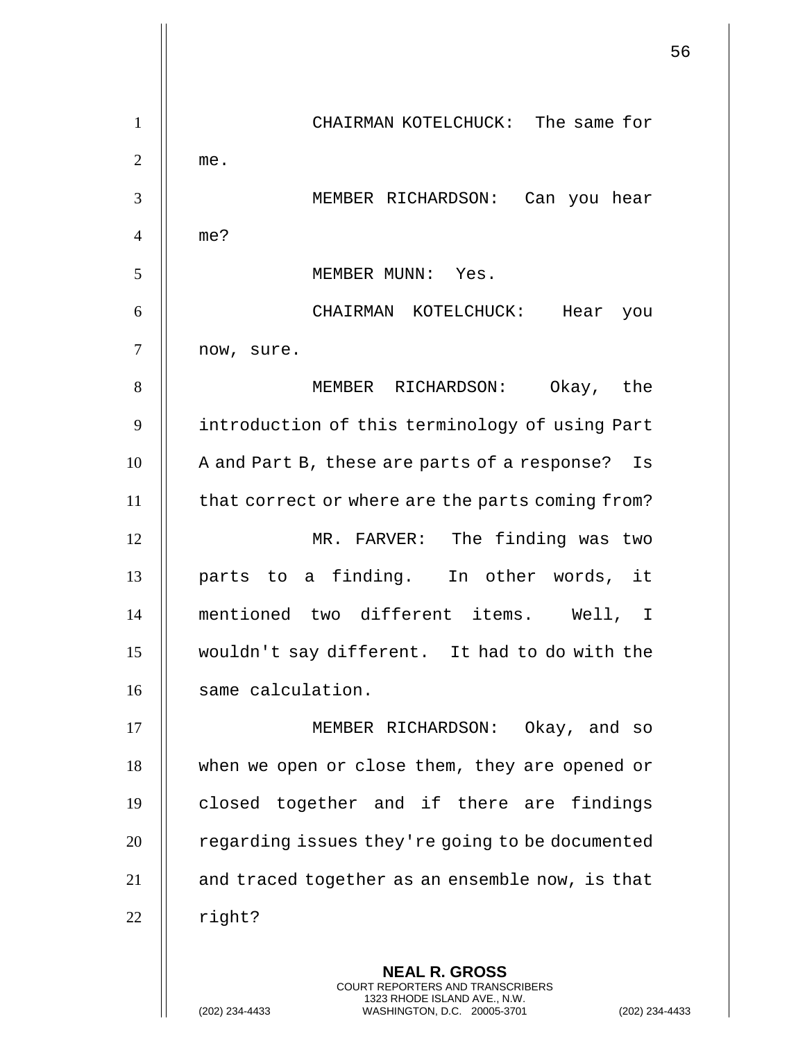CHAIRMAN KOTELCHUCK: The same for me.

MEMBER RICHARDSON: Can you hear me?

MEMBER MUNN: Yes.

CHAIRMAN KOTELCHUCK: Hear you now, sure.

MEMBER RICHARDSON: Okay, the introduction of this terminology of using Part A and Part B, these are parts of a response? Is that correct or where are the parts coming from?

MR. FARVER: The finding was two parts to a finding. In other words, it mentioned two different items. Well, I wouldn't say different. It had to do with the same calculation.

MEMBER RICHARDSON: Okay, and so when we open or close them, they are opened or closed together and if there are findings regarding issues they're going to be documented and traced together as an ensemble now, is that right?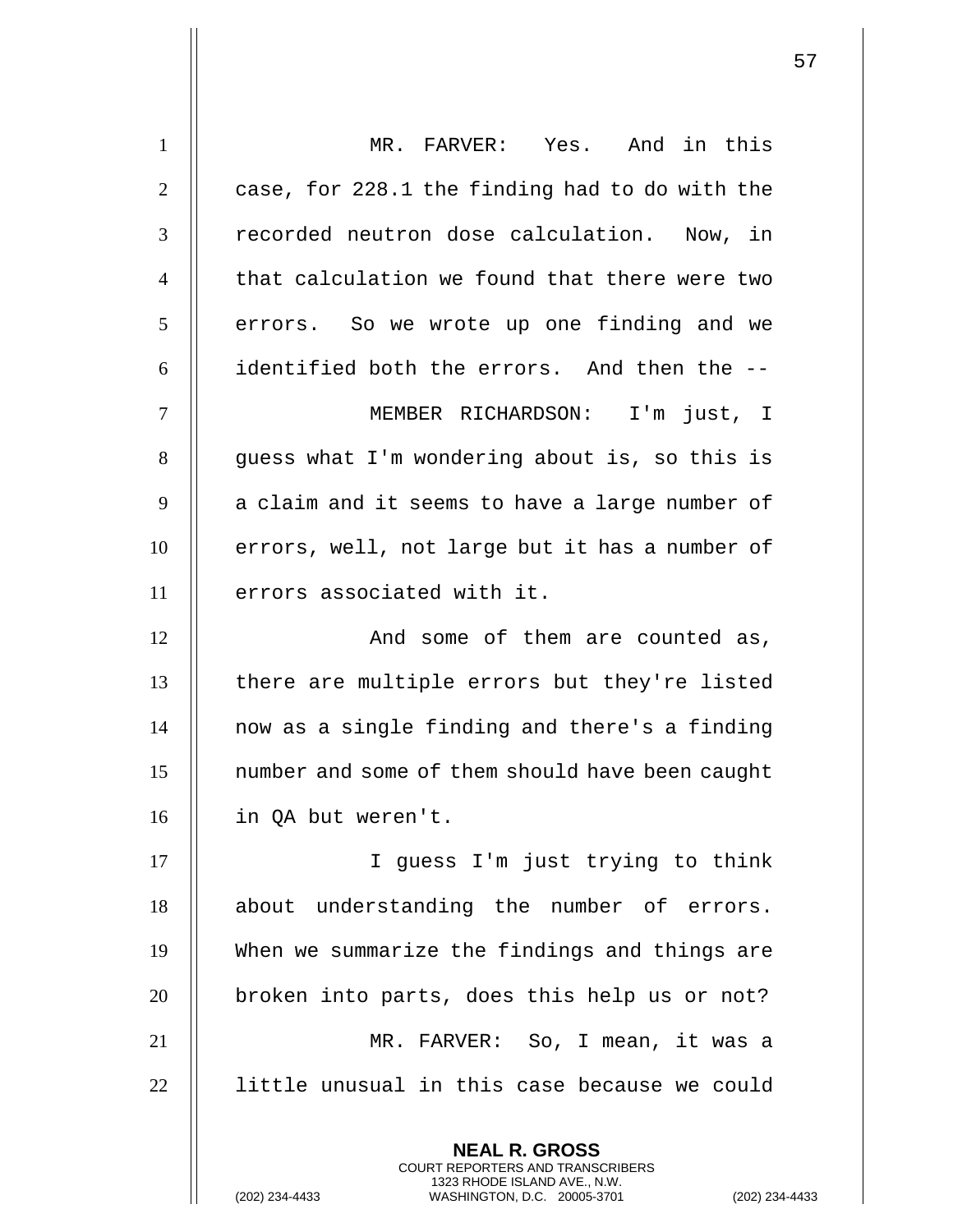MR. FARVER: Yes. And in this case, for 228.1 the finding had to do with the recorded neutron dose calculation. Now, in that calculation we found that there were two errors. So we wrote up one finding and we identified both the errors. And then the --

MEMBER RICHARDSON: I'm just, I guess what I'm wondering about is, so this is a claim and it seems to have a large number of errors, well, not large but it has a number of errors associated with it.

And some of them are counted as, there are multiple errors but they're listed now as a single finding and there's a finding number and some of them should have been caught in QA but weren't.

I guess I'm just trying to think about understanding the number of errors. When we summarize the findings and things are broken into parts, does this help us or not?

MR. FARVER: So, I mean, it was a little unusual in this case because we could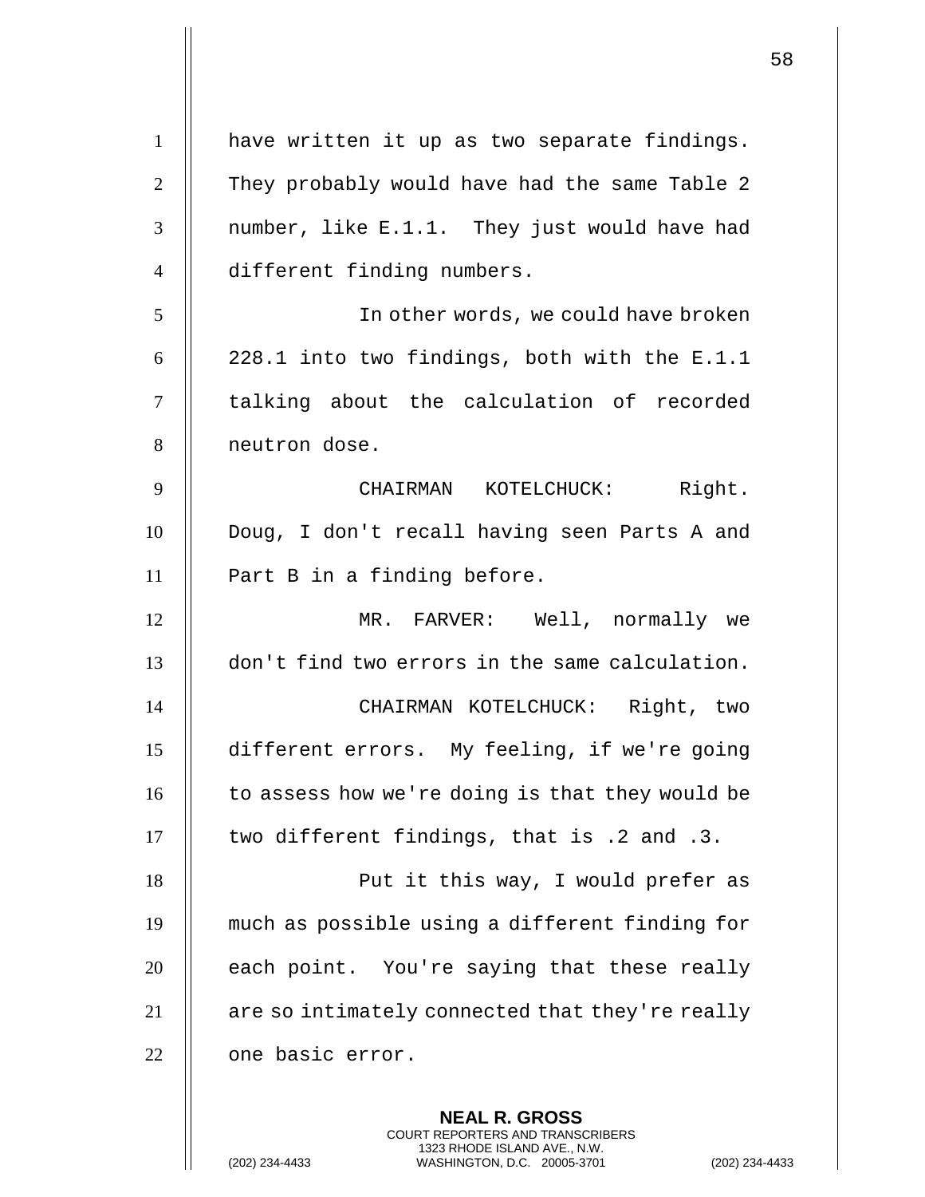have written it up as two separate findings. They probably would have had the same Table 2 number, like E.1.1. They just would have had different finding numbers.

In other words, we could have broken 228.1 into two findings, both with the E.1.1 talking about the calculation of recorded neutron dose.

CHAIRMAN KOTELCHUCK: Right. Doug, I don't recall having seen Parts A and Part B in a finding before.

MR. FARVER: Well, normally we don't find two errors in the same calculation.

CHAIRMAN KOTELCHUCK: Right, two different errors. My feeling, if we're going to assess how we're doing is that they would be two different findings, that is .2 and .3.

Put it this way, I would prefer as much as possible using a different finding for each point. You're saying that these really are so intimately connected that they're really one basic error.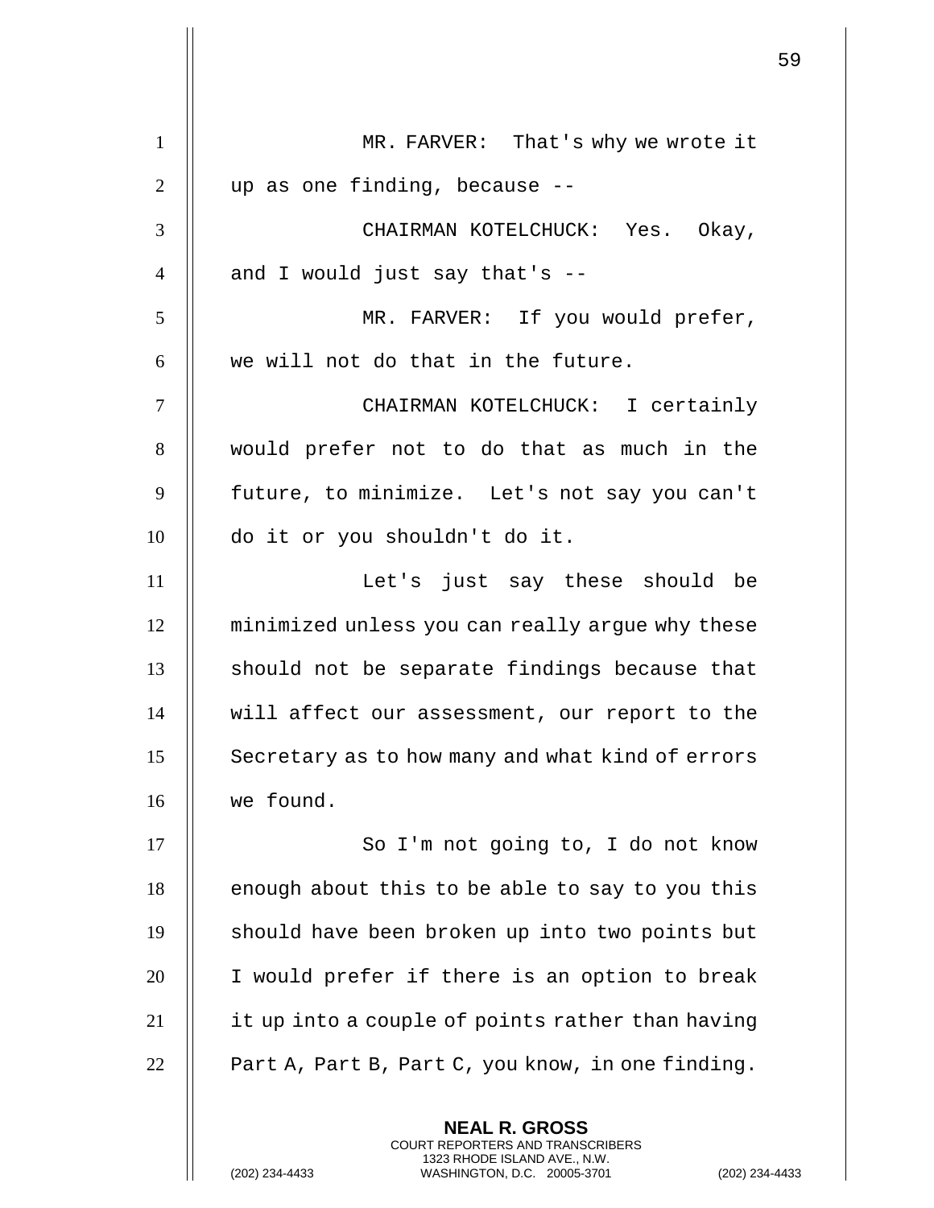MR. FARVER: That's why we wrote it up as one finding, because --

CHAIRMAN KOTELCHUCK: Yes. Okay, and I would just say that's --

MR. FARVER: If you would prefer, we will not do that in the future.

CHAIRMAN KOTELCHUCK: I certainly would prefer not to do that as much in the future, to minimize. Let's not say you can't do it or you shouldn't do it.

Let's just say these should be minimized unless you can really argue why these should not be separate findings because that will affect our assessment, our report to the Secretary as to how many and what kind of errors we found.

So I'm not going to, I do not know enough about this to be able to say to you this should have been broken up into two points but I would prefer if there is an option to break it up into a couple of points rather than having Part A, Part B, Part C, you know, in one finding.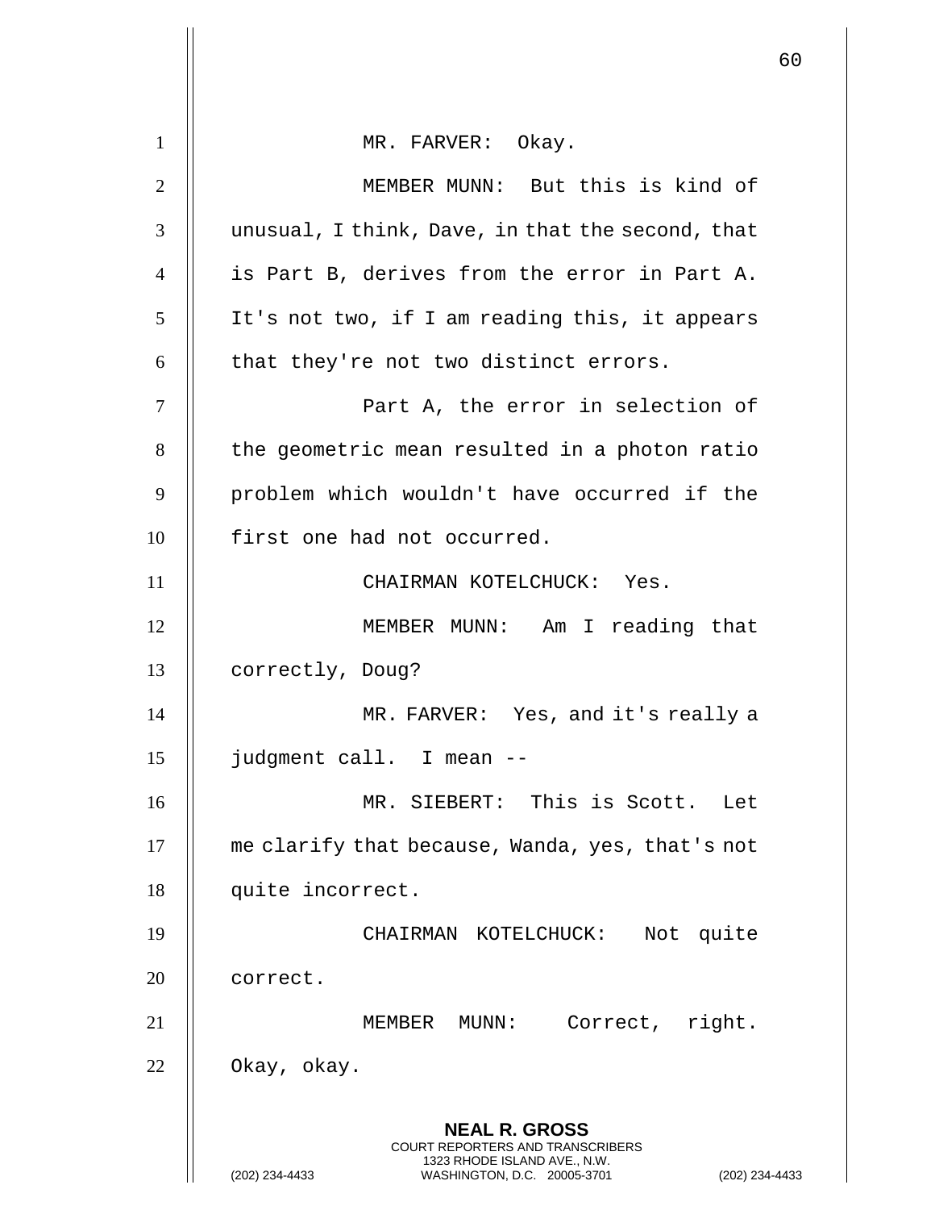MR. FARVER: Okay.

MEMBER MUNN: But this is kind of unusual, I think, Dave, in that the second, that is Part B, derives from the error in Part A. It's not two, if I am reading this, it appears that they're not two distinct errors.

Part A, the error in selection of the geometric mean resulted in a photon ratio problem which wouldn't have occurred if the first one had not occurred.

CHAIRMAN KOTELCHUCK: Yes.

MEMBER MUNN: Am I reading that correctly, Doug?

MR. FARVER: Yes, and it's really a judgment call. I mean --

MR. SIEBERT: This is Scott. Let me clarify that because, Wanda, yes, that's not quite incorrect.

CHAIRMAN KOTELCHUCK: Not quite correct.

MEMBER MUNN: Correct, right. Okay, okay.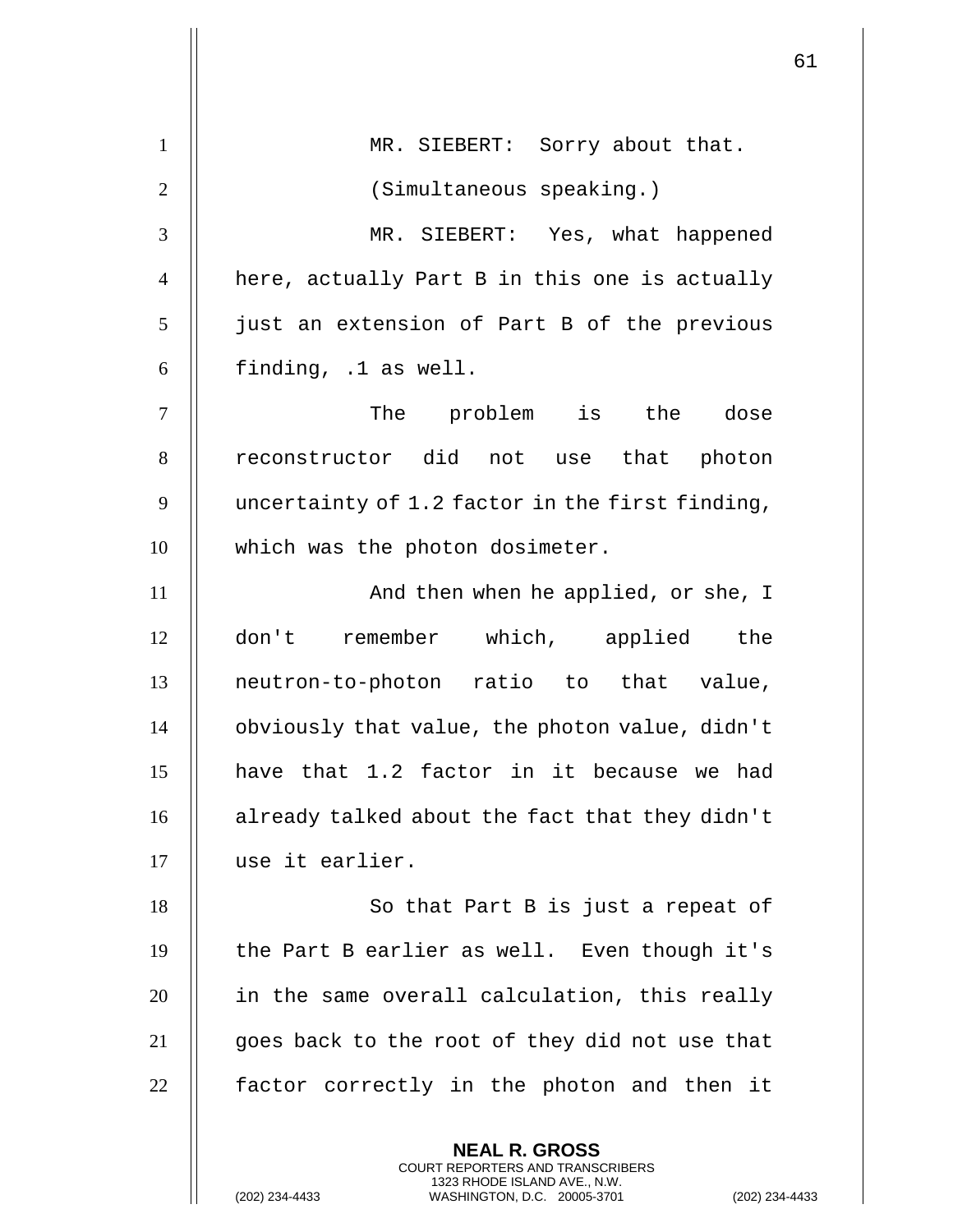MR. SIEBERT: Sorry about that.

(Simultaneous speaking.)

MR. SIEBERT: Yes, what happened here, actually Part B in this one is actually just an extension of Part B of the previous finding, .1 as well.

The problem is the dose reconstructor did not use that photon uncertainty of 1.2 factor in the first finding, which was the photon dosimeter.

And then when he applied, or she, I don't remember which, applied the neutron-to-photon ratio to that value, obviously that value, the photon value, didn't have that 1.2 factor in it because we had already talked about the fact that they didn't use it earlier.

So that Part B is just a repeat of the Part B earlier as well. Even though it's in the same overall calculation, this really goes back to the root of they did not use that factor correctly in the photon and then it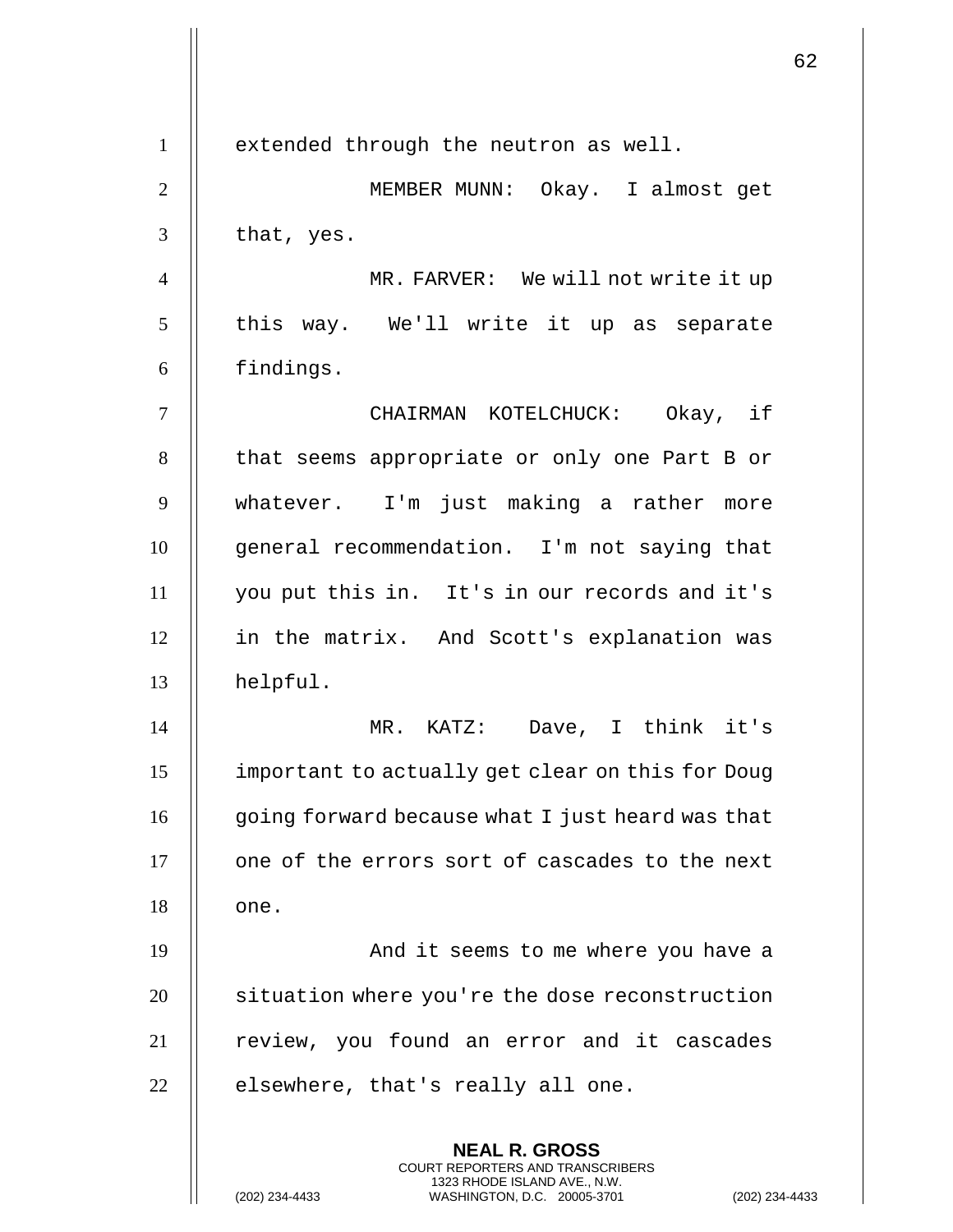extended through the neutron as well.

MEMBER MUNN: Okay. I almost get that, yes.

MR. FARVER: We will not write it up this way. We'll write it up as separate findings.

CHAIRMAN KOTELCHUCK: Okay, if that seems appropriate or only one Part B or whatever. I'm just making a rather more general recommendation. I'm not saying that you put this in. It's in our records and it's in the matrix. And Scott's explanation was helpful.

MR. KATZ: Dave, I think it's important to actually get clear on this for Doug going forward because what I just heard was that one of the errors sort of cascades to the next one.

And it seems to me where you have a situation where you're the dose reconstruction review, you found an error and it cascades elsewhere, that's really all one.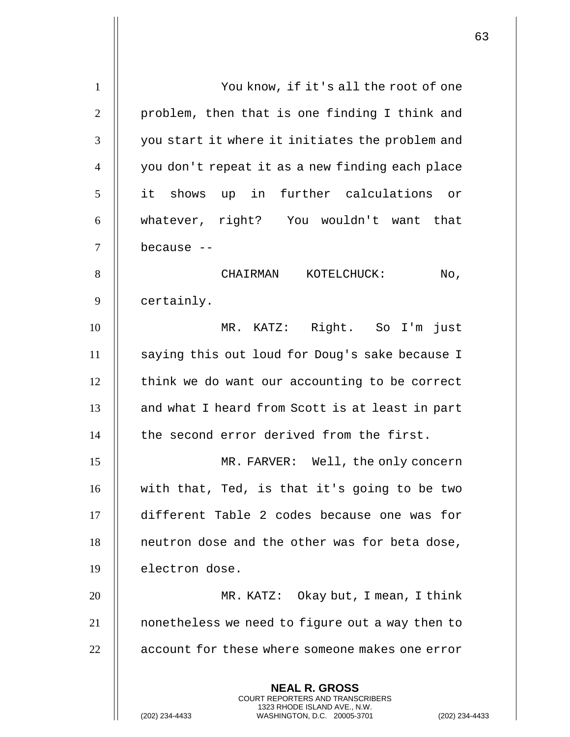You know, if it's all the root of one problem, then that is one finding I think and you start it where it initiates the problem and you don't repeat it as a new finding each place it shows up in further calculations or whatever, right? You wouldn't want that because --

CHAIRMAN KOTELCHUCK: No, certainly.

MR. KATZ: Right. So I'm just saying this out loud for Doug's sake because I think we do want our accounting to be correct and what I heard from Scott is at least in part the second error derived from the first.

MR. FARVER: Well, the only concern with that, Ted, is that it's going to be two different Table 2 codes because one was for neutron dose and the other was for beta dose, electron dose.

MR. KATZ: Okay but, I mean, I think nonetheless we need to figure out a way then to account for these where someone makes one error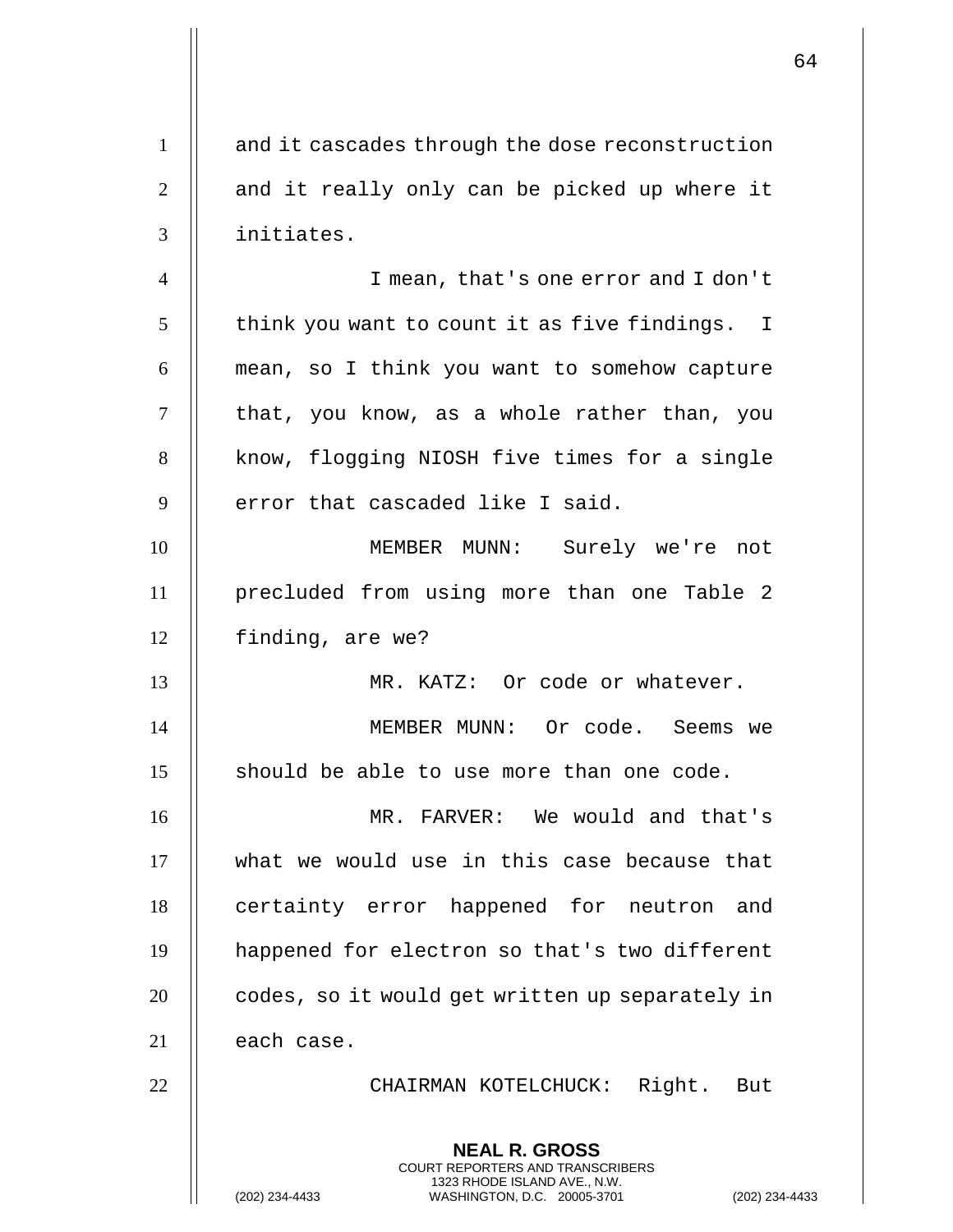and it cascades through the dose reconstruction and it really only can be picked up where it initiates.

I mean, that's one error and I don't think you want to count it as five findings. I mean, so I think you want to somehow capture that, you know, as a whole rather than, you know, flogging NIOSH five times for a single error that cascaded like I said.

MEMBER MUNN: Surely we're not precluded from using more than one Table 2 finding, are we?

MR. KATZ: Or code or whatever.

MEMBER MUNN: Or code. Seems we should be able to use more than one code.

MR. FARVER: We would and that's what we would use in this case because that certainty error happened for neutron and happened for electron so that's two different codes, so it would get written up separately in each case.

CHAIRMAN KOTELCHUCK: Right. But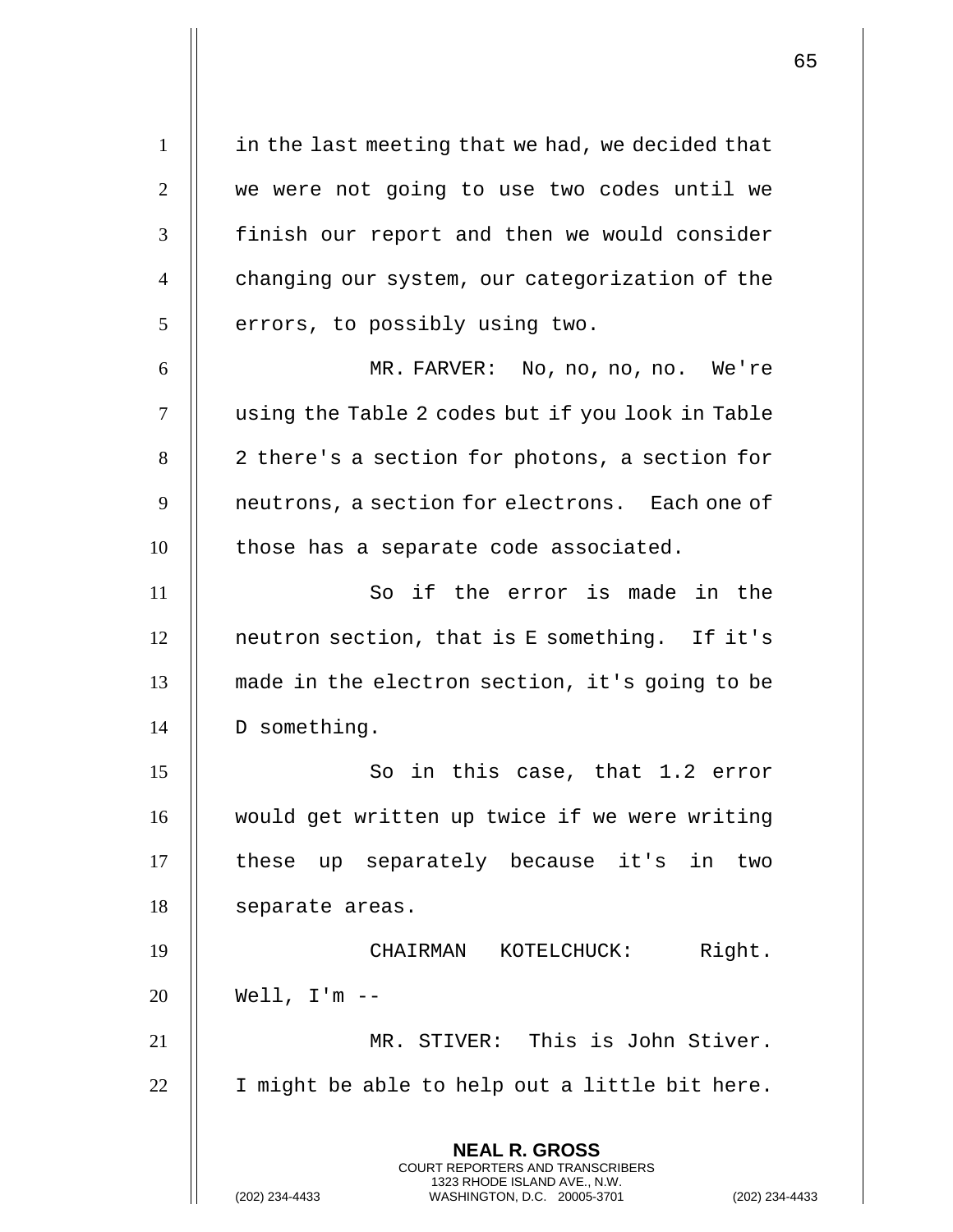in the last meeting that we had, we decided that we were not going to use two codes until we finish our report and then we would consider changing our system, our categorization of the errors, to possibly using two.

MR. FARVER: No, no, no, no. We're using the Table 2 codes but if you look in Table 2 there's a section for photons, a section for neutrons, a section for electrons. Each one of those has a separate code associated.

So if the error is made in the neutron section, that is E something. If it's made in the electron section, it's going to be D something.

So in this case, that 1.2 error would get written up twice if we were writing these up separately because it's in two separate areas.

CHAIRMAN KOTELCHUCK: Right. Well, I'm --

MR. STIVER: This is John Stiver. I might be able to help out a little bit here.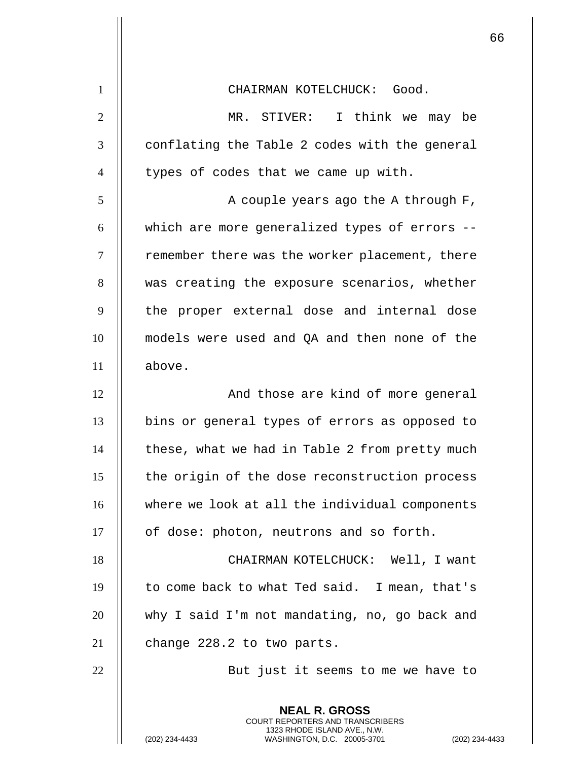CHAIRMAN KOTELCHUCK: Good.

MR. STIVER: I think we may be conflating the Table 2 codes with the general types of codes that we came up with.

A couple years ago the A through F, which are more generalized types of errors -- remember there was the worker placement, there was creating the exposure scenarios, whether the proper external dose and internal dose models were used and QA and then none of the above.

And those are kind of more general bins or general types of errors as opposed to these, what we had in Table 2 from pretty much the origin of the dose reconstruction process where we look at all the individual components of dose: photon, neutrons and so forth.

CHAIRMAN KOTELCHUCK: Well, I want to come back to what Ted said. I mean, that's why I said I'm not mandating, no, go back and change 228.2 to two parts.

But just it seems to me we have to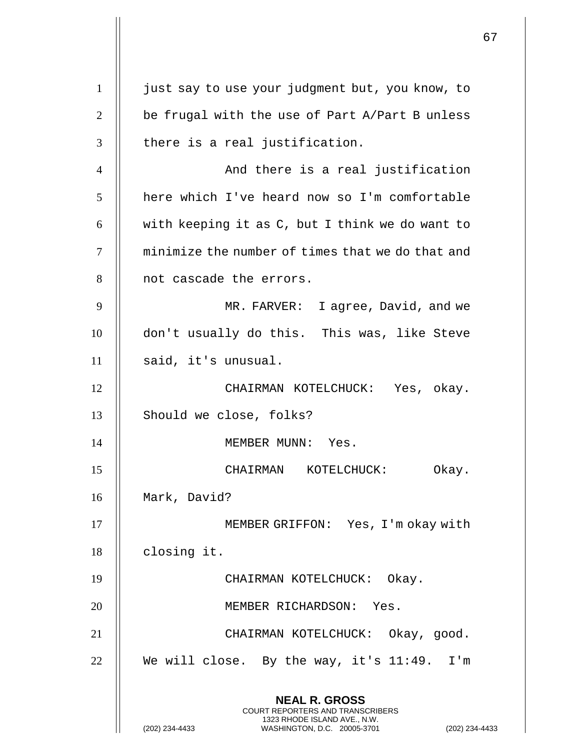just say to use your judgment but, you know, to be frugal with the use of Part A/Part B unless there is a real justification.

And there is a real justification here which I've heard now so I'm comfortable with keeping it as C, but I think we do want to minimize the number of times that we do that and not cascade the errors.

MR. FARVER: I agree, David, and we don't usually do this. This was, like Steve said, it's unusual.

CHAIRMAN KOTELCHUCK: Yes, okay. Should we close, folks?

MEMBER MUNN: Yes.

CHAIRMAN KOTELCHUCK: Okay. Mark, David?

MEMBER GRIFFON: Yes, I'm okay with closing it.

CHAIRMAN KOTELCHUCK: Okay.

MEMBER RICHARDSON: Yes.

CHAIRMAN KOTELCHUCK: Okay, good. We will close. By the way, it's 11:49. I'm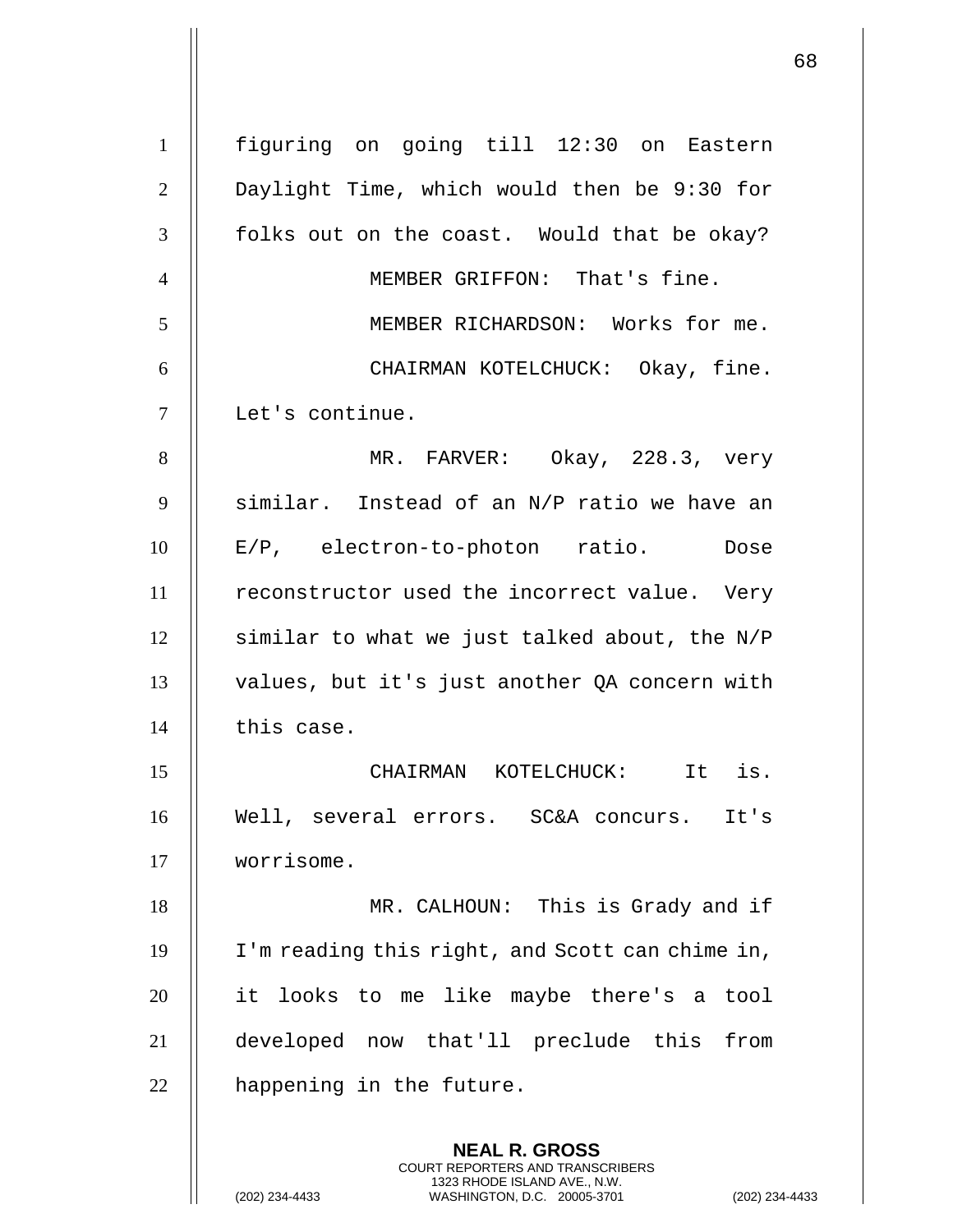figuring on going till 12:30 on Eastern Daylight Time, which would then be 9:30 for folks out on the coast. Would that be okay?

MEMBER GRIFFON: That's fine.

MEMBER RICHARDSON: Works for me.

CHAIRMAN KOTELCHUCK: Okay, fine. Let's continue.

MR. FARVER: Okay, 228.3, very similar. Instead of an N/P ratio we have an E/P, electron-to-photon ratio. Dose reconstructor used the incorrect value. Very similar to what we just talked about, the N/P values, but it's just another QA concern with this case.

CHAIRMAN KOTELCHUCK: It is. Well, several errors. SC&A concurs. It's worrisome.

MR. CALHOUN: This is Grady and if I'm reading this right, and Scott can chime in, it looks to me like maybe there's a tool developed now that'll preclude this from happening in the future.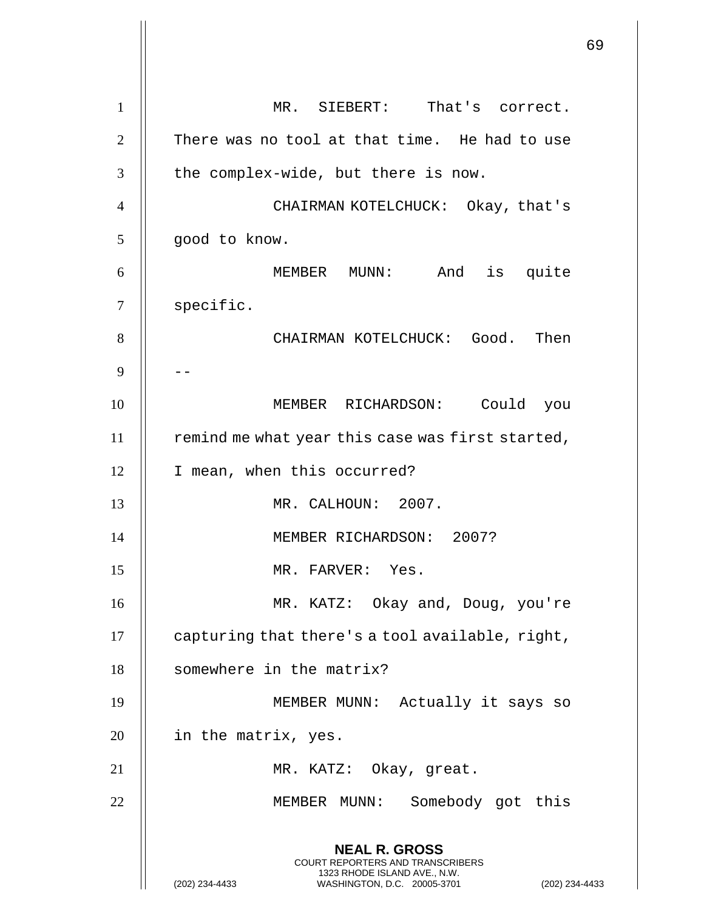MR. SIEBERT: That's correct. There was no tool at that time. He had to use the complex-wide, but there is now.

CHAIRMAN KOTELCHUCK: Okay, that's good to know.

MEMBER MUNN: And is quite specific.

CHAIRMAN KOTELCHUCK: Good. Then --

MEMBER RICHARDSON: Could you remind me what year this case was first started, I mean, when this occurred?

MR. CALHOUN: 2007.

MEMBER RICHARDSON: 2007?

MR. FARVER: Yes.

MR. KATZ: Okay and, Doug, you're capturing that there's a tool available, right, somewhere in the matrix?

MEMBER MUNN: Actually it says so in the matrix, yes.

MR. KATZ: Okay, great.

MEMBER MUNN: Somebody got this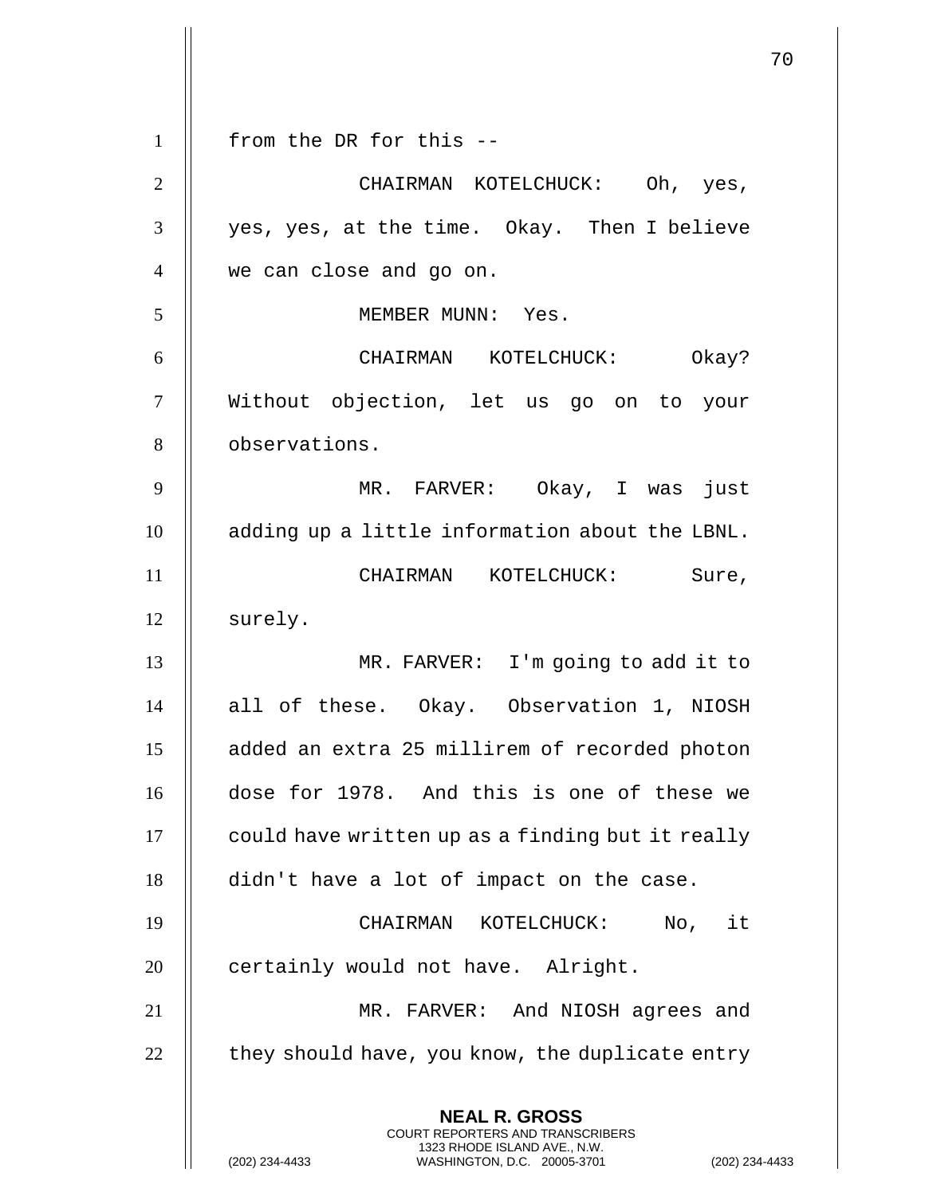from the DR for this --

CHAIRMAN KOTELCHUCK: Oh, yes, yes, yes, at the time. Okay. Then I believe we can close and go on.

MEMBER MUNN: Yes.

CHAIRMAN KOTELCHUCK: Okay? Without objection, let us go on to your observations.

MR. FARVER: Okay, I was just adding up a little information about the LBNL.

CHAIRMAN KOTELCHUCK: Sure, surely.

MR. FARVER: I'm going to add it to all of these. Okay. Observation 1, NIOSH added an extra 25 millirem of recorded photon dose for 1978. And this is one of these we could have written up as a finding but it really didn't have a lot of impact on the case.

CHAIRMAN KOTELCHUCK: No, it certainly would not have. Alright.

MR. FARVER: And NIOSH agrees and they should have, you know, the duplicate entry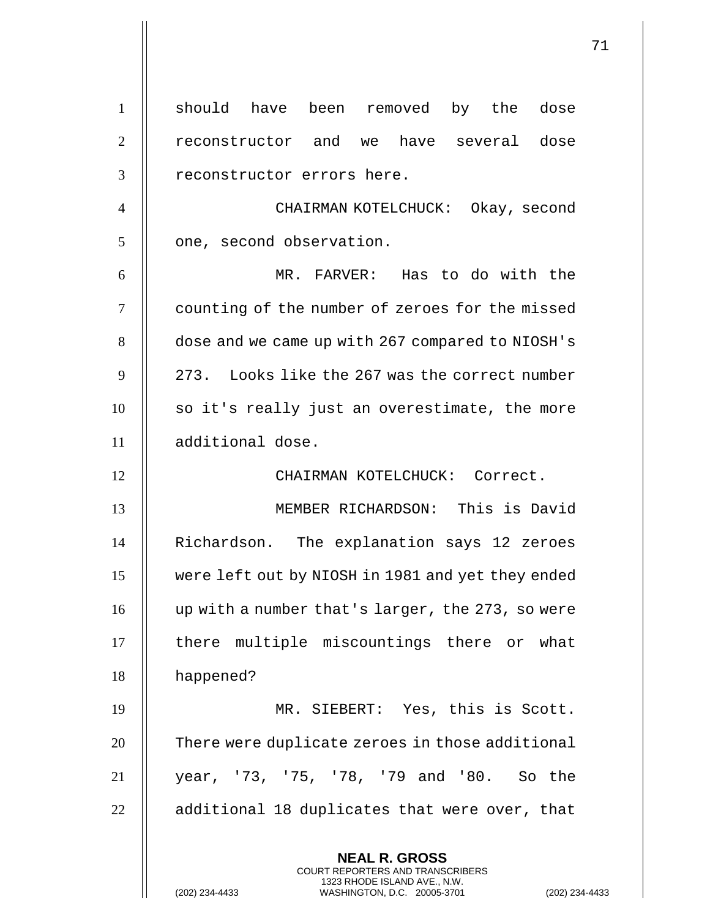should have been removed by the dose reconstructor and we have several dose reconstructor errors here.

CHAIRMAN KOTELCHUCK: Okay, second one, second observation.

MR. FARVER: Has to do with the counting of the number of zeroes for the missed dose and we came up with 267 compared to NIOSH's 273. Looks like the 267 was the correct number so it's really just an overestimate, the more additional dose.

CHAIRMAN KOTELCHUCK: Correct.

MEMBER RICHARDSON: This is David Richardson. The explanation says 12 zeroes were left out by NIOSH in 1981 and yet they ended up with a number that's larger, the 273, so were there multiple miscountings there or what happened?

MR. SIEBERT: Yes, this is Scott. There were duplicate zeroes in those additional year, '73, '75, '78, '79 and '80. So the additional 18 duplicates that were over, that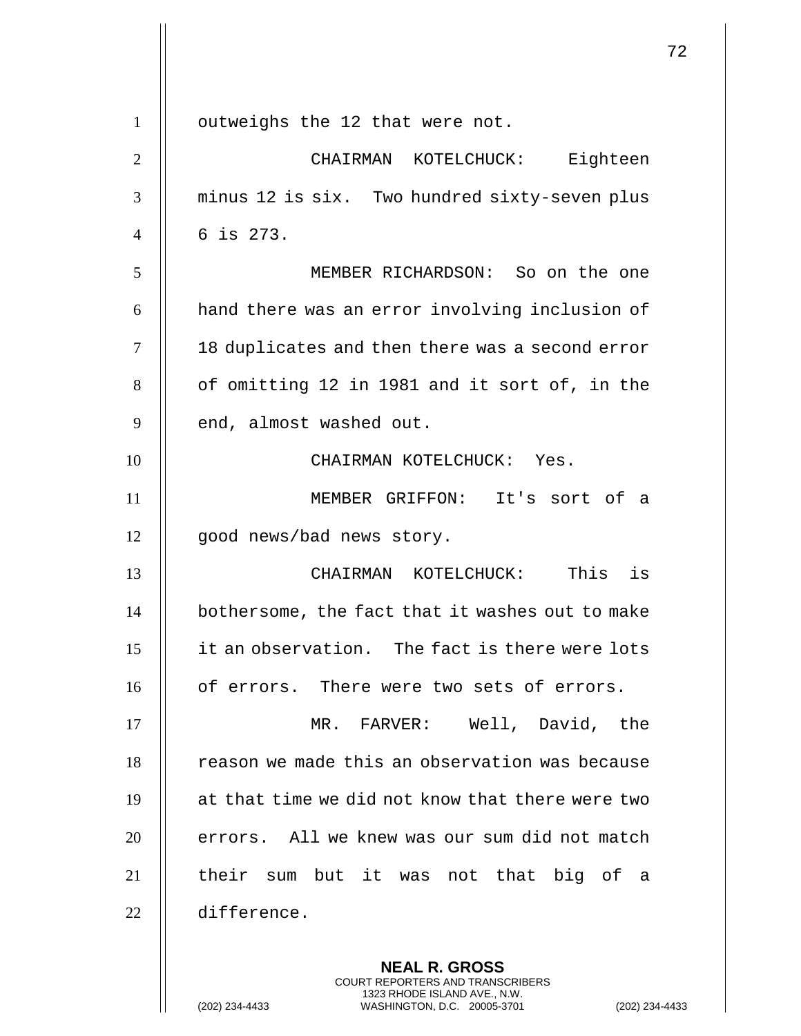outweighs the 12 that were not.

CHAIRMAN KOTELCHUCK: Eighteen minus 12 is six. Two hundred sixty-seven plus 6 is 273.

MEMBER RICHARDSON: So on the one hand there was an error involving inclusion of 18 duplicates and then there was a second error of omitting 12 in 1981 and it sort of, in the end, almost washed out.

CHAIRMAN KOTELCHUCK: Yes.

MEMBER GRIFFON: It's sort of a good news/bad news story.

CHAIRMAN KOTELCHUCK: This is bothersome, the fact that it washes out to make it an observation. The fact is there were lots of errors. There were two sets of errors.

MR. FARVER: Well, David, the reason we made this an observation was because at that time we did not know that there were two errors. All we knew was our sum did not match their sum but it was not that big of a difference.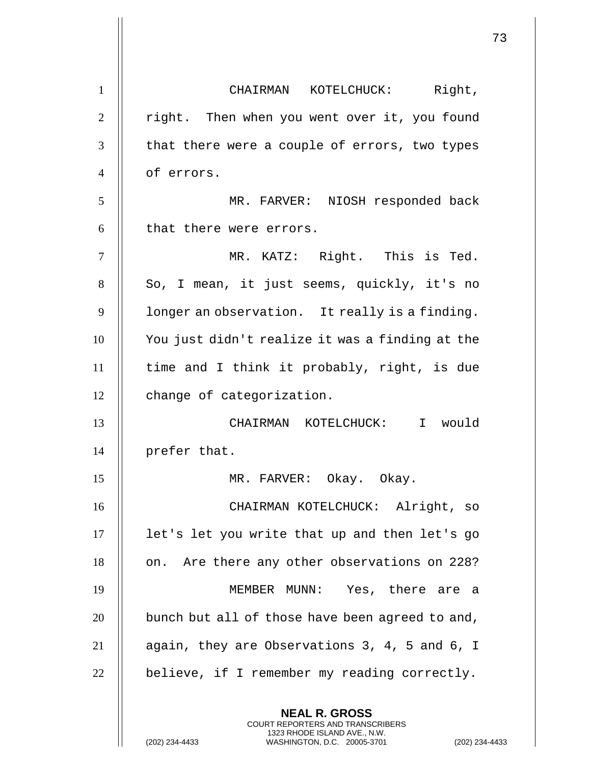CHAIRMAN KOTELCHUCK: Right, right. Then when you went over it, you found that there were a couple of errors, two types of errors.

MR. FARVER: NIOSH responded back that there were errors.

MR. KATZ: Right. This is Ted. So, I mean, it just seems, quickly, it's no longer an observation. It really is a finding. You just didn't realize it was a finding at the time and I think it probably, right, is due change of categorization.

CHAIRMAN KOTELCHUCK: I would prefer that.

MR. FARVER: Okay. Okay.

CHAIRMAN KOTELCHUCK: Alright, so let's let you write that up and then let's go on. Are there any other observations on 228?

MEMBER MUNN: Yes, there are a bunch but all of those have been agreed to and, again, they are Observations 3, 4, 5 and 6, I believe, if I remember my reading correctly.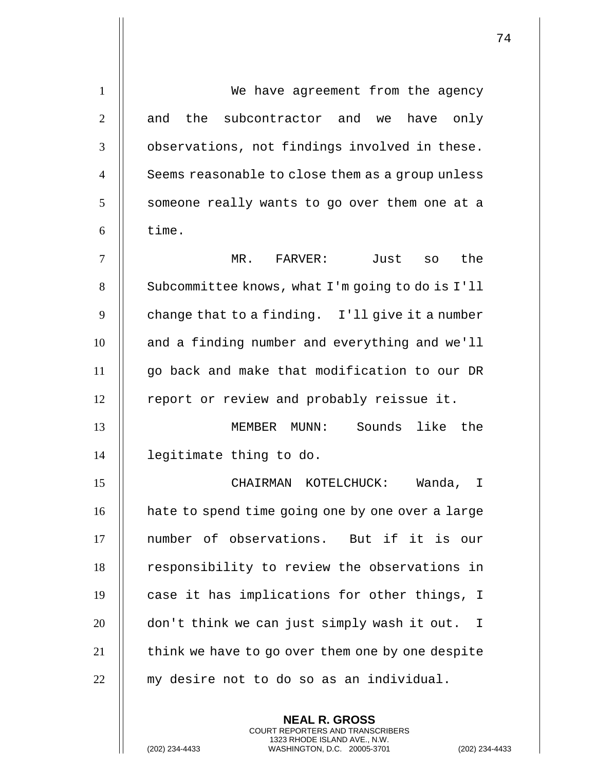We have agreement from the agency and the subcontractor and we have only observations, not findings involved in these. Seems reasonable to close them as a group unless someone really wants to go over them one at a time.

MR. FARVER: Just so the Subcommittee knows, what I'm going to do is I'll change that to a finding. I'll give it a number and a finding number and everything and we'll go back and make that modification to our DR report or review and probably reissue it.

MEMBER MUNN: Sounds like the legitimate thing to do.

CHAIRMAN KOTELCHUCK: Wanda, I hate to spend time going one by one over a large number of observations. But if it is our responsibility to review the observations in case it has implications for other things, I don't think we can just simply wash it out. I think we have to go over them one by one despite my desire not to do so as an individual.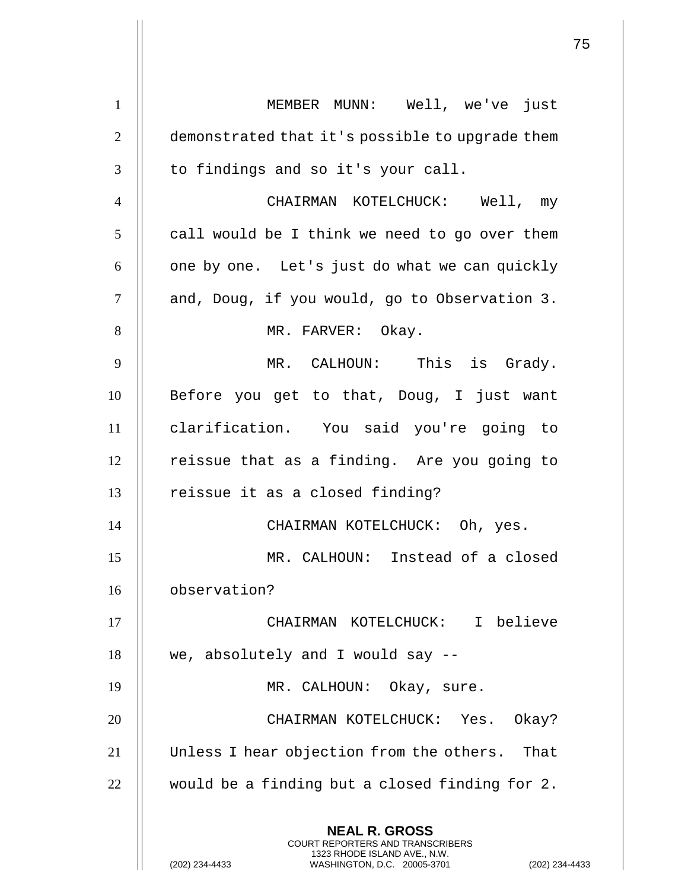MEMBER MUNN: Well, we've just demonstrated that it's possible to upgrade them to findings and so it's your call.

CHAIRMAN KOTELCHUCK: Well, my call would be I think we need to go over them one by one. Let's just do what we can quickly and, Doug, if you would, go to Observation 3.

MR. FARVER: Okay.

MR. CALHOUN: This is Grady. Before you get to that, Doug, I just want clarification. You said you're going to reissue that as a finding. Are you going to reissue it as a closed finding?

CHAIRMAN KOTELCHUCK: Oh, yes.

MR. CALHOUN: Instead of a closed observation?

CHAIRMAN KOTELCHUCK: I believe we, absolutely and I would say --

MR. CALHOUN: Okay, sure.

CHAIRMAN KOTELCHUCK: Yes. Okay? Unless I hear objection from the others. That would be a finding but a closed finding for 2.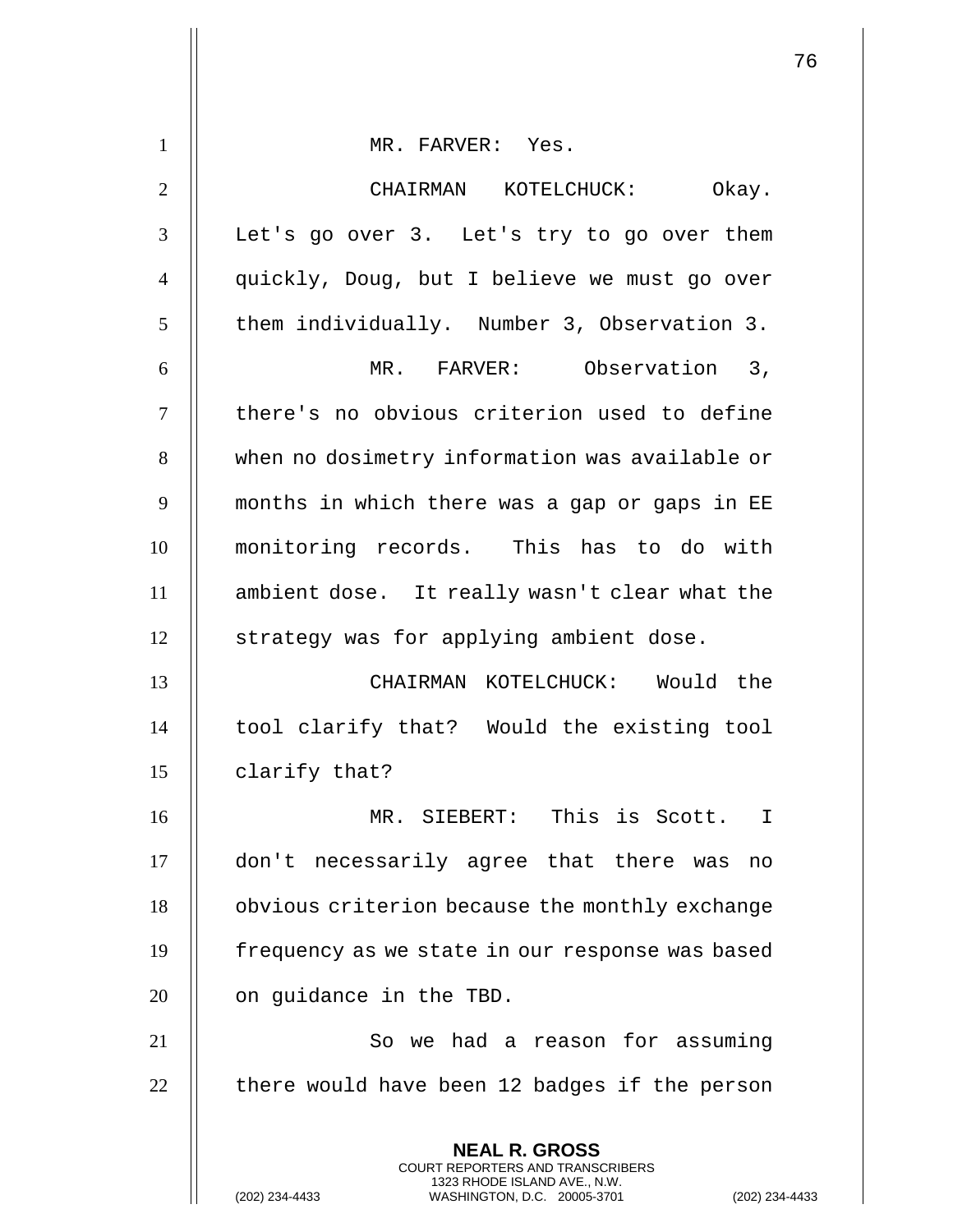MR. FARVER: Yes.

CHAIRMAN KOTELCHUCK: Okay. Let's go over 3. Let's try to go over them quickly, Doug, but I believe we must go over them individually. Number 3, Observation 3.

MR. FARVER: Observation 3, there's no obvious criterion used to define when no dosimetry information was available or months in which there was a gap or gaps in EE monitoring records. This has to do with ambient dose. It really wasn't clear what the strategy was for applying ambient dose.

CHAIRMAN KOTELCHUCK: Would the tool clarify that? Would the existing tool clarify that?

MR. SIEBERT: This is Scott. I don't necessarily agree that there was no obvious criterion because the monthly exchange frequency as we state in our response was based on guidance in the TBD.

So we had a reason for assuming there would have been 12 badges if the person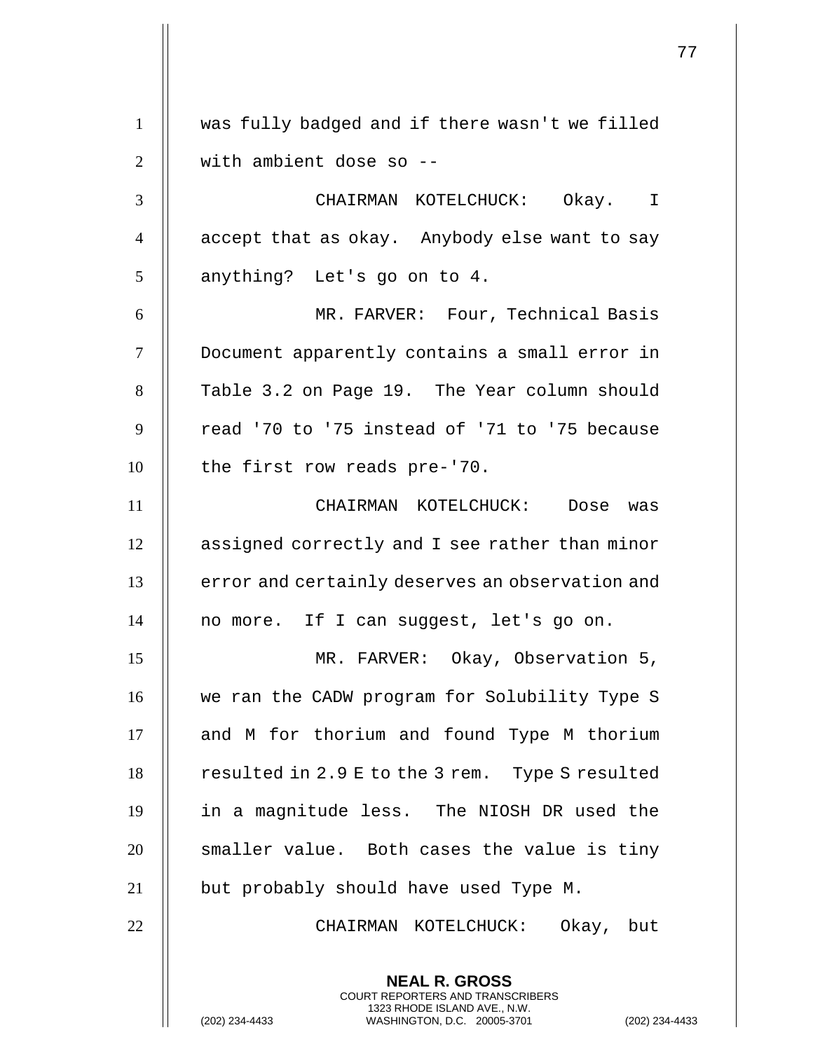was fully badged and if there wasn't we filled with ambient dose so --

CHAIRMAN KOTELCHUCK: Okay. I accept that as okay. Anybody else want to say anything? Let's go on to 4.

MR. FARVER: Four, Technical Basis Document apparently contains a small error in Table 3.2 on Page 19. The Year column should read '70 to '75 instead of '71 to '75 because the first row reads pre-'70.

CHAIRMAN KOTELCHUCK: Dose was assigned correctly and I see rather than minor error and certainly deserves an observation and no more. If I can suggest, let's go on.

MR. FARVER: Okay, Observation 5, we ran the CADW program for Solubility Type S and M for thorium and found Type M thorium resulted in 2.9 E to the 3 rem. Type S resulted in a magnitude less. The NIOSH DR used the smaller value. Both cases the value is tiny but probably should have used Type M.

CHAIRMAN KOTELCHUCK: Okay, but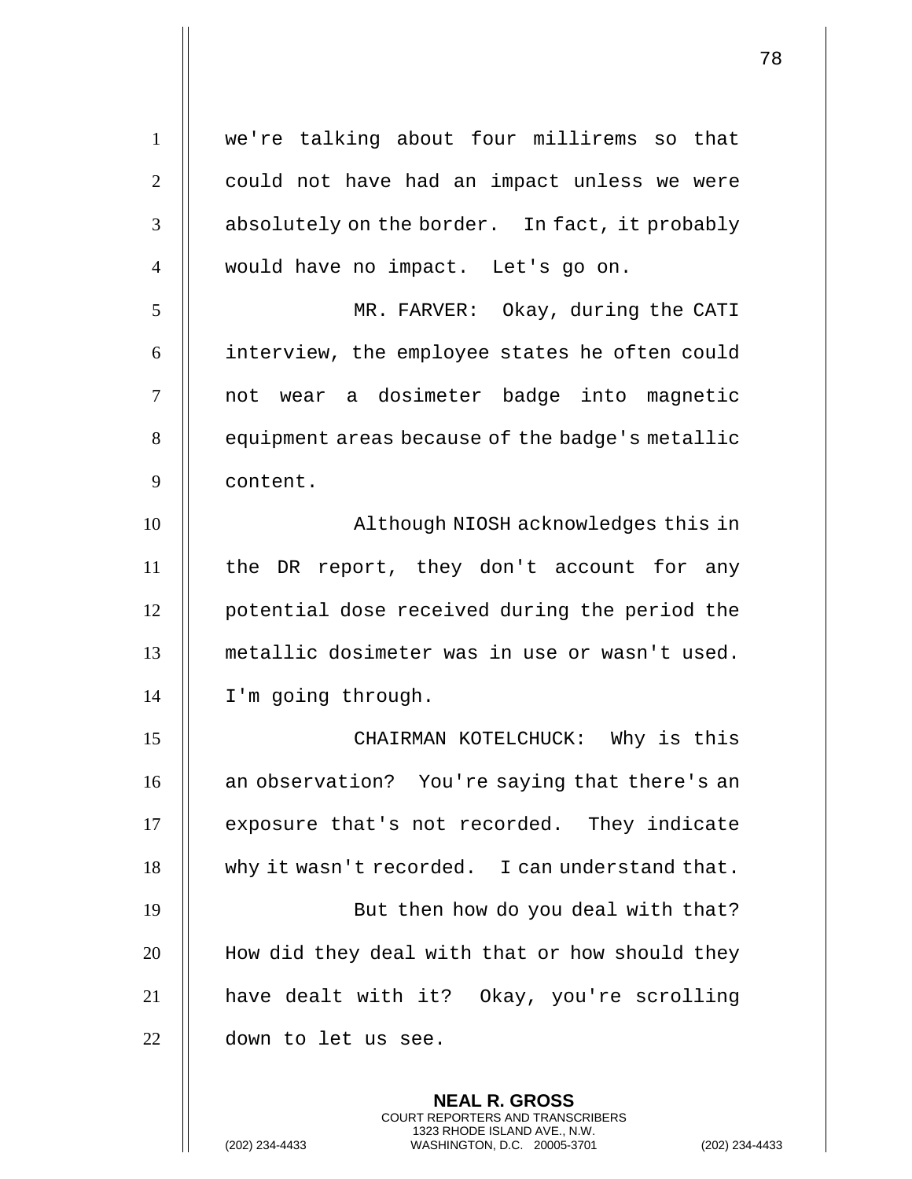we're talking about four millirems so that could not have had an impact unless we were absolutely on the border. In fact, it probably would have no impact. Let's go on.

MR. FARVER: Okay, during the CATI interview, the employee states he often could not wear a dosimeter badge into magnetic equipment areas because of the badge's metallic content.

Although NIOSH acknowledges this in the DR report, they don't account for any potential dose received during the period the metallic dosimeter was in use or wasn't used. I'm going through.

CHAIRMAN KOTELCHUCK: Why is this an observation? You're saying that there's an exposure that's not recorded. They indicate why it wasn't recorded. I can understand that.

But then how do you deal with that? How did they deal with that or how should they have dealt with it? Okay, you're scrolling down to let us see.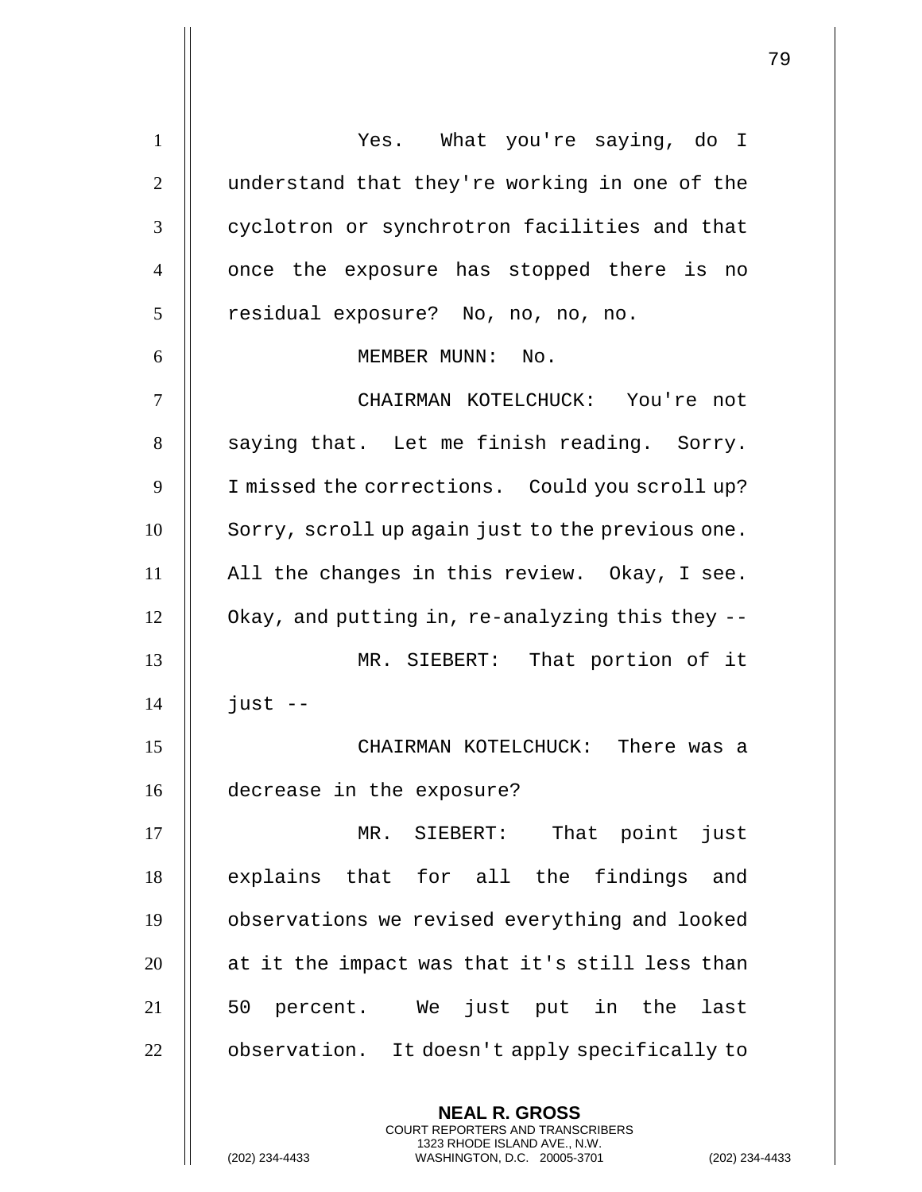Yes. What you're saying, do I understand that they're working in one of the cyclotron or synchrotron facilities and that once the exposure has stopped there is no residual exposure? No, no, no, no.

MEMBER MUNN: No.

CHAIRMAN KOTELCHUCK: You're not saying that. Let me finish reading. Sorry. I missed the corrections. Could you scroll up? Sorry, scroll up again just to the previous one. All the changes in this review. Okay, I see. Okay, and putting in, re-analyzing this they --

MR. SIEBERT: That portion of it just --

CHAIRMAN KOTELCHUCK: There was a decrease in the exposure?

MR. SIEBERT: That point just explains that for all the findings and observations we revised everything and looked at it the impact was that it's still less than 50 percent. We just put in the last observation. It doesn't apply specifically to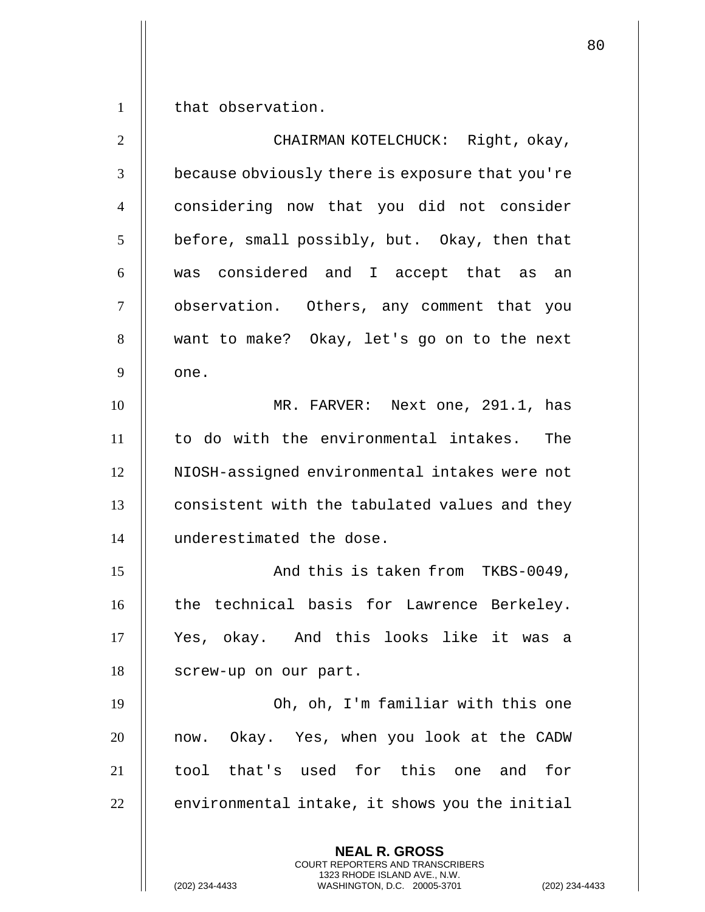that observation.

CHAIRMAN KOTELCHUCK: Right, okay, because obviously there is exposure that you're considering now that you did not consider before, small possibly, but. Okay, then that was considered and I accept that as an observation. Others, any comment that you want to make? Okay, let's go on to the next one.

MR. FARVER: Next one, 291.1, has to do with the environmental intakes. The NIOSH-assigned environmental intakes were not consistent with the tabulated values and they underestimated the dose.

And this is taken from TKBS-0049, the technical basis for Lawrence Berkeley. Yes, okay. And this looks like it was a screw-up on our part.

Oh, oh, I'm familiar with this one now. Okay. Yes, when you look at the CADW tool that's used for this one and for environmental intake, it shows you the initial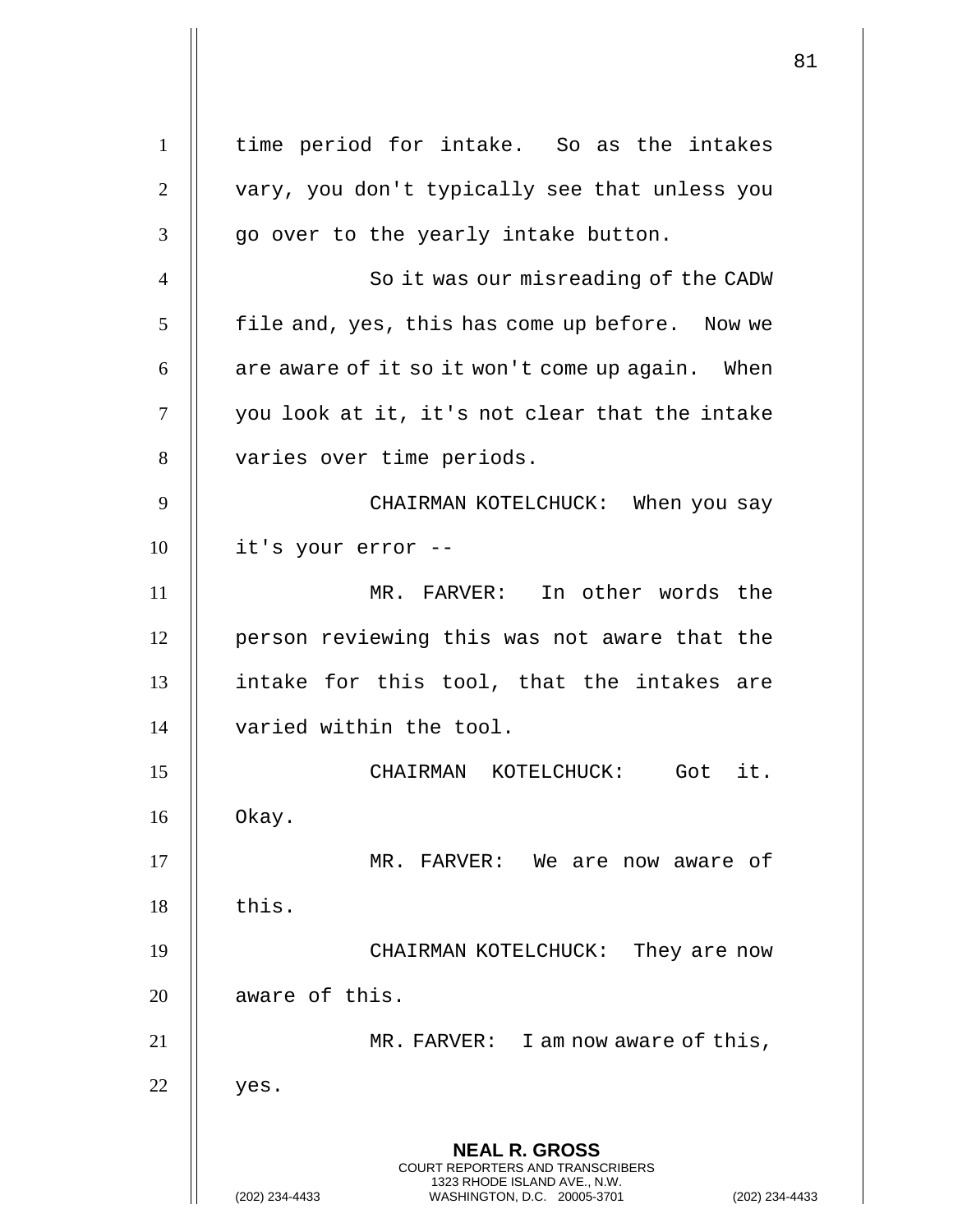time period for intake. So as the intakes vary, you don't typically see that unless you go over to the yearly intake button.

So it was our misreading of the CADW file and, yes, this has come up before. Now we are aware of it so it won't come up again. When you look at it, it's not clear that the intake varies over time periods.

CHAIRMAN KOTELCHUCK: When you say it's your error --

MR. FARVER: In other words the person reviewing this was not aware that the intake for this tool, that the intakes are varied within the tool.

CHAIRMAN KOTELCHUCK: Got it. Okay.

MR. FARVER: We are now aware of this.

CHAIRMAN KOTELCHUCK: They are now aware of this.

MR. FARVER: I am now aware of this, yes.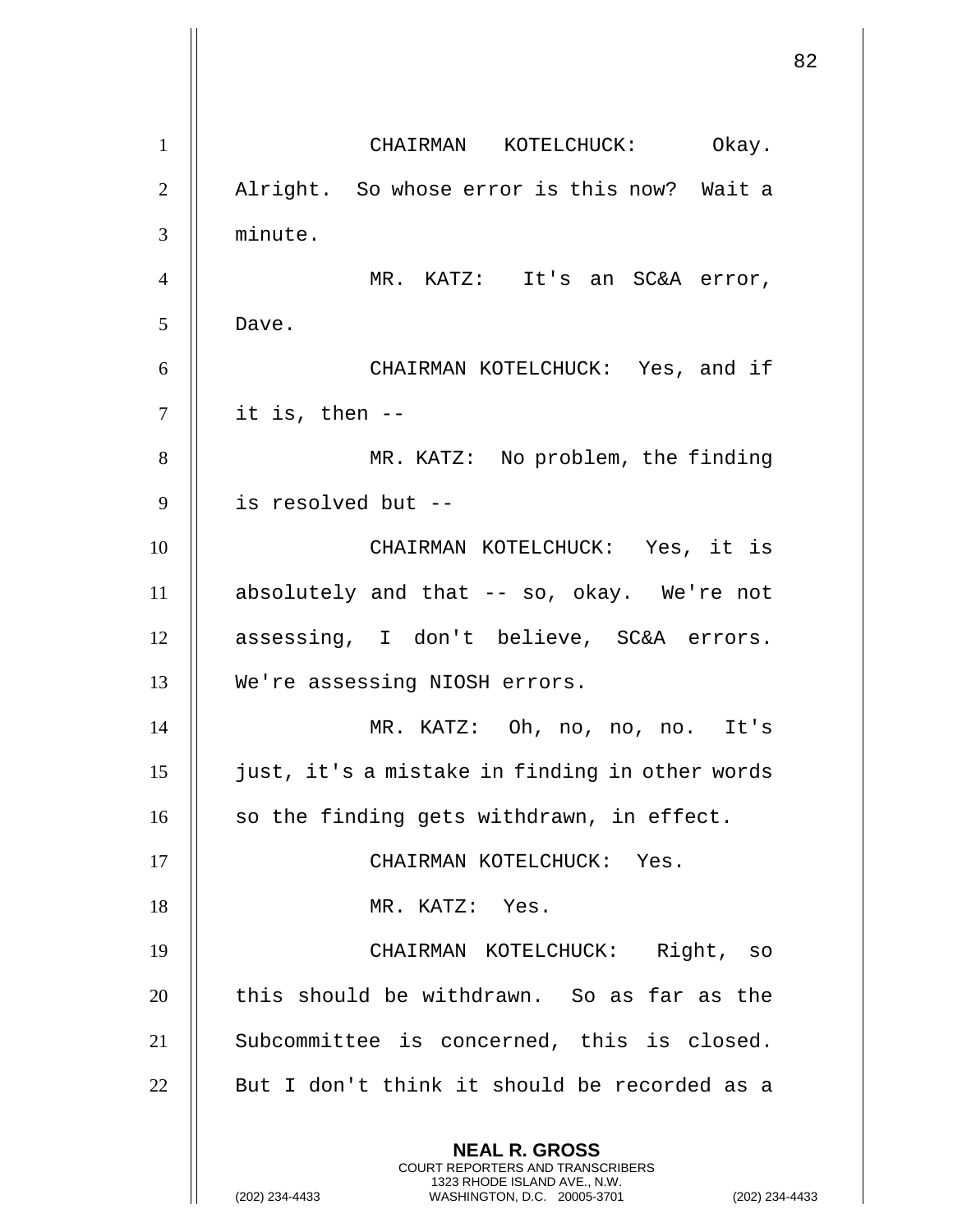CHAIRMAN KOTELCHUCK: Okay. Alright. So whose error is this now? Wait a minute.

MR. KATZ: It's an SC&A error, Dave.

CHAIRMAN KOTELCHUCK: Yes, and if it is, then --

MR. KATZ: No problem, the finding is resolved but --

CHAIRMAN KOTELCHUCK: Yes, it is absolutely and that -- so, okay. We're not assessing, I don't believe, SC&A errors. We're assessing NIOSH errors.

MR. KATZ: Oh, no, no, no. It's just, it's a mistake in finding in other words so the finding gets withdrawn, in effect.

CHAIRMAN KOTELCHUCK: Yes.

MR. KATZ: Yes.

CHAIRMAN KOTELCHUCK: Right, so this should be withdrawn. So as far as the Subcommittee is concerned, this is closed. But I don't think it should be recorded as a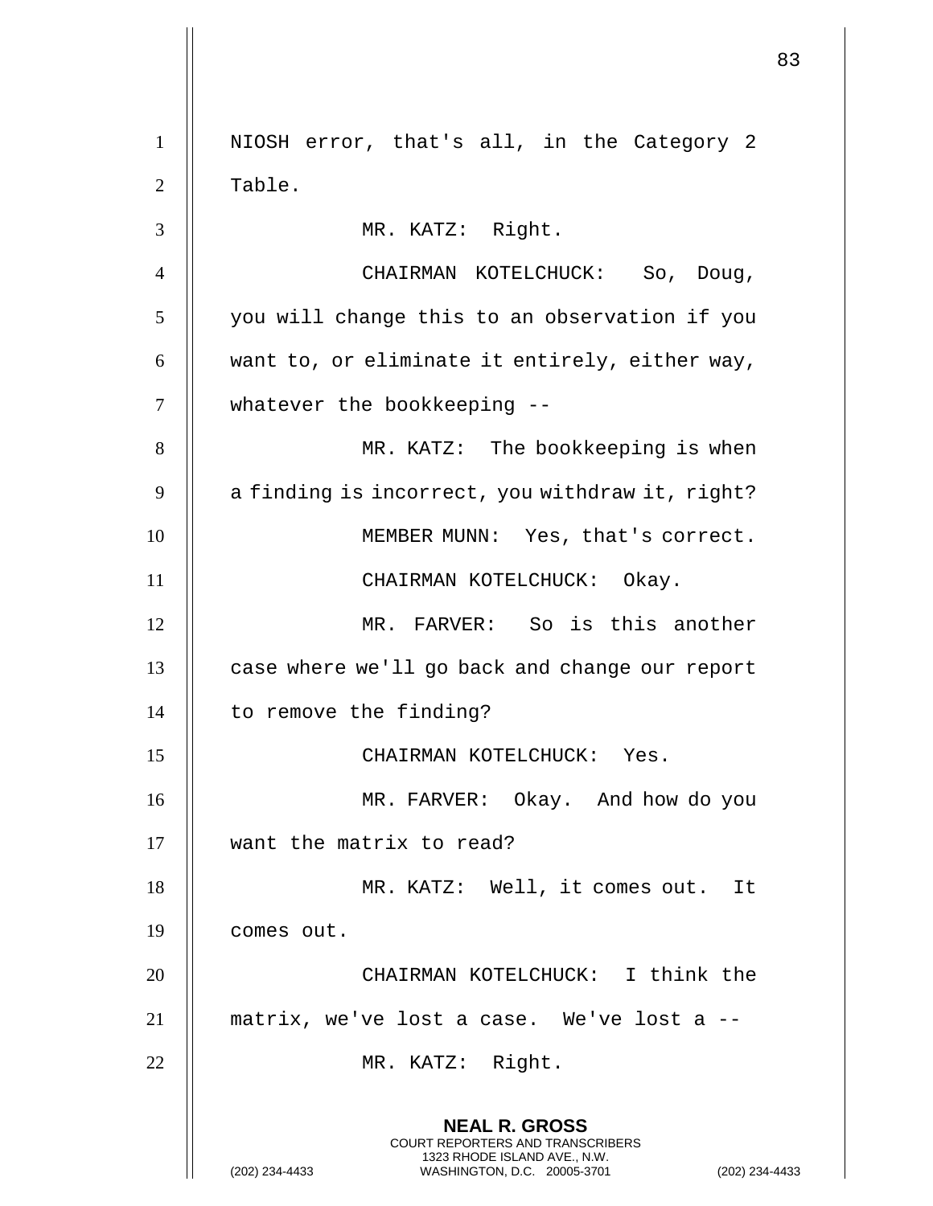NIOSH error, that's all, in the Category 2 Table.

MR. KATZ: Right.

CHAIRMAN KOTELCHUCK: So, Doug, you will change this to an observation if you want to, or eliminate it entirely, either way, whatever the bookkeeping --

MR. KATZ: The bookkeeping is when a finding is incorrect, you withdraw it, right?

MEMBER MUNN: Yes, that's correct.

CHAIRMAN KOTELCHUCK: Okay.

MR. FARVER: So is this another case where we'll go back and change our report to remove the finding?

CHAIRMAN KOTELCHUCK: Yes.

MR. FARVER: Okay. And how do you want the matrix to read?

MR. KATZ: Well, it comes out. It comes out.

CHAIRMAN KOTELCHUCK: I think the matrix, we've lost a case. We've lost a --

MR. KATZ: Right.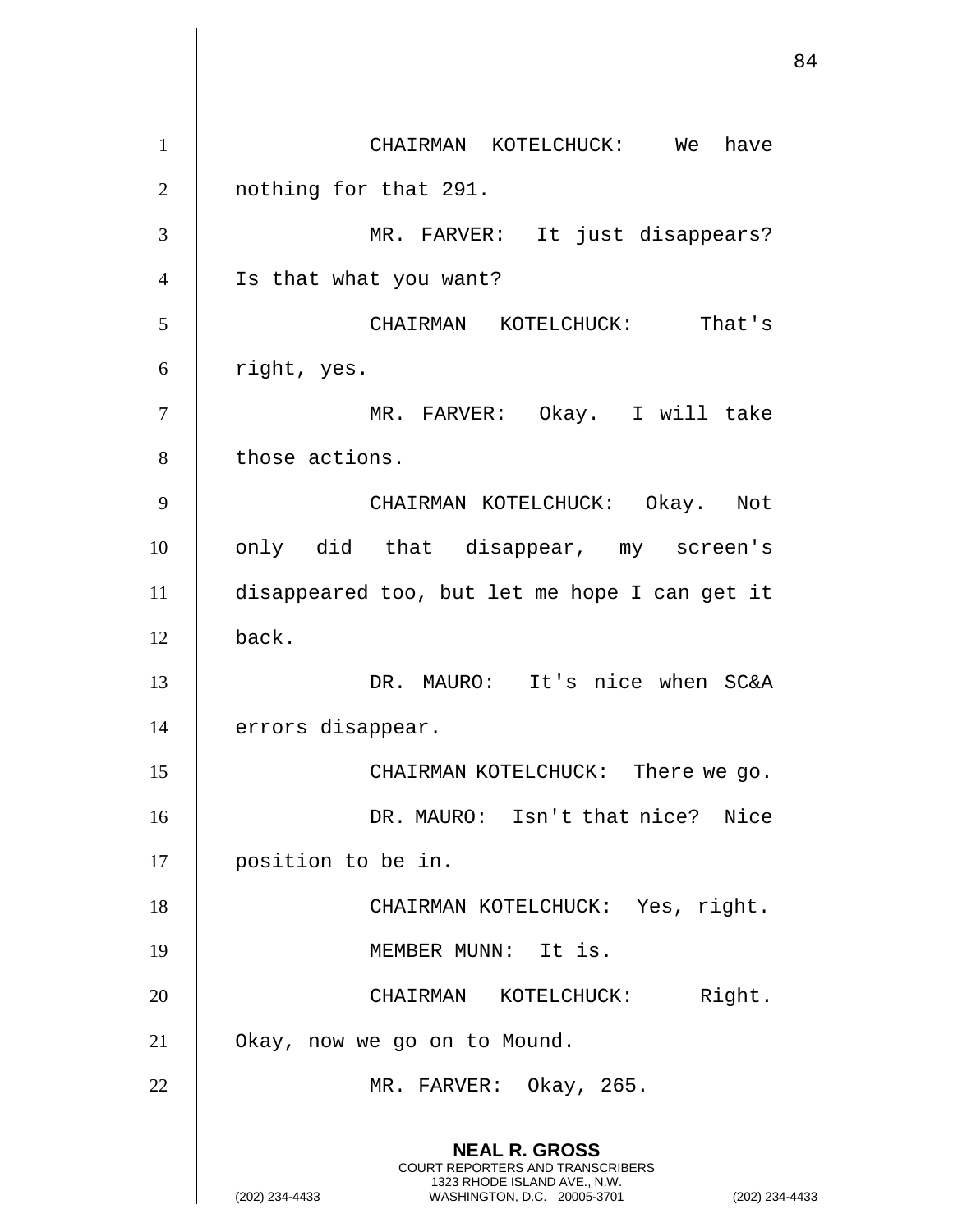CHAIRMAN KOTELCHUCK: We have nothing for that 291.

MR. FARVER: It just disappears? Is that what you want?

CHAIRMAN KOTELCHUCK: That's right, yes.

MR. FARVER: Okay. I will take those actions.

CHAIRMAN KOTELCHUCK: Okay. Not only did that disappear, my screen's disappeared too, but let me hope I can get it back.

DR. MAURO: It's nice when SC&A errors disappear.

CHAIRMAN KOTELCHUCK: There we go.

DR. MAURO: Isn't that nice? Nice position to be in.

CHAIRMAN KOTELCHUCK: Yes, right.

MEMBER MUNN: It is.

CHAIRMAN KOTELCHUCK: Right. Okay, now we go on to Mound.

MR. FARVER: Okay, 265.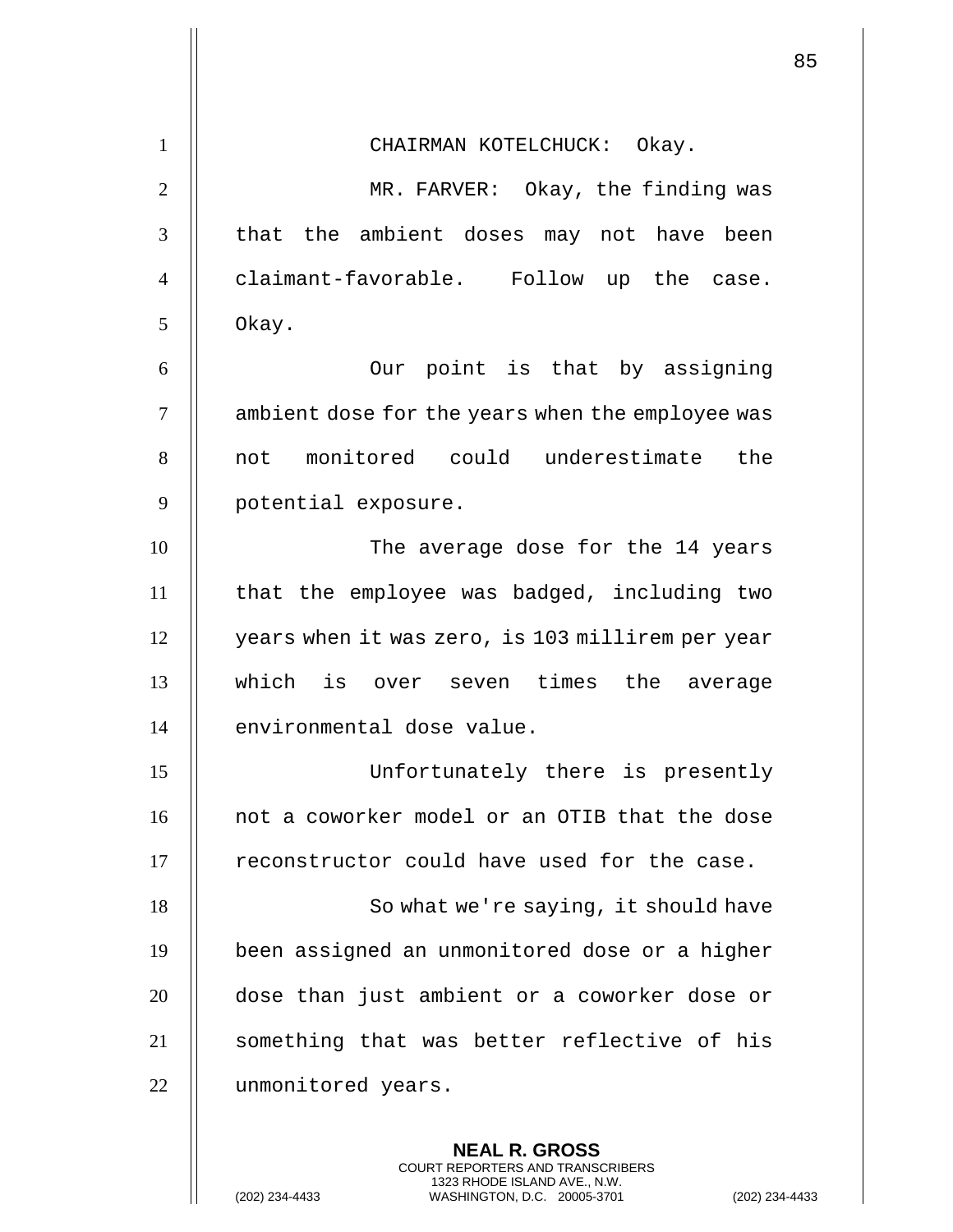CHAIRMAN KOTELCHUCK: Okay.

MR. FARVER: Okay, the finding was that the ambient doses may not have been claimant-favorable. Follow up the case. Okay.

Our point is that by assigning ambient dose for the years when the employee was not monitored could underestimate the potential exposure.

The average dose for the 14 years that the employee was badged, including two years when it was zero, is 103 millirem per year which is over seven times the average environmental dose value.

Unfortunately there is presently not a coworker model or an OTIB that the dose reconstructor could have used for the case.

So what we're saying, it should have been assigned an unmonitored dose or a higher dose than just ambient or a coworker dose or something that was better reflective of his unmonitored years.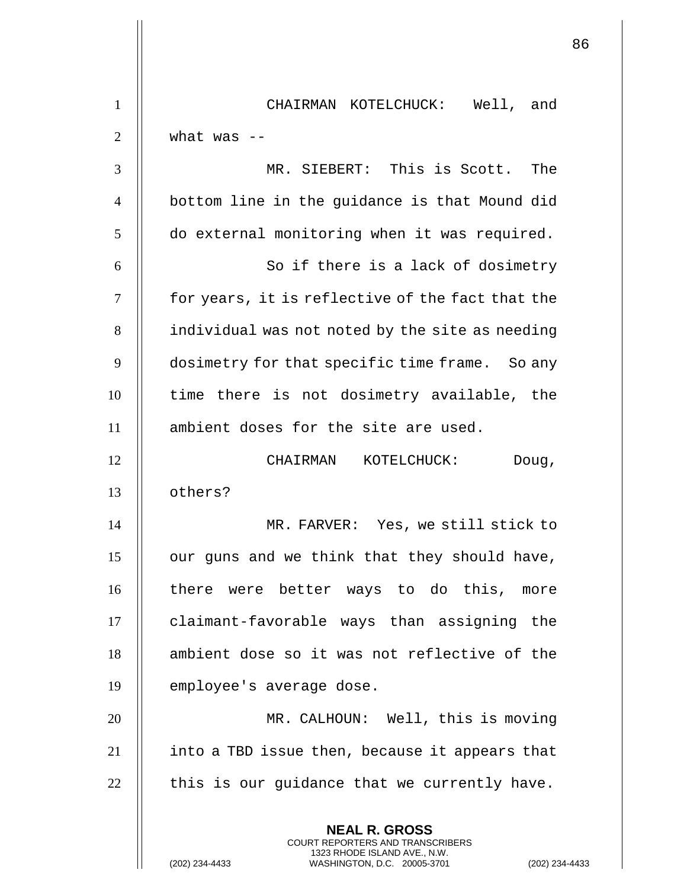CHAIRMAN KOTELCHUCK: Well, and what was --

MR. SIEBERT: This is Scott. The bottom line in the guidance is that Mound did do external monitoring when it was required.

So if there is a lack of dosimetry for years, it is reflective of the fact that the individual was not noted by the site as needing dosimetry for that specific time frame. So any time there is not dosimetry available, the ambient doses for the site are used.

CHAIRMAN KOTELCHUCK: Doug, others?

MR. FARVER: Yes, we still stick to our guns and we think that they should have, there were better ways to do this, more claimant-favorable ways than assigning the ambient dose so it was not reflective of the employee's average dose.

MR. CALHOUN: Well, this is moving into a TBD issue then, because it appears that this is our guidance that we currently have.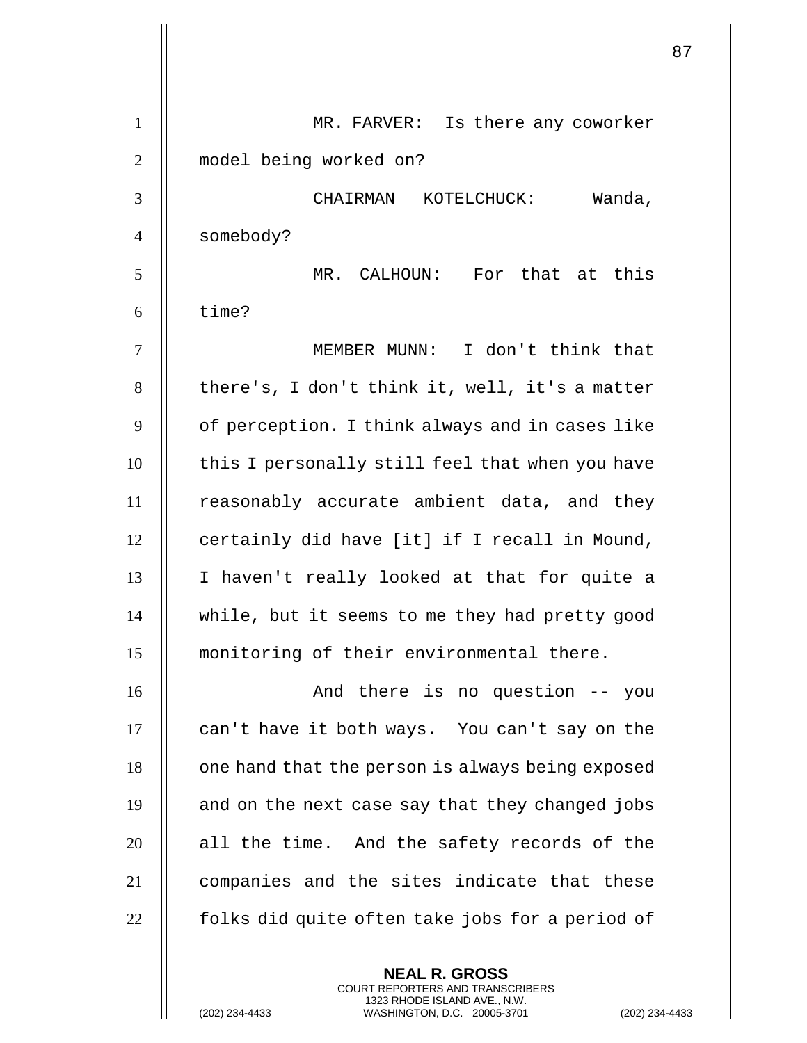MR. FARVER: Is there any coworker model being worked on?

CHAIRMAN KOTELCHUCK: Wanda, somebody?

MR. CALHOUN: For that at this time?

MEMBER MUNN: I don't think that there's, I don't think it, well, it's a matter of perception. I think always and in cases like this I personally still feel that when you have reasonably accurate ambient data, and they certainly did have [it] if I recall in Mound, I haven't really looked at that for quite a while, but it seems to me they had pretty good monitoring of their environmental there.

And there is no question -- you can't have it both ways. You can't say on the one hand that the person is always being exposed and on the next case say that they changed jobs all the time. And the safety records of the companies and the sites indicate that these folks did quite often take jobs for a period of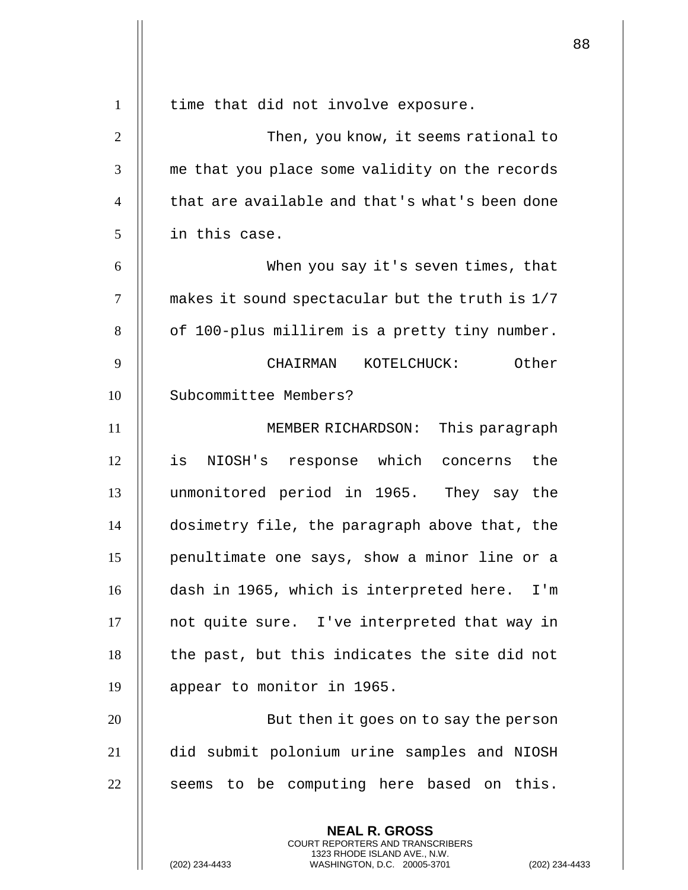time that did not involve exposure.

Then, you know, it seems rational to me that you place some validity on the records that are available and that's what's been done in this case.

When you say it's seven times, that makes it sound spectacular but the truth is 1/7 of 100-plus millirem is a pretty tiny number.

CHAIRMAN KOTELCHUCK: Other Subcommittee Members?

MEMBER RICHARDSON: This paragraph is NIOSH's response which concerns the unmonitored period in 1965. They say the dosimetry file, the paragraph above that, the penultimate one says, show a minor line or a dash in 1965, which is interpreted here. I'm not quite sure. I've interpreted that way in the past, but this indicates the site did not appear to monitor in 1965.

But then it goes on to say the person did submit polonium urine samples and NIOSH seems to be computing here based on this.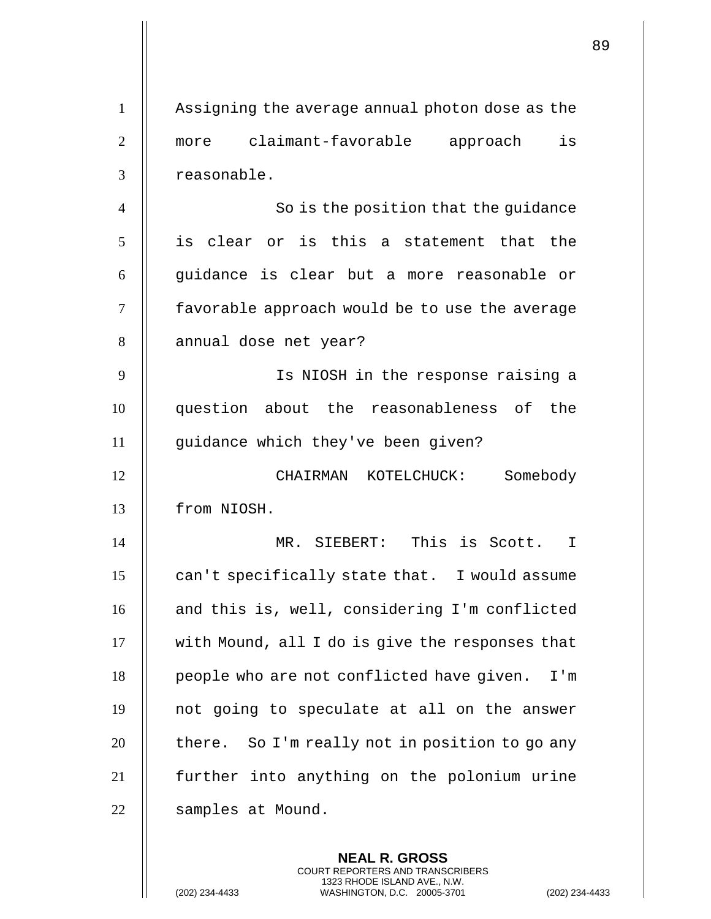Assigning the average annual photon dose as the more claimant-favorable approach is reasonable.

So is the position that the guidance is clear or is this a statement that the guidance is clear but a more reasonable or favorable approach would be to use the average annual dose net year?

Is NIOSH in the response raising a question about the reasonableness of the guidance which they've been given?

CHAIRMAN KOTELCHUCK: Somebody from NIOSH.

MR. SIEBERT: This is Scott. I can't specifically state that. I would assume and this is, well, considering I'm conflicted with Mound, all I do is give the responses that people who are not conflicted have given. I'm not going to speculate at all on the answer there. So I'm really not in position to go any further into anything on the polonium urine samples at Mound.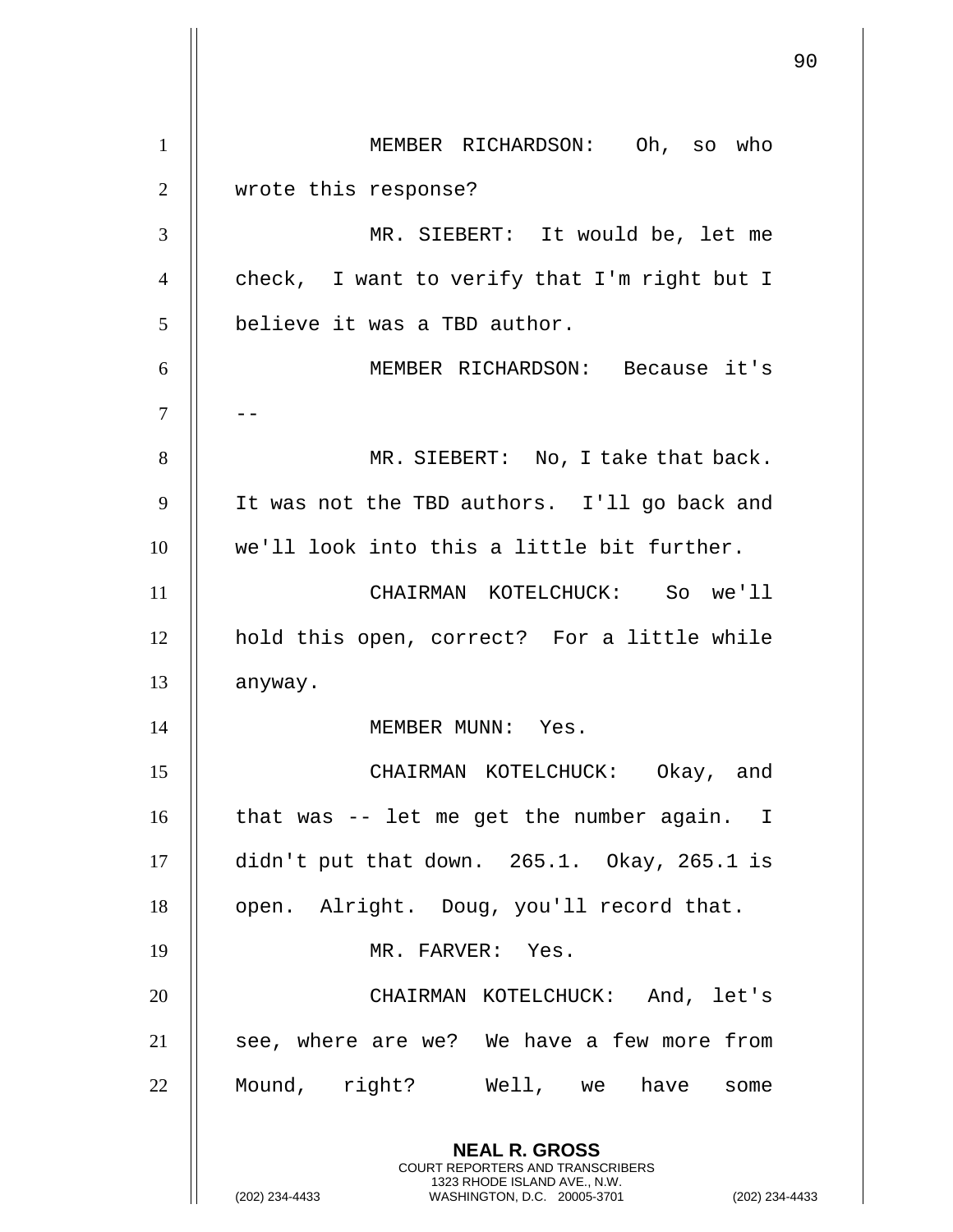MEMBER RICHARDSON: Oh, so who wrote this response?

MR. SIEBERT: It would be, let me check, I want to verify that I'm right but I believe it was a TBD author.

MEMBER RICHARDSON: Because it's --

MR. SIEBERT: No, I take that back. It was not the TBD authors. I'll go back and we'll look into this a little bit further.

CHAIRMAN KOTELCHUCK: So we'll hold this open, correct? For a little while anyway.

MEMBER MUNN: Yes.

CHAIRMAN KOTELCHUCK: Okay, and that was -- let me get the number again. I didn't put that down. 265.1. Okay, 265.1 is open. Alright. Doug, you'll record that.

MR. FARVER: Yes.

CHAIRMAN KOTELCHUCK: And, let's see, where are we? We have a few more from Mound, right? Well, we have some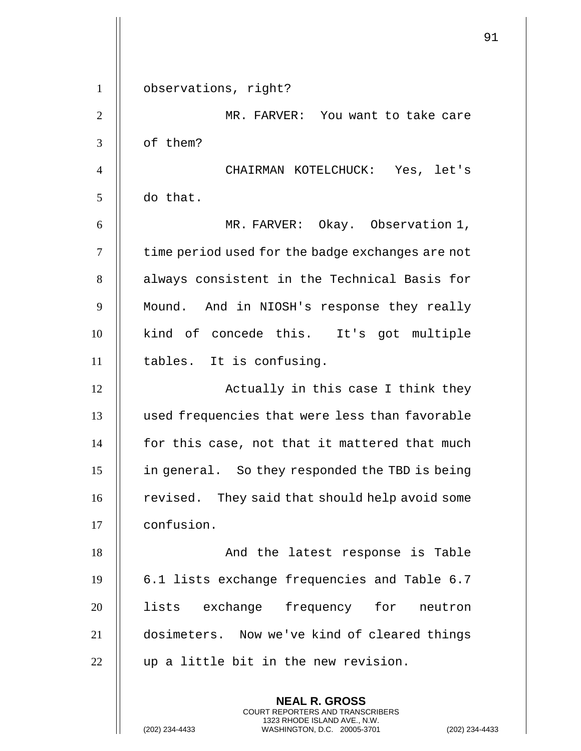observations, right?

MR. FARVER: You want to take care of them?

CHAIRMAN KOTELCHUCK: Yes, let's do that.

MR. FARVER: Okay. Observation 1, time period used for the badge exchanges are not always consistent in the Technical Basis for Mound. And in NIOSH's response they really kind of concede this. It's got multiple tables. It is confusing.

Actually in this case I think they used frequencies that were less than favorable for this case, not that it mattered that much in general. So they responded the TBD is being revised. They said that should help avoid some confusion.

And the latest response is Table 6.1 lists exchange frequencies and Table 6.7 lists exchange frequency for neutron dosimeters. Now we've kind of cleared things up a little bit in the new revision.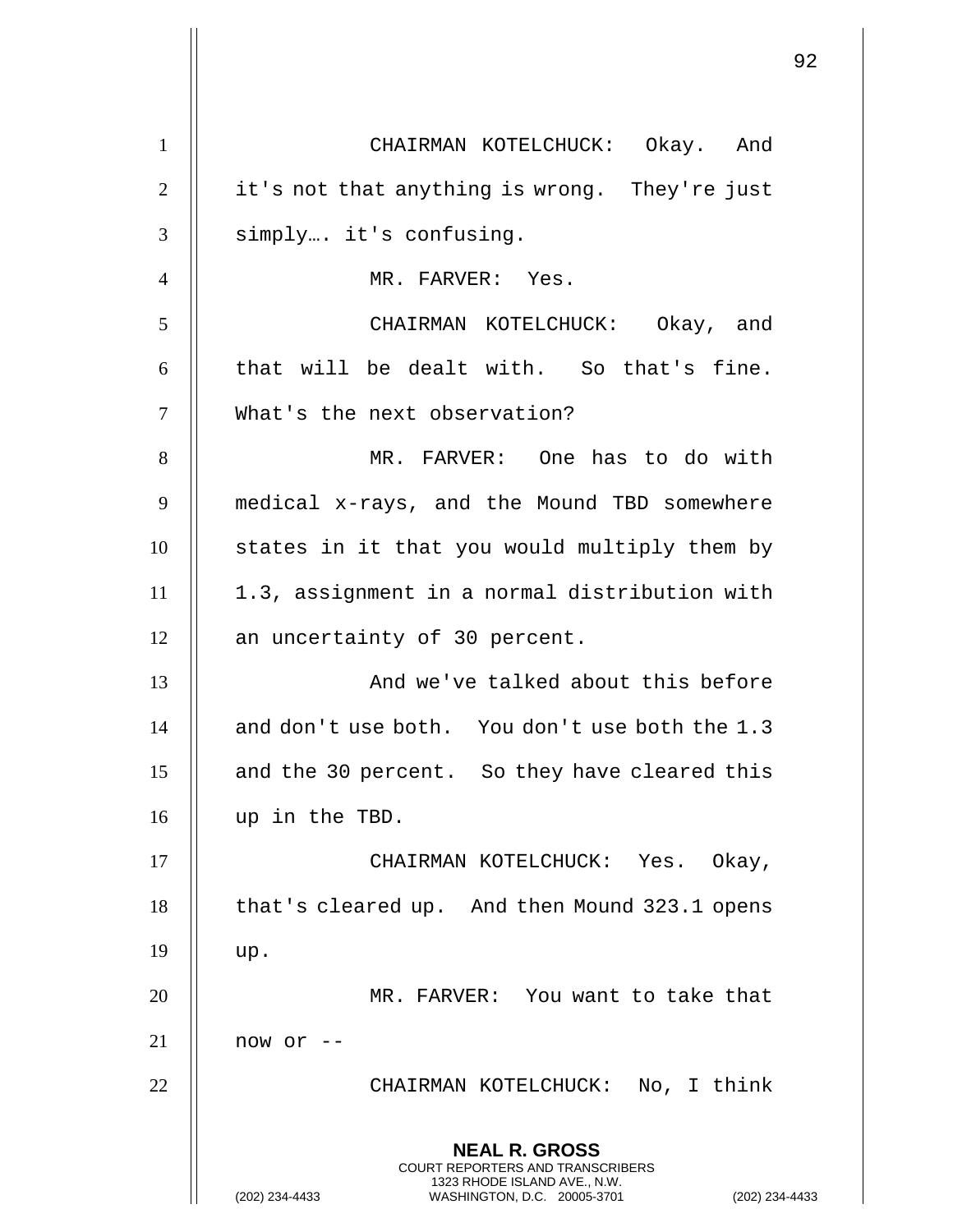CHAIRMAN KOTELCHUCK: Okay. And it's not that anything is wrong. They're just simply…. it's confusing.

MR. FARVER: Yes.

CHAIRMAN KOTELCHUCK: Okay, and that will be dealt with. So that's fine. What's the next observation?

MR. FARVER: One has to do with medical x-rays, and the Mound TBD somewhere states in it that you would multiply them by 1.3, assignment in a normal distribution with an uncertainty of 30 percent.

And we've talked about this before and don't use both. You don't use both the 1.3 and the 30 percent. So they have cleared this up in the TBD.

CHAIRMAN KOTELCHUCK: Yes. Okay, that's cleared up. And then Mound 323.1 opens up.

MR. FARVER: You want to take that now or --

CHAIRMAN KOTELCHUCK: No, I think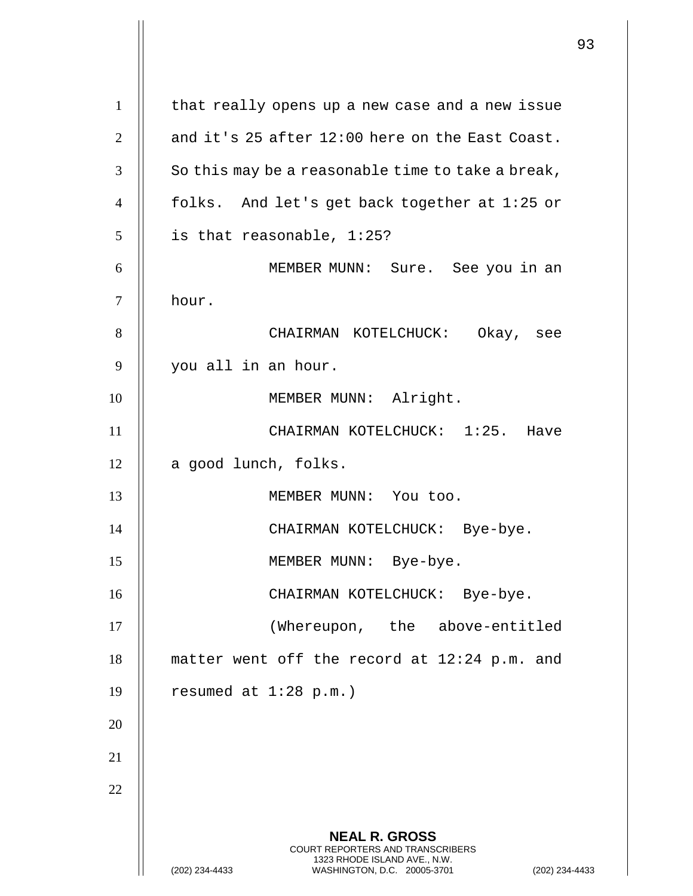that really opens up a new case and a new issue and it's 25 after 12:00 here on the East Coast. So this may be a reasonable time to take a break, folks. And let's get back together at 1:25 or is that reasonable, 1:25?

MEMBER MUNN: Sure. See you in an hour.

CHAIRMAN KOTELCHUCK: Okay, see you all in an hour.

MEMBER MUNN: Alright.

CHAIRMAN KOTELCHUCK: 1:25. Have a good lunch, folks.

MEMBER MUNN: You too.

CHAIRMAN KOTELCHUCK: Bye-bye.

MEMBER MUNN: Bye-bye.

CHAIRMAN KOTELCHUCK: Bye-bye.

(Whereupon, the above-entitled matter went off the record at 12:24 p.m. and resumed at 1:28 p.m.)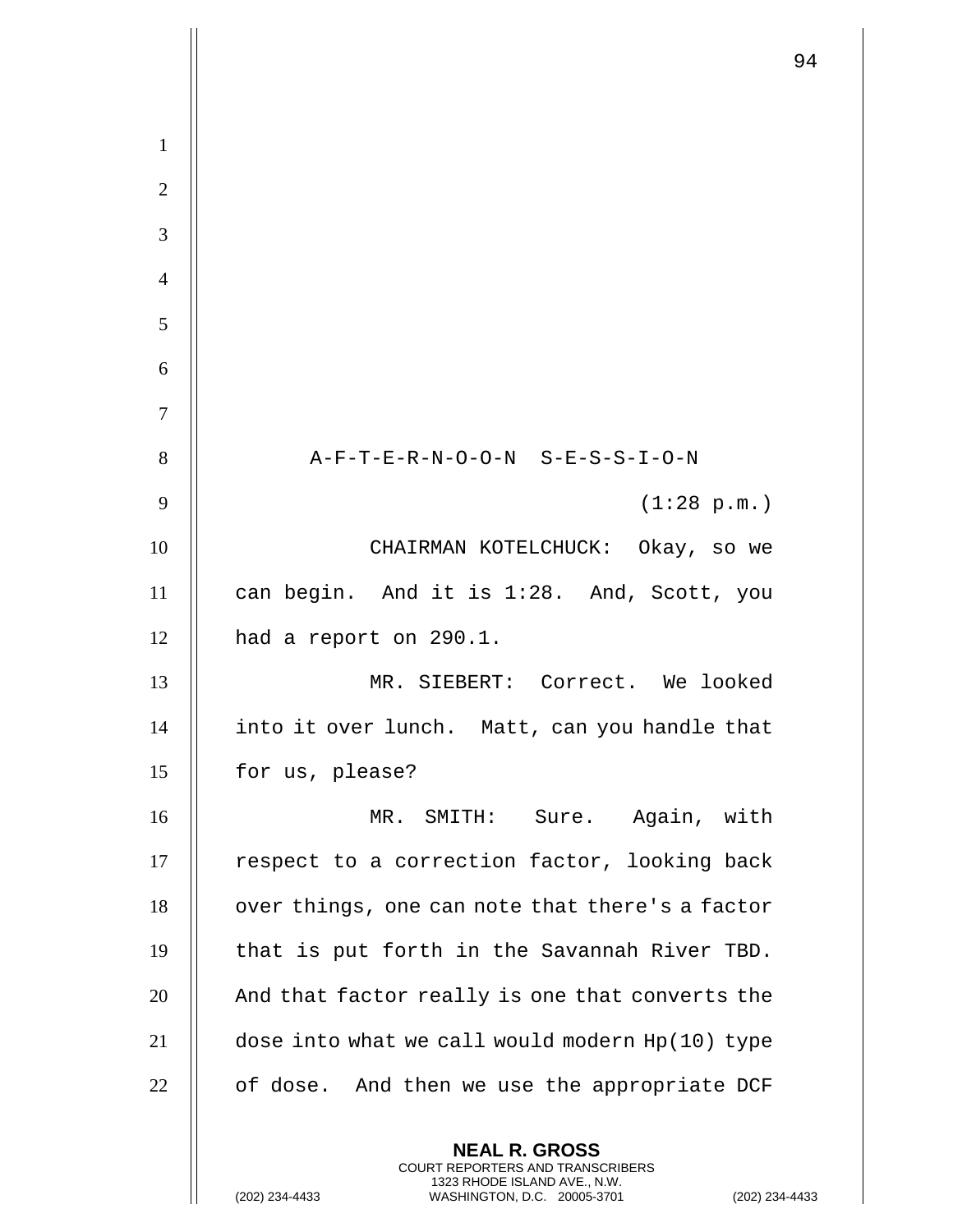A-F-T-E-R-N-O-O-N S-E-S-S-I-O-N

(1:28 p.m.)

CHAIRMAN KOTELCHUCK: Okay, so we can begin. And it is 1:28. And, Scott, you had a report on 290.1.

MR. SIEBERT: Correct. We looked into it over lunch. Matt, can you handle that for us, please?

MR. SMITH: Sure. Again, with respect to a correction factor, looking back over things, one can note that there's a factor that is put forth in the Savannah River TBD. And that factor really is one that converts the dose into what we call would modern Hp(10) type of dose. And then we use the appropriate DCF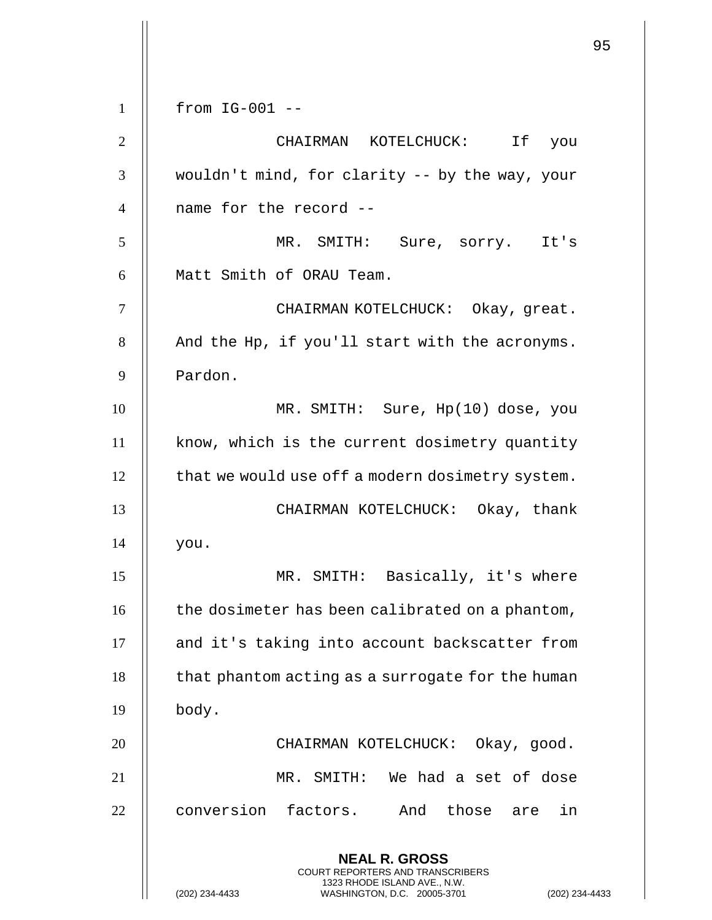from IG-001 --

CHAIRMAN KOTELCHUCK: If you wouldn't mind, for clarity -- by the way, your name for the record --

MR. SMITH: Sure, sorry. It's Matt Smith of ORAU Team.

CHAIRMAN KOTELCHUCK: Okay, great. And the Hp, if you'll start with the acronyms. Pardon.

MR. SMITH: Sure, Hp(10) dose, you know, which is the current dosimetry quantity that we would use off a modern dosimetry system.

CHAIRMAN KOTELCHUCK: Okay, thank you.

MR. SMITH: Basically, it's where the dosimeter has been calibrated on a phantom, and it's taking into account backscatter from that phantom acting as a surrogate for the human body.

CHAIRMAN KOTELCHUCK: Okay, good.

MR. SMITH: We had a set of dose conversion factors. And those are in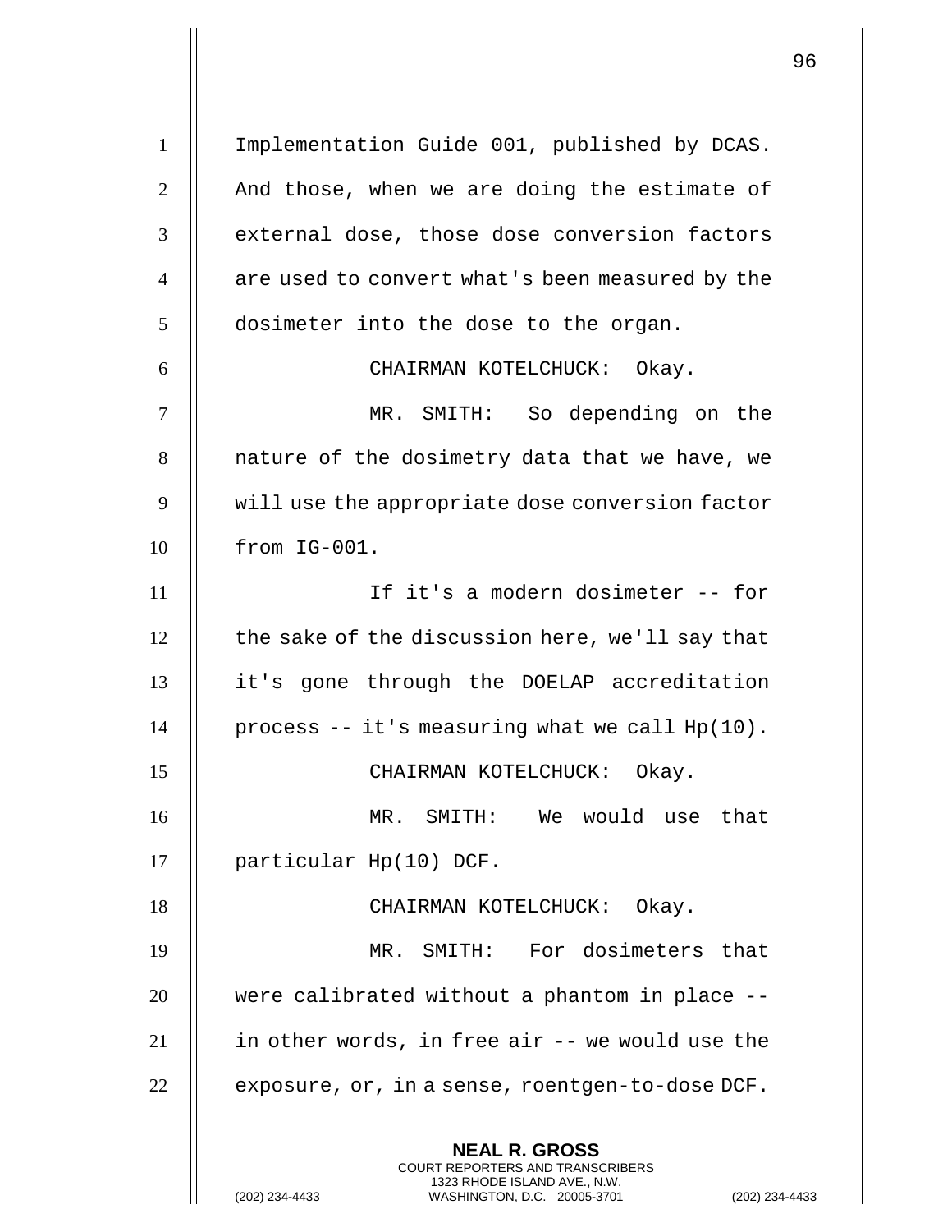Implementation Guide 001, published by DCAS. And those, when we are doing the estimate of external dose, those dose conversion factors are used to convert what's been measured by the dosimeter into the dose to the organ.

CHAIRMAN KOTELCHUCK: Okay.

MR. SMITH: So depending on the nature of the dosimetry data that we have, we will use the appropriate dose conversion factor from IG-001.

If it's a modern dosimeter -- for the sake of the discussion here, we'll say that it's gone through the DOELAP accreditation process -- it's measuring what we call Hp(10).

CHAIRMAN KOTELCHUCK: Okay.

MR. SMITH: We would use that particular Hp(10) DCF.

CHAIRMAN KOTELCHUCK: Okay.

MR. SMITH: For dosimeters that were calibrated without a phantom in place -- in other words, in free air -- we would use the exposure, or, in a sense, roentgen-to-dose DCF.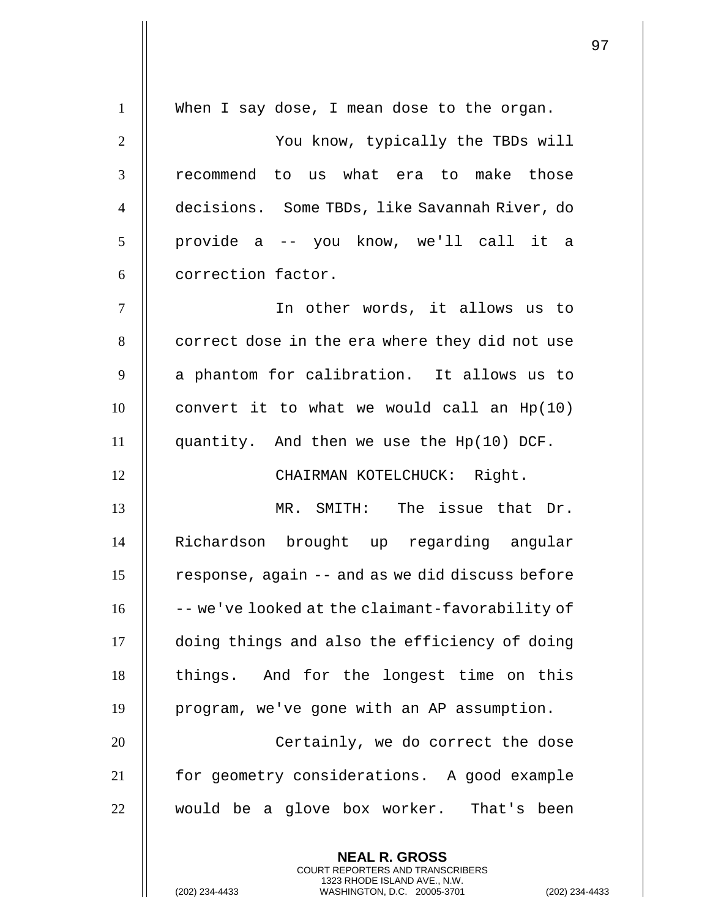When I say dose, I mean dose to the organ.

You know, typically the TBDs will recommend to us what era to make those decisions. Some TBDs, like Savannah River, do provide a -- you know, we'll call it a correction factor.

In other words, it allows us to correct dose in the era where they did not use a phantom for calibration. It allows us to convert it to what we would call an Hp(10) quantity. And then we use the Hp(10) DCF.

CHAIRMAN KOTELCHUCK: Right.

MR. SMITH: The issue that Dr. Richardson brought up regarding angular response, again -- and as we did discuss before -- we've looked at the claimant-favorability of doing things and also the efficiency of doing things. And for the longest time on this program, we've gone with an AP assumption.

Certainly, we do correct the dose for geometry considerations. A good example would be a glove box worker. That's been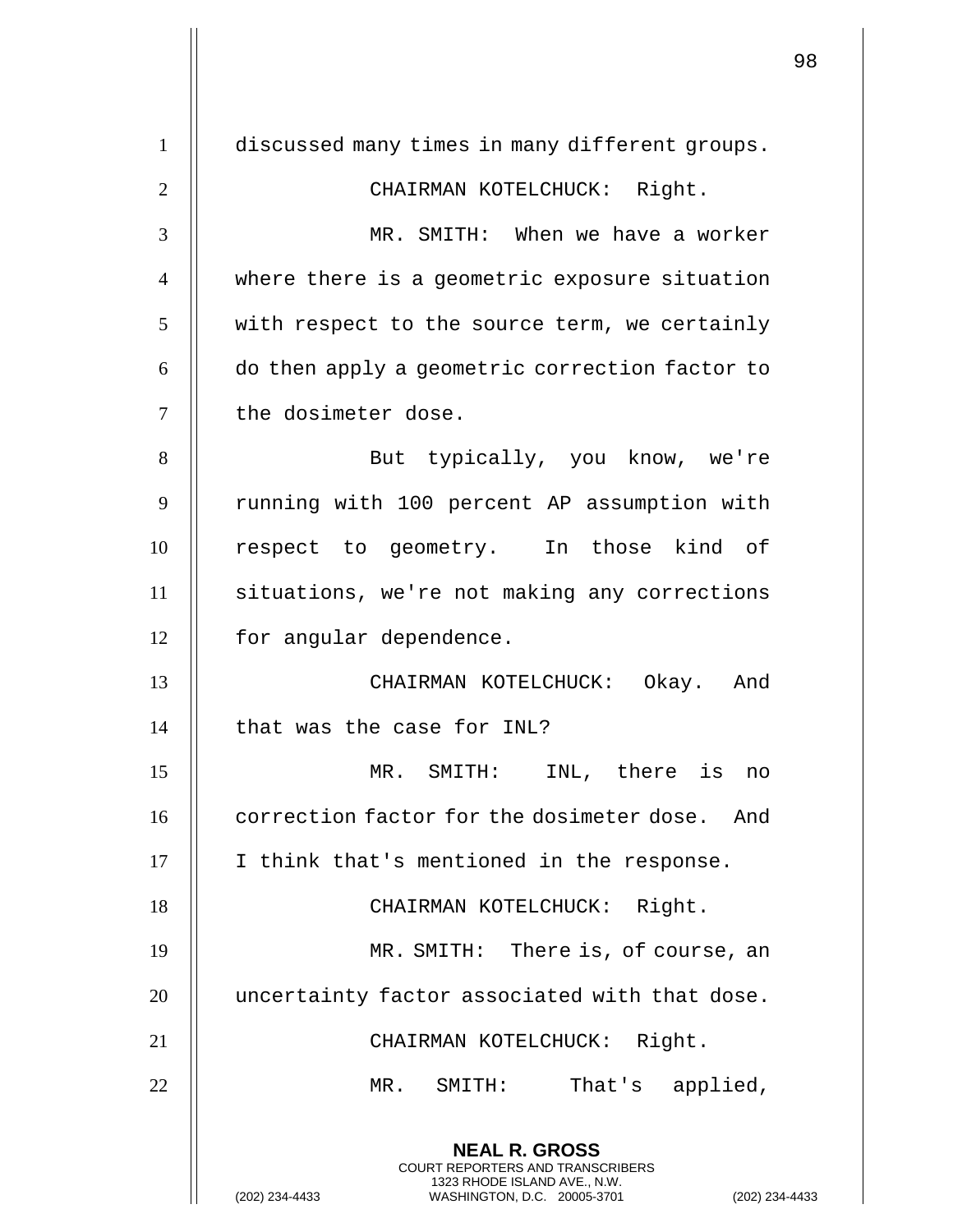discussed many times in many different groups.

CHAIRMAN KOTELCHUCK: Right.

MR. SMITH: When we have a worker where there is a geometric exposure situation with respect to the source term, we certainly do then apply a geometric correction factor to the dosimeter dose.

But typically, you know, we're running with 100 percent AP assumption with respect to geometry. In those kind of situations, we're not making any corrections for angular dependence.

CHAIRMAN KOTELCHUCK: Okay. And that was the case for INL?

MR. SMITH: INL, there is no correction factor for the dosimeter dose. And I think that's mentioned in the response.

CHAIRMAN KOTELCHUCK: Right.

MR. SMITH: There is, of course, an uncertainty factor associated with that dose.

CHAIRMAN KOTELCHUCK: Right.

MR. SMITH: That's applied,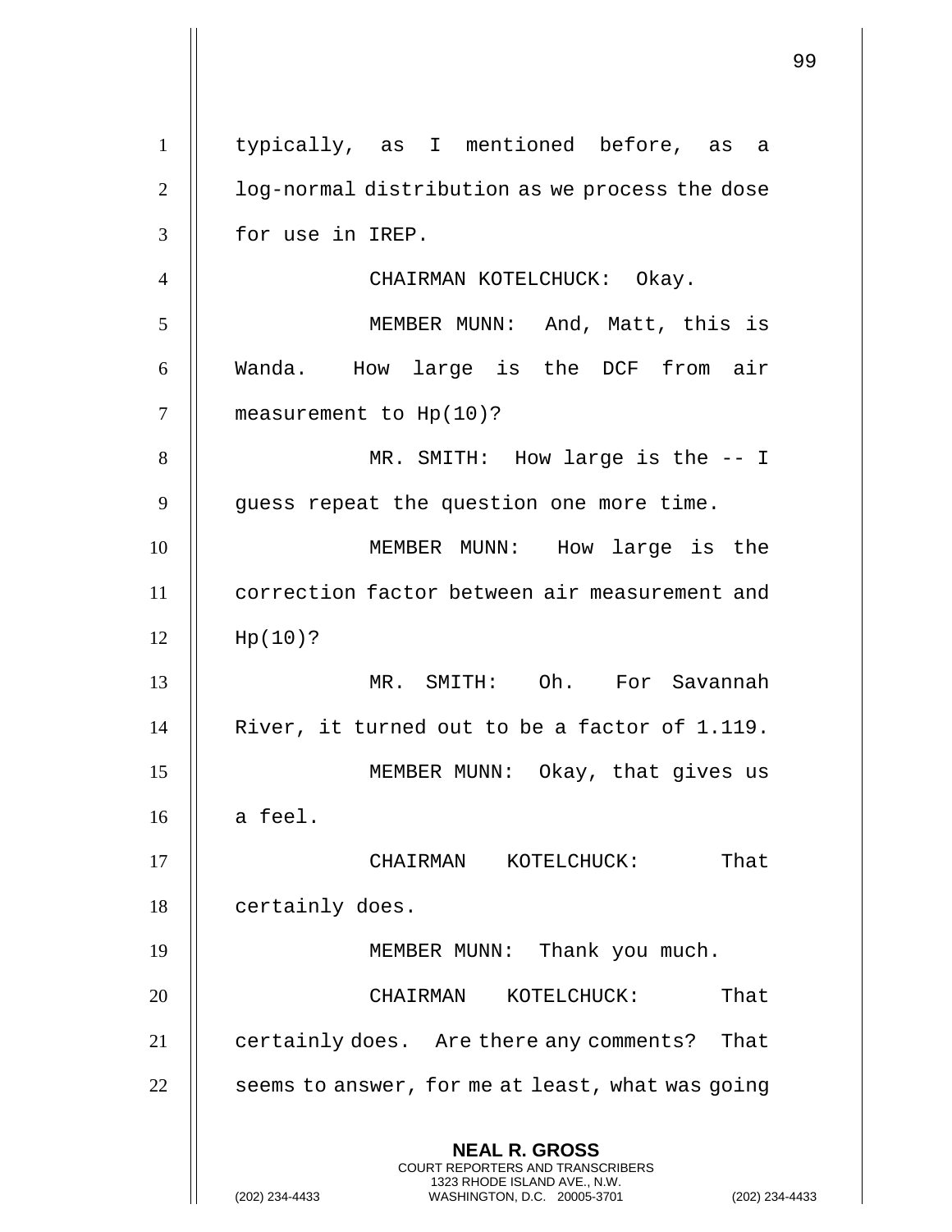typically, as I mentioned before, as a log-normal distribution as we process the dose for use in IREP.

CHAIRMAN KOTELCHUCK: Okay.

MEMBER MUNN: And, Matt, this is Wanda. How large is the DCF from air measurement to Hp(10)?

MR. SMITH: How large is the -- I guess repeat the question one more time.

MEMBER MUNN: How large is the correction factor between air measurement and Hp(10)?

MR. SMITH: Oh. For Savannah River, it turned out to be a factor of 1.119.

MEMBER MUNN: Okay, that gives us a feel.

CHAIRMAN KOTELCHUCK: That certainly does.

MEMBER MUNN: Thank you much.

CHAIRMAN KOTELCHUCK: That certainly does. Are there any comments? That seems to answer, for me at least, what was going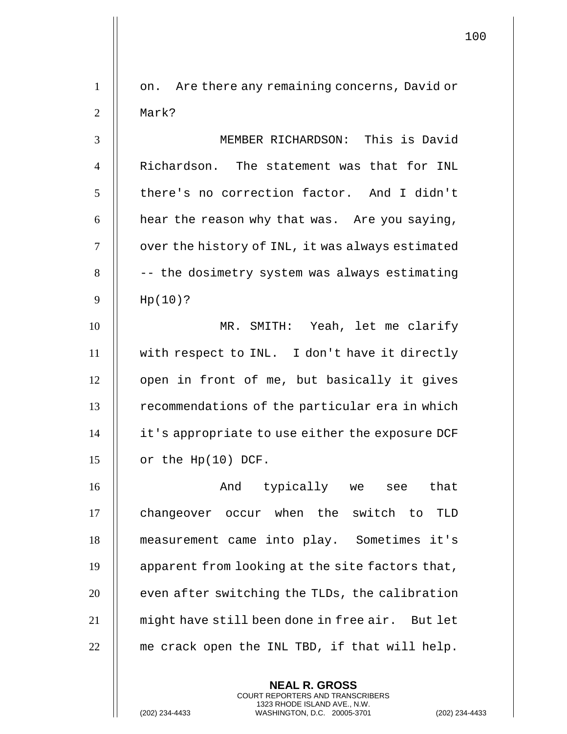on. Are there any remaining concerns, David or Mark?

MEMBER RICHARDSON: This is David Richardson. The statement was that for INL there's no correction factor. And I didn't hear the reason why that was. Are you saying, over the history of INL, it was always estimated -- the dosimetry system was always estimating Hp(10)?

MR. SMITH: Yeah, let me clarify with respect to INL. I don't have it directly open in front of me, but basically it gives recommendations of the particular era in which it's appropriate to use either the exposure DCF or the Hp(10) DCF.

And typically we see that changeover occur when the switch to TLD measurement came into play. Sometimes it's apparent from looking at the site factors that, even after switching the TLDs, the calibration might have still been done in free air. But let me crack open the INL TBD, if that will help.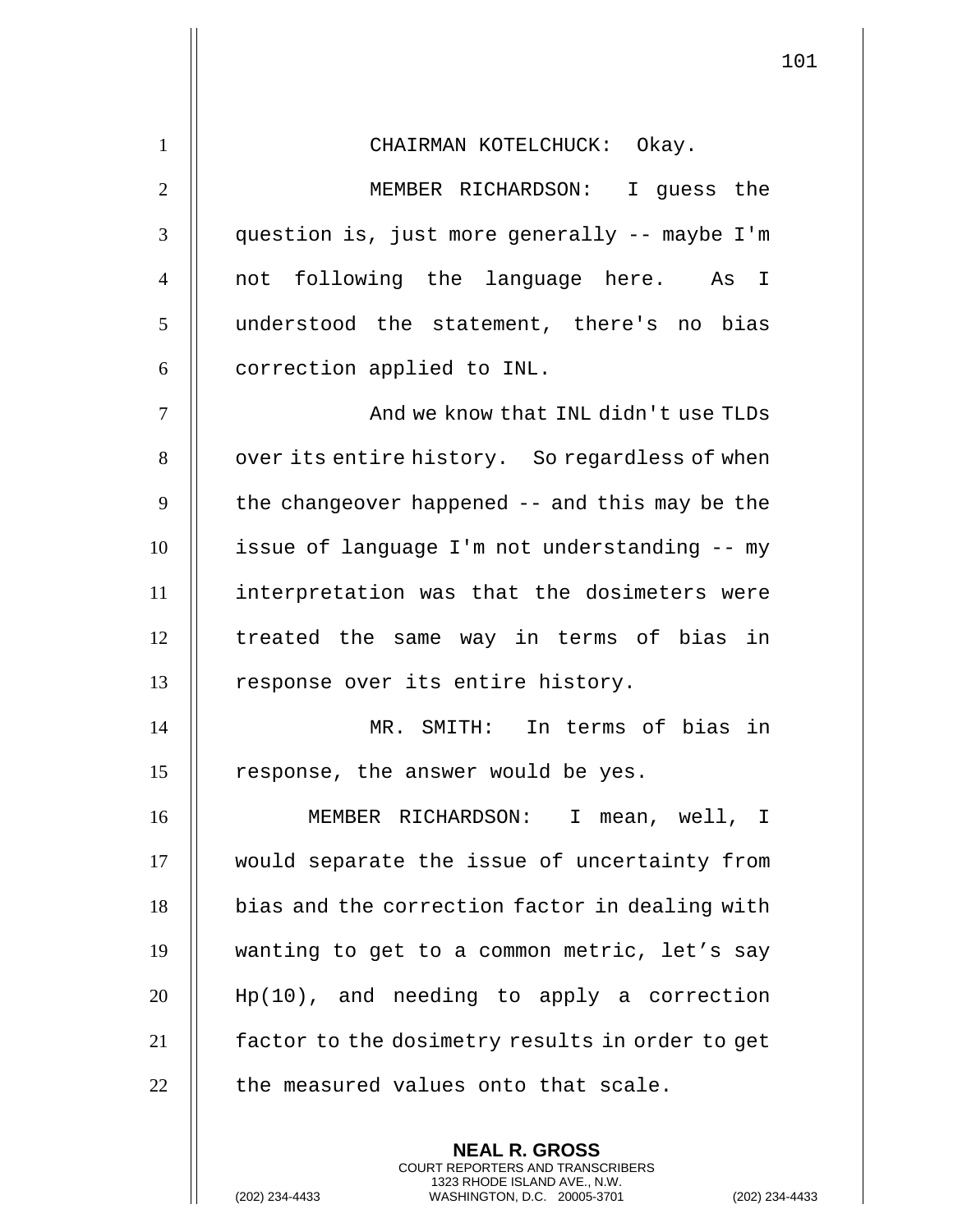CHAIRMAN KOTELCHUCK: Okay.

MEMBER RICHARDSON: I guess the question is, just more generally -- maybe I'm not following the language here. As I understood the statement, there's no bias correction applied to INL.

And we know that INL didn't use TLDs over its entire history. So regardless of when the changeover happened -- and this may be the issue of language I'm not understanding -- my interpretation was that the dosimeters were treated the same way in terms of bias in response over its entire history.

MR. SMITH: In terms of bias in response, the answer would be yes.

MEMBER RICHARDSON: I mean, well, I would separate the issue of uncertainty from bias and the correction factor in dealing with wanting to get to a common metric, let's say Hp(10), and needing to apply a correction factor to the dosimetry results in order to get the measured values onto that scale.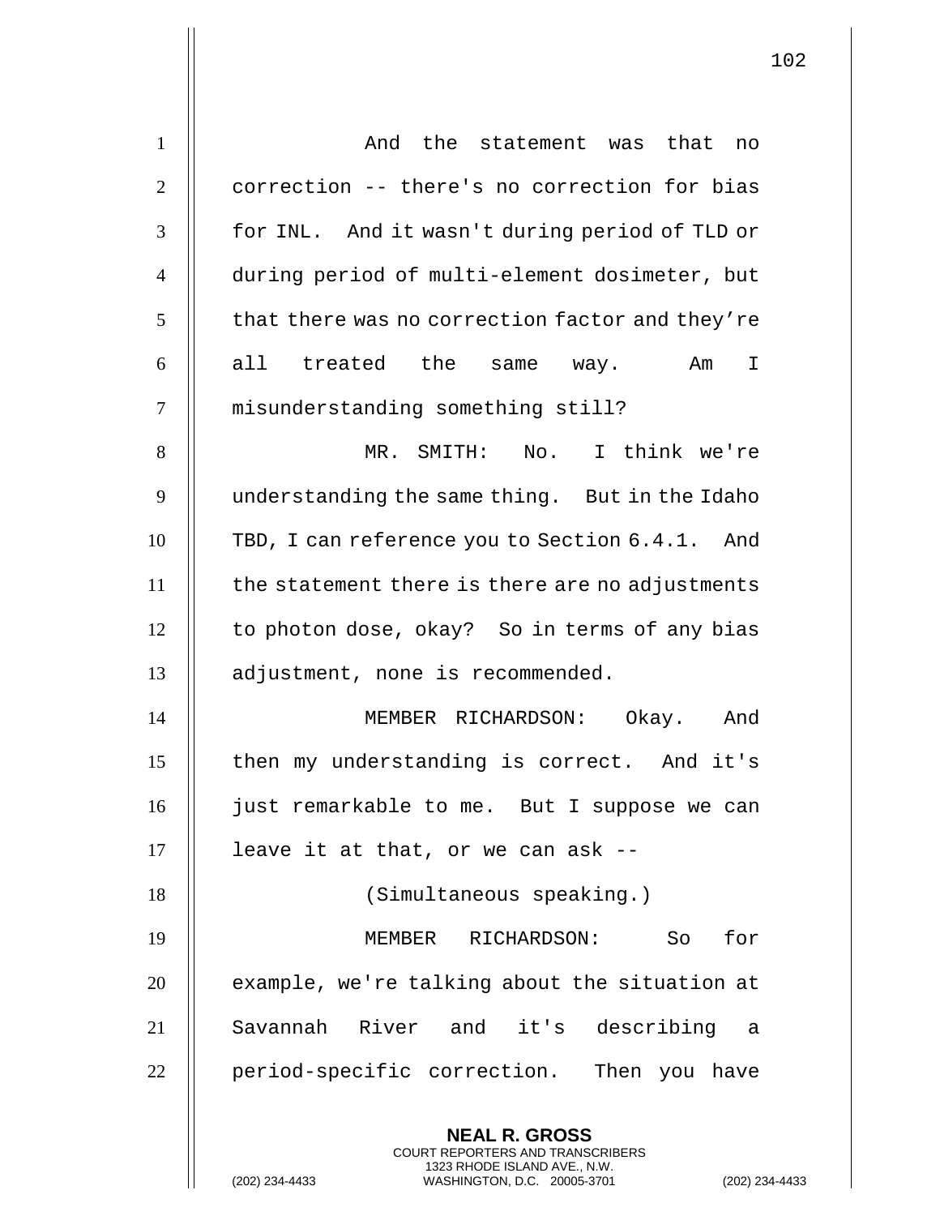And the statement was that no correction -- there's no correction for bias for INL. And it wasn't during period of TLD or during period of multi-element dosimeter, but that there was no correction factor and they're all treated the same way. Am I misunderstanding something still?

MR. SMITH: No. I think we're understanding the same thing. But in the Idaho TBD, I can reference you to Section 6.4.1. And the statement there is there are no adjustments to photon dose, okay? So in terms of any bias adjustment, none is recommended.

MEMBER RICHARDSON: Okay. And then my understanding is correct. And it's just remarkable to me. But I suppose we can leave it at that, or we can ask --

(Simultaneous speaking.)

MEMBER RICHARDSON: So for example, we're talking about the situation at Savannah River and it's describing a period-specific correction. Then you have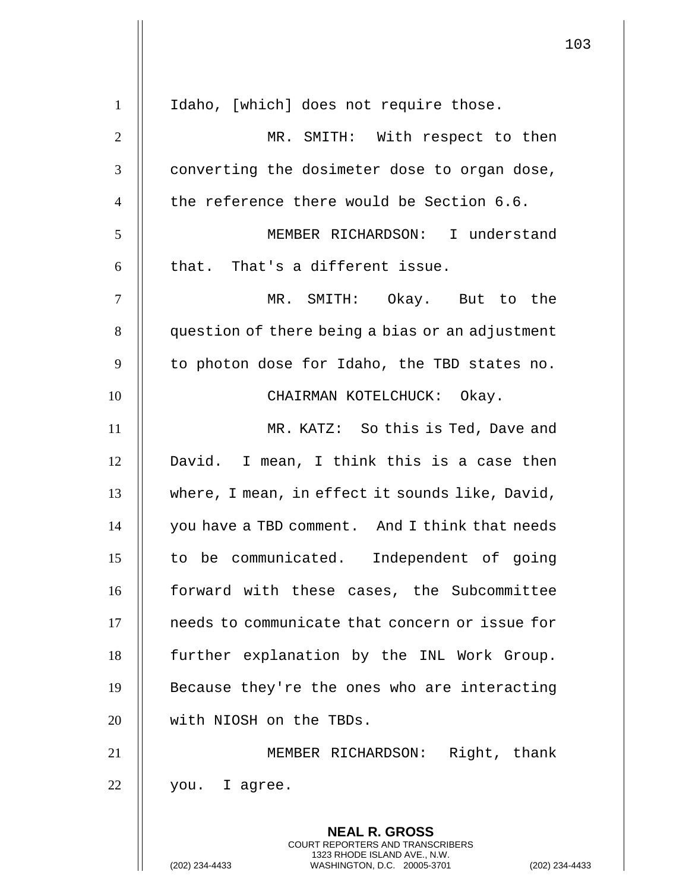Idaho, [which] does not require those.

MR. SMITH: With respect to then converting the dosimeter dose to organ dose, the reference there would be Section 6.6.

MEMBER RICHARDSON: I understand that. That's a different issue.

MR. SMITH: Okay. But to the question of there being a bias or an adjustment to photon dose for Idaho, the TBD states no.

CHAIRMAN KOTELCHUCK: Okay.

MR. KATZ: So this is Ted, Dave and David. I mean, I think this is a case then where, I mean, in effect it sounds like, David, you have a TBD comment. And I think that needs to be communicated. Independent of going forward with these cases, the Subcommittee needs to communicate that concern or issue for further explanation by the INL Work Group. Because they're the ones who are interacting with NIOSH on the TBDs.

MEMBER RICHARDSON: Right, thank you. I agree.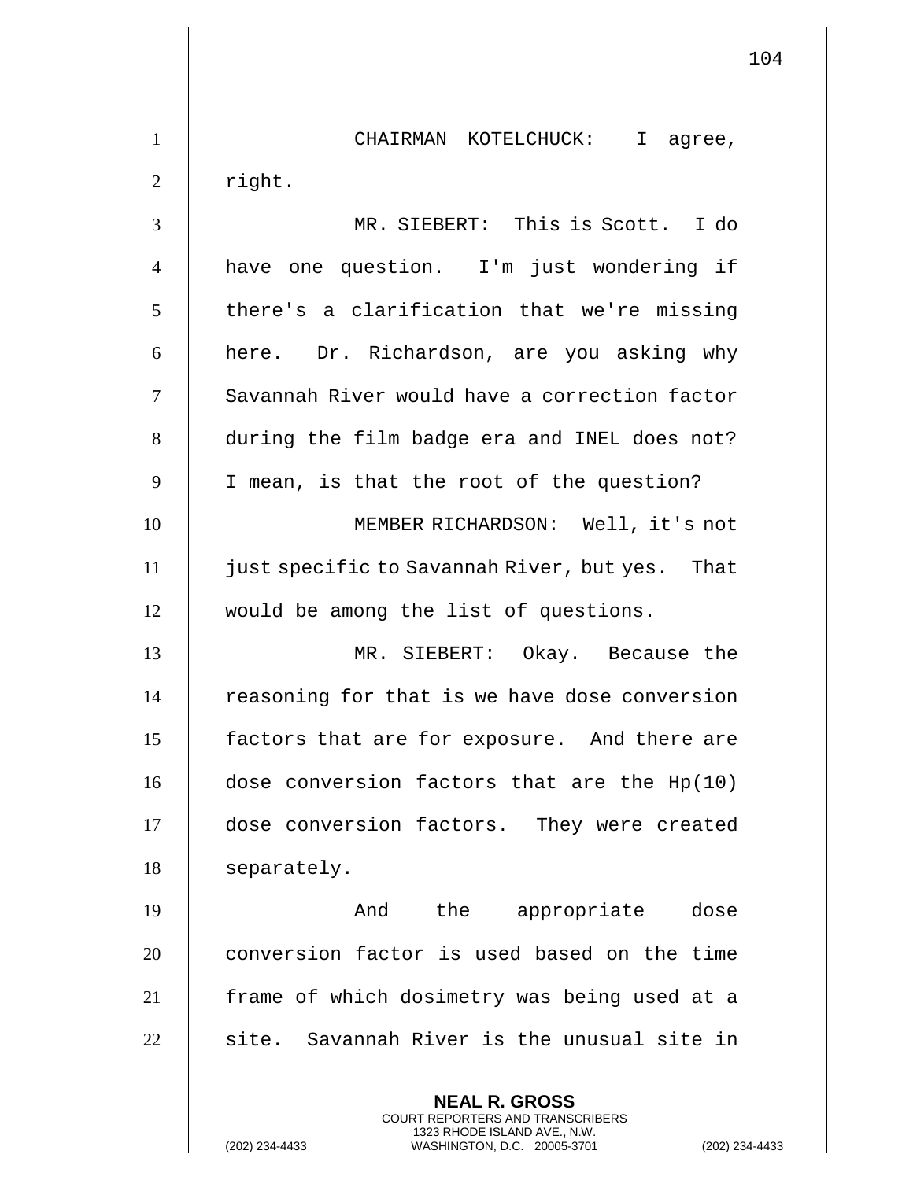CHAIRMAN KOTELCHUCK: I agree, right.

MR. SIEBERT: This is Scott. I do have one question. I'm just wondering if there's a clarification that we're missing here. Dr. Richardson, are you asking why Savannah River would have a correction factor during the film badge era and INEL does not? I mean, is that the root of the question?

MEMBER RICHARDSON: Well, it's not just specific to Savannah River, but yes. That would be among the list of questions.

MR. SIEBERT: Okay. Because the reasoning for that is we have dose conversion factors that are for exposure. And there are dose conversion factors that are the Hp(10) dose conversion factors. They were created separately.

And the appropriate dose conversion factor is used based on the time frame of which dosimetry was being used at a site. Savannah River is the unusual site in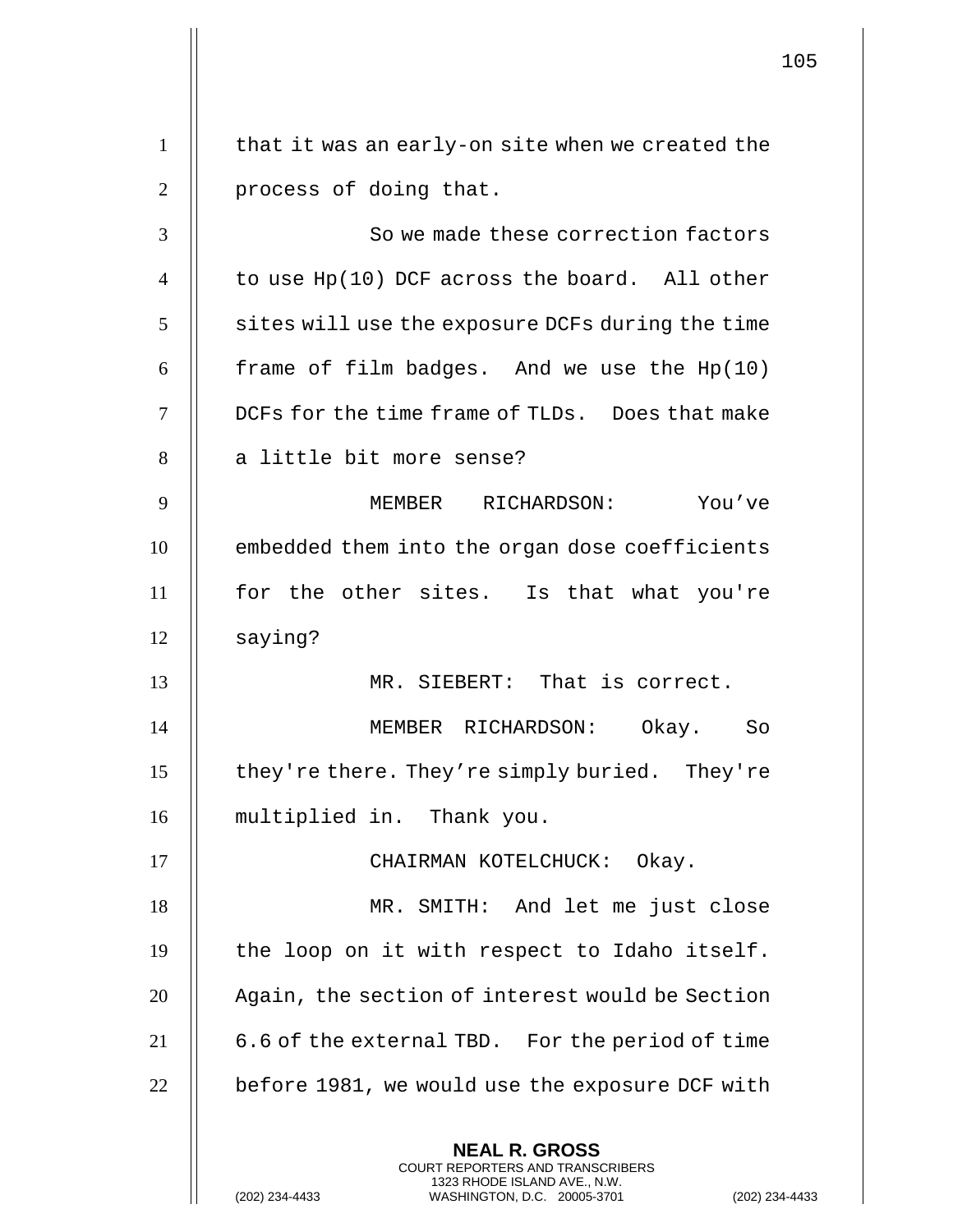that it was an early-on site when we created the process of doing that.

So we made these correction factors to use Hp(10) DCF across the board. All other sites will use the exposure DCFs during the time frame of film badges. And we use the Hp(10) DCFs for the time frame of TLDs. Does that make a little bit more sense?

MEMBER RICHARDSON: You've embedded them into the organ dose coefficients for the other sites. Is that what you're saying?

MR. SIEBERT: That is correct.

MEMBER RICHARDSON: Okay. So they're there. They're simply buried. They're multiplied in. Thank you.

CHAIRMAN KOTELCHUCK: Okay.

MR. SMITH: And let me just close the loop on it with respect to Idaho itself. Again, the section of interest would be Section 6.6 of the external TBD. For the period of time before 1981, we would use the exposure DCF with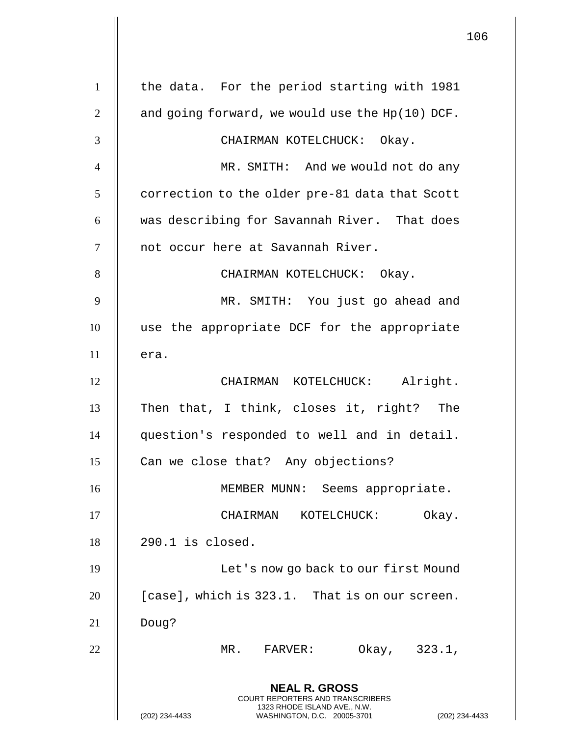the data. For the period starting with 1981 and going forward, we would use the Hp(10) DCF.

CHAIRMAN KOTELCHUCK: Okay.

MR. SMITH: And we would not do any correction to the older pre-81 data that Scott was describing for Savannah River. That does not occur here at Savannah River.

CHAIRMAN KOTELCHUCK: Okay.

MR. SMITH: You just go ahead and use the appropriate DCF for the appropriate era.

CHAIRMAN KOTELCHUCK: Alright. Then that, I think, closes it, right? The question's responded to well and in detail. Can we close that? Any objections?

MEMBER MUNN: Seems appropriate.

CHAIRMAN KOTELCHUCK: Okay. 290.1 is closed.

Let's now go back to our first Mound [case], which is 323.1. That is on our screen. Doug?

MR. FARVER: Okay, 323.1,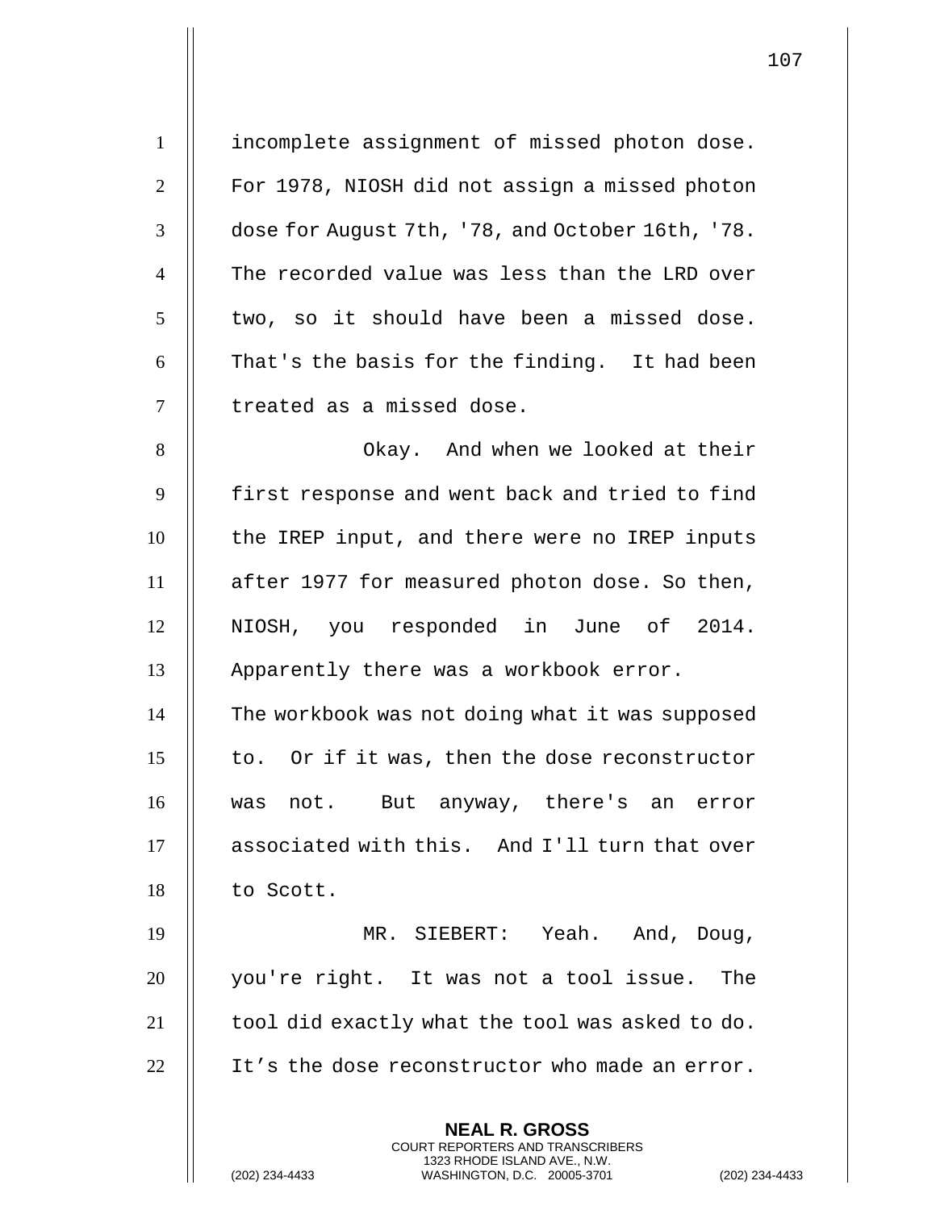incomplete assignment of missed photon dose. For 1978, NIOSH did not assign a missed photon dose for August 7th, '78, and October 16th, '78. The recorded value was less than the LRD over two, so it should have been a missed dose. That's the basis for the finding. It had been treated as a missed dose.

Okay. And when we looked at their first response and went back and tried to find the IREP input, and there were no IREP inputs after 1977 for measured photon dose. So then, NIOSH, you responded in June of 2014. Apparently there was a workbook error. The workbook was not doing what it was supposed to. Or if it was, then the dose reconstructor was not. But anyway, there's an error associated with this. And I'll turn that over to Scott.

MR. SIEBERT: Yeah. And, Doug, you're right. It was not a tool issue. The tool did exactly what the tool was asked to do. It's the dose reconstructor who made an error.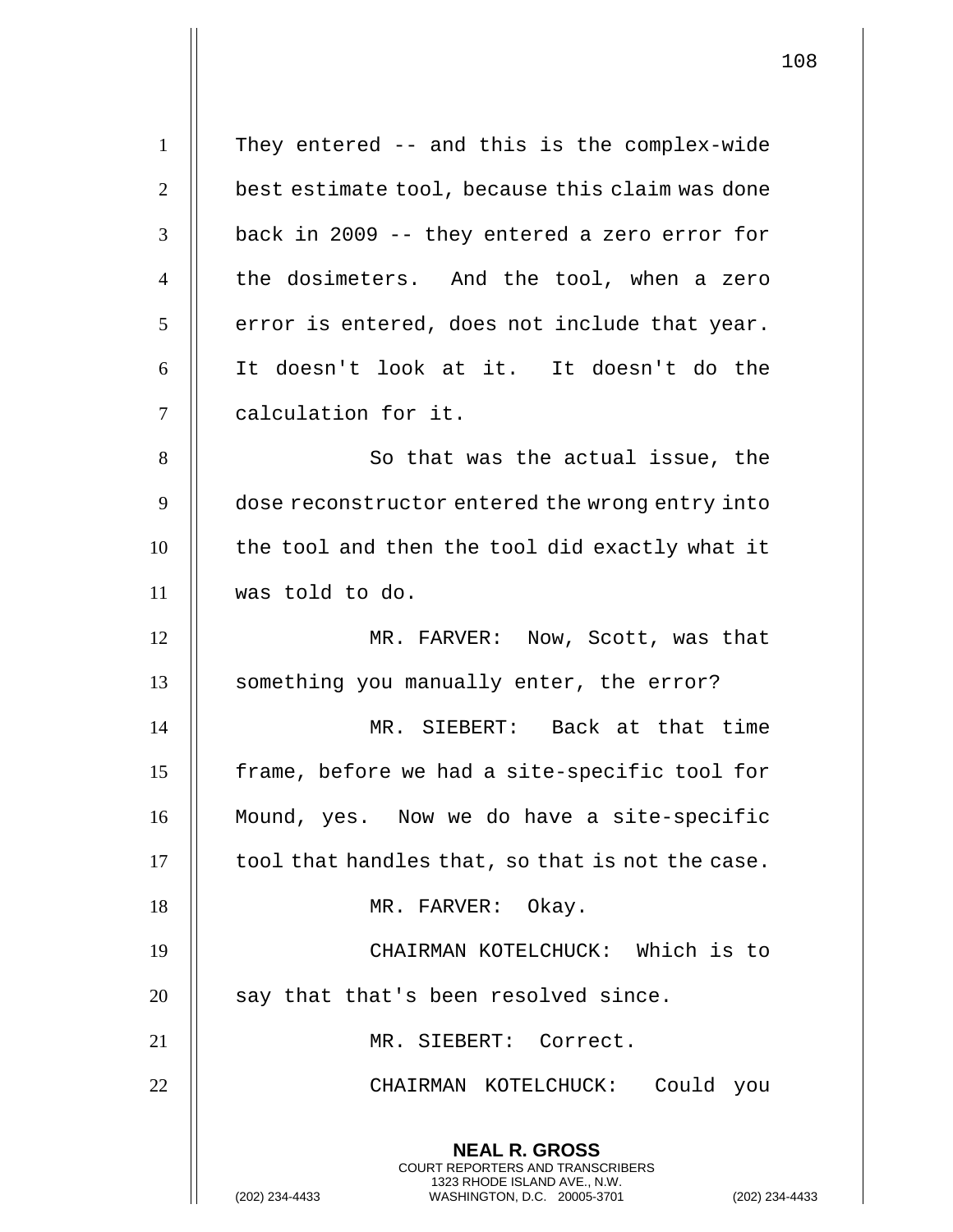They entered -- and this is the complex-wide best estimate tool, because this claim was done back in 2009 -- they entered a zero error for the dosimeters. And the tool, when a zero error is entered, does not include that year. It doesn't look at it. It doesn't do the calculation for it.

So that was the actual issue, the dose reconstructor entered the wrong entry into the tool and then the tool did exactly what it was told to do.

MR. FARVER: Now, Scott, was that something you manually enter, the error?

MR. SIEBERT: Back at that time frame, before we had a site-specific tool for Mound, yes. Now we do have a site-specific tool that handles that, so that is not the case.

MR. FARVER: Okay.

CHAIRMAN KOTELCHUCK: Which is to say that that's been resolved since.

MR. SIEBERT: Correct.

CHAIRMAN KOTELCHUCK: Could you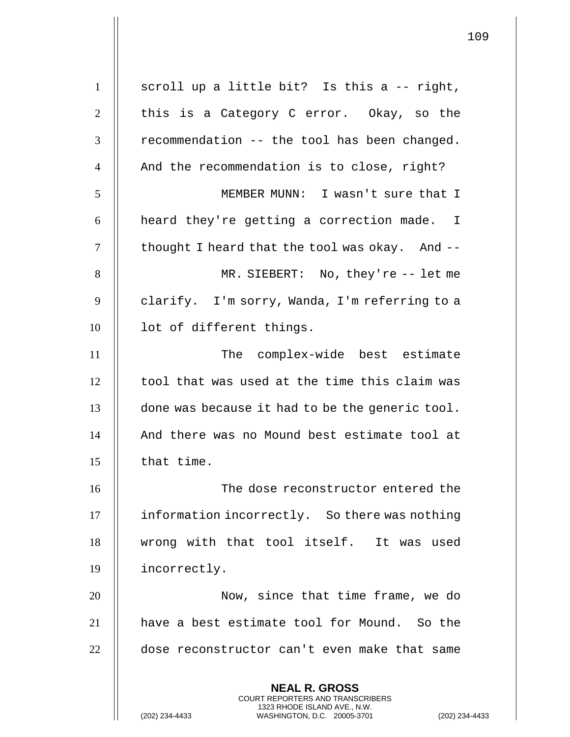scroll up a little bit? Is this a -- right, this is a Category C error. Okay, so the recommendation -- the tool has been changed. And the recommendation is to close, right?

MEMBER MUNN: I wasn't sure that I heard they're getting a correction made. I thought I heard that the tool was okay. And --

MR. SIEBERT: No, they're -- let me clarify. I'm sorry, Wanda, I'm referring to a lot of different things.

The complex-wide best estimate tool that was used at the time this claim was done was because it had to be the generic tool. And there was no Mound best estimate tool at that time.

The dose reconstructor entered the information incorrectly. So there was nothing wrong with that tool itself. It was used incorrectly.

Now, since that time frame, we do have a best estimate tool for Mound. So the dose reconstructor can't even make that same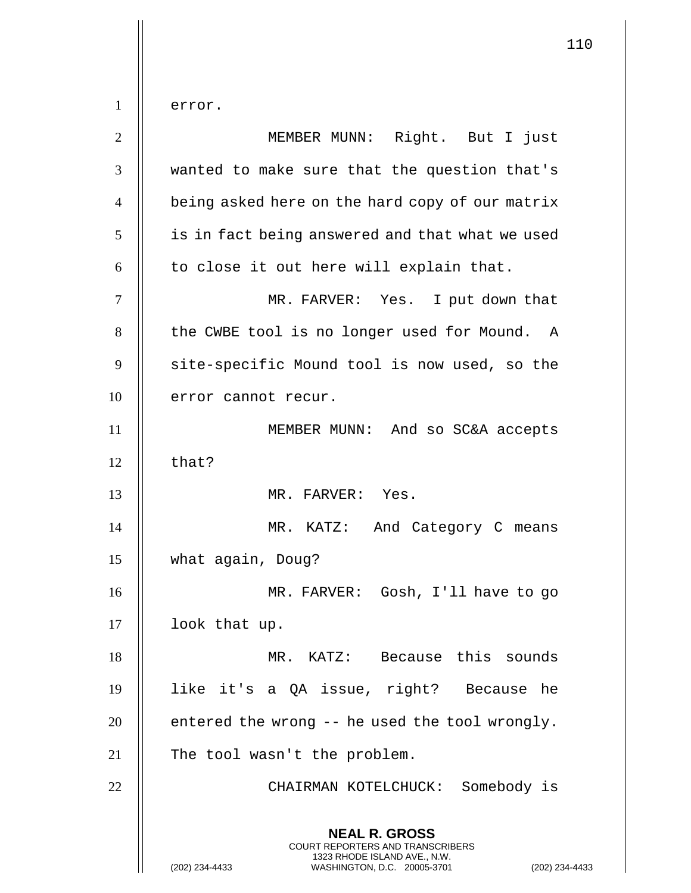error.

MEMBER MUNN: Right. But I just wanted to make sure that the question that's being asked here on the hard copy of our matrix is in fact being answered and that what we used to close it out here will explain that.

MR. FARVER: Yes. I put down that the CWBE tool is no longer used for Mound. A site-specific Mound tool is now used, so the error cannot recur.

MEMBER MUNN: And so SC&A accepts that?

MR. FARVER: Yes.

MR. KATZ: And Category C means what again, Doug?

MR. FARVER: Gosh, I'll have to go look that up.

MR. KATZ: Because this sounds like it's a QA issue, right? Because he entered the wrong -- he used the tool wrongly. The tool wasn't the problem.

CHAIRMAN KOTELCHUCK: Somebody is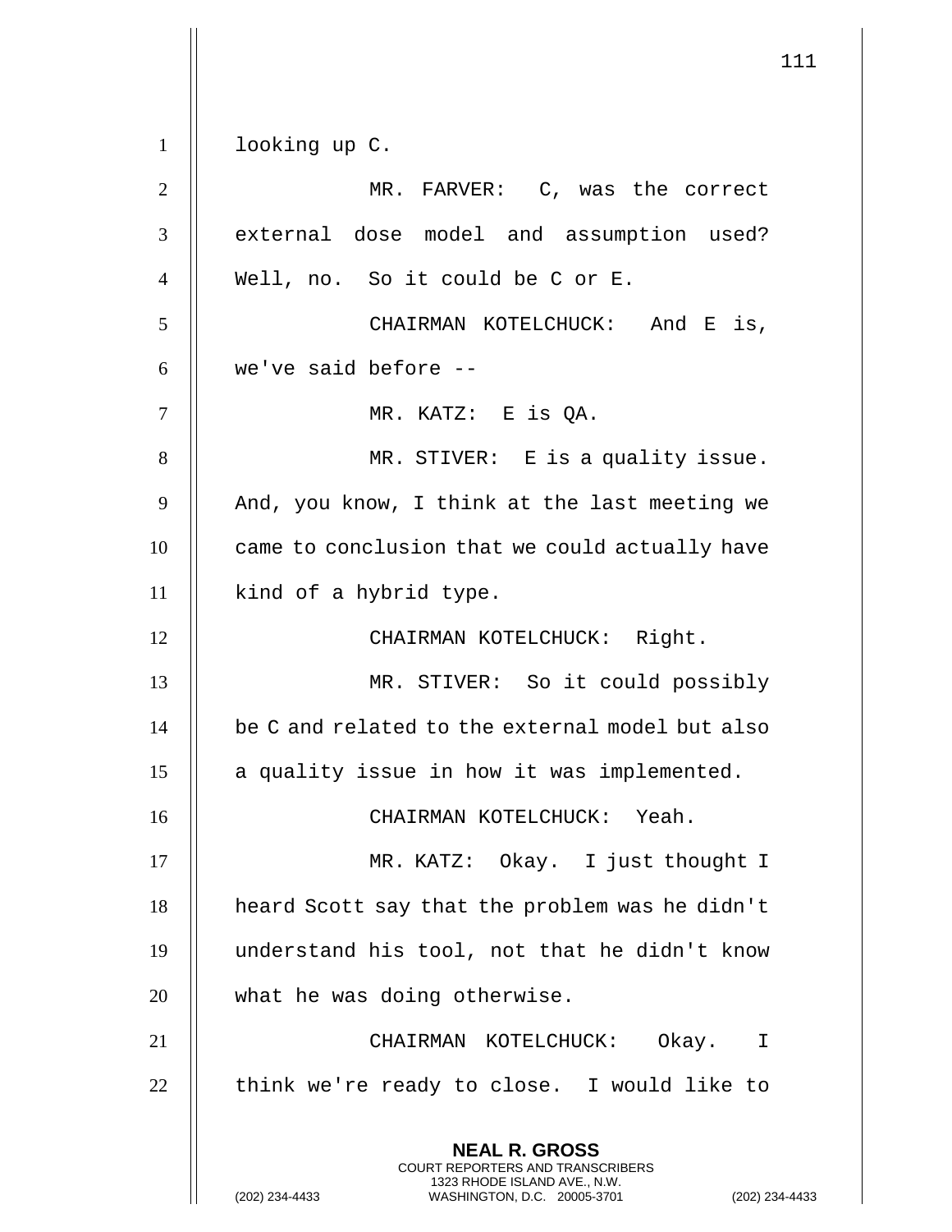looking up C.

MR. FARVER: C, was the correct external dose model and assumption used? Well, no. So it could be C or E.

CHAIRMAN KOTELCHUCK: And E is, we've said before --

MR. KATZ: E is QA.

MR. STIVER: E is a quality issue. And, you know, I think at the last meeting we came to conclusion that we could actually have kind of a hybrid type.

CHAIRMAN KOTELCHUCK: Right.

MR. STIVER: So it could possibly be C and related to the external model but also a quality issue in how it was implemented.

CHAIRMAN KOTELCHUCK: Yeah.

MR. KATZ: Okay. I just thought I heard Scott say that the problem was he didn't understand his tool, not that he didn't know what he was doing otherwise.

CHAIRMAN KOTELCHUCK: Okay. I think we're ready to close. I would like to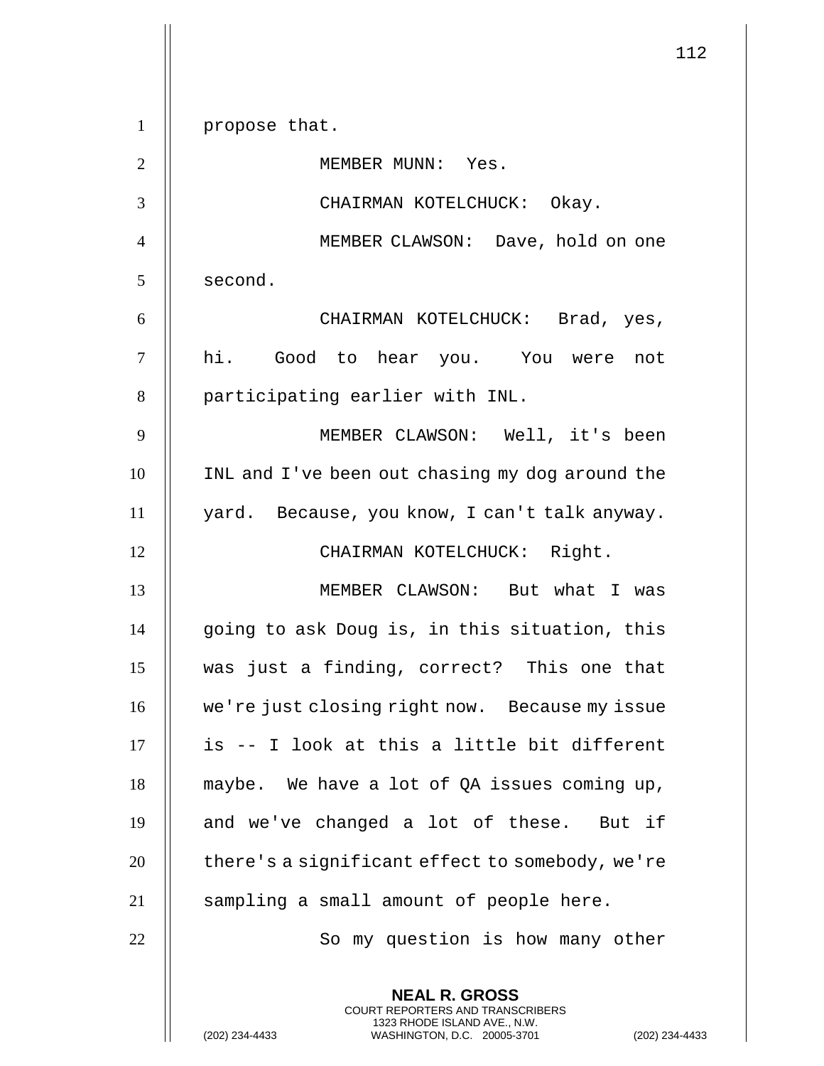propose that.

MEMBER MUNN: Yes.

CHAIRMAN KOTELCHUCK: Okay.

MEMBER CLAWSON: Dave, hold on one second.

CHAIRMAN KOTELCHUCK: Brad, yes, hi. Good to hear you. You were not participating earlier with INL.

MEMBER CLAWSON: Well, it's been INL and I've been out chasing my dog around the yard. Because, you know, I can't talk anyway.

CHAIRMAN KOTELCHUCK: Right.

MEMBER CLAWSON: But what I was going to ask Doug is, in this situation, this was just a finding, correct? This one that we're just closing right now. Because my issue is -- I look at this a little bit different maybe. We have a lot of QA issues coming up, and we've changed a lot of these. But if there's a significant effect to somebody, we're sampling a small amount of people here.

So my question is how many other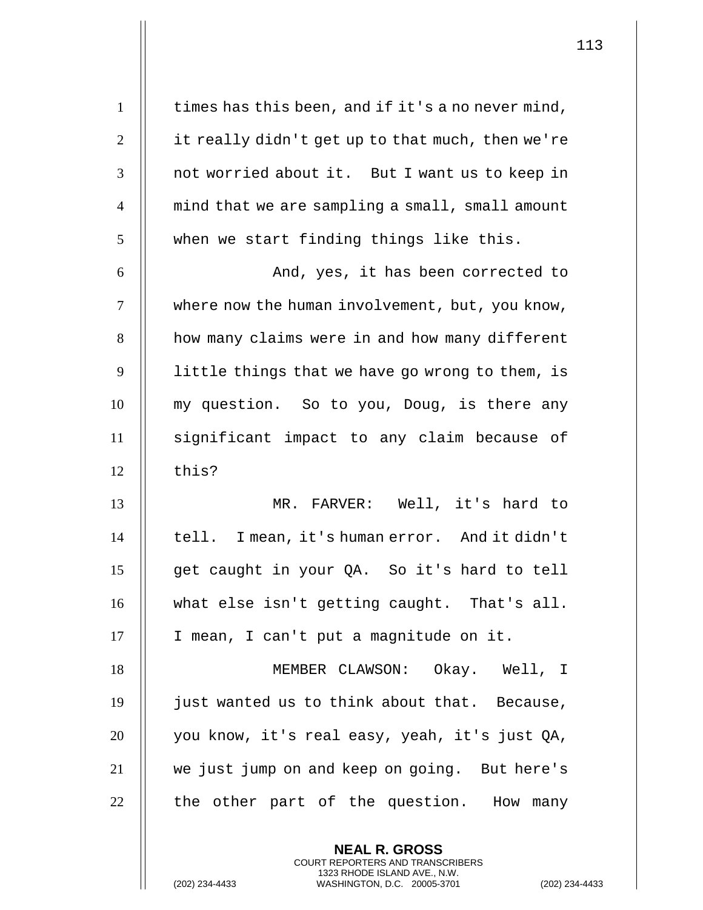times has this been, and if it's a no never mind, it really didn't get up to that much, then we're not worried about it. But I want us to keep in mind that we are sampling a small, small amount when we start finding things like this.

And, yes, it has been corrected to where now the human involvement, but, you know, how many claims were in and how many different little things that we have go wrong to them, is my question. So to you, Doug, is there any significant impact to any claim because of this?

MR. FARVER: Well, it's hard to tell. I mean, it's human error. And it didn't get caught in your QA. So it's hard to tell what else isn't getting caught. That's all. I mean, I can't put a magnitude on it.

MEMBER CLAWSON: Okay. Well, I just wanted us to think about that. Because, you know, it's real easy, yeah, it's just QA, we just jump on and keep on going. But here's the other part of the question. How many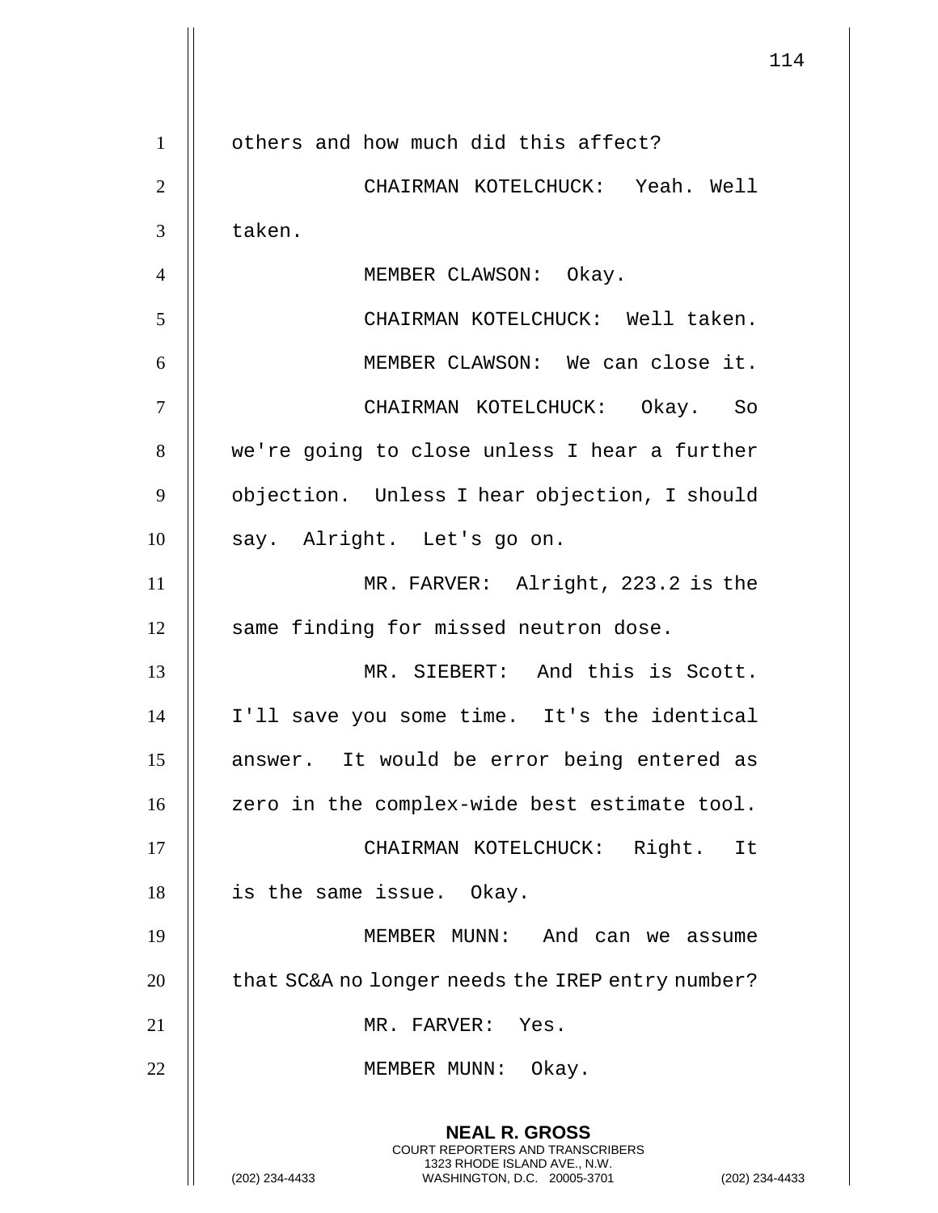others and how much did this affect?

CHAIRMAN KOTELCHUCK: Yeah. Well taken.

MEMBER CLAWSON: Okay.

CHAIRMAN KOTELCHUCK: Well taken.

MEMBER CLAWSON: We can close it.

CHAIRMAN KOTELCHUCK: Okay. So we're going to close unless I hear a further objection. Unless I hear objection, I should say. Alright. Let's go on.

MR. FARVER: Alright, 223.2 is the same finding for missed neutron dose.

MR. SIEBERT: And this is Scott. I'll save you some time. It's the identical answer. It would be error being entered as zero in the complex-wide best estimate tool.

CHAIRMAN KOTELCHUCK: Right. It is the same issue. Okay.

MEMBER MUNN: And can we assume that SC&A no longer needs the IREP entry number?

MR. FARVER: Yes.

MEMBER MUNN: Okay.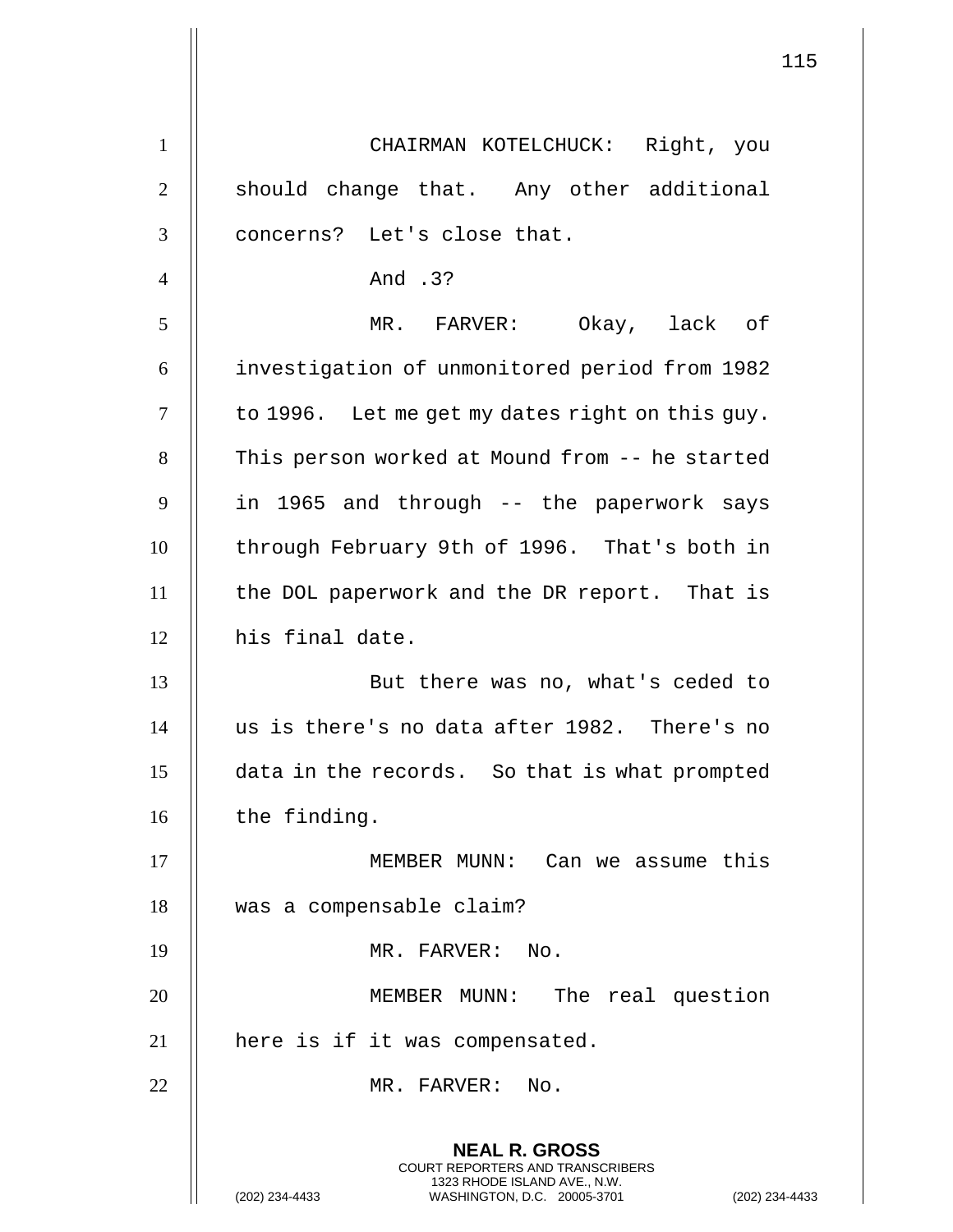CHAIRMAN KOTELCHUCK: Right, you should change that. Any other additional concerns? Let's close that.

And .3?

MR. FARVER: Okay, lack of investigation of unmonitored period from 1982 to 1996. Let me get my dates right on this guy. This person worked at Mound from -- he started in 1965 and through -- the paperwork says through February 9th of 1996. That's both in the DOL paperwork and the DR report. That is his final date.

But there was no, what's ceded to us is there's no data after 1982. There's no data in the records. So that is what prompted the finding.

MEMBER MUNN: Can we assume this was a compensable claim?

MR. FARVER: No.

MEMBER MUNN: The real question here is if it was compensated.

MR. FARVER: No.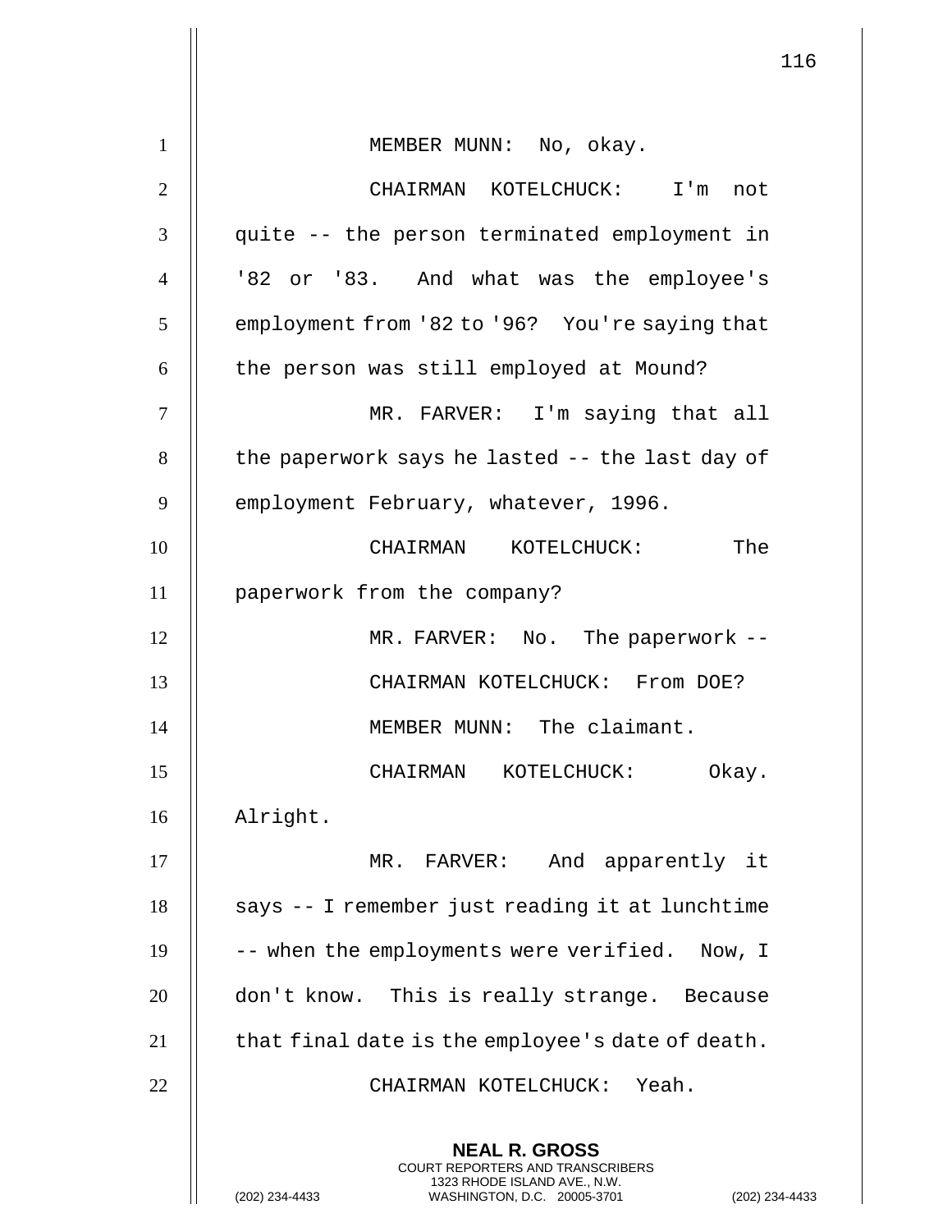MEMBER MUNN: No, okay.

CHAIRMAN KOTELCHUCK: I'm not quite -- the person terminated employment in '82 or '83. And what was the employee's employment from '82 to '96? You're saying that the person was still employed at Mound?

MR. FARVER: I'm saying that all the paperwork says he lasted -- the last day of employment February, whatever, 1996.

CHAIRMAN KOTELCHUCK: The paperwork from the company?

MR. FARVER: No. The paperwork --

CHAIRMAN KOTELCHUCK: From DOE?

MEMBER MUNN: The claimant.

CHAIRMAN KOTELCHUCK: Okay. Alright.

MR. FARVER: And apparently it says -- I remember just reading it at lunchtime -- when the employments were verified. Now, I don't know. This is really strange. Because that final date is the employee's date of death.

CHAIRMAN KOTELCHUCK: Yeah.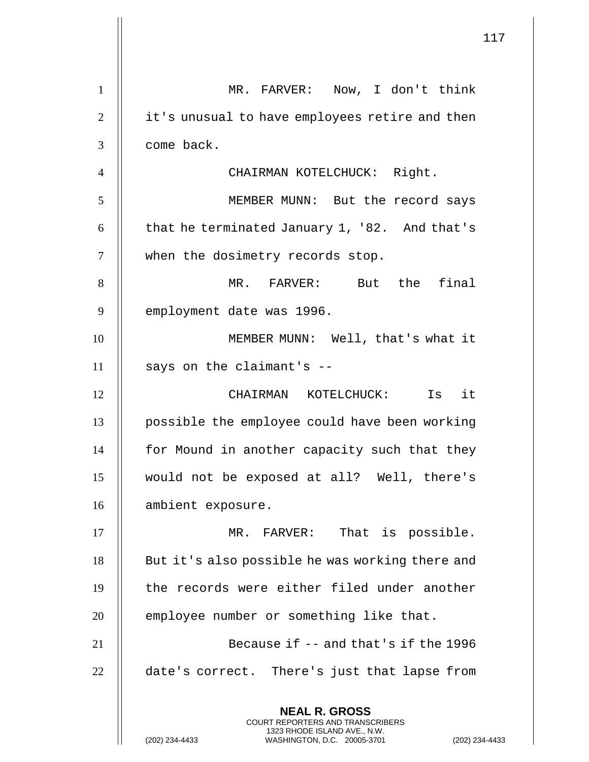MR. FARVER: Now, I don't think it's unusual to have employees retire and then come back.

CHAIRMAN KOTELCHUCK: Right.

MEMBER MUNN: But the record says that he terminated January 1, '82. And that's when the dosimetry records stop.

MR. FARVER: But the final employment date was 1996.

MEMBER MUNN: Well, that's what it says on the claimant's --

CHAIRMAN KOTELCHUCK: Is it possible the employee could have been working for Mound in another capacity such that they would not be exposed at all? Well, there's ambient exposure.

MR. FARVER: That is possible. But it's also possible he was working there and the records were either filed under another employee number or something like that.

Because if -- and that's if the 1996 date's correct. There's just that lapse from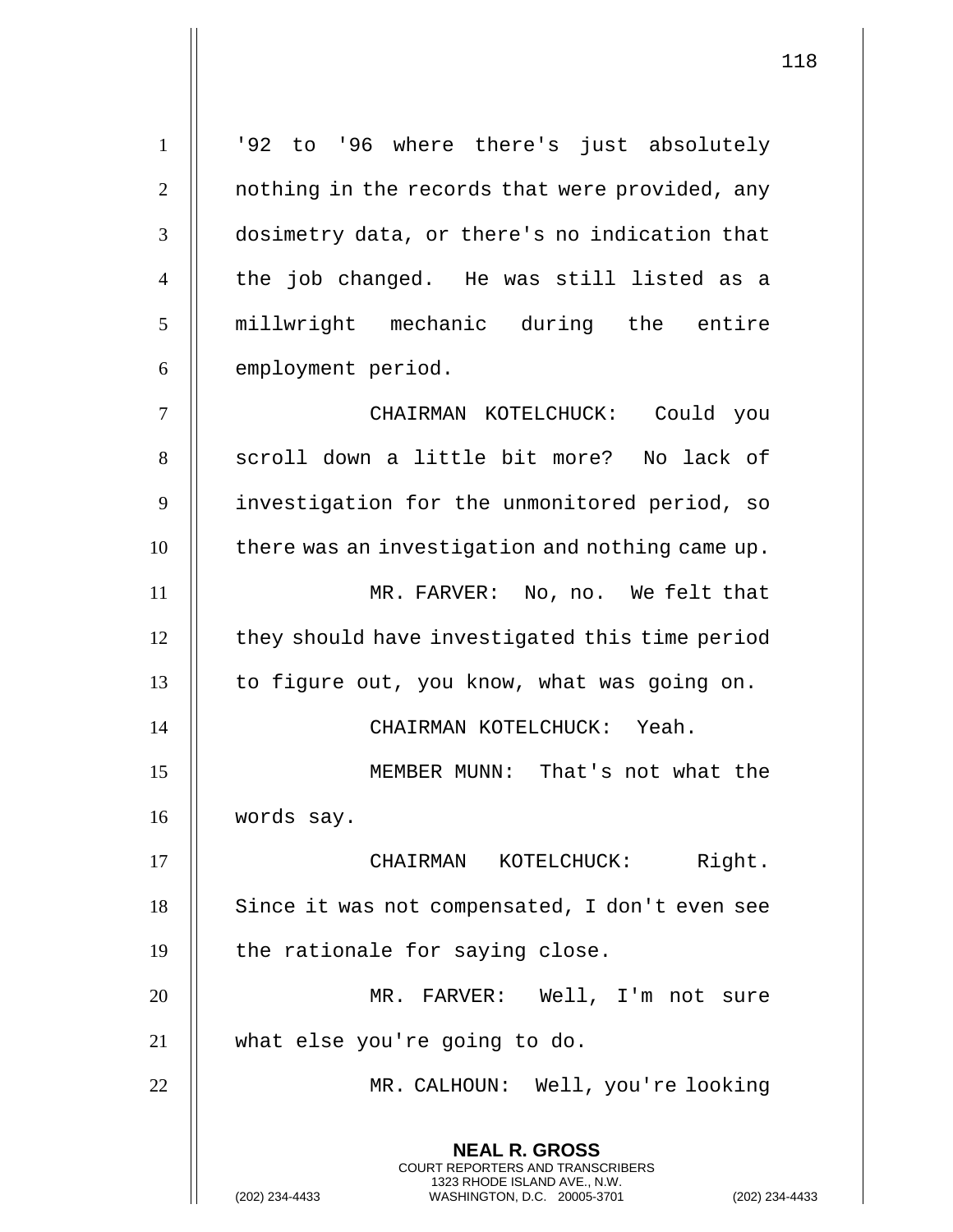'92 to '96 where there's just absolutely nothing in the records that were provided, any dosimetry data, or there's no indication that the job changed. He was still listed as a millwright mechanic during the entire employment period.

CHAIRMAN KOTELCHUCK: Could you scroll down a little bit more? No lack of investigation for the unmonitored period, so there was an investigation and nothing came up.

MR. FARVER: No, no. We felt that they should have investigated this time period to figure out, you know, what was going on.

CHAIRMAN KOTELCHUCK: Yeah.

MEMBER MUNN: That's not what the words say.

CHAIRMAN KOTELCHUCK: Right. Since it was not compensated, I don't even see the rationale for saying close.

MR. FARVER: Well, I'm not sure what else you're going to do.

MR. CALHOUN: Well, you're looking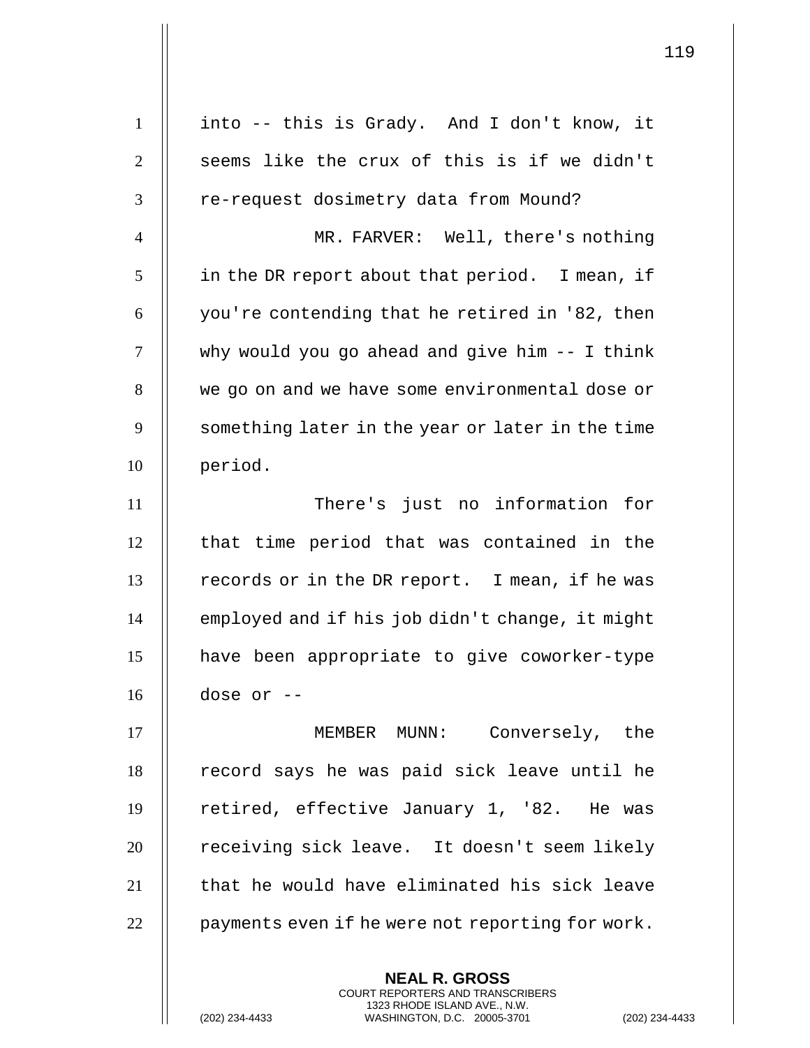into -- this is Grady. And I don't know, it seems like the crux of this is if we didn't re-request dosimetry data from Mound?

MR. FARVER: Well, there's nothing in the DR report about that period. I mean, if you're contending that he retired in '82, then why would you go ahead and give him -- I think we go on and we have some environmental dose or something later in the year or later in the time period.

There's just no information for that time period that was contained in the records or in the DR report. I mean, if he was employed and if his job didn't change, it might have been appropriate to give coworker-type dose or --

MEMBER MUNN: Conversely, the record says he was paid sick leave until he retired, effective January 1, '82. He was receiving sick leave. It doesn't seem likely that he would have eliminated his sick leave payments even if he were not reporting for work.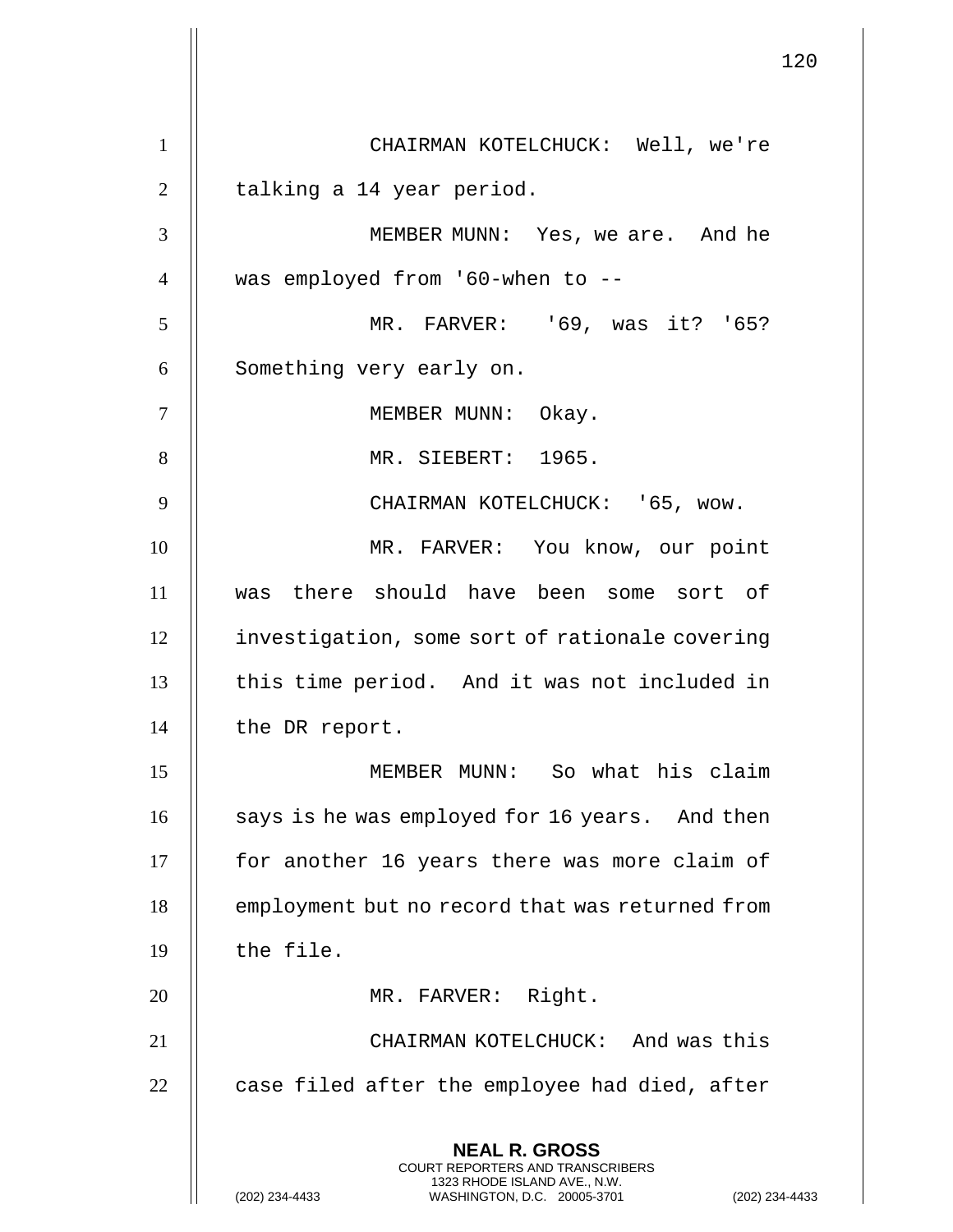CHAIRMAN KOTELCHUCK: Well, we're talking a 14 year period.

MEMBER MUNN: Yes, we are. And he was employed from '60-when to --

MR. FARVER: '69, was it? '65? Something very early on.

MEMBER MUNN: Okay.

MR. SIEBERT: 1965.

CHAIRMAN KOTELCHUCK: '65, wow.

MR. FARVER: You know, our point was there should have been some sort of investigation, some sort of rationale covering this time period. And it was not included in the DR report.

MEMBER MUNN: So what his claim says is he was employed for 16 years. And then for another 16 years there was more claim of employment but no record that was returned from the file.

MR. FARVER: Right.

CHAIRMAN KOTELCHUCK: And was this case filed after the employee had died, after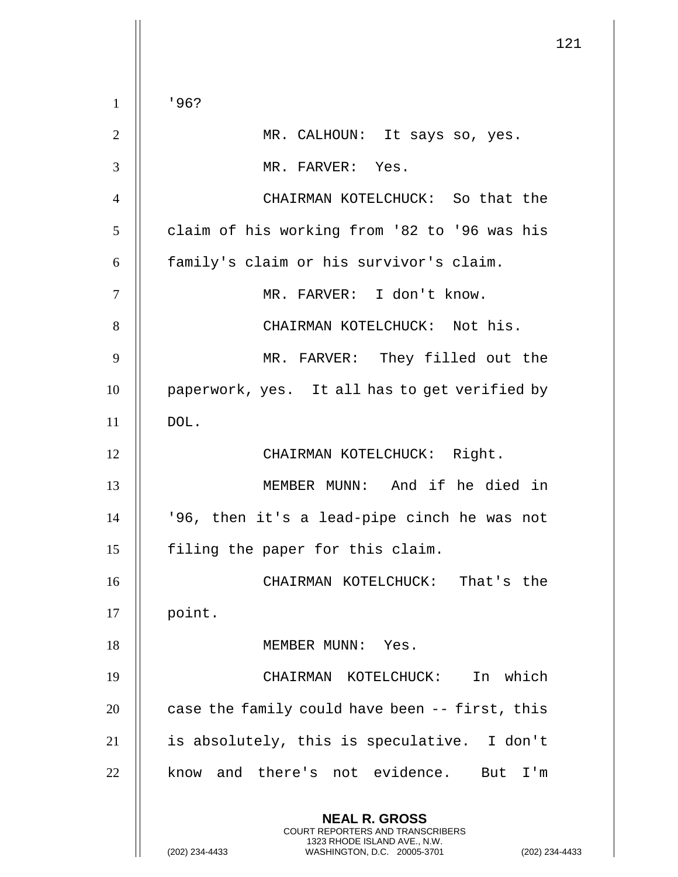'96?

MR. CALHOUN: It says so, yes.

MR. FARVER: Yes.

CHAIRMAN KOTELCHUCK: So that the claim of his working from '82 to '96 was his family's claim or his survivor's claim.

MR. FARVER: I don't know.

CHAIRMAN KOTELCHUCK: Not his.

MR. FARVER: They filled out the paperwork, yes. It all has to get verified by DOL.

CHAIRMAN KOTELCHUCK: Right.

MEMBER MUNN: And if he died in '96, then it's a lead-pipe cinch he was not filing the paper for this claim.

CHAIRMAN KOTELCHUCK: That's the point.

MEMBER MUNN: Yes.

CHAIRMAN KOTELCHUCK: In which case the family could have been -- first, this is absolutely, this is speculative. I don't know and there's not evidence. But I'm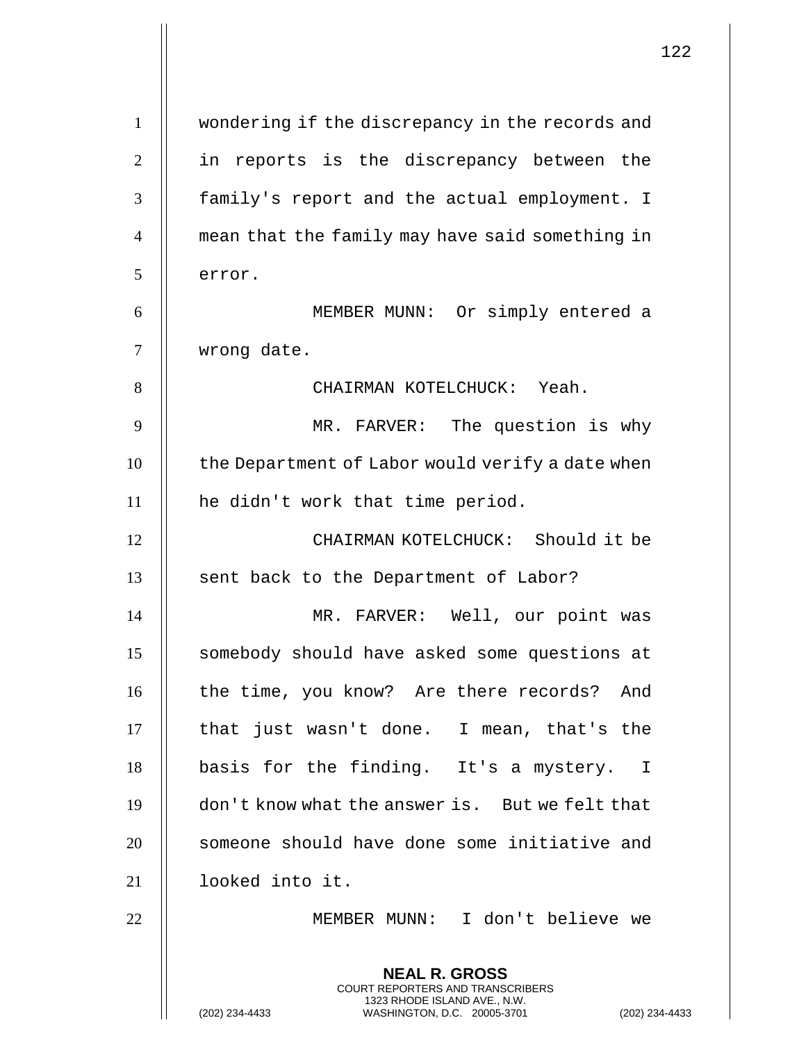wondering if the discrepancy in the records and in reports is the discrepancy between the family's report and the actual employment. I mean that the family may have said something in error.

MEMBER MUNN: Or simply entered a wrong date.

CHAIRMAN KOTELCHUCK: Yeah.

MR. FARVER: The question is why the Department of Labor would verify a date when he didn't work that time period.

CHAIRMAN KOTELCHUCK: Should it be sent back to the Department of Labor?

MR. FARVER: Well, our point was somebody should have asked some questions at the time, you know? Are there records? And that just wasn't done. I mean, that's the basis for the finding. It's a mystery. I don't know what the answer is. But we felt that someone should have done some initiative and looked into it.

MEMBER MUNN: I don't believe we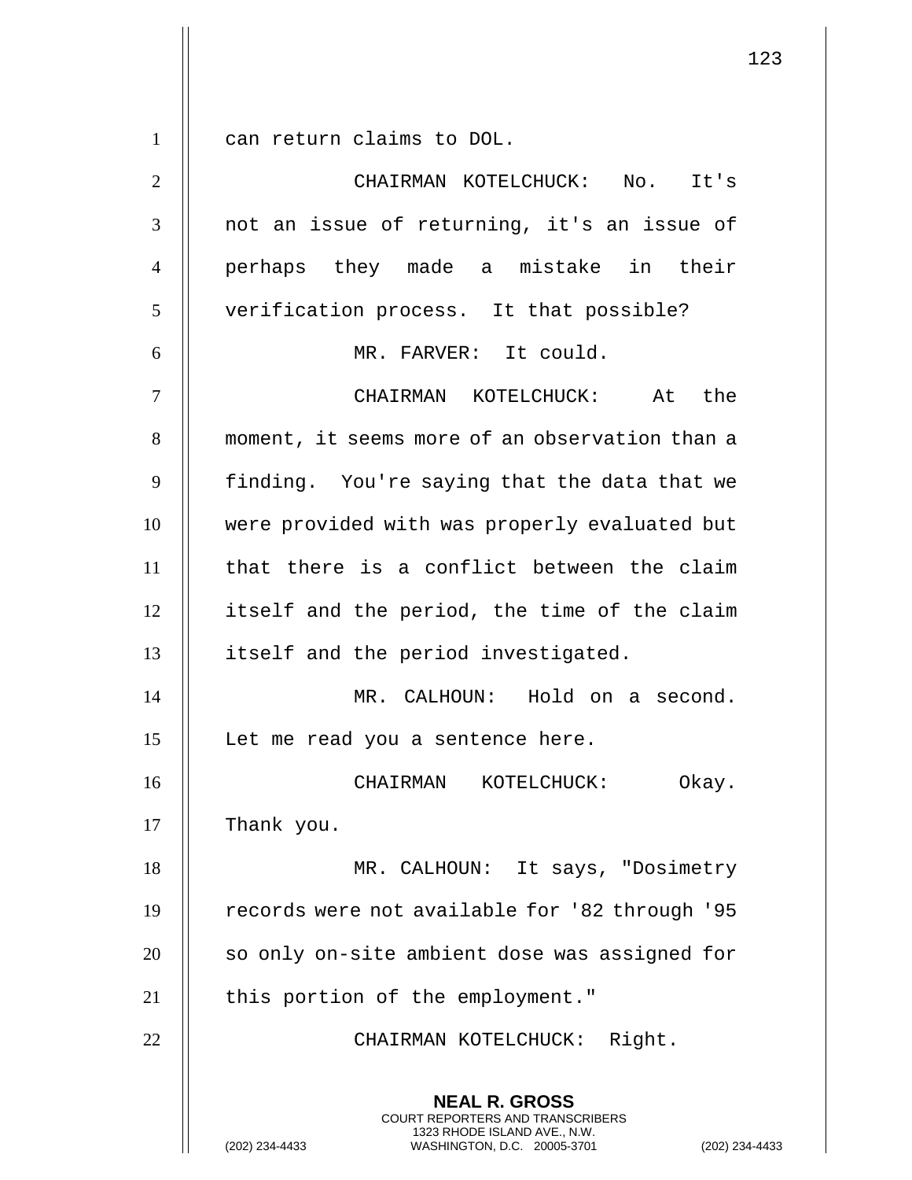can return claims to DOL.

CHAIRMAN KOTELCHUCK: No. It's not an issue of returning, it's an issue of perhaps they made a mistake in their verification process. It that possible?

MR. FARVER: It could.

CHAIRMAN KOTELCHUCK: At the moment, it seems more of an observation than a finding. You're saying that the data that we were provided with was properly evaluated but that there is a conflict between the claim itself and the period, the time of the claim itself and the period investigated.

MR. CALHOUN: Hold on a second. Let me read you a sentence here.

CHAIRMAN KOTELCHUCK: Okay. Thank you.

MR. CALHOUN: It says, "Dosimetry records were not available for '82 through '95 so only on-site ambient dose was assigned for this portion of the employment."

CHAIRMAN KOTELCHUCK: Right.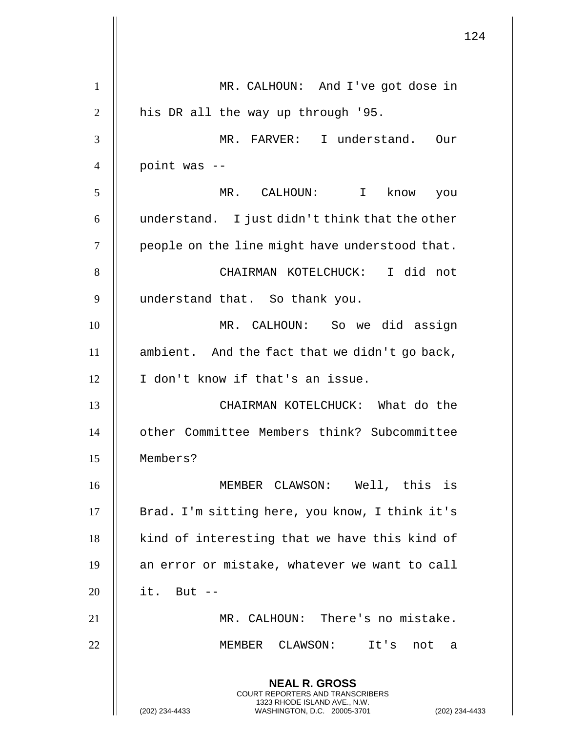MR. CALHOUN: And I've got dose in his DR all the way up through '95.

MR. FARVER: I understand. Our point was --

MR. CALHOUN: I know you understand. I just didn't think that the other people on the line might have understood that.

CHAIRMAN KOTELCHUCK: I did not understand that. So thank you.

MR. CALHOUN: So we did assign ambient. And the fact that we didn't go back, I don't know if that's an issue.

CHAIRMAN KOTELCHUCK: What do the other Committee Members think? Subcommittee Members?

MEMBER CLAWSON: Well, this is Brad. I'm sitting here, you know, I think it's kind of interesting that we have this kind of an error or mistake, whatever we want to call it. But --

MR. CALHOUN: There's no mistake.

MEMBER CLAWSON: It's not a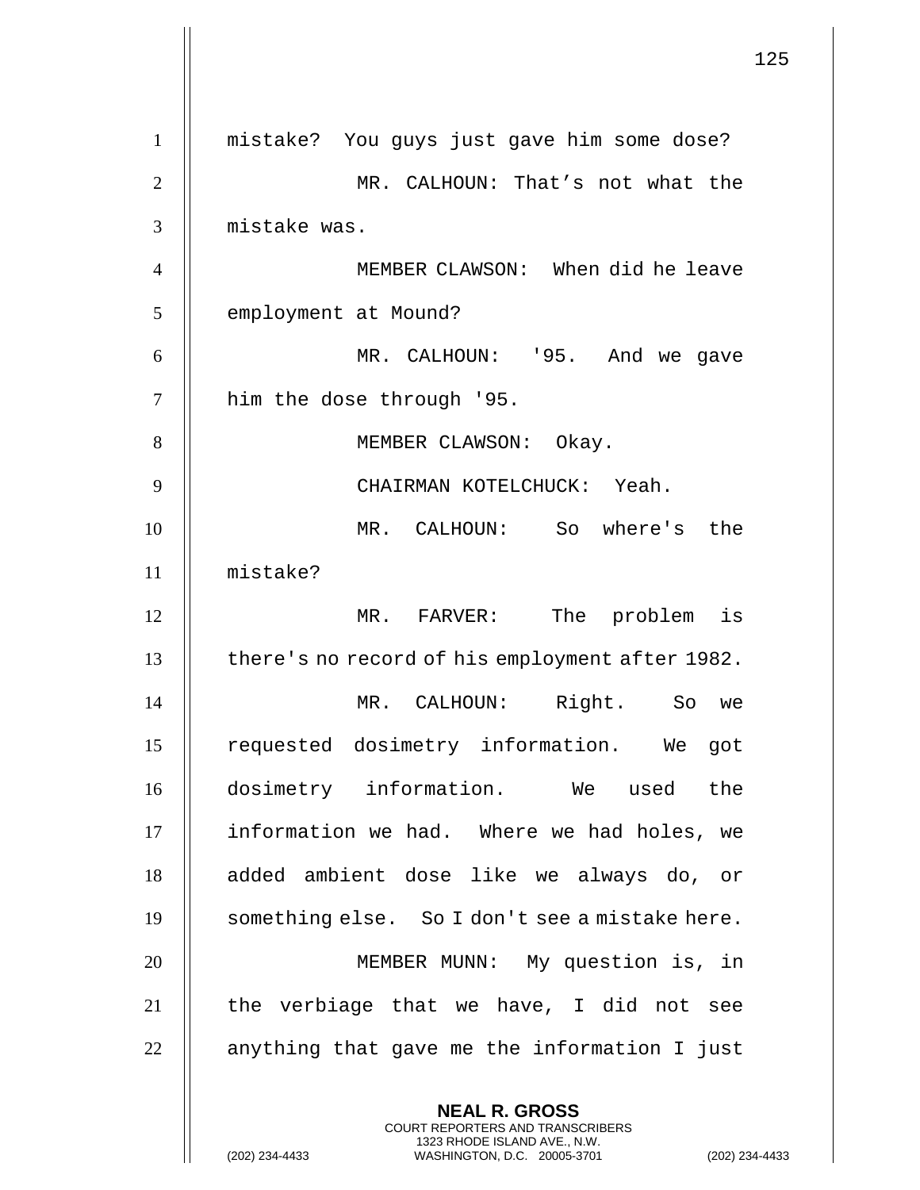mistake? You guys just gave him some dose?

MR. CALHOUN: That's not what the mistake was.

MEMBER CLAWSON: When did he leave employment at Mound?

MR. CALHOUN: '95. And we gave him the dose through '95.

MEMBER CLAWSON: Okay.

CHAIRMAN KOTELCHUCK: Yeah.

MR. CALHOUN: So where's the mistake?

MR. FARVER: The problem is there's no record of his employment after 1982.

MR. CALHOUN: Right. So we requested dosimetry information. We got dosimetry information. We used the information we had. Where we had holes, we added ambient dose like we always do, or something else. So I don't see a mistake here.

MEMBER MUNN: My question is, in the verbiage that we have, I did not see anything that gave me the information I just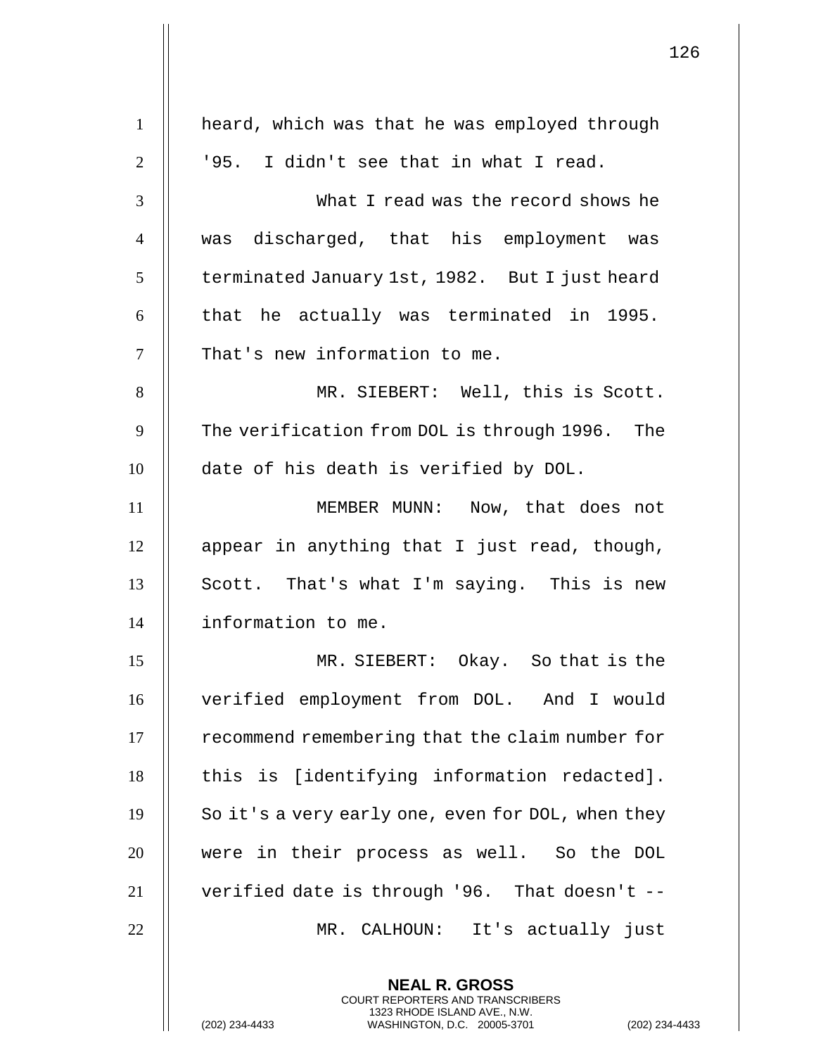heard, which was that he was employed through '95. I didn't see that in what I read.

What I read was the record shows he was discharged, that his employment was terminated January 1st, 1982. But I just heard that he actually was terminated in 1995. That's new information to me.

MR. SIEBERT: Well, this is Scott. The verification from DOL is through 1996. The date of his death is verified by DOL.

MEMBER MUNN: Now, that does not appear in anything that I just read, though, Scott. That's what I'm saying. This is new information to me.

MR. SIEBERT: Okay. So that is the verified employment from DOL. And I would recommend remembering that the claim number for this is [identifying information redacted]. So it's a very early one, even for DOL, when they were in their process as well. So the DOL verified date is through '96. That doesn't --

MR. CALHOUN: It's actually just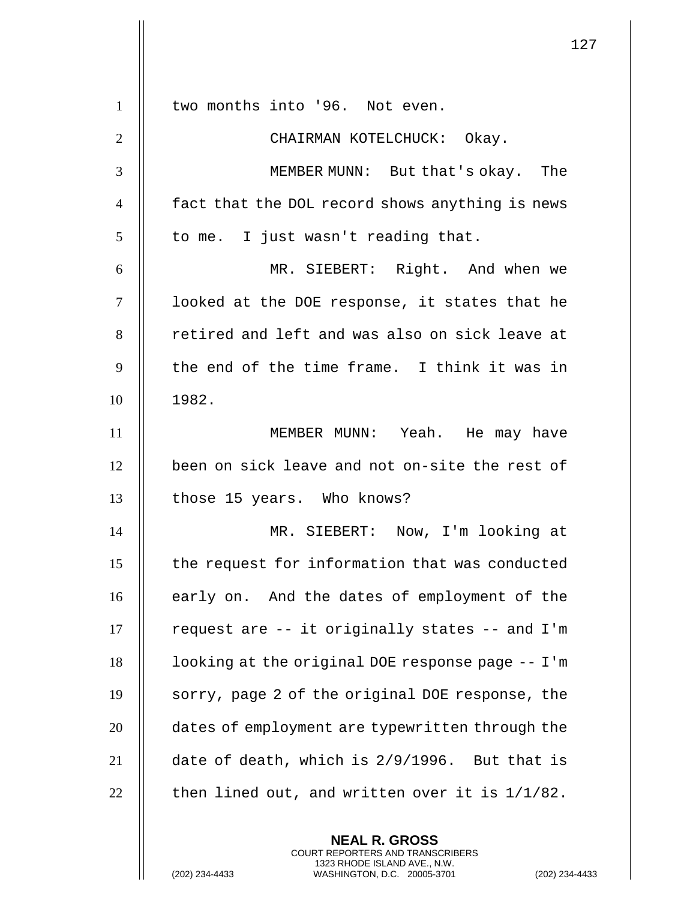two months into '96. Not even.

CHAIRMAN KOTELCHUCK: Okay.

MEMBER MUNN: But that's okay. The fact that the DOL record shows anything is news to me. I just wasn't reading that.

MR. SIEBERT: Right. And when we looked at the DOE response, it states that he retired and left and was also on sick leave at the end of the time frame. I think it was in 1982.

MEMBER MUNN: Yeah. He may have been on sick leave and not on-site the rest of those 15 years. Who knows?

MR. SIEBERT: Now, I'm looking at the request for information that was conducted early on. And the dates of employment of the request are -- it originally states -- and I'm looking at the original DOE response page -- I'm sorry, page 2 of the original DOE response, the dates of employment are typewritten through the date of death, which is 2/9/1996. But that is then lined out, and written over it is 1/1/82.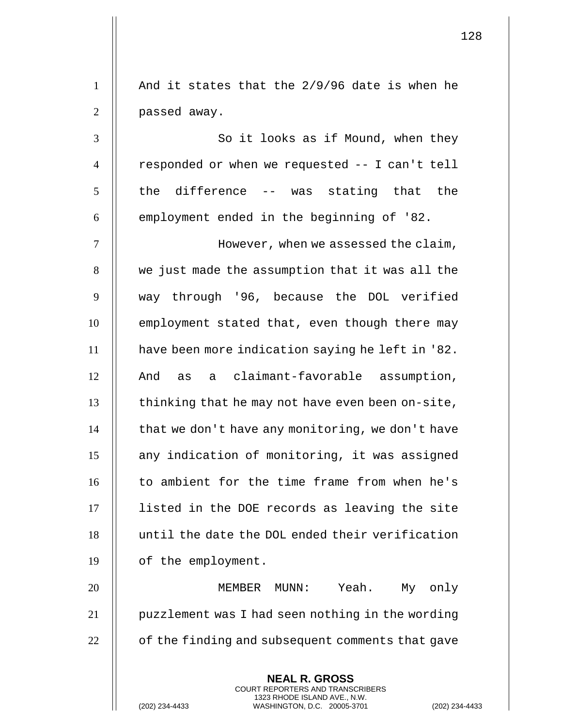And it states that the 2/9/96 date is when he passed away.

So it looks as if Mound, when they responded or when we requested -- I can't tell the difference -- was stating that the employment ended in the beginning of '82.

However, when we assessed the claim, we just made the assumption that it was all the way through '96, because the DOL verified employment stated that, even though there may have been more indication saying he left in '82. And as a claimant-favorable assumption, thinking that he may not have even been on-site, that we don't have any monitoring, we don't have any indication of monitoring, it was assigned to ambient for the time frame from when he's listed in the DOE records as leaving the site until the date the DOL ended their verification of the employment.

MEMBER MUNN: Yeah. My only puzzlement was I had seen nothing in the wording of the finding and subsequent comments that gave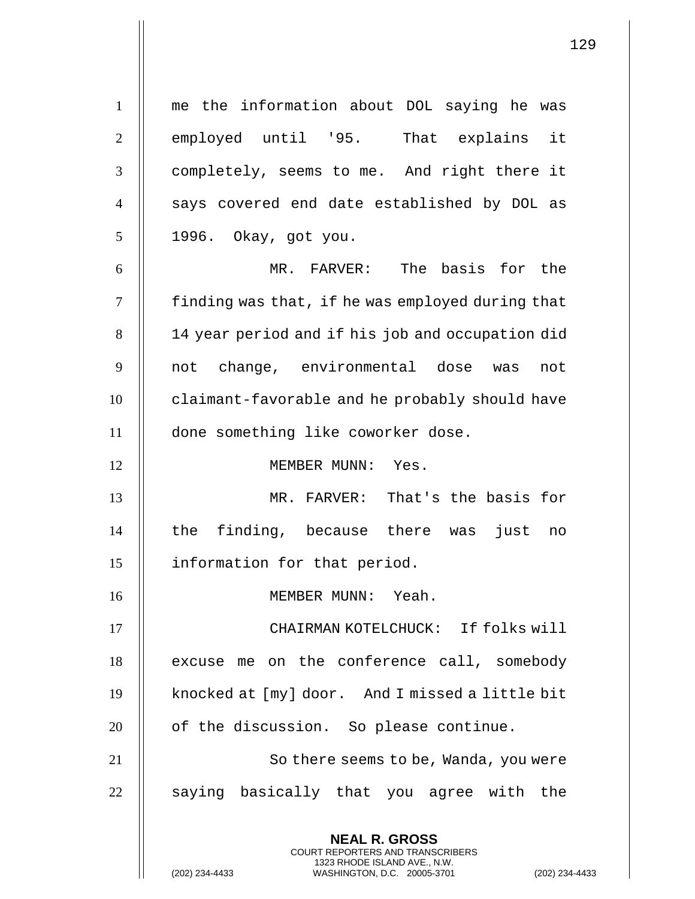me the information about DOL saying he was employed until '95. That explains it completely, seems to me. And right there it says covered end date established by DOL as 1996. Okay, got you.

MR. FARVER: The basis for the finding was that, if he was employed during that 14 year period and if his job and occupation did not change, environmental dose was not claimant-favorable and he probably should have done something like coworker dose.

MEMBER MUNN: Yes.

MR. FARVER: That's the basis for the finding, because there was just no information for that period.

MEMBER MUNN: Yeah.

CHAIRMAN KOTELCHUCK: If folks will excuse me on the conference call, somebody knocked at [my] door. And I missed a little bit of the discussion. So please continue.

So there seems to be, Wanda, you were saying basically that you agree with the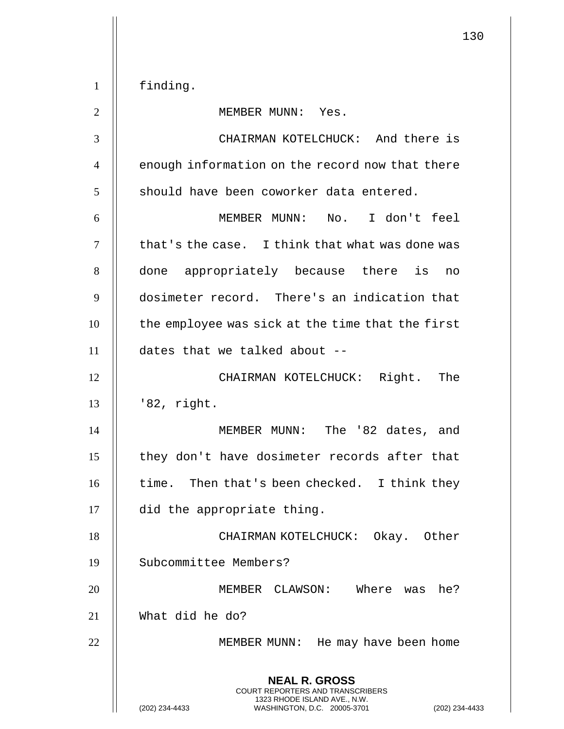finding.

MEMBER MUNN: Yes.

CHAIRMAN KOTELCHUCK: And there is enough information on the record now that there should have been coworker data entered.

MEMBER MUNN: No. I don't feel that's the case. I think that what was done was done appropriately because there is no dosimeter record. There's an indication that the employee was sick at the time that the first dates that we talked about --

CHAIRMAN KOTELCHUCK: Right. The '82, right.

MEMBER MUNN: The '82 dates, and they don't have dosimeter records after that time. Then that's been checked. I think they did the appropriate thing.

CHAIRMAN KOTELCHUCK: Okay. Other Subcommittee Members?

MEMBER CLAWSON: Where was he? What did he do?

MEMBER MUNN: He may have been home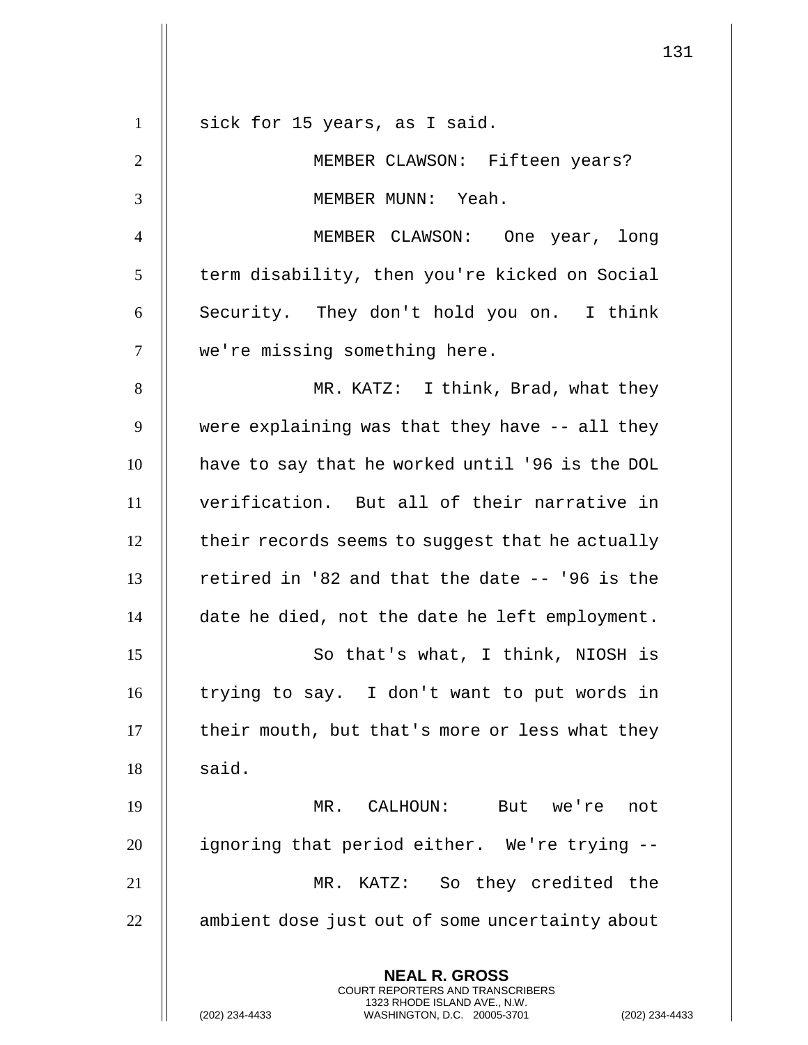sick for 15 years, as I said.

MEMBER CLAWSON: Fifteen years?

MEMBER MUNN: Yeah.

MEMBER CLAWSON: One year, long term disability, then you're kicked on Social Security. They don't hold you on. I think we're missing something here.

MR. KATZ: I think, Brad, what they were explaining was that they have -- all they have to say that he worked until '96 is the DOL verification. But all of their narrative in their records seems to suggest that he actually retired in '82 and that the date -- '96 is the date he died, not the date he left employment.

So that's what, I think, NIOSH is trying to say. I don't want to put words in their mouth, but that's more or less what they said.

MR. CALHOUN: But we're not ignoring that period either. We're trying --

MR. KATZ: So they credited the ambient dose just out of some uncertainty about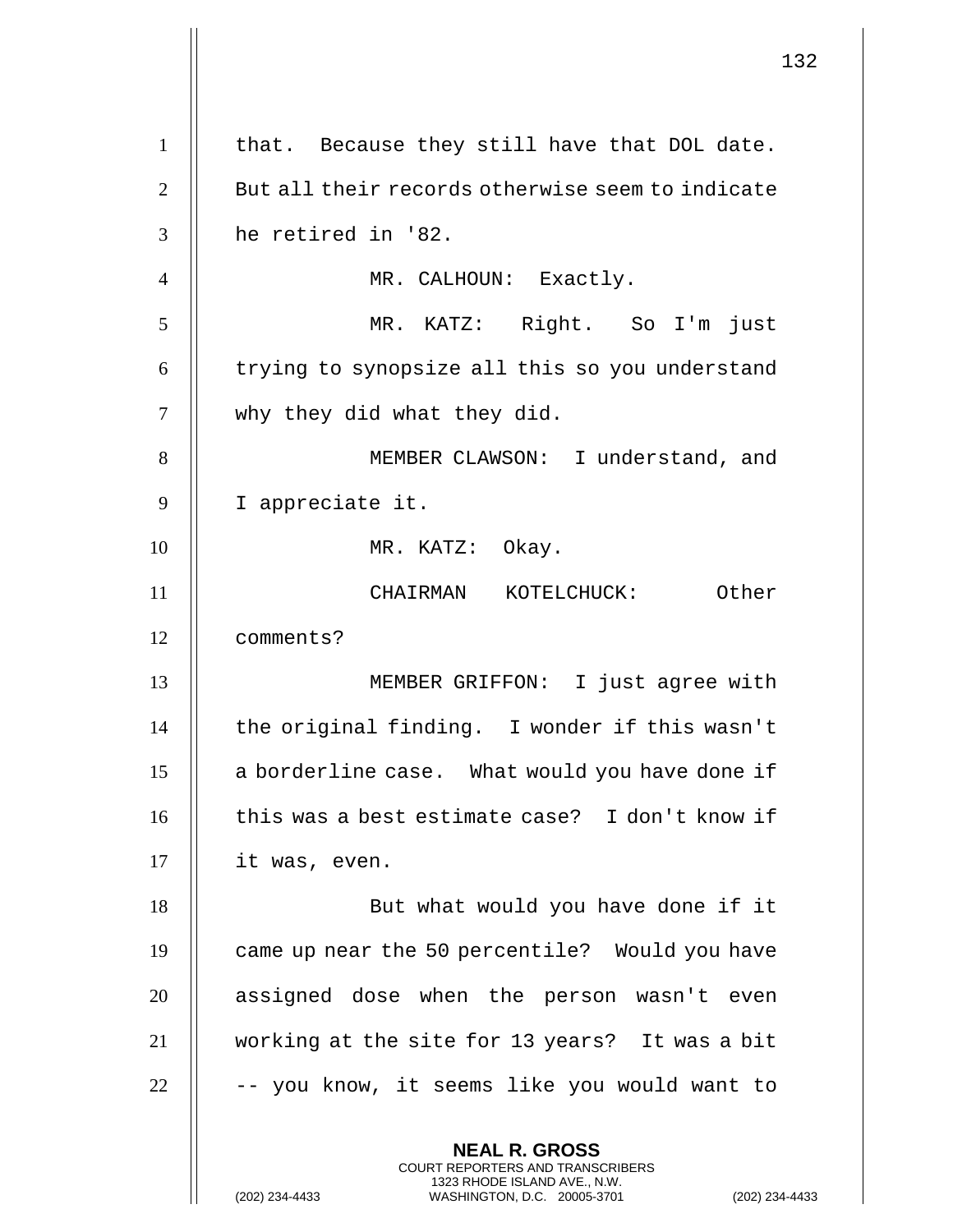that. Because they still have that DOL date. But all their records otherwise seem to indicate he retired in '82.

MR. CALHOUN: Exactly.

MR. KATZ: Right. So I'm just trying to synopsize all this so you understand why they did what they did.

MEMBER CLAWSON: I understand, and I appreciate it.

MR. KATZ: Okay.

CHAIRMAN KOTELCHUCK: Other comments?

MEMBER GRIFFON: I just agree with the original finding. I wonder if this wasn't a borderline case. What would you have done if this was a best estimate case? I don't know if it was, even.

But what would you have done if it came up near the 50 percentile? Would you have assigned dose when the person wasn't even working at the site for 13 years? It was a bit -- you know, it seems like you would want to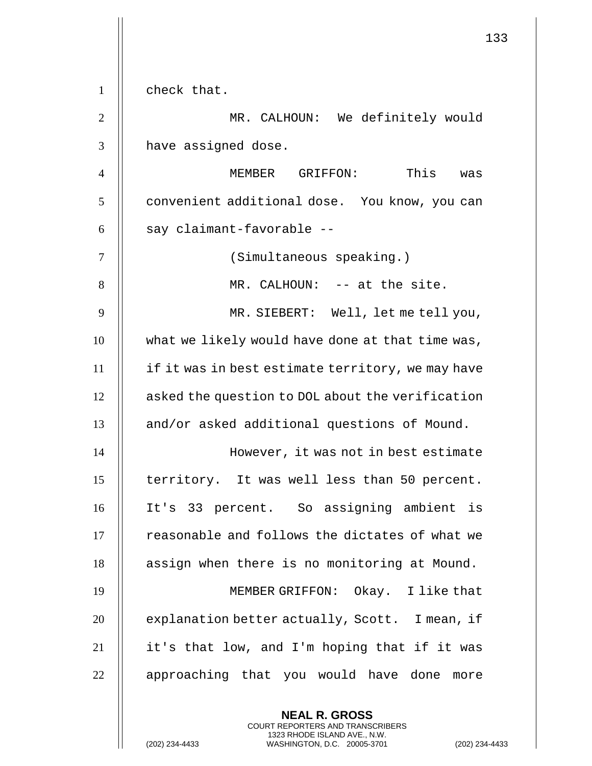check that.

MR. CALHOUN: We definitely would have assigned dose.

MEMBER GRIFFON: This was convenient additional dose. You know, you can say claimant-favorable --

(Simultaneous speaking.)

MR. CALHOUN: -- at the site.

MR. SIEBERT: Well, let me tell you, what we likely would have done at that time was, if it was in best estimate territory, we may have asked the question to DOL about the verification and/or asked additional questions of Mound.

However, it was not in best estimate territory. It was well less than 50 percent. It's 33 percent. So assigning ambient is reasonable and follows the dictates of what we assign when there is no monitoring at Mound.

MEMBER GRIFFON: Okay. I like that explanation better actually, Scott. I mean, if it's that low, and I'm hoping that if it was approaching that you would have done more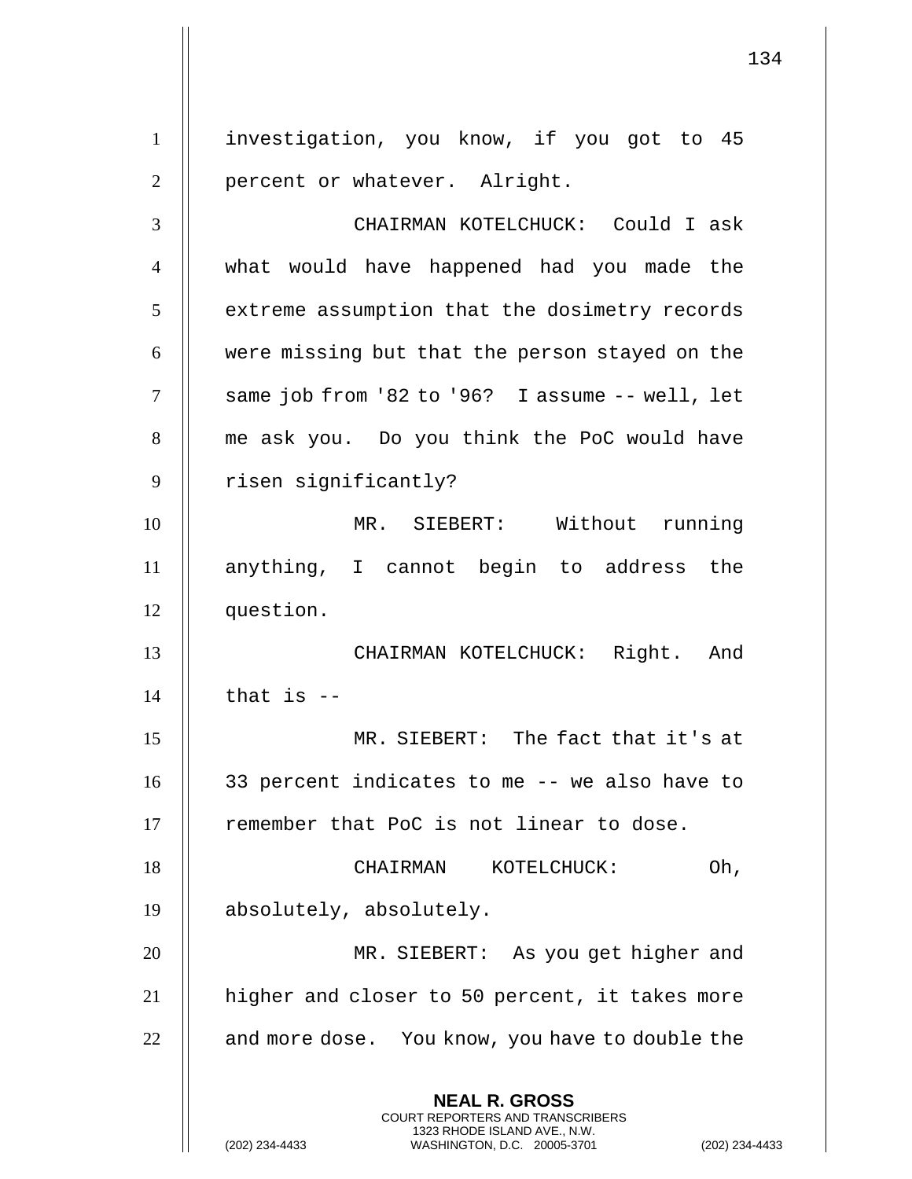investigation, you know, if you got to 45 percent or whatever. Alright.

CHAIRMAN KOTELCHUCK: Could I ask what would have happened had you made the extreme assumption that the dosimetry records were missing but that the person stayed on the same job from '82 to '96? I assume -- well, let me ask you. Do you think the PoC would have risen significantly?

MR. SIEBERT: Without running anything, I cannot begin to address the question.

CHAIRMAN KOTELCHUCK: Right. And that is --

MR. SIEBERT: The fact that it's at 33 percent indicates to me -- we also have to remember that PoC is not linear to dose.

CHAIRMAN KOTELCHUCK: Oh, absolutely, absolutely.

MR. SIEBERT: As you get higher and higher and closer to 50 percent, it takes more and more dose. You know, you have to double the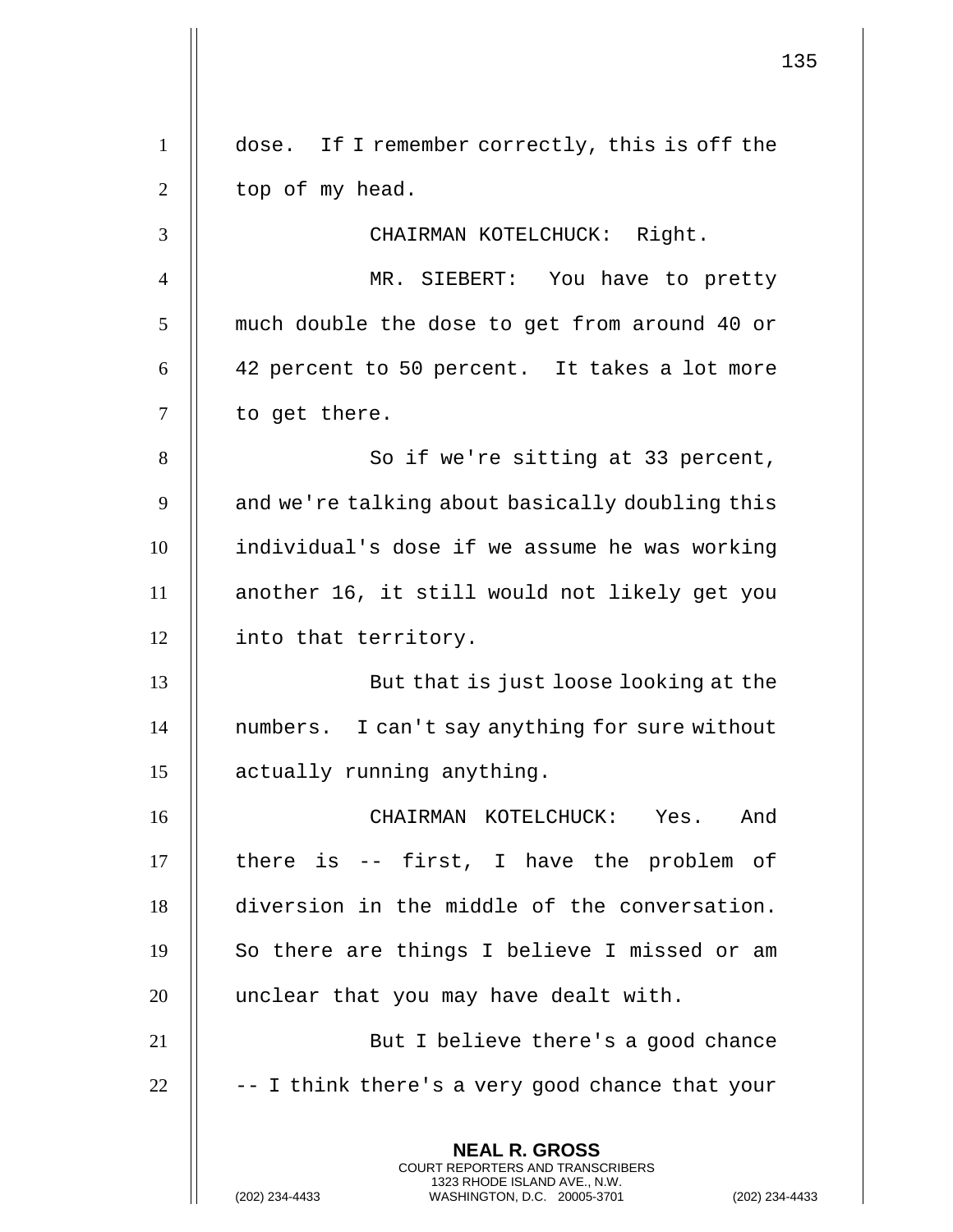dose. If I remember correctly, this is off the top of my head.

CHAIRMAN KOTELCHUCK: Right.

MR. SIEBERT: You have to pretty much double the dose to get from around 40 or 42 percent to 50 percent. It takes a lot more to get there.

So if we're sitting at 33 percent, and we're talking about basically doubling this individual's dose if we assume he was working another 16, it still would not likely get you into that territory.

But that is just loose looking at the numbers. I can't say anything for sure without actually running anything.

CHAIRMAN KOTELCHUCK: Yes. And there is -- first, I have the problem of diversion in the middle of the conversation. So there are things I believe I missed or am unclear that you may have dealt with.

But I believe there's a good chance -- I think there's a very good chance that your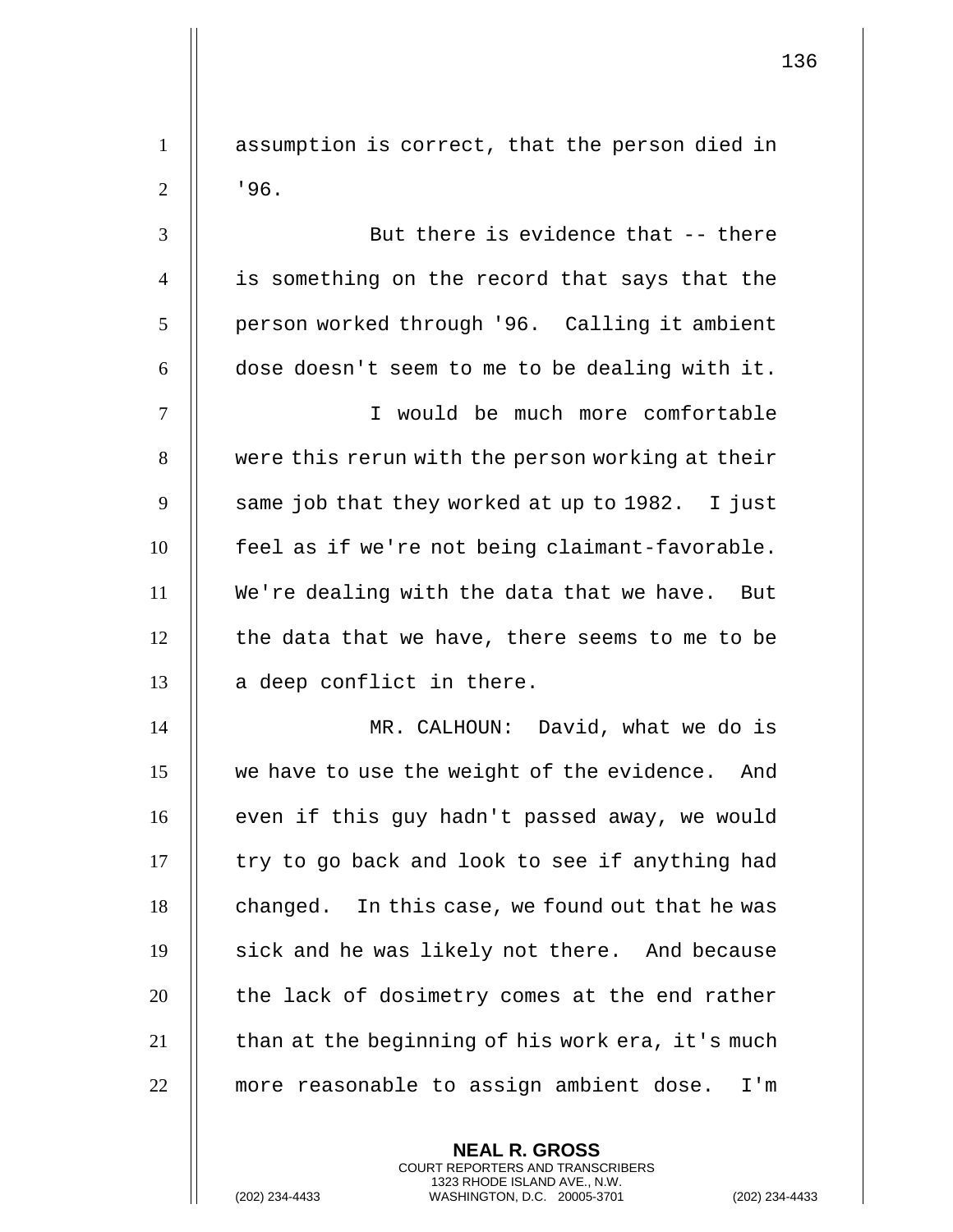assumption is correct, that the person died in '96.

But there is evidence that -- there is something on the record that says that the person worked through '96. Calling it ambient dose doesn't seem to me to be dealing with it.

I would be much more comfortable were this rerun with the person working at their same job that they worked at up to 1982. I just feel as if we're not being claimant-favorable. We're dealing with the data that we have. But the data that we have, there seems to me to be a deep conflict in there.

MR. CALHOUN: David, what we do is we have to use the weight of the evidence. And even if this guy hadn't passed away, we would try to go back and look to see if anything had changed. In this case, we found out that he was sick and he was likely not there. And because the lack of dosimetry comes at the end rather than at the beginning of his work era, it's much more reasonable to assign ambient dose. I'm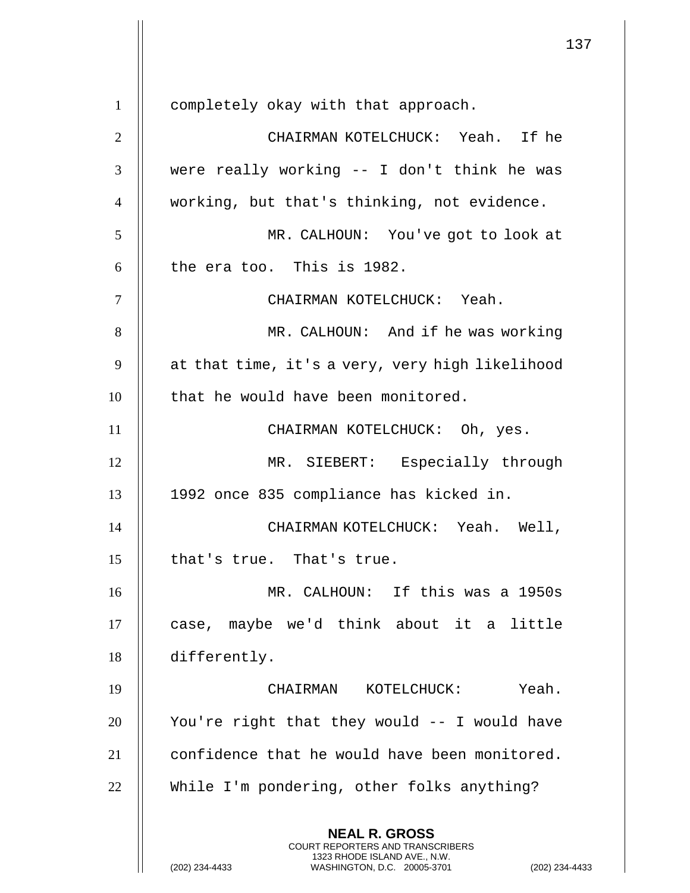completely okay with that approach.

CHAIRMAN KOTELCHUCK: Yeah. If he were really working -- I don't think he was working, but that's thinking, not evidence.

MR. CALHOUN: You've got to look at the era too. This is 1982.

CHAIRMAN KOTELCHUCK: Yeah.

MR. CALHOUN: And if he was working at that time, it's a very, very high likelihood that he would have been monitored.

CHAIRMAN KOTELCHUCK: Oh, yes.

MR. SIEBERT: Especially through 1992 once 835 compliance has kicked in.

CHAIRMAN KOTELCHUCK: Yeah. Well, that's true. That's true.

MR. CALHOUN: If this was a 1950s case, maybe we'd think about it a little differently.

CHAIRMAN KOTELCHUCK: Yeah. You're right that they would -- I would have confidence that he would have been monitored. While I'm pondering, other folks anything?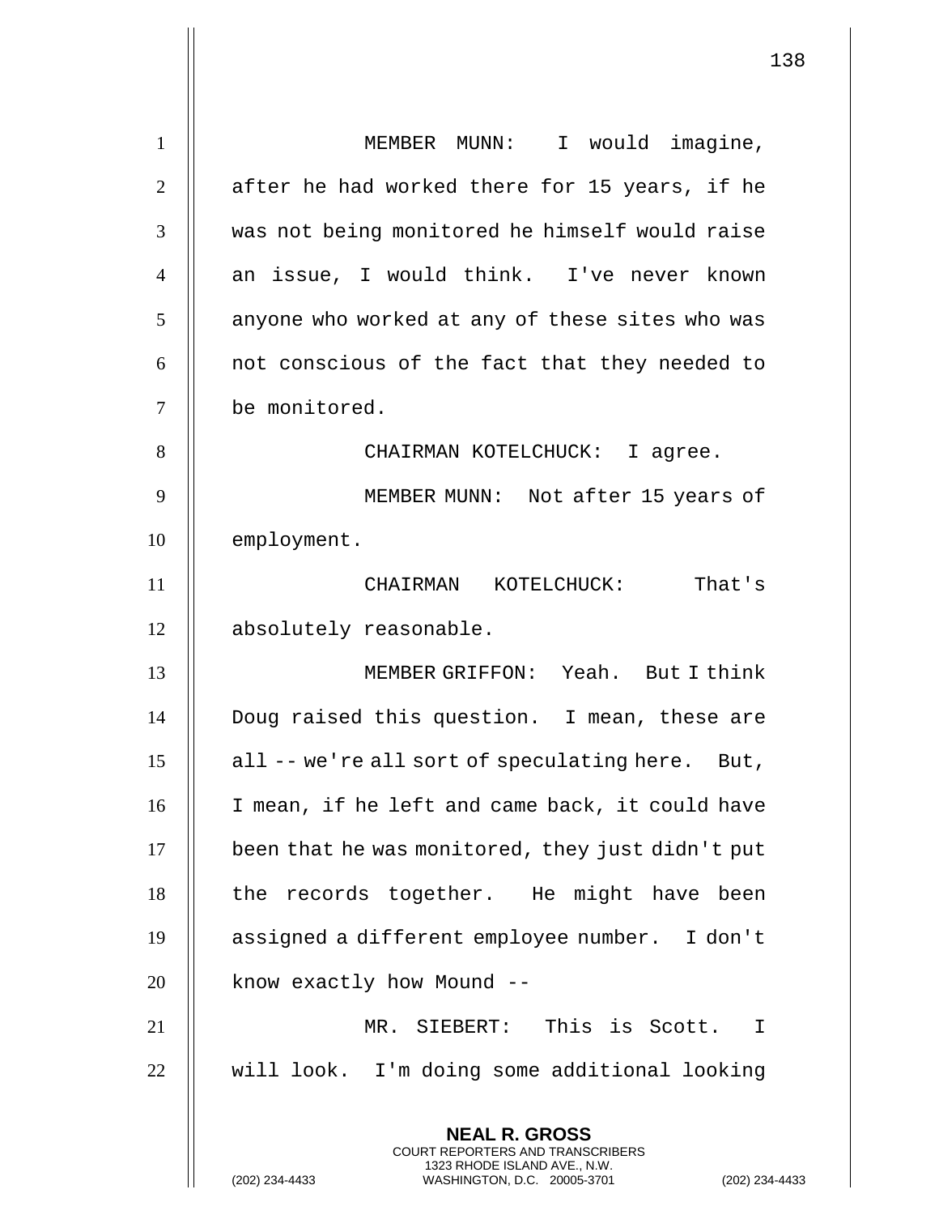MEMBER MUNN: I would imagine, after he had worked there for 15 years, if he was not being monitored he himself would raise an issue, I would think. I've never known anyone who worked at any of these sites who was not conscious of the fact that they needed to be monitored.

CHAIRMAN KOTELCHUCK: I agree.

MEMBER MUNN: Not after 15 years of employment.

CHAIRMAN KOTELCHUCK: That's absolutely reasonable.

MEMBER GRIFFON: Yeah. But I think Doug raised this question. I mean, these are all -- we're all sort of speculating here. But, I mean, if he left and came back, it could have been that he was monitored, they just didn't put the records together. He might have been assigned a different employee number. I don't know exactly how Mound --

MR. SIEBERT: This is Scott. I will look. I'm doing some additional looking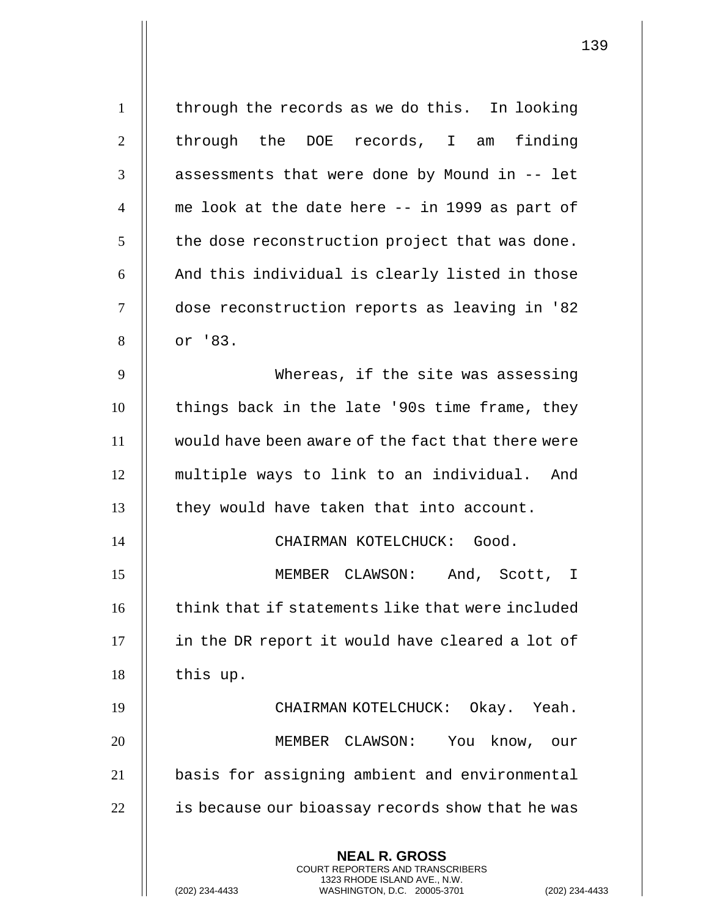through the records as we do this. In looking through the DOE records, I am finding assessments that were done by Mound in -- let me look at the date here -- in 1999 as part of the dose reconstruction project that was done. And this individual is clearly listed in those dose reconstruction reports as leaving in '82 or '83.

Whereas, if the site was assessing things back in the late '90s time frame, they would have been aware of the fact that there were multiple ways to link to an individual. And they would have taken that into account.

CHAIRMAN KOTELCHUCK: Good.

MEMBER CLAWSON: And, Scott, I think that if statements like that were included in the DR report it would have cleared a lot of this up.

CHAIRMAN KOTELCHUCK: Okay. Yeah.

MEMBER CLAWSON: You know, our basis for assigning ambient and environmental is because our bioassay records show that he was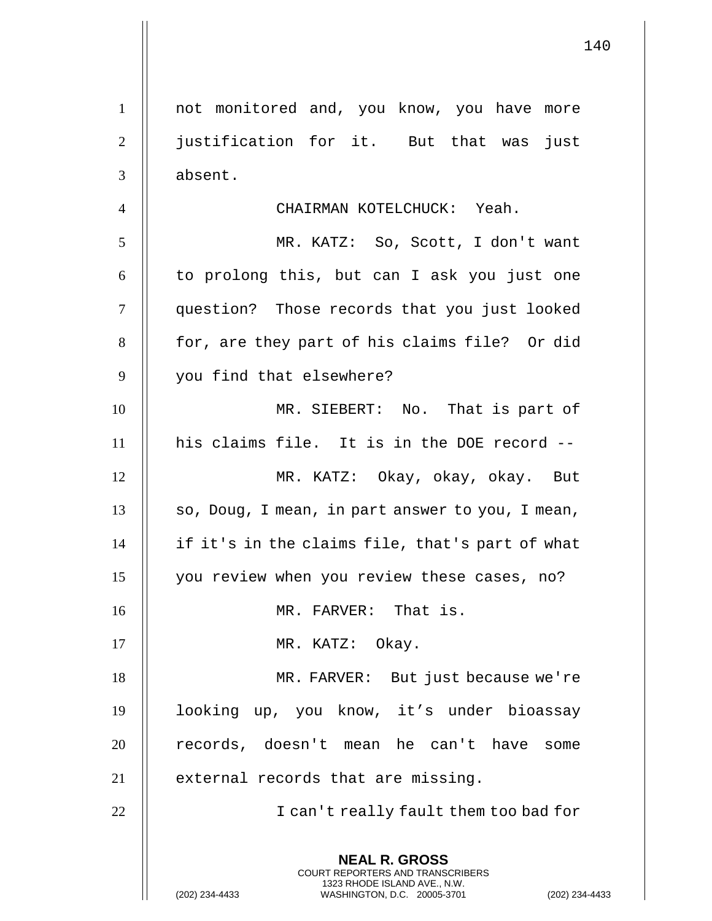not monitored and, you know, you have more justification for it. But that was just absent.

CHAIRMAN KOTELCHUCK: Yeah.

MR. KATZ: So, Scott, I don't want to prolong this, but can I ask you just one question? Those records that you just looked for, are they part of his claims file? Or did you find that elsewhere?

MR. SIEBERT: No. That is part of his claims file. It is in the DOE record --

MR. KATZ: Okay, okay, okay. But so, Doug, I mean, in part answer to you, I mean, if it's in the claims file, that's part of what you review when you review these cases, no?

MR. FARVER: That is.

MR. KATZ: Okay.

MR. FARVER: But just because we're looking up, you know, it's under bioassay records, doesn't mean he can't have some external records that are missing.

I can't really fault them too bad for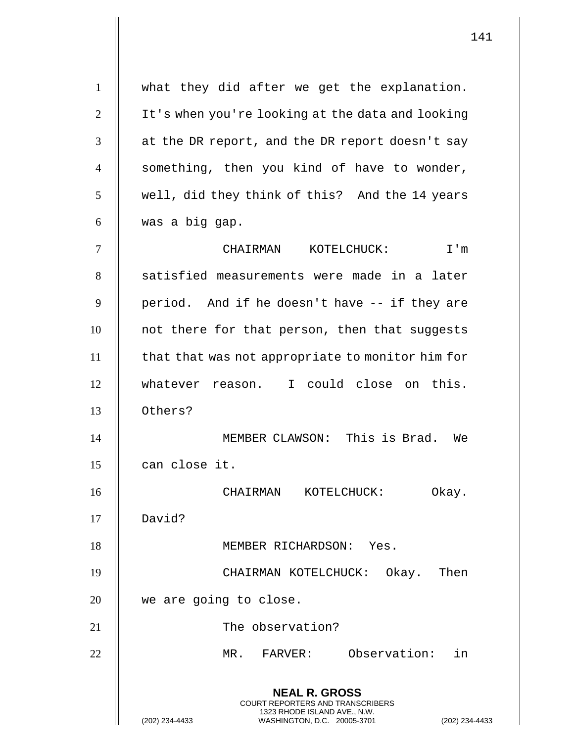what they did after we get the explanation. It's when you're looking at the data and looking at the DR report, and the DR report doesn't say something, then you kind of have to wonder, well, did they think of this? And the 14 years was a big gap.

CHAIRMAN KOTELCHUCK: I'm satisfied measurements were made in a later period. And if he doesn't have -- if they are not there for that person, then that suggests that that was not appropriate to monitor him for whatever reason. I could close on this. Others?

MEMBER CLAWSON: This is Brad. We can close it.

CHAIRMAN KOTELCHUCK: Okay. David?

MEMBER RICHARDSON: Yes.

CHAIRMAN KOTELCHUCK: Okay. Then we are going to close.

The observation?

MR. FARVER: Observation: in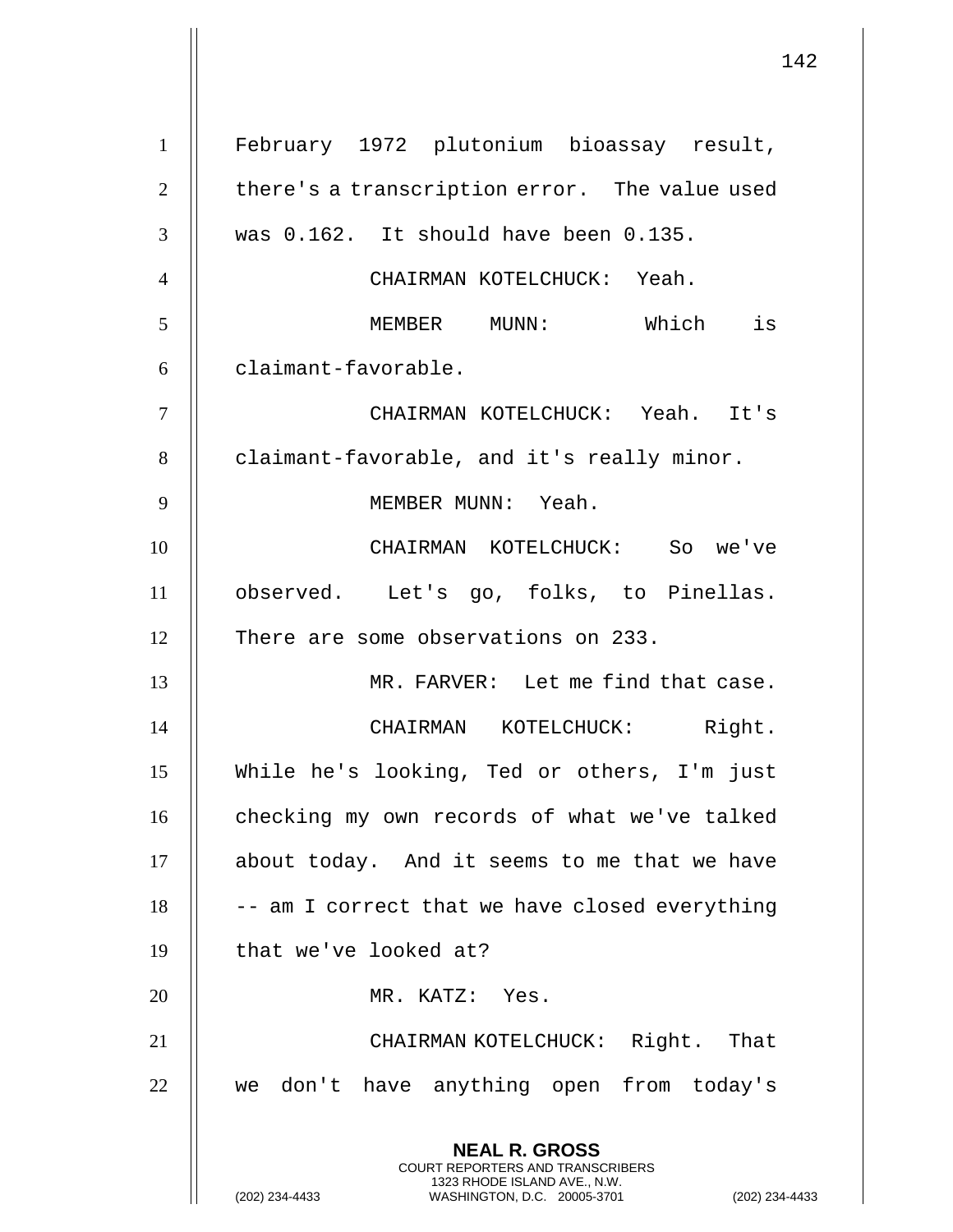February 1972 plutonium bioassay result, there's a transcription error. The value used was 0.162. It should have been 0.135.

CHAIRMAN KOTELCHUCK: Yeah.

MEMBER MUNN: Which is claimant-favorable.

CHAIRMAN KOTELCHUCK: Yeah. It's claimant-favorable, and it's really minor.

MEMBER MUNN: Yeah.

CHAIRMAN KOTELCHUCK: So we've observed. Let's go, folks, to Pinellas. There are some observations on 233.

MR. FARVER: Let me find that case.

CHAIRMAN KOTELCHUCK: Right. While he's looking, Ted or others, I'm just checking my own records of what we've talked about today. And it seems to me that we have -- am I correct that we have closed everything that we've looked at?

MR. KATZ: Yes.

CHAIRMAN KOTELCHUCK: Right. That we don't have anything open from today's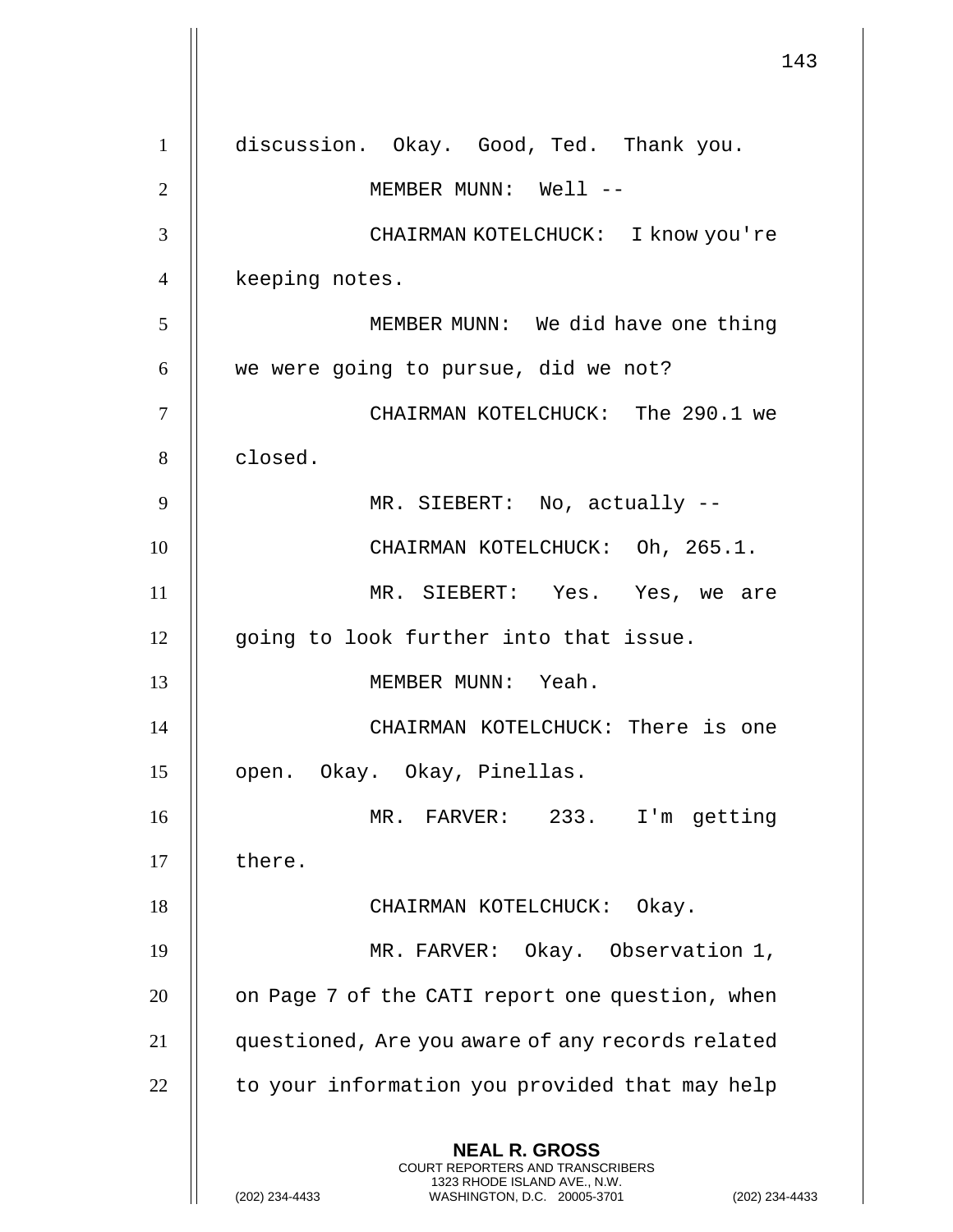discussion. Okay. Good, Ted. Thank you.

MEMBER MUNN: Well --

CHAIRMAN KOTELCHUCK: I know you're keeping notes.

MEMBER MUNN: We did have one thing we were going to pursue, did we not?

CHAIRMAN KOTELCHUCK: The 290.1 we closed.

MR. SIEBERT: No, actually --

CHAIRMAN KOTELCHUCK: Oh, 265.1.

MR. SIEBERT: Yes. Yes, we are going to look further into that issue.

MEMBER MUNN: Yeah.

CHAIRMAN KOTELCHUCK: There is one open. Okay. Okay, Pinellas.

MR. FARVER: 233. I'm getting there.

CHAIRMAN KOTELCHUCK: Okay.

MR. FARVER: Okay. Observation 1, on Page 7 of the CATI report one question, when questioned, Are you aware of any records related to your information you provided that may help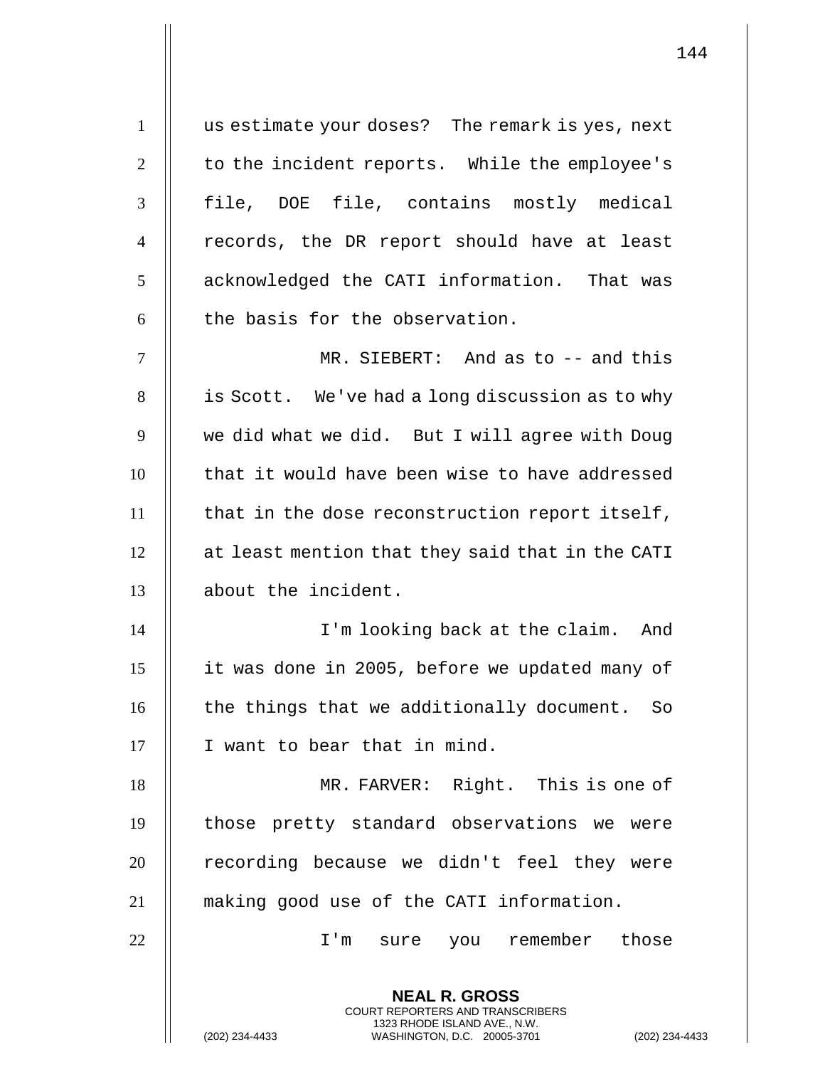us estimate your doses? The remark is yes, next to the incident reports. While the employee's file, DOE file, contains mostly medical records, the DR report should have at least acknowledged the CATI information. That was the basis for the observation.

MR. SIEBERT: And as to -- and this is Scott. We've had a long discussion as to why we did what we did. But I will agree with Doug that it would have been wise to have addressed that in the dose reconstruction report itself, at least mention that they said that in the CATI about the incident.

I'm looking back at the claim. And it was done in 2005, before we updated many of the things that we additionally document. So I want to bear that in mind.

MR. FARVER: Right. This is one of those pretty standard observations we were recording because we didn't feel they were making good use of the CATI information.

I'm sure you remember those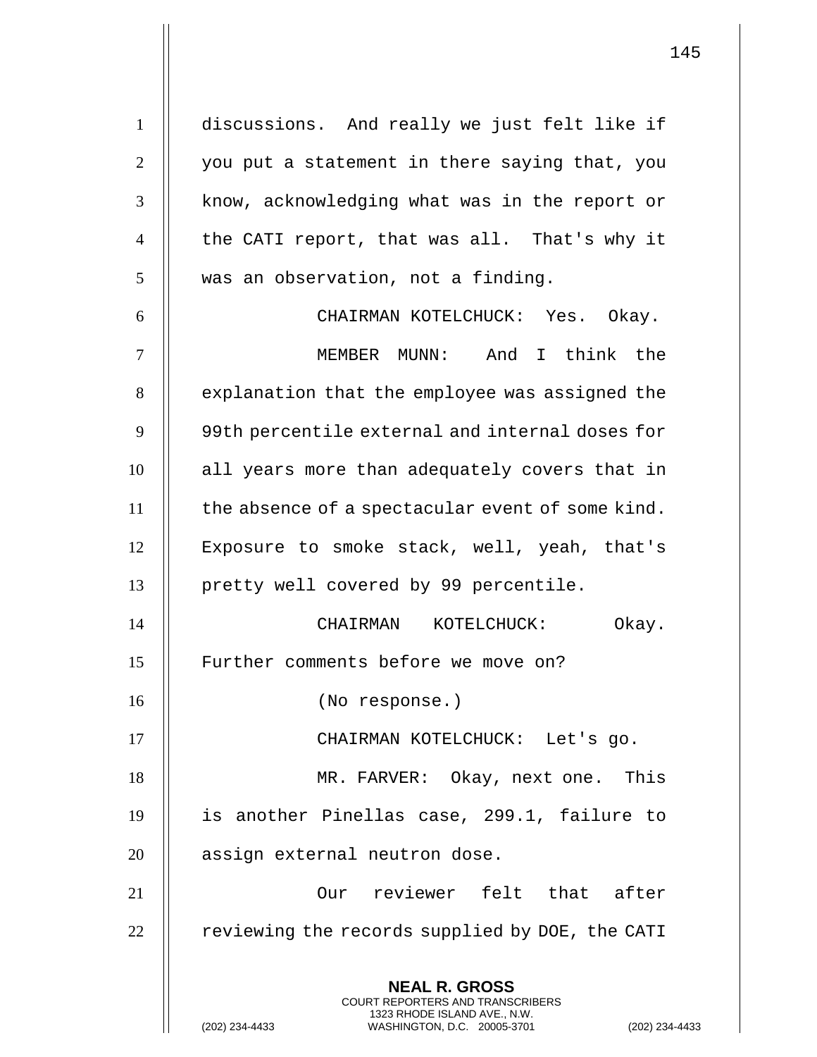discussions. And really we just felt like if you put a statement in there saying that, you know, acknowledging what was in the report or the CATI report, that was all. That's why it was an observation, not a finding.

CHAIRMAN KOTELCHUCK: Yes. Okay.

MEMBER MUNN: And I think the explanation that the employee was assigned the 99th percentile external and internal doses for all years more than adequately covers that in the absence of a spectacular event of some kind. Exposure to smoke stack, well, yeah, that's pretty well covered by 99 percentile.

CHAIRMAN KOTELCHUCK: Okay. Further comments before we move on?

(No response.)

CHAIRMAN KOTELCHUCK: Let's go.

MR. FARVER: Okay, next one. This is another Pinellas case, 299.1, failure to assign external neutron dose.

Our reviewer felt that after reviewing the records supplied by DOE, the CATI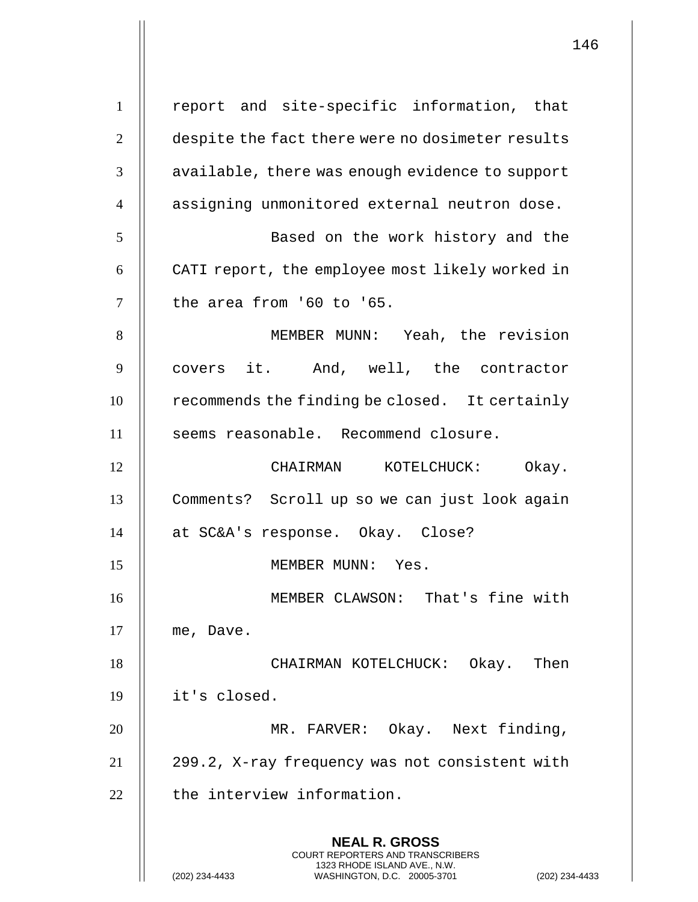report and site-specific information, that despite the fact there were no dosimeter results available, there was enough evidence to support assigning unmonitored external neutron dose.

Based on the work history and the CATI report, the employee most likely worked in the area from '60 to '65.

MEMBER MUNN: Yeah, the revision covers it. And, well, the contractor recommends the finding be closed. It certainly seems reasonable. Recommend closure.

CHAIRMAN KOTELCHUCK: Okay. Comments? Scroll up so we can just look again at SC&A's response. Okay. Close?

MEMBER MUNN: Yes.

MEMBER CLAWSON: That's fine with me, Dave.

CHAIRMAN KOTELCHUCK: Okay. Then it's closed.

MR. FARVER: Okay. Next finding, 299.2, X-ray frequency was not consistent with the interview information.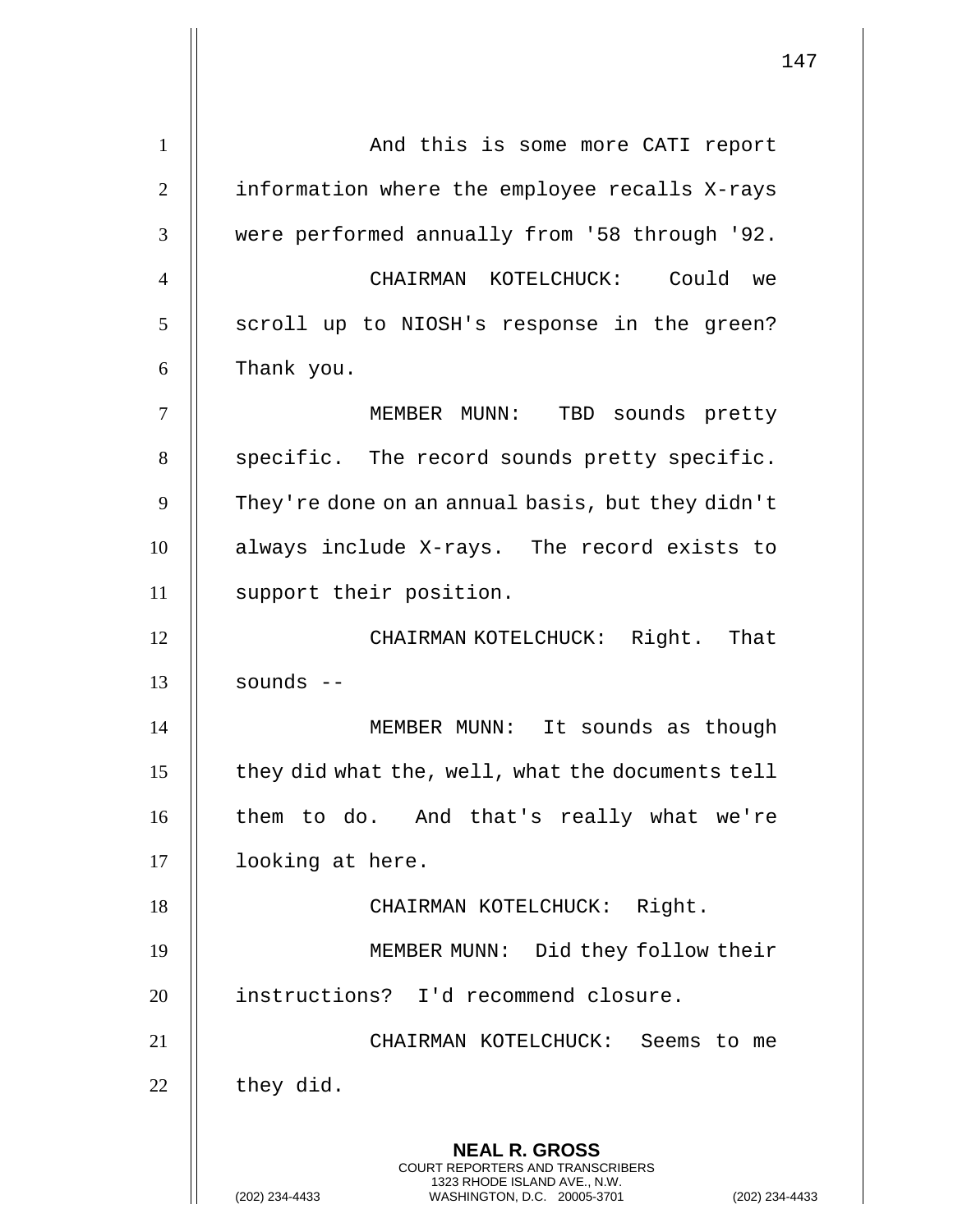And this is some more CATI report information where the employee recalls X-rays were performed annually from '58 through '92.

CHAIRMAN KOTELCHUCK: Could we scroll up to NIOSH's response in the green? Thank you.

MEMBER MUNN: TBD sounds pretty specific. The record sounds pretty specific. They're done on an annual basis, but they didn't always include X-rays. The record exists to support their position.

CHAIRMAN KOTELCHUCK: Right. That sounds --

MEMBER MUNN: It sounds as though they did what the, well, what the documents tell them to do. And that's really what we're looking at here.

CHAIRMAN KOTELCHUCK: Right.

MEMBER MUNN: Did they follow their instructions? I'd recommend closure.

CHAIRMAN KOTELCHUCK: Seems to me they did.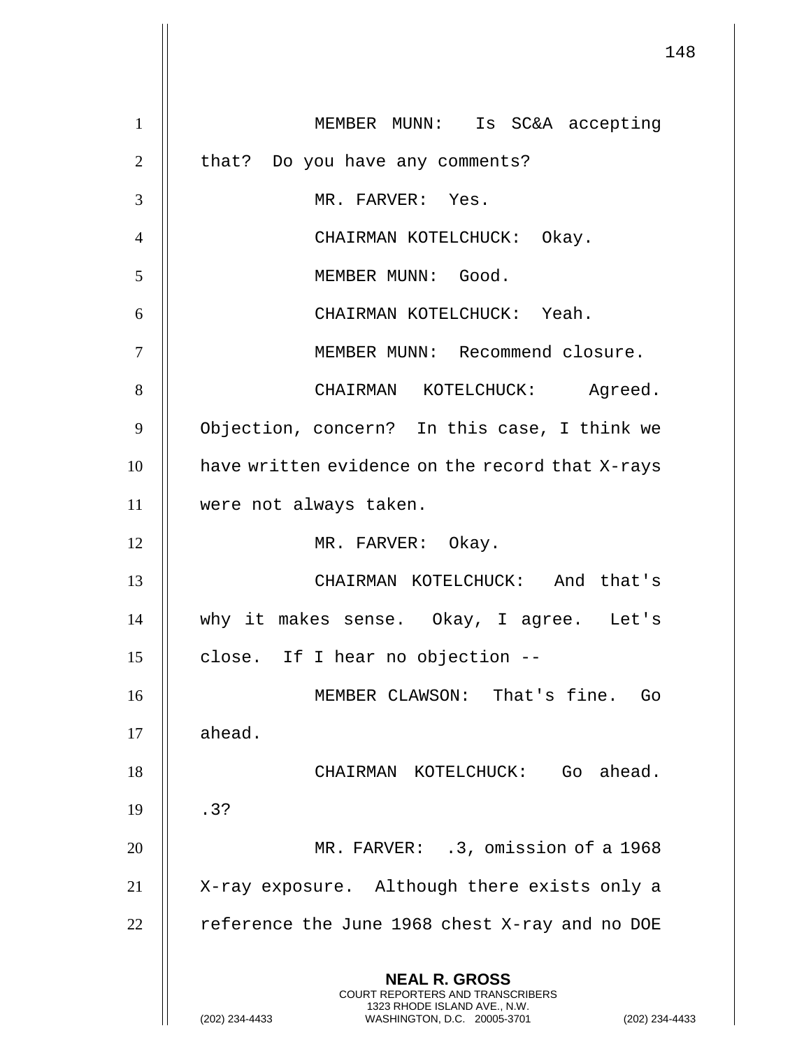MEMBER MUNN: Is SC&A accepting that? Do you have any comments?

MR. FARVER: Yes.

CHAIRMAN KOTELCHUCK: Okay.

MEMBER MUNN: Good.

CHAIRMAN KOTELCHUCK: Yeah.

MEMBER MUNN: Recommend closure.

CHAIRMAN KOTELCHUCK: Agreed. Objection, concern? In this case, I think we have written evidence on the record that X-rays were not always taken.

MR. FARVER: Okay.

CHAIRMAN KOTELCHUCK: And that's why it makes sense. Okay, I agree. Let's close. If I hear no objection --

MEMBER CLAWSON: That's fine. Go ahead.

CHAIRMAN KOTELCHUCK: Go ahead. .3?

MR. FARVER: .3, omission of a 1968 X-ray exposure. Although there exists only a reference the June 1968 chest X-ray and no DOE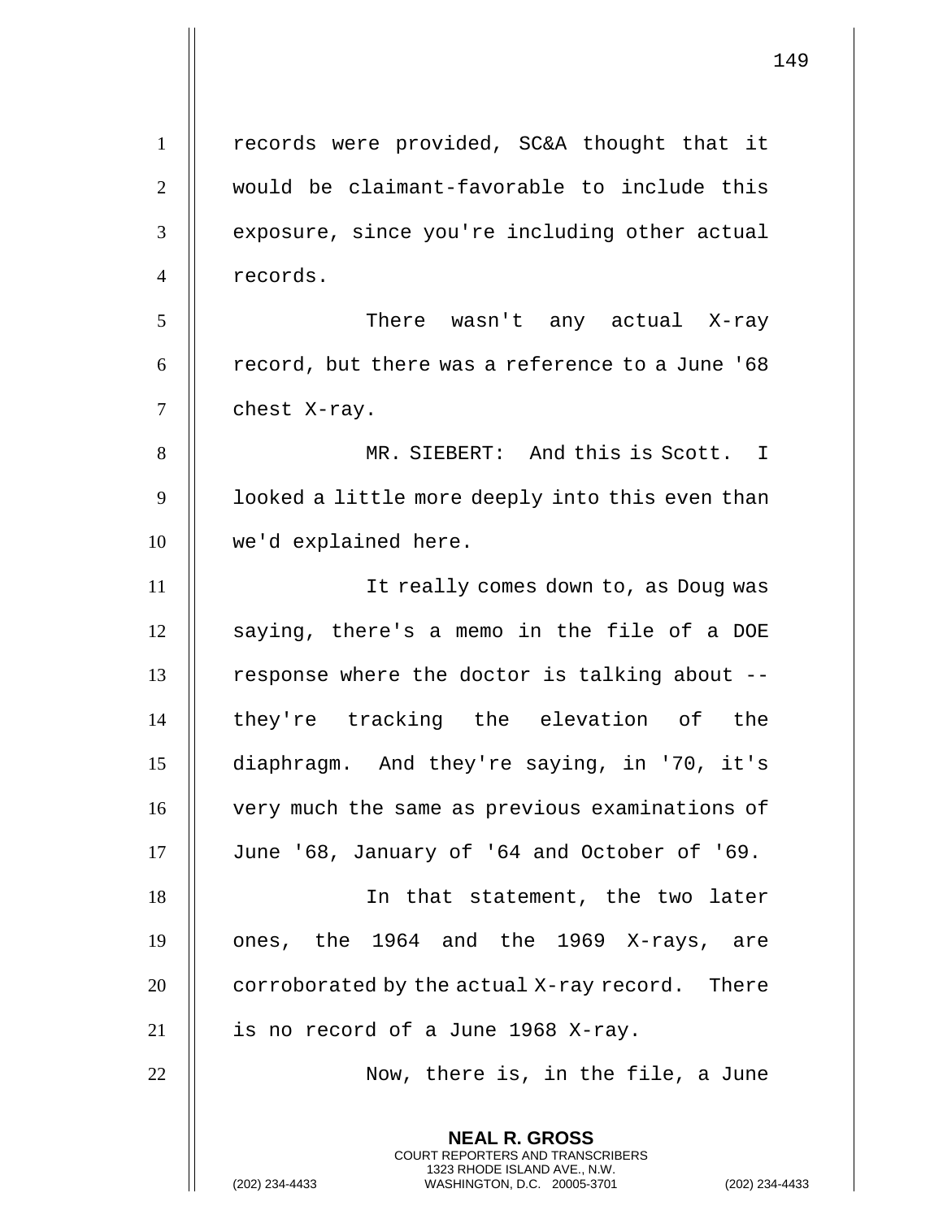records were provided, SC&A thought that it would be claimant-favorable to include this exposure, since you're including other actual records.

There wasn't any actual X-ray record, but there was a reference to a June '68 chest X-ray.

MR. SIEBERT: And this is Scott. I looked a little more deeply into this even than we'd explained here.

It really comes down to, as Doug was saying, there's a memo in the file of a DOE response where the doctor is talking about -- they're tracking the elevation of the diaphragm. And they're saying, in '70, it's very much the same as previous examinations of June '68, January of '64 and October of '69.

In that statement, the two later ones, the 1964 and the 1969 X-rays, are corroborated by the actual X-ray record. There is no record of a June 1968 X-ray.

Now, there is, in the file, a June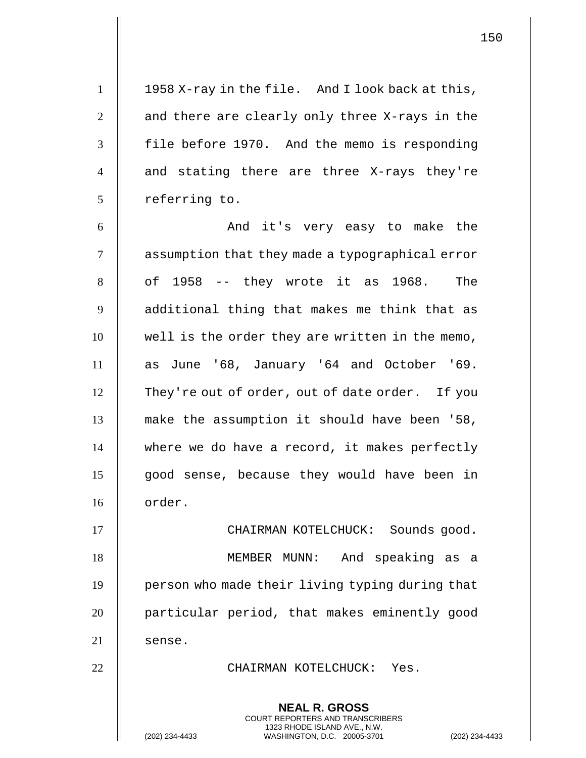1958 X-ray in the file. And I look back at this, and there are clearly only three X-rays in the file before 1970. And the memo is responding and stating there are three X-rays they're referring to.

And it's very easy to make the assumption that they made a typographical error of 1958 -- they wrote it as 1968. The additional thing that makes me think that as well is the order they are written in the memo, as June '68, January '64 and October '69. They're out of order, out of date order. If you make the assumption it should have been '58, where we do have a record, it makes perfectly good sense, because they would have been in order.

CHAIRMAN KOTELCHUCK: Sounds good.

MEMBER MUNN: And speaking as a person who made their living typing during that particular period, that makes eminently good sense.

CHAIRMAN KOTELCHUCK: Yes.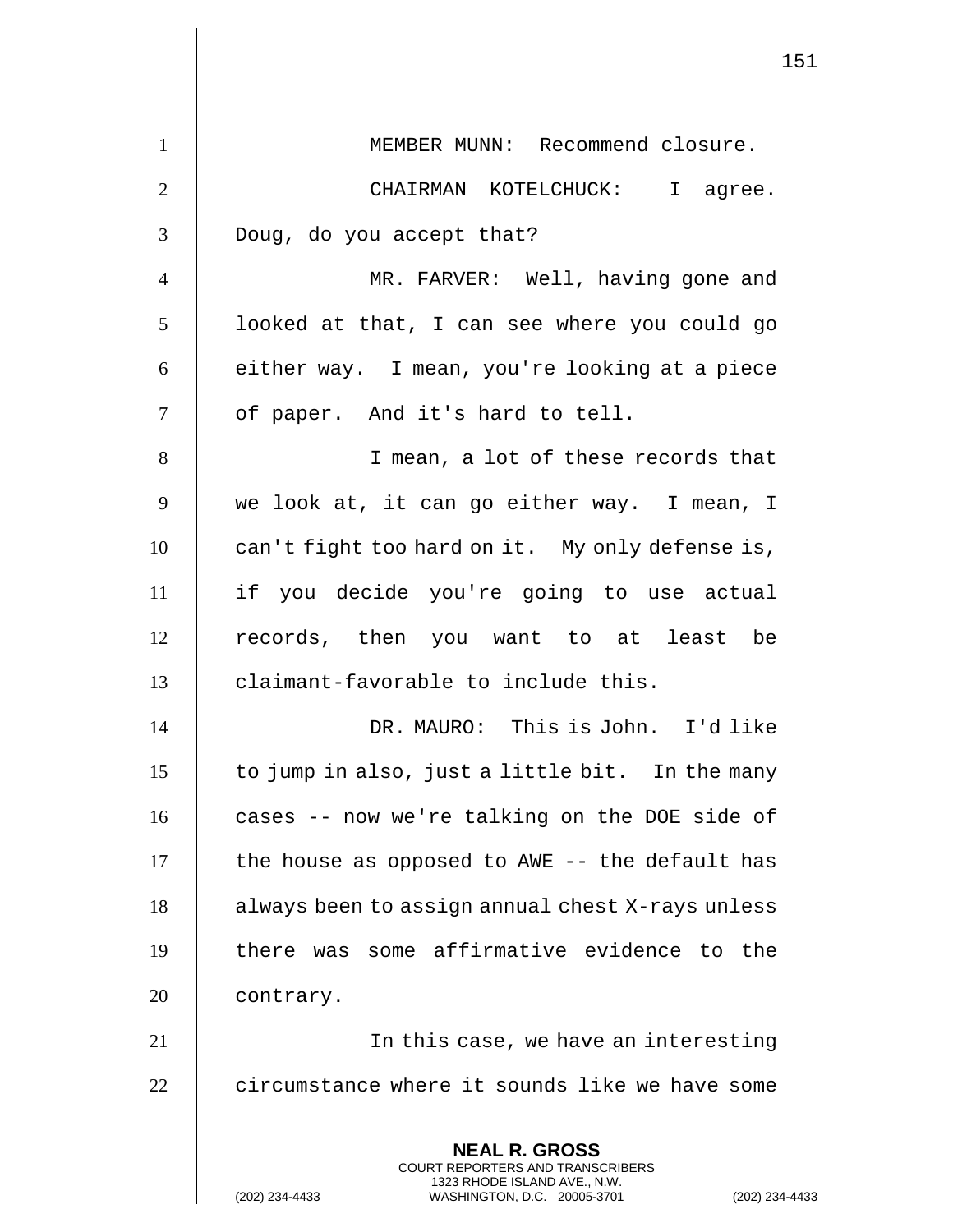MEMBER MUNN: Recommend closure.

CHAIRMAN KOTELCHUCK: I agree. Doug, do you accept that?

MR. FARVER: Well, having gone and looked at that, I can see where you could go either way. I mean, you're looking at a piece of paper. And it's hard to tell.

I mean, a lot of these records that we look at, it can go either way. I mean, I can't fight too hard on it. My only defense is, if you decide you're going to use actual records, then you want to at least be claimant-favorable to include this.

DR. MAURO: This is John. I'd like to jump in also, just a little bit. In the many cases -- now we're talking on the DOE side of the house as opposed to AWE -- the default has always been to assign annual chest X-rays unless there was some affirmative evidence to the contrary.

In this case, we have an interesting circumstance where it sounds like we have some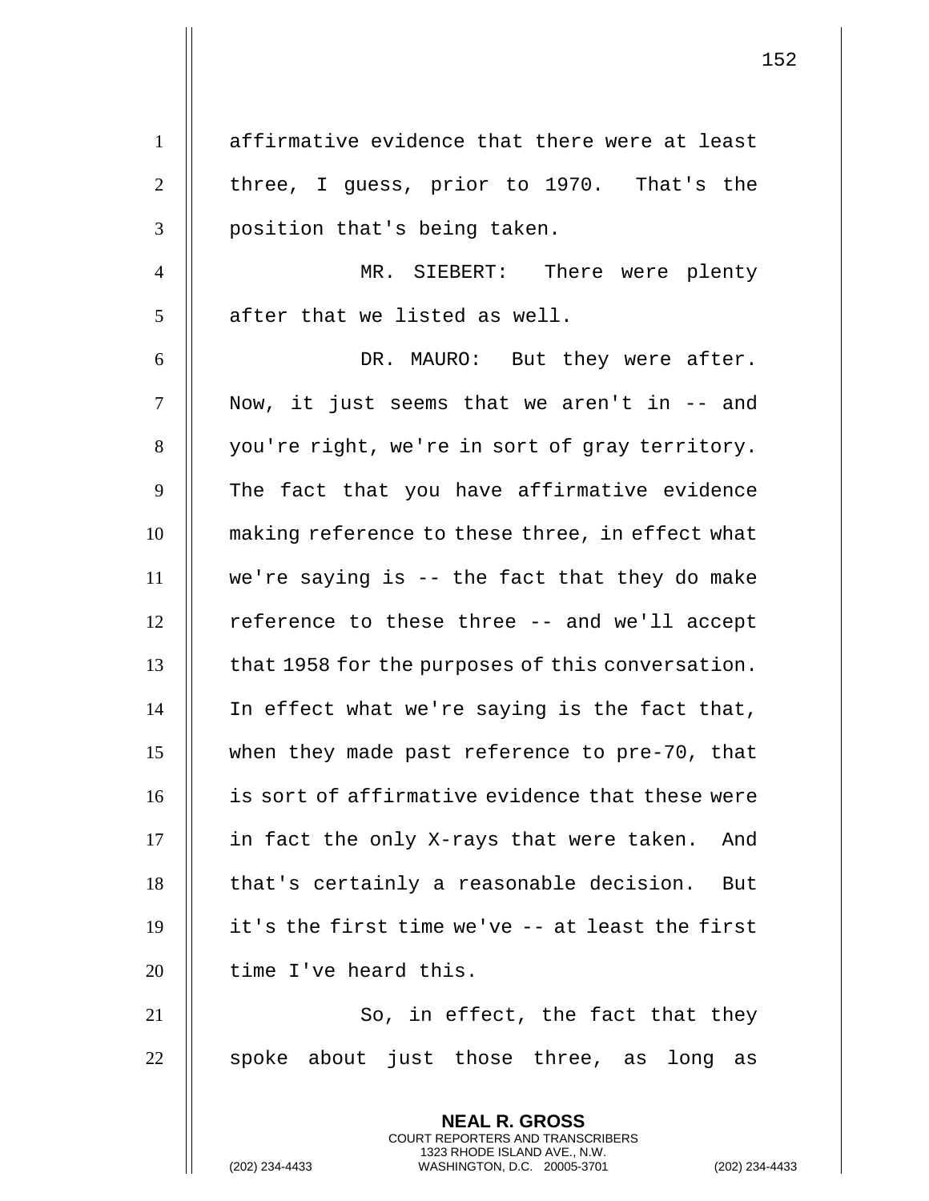affirmative evidence that there were at least three, I guess, prior to 1970. That's the position that's being taken.

MR. SIEBERT: There were plenty after that we listed as well.

DR. MAURO: But they were after. Now, it just seems that we aren't in -- and you're right, we're in sort of gray territory. The fact that you have affirmative evidence making reference to these three, in effect what we're saying is -- the fact that they do make reference to these three -- and we'll accept that 1958 for the purposes of this conversation. In effect what we're saying is the fact that, when they made past reference to pre-70, that is sort of affirmative evidence that these were in fact the only X-rays that were taken. And that's certainly a reasonable decision. But it's the first time we've -- at least the first time I've heard this.

So, in effect, the fact that they spoke about just those three, as long as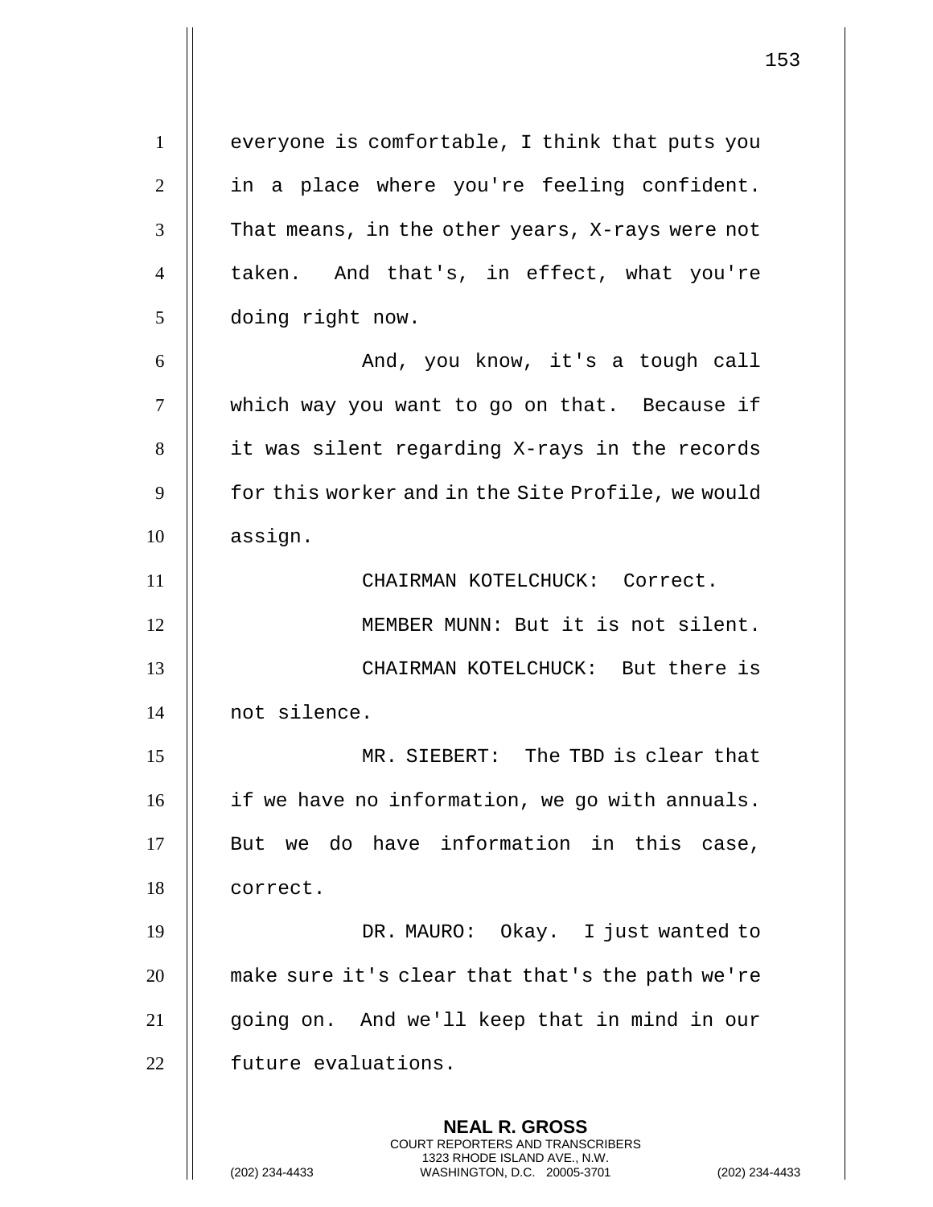everyone is comfortable, I think that puts you in a place where you're feeling confident. That means, in the other years, X-rays were not taken. And that's, in effect, what you're doing right now.

And, you know, it's a tough call which way you want to go on that. Because if it was silent regarding X-rays in the records for this worker and in the Site Profile, we would assign.

CHAIRMAN KOTELCHUCK: Correct.

MEMBER MUNN: But it is not silent.

CHAIRMAN KOTELCHUCK: But there is not silence.

MR. SIEBERT: The TBD is clear that if we have no information, we go with annuals. But we do have information in this case, correct.

DR. MAURO: Okay. I just wanted to make sure it's clear that that's the path we're going on. And we'll keep that in mind in our future evaluations.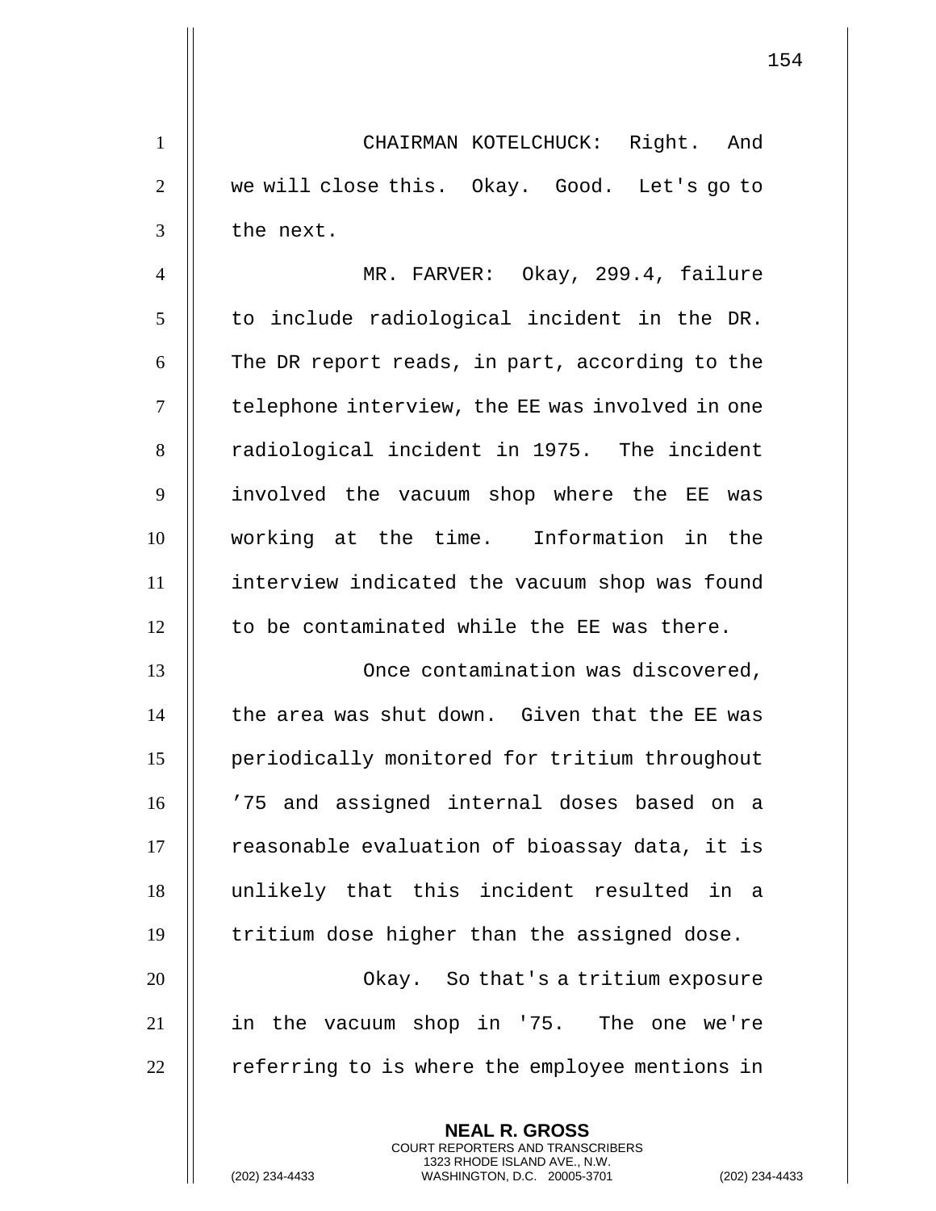CHAIRMAN KOTELCHUCK: Right. And we will close this. Okay. Good. Let's go to the next.

MR. FARVER: Okay, 299.4, failure to include radiological incident in the DR. The DR report reads, in part, according to the telephone interview, the EE was involved in one radiological incident in 1975. The incident involved the vacuum shop where the EE was working at the time. Information in the interview indicated the vacuum shop was found to be contaminated while the EE was there.

Once contamination was discovered, the area was shut down. Given that the EE was periodically monitored for tritium throughout '75 and assigned internal doses based on a reasonable evaluation of bioassay data, it is unlikely that this incident resulted in a tritium dose higher than the assigned dose.

Okay. So that's a tritium exposure in the vacuum shop in '75. The one we're referring to is where the employee mentions in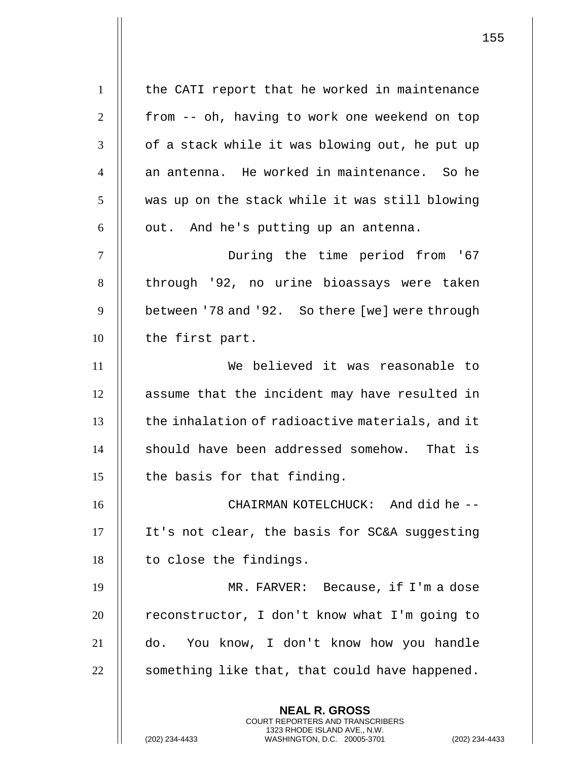the CATI report that he worked in maintenance from -- oh, having to work one weekend on top of a stack while it was blowing out, he put up an antenna. He worked in maintenance. So he was up on the stack while it was still blowing out. And he's putting up an antenna.

During the time period from '67 through '92, no urine bioassays were taken between '78 and '92. So there [we] were through the first part.

We believed it was reasonable to assume that the incident may have resulted in the inhalation of radioactive materials, and it should have been addressed somehow. That is the basis for that finding.

CHAIRMAN KOTELCHUCK: And did he -- It's not clear, the basis for SC&A suggesting to close the findings.

MR. FARVER: Because, if I'm a dose reconstructor, I don't know what I'm going to do. You know, I don't know how you handle something like that, that could have happened.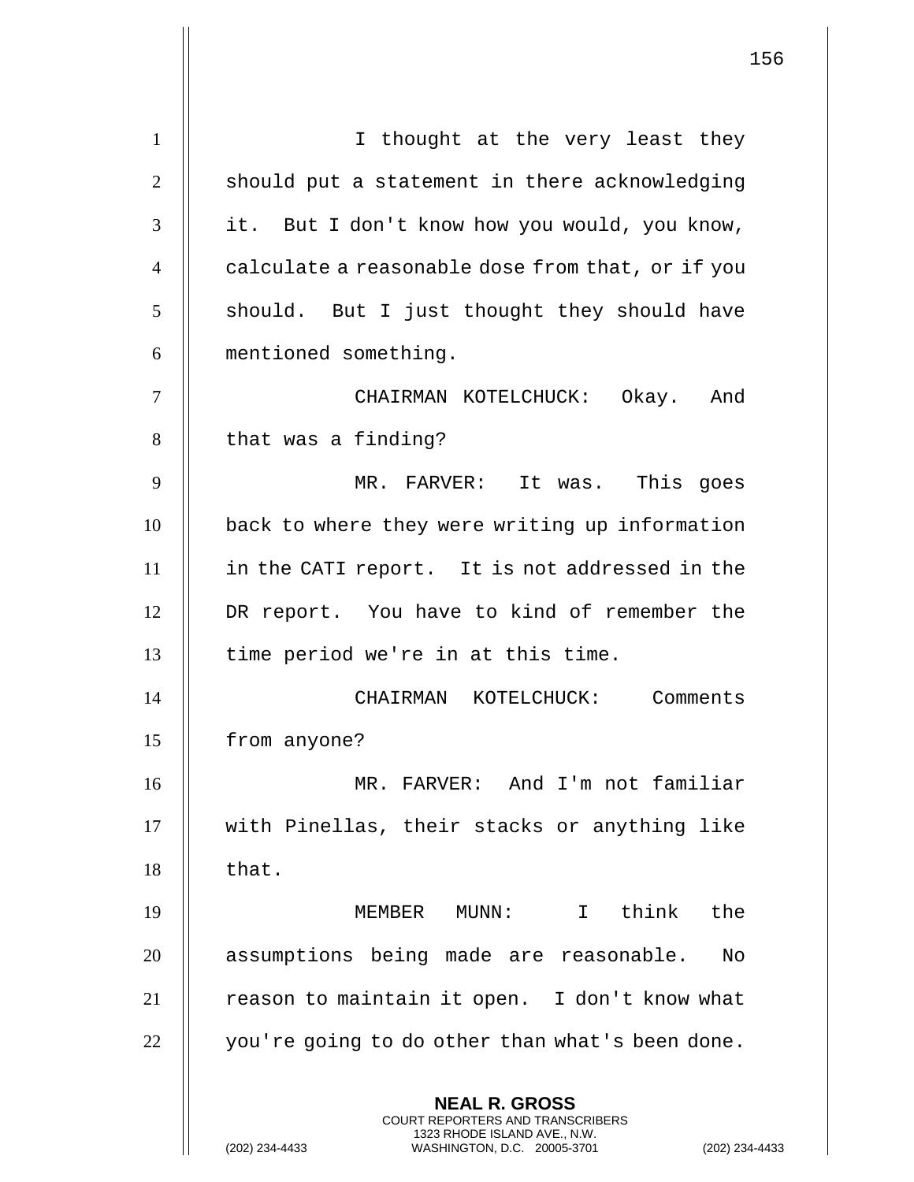I thought at the very least they should put a statement in there acknowledging it. But I don't know how you would, you know, calculate a reasonable dose from that, or if you should. But I just thought they should have mentioned something.

CHAIRMAN KOTELCHUCK: Okay. And that was a finding?

MR. FARVER: It was. This goes back to where they were writing up information in the CATI report. It is not addressed in the DR report. You have to kind of remember the time period we're in at this time.

CHAIRMAN KOTELCHUCK: Comments from anyone?

MR. FARVER: And I'm not familiar with Pinellas, their stacks or anything like that.

MEMBER MUNN: I think the assumptions being made are reasonable. No reason to maintain it open. I don't know what you're going to do other than what's been done.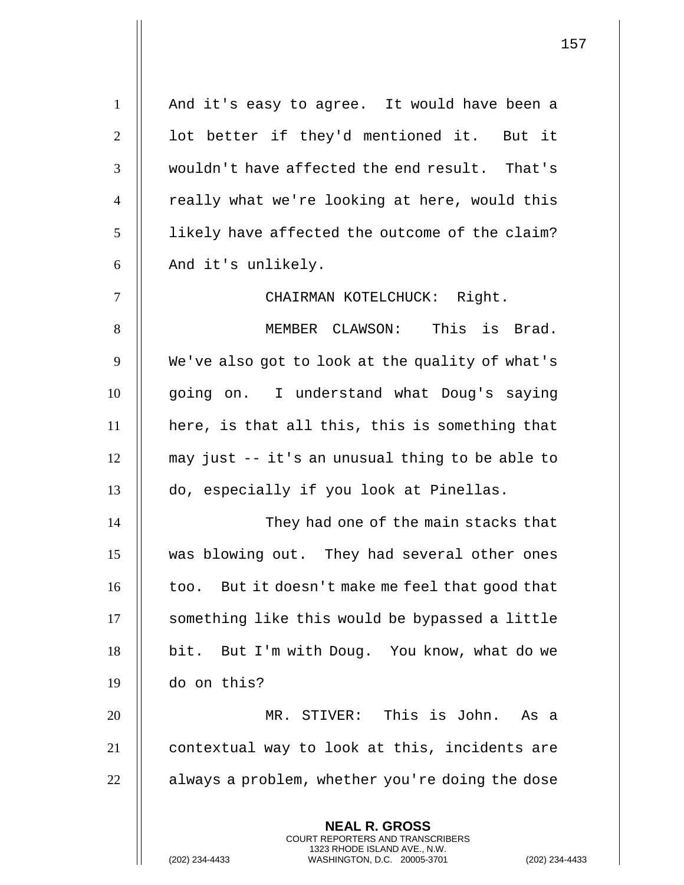And it's easy to agree. It would have been a lot better if they'd mentioned it. But it wouldn't have affected the end result. That's really what we're looking at here, would this likely have affected the outcome of the claim? And it's unlikely.

CHAIRMAN KOTELCHUCK: Right.

MEMBER CLAWSON: This is Brad. We've also got to look at the quality of what's going on. I understand what Doug's saying here, is that all this, this is something that may just -- it's an unusual thing to be able to do, especially if you look at Pinellas.

They had one of the main stacks that was blowing out. They had several other ones too. But it doesn't make me feel that good that something like this would be bypassed a little bit. But I'm with Doug. You know, what do we do on this?

MR. STIVER: This is John. As a contextual way to look at this, incidents are always a problem, whether you're doing the dose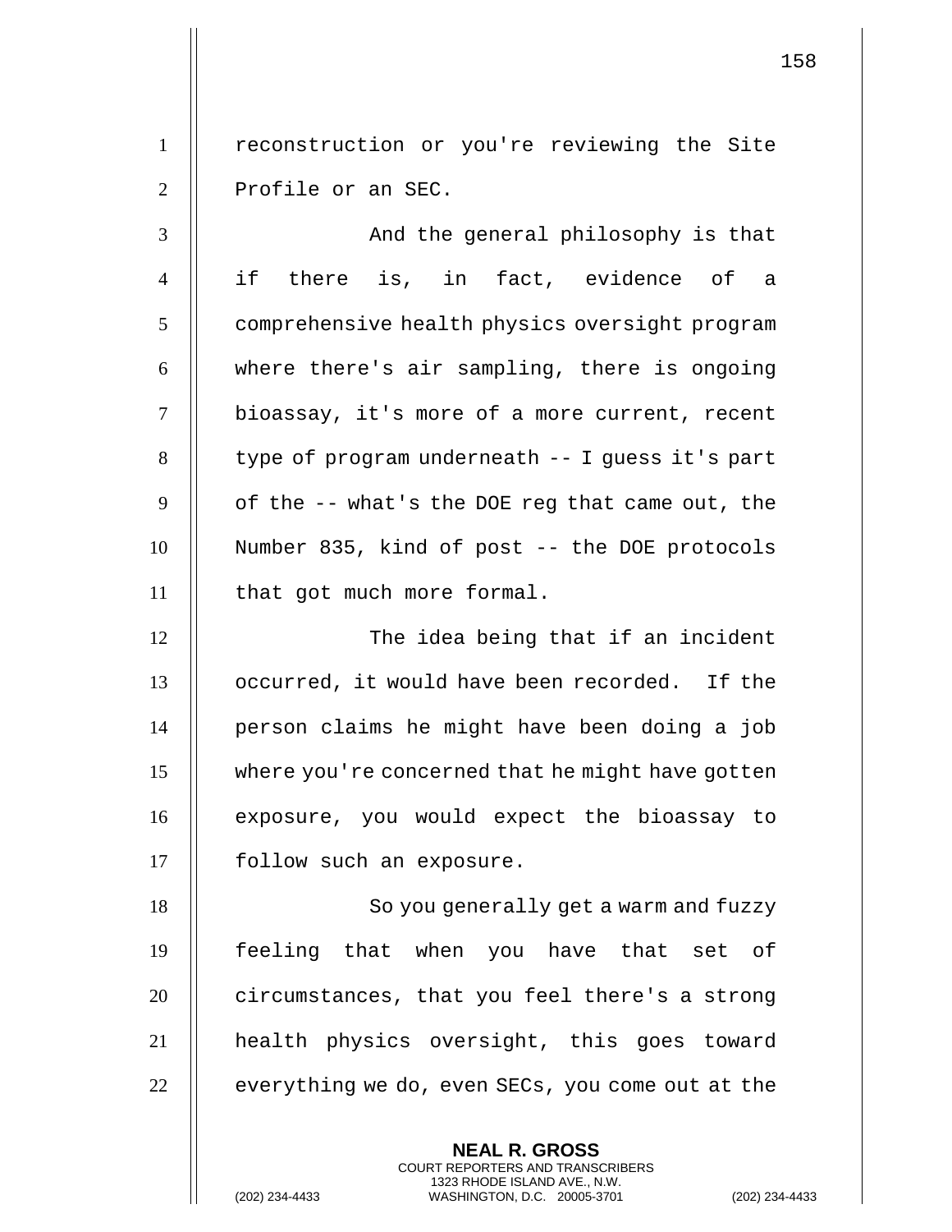reconstruction or you're reviewing the Site Profile or an SEC.

And the general philosophy is that if there is, in fact, evidence of a comprehensive health physics oversight program where there's air sampling, there is ongoing bioassay, it's more of a more current, recent type of program underneath -- I guess it's part of the -- what's the DOE reg that came out, the Number 835, kind of post -- the DOE protocols that got much more formal.

The idea being that if an incident occurred, it would have been recorded. If the person claims he might have been doing a job where you're concerned that he might have gotten exposure, you would expect the bioassay to follow such an exposure.

So you generally get a warm and fuzzy feeling that when you have that set of circumstances, that you feel there's a strong health physics oversight, this goes toward everything we do, even SECs, you come out at the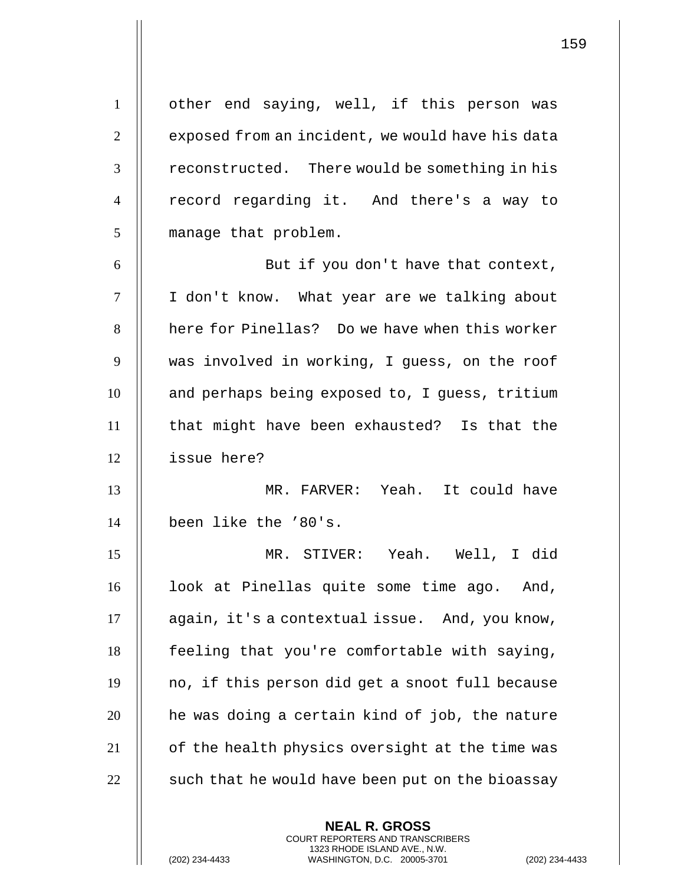other end saying, well, if this person was exposed from an incident, we would have his data reconstructed. There would be something in his record regarding it. And there's a way to manage that problem.

But if you don't have that context, I don't know. What year are we talking about here for Pinellas? Do we have when this worker was involved in working, I guess, on the roof and perhaps being exposed to, I guess, tritium that might have been exhausted? Is that the issue here?

MR. FARVER: Yeah. It could have been like the ’80's.

MR. STIVER: Yeah. Well, I did look at Pinellas quite some time ago. And, again, it's a contextual issue. And, you know, feeling that you're comfortable with saying, no, if this person did get a snoot full because he was doing a certain kind of job, the nature of the health physics oversight at the time was such that he would have been put on the bioassay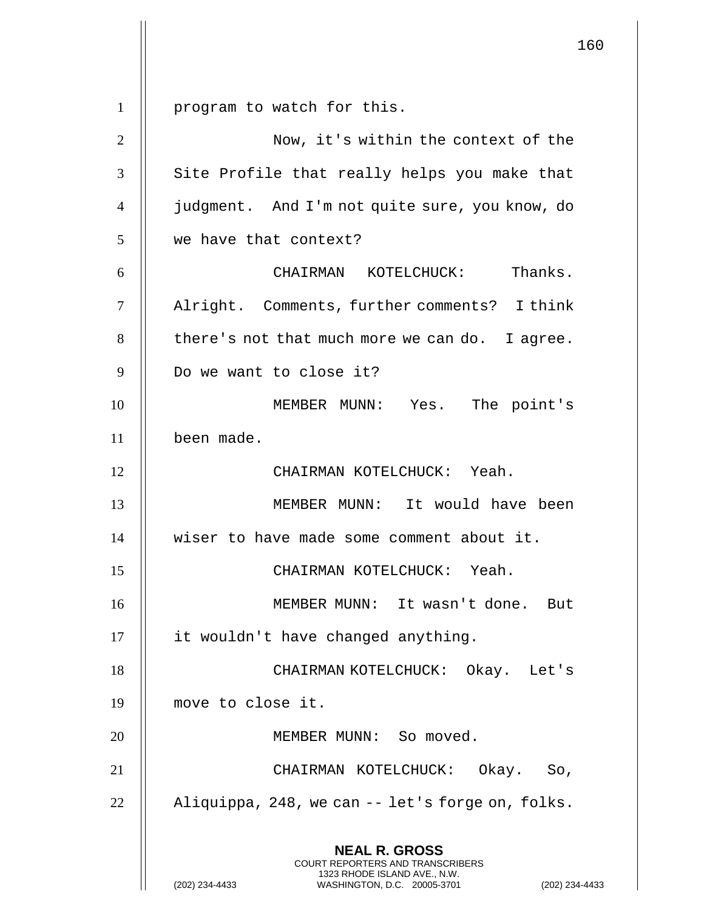program to watch for this.

Now, it's within the context of the Site Profile that really helps you make that judgment. And I'm not quite sure, you know, do we have that context?

CHAIRMAN KOTELCHUCK: Thanks. Alright. Comments, further comments? I think there's not that much more we can do. I agree. Do we want to close it?

MEMBER MUNN: Yes. The point's been made.

CHAIRMAN KOTELCHUCK: Yeah.

MEMBER MUNN: It would have been wiser to have made some comment about it.

CHAIRMAN KOTELCHUCK: Yeah.

MEMBER MUNN: It wasn't done. But it wouldn't have changed anything.

CHAIRMAN KOTELCHUCK: Okay. Let's move to close it.

MEMBER MUNN: So moved.

CHAIRMAN KOTELCHUCK: Okay. So, Aliquippa, 248, we can -- let's forge on, folks.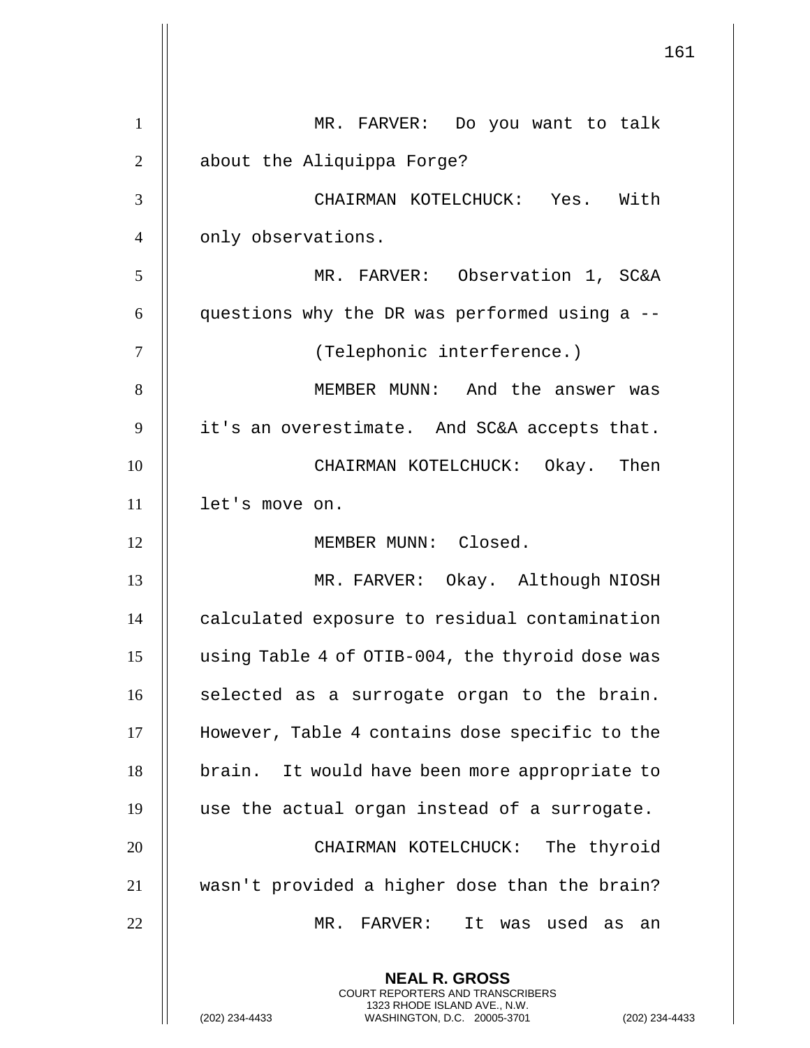MR. FARVER: Do you want to talk about the Aliquippa Forge?

CHAIRMAN KOTELCHUCK: Yes. With only observations.

MR. FARVER: Observation 1, SC&A questions why the DR was performed using a --

(Telephonic interference.)

MEMBER MUNN: And the answer was it's an overestimate. And SC&A accepts that.

CHAIRMAN KOTELCHUCK: Okay. Then let's move on.

MEMBER MUNN: Closed.

MR. FARVER: Okay. Although NIOSH calculated exposure to residual contamination using Table 4 of OTIB-004, the thyroid dose was selected as a surrogate organ to the brain. However, Table 4 contains dose specific to the brain. It would have been more appropriate to use the actual organ instead of a surrogate.

CHAIRMAN KOTELCHUCK: The thyroid wasn't provided a higher dose than the brain?

MR. FARVER: It was used as an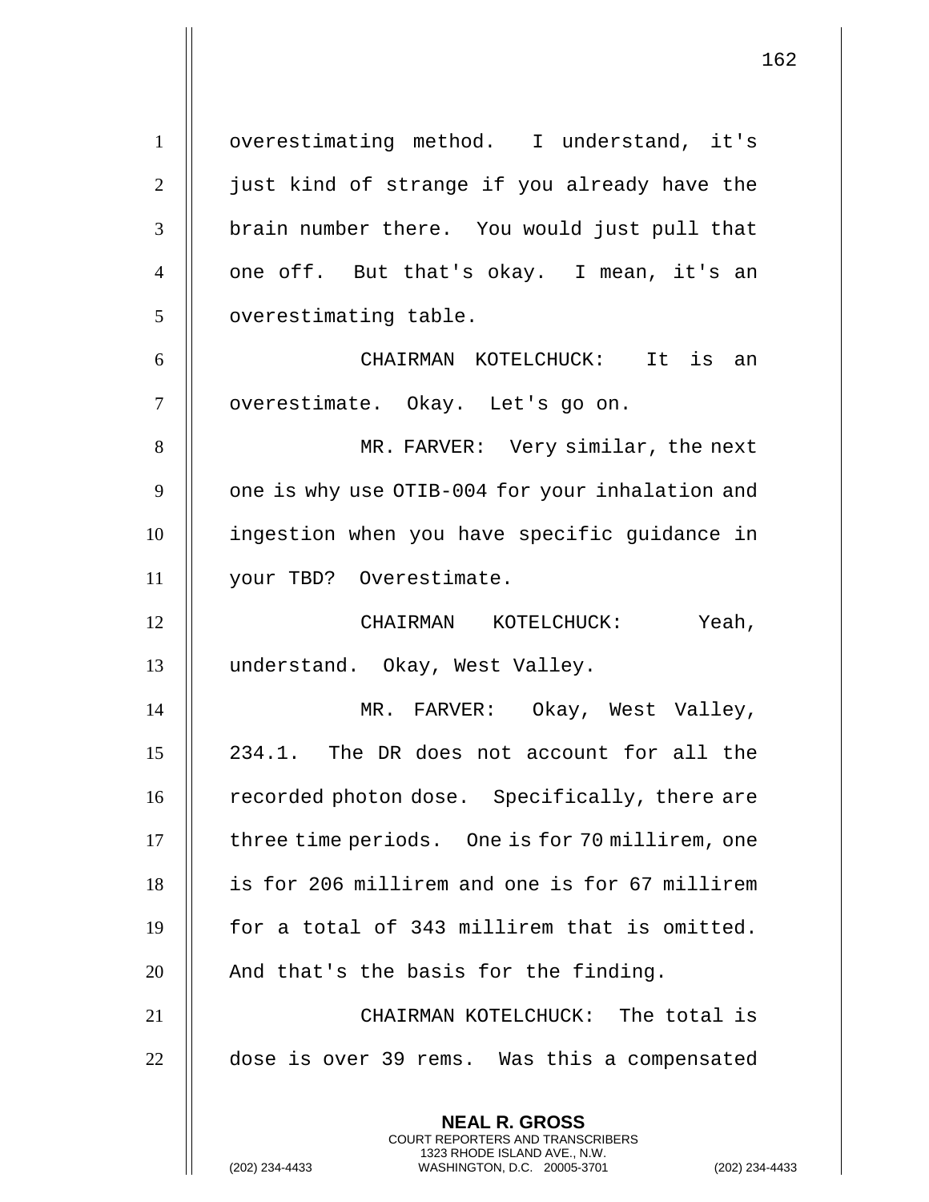overestimating method. I understand, it's just kind of strange if you already have the brain number there. You would just pull that one off. But that's okay. I mean, it's an overestimating table.

CHAIRMAN KOTELCHUCK: It is an overestimate. Okay. Let's go on.

MR. FARVER: Very similar, the next one is why use OTIB-004 for your inhalation and ingestion when you have specific guidance in your TBD? Overestimate.

CHAIRMAN KOTELCHUCK: Yeah, understand. Okay, West Valley.

MR. FARVER: Okay, West Valley, 234.1. The DR does not account for all the recorded photon dose. Specifically, there are three time periods. One is for 70 millirem, one is for 206 millirem and one is for 67 millirem for a total of 343 millirem that is omitted. And that's the basis for the finding.

CHAIRMAN KOTELCHUCK: The total is dose is over 39 rems. Was this a compensated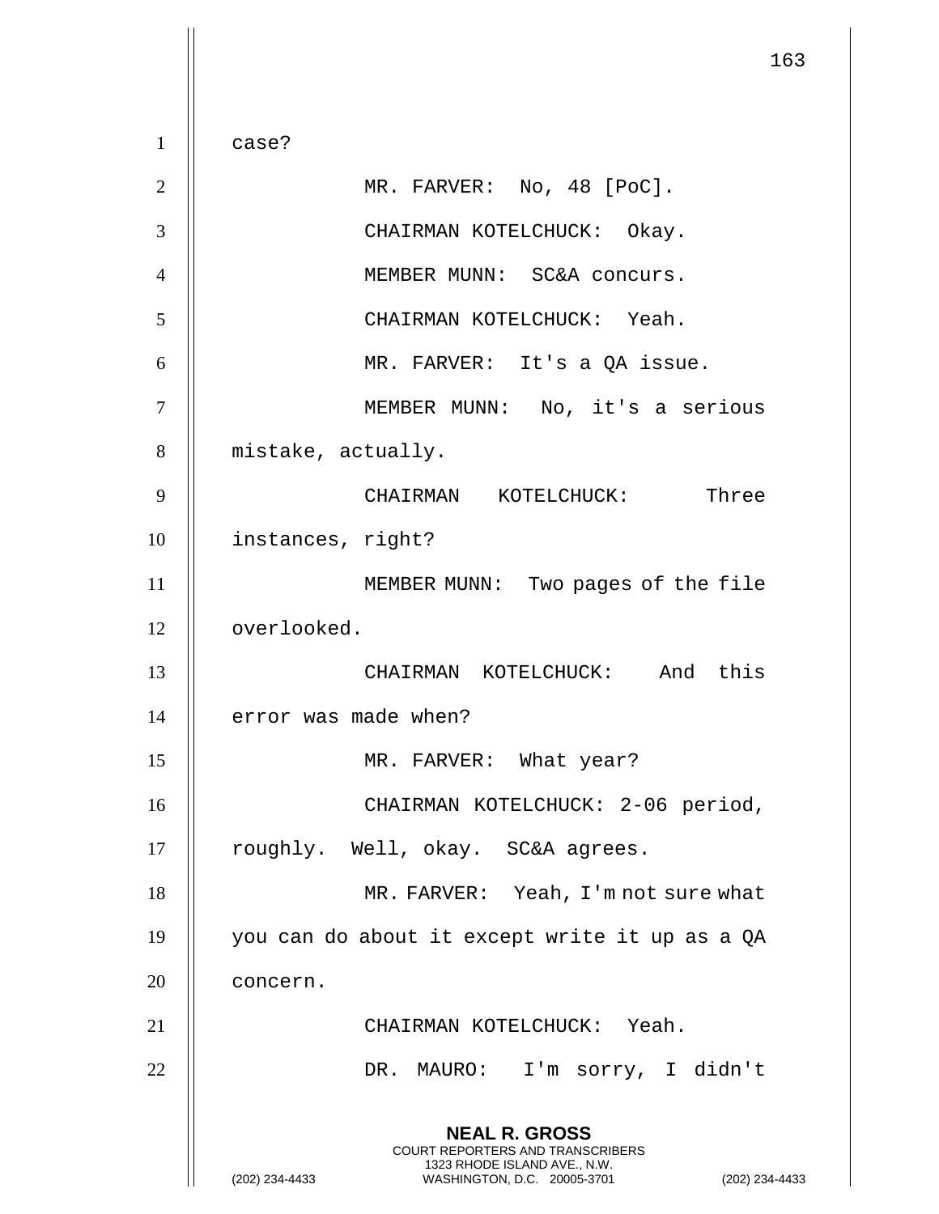case?

MR. FARVER: No, 48 [PoC].

CHAIRMAN KOTELCHUCK: Okay.

MEMBER MUNN: SC&A concurs.

CHAIRMAN KOTELCHUCK: Yeah.

MR. FARVER: It's a QA issue.

MEMBER MUNN: No, it's a serious mistake, actually.

CHAIRMAN KOTELCHUCK: Three instances, right?

MEMBER MUNN: Two pages of the file overlooked.

CHAIRMAN KOTELCHUCK: And this error was made when?

MR. FARVER: What year?

CHAIRMAN KOTELCHUCK: 2-06 period, roughly. Well, okay. SC&A agrees.

MR. FARVER: Yeah, I'm not sure what you can do about it except write it up as a QA concern.

CHAIRMAN KOTELCHUCK: Yeah.

DR. MAURO: I'm sorry, I didn't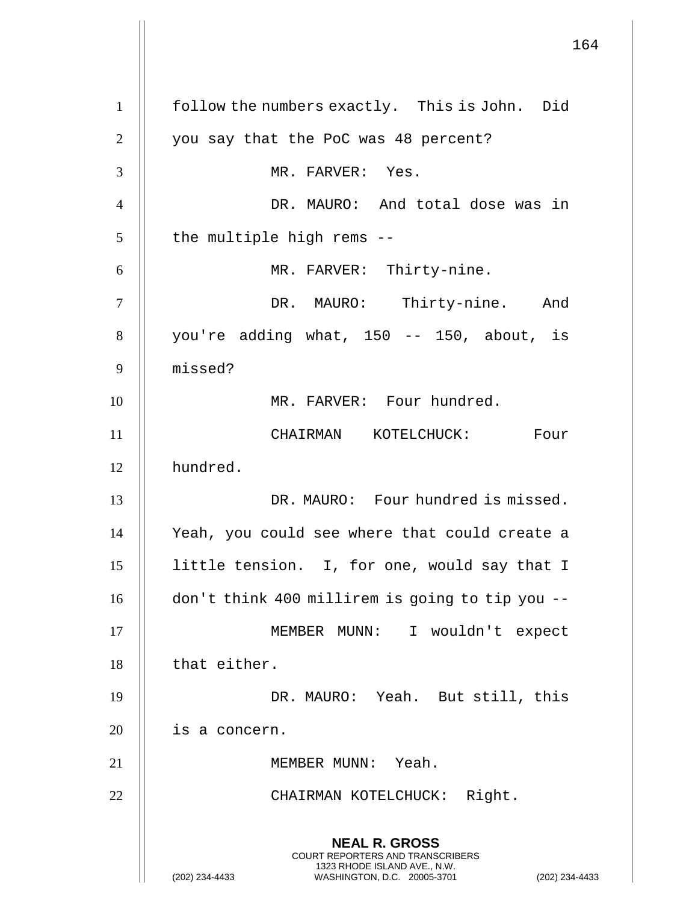follow the numbers exactly. This is John. Did you say that the PoC was 48 percent?

MR. FARVER: Yes.

DR. MAURO: And total dose was in the multiple high rems --

MR. FARVER: Thirty-nine.

DR. MAURO: Thirty-nine. And you're adding what, 150 -- 150, about, is missed?

MR. FARVER: Four hundred.

CHAIRMAN KOTELCHUCK: Four hundred.

DR. MAURO: Four hundred is missed. Yeah, you could see where that could create a little tension. I, for one, would say that I don't think 400 millirem is going to tip you --

MEMBER MUNN: I wouldn't expect that either.

DR. MAURO: Yeah. But still, this is a concern.

MEMBER MUNN: Yeah.

CHAIRMAN KOTELCHUCK: Right.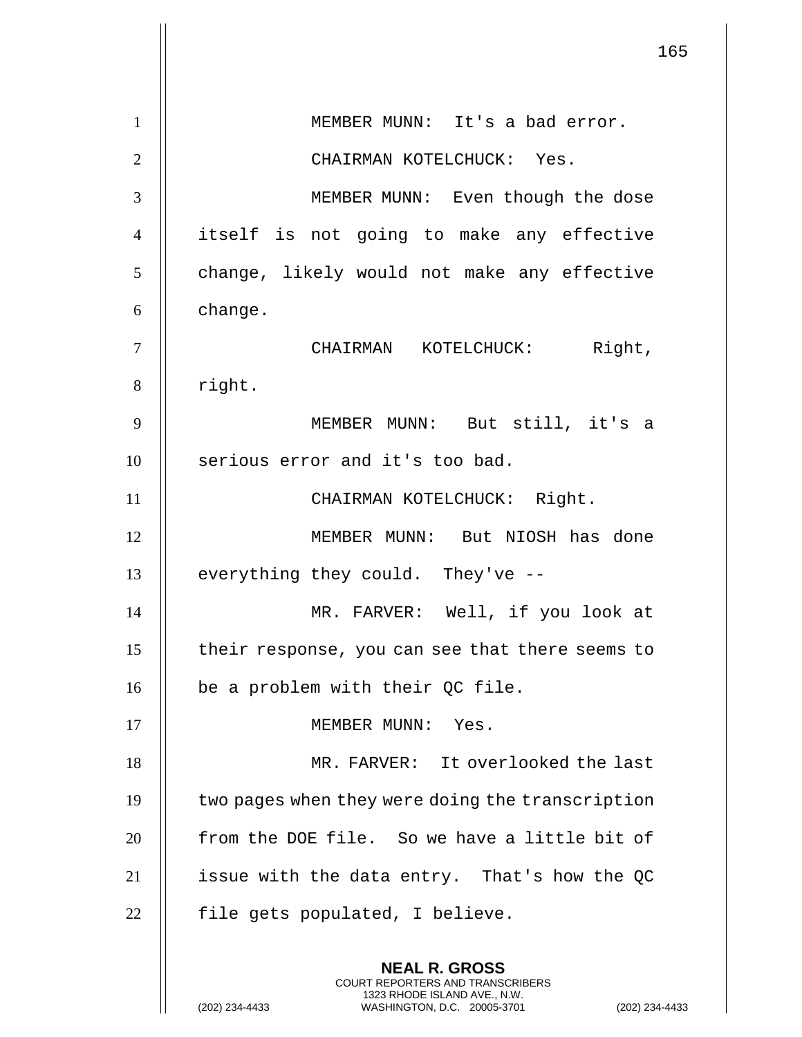MEMBER MUNN: It's a bad error.

CHAIRMAN KOTELCHUCK: Yes.

MEMBER MUNN: Even though the dose itself is not going to make any effective change, likely would not make any effective change.

CHAIRMAN KOTELCHUCK: Right, right.

MEMBER MUNN: But still, it's a serious error and it's too bad.

CHAIRMAN KOTELCHUCK: Right.

MEMBER MUNN: But NIOSH has done everything they could. They've --

MR. FARVER: Well, if you look at their response, you can see that there seems to be a problem with their QC file.

MEMBER MUNN: Yes.

MR. FARVER: It overlooked the last two pages when they were doing the transcription from the DOE file. So we have a little bit of issue with the data entry. That's how the QC file gets populated, I believe.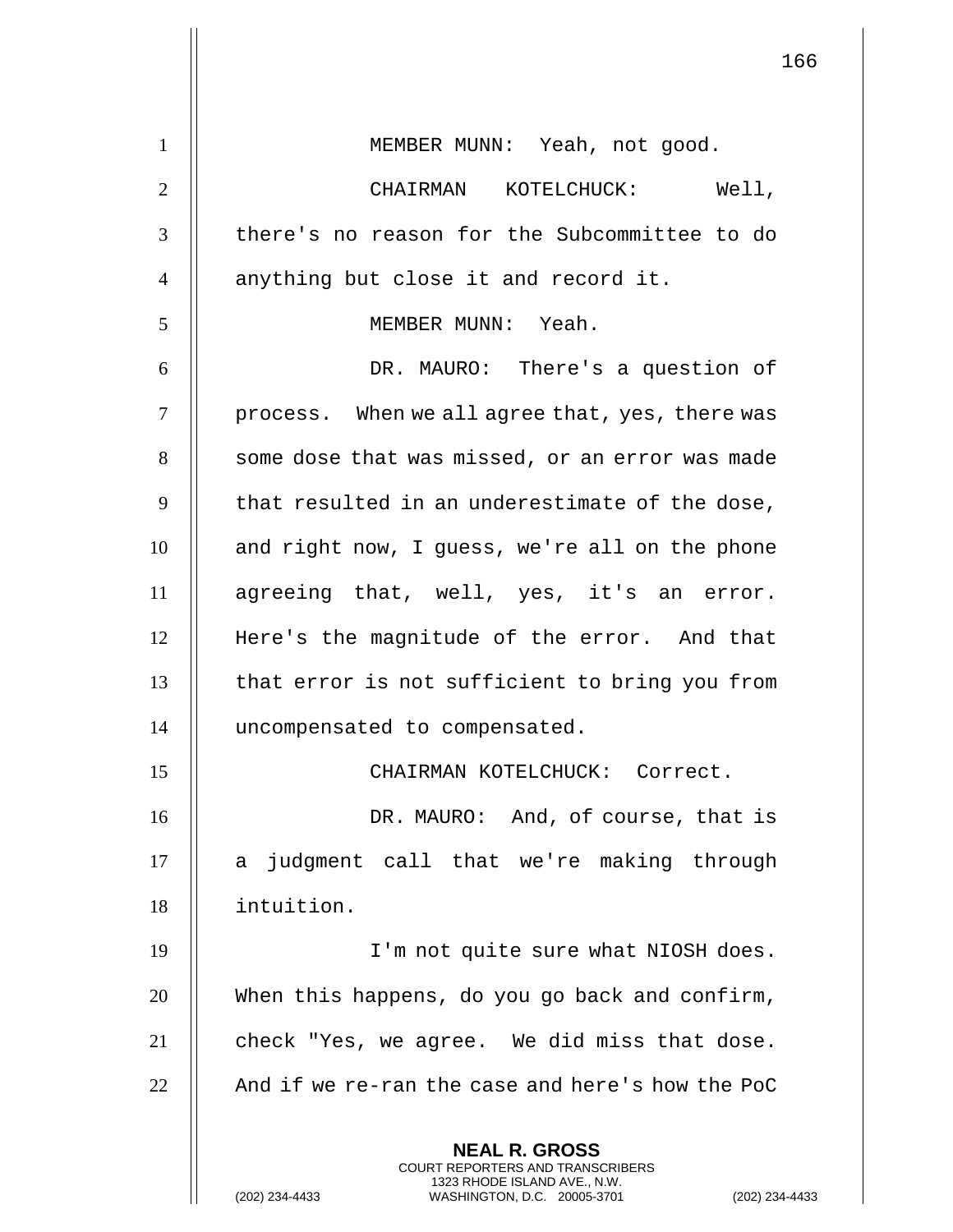MEMBER MUNN: Yeah, not good.

CHAIRMAN KOTELCHUCK: Well, there's no reason for the Subcommittee to do anything but close it and record it.

MEMBER MUNN: Yeah.

DR. MAURO: There's a question of process. When we all agree that, yes, there was some dose that was missed, or an error was made that resulted in an underestimate of the dose, and right now, I guess, we're all on the phone agreeing that, well, yes, it's an error. Here's the magnitude of the error. And that that error is not sufficient to bring you from uncompensated to compensated.

CHAIRMAN KOTELCHUCK: Correct.

DR. MAURO: And, of course, that is a judgment call that we're making through intuition.

I'm not quite sure what NIOSH does. When this happens, do you go back and confirm, check "Yes, we agree. We did miss that dose. And if we re-ran the case and here's how the PoC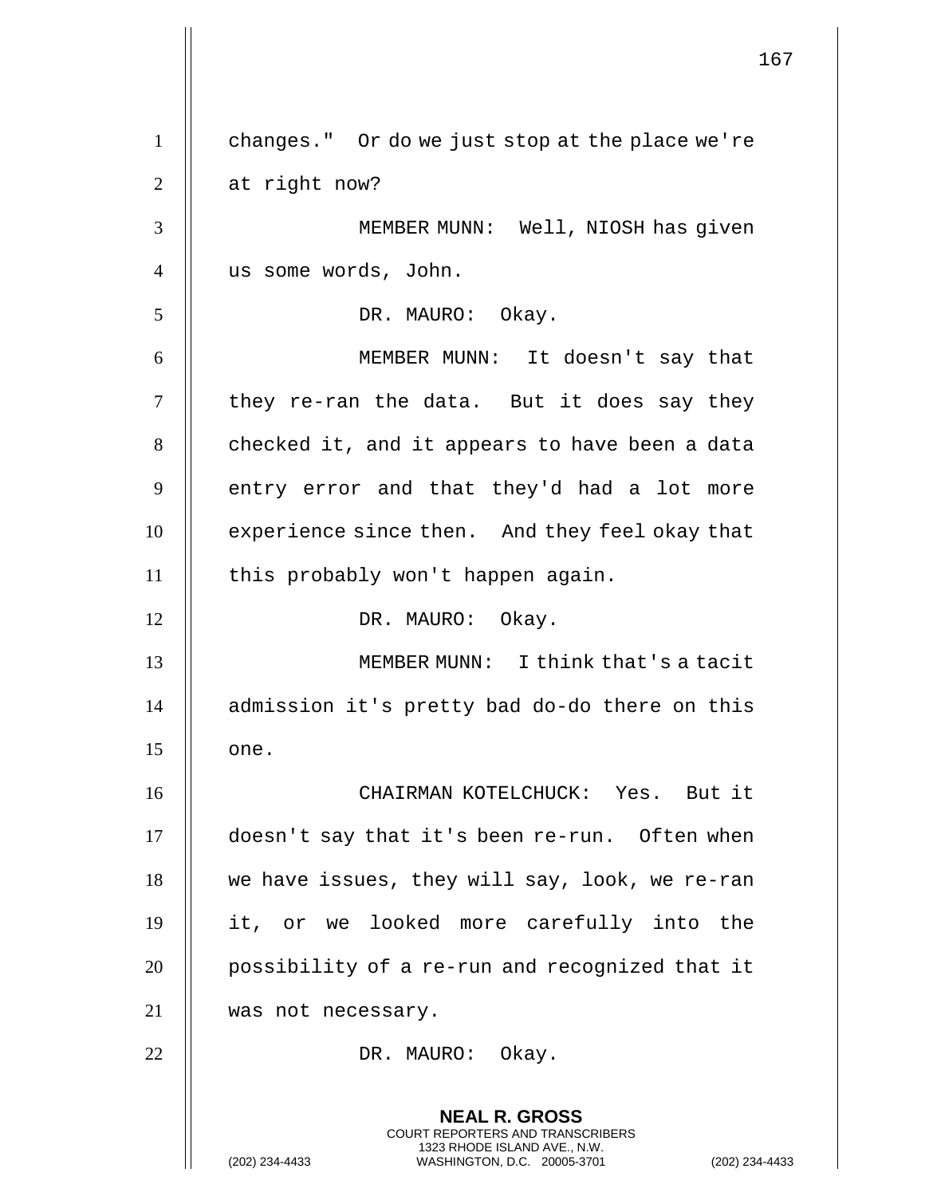changes." Or do we just stop at the place we're at right now?

MEMBER MUNN: Well, NIOSH has given us some words, John.

DR. MAURO: Okay.

MEMBER MUNN: It doesn't say that they re-ran the data. But it does say they checked it, and it appears to have been a data entry error and that they'd had a lot more experience since then. And they feel okay that this probably won't happen again.

DR. MAURO: Okay.

MEMBER MUNN: I think that's a tacit admission it's pretty bad do-do there on this one.

CHAIRMAN KOTELCHUCK: Yes. But it doesn't say that it's been re-run. Often when we have issues, they will say, look, we re-ran it, or we looked more carefully into the possibility of a re-run and recognized that it was not necessary.

DR. MAURO: Okay.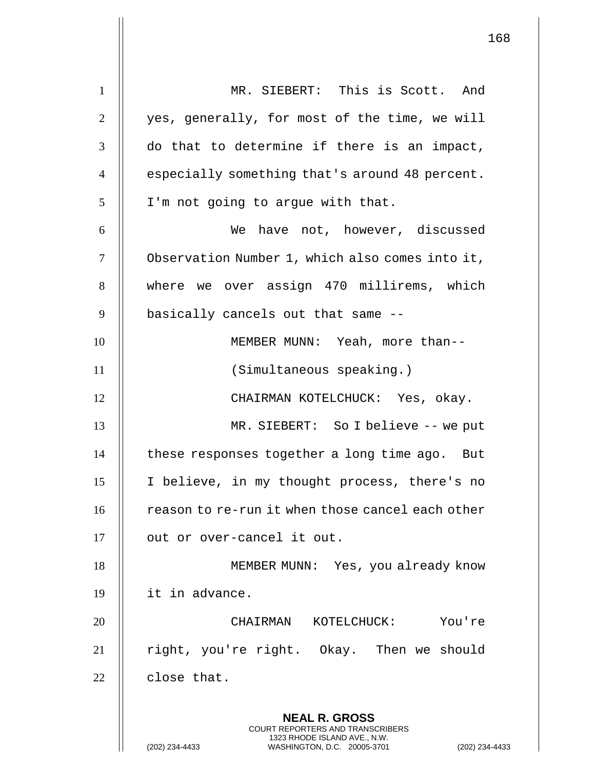MR. SIEBERT: This is Scott. And yes, generally, for most of the time, we will do that to determine if there is an impact, especially something that's around 48 percent. I'm not going to argue with that.

We have not, however, discussed Observation Number 1, which also comes into it, where we over assign 470 millirems, which basically cancels out that same --

MEMBER MUNN: Yeah, more than--

(Simultaneous speaking.)

CHAIRMAN KOTELCHUCK: Yes, okay.

MR. SIEBERT: So I believe -- we put these responses together a long time ago. But I believe, in my thought process, there's no reason to re-run it when those cancel each other out or over-cancel it out.

MEMBER MUNN: Yes, you already know it in advance.

CHAIRMAN KOTELCHUCK: You're right, you're right. Okay. Then we should close that.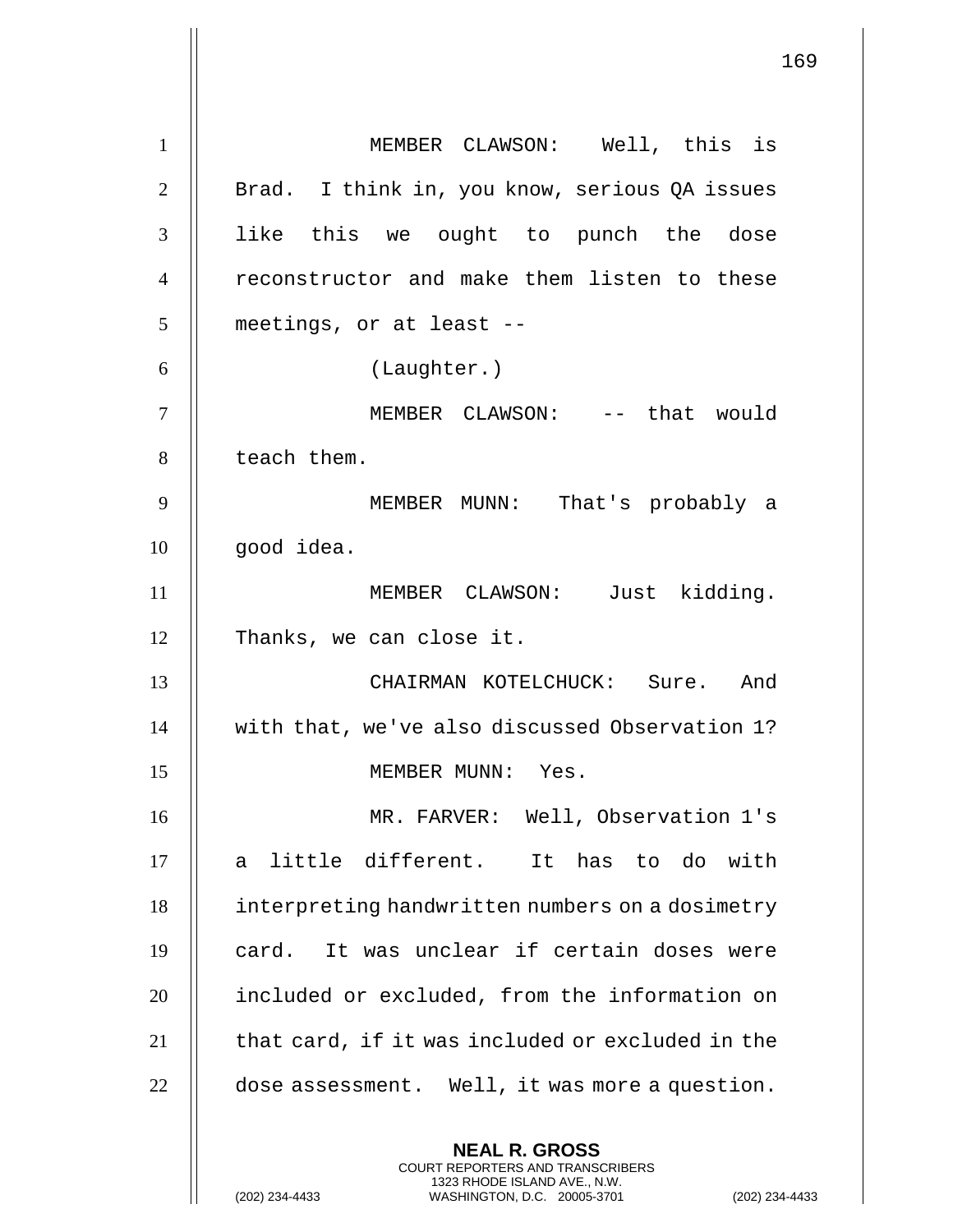MEMBER CLAWSON: Well, this is Brad. I think in, you know, serious QA issues like this we ought to punch the dose reconstructor and make them listen to these meetings, or at least --

(Laughter.)

MEMBER CLAWSON: -- that would teach them.

MEMBER MUNN: That's probably a good idea.

MEMBER CLAWSON: Just kidding. Thanks, we can close it.

CHAIRMAN KOTELCHUCK: Sure. And with that, we've also discussed Observation 1?

MEMBER MUNN: Yes.

MR. FARVER: Well, Observation 1's a little different. It has to do with interpreting handwritten numbers on a dosimetry card. It was unclear if certain doses were included or excluded, from the information on that card, if it was included or excluded in the dose assessment. Well, it was more a question.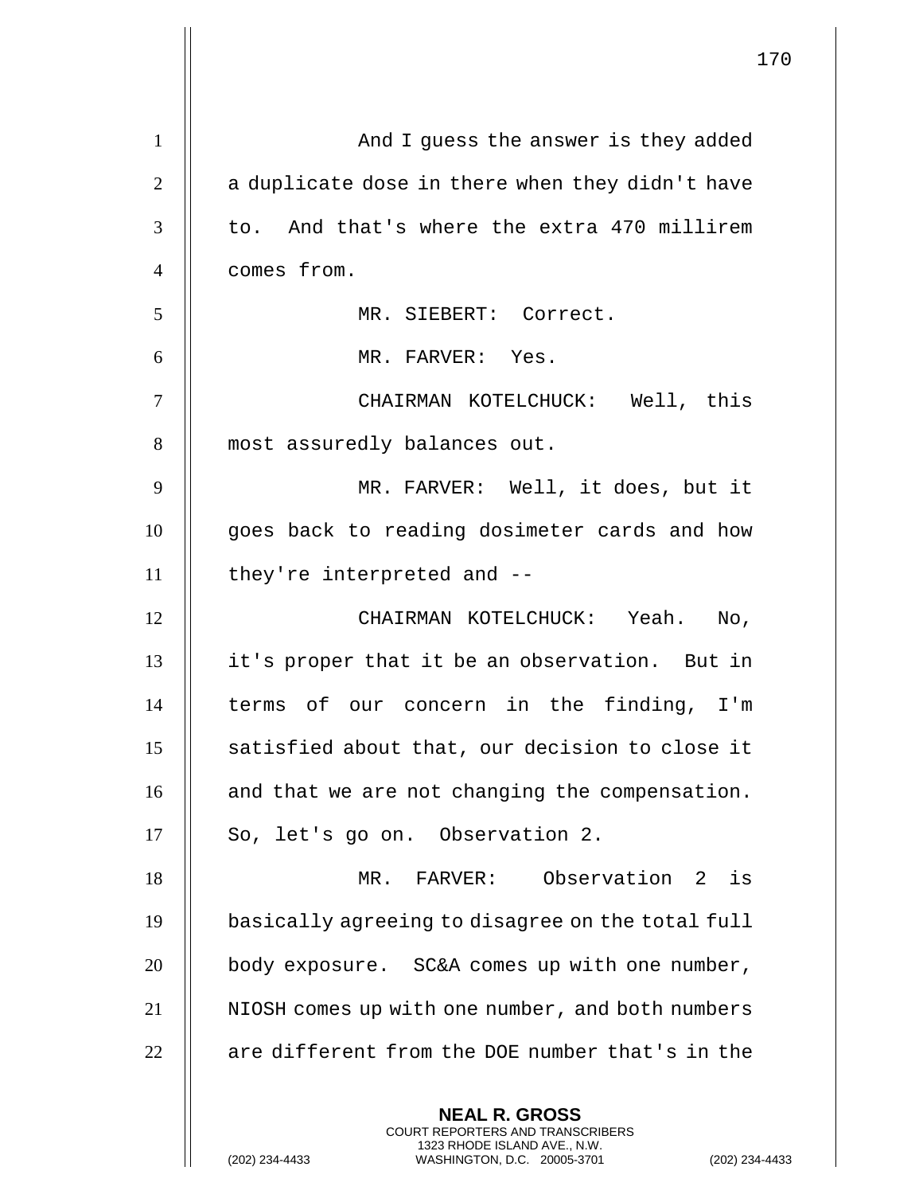And I guess the answer is they added a duplicate dose in there when they didn't have to. And that's where the extra 470 millirem comes from.

MR. SIEBERT: Correct.

MR. FARVER: Yes.

CHAIRMAN KOTELCHUCK: Well, this most assuredly balances out.

MR. FARVER: Well, it does, but it goes back to reading dosimeter cards and how they're interpreted and --

CHAIRMAN KOTELCHUCK: Yeah. No, it's proper that it be an observation. But in terms of our concern in the finding, I'm satisfied about that, our decision to close it and that we are not changing the compensation. So, let's go on. Observation 2.

MR. FARVER: Observation 2 is basically agreeing to disagree on the total full body exposure. SC&A comes up with one number, NIOSH comes up with one number, and both numbers are different from the DOE number that's in the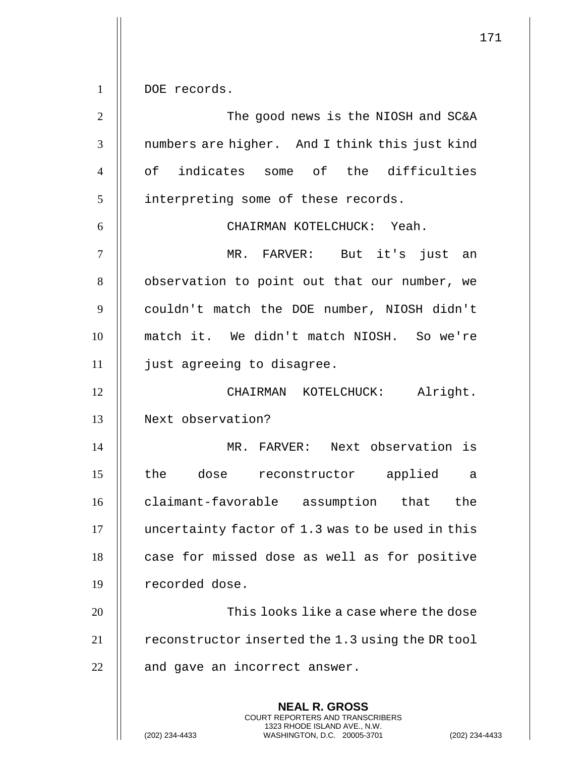DOE records.

The good news is the NIOSH and SC&A numbers are higher. And I think this just kind of indicates some of the difficulties interpreting some of these records.

CHAIRMAN KOTELCHUCK: Yeah.

MR. FARVER: But it's just an observation to point out that our number, we couldn't match the DOE number, NIOSH didn't match it. We didn't match NIOSH. So we're just agreeing to disagree.

CHAIRMAN KOTELCHUCK: Alright. Next observation?

MR. FARVER: Next observation is the dose reconstructor applied a claimant-favorable assumption that the uncertainty factor of 1.3 was to be used in this case for missed dose as well as for positive recorded dose.

This looks like a case where the dose reconstructor inserted the 1.3 using the DR tool and gave an incorrect answer.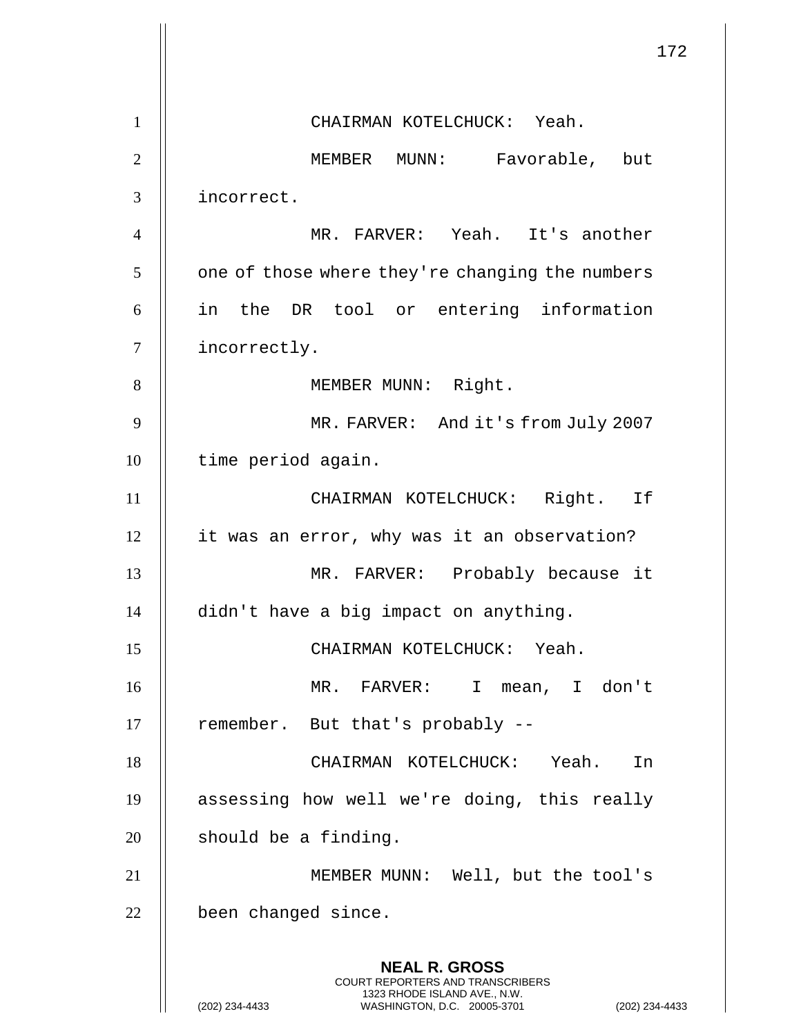CHAIRMAN KOTELCHUCK: Yeah.

MEMBER MUNN: Favorable, but incorrect.

MR. FARVER: Yeah. It's another one of those where they're changing the numbers in the DR tool or entering information incorrectly.

MEMBER MUNN: Right.

MR. FARVER: And it's from July 2007 time period again.

CHAIRMAN KOTELCHUCK: Right. If it was an error, why was it an observation?

MR. FARVER: Probably because it didn't have a big impact on anything.

CHAIRMAN KOTELCHUCK: Yeah.

MR. FARVER: I mean, I don't remember. But that's probably --

CHAIRMAN KOTELCHUCK: Yeah. In assessing how well we're doing, this really should be a finding.

MEMBER MUNN: Well, but the tool's been changed since.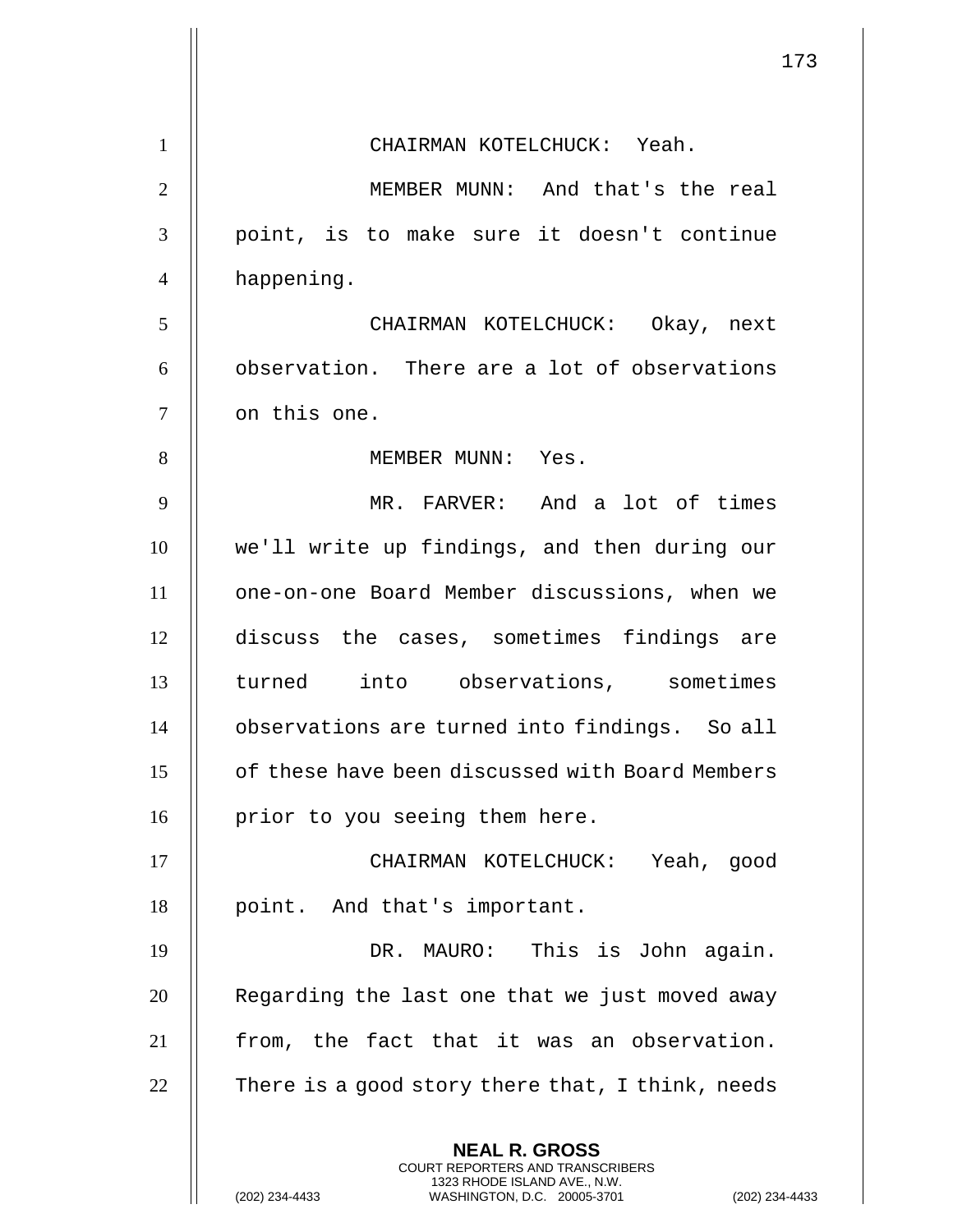CHAIRMAN KOTELCHUCK: Yeah.

MEMBER MUNN: And that's the real point, is to make sure it doesn't continue happening.

CHAIRMAN KOTELCHUCK: Okay, next observation. There are a lot of observations on this one.

MEMBER MUNN: Yes.

MR. FARVER: And a lot of times we'll write up findings, and then during our one-on-one Board Member discussions, when we discuss the cases, sometimes findings are turned into observations, sometimes observations are turned into findings. So all of these have been discussed with Board Members prior to you seeing them here.

CHAIRMAN KOTELCHUCK: Yeah, good point. And that's important.

DR. MAURO: This is John again. Regarding the last one that we just moved away from, the fact that it was an observation. There is a good story there that, I think, needs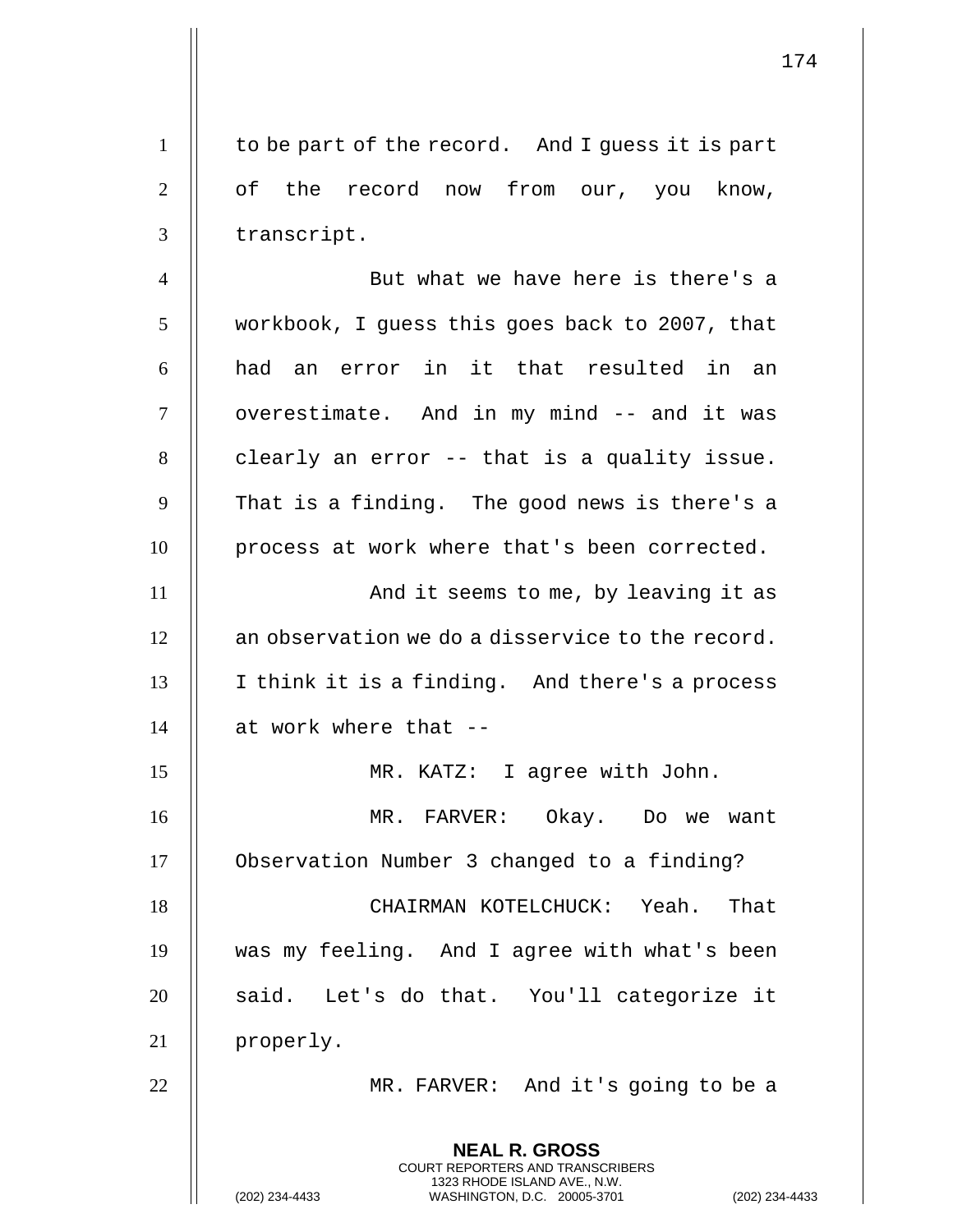to be part of the record. And I guess it is part of the record now from our, you know, transcript.

But what we have here is there's a workbook, I guess this goes back to 2007, that had an error in it that resulted in an overestimate. And in my mind -- and it was clearly an error -- that is a quality issue. That is a finding. The good news is there's a process at work where that's been corrected.

And it seems to me, by leaving it as an observation we do a disservice to the record. I think it is a finding. And there's a process at work where that --

MR. KATZ: I agree with John.

MR. FARVER: Okay. Do we want Observation Number 3 changed to a finding?

CHAIRMAN KOTELCHUCK: Yeah. That was my feeling. And I agree with what's been said. Let's do that. You'll categorize it properly.

MR. FARVER: And it's going to be a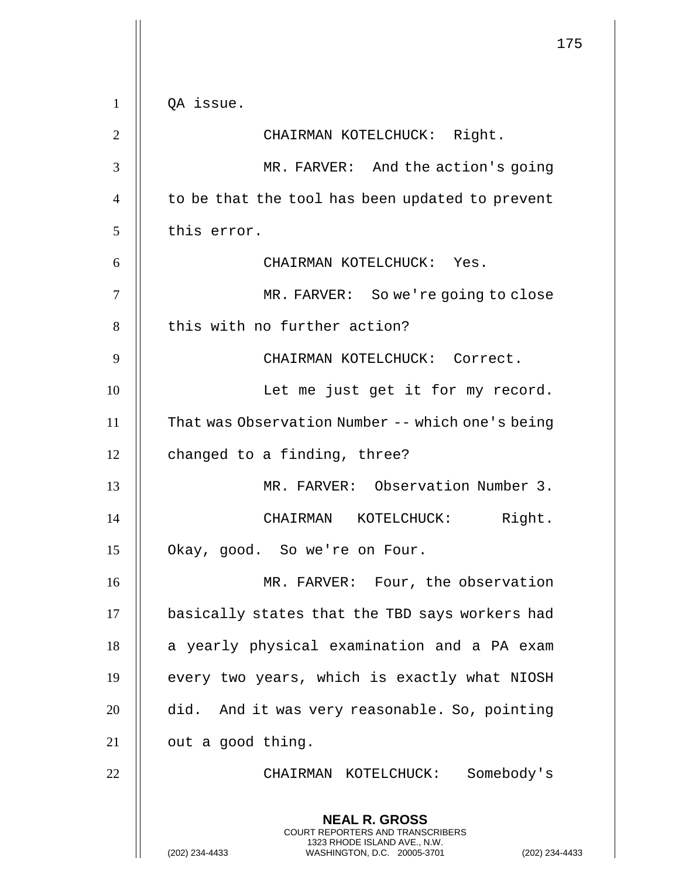QA issue.

CHAIRMAN KOTELCHUCK: Right.

MR. FARVER: And the action's going to be that the tool has been updated to prevent this error.

CHAIRMAN KOTELCHUCK: Yes.

MR. FARVER: So we're going to close this with no further action?

CHAIRMAN KOTELCHUCK: Correct.

Let me just get it for my record. That was Observation Number -- which one's being changed to a finding, three?

MR. FARVER: Observation Number 3.

CHAIRMAN KOTELCHUCK: Right. Okay, good. So we're on Four.

MR. FARVER: Four, the observation basically states that the TBD says workers had a yearly physical examination and a PA exam every two years, which is exactly what NIOSH did. And it was very reasonable. So, pointing out a good thing.

CHAIRMAN KOTELCHUCK: Somebody's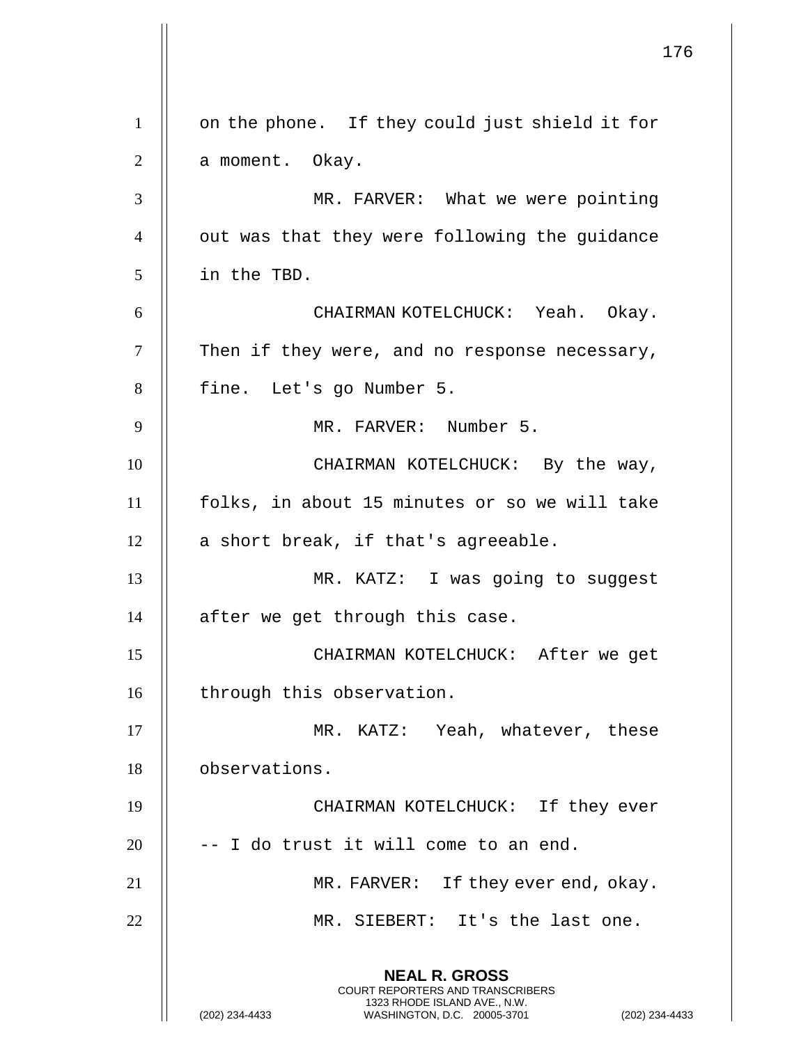on the phone. If they could just shield it for a moment. Okay.

MR. FARVER: What we were pointing out was that they were following the guidance in the TBD.

CHAIRMAN KOTELCHUCK: Yeah. Okay. Then if they were, and no response necessary, fine. Let's go Number 5.

MR. FARVER: Number 5.

CHAIRMAN KOTELCHUCK: By the way, folks, in about 15 minutes or so we will take a short break, if that's agreeable.

MR. KATZ: I was going to suggest after we get through this case.

CHAIRMAN KOTELCHUCK: After we get through this observation.

MR. KATZ: Yeah, whatever, these observations.

CHAIRMAN KOTELCHUCK: If they ever -- I do trust it will come to an end.

MR. FARVER: If they ever end, okay.

MR. SIEBERT: It's the last one.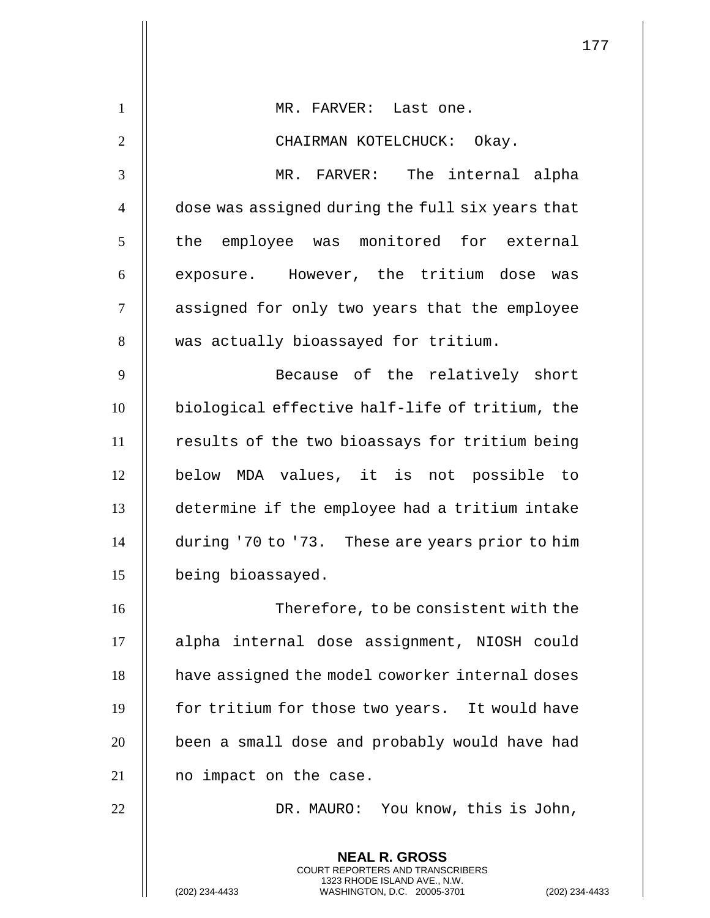MR. FARVER: Last one.

CHAIRMAN KOTELCHUCK: Okay.

MR. FARVER: The internal alpha dose was assigned during the full six years that the employee was monitored for external exposure. However, the tritium dose was assigned for only two years that the employee was actually bioassayed for tritium.

Because of the relatively short biological effective half-life of tritium, the results of the two bioassays for tritium being below MDA values, it is not possible to determine if the employee had a tritium intake during '70 to '73. These are years prior to him being bioassayed.

Therefore, to be consistent with the alpha internal dose assignment, NIOSH could have assigned the model coworker internal doses for tritium for those two years. It would have been a small dose and probably would have had no impact on the case.

DR. MAURO: You know, this is John,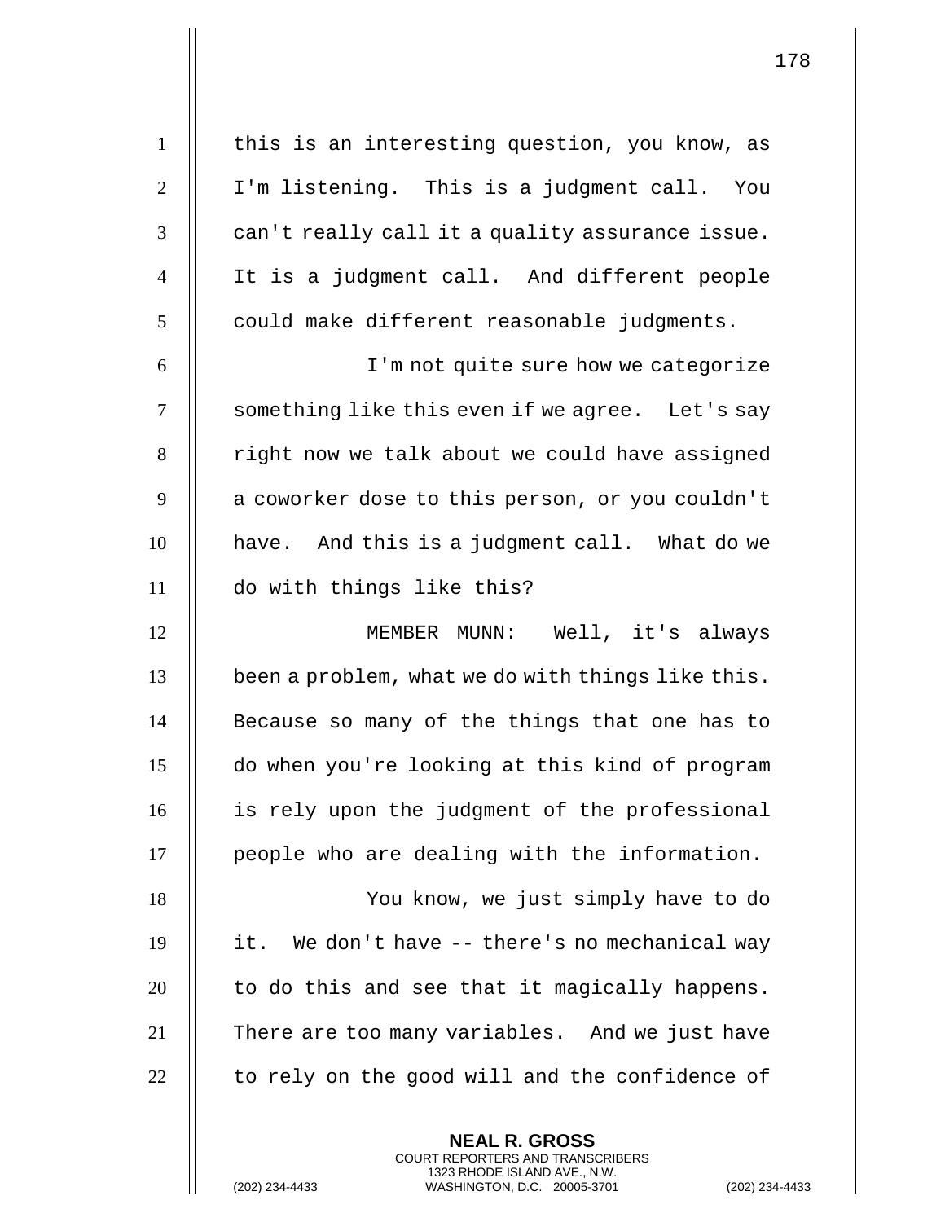this is an interesting question, you know, as I'm listening. This is a judgment call. You can't really call it a quality assurance issue. It is a judgment call. And different people could make different reasonable judgments.

I'm not quite sure how we categorize something like this even if we agree. Let's say right now we talk about we could have assigned a coworker dose to this person, or you couldn't have. And this is a judgment call. What do we do with things like this?

MEMBER MUNN: Well, it's always been a problem, what we do with things like this. Because so many of the things that one has to do when you're looking at this kind of program is rely upon the judgment of the professional people who are dealing with the information.

You know, we just simply have to do it. We don't have -- there's no mechanical way to do this and see that it magically happens. There are too many variables. And we just have to rely on the good will and the confidence of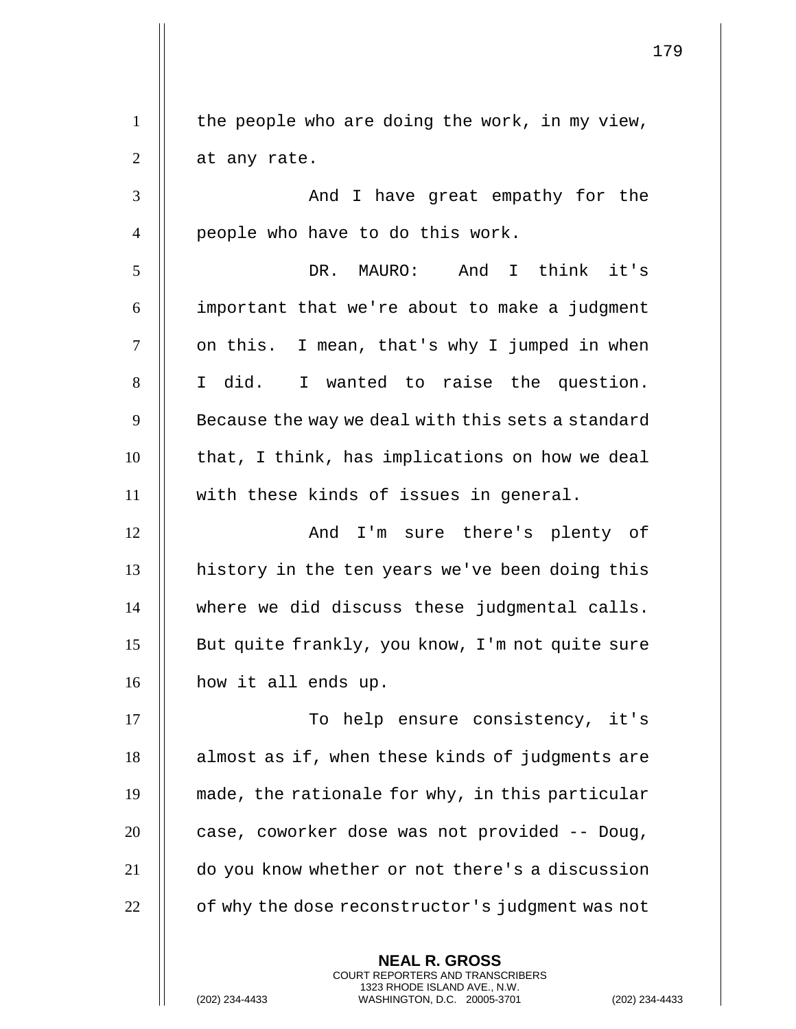the people who are doing the work, in my view, at any rate.

And I have great empathy for the people who have to do this work.

DR. MAURO: And I think it's important that we're about to make a judgment on this. I mean, that's why I jumped in when I did. I wanted to raise the question. Because the way we deal with this sets a standard that, I think, has implications on how we deal with these kinds of issues in general.

And I'm sure there's plenty of history in the ten years we've been doing this where we did discuss these judgmental calls. But quite frankly, you know, I'm not quite sure how it all ends up.

To help ensure consistency, it's almost as if, when these kinds of judgments are made, the rationale for why, in this particular case, coworker dose was not provided -- Doug, do you know whether or not there's a discussion of why the dose reconstructor's judgment was not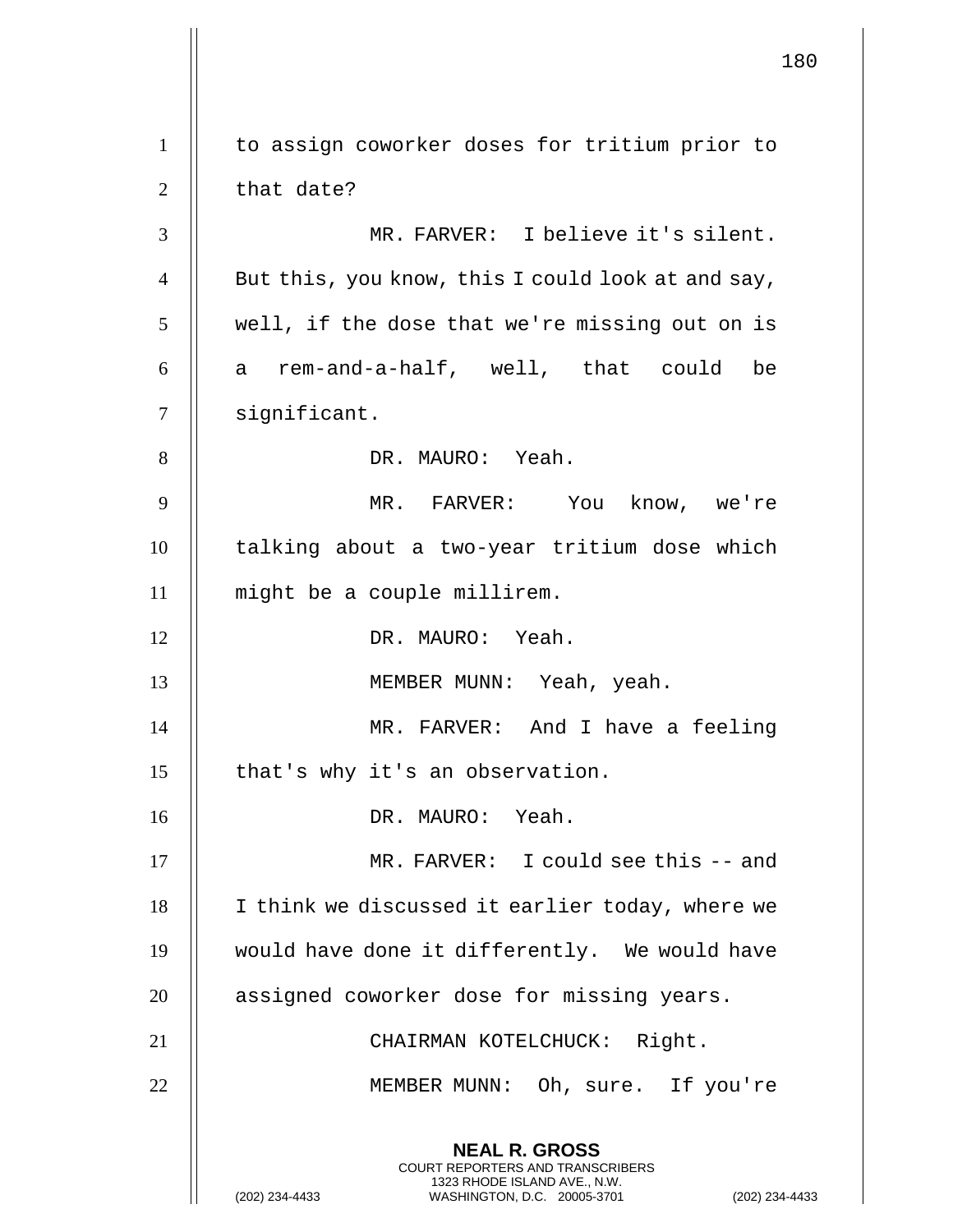to assign coworker doses for tritium prior to that date?

MR. FARVER: I believe it's silent. But this, you know, this I could look at and say, well, if the dose that we're missing out on is a rem-and-a-half, well, that could be significant.

DR. MAURO: Yeah.

MR. FARVER: You know, we're talking about a two-year tritium dose which might be a couple millirem.

DR. MAURO: Yeah.

MEMBER MUNN: Yeah, yeah.

MR. FARVER: And I have a feeling that's why it's an observation.

DR. MAURO: Yeah.

MR. FARVER: I could see this -- and I think we discussed it earlier today, where we would have done it differently. We would have assigned coworker dose for missing years.

CHAIRMAN KOTELCHUCK: Right.

MEMBER MUNN: Oh, sure. If you're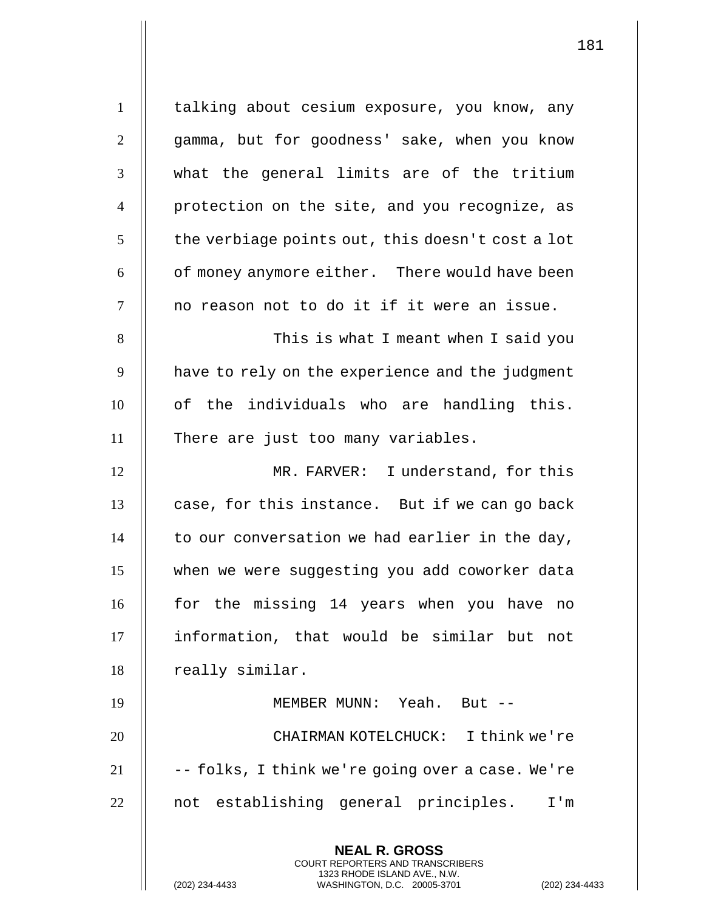talking about cesium exposure, you know, any gamma, but for goodness' sake, when you know what the general limits are of the tritium protection on the site, and you recognize, as the verbiage points out, this doesn't cost a lot of money anymore either. There would have been no reason not to do it if it were an issue.

This is what I meant when I said you have to rely on the experience and the judgment of the individuals who are handling this. There are just too many variables.

MR. FARVER: I understand, for this case, for this instance. But if we can go back to our conversation we had earlier in the day, when we were suggesting you add coworker data for the missing 14 years when you have no information, that would be similar but not really similar.

MEMBER MUNN: Yeah. But --

CHAIRMAN KOTELCHUCK: I think we're -- folks, I think we're going over a case. We're not establishing general principles. I'm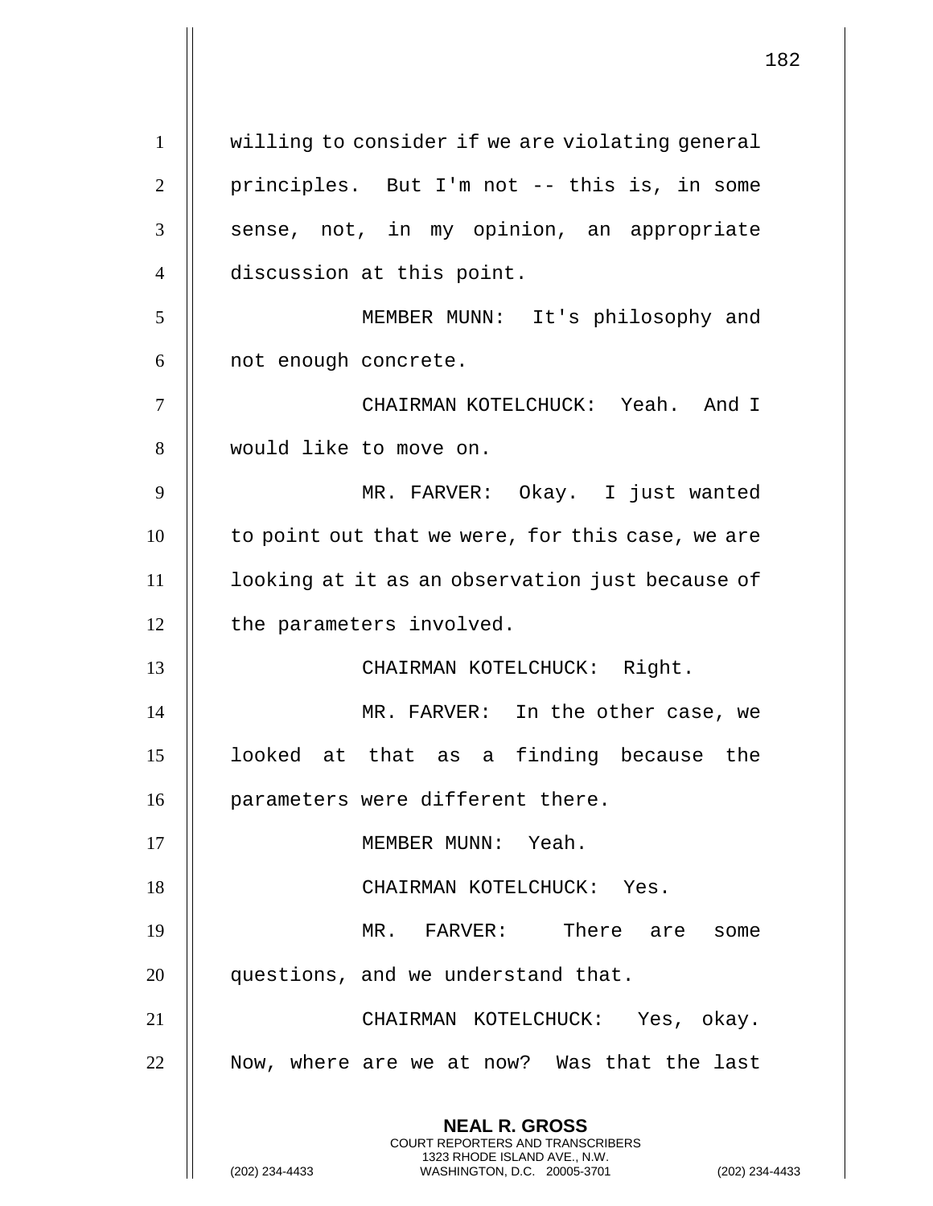willing to consider if we are violating general principles. But I'm not -- this is, in some sense, not, in my opinion, an appropriate discussion at this point.

MEMBER MUNN: It's philosophy and not enough concrete.

CHAIRMAN KOTELCHUCK: Yeah. And I would like to move on.

MR. FARVER: Okay. I just wanted to point out that we were, for this case, we are looking at it as an observation just because of the parameters involved.

CHAIRMAN KOTELCHUCK: Right.

MR. FARVER: In the other case, we looked at that as a finding because the parameters were different there.

MEMBER MUNN: Yeah.

CHAIRMAN KOTELCHUCK: Yes.

MR. FARVER: There are some questions, and we understand that.

CHAIRMAN KOTELCHUCK: Yes, okay. Now, where are we at now? Was that the last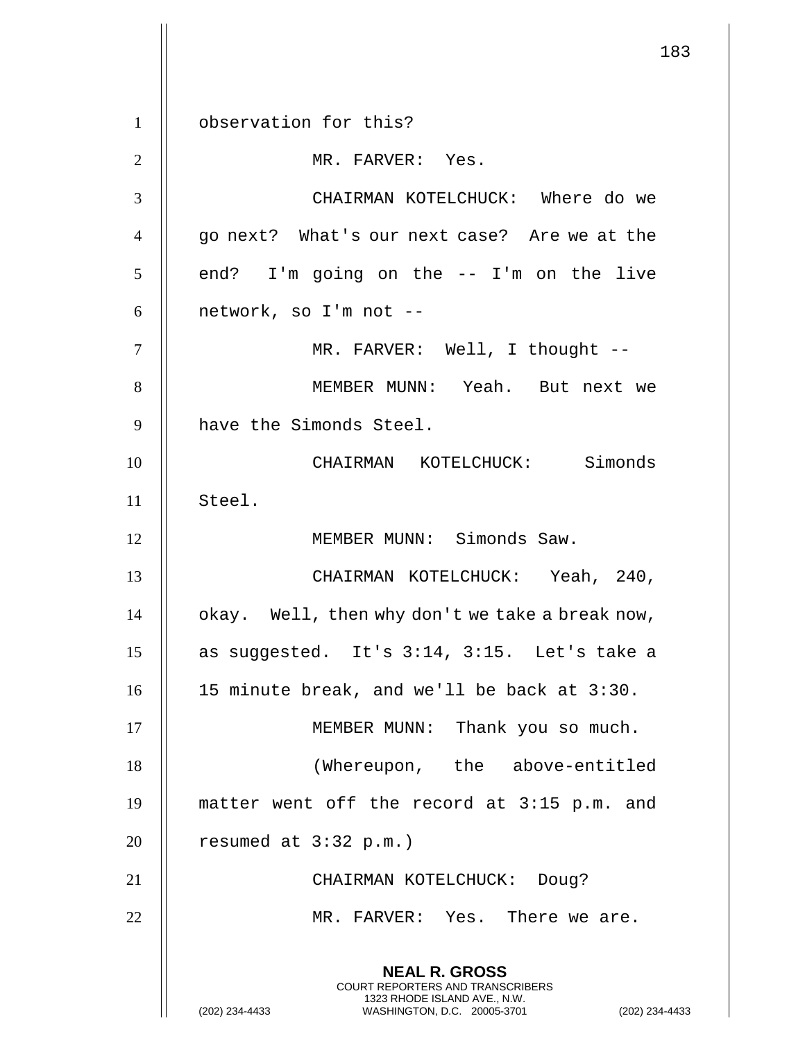observation for this?

MR. FARVER: Yes.

CHAIRMAN KOTELCHUCK: Where do we go next? What's our next case? Are we at the end? I'm going on the -- I'm on the live network, so I'm not --

MR. FARVER: Well, I thought --

MEMBER MUNN: Yeah. But next we have the Simonds Steel.

CHAIRMAN KOTELCHUCK: Simonds Steel.

MEMBER MUNN: Simonds Saw.

CHAIRMAN KOTELCHUCK: Yeah, 240, okay. Well, then why don't we take a break now, as suggested. It's 3:14, 3:15. Let's take a 15 minute break, and we'll be back at 3:30.

MEMBER MUNN: Thank you so much.

(Whereupon, the above-entitled matter went off the record at 3:15 p.m. and resumed at 3:32 p.m.)

CHAIRMAN KOTELCHUCK: Doug?

MR. FARVER: Yes. There we are.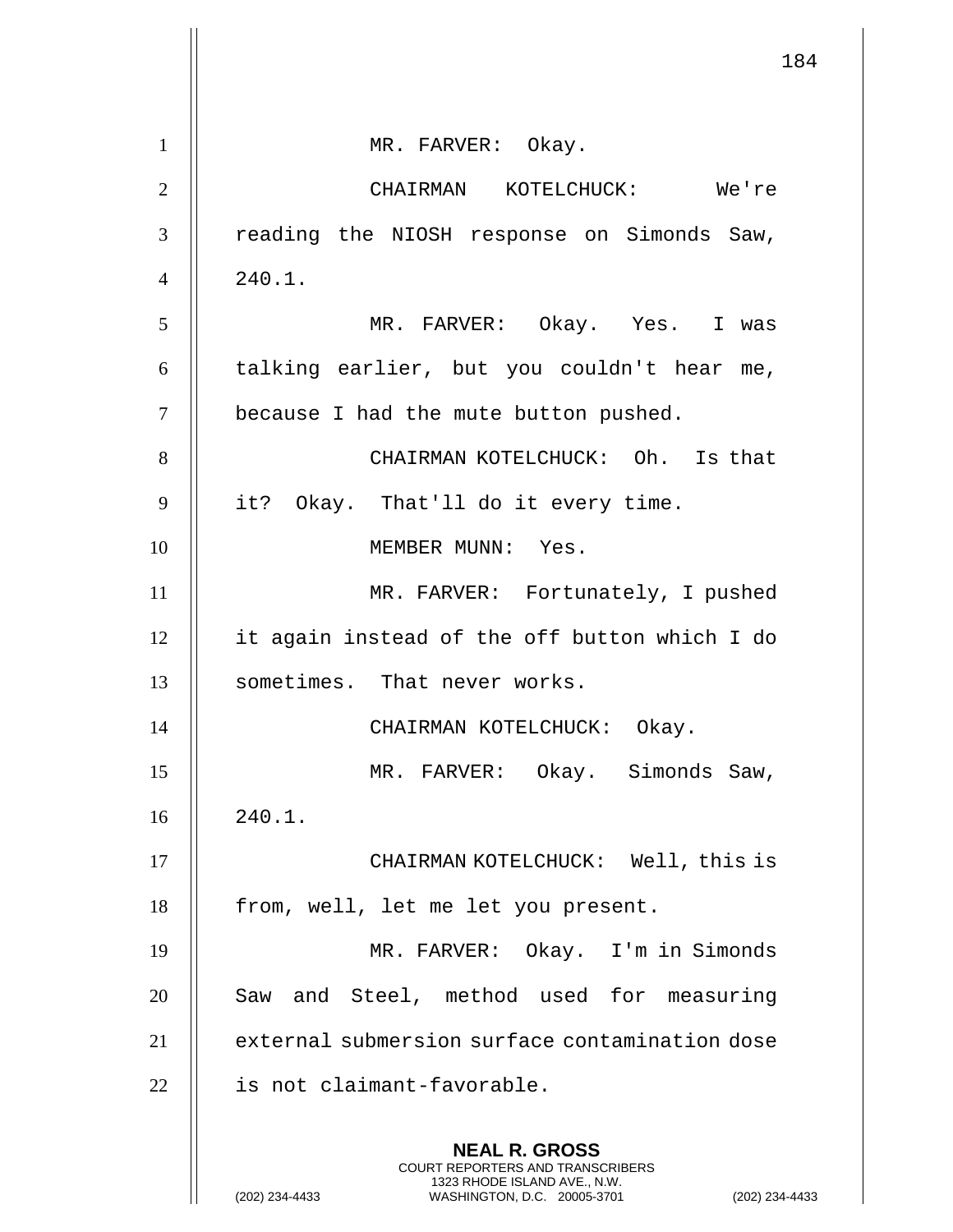MR. FARVER: Okay.

CHAIRMAN KOTELCHUCK: We're reading the NIOSH response on Simonds Saw, 240.1.

MR. FARVER: Okay. Yes. I was talking earlier, but you couldn't hear me, because I had the mute button pushed.

CHAIRMAN KOTELCHUCK: Oh. Is that it? Okay. That'll do it every time.

MEMBER MUNN: Yes.

MR. FARVER: Fortunately, I pushed it again instead of the off button which I do sometimes. That never works.

CHAIRMAN KOTELCHUCK: Okay.

MR. FARVER: Okay. Simonds Saw, 240.1.

CHAIRMAN KOTELCHUCK: Well, this is from, well, let me let you present.

MR. FARVER: Okay. I'm in Simonds Saw and Steel, method used for measuring external submersion surface contamination dose is not claimant-favorable.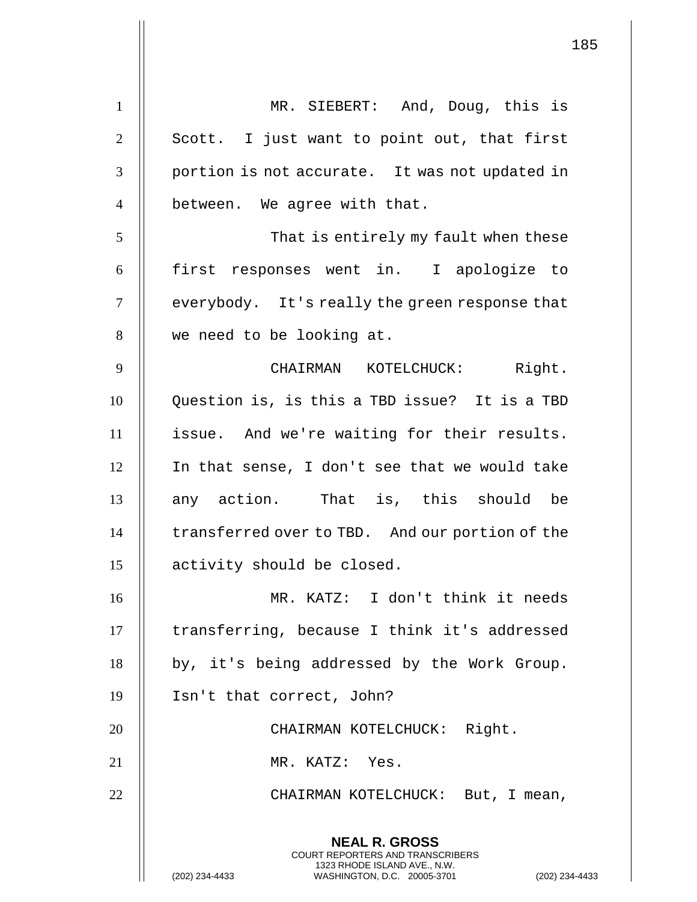MR. SIEBERT: And, Doug, this is Scott. I just want to point out, that first portion is not accurate. It was not updated in between. We agree with that.

That is entirely my fault when these first responses went in. I apologize to everybody. It's really the green response that we need to be looking at.

CHAIRMAN KOTELCHUCK: Right. Question is, is this a TBD issue? It is a TBD issue. And we're waiting for their results. In that sense, I don't see that we would take any action. That is, this should be transferred over to TBD. And our portion of the activity should be closed.

MR. KATZ: I don't think it needs transferring, because I think it's addressed by, it's being addressed by the Work Group. Isn't that correct, John?

CHAIRMAN KOTELCHUCK: Right.

MR. KATZ: Yes.

CHAIRMAN KOTELCHUCK: But, I mean,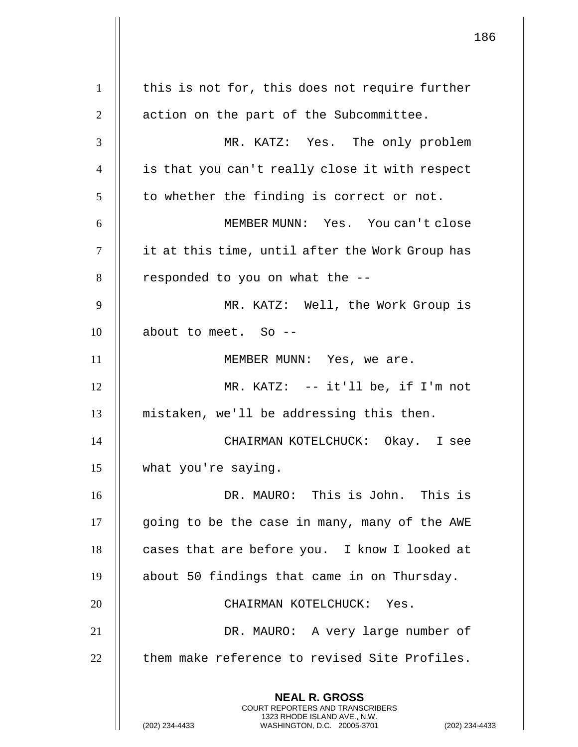this is not for, this does not require further action on the part of the Subcommittee.

MR. KATZ: Yes. The only problem is that you can't really close it with respect to whether the finding is correct or not.

MEMBER MUNN: Yes. You can't close it at this time, until after the Work Group has responded to you on what the --

MR. KATZ: Well, the Work Group is about to meet. So --

MEMBER MUNN: Yes, we are.

MR. KATZ: -- it'll be, if I'm not mistaken, we'll be addressing this then.

CHAIRMAN KOTELCHUCK: Okay. I see what you're saying.

DR. MAURO: This is John. This is going to be the case in many, many of the AWE cases that are before you. I know I looked at about 50 findings that came in on Thursday.

CHAIRMAN KOTELCHUCK: Yes.

DR. MAURO: A very large number of them make reference to revised Site Profiles.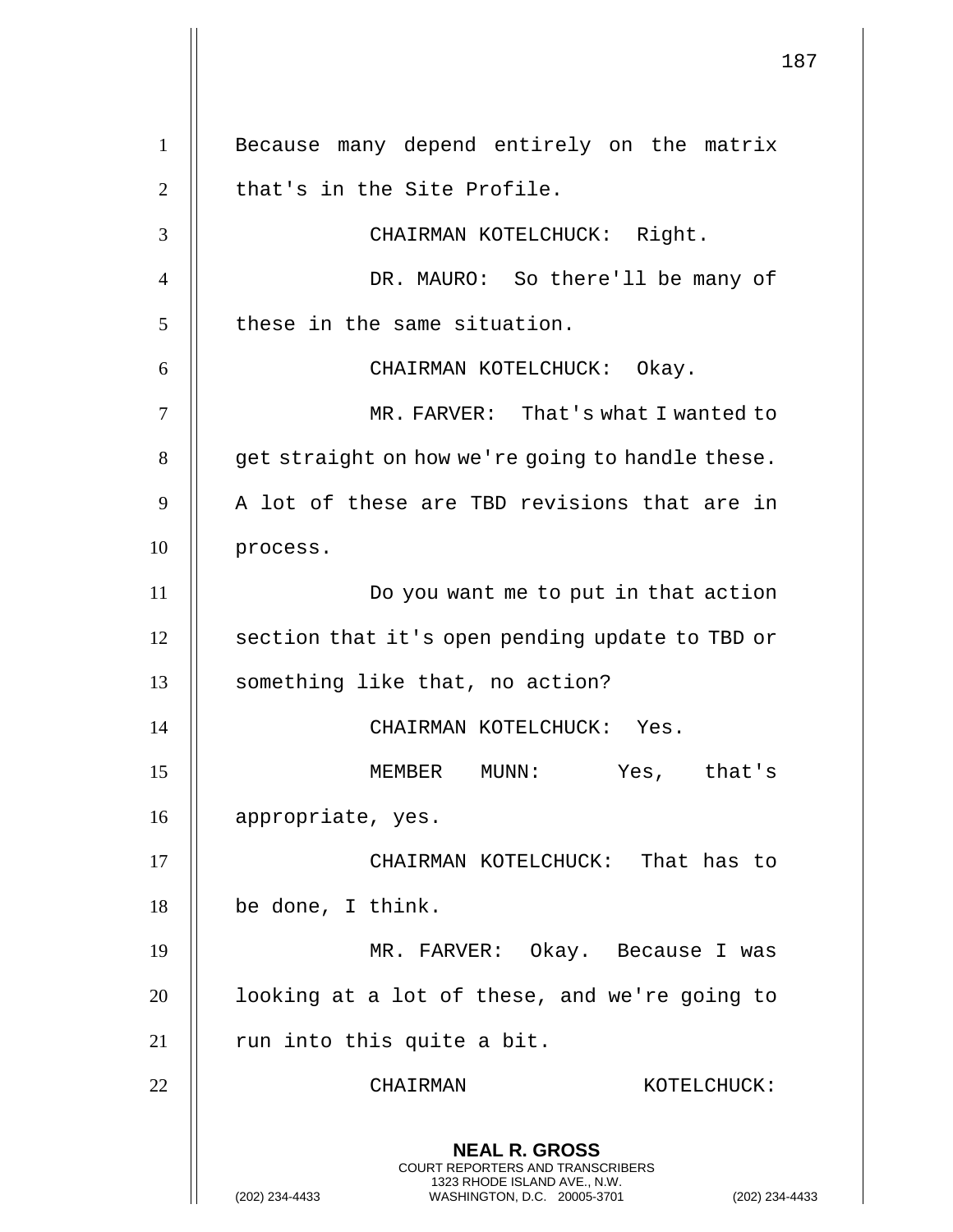Because many depend entirely on the matrix that's in the Site Profile.

CHAIRMAN KOTELCHUCK: Right.

DR. MAURO: So there'll be many of these in the same situation.

CHAIRMAN KOTELCHUCK: Okay.

MR. FARVER: That's what I wanted to get straight on how we're going to handle these. A lot of these are TBD revisions that are in process.

Do you want me to put in that action section that it's open pending update to TBD or something like that, no action?

CHAIRMAN KOTELCHUCK: Yes.

MEMBER MUNN: Yes, that's appropriate, yes.

CHAIRMAN KOTELCHUCK: That has to be done, I think.

MR. FARVER: Okay. Because I was looking at a lot of these, and we're going to run into this quite a bit.

CHAIRMAN KOTELCHUCK: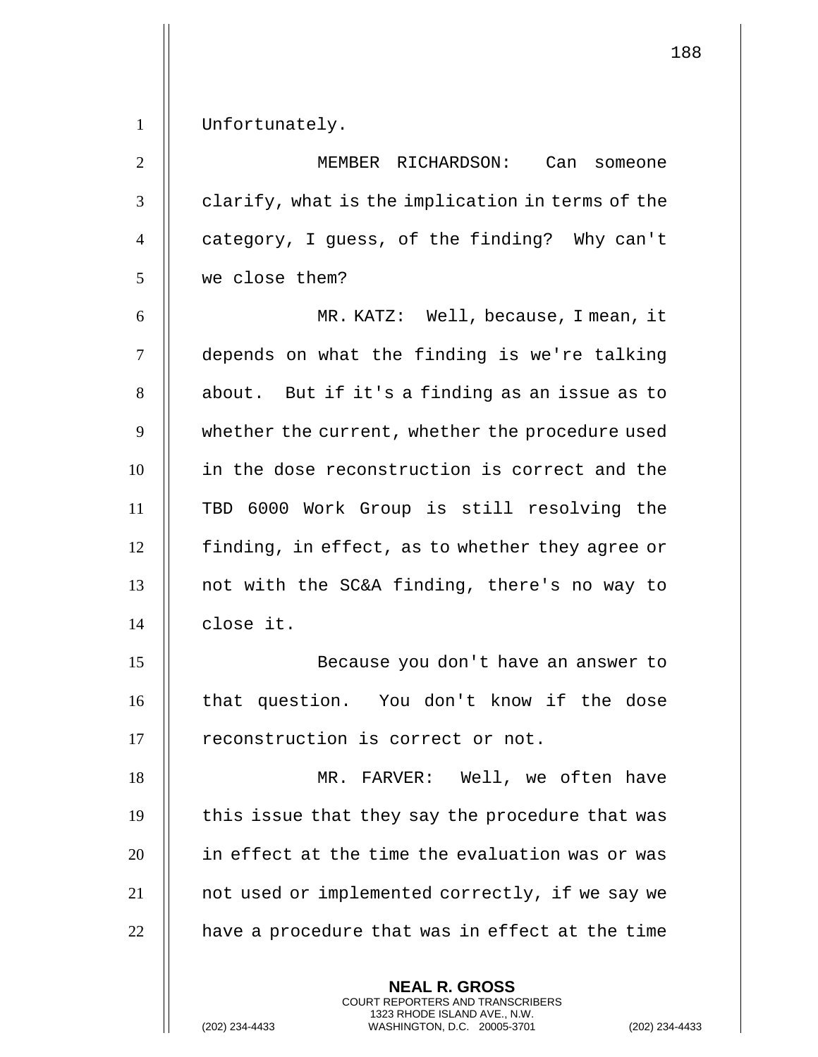Unfortunately.

MEMBER RICHARDSON: Can someone clarify, what is the implication in terms of the category, I guess, of the finding? Why can't we close them?

MR. KATZ: Well, because, I mean, it depends on what the finding is we're talking about. But if it's a finding as an issue as to whether the current, whether the procedure used in the dose reconstruction is correct and the TBD 6000 Work Group is still resolving the finding, in effect, as to whether they agree or not with the SC&A finding, there's no way to close it.

Because you don't have an answer to that question. You don't know if the dose reconstruction is correct or not.

MR. FARVER: Well, we often have this issue that they say the procedure that was in effect at the time the evaluation was or was not used or implemented correctly, if we say we have a procedure that was in effect at the time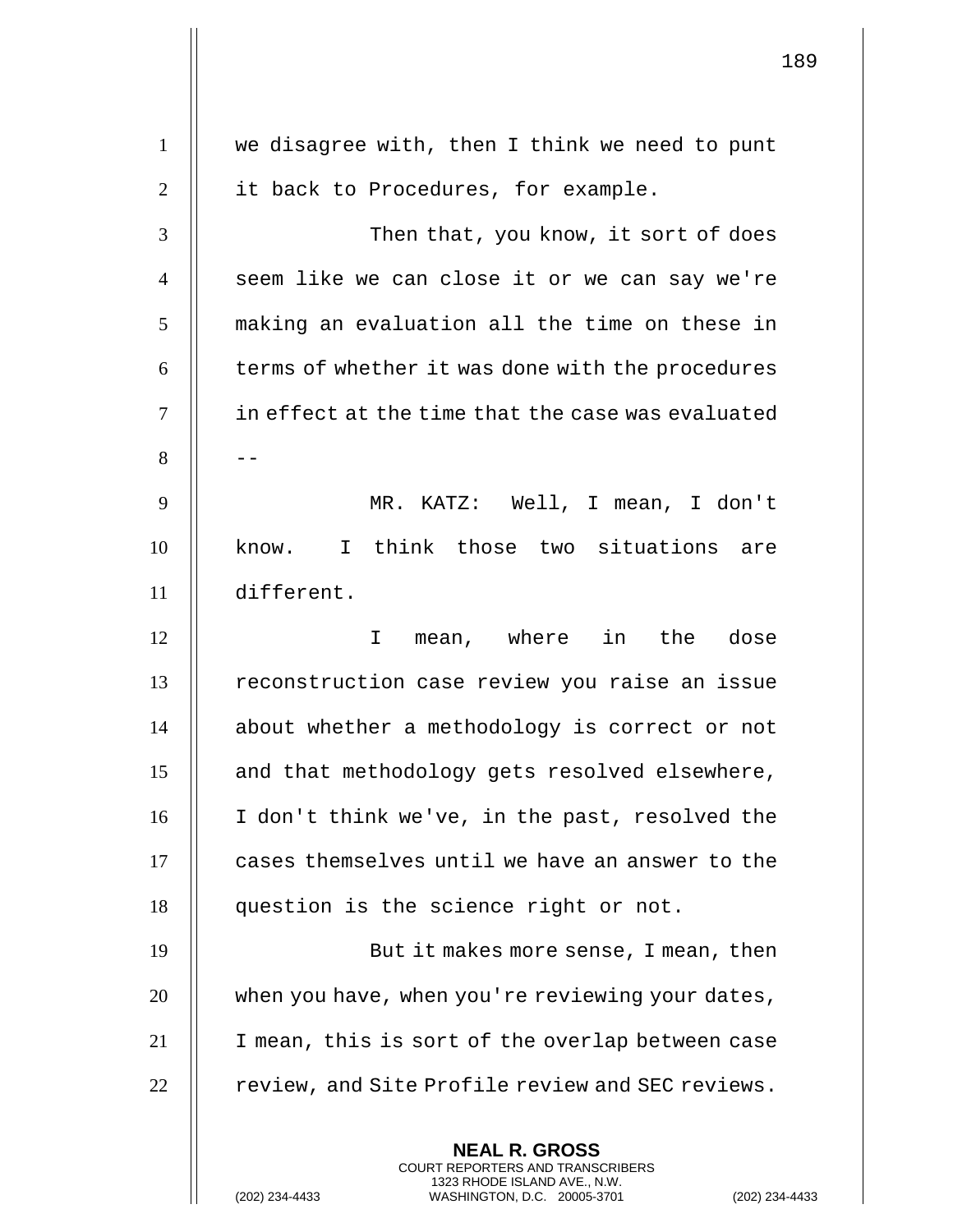we disagree with, then I think we need to punt it back to Procedures, for example.

Then that, you know, it sort of does seem like we can close it or we can say we're making an evaluation all the time on these in terms of whether it was done with the procedures in effect at the time that the case was evaluated --

MR. KATZ: Well, I mean, I don't know. I think those two situations are different.

I mean, where in the dose reconstruction case review you raise an issue about whether a methodology is correct or not and that methodology gets resolved elsewhere, I don't think we've, in the past, resolved the cases themselves until we have an answer to the question is the science right or not.

But it makes more sense, I mean, then when you have, when you're reviewing your dates, I mean, this is sort of the overlap between case review, and Site Profile review and SEC reviews.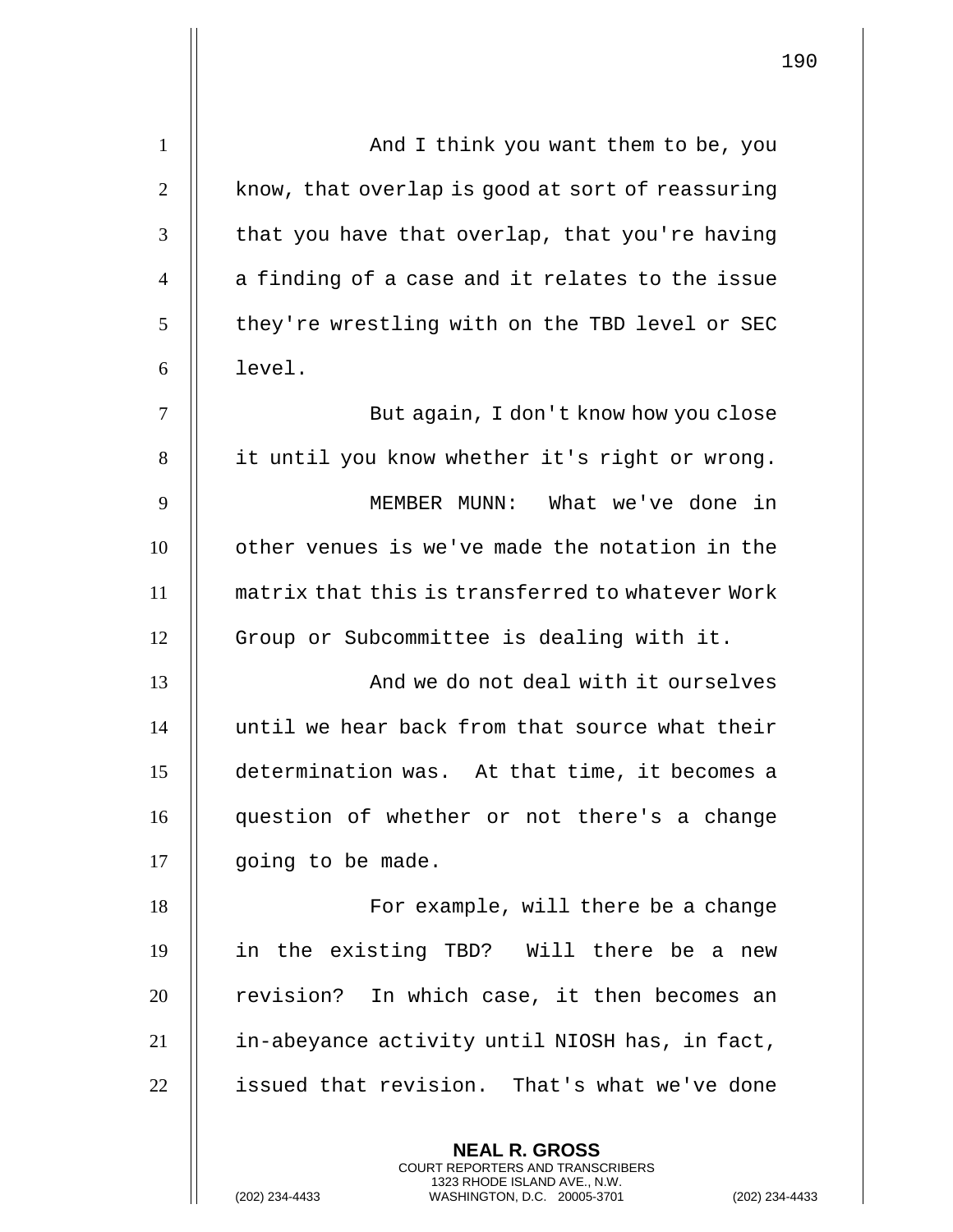And I think you want them to be, you know, that overlap is good at sort of reassuring that you have that overlap, that you're having a finding of a case and it relates to the issue they're wrestling with on the TBD level or SEC level.

But again, I don't know how you close it until you know whether it's right or wrong.

MEMBER MUNN: What we've done in other venues is we've made the notation in the matrix that this is transferred to whatever Work Group or Subcommittee is dealing with it.

And we do not deal with it ourselves until we hear back from that source what their determination was. At that time, it becomes a question of whether or not there's a change going to be made.

For example, will there be a change in the existing TBD? Will there be a new revision? In which case, it then becomes an in-abeyance activity until NIOSH has, in fact, issued that revision. That's what we've done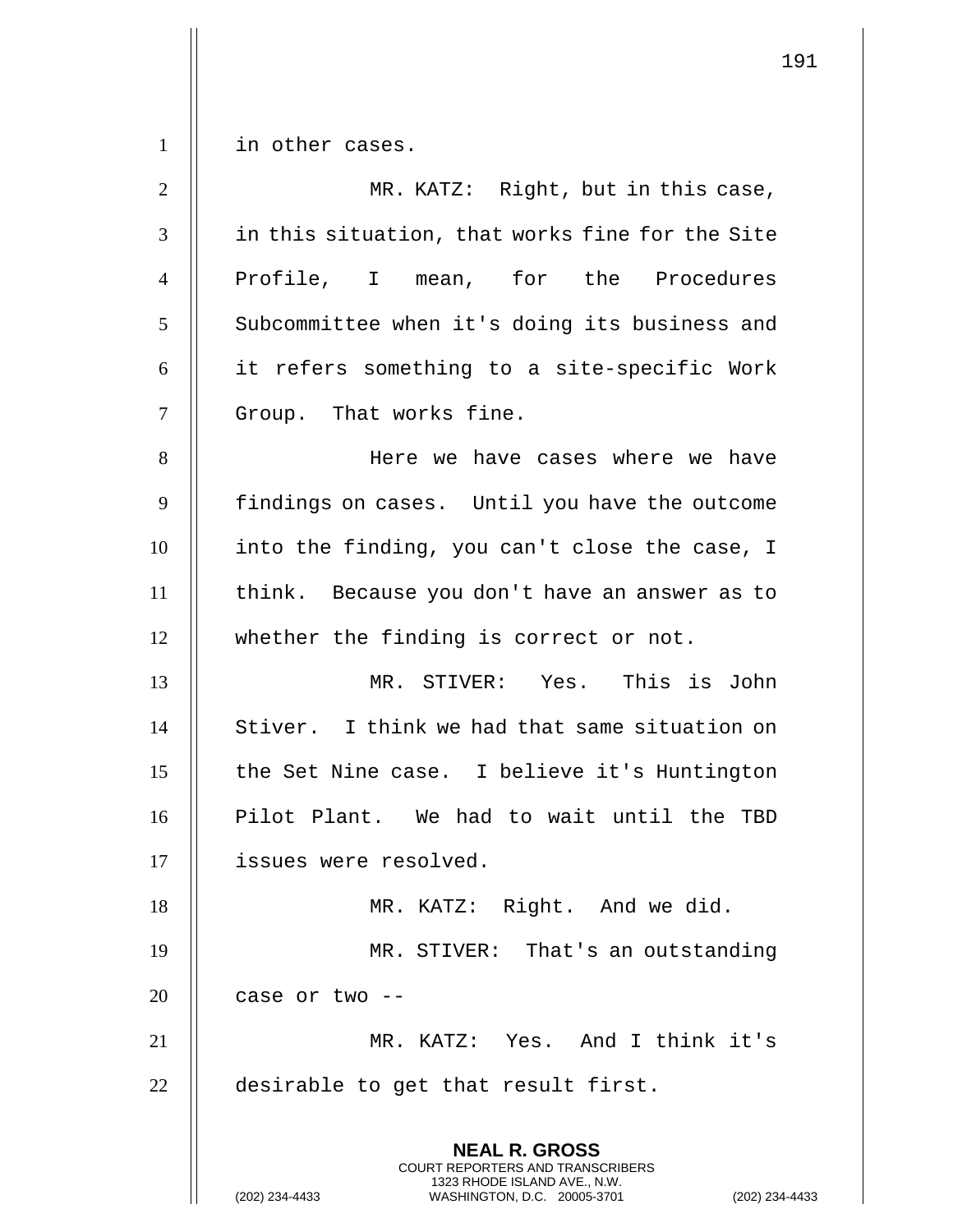in other cases.

MR. KATZ: Right, but in this case, in this situation, that works fine for the Site Profile, I mean, for the Procedures Subcommittee when it's doing its business and it refers something to a site-specific Work Group. That works fine.

Here we have cases where we have findings on cases. Until you have the outcome into the finding, you can't close the case, I think. Because you don't have an answer as to whether the finding is correct or not.

MR. STIVER: Yes. This is John Stiver. I think we had that same situation on the Set Nine case. I believe it's Huntington Pilot Plant. We had to wait until the TBD issues were resolved.

MR. KATZ: Right. And we did.

MR. STIVER: That's an outstanding case or two --

MR. KATZ: Yes. And I think it's desirable to get that result first.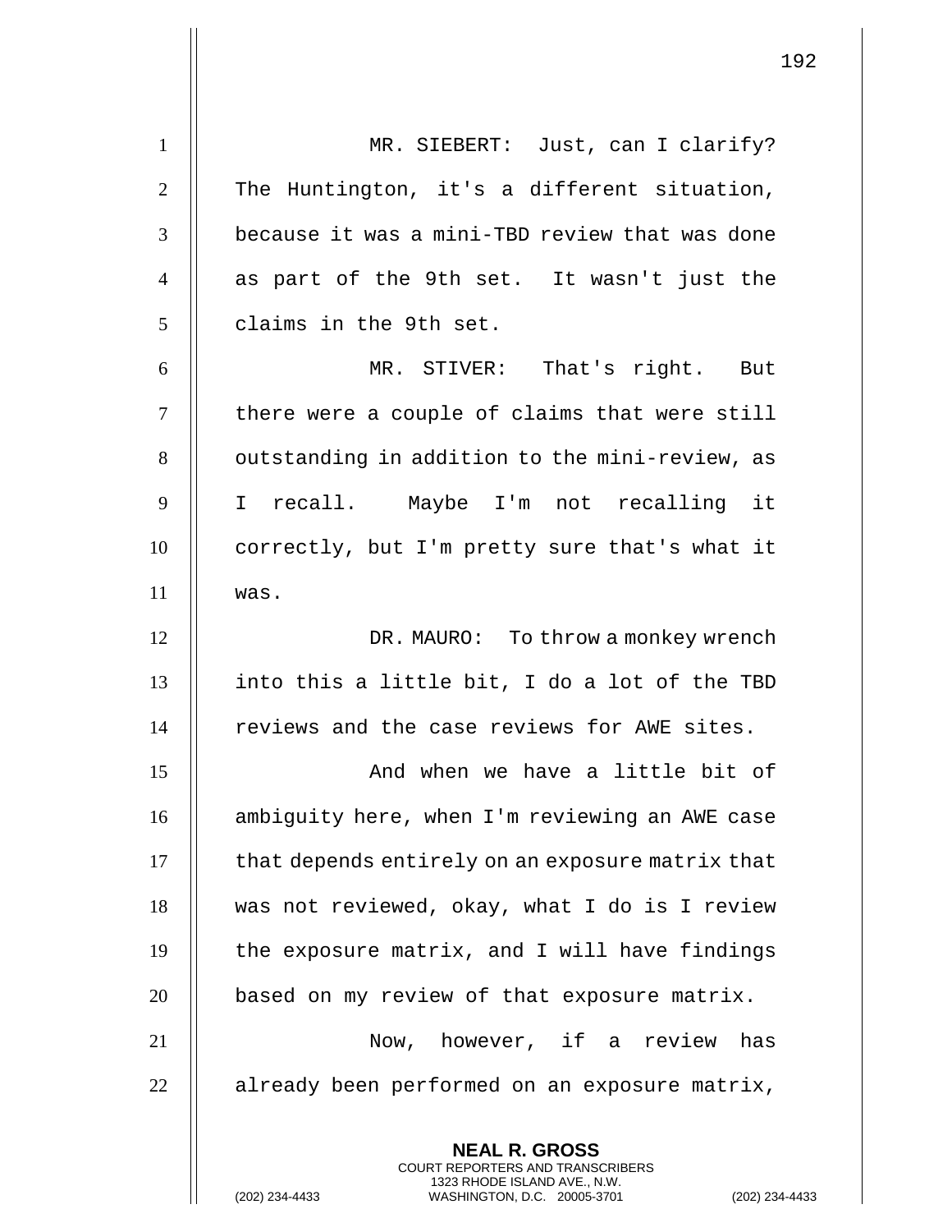MR. SIEBERT: Just, can I clarify? The Huntington, it's a different situation, because it was a mini-TBD review that was done as part of the 9th set. It wasn't just the claims in the 9th set.

MR. STIVER: That's right. But there were a couple of claims that were still outstanding in addition to the mini-review, as I recall. Maybe I'm not recalling it correctly, but I'm pretty sure that's what it was.

DR. MAURO: To throw a monkey wrench into this a little bit, I do a lot of the TBD reviews and the case reviews for AWE sites.

And when we have a little bit of ambiguity here, when I'm reviewing an AWE case that depends entirely on an exposure matrix that was not reviewed, okay, what I do is I review the exposure matrix, and I will have findings based on my review of that exposure matrix.

Now, however, if a review has already been performed on an exposure matrix,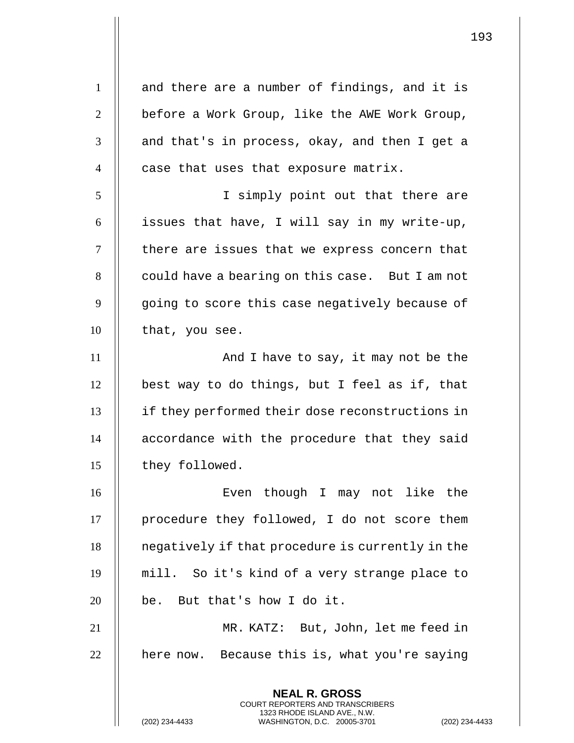and there are a number of findings, and it is before a Work Group, like the AWE Work Group, and that's in process, okay, and then I get a case that uses that exposure matrix.

I simply point out that there are issues that have, I will say in my write-up, there are issues that we express concern that could have a bearing on this case. But I am not going to score this case negatively because of that, you see.

And I have to say, it may not be the best way to do things, but I feel as if, that if they performed their dose reconstructions in accordance with the procedure that they said they followed.

Even though I may not like the procedure they followed, I do not score them negatively if that procedure is currently in the mill. So it's kind of a very strange place to be. But that's how I do it.

MR. KATZ: But, John, let me feed in here now. Because this is, what you're saying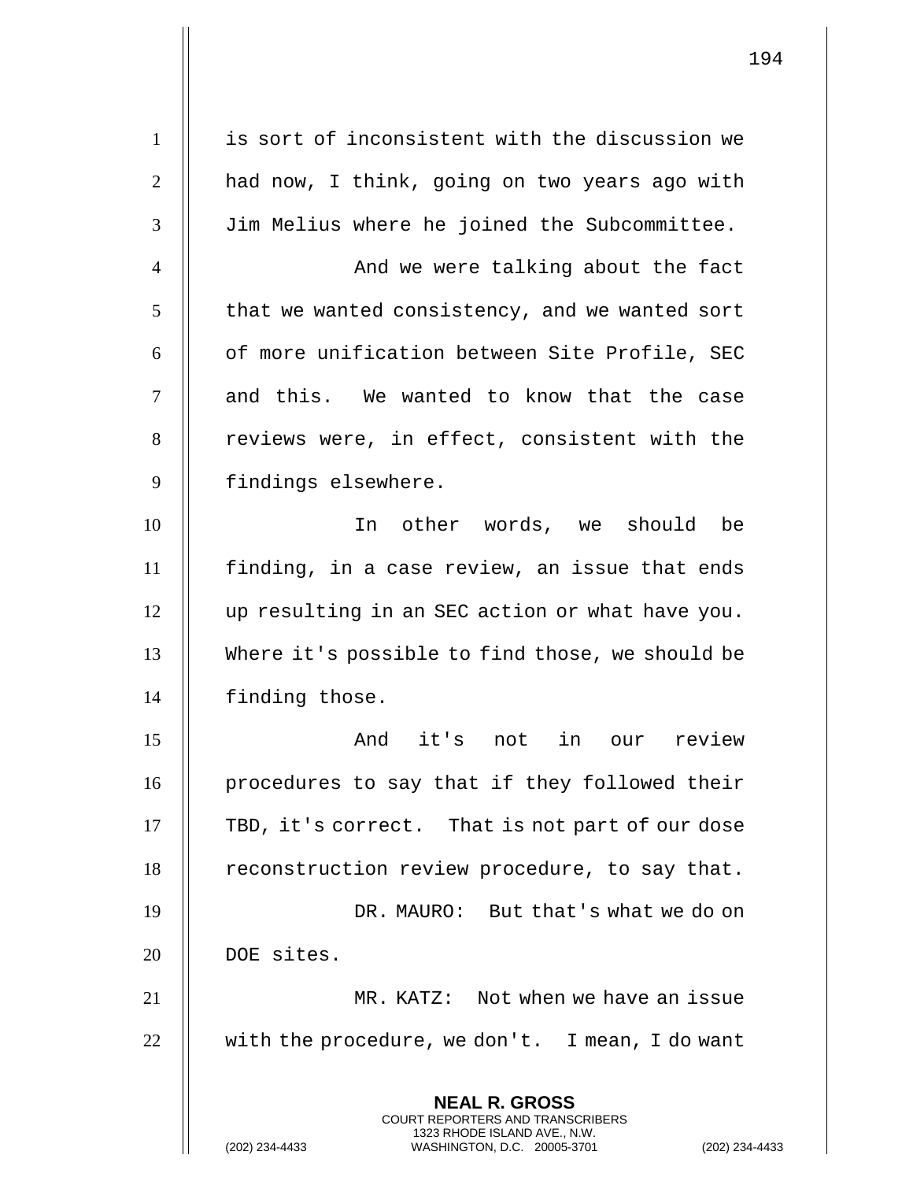is sort of inconsistent with the discussion we had now, I think, going on two years ago with Jim Melius where he joined the Subcommittee.

And we were talking about the fact that we wanted consistency, and we wanted sort of more unification between Site Profile, SEC and this. We wanted to know that the case reviews were, in effect, consistent with the findings elsewhere.

In other words, we should be finding, in a case review, an issue that ends up resulting in an SEC action or what have you. Where it's possible to find those, we should be finding those.

And it's not in our review procedures to say that if they followed their TBD, it's correct. That is not part of our dose reconstruction review procedure, to say that.

DR. MAURO: But that's what we do on DOE sites.

MR. KATZ: Not when we have an issue with the procedure, we don't. I mean, I do want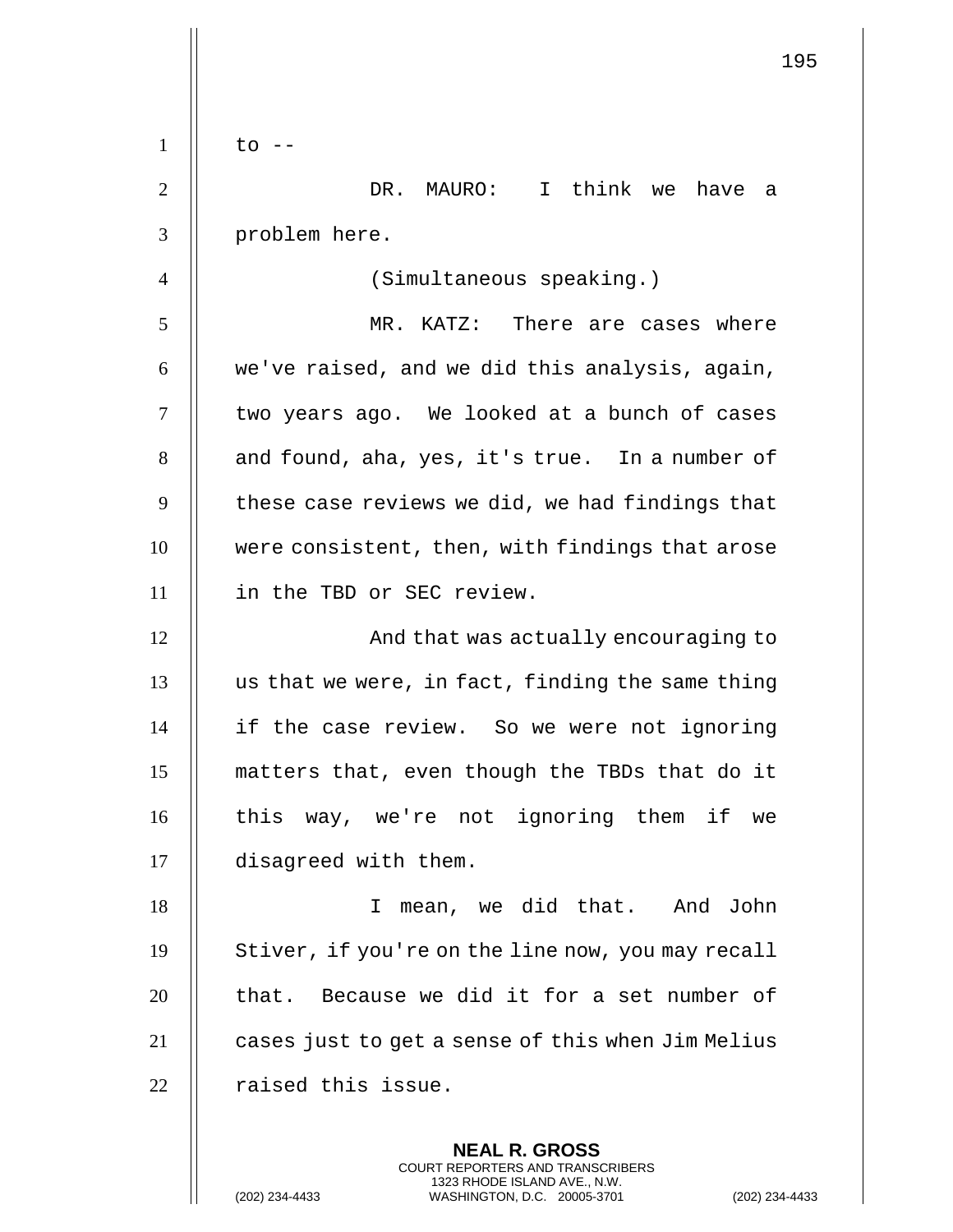to --

DR. MAURO: I think we have a problem here.

(Simultaneous speaking.)

MR. KATZ: There are cases where we've raised, and we did this analysis, again, two years ago. We looked at a bunch of cases and found, aha, yes, it's true. In a number of these case reviews we did, we had findings that were consistent, then, with findings that arose in the TBD or SEC review.

And that was actually encouraging to us that we were, in fact, finding the same thing if the case review. So we were not ignoring matters that, even though the TBDs that do it this way, we're not ignoring them if we disagreed with them.

I mean, we did that. And John Stiver, if you're on the line now, you may recall that. Because we did it for a set number of cases just to get a sense of this when Jim Melius raised this issue.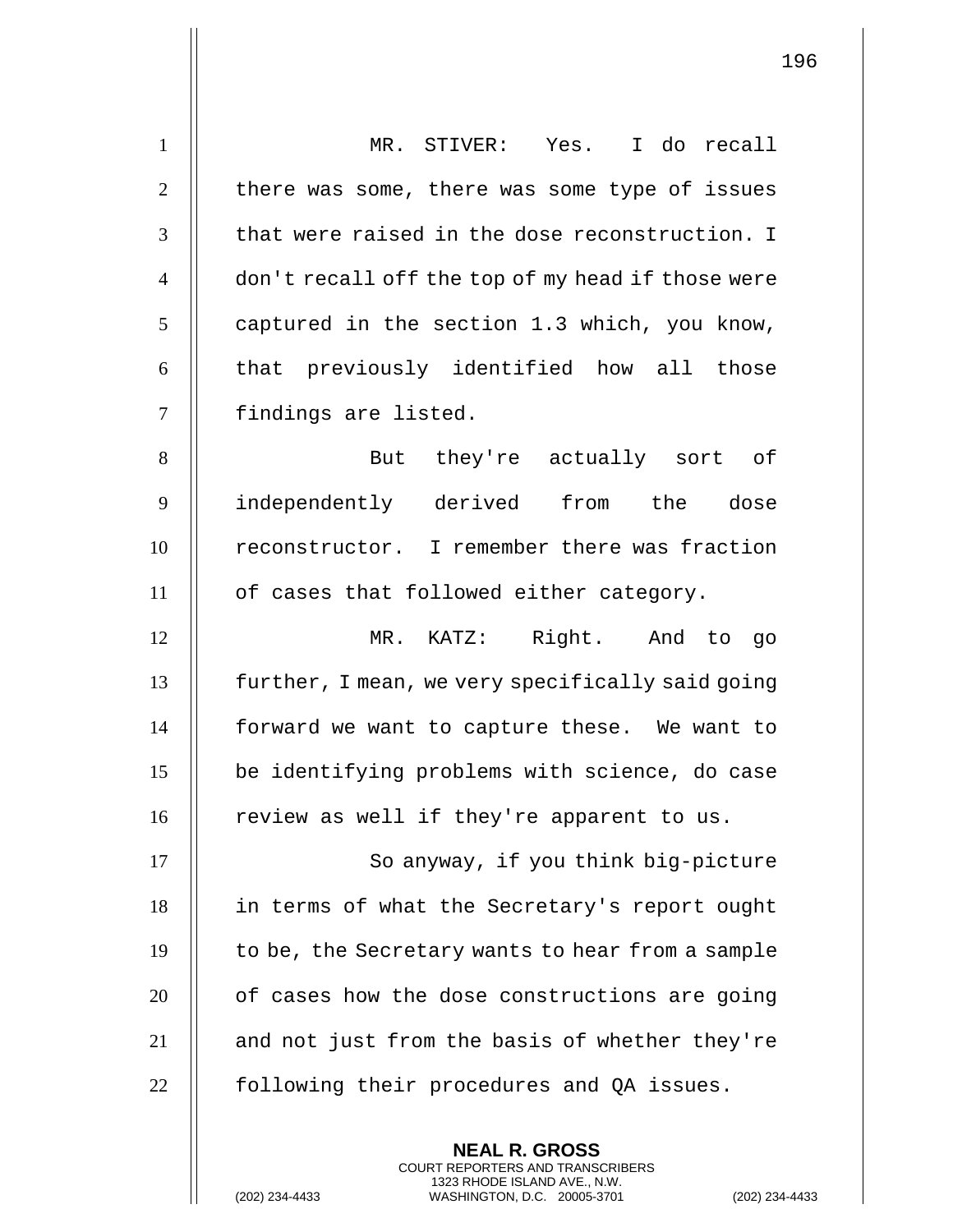MR. STIVER: Yes. I do recall there was some, there was some type of issues that were raised in the dose reconstruction. I don't recall off the top of my head if those were captured in the section 1.3 which, you know, that previously identified how all those findings are listed.

But they're actually sort of independently derived from the dose reconstructor. I remember there was fraction of cases that followed either category.

MR. KATZ: Right. And to go further, I mean, we very specifically said going forward we want to capture these. We want to be identifying problems with science, do case review as well if they're apparent to us.

So anyway, if you think big-picture in terms of what the Secretary's report ought to be, the Secretary wants to hear from a sample of cases how the dose constructions are going and not just from the basis of whether they're following their procedures and QA issues.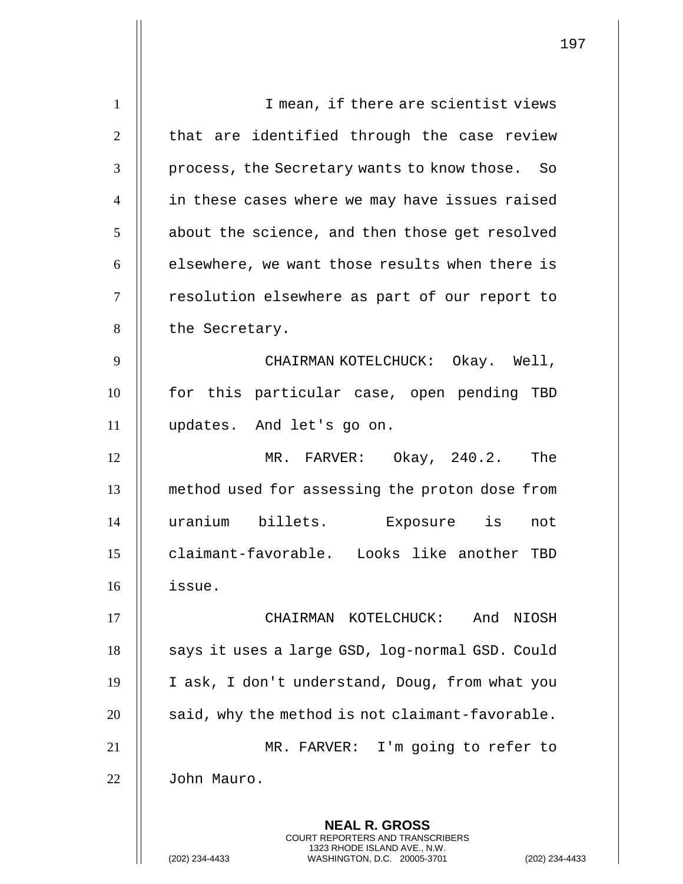I mean, if there are scientist views that are identified through the case review process, the Secretary wants to know those. So in these cases where we may have issues raised about the science, and then those get resolved elsewhere, we want those results when there is resolution elsewhere as part of our report to the Secretary.

CHAIRMAN KOTELCHUCK: Okay. Well, for this particular case, open pending TBD updates. And let's go on.

MR. FARVER: Okay, 240.2. The method used for assessing the proton dose from uranium billets. Exposure is not claimant-favorable. Looks like another TBD issue.

CHAIRMAN KOTELCHUCK: And NIOSH says it uses a large GSD, log-normal GSD. Could I ask, I don't understand, Doug, from what you said, why the method is not claimant-favorable.

MR. FARVER: I'm going to refer to John Mauro.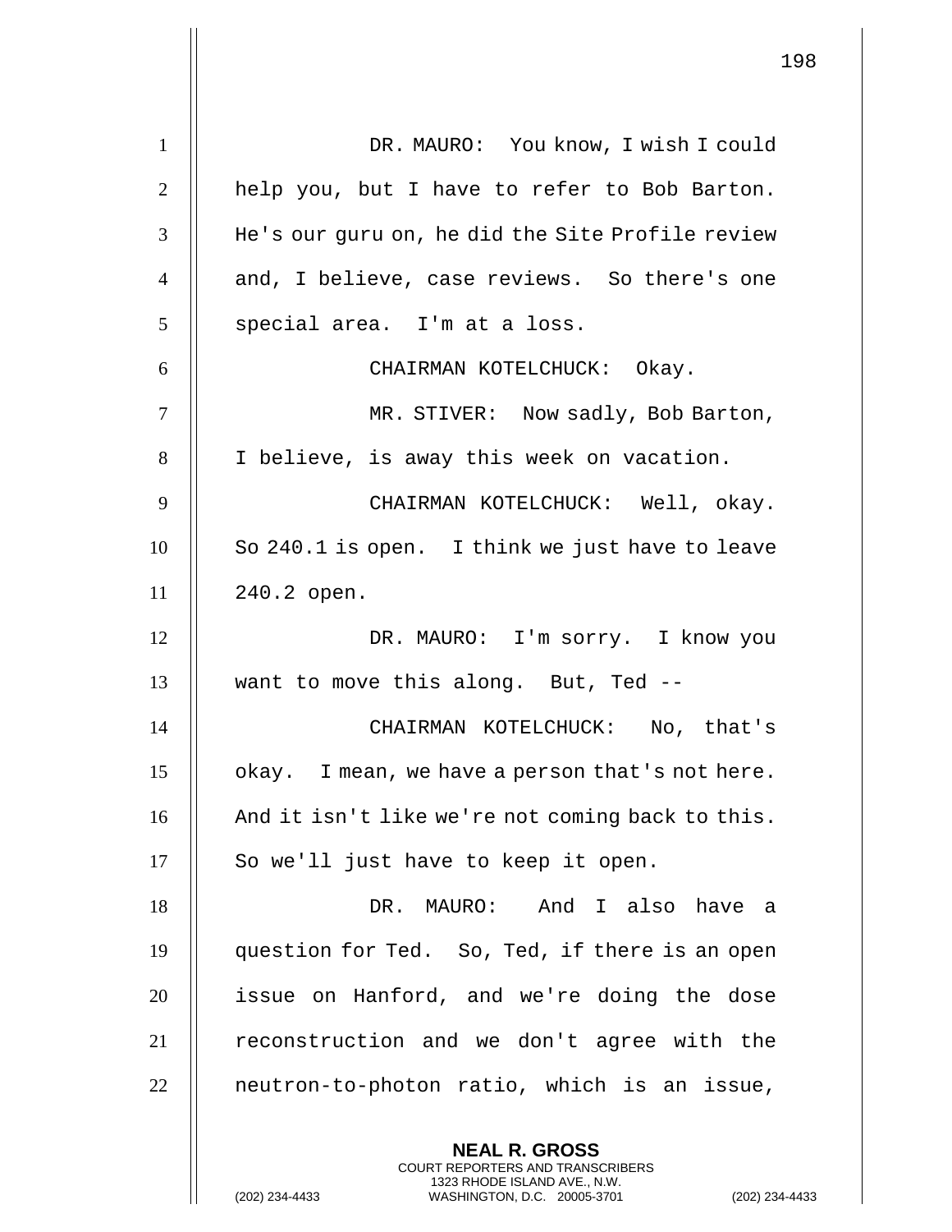DR. MAURO: You know, I wish I could help you, but I have to refer to Bob Barton. He's our guru on, he did the Site Profile review and, I believe, case reviews. So there's one special area. I'm at a loss.

CHAIRMAN KOTELCHUCK: Okay.

MR. STIVER: Now sadly, Bob Barton, I believe, is away this week on vacation.

CHAIRMAN KOTELCHUCK: Well, okay. So 240.1 is open. I think we just have to leave 240.2 open.

DR. MAURO: I'm sorry. I know you want to move this along. But, Ted --

CHAIRMAN KOTELCHUCK: No, that's okay. I mean, we have a person that's not here. And it isn't like we're not coming back to this. So we'll just have to keep it open.

DR. MAURO: And I also have a question for Ted. So, Ted, if there is an open issue on Hanford, and we're doing the dose reconstruction and we don't agree with the neutron-to-photon ratio, which is an issue,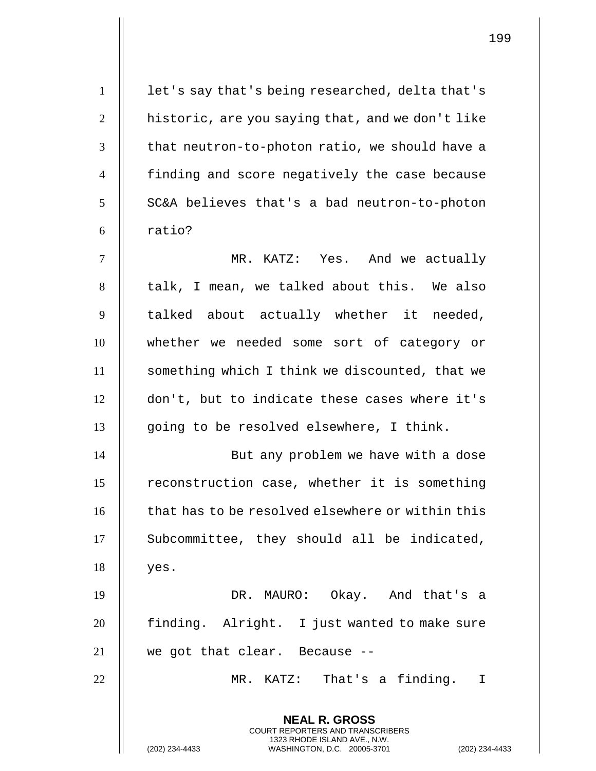let's say that's being researched, delta that's historic, are you saying that, and we don't like that neutron-to-photon ratio, we should have a finding and score negatively the case because SC&A believes that's a bad neutron-to-photon ratio?

MR. KATZ: Yes. And we actually talk, I mean, we talked about this. We also talked about actually whether it needed, whether we needed some sort of category or something which I think we discounted, that we don't, but to indicate these cases where it's going to be resolved elsewhere, I think.

But any problem we have with a dose reconstruction case, whether it is something that has to be resolved elsewhere or within this Subcommittee, they should all be indicated, yes.

DR. MAURO: Okay. And that's a finding. Alright. I just wanted to make sure we got that clear. Because --

MR. KATZ: That's a finding. I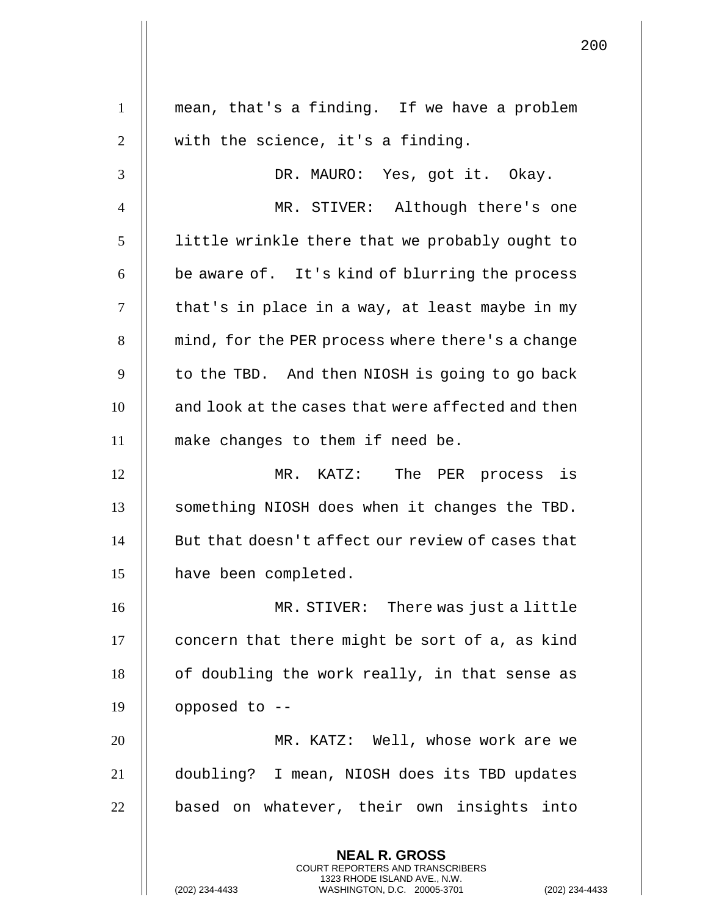mean, that's a finding. If we have a problem with the science, it's a finding.

DR. MAURO: Yes, got it. Okay.

MR. STIVER: Although there's one little wrinkle there that we probably ought to be aware of. It's kind of blurring the process that's in place in a way, at least maybe in my mind, for the PER process where there's a change to the TBD. And then NIOSH is going to go back and look at the cases that were affected and then make changes to them if need be.

MR. KATZ: The PER process is something NIOSH does when it changes the TBD. But that doesn't affect our review of cases that have been completed.

MR. STIVER: There was just a little concern that there might be sort of a, as kind of doubling the work really, in that sense as opposed to --

MR. KATZ: Well, whose work are we doubling? I mean, NIOSH does its TBD updates based on whatever, their own insights into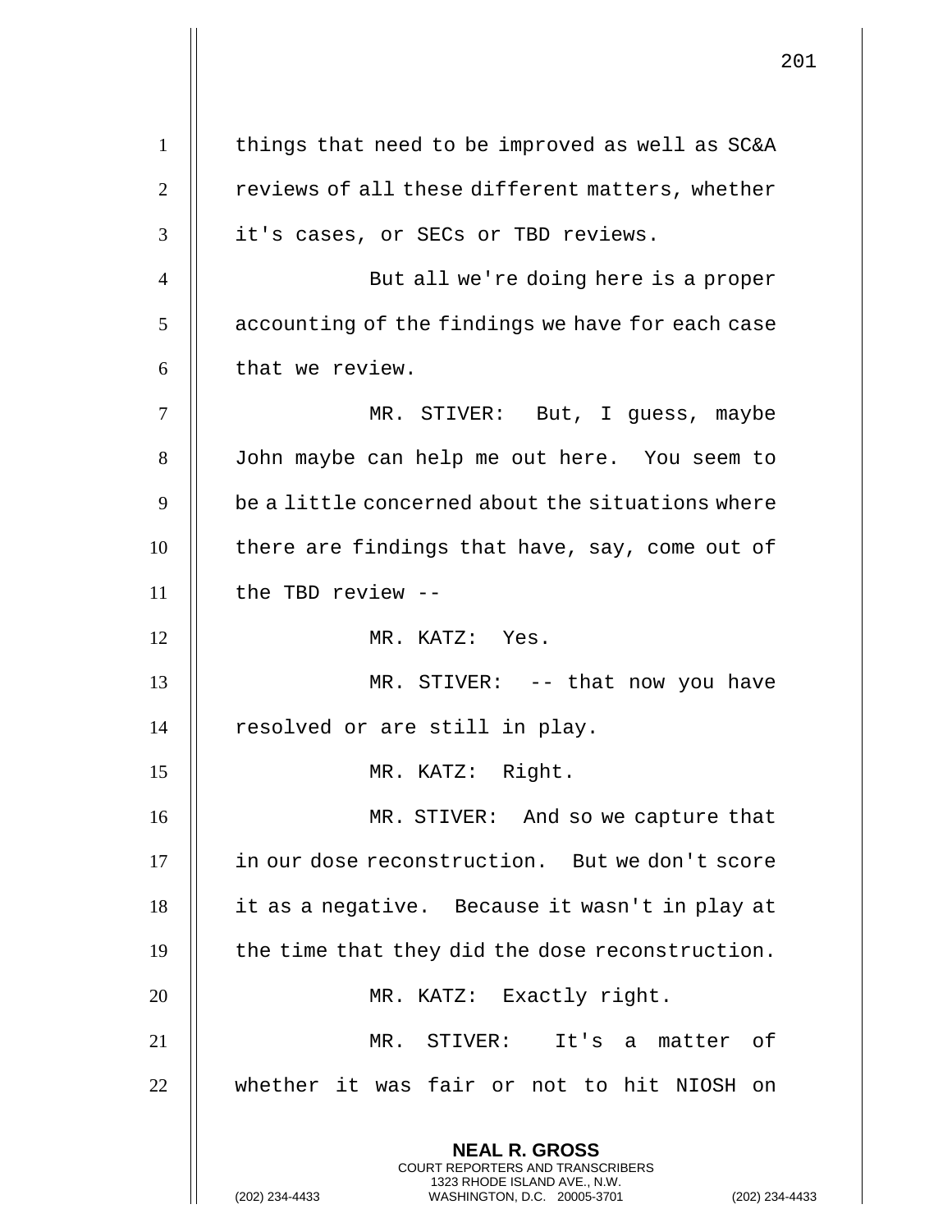things that need to be improved as well as SC&A reviews of all these different matters, whether it's cases, or SECs or TBD reviews.

But all we're doing here is a proper accounting of the findings we have for each case that we review.

MR. STIVER: But, I guess, maybe John maybe can help me out here. You seem to be a little concerned about the situations where there are findings that have, say, come out of the TBD review --

MR. KATZ: Yes.

MR. STIVER: -- that now you have resolved or are still in play.

MR. KATZ: Right.

MR. STIVER: And so we capture that in our dose reconstruction. But we don't score it as a negative. Because it wasn't in play at the time that they did the dose reconstruction.

MR. KATZ: Exactly right.

MR. STIVER: It's a matter of whether it was fair or not to hit NIOSH on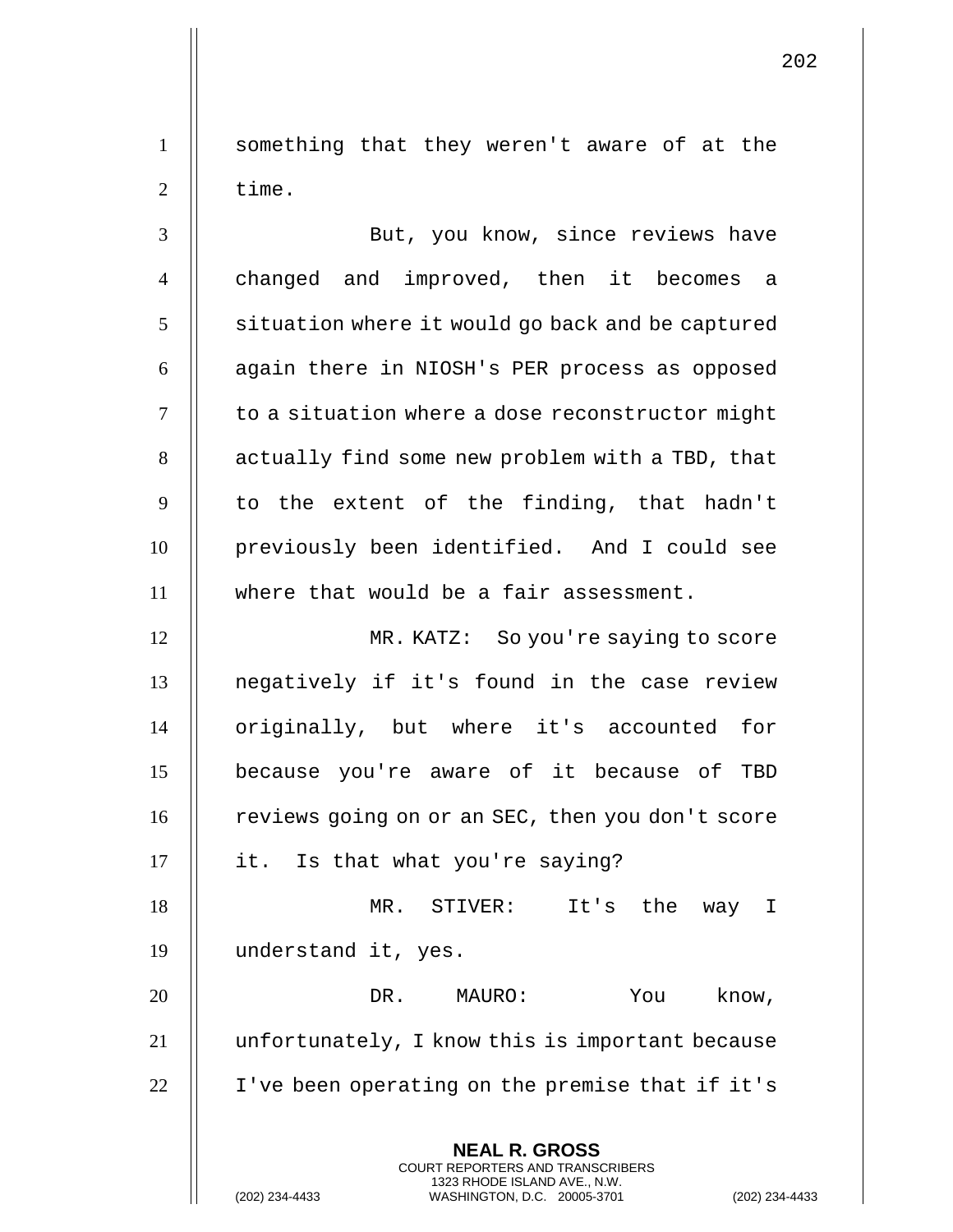something that they weren't aware of at the time.

But, you know, since reviews have changed and improved, then it becomes a situation where it would go back and be captured again there in NIOSH's PER process as opposed to a situation where a dose reconstructor might actually find some new problem with a TBD, that to the extent of the finding, that hadn't previously been identified. And I could see where that would be a fair assessment.

MR. KATZ: So you're saying to score negatively if it's found in the case review originally, but where it's accounted for because you're aware of it because of TBD reviews going on or an SEC, then you don't score it. Is that what you're saying?

MR. STIVER: It's the way I understand it, yes.

DR. MAURO: You know, unfortunately, I know this is important because I've been operating on the premise that if it's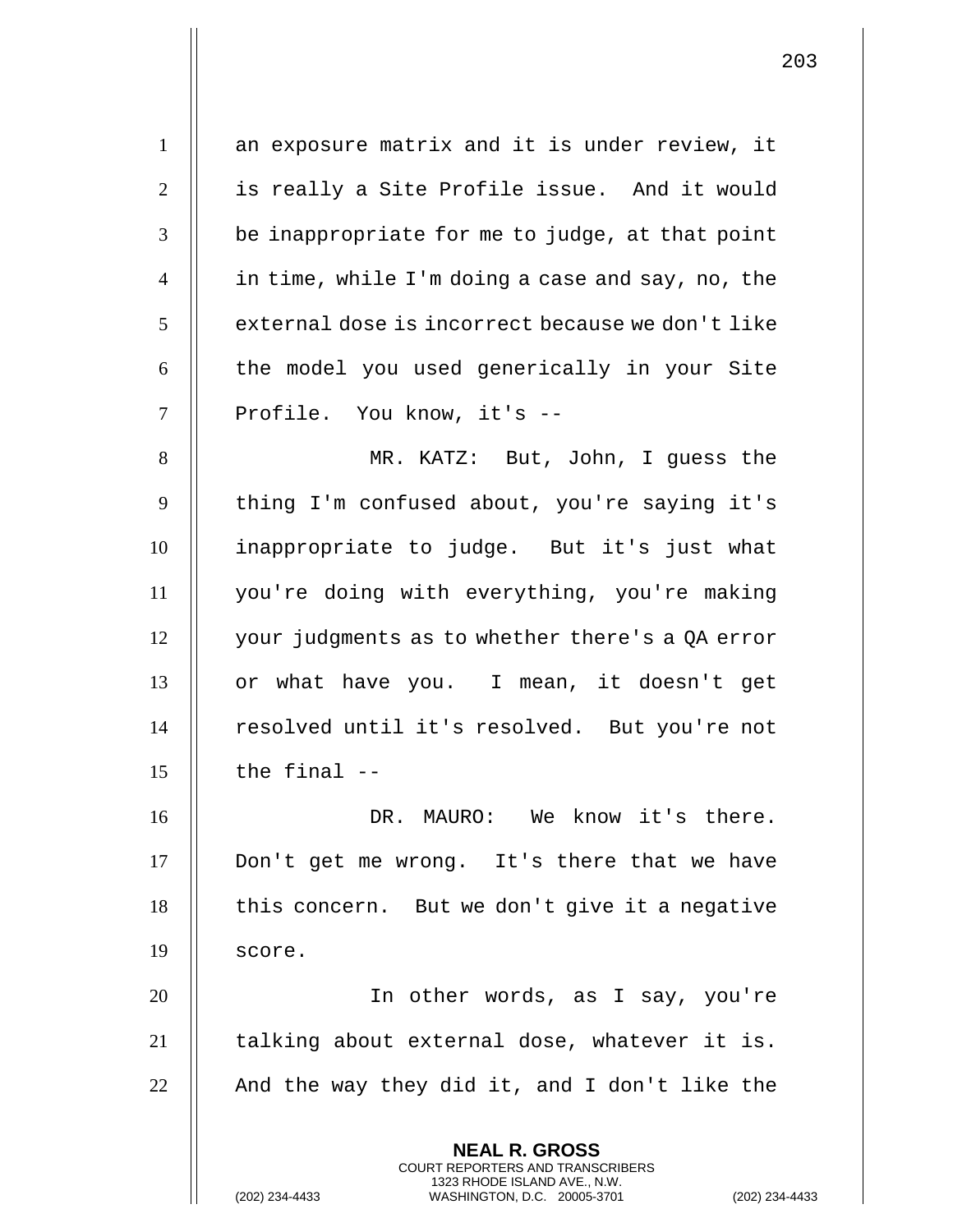an exposure matrix and it is under review, it is really a Site Profile issue. And it would be inappropriate for me to judge, at that point in time, while I'm doing a case and say, no, the external dose is incorrect because we don't like the model you used generically in your Site Profile. You know, it's --

MR. KATZ: But, John, I guess the thing I'm confused about, you're saying it's inappropriate to judge. But it's just what you're doing with everything, you're making your judgments as to whether there's a QA error or what have you. I mean, it doesn't get resolved until it's resolved. But you're not the final --

DR. MAURO: We know it's there. Don't get me wrong. It's there that we have this concern. But we don't give it a negative score.

In other words, as I say, you're talking about external dose, whatever it is. And the way they did it, and I don't like the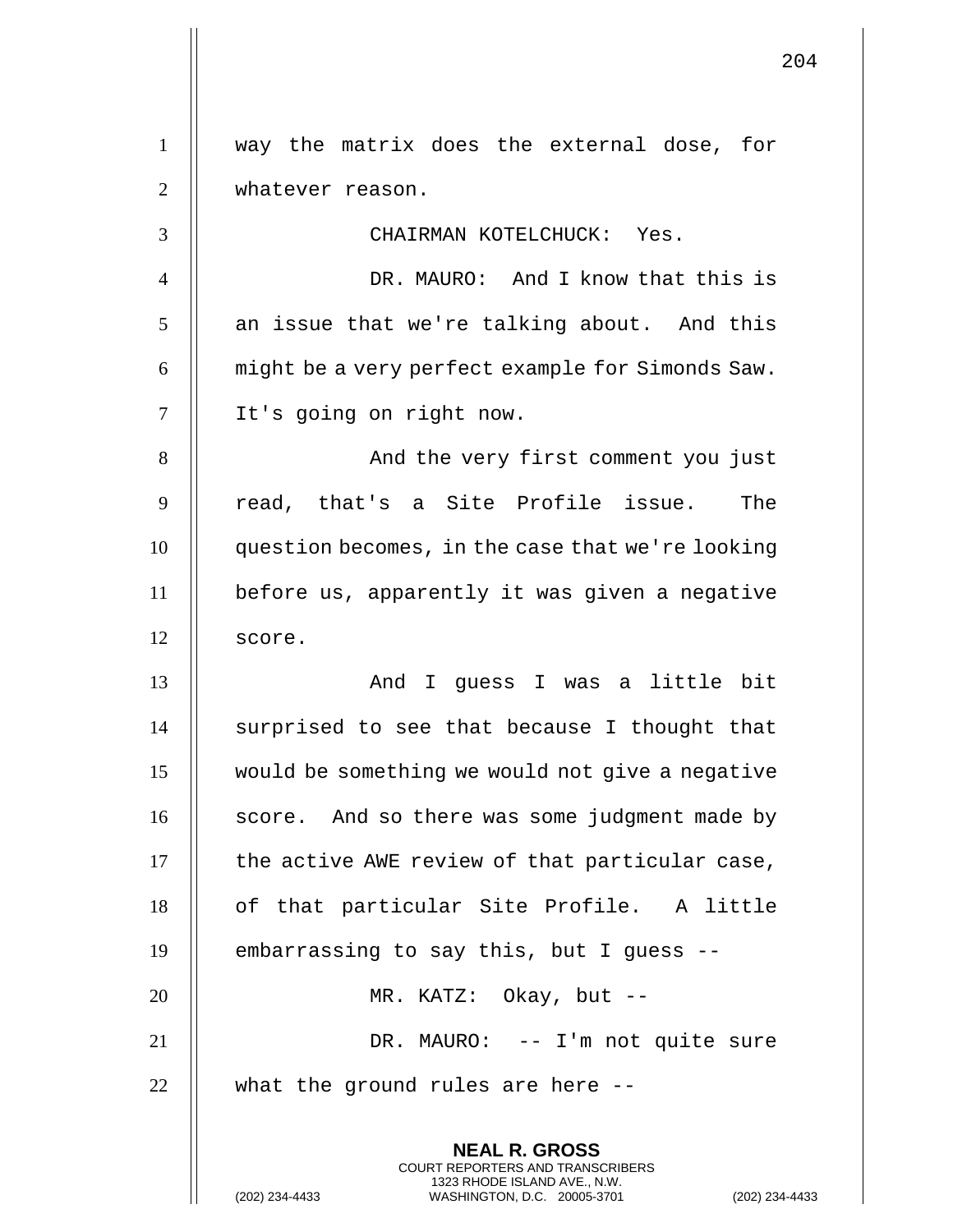way the matrix does the external dose, for whatever reason.

CHAIRMAN KOTELCHUCK: Yes.

DR. MAURO: And I know that this is an issue that we're talking about. And this might be a very perfect example for Simonds Saw. It's going on right now.

And the very first comment you just read, that's a Site Profile issue. The question becomes, in the case that we're looking before us, apparently it was given a negative score.

And I guess I was a little bit surprised to see that because I thought that would be something we would not give a negative score. And so there was some judgment made by the active AWE review of that particular case, of that particular Site Profile. A little embarrassing to say this, but I guess --

MR. KATZ: Okay, but --

DR. MAURO: -- I'm not quite sure what the ground rules are here --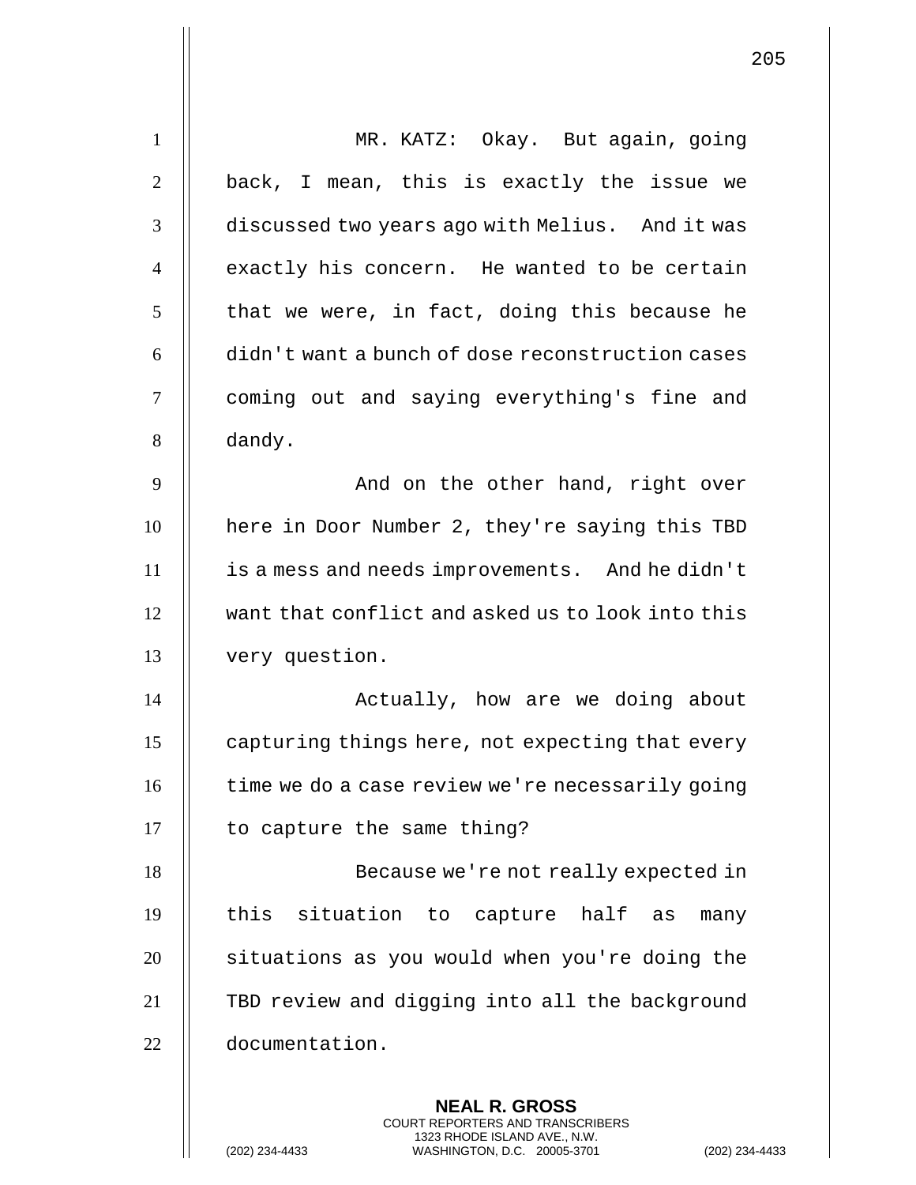MR. KATZ: Okay. But again, going back, I mean, this is exactly the issue we discussed two years ago with Melius. And it was exactly his concern. He wanted to be certain that we were, in fact, doing this because he didn't want a bunch of dose reconstruction cases coming out and saying everything's fine and dandy.

And on the other hand, right over here in Door Number 2, they're saying this TBD is a mess and needs improvements. And he didn't want that conflict and asked us to look into this very question.

Actually, how are we doing about capturing things here, not expecting that every time we do a case review we're necessarily going to capture the same thing?

Because we're not really expected in this situation to capture half as many situations as you would when you're doing the TBD review and digging into all the background documentation.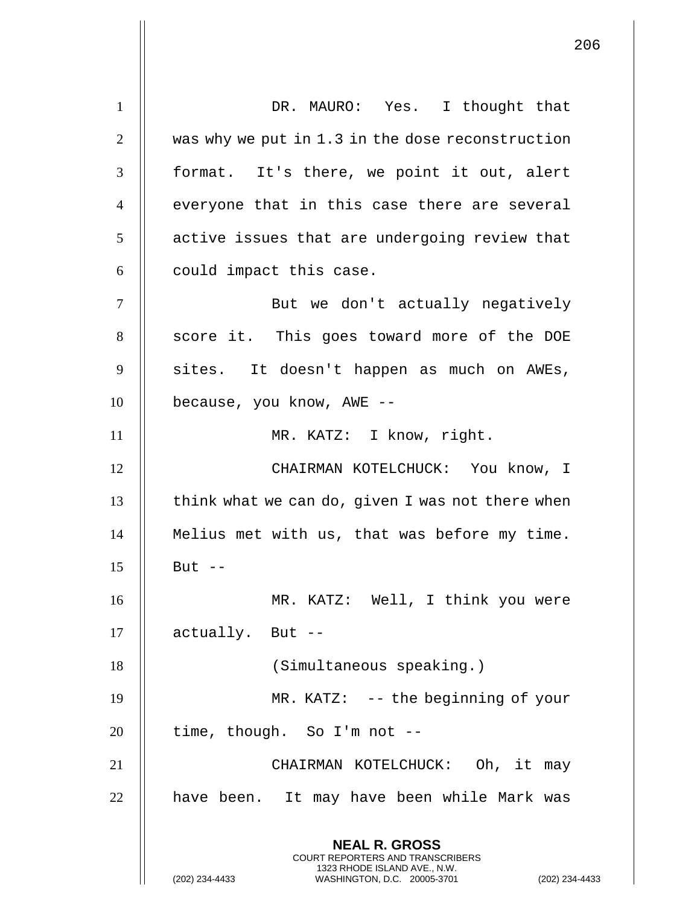DR. MAURO: Yes. I thought that was why we put in 1.3 in the dose reconstruction format. It's there, we point it out, alert everyone that in this case there are several active issues that are undergoing review that could impact this case.

But we don't actually negatively score it. This goes toward more of the DOE sites. It doesn't happen as much on AWEs, because, you know, AWE --

MR. KATZ: I know, right.

CHAIRMAN KOTELCHUCK: You know, I think what we can do, given I was not there when Melius met with us, that was before my time. But --

MR. KATZ: Well, I think you were actually. But --

(Simultaneous speaking.)

MR. KATZ: -- the beginning of your time, though. So I'm not --

CHAIRMAN KOTELCHUCK: Oh, it may have been. It may have been while Mark was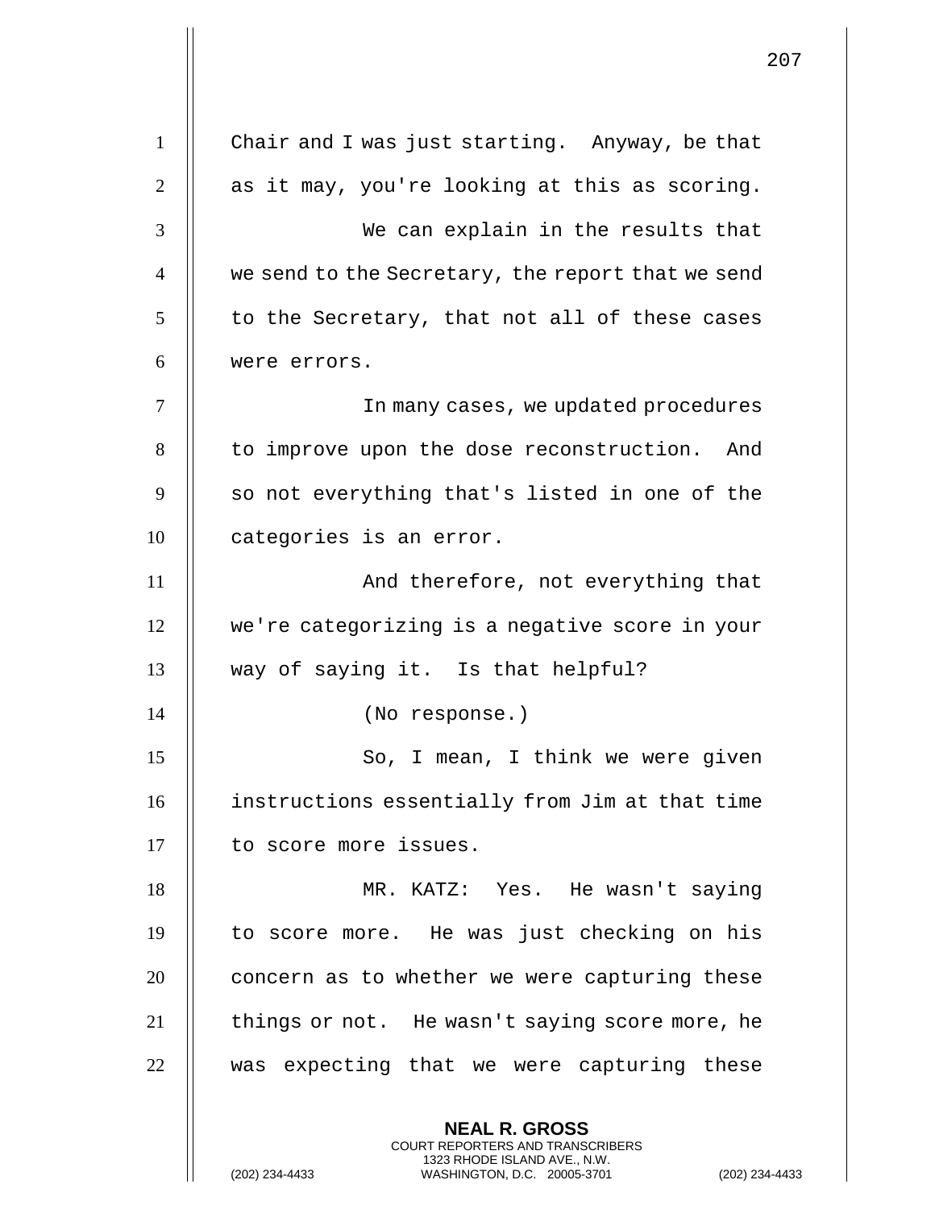Chair and I was just starting. Anyway, be that as it may, you're looking at this as scoring.

We can explain in the results that we send to the Secretary, the report that we send to the Secretary, that not all of these cases were errors.

In many cases, we updated procedures to improve upon the dose reconstruction. And so not everything that's listed in one of the categories is an error.

And therefore, not everything that we're categorizing is a negative score in your way of saying it. Is that helpful?

(No response.)

So, I mean, I think we were given instructions essentially from Jim at that time to score more issues.

MR. KATZ: Yes. He wasn't saying to score more. He was just checking on his concern as to whether we were capturing these things or not. He wasn't saying score more, he was expecting that we were capturing these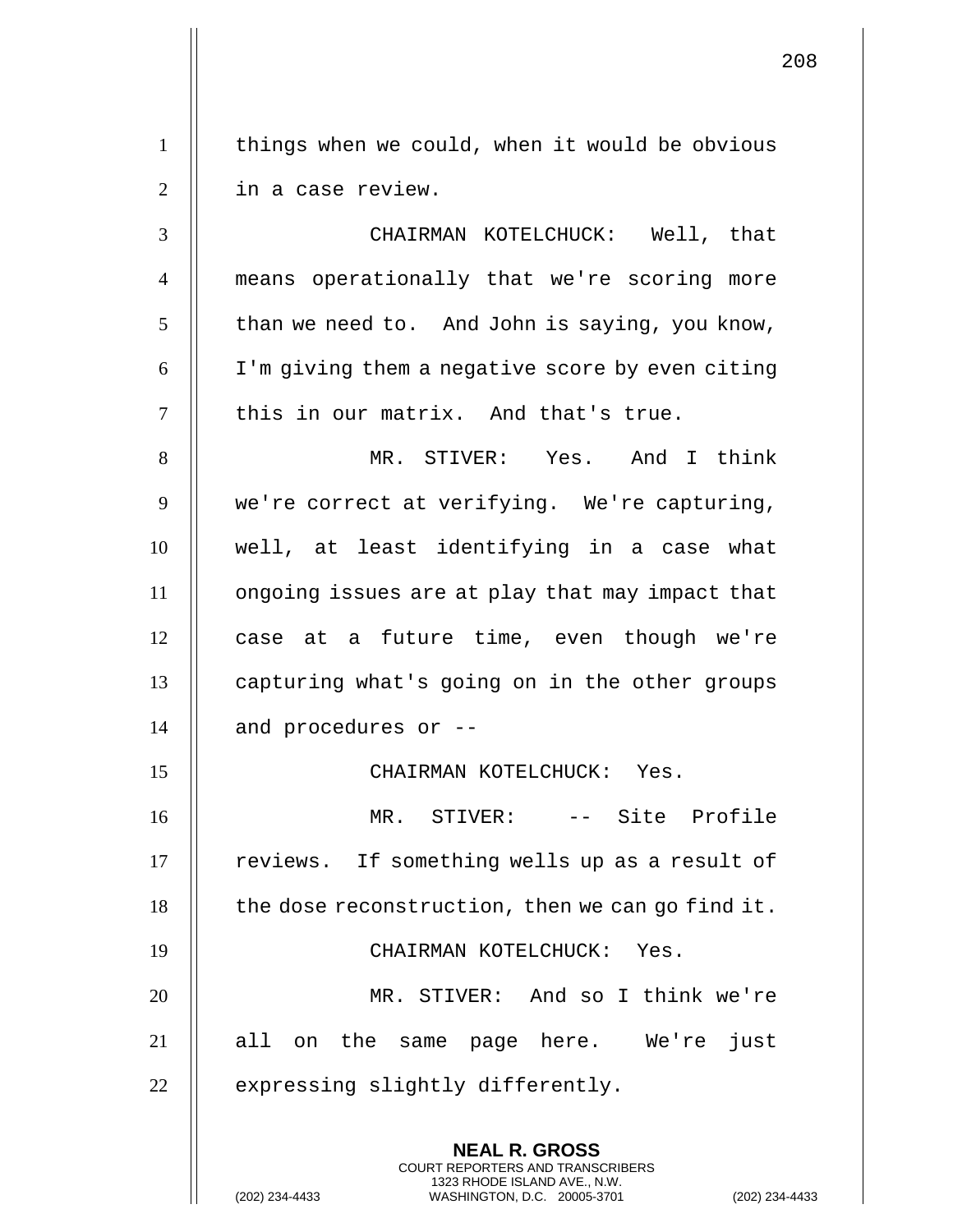things when we could, when it would be obvious in a case review.

CHAIRMAN KOTELCHUCK: Well, that means operationally that we're scoring more than we need to. And John is saying, you know, I'm giving them a negative score by even citing this in our matrix. And that's true.

MR. STIVER: Yes. And I think we're correct at verifying. We're capturing, well, at least identifying in a case what ongoing issues are at play that may impact that case at a future time, even though we're capturing what's going on in the other groups and procedures or --

CHAIRMAN KOTELCHUCK: Yes.

MR. STIVER: -- Site Profile reviews. If something wells up as a result of the dose reconstruction, then we can go find it.

CHAIRMAN KOTELCHUCK: Yes.

MR. STIVER: And so I think we're all on the same page here. We're just expressing slightly differently.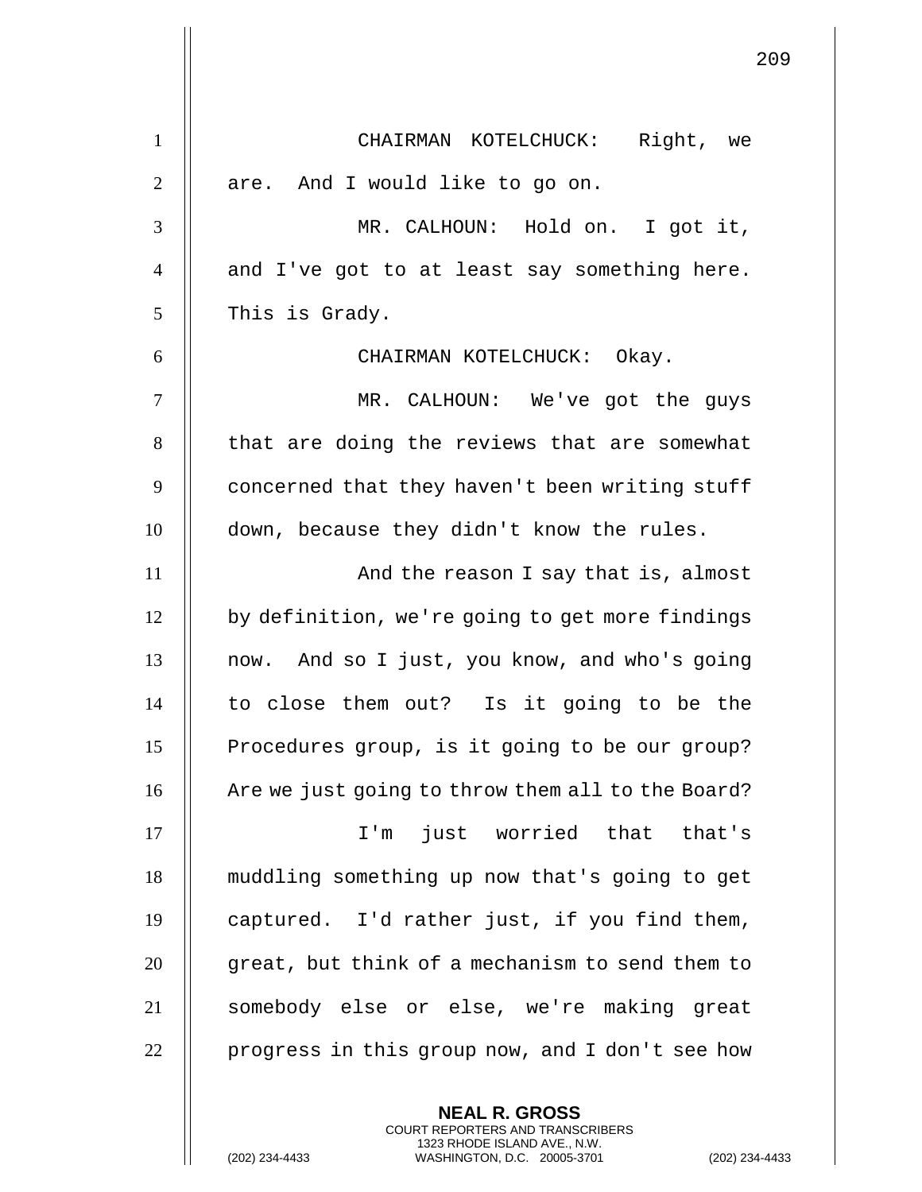CHAIRMAN KOTELCHUCK: Right, we are. And I would like to go on.

MR. CALHOUN: Hold on. I got it, and I've got to at least say something here. This is Grady.

CHAIRMAN KOTELCHUCK: Okay.

MR. CALHOUN: We've got the guys that are doing the reviews that are somewhat concerned that they haven't been writing stuff down, because they didn't know the rules.

And the reason I say that is, almost by definition, we're going to get more findings now. And so I just, you know, and who's going to close them out? Is it going to be the Procedures group, is it going to be our group? Are we just going to throw them all to the Board?

I'm just worried that that's muddling something up now that's going to get captured. I'd rather just, if you find them, great, but think of a mechanism to send them to somebody else or else, we're making great progress in this group now, and I don't see how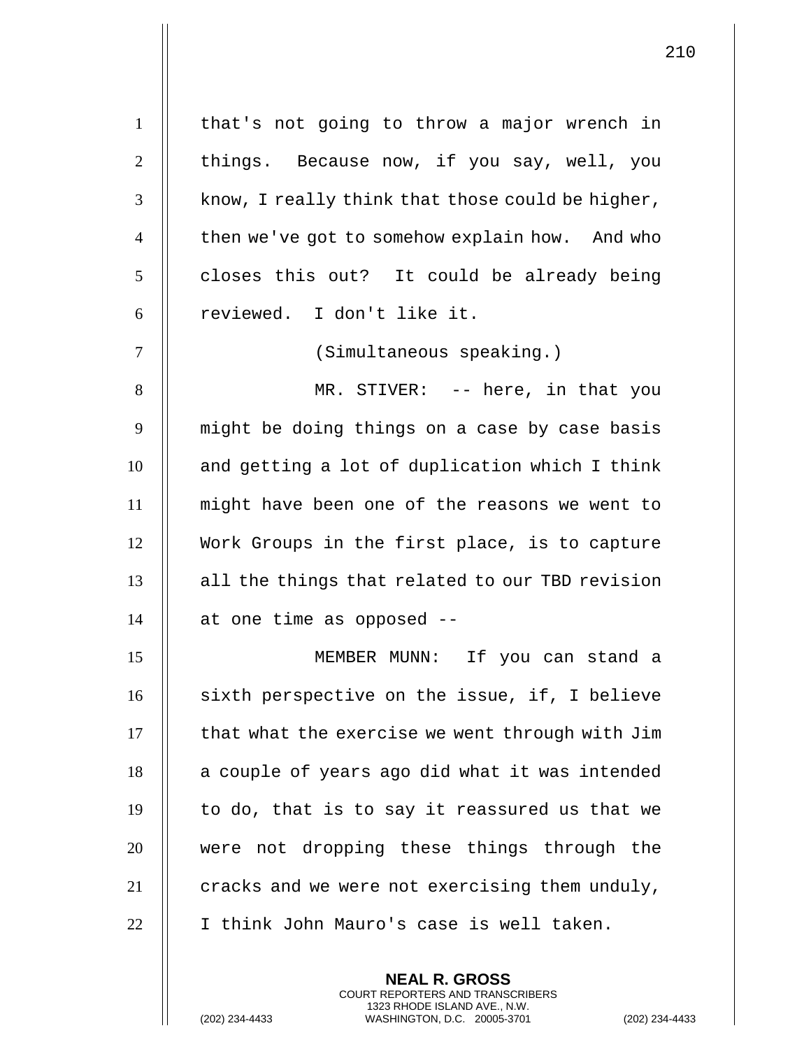that's not going to throw a major wrench in things. Because now, if you say, well, you know, I really think that those could be higher, then we've got to somehow explain how. And who closes this out? It could be already being reviewed. I don't like it.

(Simultaneous speaking.)

MR. STIVER: -- here, in that you might be doing things on a case by case basis and getting a lot of duplication which I think might have been one of the reasons we went to Work Groups in the first place, is to capture all the things that related to our TBD revision at one time as opposed --

MEMBER MUNN: If you can stand a sixth perspective on the issue, if, I believe that what the exercise we went through with Jim a couple of years ago did what it was intended to do, that is to say it reassured us that we were not dropping these things through the cracks and we were not exercising them unduly, I think John Mauro's case is well taken.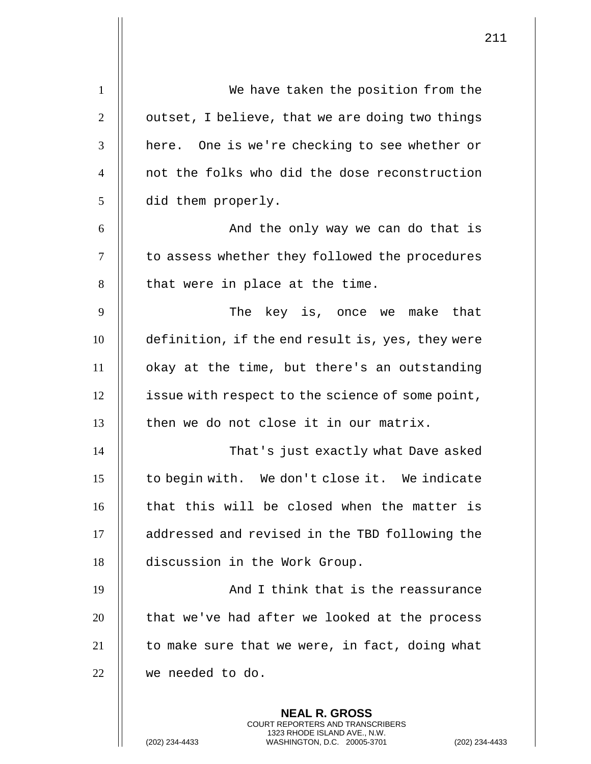We have taken the position from the outset, I believe, that we are doing two things here. One is we're checking to see whether or not the folks who did the dose reconstruction did them properly.

And the only way we can do that is to assess whether they followed the procedures that were in place at the time.

The key is, once we make that definition, if the end result is, yes, they were okay at the time, but there's an outstanding issue with respect to the science of some point, then we do not close it in our matrix.

That's just exactly what Dave asked to begin with. We don't close it. We indicate that this will be closed when the matter is addressed and revised in the TBD following the discussion in the Work Group.

And I think that is the reassurance that we've had after we looked at the process to make sure that we were, in fact, doing what we needed to do.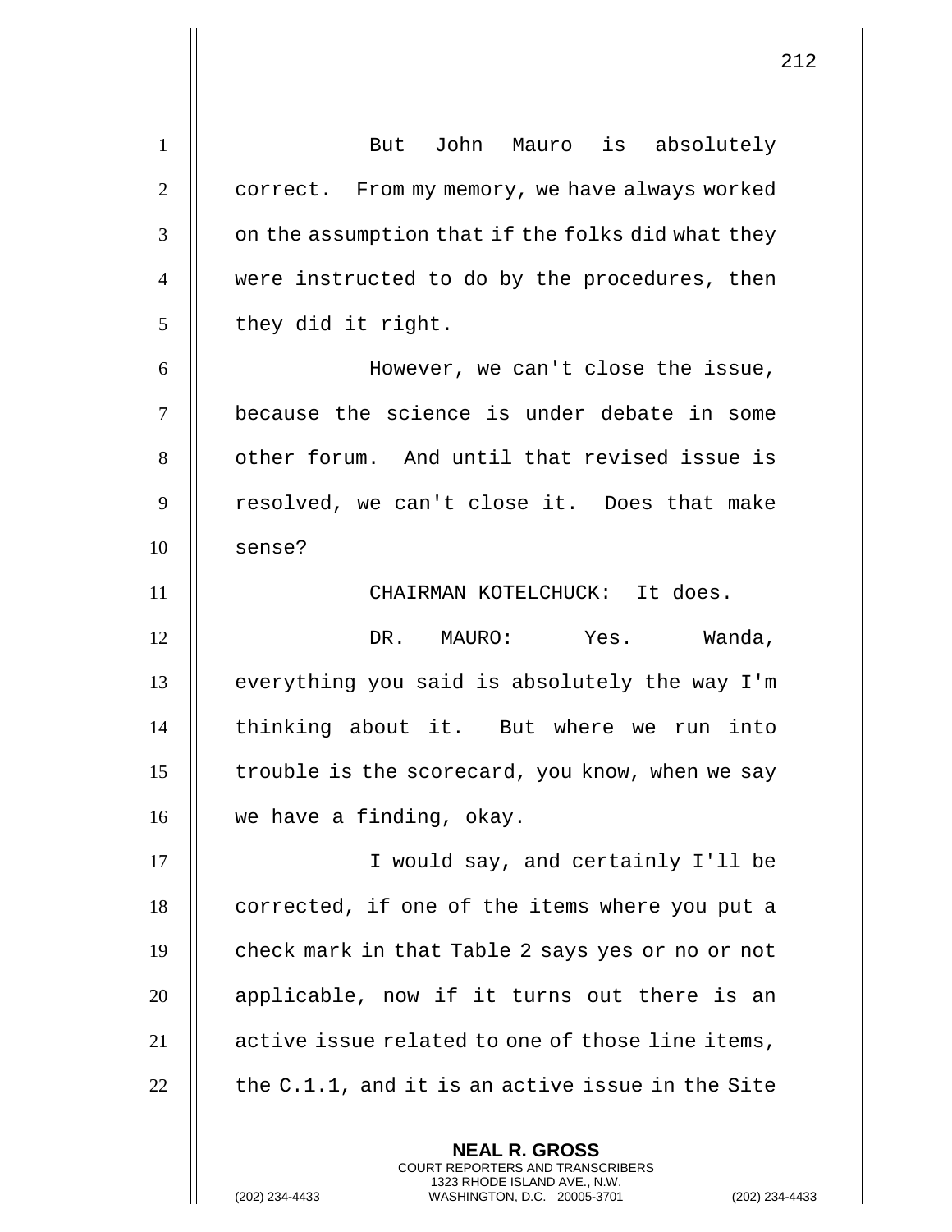But John Mauro is absolutely correct. From my memory, we have always worked on the assumption that if the folks did what they were instructed to do by the procedures, then they did it right.

However, we can't close the issue, because the science is under debate in some other forum. And until that revised issue is resolved, we can't close it. Does that make sense?

CHAIRMAN KOTELCHUCK: It does.

DR. MAURO: Yes. Wanda, everything you said is absolutely the way I'm thinking about it. But where we run into trouble is the scorecard, you know, when we say we have a finding, okay.

I would say, and certainly I'll be corrected, if one of the items where you put a check mark in that Table 2 says yes or no or not applicable, now if it turns out there is an active issue related to one of those line items, the C.1.1, and it is an active issue in the Site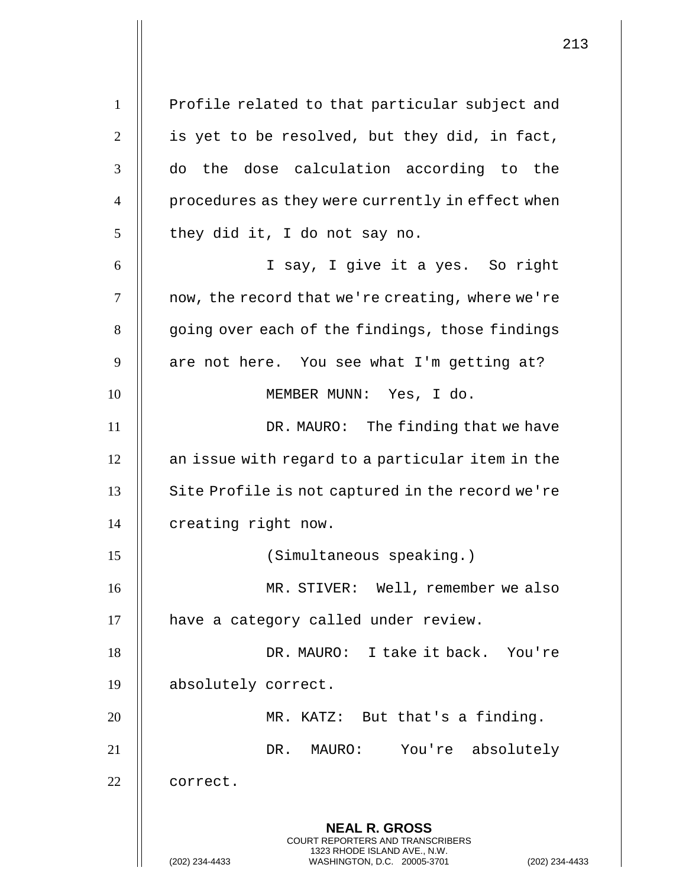Profile related to that particular subject and is yet to be resolved, but they did, in fact, do the dose calculation according to the procedures as they were currently in effect when they did it, I do not say no.

I say, I give it a yes. So right now, the record that we're creating, where we're going over each of the findings, those findings are not here. You see what I'm getting at?

MEMBER MUNN: Yes, I do.

DR. MAURO: The finding that we have an issue with regard to a particular item in the Site Profile is not captured in the record we're creating right now.

(Simultaneous speaking.)

MR. STIVER: Well, remember we also have a category called under review.

DR. MAURO: I take it back. You're absolutely correct.

MR. KATZ: But that's a finding.

DR. MAURO: You're absolutely correct.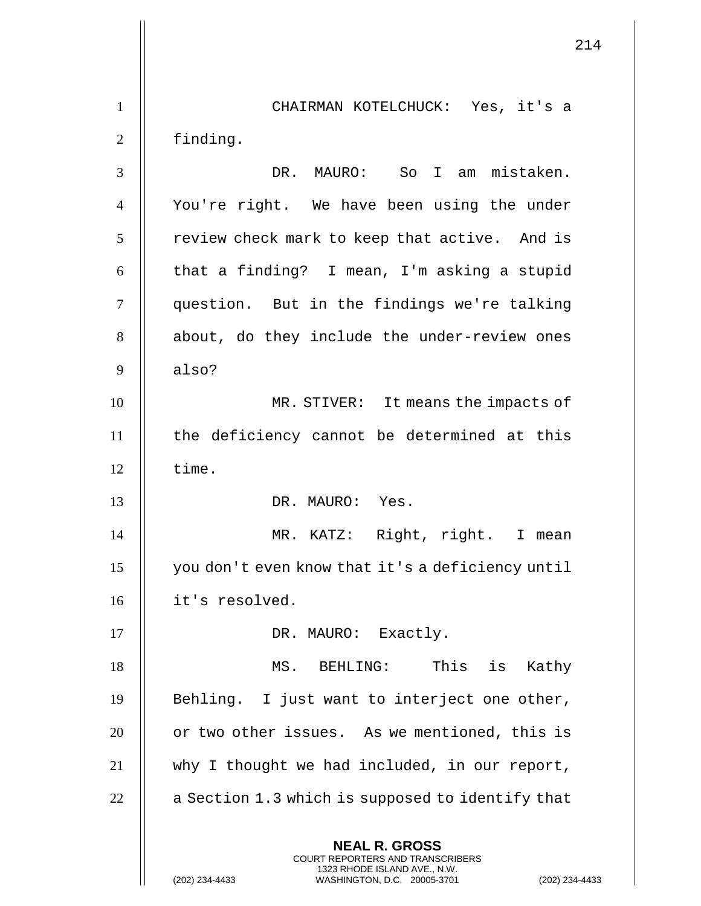CHAIRMAN KOTELCHUCK: Yes, it's a finding.

DR. MAURO: So I am mistaken. You're right. We have been using the under review check mark to keep that active. And is that a finding? I mean, I'm asking a stupid question. But in the findings we're talking about, do they include the under-review ones also?

MR. STIVER: It means the impacts of the deficiency cannot be determined at this time.

DR. MAURO: Yes.

MR. KATZ: Right, right. I mean you don't even know that it's a deficiency until it's resolved.

DR. MAURO: Exactly.

MS. BEHLING: This is Kathy Behling. I just want to interject one other, or two other issues. As we mentioned, this is why I thought we had included, in our report, a Section 1.3 which is supposed to identify that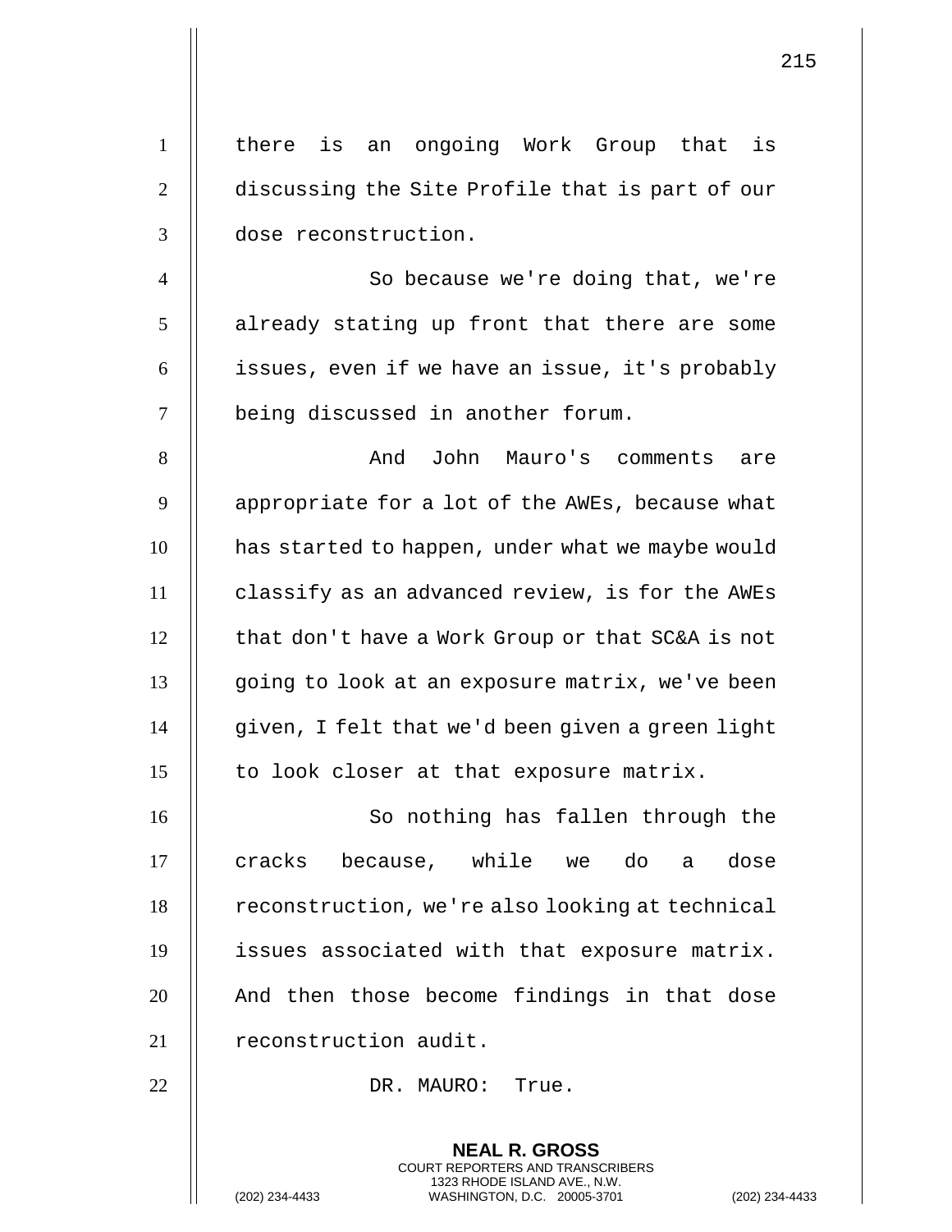there is an ongoing Work Group that is discussing the Site Profile that is part of our dose reconstruction.

So because we're doing that, we're already stating up front that there are some issues, even if we have an issue, it's probably being discussed in another forum.

And John Mauro's comments are appropriate for a lot of the AWEs, because what has started to happen, under what we maybe would classify as an advanced review, is for the AWEs that don't have a Work Group or that SC&A is not going to look at an exposure matrix, we've been given, I felt that we'd been given a green light to look closer at that exposure matrix.

So nothing has fallen through the cracks because, while we do a dose reconstruction, we're also looking at technical issues associated with that exposure matrix. And then those become findings in that dose reconstruction audit.

DR. MAURO: True.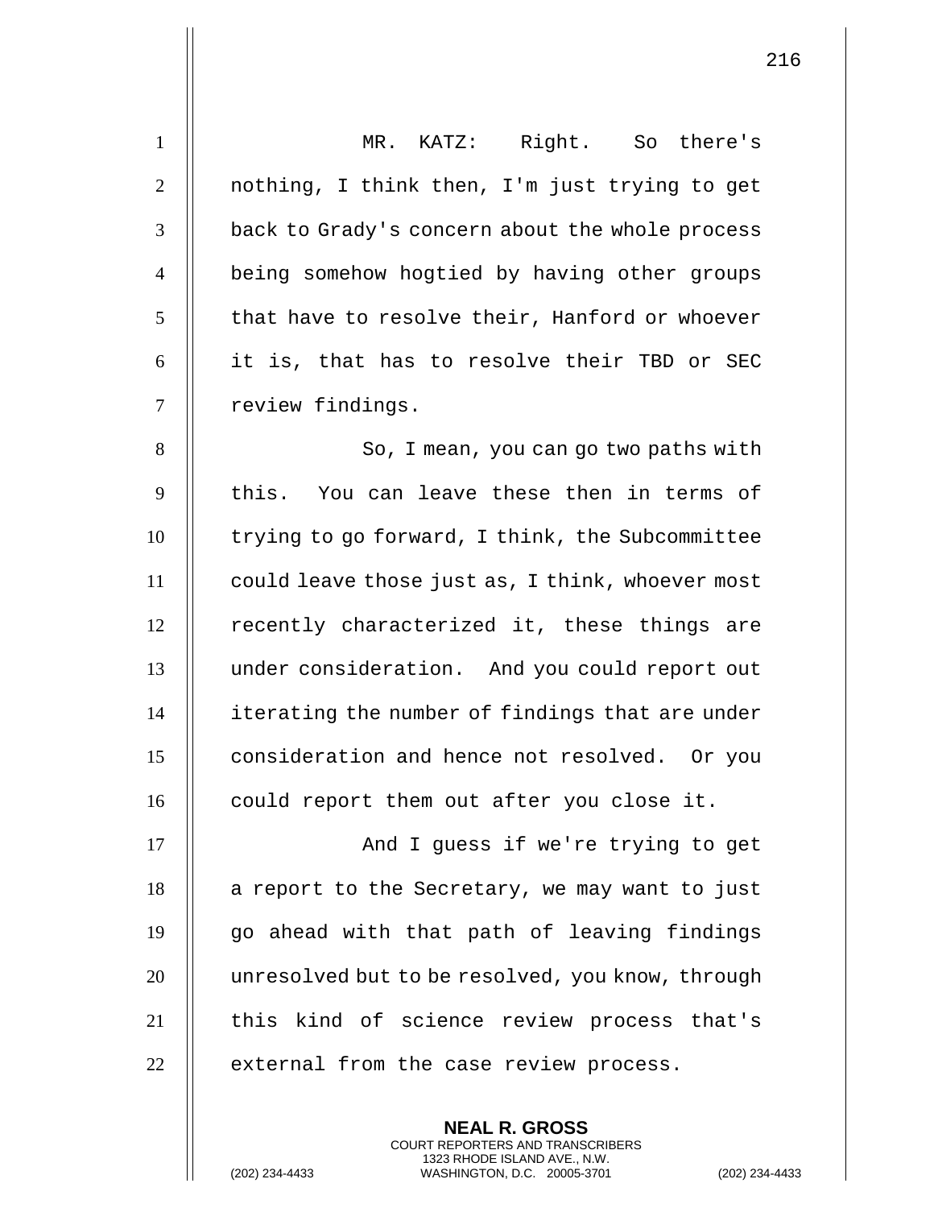MR. KATZ: Right. So there's nothing, I think then, I'm just trying to get back to Grady's concern about the whole process being somehow hogtied by having other groups that have to resolve their, Hanford or whoever it is, that has to resolve their TBD or SEC review findings.

So, I mean, you can go two paths with this. You can leave these then in terms of trying to go forward, I think, the Subcommittee could leave those just as, I think, whoever most recently characterized it, these things are under consideration. And you could report out iterating the number of findings that are under consideration and hence not resolved. Or you could report them out after you close it.

And I guess if we're trying to get a report to the Secretary, we may want to just go ahead with that path of leaving findings unresolved but to be resolved, you know, through this kind of science review process that's external from the case review process.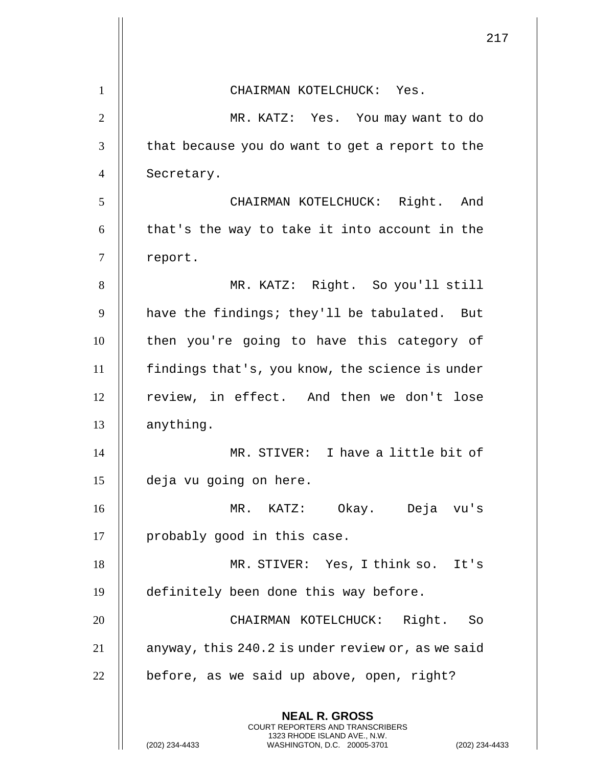CHAIRMAN KOTELCHUCK: Yes.

MR. KATZ: Yes. You may want to do that because you do want to get a report to the Secretary.

CHAIRMAN KOTELCHUCK: Right. And that's the way to take it into account in the report.

MR. KATZ: Right. So you'll still have the findings; they'll be tabulated. But then you're going to have this category of findings that's, you know, the science is under review, in effect. And then we don't lose anything.

MR. STIVER: I have a little bit of deja vu going on here.

MR. KATZ: Okay. Deja vu's probably good in this case.

MR. STIVER: Yes, I think so. It's definitely been done this way before.

CHAIRMAN KOTELCHUCK: Right. So anyway, this 240.2 is under review or, as we said before, as we said up above, open, right?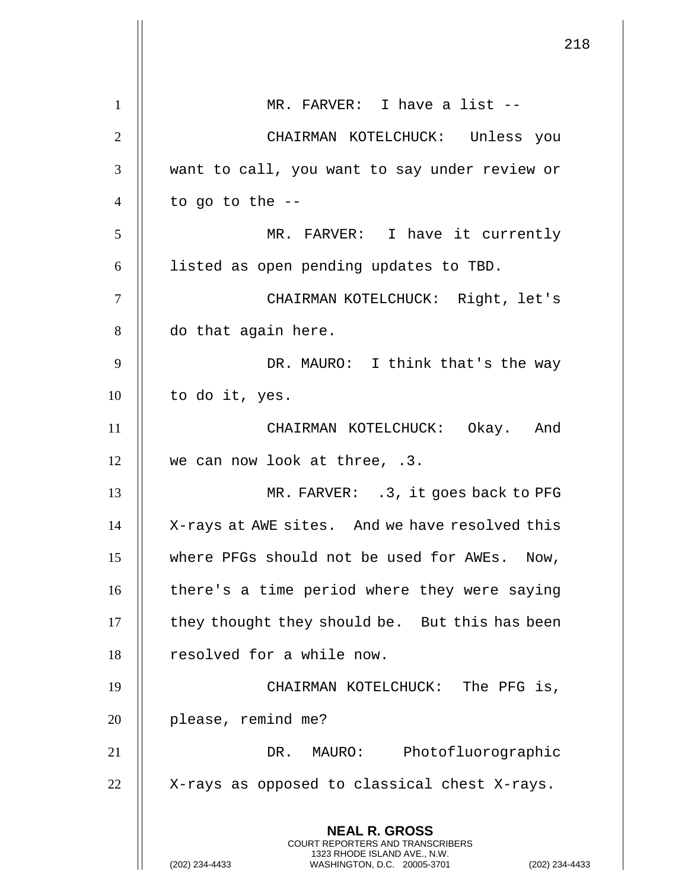MR. FARVER: I have a list --

CHAIRMAN KOTELCHUCK: Unless you want to call, you want to say under review or to go to the --

MR. FARVER: I have it currently listed as open pending updates to TBD.

CHAIRMAN KOTELCHUCK: Right, let's do that again here.

DR. MAURO: I think that's the way to do it, yes.

CHAIRMAN KOTELCHUCK: Okay. And we can now look at three, .3.

MR. FARVER: .3, it goes back to PFG X-rays at AWE sites. And we have resolved this where PFGs should not be used for AWEs. Now, there's a time period where they were saying they thought they should be. But this has been resolved for a while now.

CHAIRMAN KOTELCHUCK: The PFG is, please, remind me?

DR. MAURO: Photofluorographic X-rays as opposed to classical chest X-rays.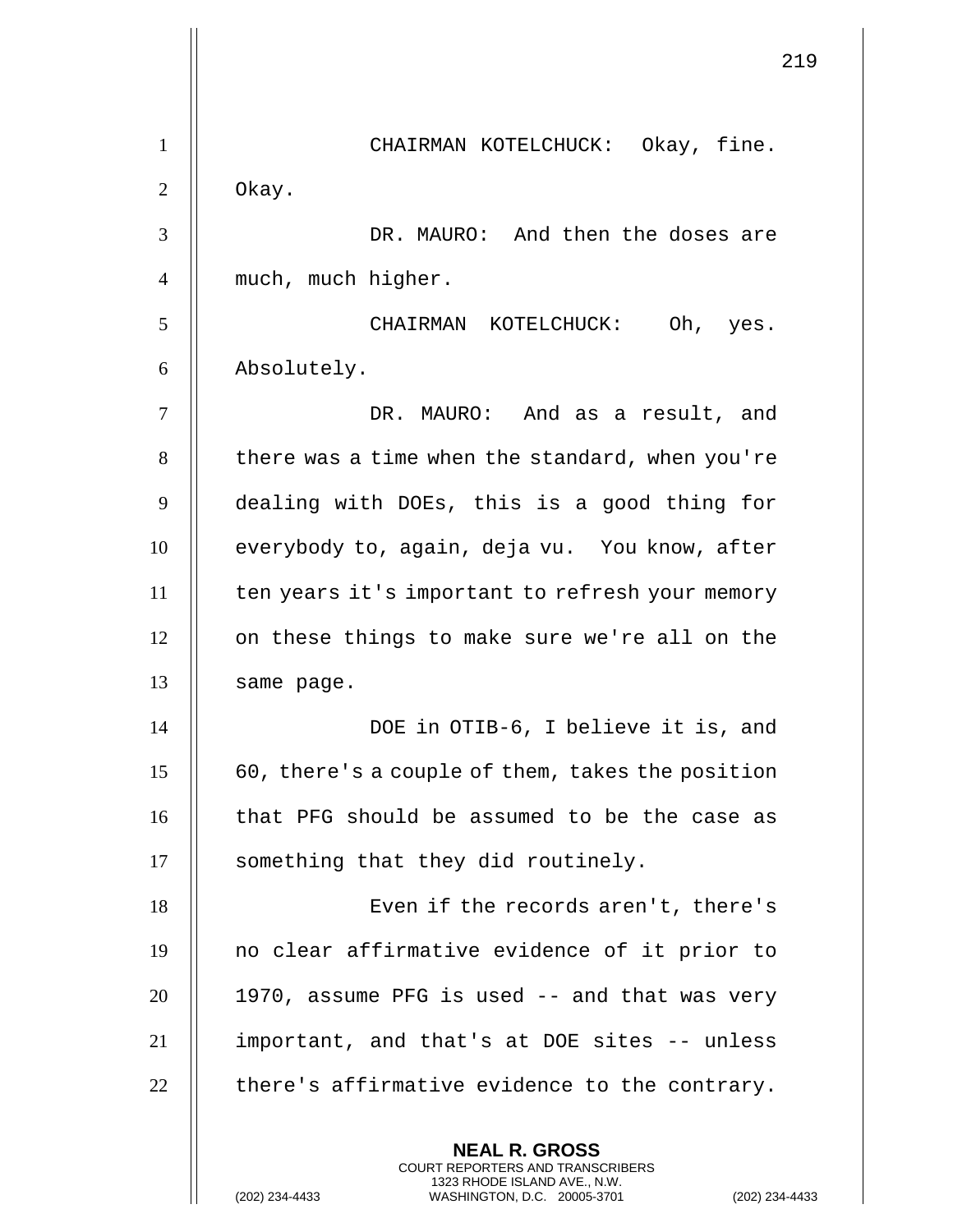CHAIRMAN KOTELCHUCK: Okay, fine. Okay.

DR. MAURO: And then the doses are much, much higher.

CHAIRMAN KOTELCHUCK: Oh, yes. Absolutely.

DR. MAURO: And as a result, and there was a time when the standard, when you're dealing with DOEs, this is a good thing for everybody to, again, deja vu. You know, after ten years it's important to refresh your memory on these things to make sure we're all on the same page.

DOE in OTIB-6, I believe it is, and 60, there's a couple of them, takes the position that PFG should be assumed to be the case as something that they did routinely.

Even if the records aren't, there's no clear affirmative evidence of it prior to 1970, assume PFG is used -- and that was very important, and that's at DOE sites -- unless there's affirmative evidence to the contrary.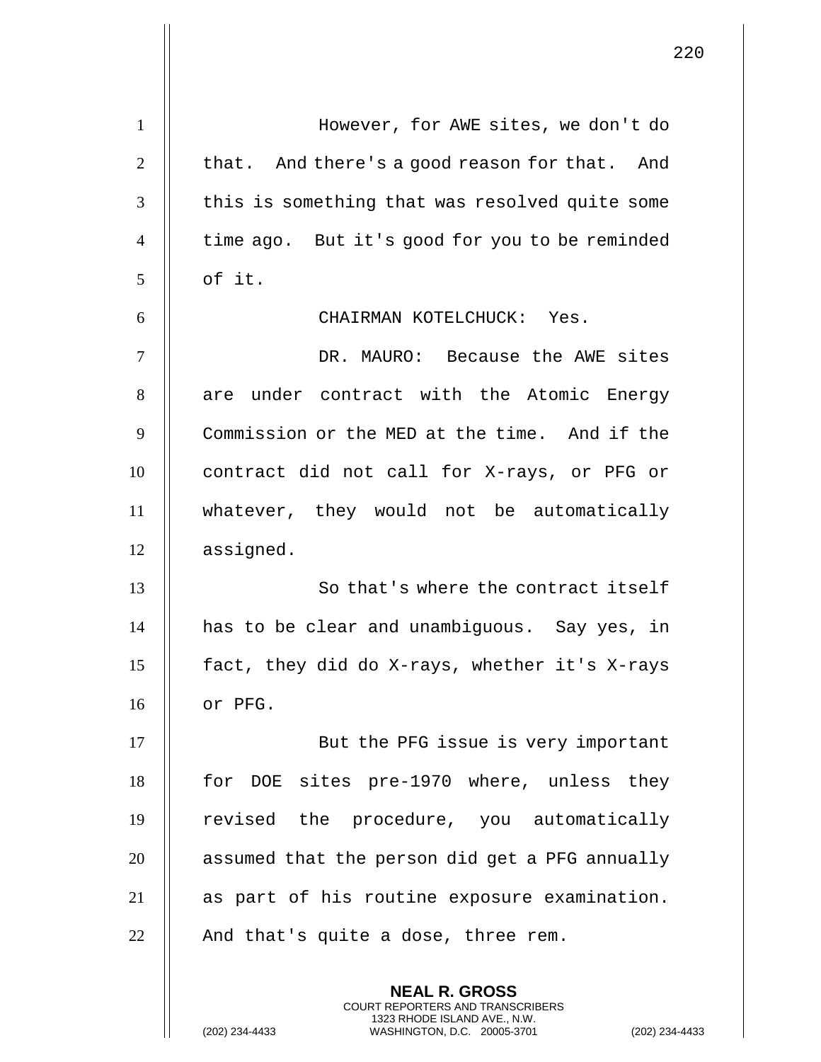However, for AWE sites, we don't do that. And there's a good reason for that. And this is something that was resolved quite some time ago. But it's good for you to be reminded of it.

CHAIRMAN KOTELCHUCK: Yes.

DR. MAURO: Because the AWE sites are under contract with the Atomic Energy Commission or the MED at the time. And if the contract did not call for X-rays, or PFG or whatever, they would not be automatically assigned.

So that's where the contract itself has to be clear and unambiguous. Say yes, in fact, they did do X-rays, whether it's X-rays or PFG.

But the PFG issue is very important for DOE sites pre-1970 where, unless they revised the procedure, you automatically assumed that the person did get a PFG annually as part of his routine exposure examination. And that's quite a dose, three rem.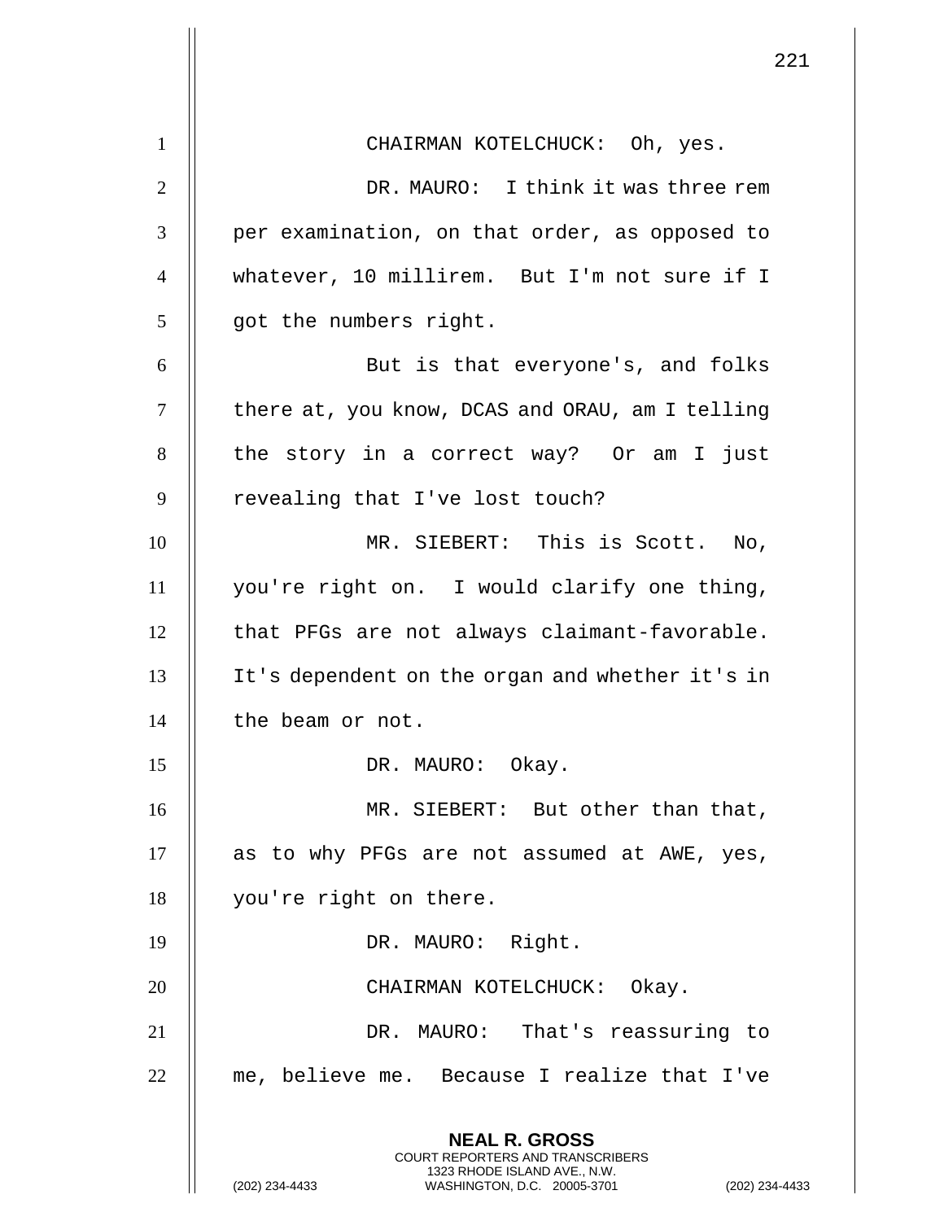CHAIRMAN KOTELCHUCK: Oh, yes.

DR. MAURO: I think it was three rem per examination, on that order, as opposed to whatever, 10 millirem. But I'm not sure if I got the numbers right.

But is that everyone's, and folks there at, you know, DCAS and ORAU, am I telling the story in a correct way? Or am I just revealing that I've lost touch?

MR. SIEBERT: This is Scott. No, you're right on. I would clarify one thing, that PFGs are not always claimant-favorable. It's dependent on the organ and whether it's in the beam or not.

DR. MAURO: Okay.

MR. SIEBERT: But other than that, as to why PFGs are not assumed at AWE, yes, you're right on there.

DR. MAURO: Right.

CHAIRMAN KOTELCHUCK: Okay.

DR. MAURO: That's reassuring to me, believe me. Because I realize that I've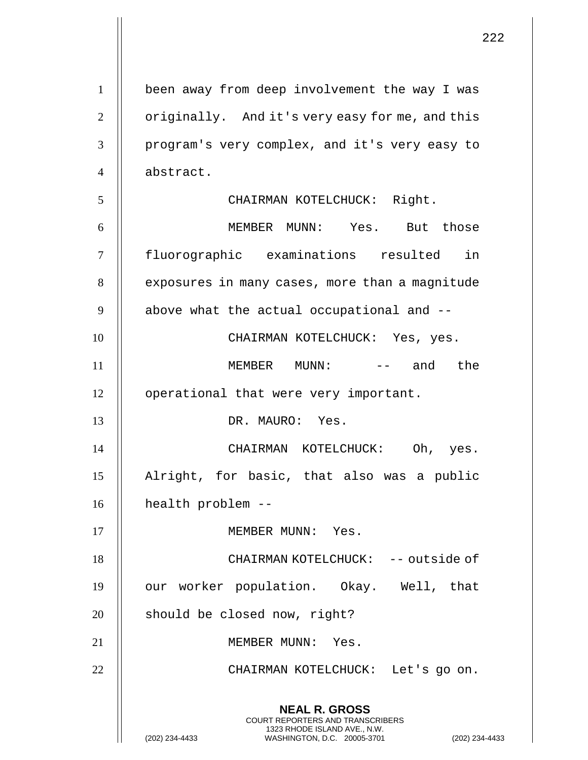been away from deep involvement the way I was originally. And it's very easy for me, and this program's very complex, and it's very easy to abstract.

CHAIRMAN KOTELCHUCK: Right.

MEMBER MUNN: Yes. But those fluorographic examinations resulted in exposures in many cases, more than a magnitude above what the actual occupational and --

CHAIRMAN KOTELCHUCK: Yes, yes.

MEMBER MUNN: -- and the operational that were very important.

DR. MAURO: Yes.

CHAIRMAN KOTELCHUCK: Oh, yes. Alright, for basic, that also was a public health problem --

MEMBER MUNN: Yes.

CHAIRMAN KOTELCHUCK: -- outside of our worker population. Okay. Well, that should be closed now, right?

MEMBER MUNN: Yes.

CHAIRMAN KOTELCHUCK: Let's go on.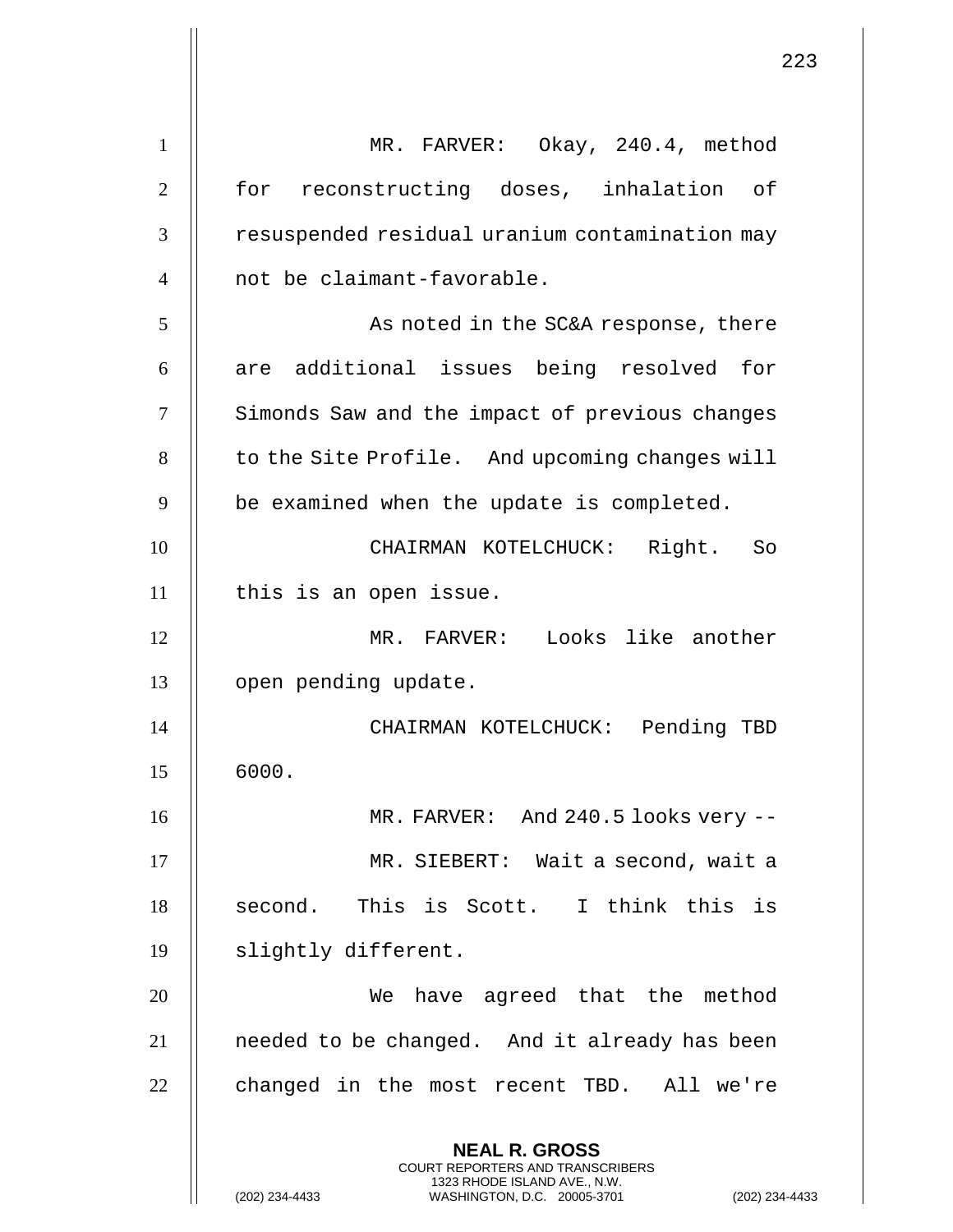MR. FARVER: Okay, 240.4, method for reconstructing doses, inhalation of resuspended residual uranium contamination may not be claimant-favorable.

As noted in the SC&A response, there are additional issues being resolved for Simonds Saw and the impact of previous changes to the Site Profile. And upcoming changes will be examined when the update is completed.

CHAIRMAN KOTELCHUCK: Right. So this is an open issue.

MR. FARVER: Looks like another open pending update.

CHAIRMAN KOTELCHUCK: Pending TBD 6000.

MR. FARVER: And 240.5 looks very --

MR. SIEBERT: Wait a second, wait a second. This is Scott. I think this is slightly different.

We have agreed that the method needed to be changed. And it already has been changed in the most recent TBD. All we're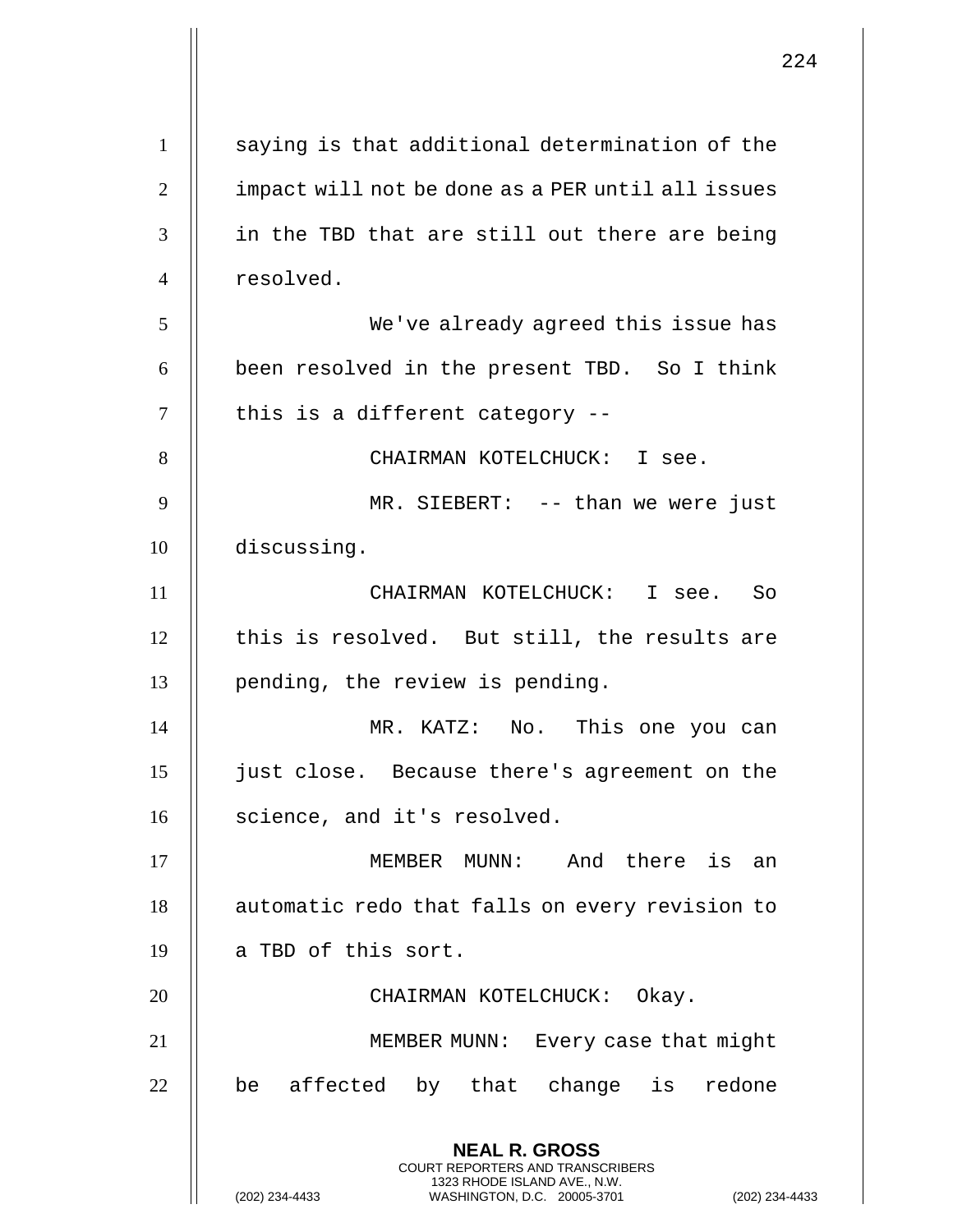saying is that additional determination of the impact will not be done as a PER until all issues in the TBD that are still out there are being resolved.

We've already agreed this issue has been resolved in the present TBD. So I think this is a different category --

CHAIRMAN KOTELCHUCK: I see.

MR. SIEBERT: -- than we were just discussing.

CHAIRMAN KOTELCHUCK: I see. So this is resolved. But still, the results are pending, the review is pending.

MR. KATZ: No. This one you can just close. Because there's agreement on the science, and it's resolved.

MEMBER MUNN: And there is an automatic redo that falls on every revision to a TBD of this sort.

CHAIRMAN KOTELCHUCK: Okay.

MEMBER MUNN: Every case that might be affected by that change is redone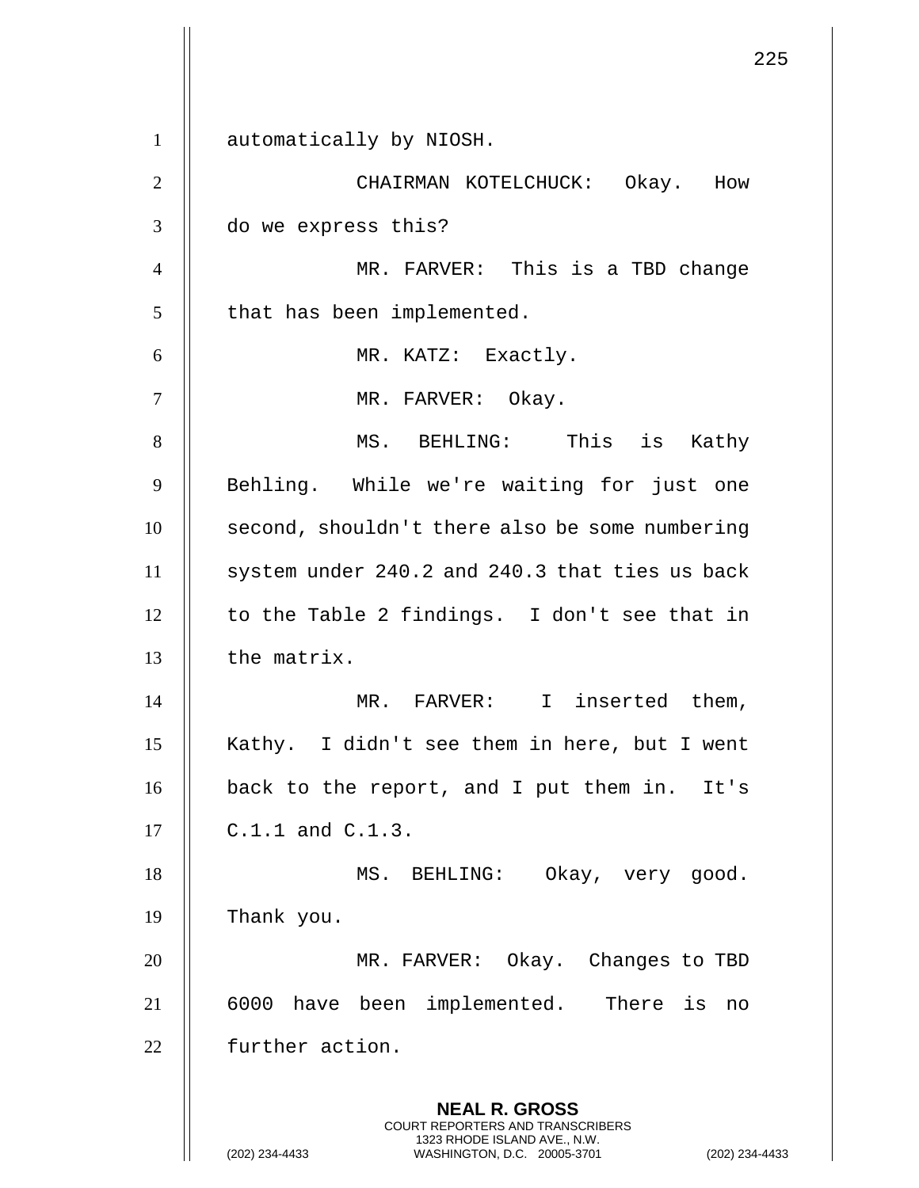automatically by NIOSH.

CHAIRMAN KOTELCHUCK: Okay. How do we express this?

MR. FARVER: This is a TBD change that has been implemented.

MR. KATZ: Exactly.

MR. FARVER: Okay.

MS. BEHLING: This is Kathy Behling. While we're waiting for just one second, shouldn't there also be some numbering system under 240.2 and 240.3 that ties us back to the Table 2 findings. I don't see that in the matrix.

MR. FARVER: I inserted them, Kathy. I didn't see them in here, but I went back to the report, and I put them in. It's C.1.1 and C.1.3.

MS. BEHLING: Okay, very good. Thank you.

MR. FARVER: Okay. Changes to TBD 6000 have been implemented. There is no further action.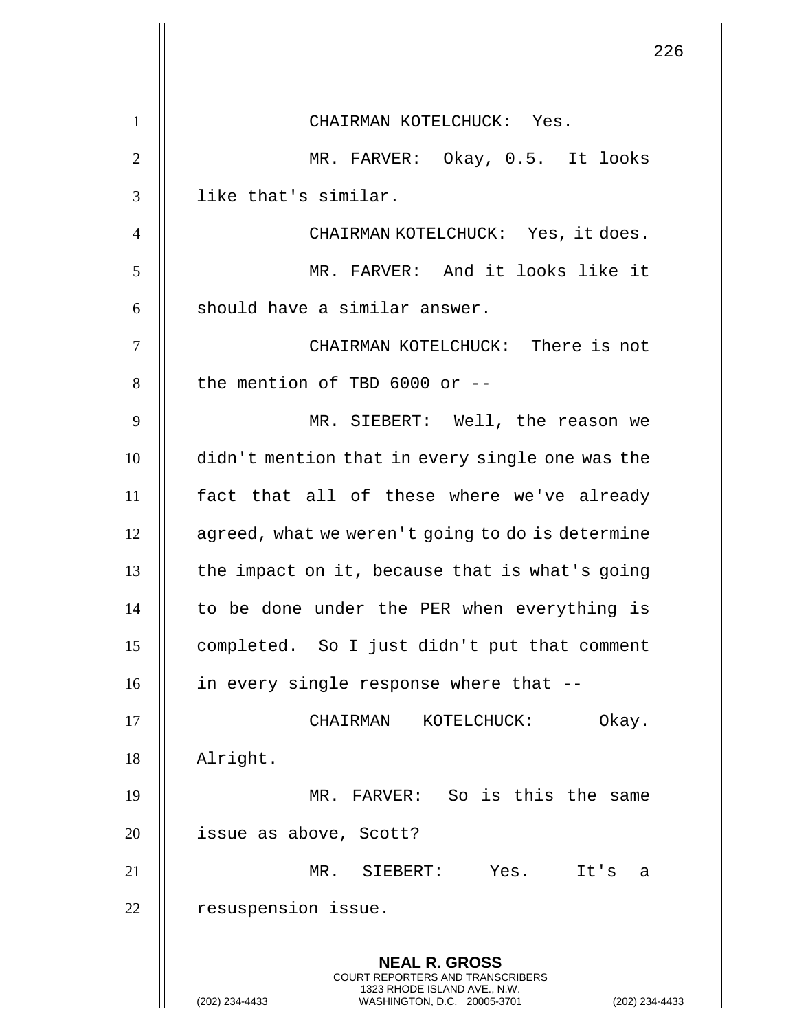CHAIRMAN KOTELCHUCK: Yes.

MR. FARVER: Okay, 0.5. It looks like that's similar.

CHAIRMAN KOTELCHUCK: Yes, it does.

MR. FARVER: And it looks like it should have a similar answer.

CHAIRMAN KOTELCHUCK: There is not the mention of TBD 6000 or --

MR. SIEBERT: Well, the reason we didn't mention that in every single one was the fact that all of these where we've already agreed, what we weren't going to do is determine the impact on it, because that is what's going to be done under the PER when everything is completed. So I just didn't put that comment in every single response where that --

CHAIRMAN KOTELCHUCK: Okay. Alright.

MR. FARVER: So is this the same issue as above, Scott?

MR. SIEBERT: Yes. It's a resuspension issue.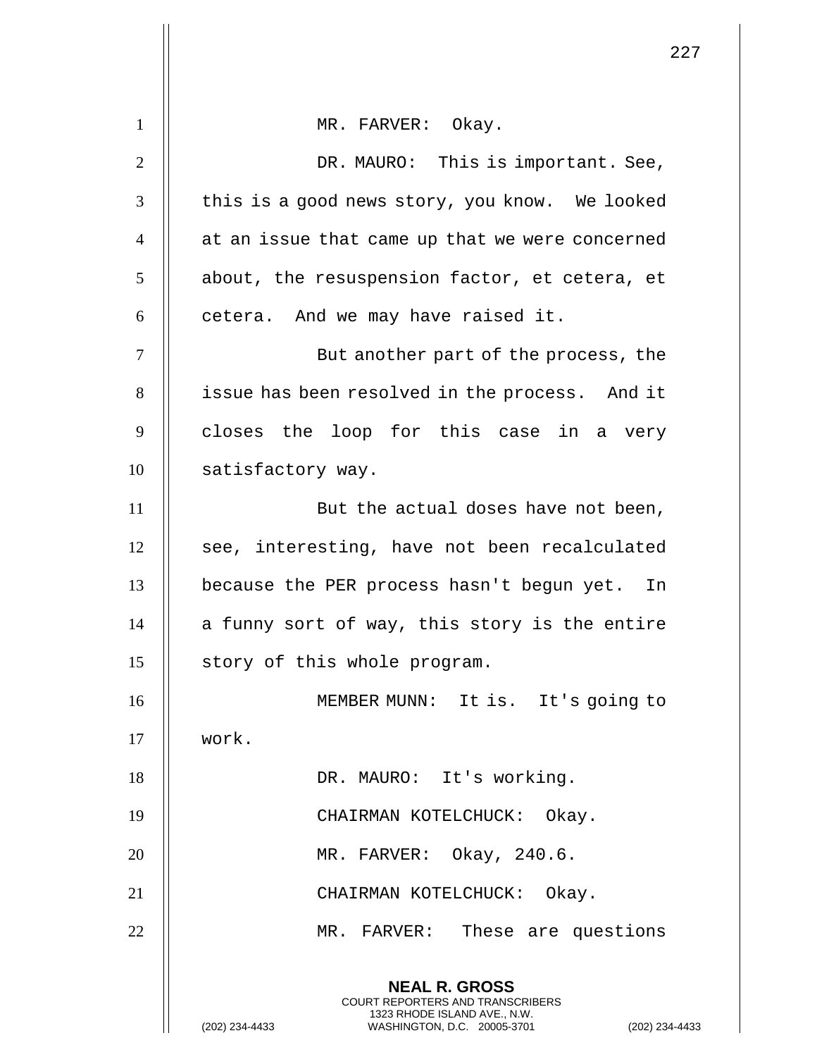MR. FARVER: Okay.

DR. MAURO: This is important. See, this is a good news story, you know. We looked at an issue that came up that we were concerned about, the resuspension factor, et cetera, et cetera. And we may have raised it.

But another part of the process, the issue has been resolved in the process. And it closes the loop for this case in a very satisfactory way.

But the actual doses have not been, see, interesting, have not been recalculated because the PER process hasn't begun yet. In a funny sort of way, this story is the entire story of this whole program.

MEMBER MUNN: It is. It's going to work.

DR. MAURO: It's working.

CHAIRMAN KOTELCHUCK: Okay.

MR. FARVER: Okay, 240.6.

CHAIRMAN KOTELCHUCK: Okay.

MR. FARVER: These are questions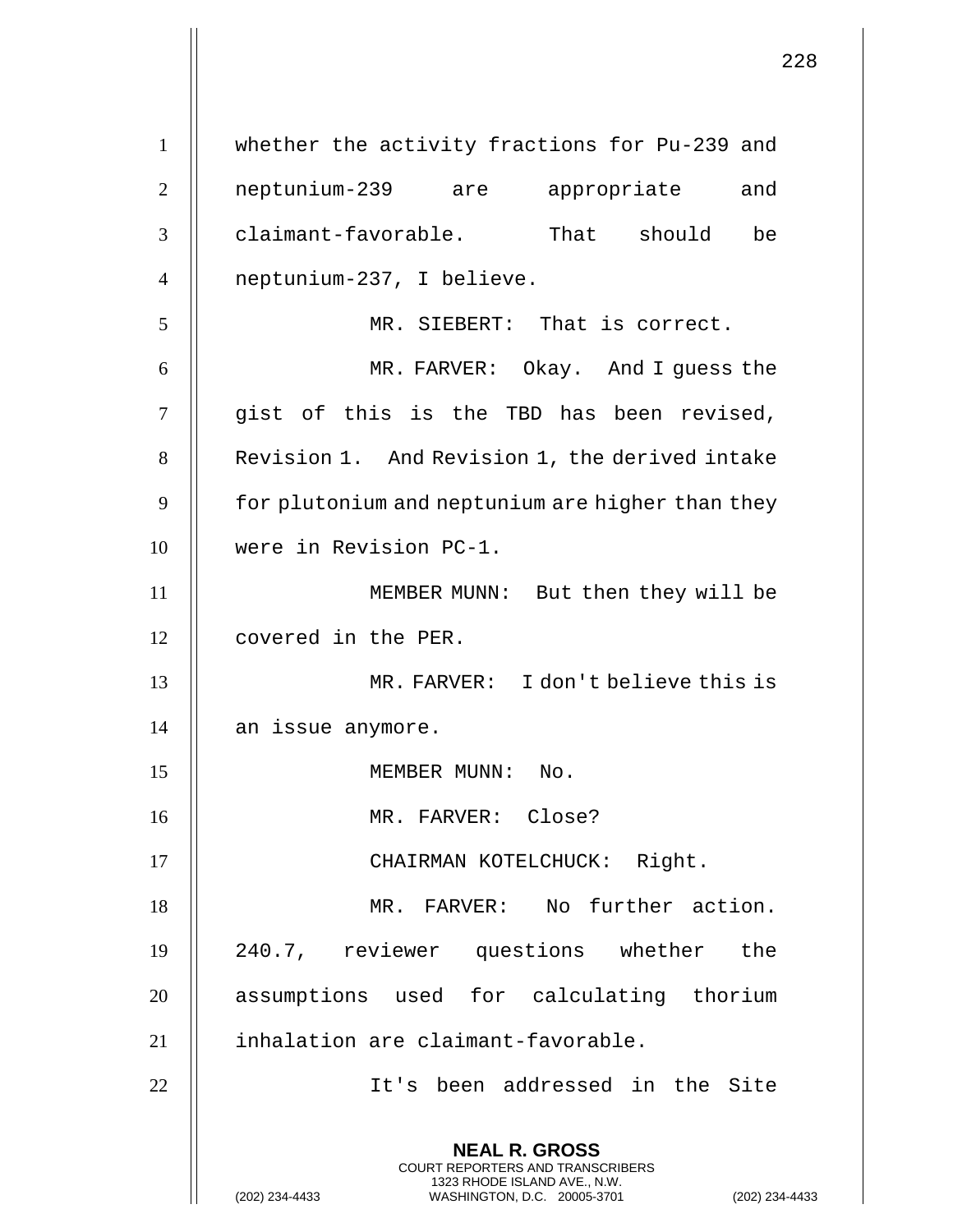whether the activity fractions for Pu-239 and neptunium-239 are appropriate and claimant-favorable. That should be neptunium-237, I believe.

MR. SIEBERT: That is correct.

MR. FARVER: Okay. And I guess the gist of this is the TBD has been revised, Revision 1. And Revision 1, the derived intake for plutonium and neptunium are higher than they were in Revision PC-1.

MEMBER MUNN: But then they will be covered in the PER.

MR. FARVER: I don't believe this is an issue anymore.

MEMBER MUNN: No.

MR. FARVER: Close?

CHAIRMAN KOTELCHUCK: Right.

MR. FARVER: No further action. 240.7, reviewer questions whether the assumptions used for calculating thorium inhalation are claimant-favorable.

It's been addressed in the Site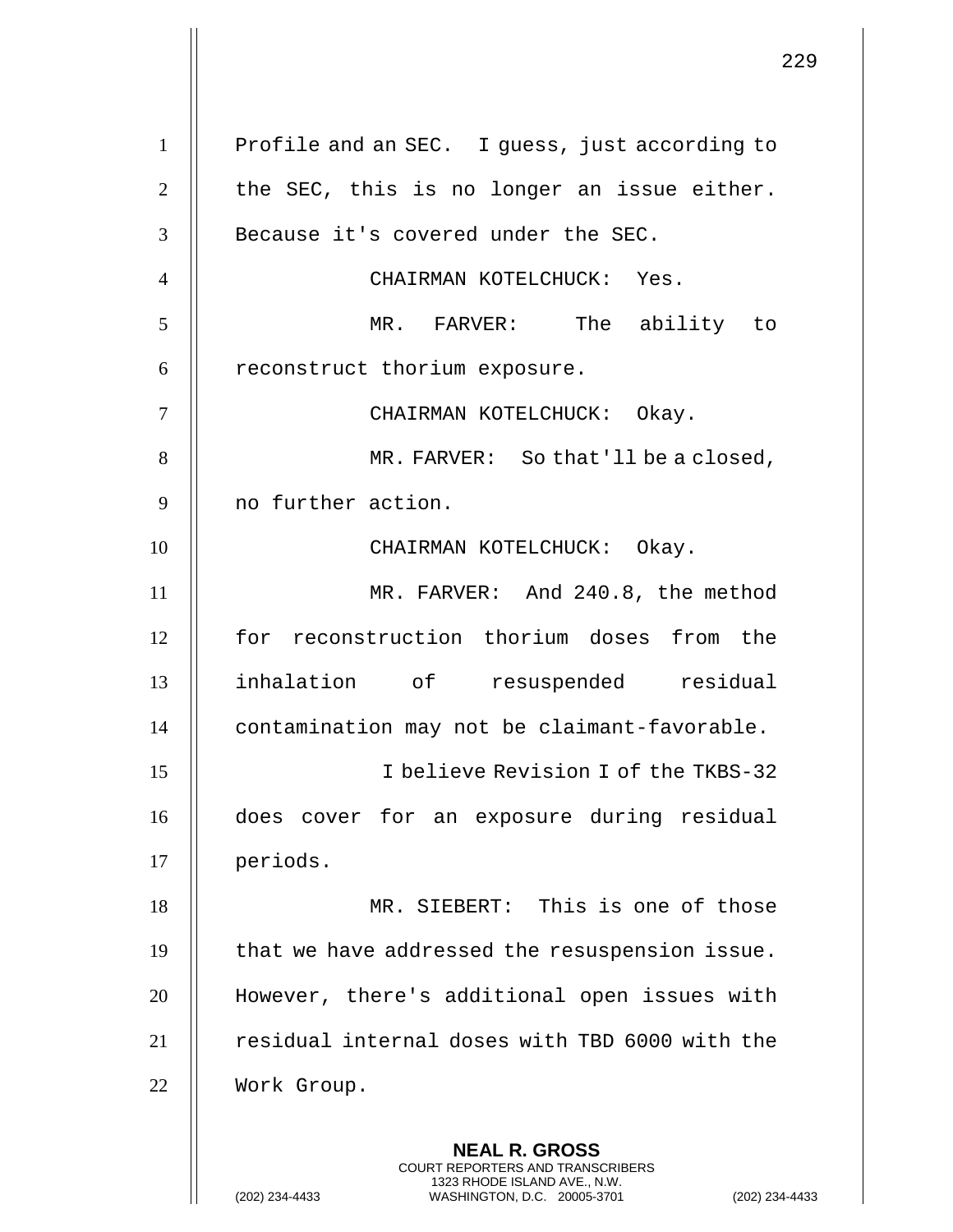Profile and an SEC. I guess, just according to the SEC, this is no longer an issue either. Because it's covered under the SEC.

CHAIRMAN KOTELCHUCK: Yes.

MR. FARVER: The ability to reconstruct thorium exposure.

CHAIRMAN KOTELCHUCK: Okay.

MR. FARVER: So that'll be a closed, no further action.

CHAIRMAN KOTELCHUCK: Okay.

MR. FARVER: And 240.8, the method for reconstruction thorium doses from the inhalation of resuspended residual contamination may not be claimant-favorable.

I believe Revision I of the TKBS-32 does cover for an exposure during residual periods.

MR. SIEBERT: This is one of those that we have addressed the resuspension issue. However, there's additional open issues with residual internal doses with TBD 6000 with the Work Group.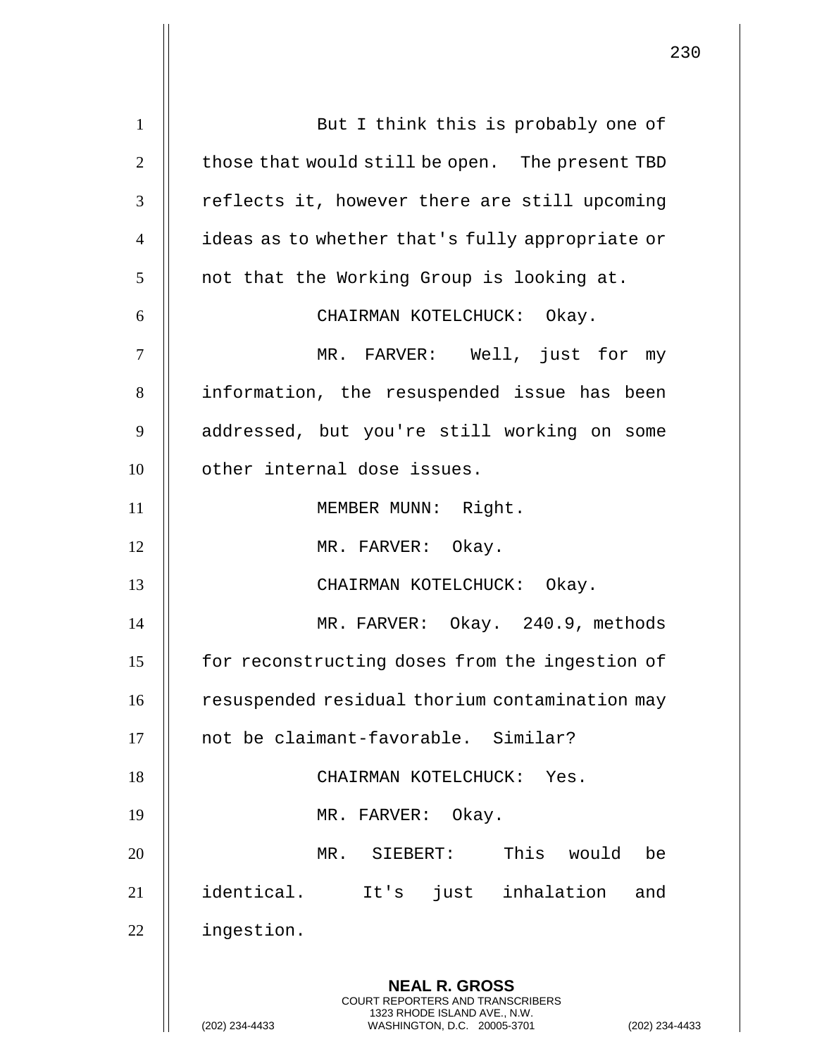But I think this is probably one of those that would still be open. The present TBD reflects it, however there are still upcoming ideas as to whether that's fully appropriate or not that the Working Group is looking at.

CHAIRMAN KOTELCHUCK: Okay.

MR. FARVER: Well, just for my information, the resuspended issue has been addressed, but you're still working on some other internal dose issues.

MEMBER MUNN: Right.

MR. FARVER: Okay.

CHAIRMAN KOTELCHUCK: Okay.

MR. FARVER: Okay. 240.9, methods for reconstructing doses from the ingestion of resuspended residual thorium contamination may not be claimant-favorable. Similar?

CHAIRMAN KOTELCHUCK: Yes.

MR. FARVER: Okay.

MR. SIEBERT: This would be identical. It's just inhalation and ingestion.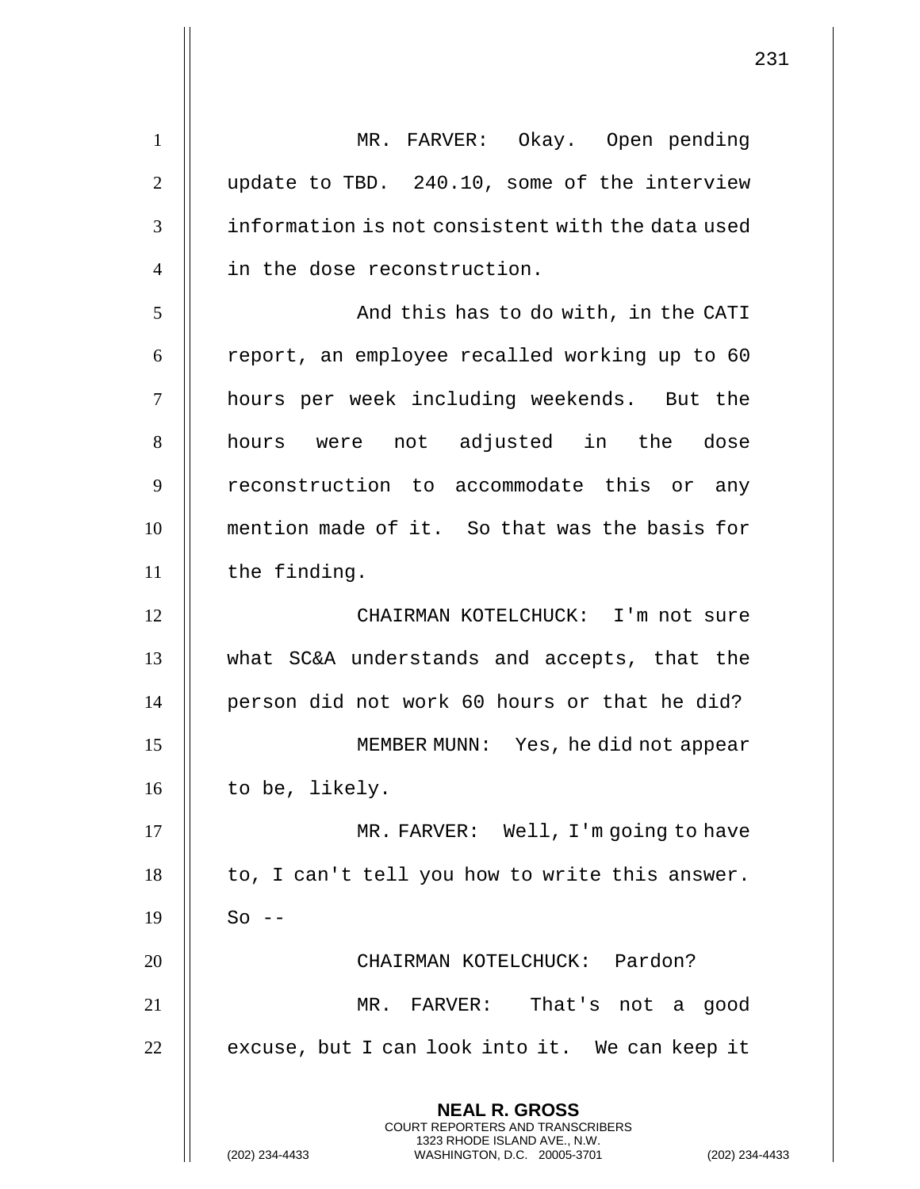MR. FARVER: Okay. Open pending update to TBD. 240.10, some of the interview information is not consistent with the data used in the dose reconstruction.

And this has to do with, in the CATI report, an employee recalled working up to 60 hours per week including weekends. But the hours were not adjusted in the dose reconstruction to accommodate this or any mention made of it. So that was the basis for the finding.

CHAIRMAN KOTELCHUCK: I'm not sure what SC&A understands and accepts, that the person did not work 60 hours or that he did?

MEMBER MUNN: Yes, he did not appear to be, likely.

MR. FARVER: Well, I'm going to have to, I can't tell you how to write this answer. So --

CHAIRMAN KOTELCHUCK: Pardon?

MR. FARVER: That's not a good excuse, but I can look into it. We can keep it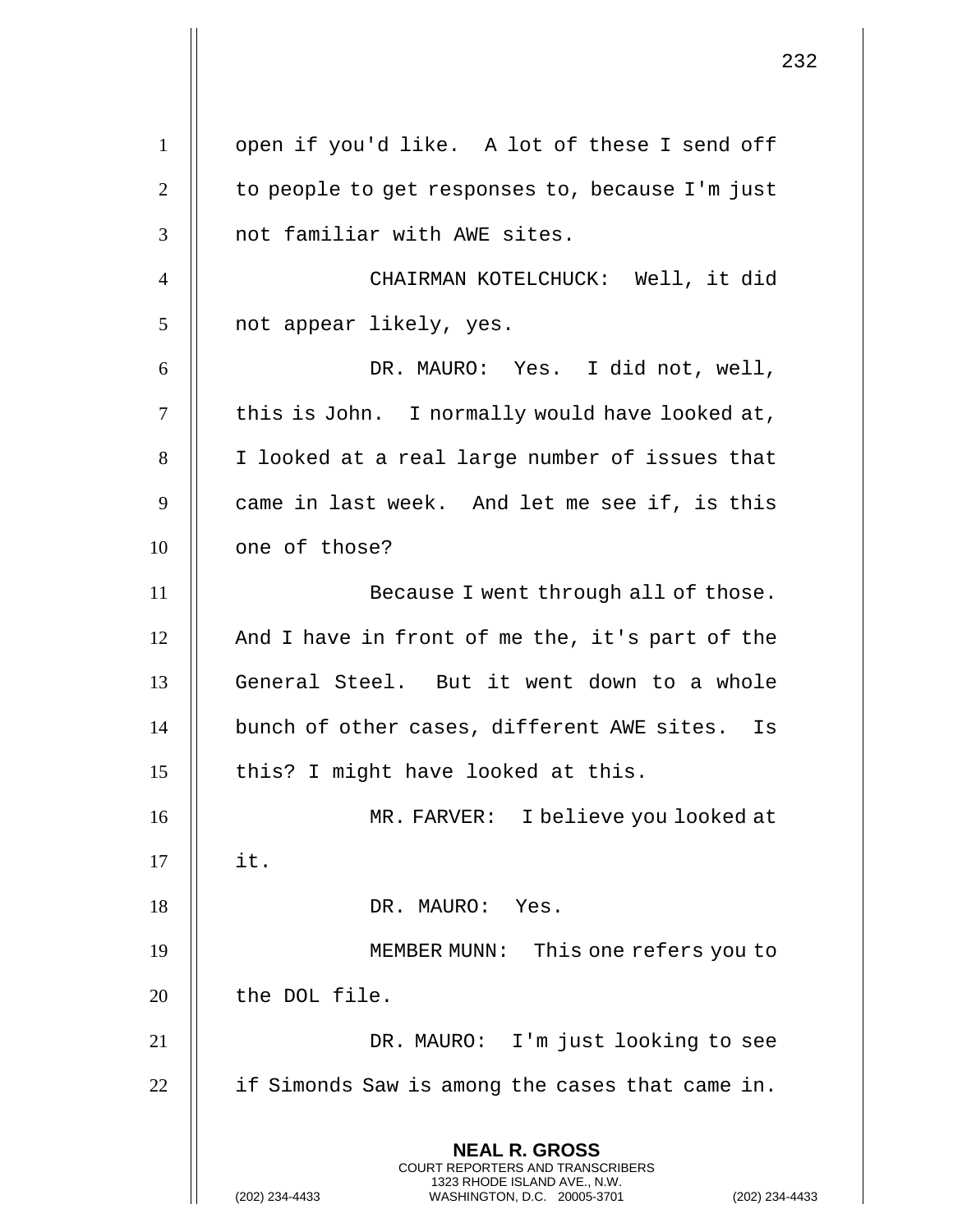open if you'd like. A lot of these I send off to people to get responses to, because I'm just not familiar with AWE sites.

CHAIRMAN KOTELCHUCK: Well, it did not appear likely, yes.

DR. MAURO: Yes. I did not, well, this is John. I normally would have looked at, I looked at a real large number of issues that came in last week. And let me see if, is this one of those?

Because I went through all of those. And I have in front of me the, it's part of the General Steel. But it went down to a whole bunch of other cases, different AWE sites. Is this? I might have looked at this.

MR. FARVER: I believe you looked at it.

DR. MAURO: Yes.

MEMBER MUNN: This one refers you to the DOL file.

DR. MAURO: I'm just looking to see if Simonds Saw is among the cases that came in.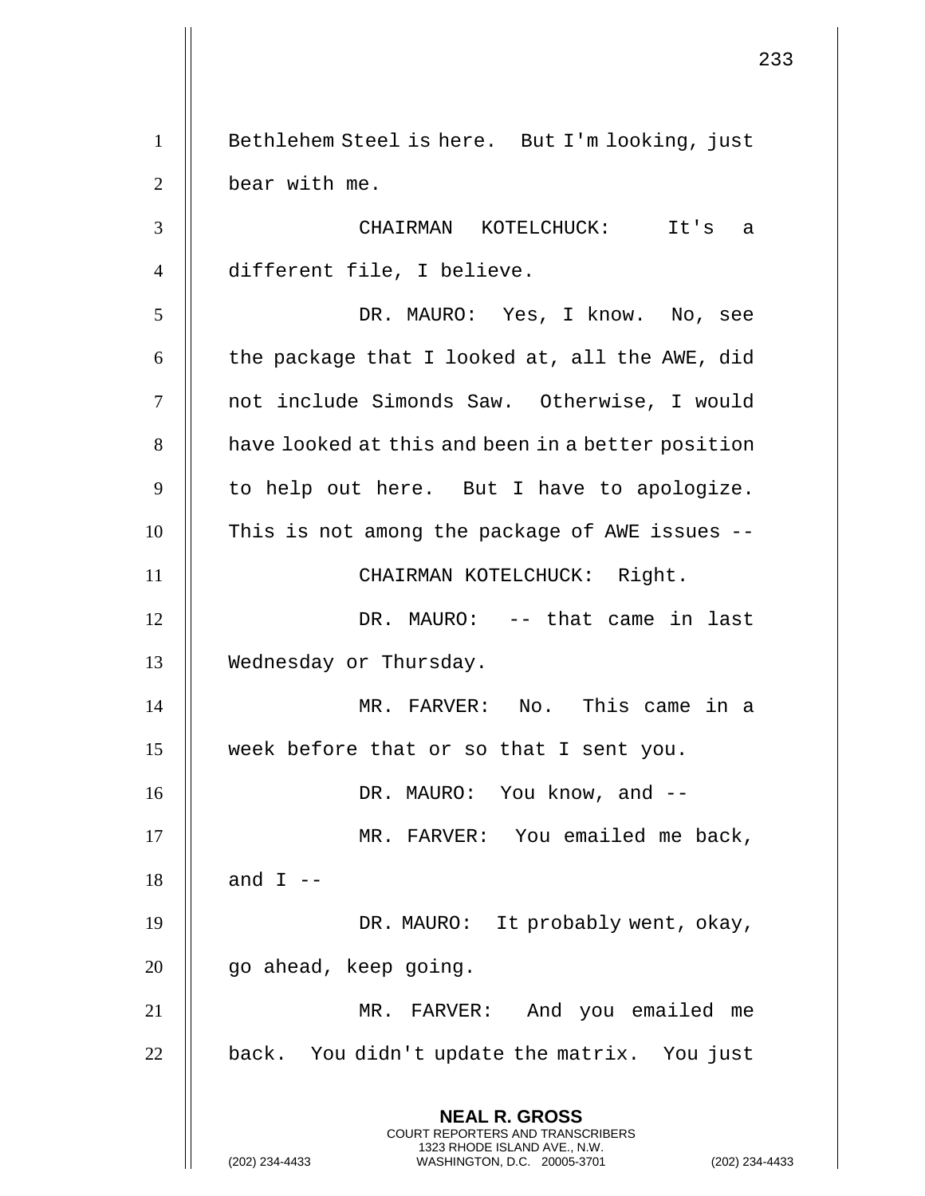Bethlehem Steel is here. But I'm looking, just bear with me.

CHAIRMAN KOTELCHUCK: It's a different file, I believe.

DR. MAURO: Yes, I know. No, see the package that I looked at, all the AWE, did not include Simonds Saw. Otherwise, I would have looked at this and been in a better position to help out here. But I have to apologize. This is not among the package of AWE issues --

CHAIRMAN KOTELCHUCK: Right.

DR. MAURO: -- that came in last Wednesday or Thursday.

MR. FARVER: No. This came in a week before that or so that I sent you.

DR. MAURO: You know, and --

MR. FARVER: You emailed me back, and I --

DR. MAURO: It probably went, okay, go ahead, keep going.

MR. FARVER: And you emailed me back. You didn't update the matrix. You just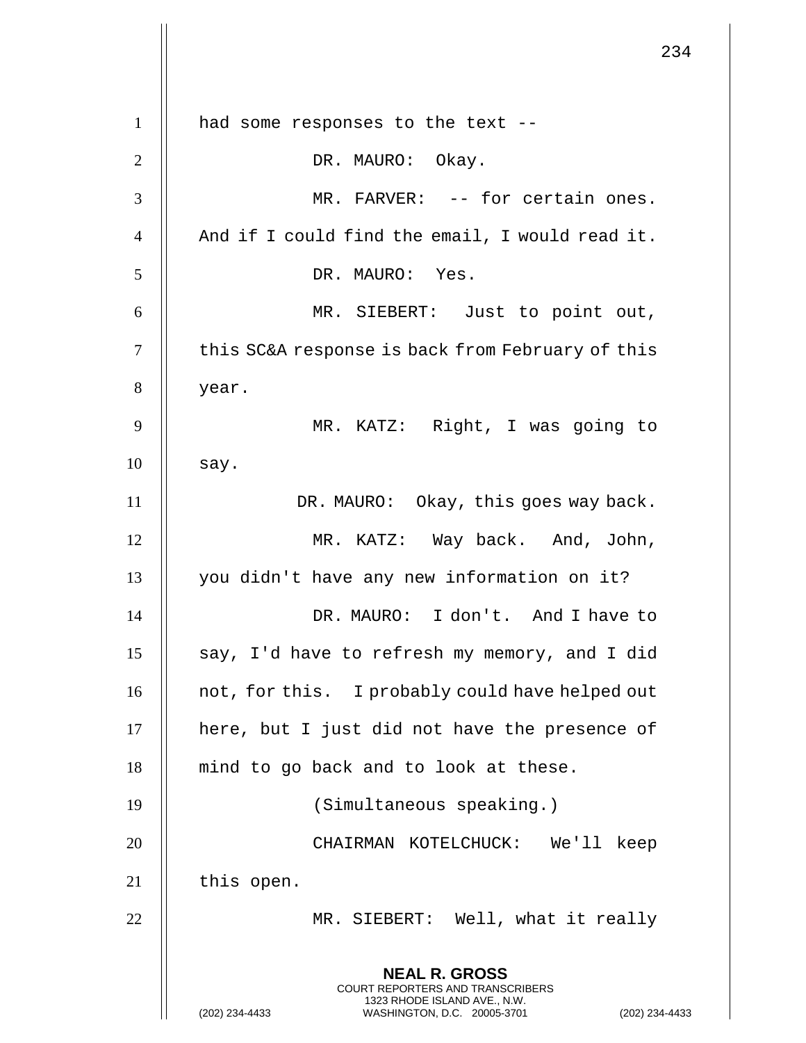had some responses to the text --

DR. MAURO: Okay.

MR. FARVER: -- for certain ones. And if I could find the email, I would read it.

DR. MAURO: Yes.

MR. SIEBERT: Just to point out, this SC&A response is back from February of this year.

MR. KATZ: Right, I was going to say.

DR. MAURO: Okay, this goes way back.

MR. KATZ: Way back. And, John, you didn't have any new information on it?

DR. MAURO: I don't. And I have to say, I'd have to refresh my memory, and I did not, for this. I probably could have helped out here, but I just did not have the presence of mind to go back and to look at these.

(Simultaneous speaking.)

CHAIRMAN KOTELCHUCK: We'll keep this open.

MR. SIEBERT: Well, what it really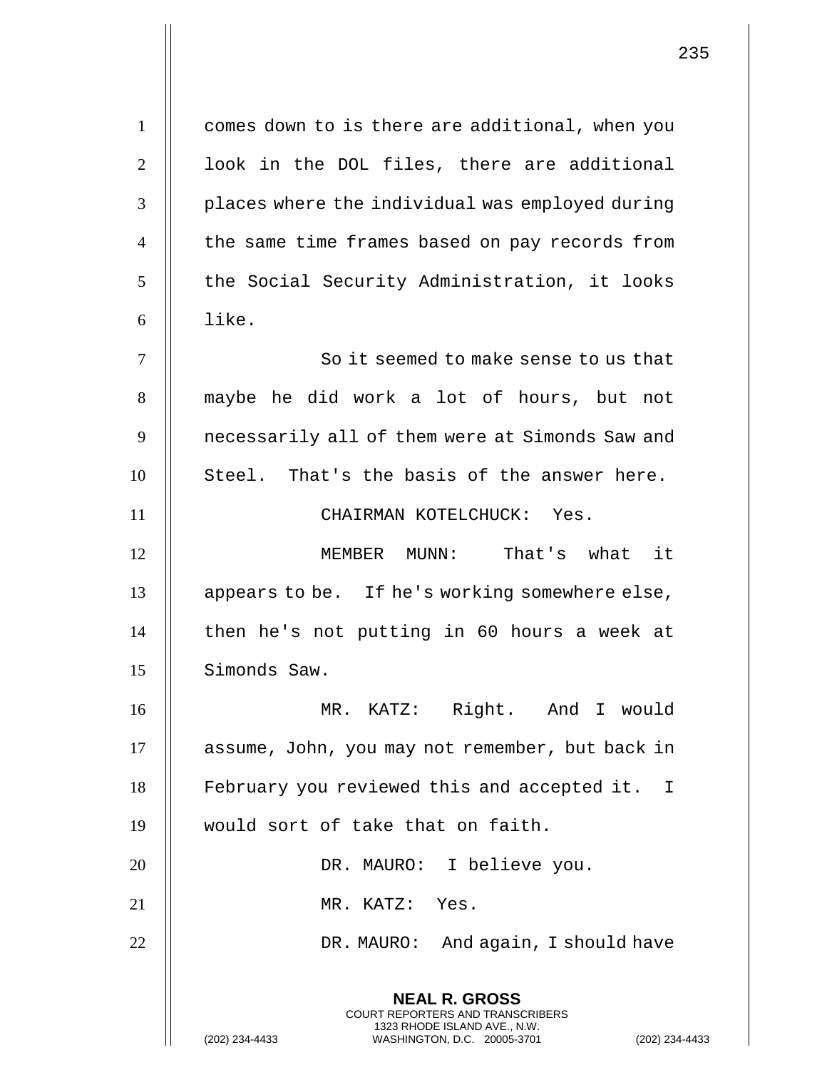comes down to is there are additional, when you look in the DOL files, there are additional places where the individual was employed during the same time frames based on pay records from the Social Security Administration, it looks like.

So it seemed to make sense to us that maybe he did work a lot of hours, but not necessarily all of them were at Simonds Saw and Steel. That's the basis of the answer here.

CHAIRMAN KOTELCHUCK: Yes.

MEMBER MUNN: That's what it appears to be. If he's working somewhere else, then he's not putting in 60 hours a week at Simonds Saw.

MR. KATZ: Right. And I would assume, John, you may not remember, but back in February you reviewed this and accepted it. I would sort of take that on faith.

DR. MAURO: I believe you.

MR. KATZ: Yes.

DR. MAURO: And again, I should have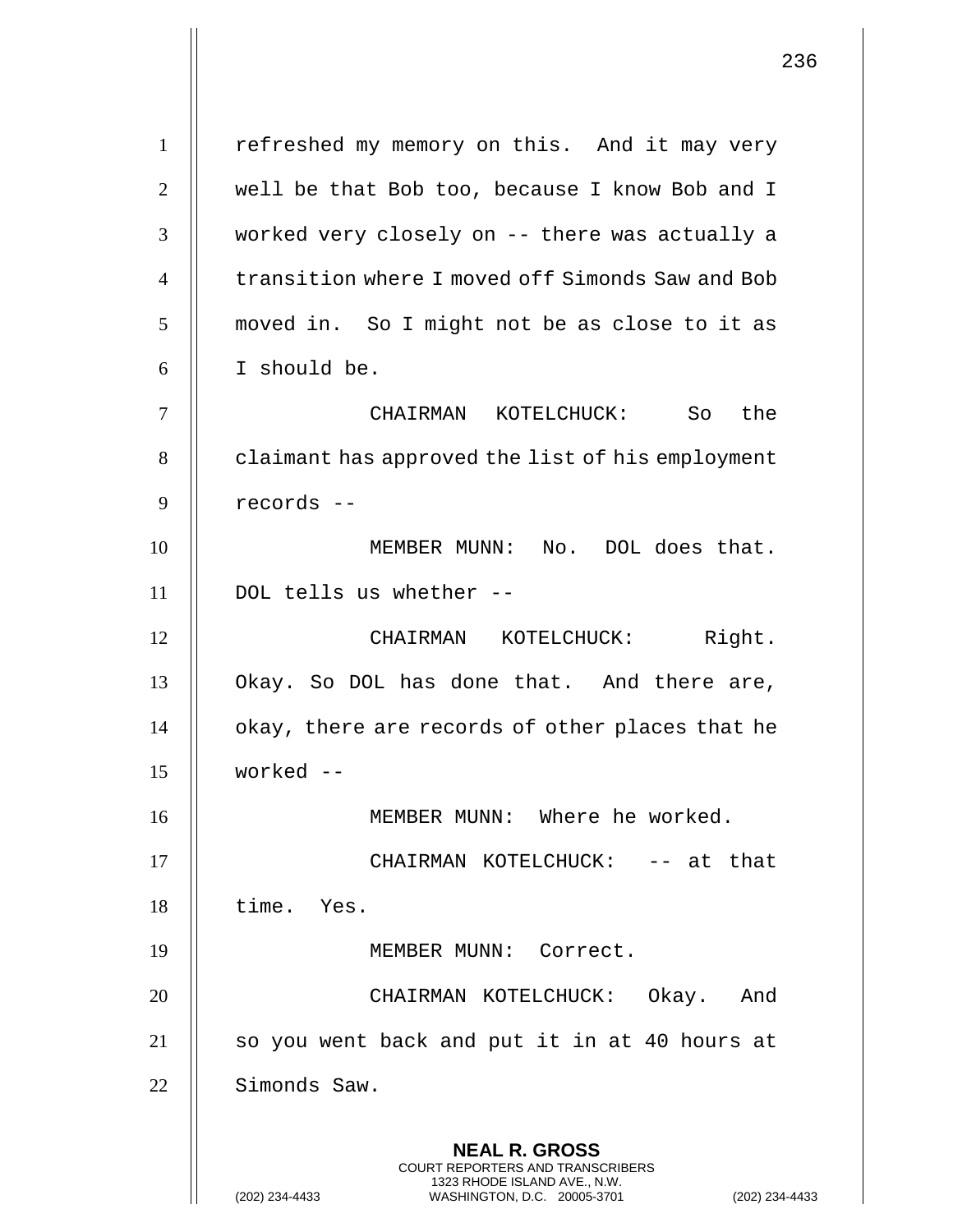refreshed my memory on this. And it may very well be that Bob too, because I know Bob and I worked very closely on -- there was actually a transition where I moved off Simonds Saw and Bob moved in. So I might not be as close to it as I should be.

CHAIRMAN KOTELCHUCK: So the claimant has approved the list of his employment records --

MEMBER MUNN: No. DOL does that. DOL tells us whether --

CHAIRMAN KOTELCHUCK: Right. Okay. So DOL has done that. And there are, okay, there are records of other places that he worked --

MEMBER MUNN: Where he worked.

CHAIRMAN KOTELCHUCK: -- at that time. Yes.

MEMBER MUNN: Correct.

CHAIRMAN KOTELCHUCK: Okay. And so you went back and put it in at 40 hours at Simonds Saw.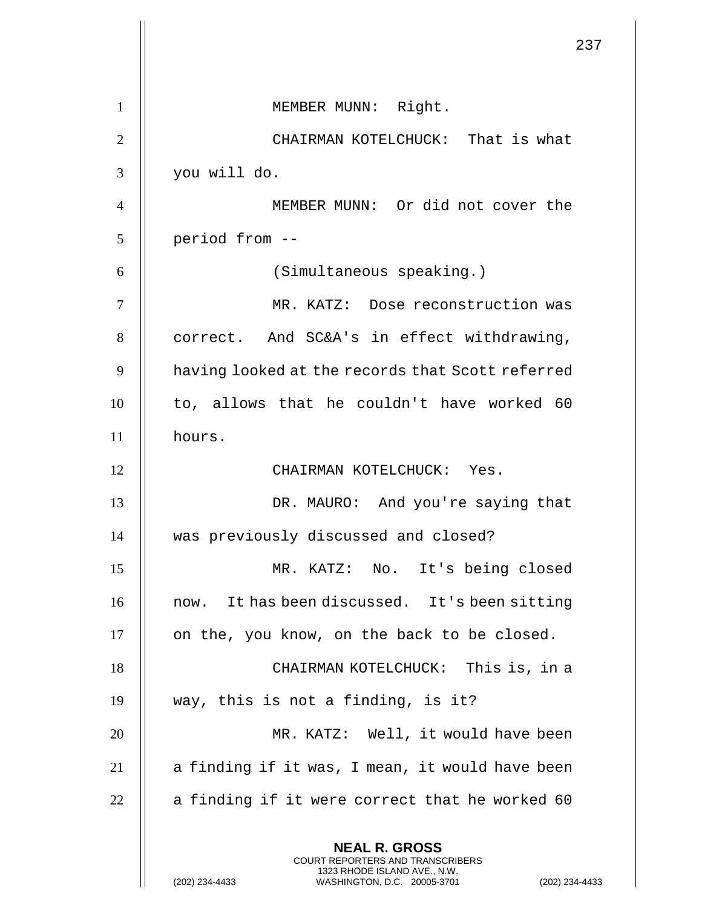MEMBER MUNN: Right.

CHAIRMAN KOTELCHUCK: That is what you will do.

MEMBER MUNN: Or did not cover the period from --

(Simultaneous speaking.)

MR. KATZ: Dose reconstruction was correct. And SC&A's in effect withdrawing, having looked at the records that Scott referred to, allows that he couldn't have worked 60 hours.

CHAIRMAN KOTELCHUCK: Yes.

DR. MAURO: And you're saying that was previously discussed and closed?

MR. KATZ: No. It's being closed now. It has been discussed. It's been sitting on the, you know, on the back to be closed.

CHAIRMAN KOTELCHUCK: This is, in a way, this is not a finding, is it?

MR. KATZ: Well, it would have been a finding if it was, I mean, it would have been a finding if it were correct that he worked 60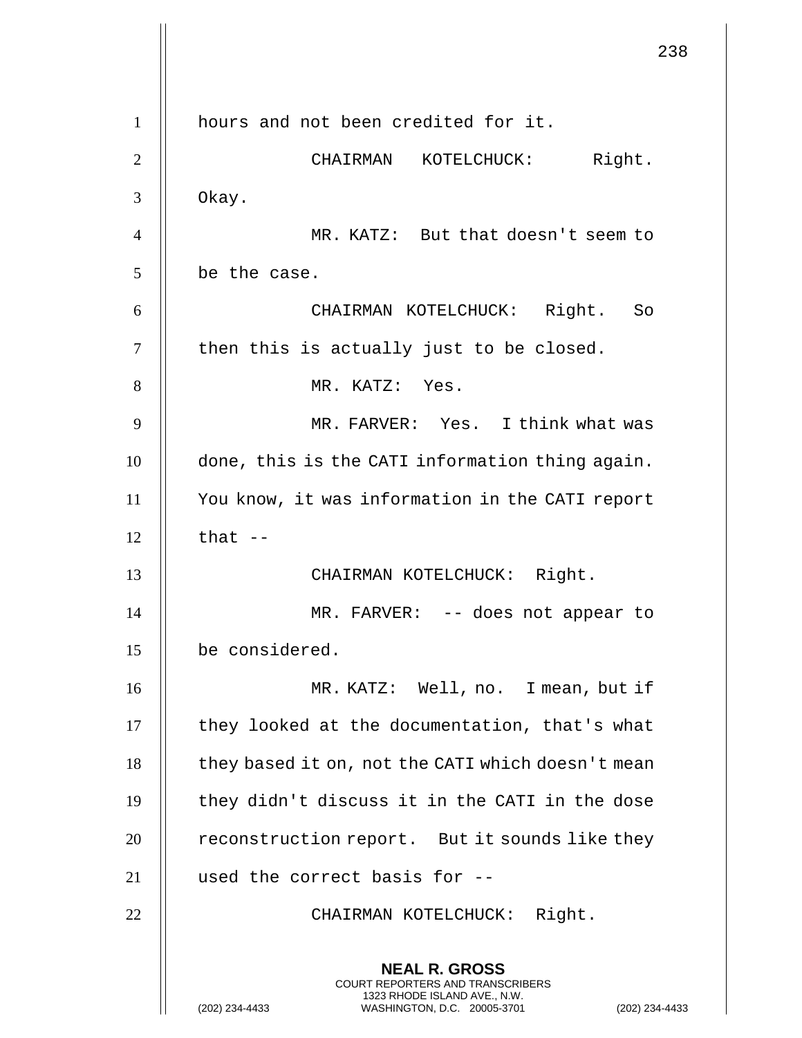hours and not been credited for it.

CHAIRMAN KOTELCHUCK: Right. Okay.

MR. KATZ: But that doesn't seem to be the case.

CHAIRMAN KOTELCHUCK: Right. So then this is actually just to be closed.

MR. KATZ: Yes.

MR. FARVER: Yes. I think what was done, this is the CATI information thing again. You know, it was information in the CATI report that --

CHAIRMAN KOTELCHUCK: Right.

MR. FARVER: -- does not appear to be considered.

MR. KATZ: Well, no. I mean, but if they looked at the documentation, that's what they based it on, not the CATI which doesn't mean they didn't discuss it in the CATI in the dose reconstruction report. But it sounds like they used the correct basis for --

CHAIRMAN KOTELCHUCK: Right.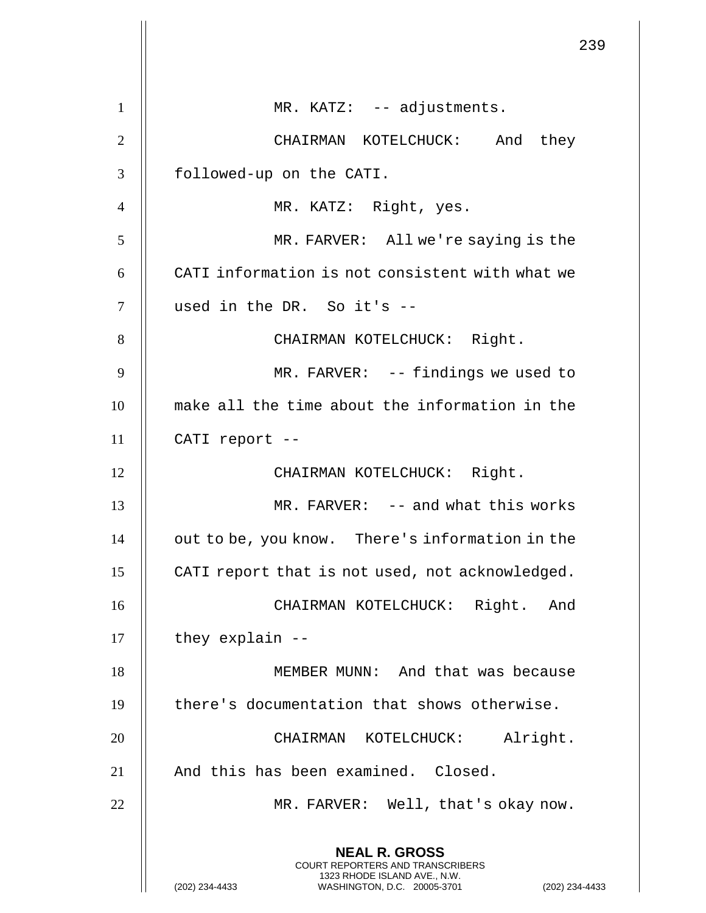MR. KATZ: -- adjustments.

CHAIRMAN KOTELCHUCK: And they followed-up on the CATI.

MR. KATZ: Right, yes.

MR. FARVER: All we're saying is the CATI information is not consistent with what we used in the DR. So it's --

CHAIRMAN KOTELCHUCK: Right.

MR. FARVER: -- findings we used to make all the time about the information in the CATI report --

CHAIRMAN KOTELCHUCK: Right.

MR. FARVER: -- and what this works out to be, you know. There's information in the CATI report that is not used, not acknowledged.

CHAIRMAN KOTELCHUCK: Right. And they explain --

MEMBER MUNN: And that was because there's documentation that shows otherwise.

CHAIRMAN KOTELCHUCK: Alright. And this has been examined. Closed.

MR. FARVER: Well, that's okay now.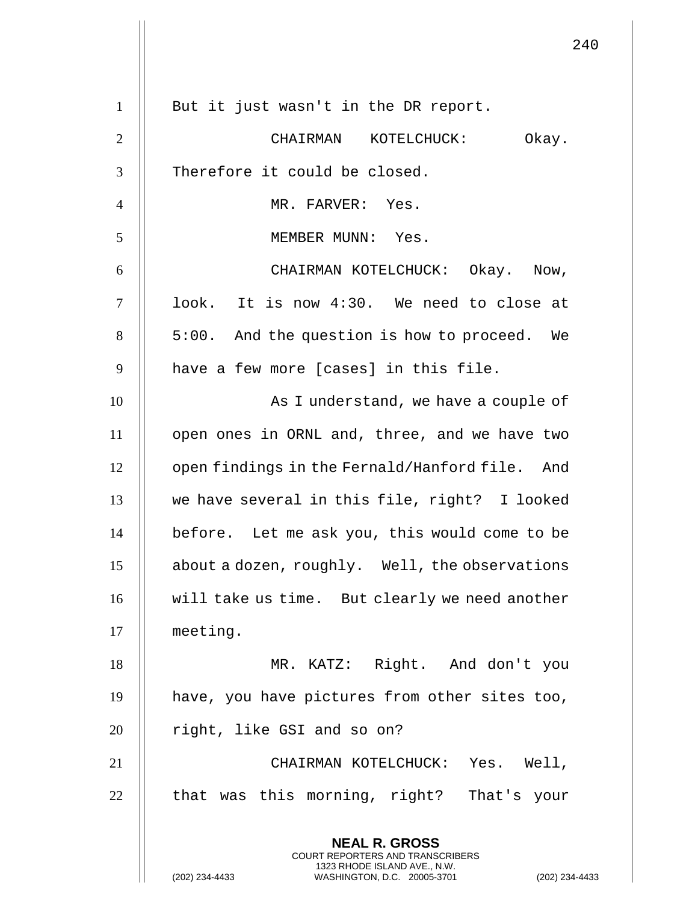But it just wasn't in the DR report.

CHAIRMAN KOTELCHUCK: Okay. Therefore it could be closed.

MR. FARVER: Yes.

MEMBER MUNN: Yes.

CHAIRMAN KOTELCHUCK: Okay. Now, look. It is now 4:30. We need to close at 5:00. And the question is how to proceed. We have a few more [cases] in this file.

As I understand, we have a couple of open ones in ORNL and, three, and we have two open findings in the Fernald/Hanford file. And we have several in this file, right? I looked before. Let me ask you, this would come to be about a dozen, roughly. Well, the observations will take us time. But clearly we need another meeting.

MR. KATZ: Right. And don't you have, you have pictures from other sites too, right, like GSI and so on?

CHAIRMAN KOTELCHUCK: Yes. Well, that was this morning, right? That's your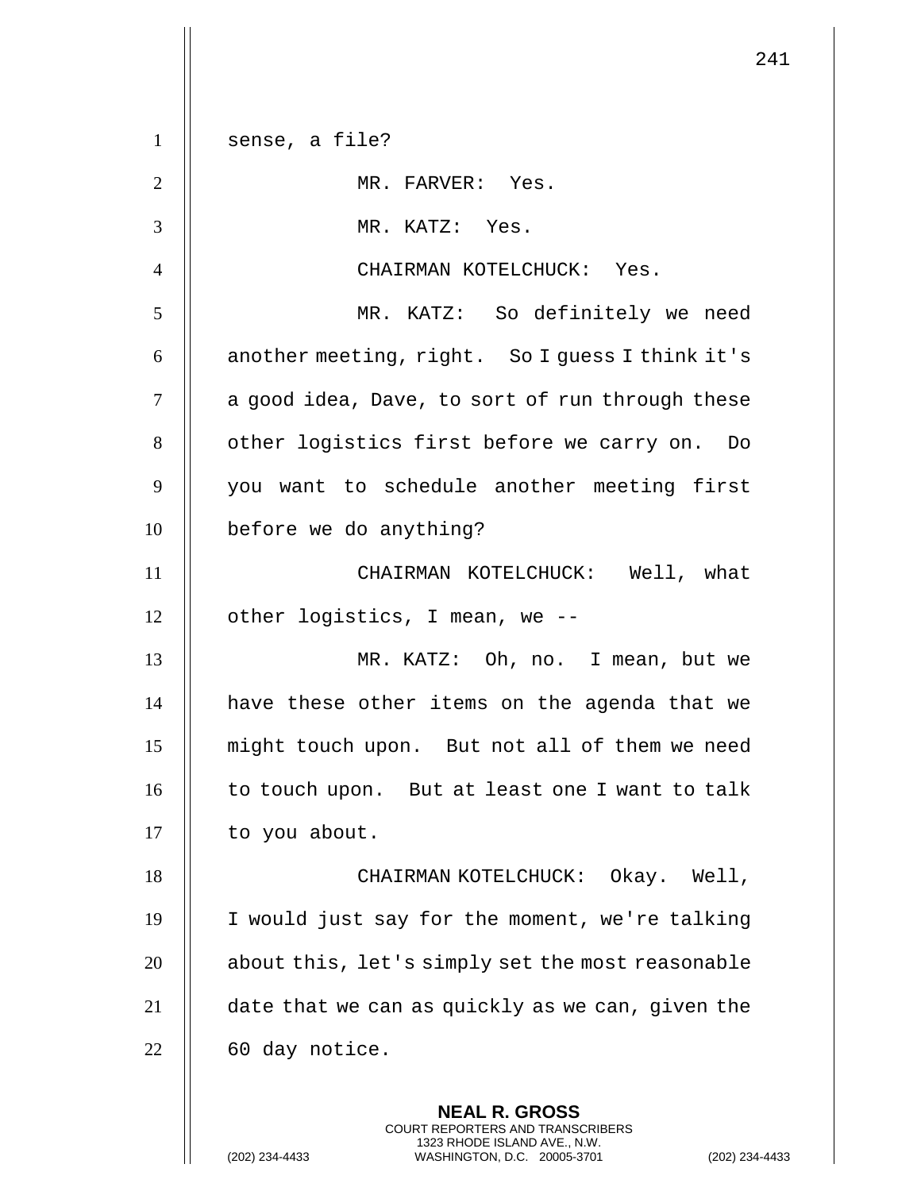sense, a file?

MR. FARVER: Yes.

MR. KATZ: Yes.

CHAIRMAN KOTELCHUCK: Yes.

MR. KATZ: So definitely we need another meeting, right. So I guess I think it's a good idea, Dave, to sort of run through these other logistics first before we carry on. Do you want to schedule another meeting first before we do anything?

CHAIRMAN KOTELCHUCK: Well, what other logistics, I mean, we --

MR. KATZ: Oh, no. I mean, but we have these other items on the agenda that we might touch upon. But not all of them we need to touch upon. But at least one I want to talk to you about.

CHAIRMAN KOTELCHUCK: Okay. Well, I would just say for the moment, we're talking about this, let's simply set the most reasonable date that we can as quickly as we can, given the 60 day notice.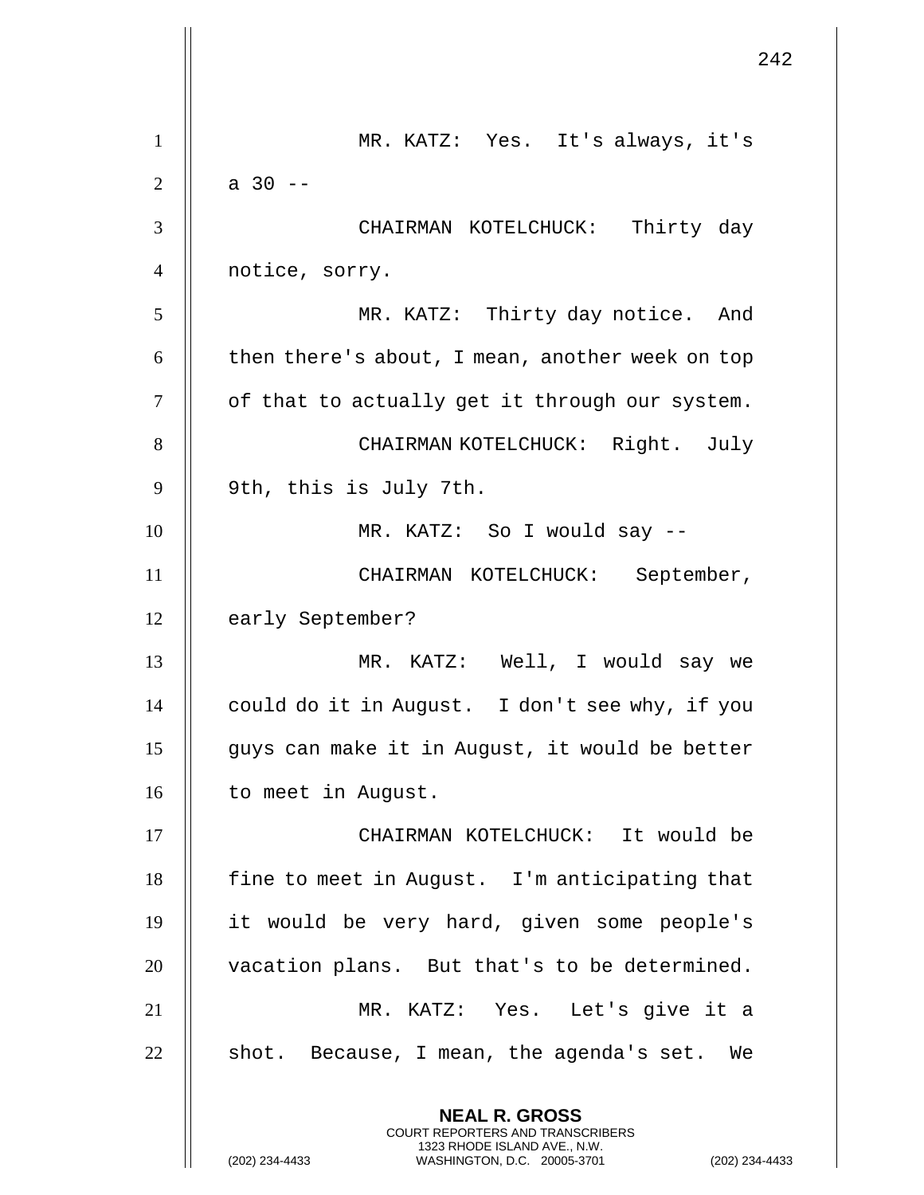MR. KATZ: Yes. It's always, it's a 30 --

CHAIRMAN KOTELCHUCK: Thirty day notice, sorry.

MR. KATZ: Thirty day notice. And then there's about, I mean, another week on top of that to actually get it through our system.

CHAIRMAN KOTELCHUCK: Right. July 9th, this is July 7th.

MR. KATZ: So I would say --

CHAIRMAN KOTELCHUCK: September, early September?

MR. KATZ: Well, I would say we could do it in August. I don't see why, if you guys can make it in August, it would be better to meet in August.

CHAIRMAN KOTELCHUCK: It would be fine to meet in August. I'm anticipating that it would be very hard, given some people's vacation plans. But that's to be determined.

MR. KATZ: Yes. Let's give it a shot. Because, I mean, the agenda's set. We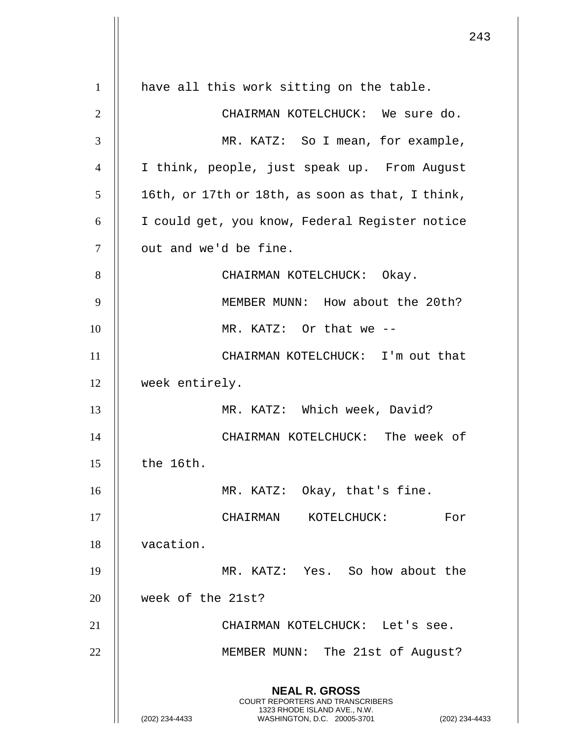have all this work sitting on the table.

CHAIRMAN KOTELCHUCK: We sure do.

MR. KATZ: So I mean, for example, I think, people, just speak up. From August 16th, or 17th or 18th, as soon as that, I think, I could get, you know, Federal Register notice out and we'd be fine.

CHAIRMAN KOTELCHUCK: Okay.

MEMBER MUNN: How about the 20th?

MR. KATZ: Or that we --

CHAIRMAN KOTELCHUCK: I'm out that week entirely.

MR. KATZ: Which week, David?

CHAIRMAN KOTELCHUCK: The week of the 16th.

MR. KATZ: Okay, that's fine.

CHAIRMAN KOTELCHUCK: For vacation.

MR. KATZ: Yes. So how about the week of the 21st?

CHAIRMAN KOTELCHUCK: Let's see.

MEMBER MUNN: The 21st of August?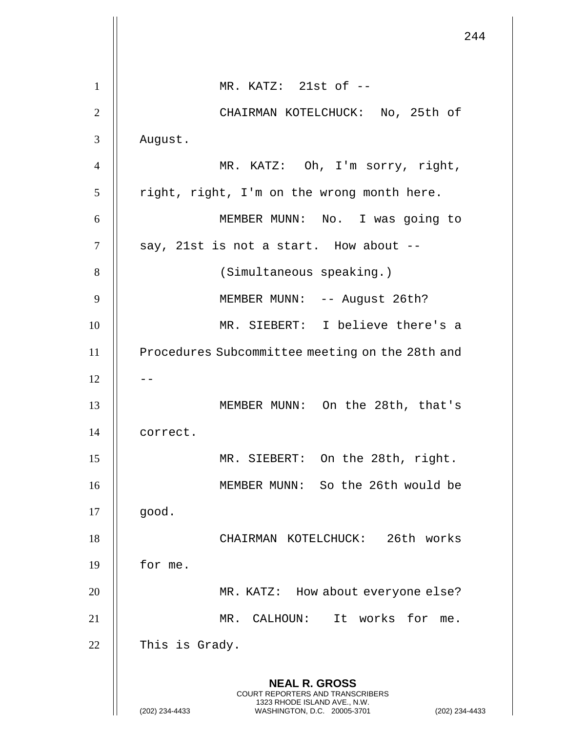MR. KATZ: 21st of --

CHAIRMAN KOTELCHUCK: No, 25th of August.

MR. KATZ: Oh, I'm sorry, right, right, right, I'm on the wrong month here.

MEMBER MUNN: No. I was going to say, 21st is not a start. How about --

(Simultaneous speaking.)

MEMBER MUNN: -- August 26th?

MR. SIEBERT: I believe there's a Procedures Subcommittee meeting on the 28th and --

MEMBER MUNN: On the 28th, that's correct.

MR. SIEBERT: On the 28th, right.

MEMBER MUNN: So the 26th would be good.

CHAIRMAN KOTELCHUCK: 26th works for me.

MR. KATZ: How about everyone else?

MR. CALHOUN: It works for me. This is Grady.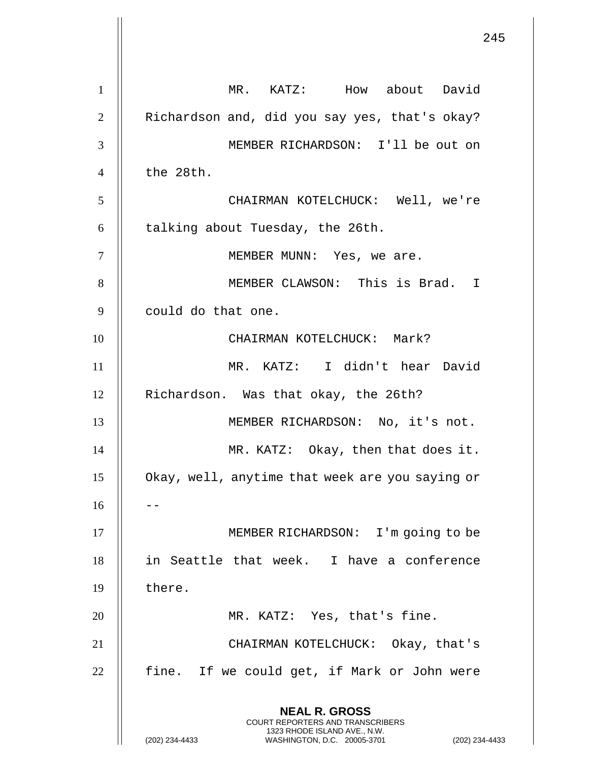MR. KATZ: How about David Richardson and, did you say yes, that's okay?

MEMBER RICHARDSON: I'll be out on the 28th.

CHAIRMAN KOTELCHUCK: Well, we're talking about Tuesday, the 26th.

MEMBER MUNN: Yes, we are.

MEMBER CLAWSON: This is Brad. I could do that one.

CHAIRMAN KOTELCHUCK: Mark?

MR. KATZ: I didn't hear David Richardson. Was that okay, the 26th?

MEMBER RICHARDSON: No, it's not.

MR. KATZ: Okay, then that does it. Okay, well, anytime that week are you saying or --

MEMBER RICHARDSON: I'm going to be in Seattle that week. I have a conference there.

MR. KATZ: Yes, that's fine.

CHAIRMAN KOTELCHUCK: Okay, that's fine. If we could get, if Mark or John were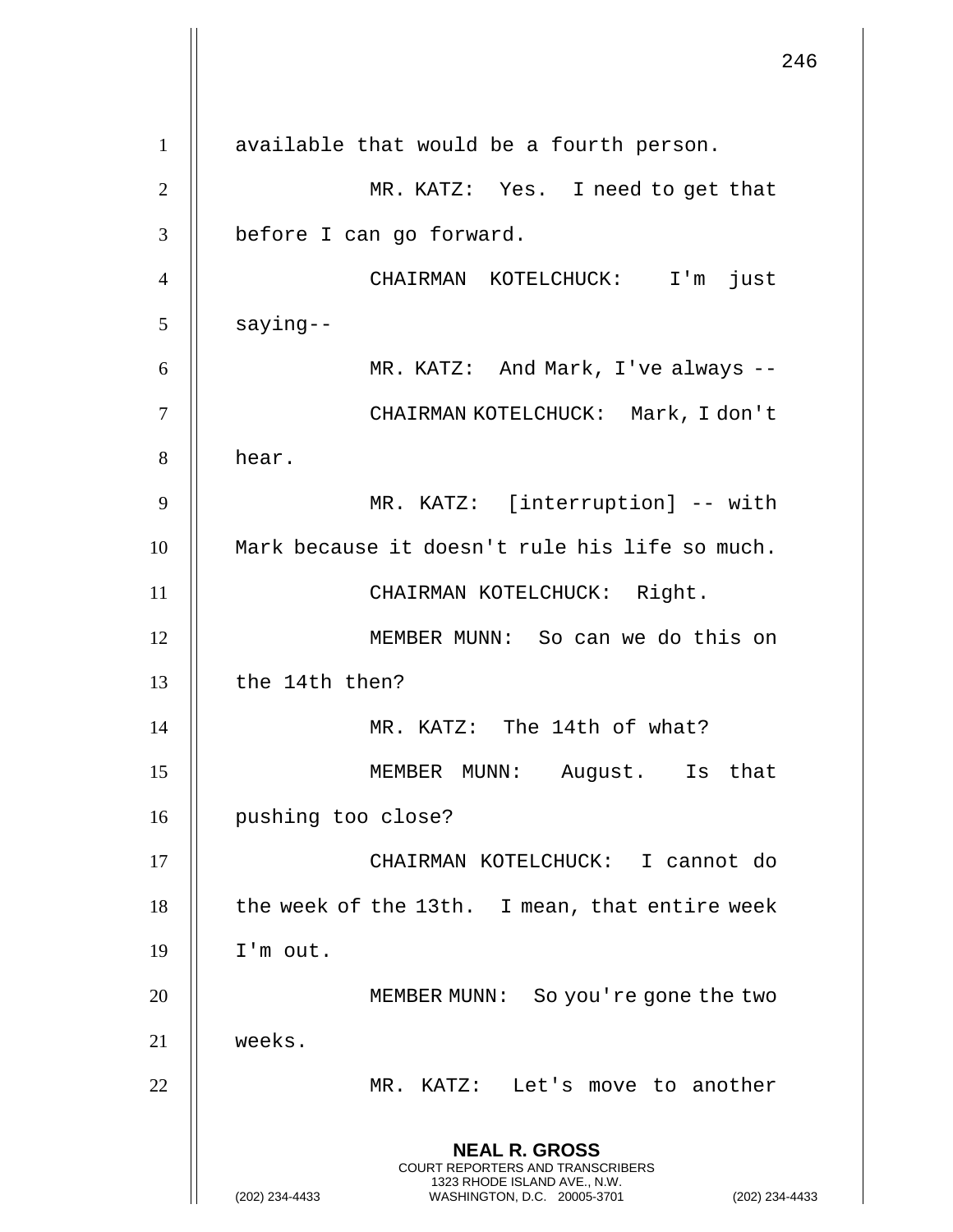available that would be a fourth person.

MR. KATZ: Yes. I need to get that before I can go forward.

CHAIRMAN KOTELCHUCK: I'm just saying--

MR. KATZ: And Mark, I've always --

CHAIRMAN KOTELCHUCK: Mark, I don't hear.

MR. KATZ: [interruption] -- with Mark because it doesn't rule his life so much.

CHAIRMAN KOTELCHUCK: Right.

MEMBER MUNN: So can we do this on the 14th then?

MR. KATZ: The 14th of what?

MEMBER MUNN: August. Is that pushing too close?

CHAIRMAN KOTELCHUCK: I cannot do the week of the 13th. I mean, that entire week I'm out.

MEMBER MUNN: So you're gone the two weeks.

MR. KATZ: Let's move to another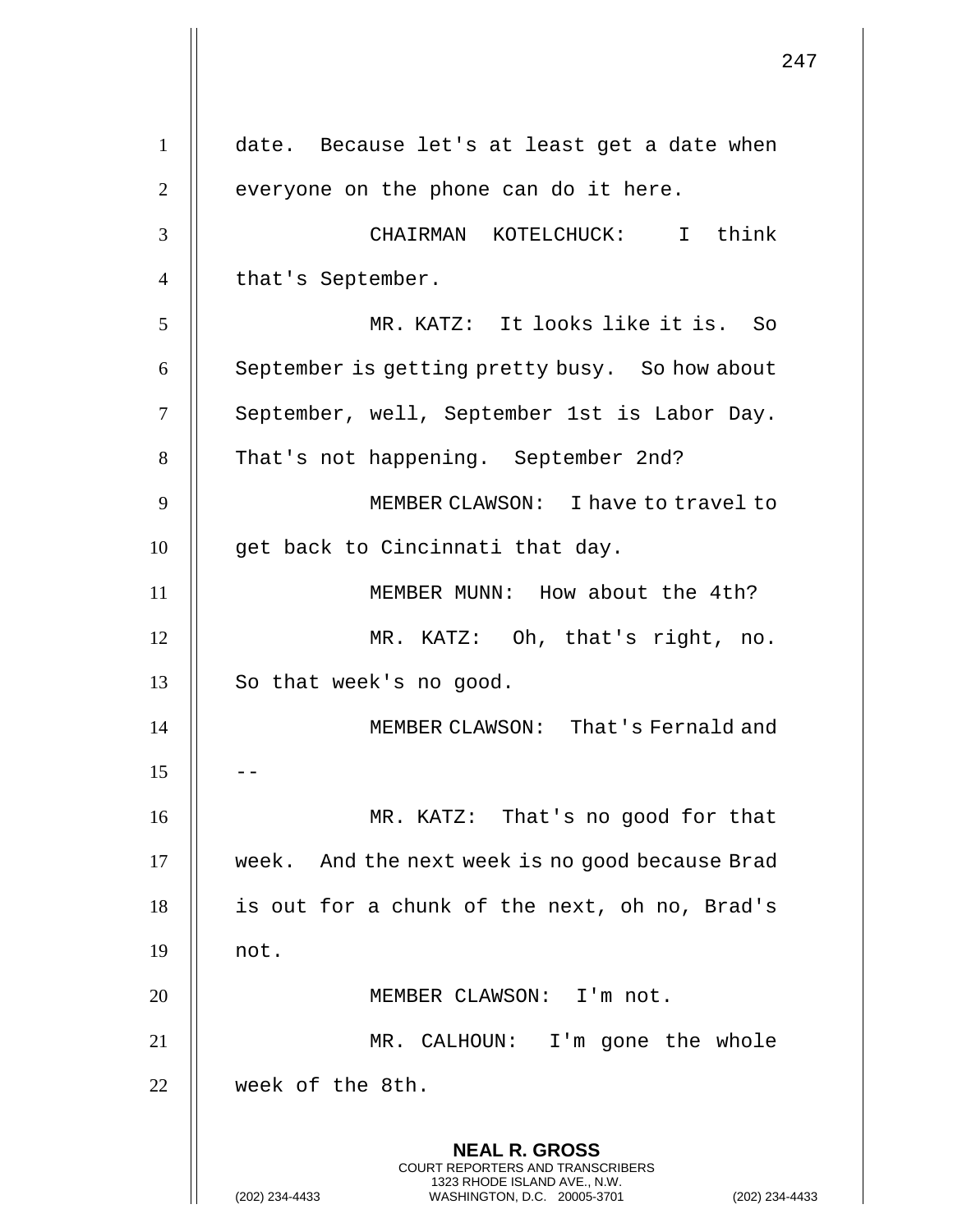date. Because let's at least get a date when everyone on the phone can do it here.

CHAIRMAN KOTELCHUCK: I think that's September.

MR. KATZ: It looks like it is. So September is getting pretty busy. So how about September, well, September 1st is Labor Day. That's not happening. September 2nd?

MEMBER CLAWSON: I have to travel to get back to Cincinnati that day.

MEMBER MUNN: How about the 4th?

MR. KATZ: Oh, that's right, no. So that week's no good.

MEMBER CLAWSON: That's Fernald and --

MR. KATZ: That's no good for that week. And the next week is no good because Brad is out for a chunk of the next, oh no, Brad's not.

MEMBER CLAWSON: I'm not.

MR. CALHOUN: I'm gone the whole week of the 8th.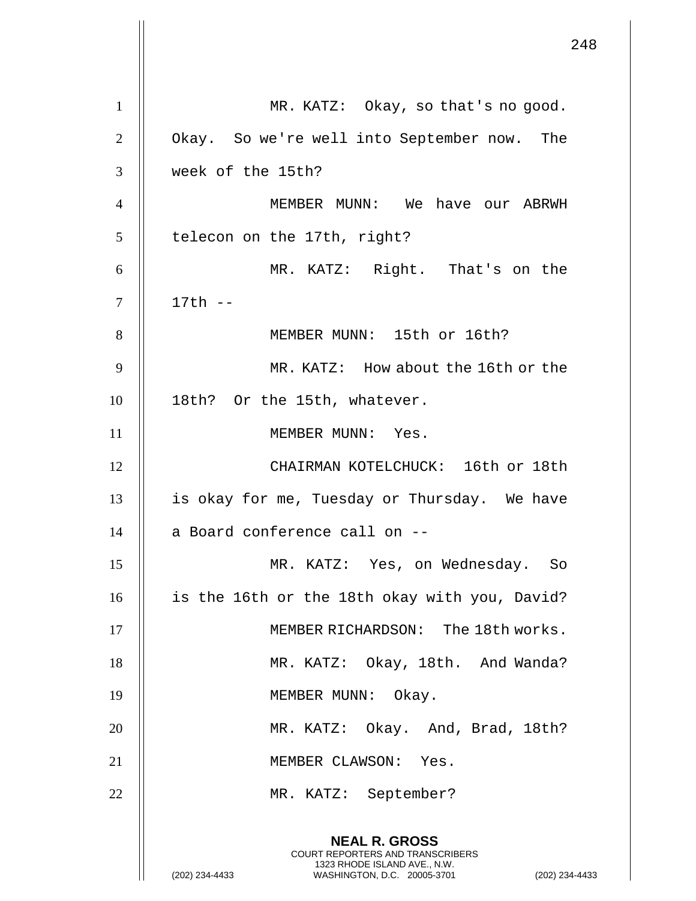MR. KATZ: Okay, so that's no good. Okay. So we're well into September now. The week of the 15th?

MEMBER MUNN: We have our ABRWH telecon on the 17th, right?

MR. KATZ: Right. That's on the 17th --

MEMBER MUNN: 15th or 16th?

MR. KATZ: How about the 16th or the 18th? Or the 15th, whatever.

MEMBER MUNN: Yes.

CHAIRMAN KOTELCHUCK: 16th or 18th is okay for me, Tuesday or Thursday. We have a Board conference call on --

MR. KATZ: Yes, on Wednesday. So is the 16th or the 18th okay with you, David?

MEMBER RICHARDSON: The 18th works.

MR. KATZ: Okay, 18th. And Wanda?

MEMBER MUNN: Okay.

MR. KATZ: Okay. And, Brad, 18th?

MEMBER CLAWSON: Yes.

MR. KATZ: September?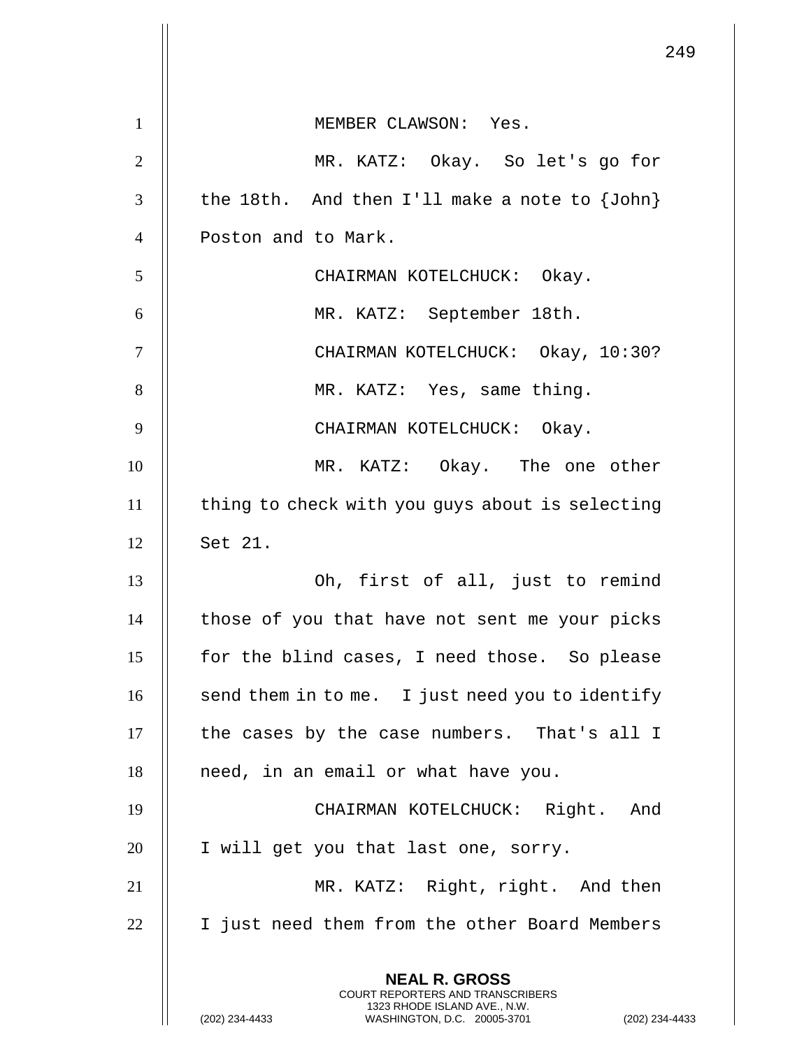MEMBER CLAWSON: Yes.

MR. KATZ: Okay. So let's go for the 18th. And then I'll make a note to {John} Poston and to Mark.

CHAIRMAN KOTELCHUCK: Okay.

MR. KATZ: September 18th.

CHAIRMAN KOTELCHUCK: Okay, 10:30?

MR. KATZ: Yes, same thing.

CHAIRMAN KOTELCHUCK: Okay.

MR. KATZ: Okay. The one other thing to check with you guys about is selecting Set 21.

Oh, first of all, just to remind those of you that have not sent me your picks for the blind cases, I need those. So please send them in to me. I just need you to identify the cases by the case numbers. That's all I need, in an email or what have you.

CHAIRMAN KOTELCHUCK: Right. And I will get you that last one, sorry.

MR. KATZ: Right, right. And then I just need them from the other Board Members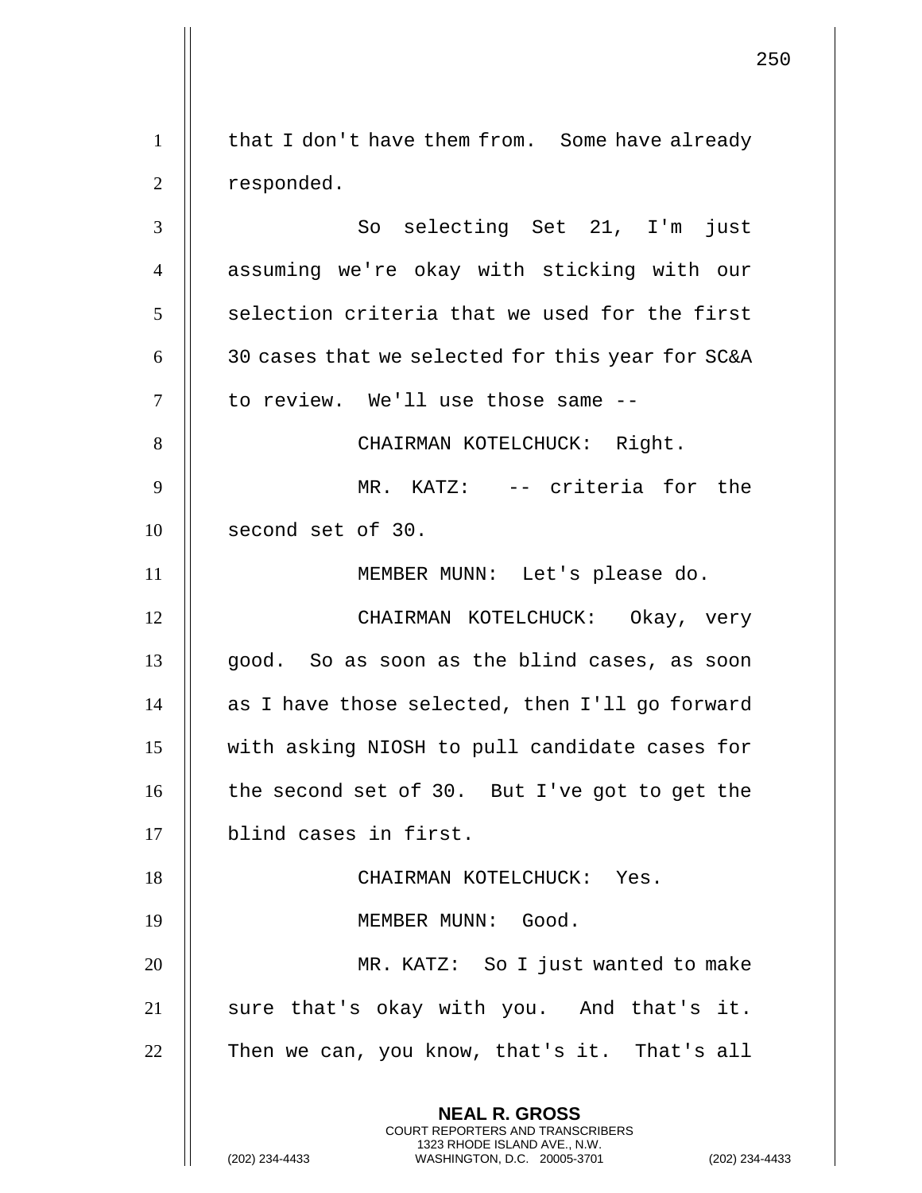that I don't have them from. Some have already responded.

So selecting Set 21, I'm just assuming we're okay with sticking with our selection criteria that we used for the first 30 cases that we selected for this year for SC&A to review. We'll use those same --

CHAIRMAN KOTELCHUCK: Right.

MR. KATZ: -- criteria for the second set of 30.

MEMBER MUNN: Let's please do.

CHAIRMAN KOTELCHUCK: Okay, very good. So as soon as the blind cases, as soon as I have those selected, then I'll go forward with asking NIOSH to pull candidate cases for the second set of 30. But I've got to get the blind cases in first.

CHAIRMAN KOTELCHUCK: Yes.

MEMBER MUNN: Good.

MR. KATZ: So I just wanted to make sure that's okay with you. And that's it. Then we can, you know, that's it. That's all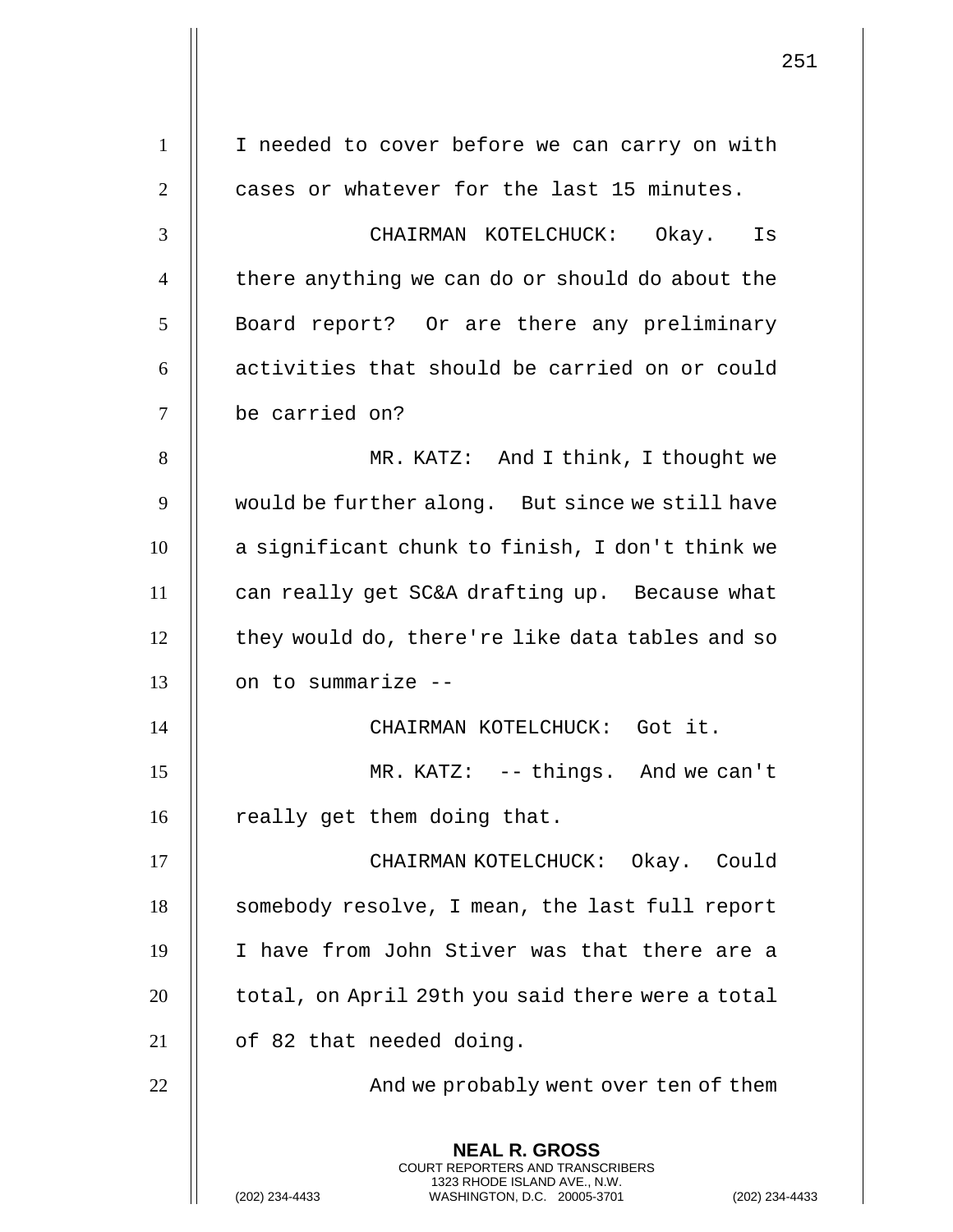I needed to cover before we can carry on with cases or whatever for the last 15 minutes.

CHAIRMAN KOTELCHUCK: Okay. Is there anything we can do or should do about the Board report? Or are there any preliminary activities that should be carried on or could be carried on?

MR. KATZ: And I think, I thought we would be further along. But since we still have a significant chunk to finish, I don't think we can really get SC&A drafting up. Because what they would do, there're like data tables and so on to summarize --

CHAIRMAN KOTELCHUCK: Got it.

MR. KATZ: -- things. And we can't really get them doing that.

CHAIRMAN KOTELCHUCK: Okay. Could somebody resolve, I mean, the last full report I have from John Stiver was that there are a total, on April 29th you said there were a total of 82 that needed doing.

And we probably went over ten of them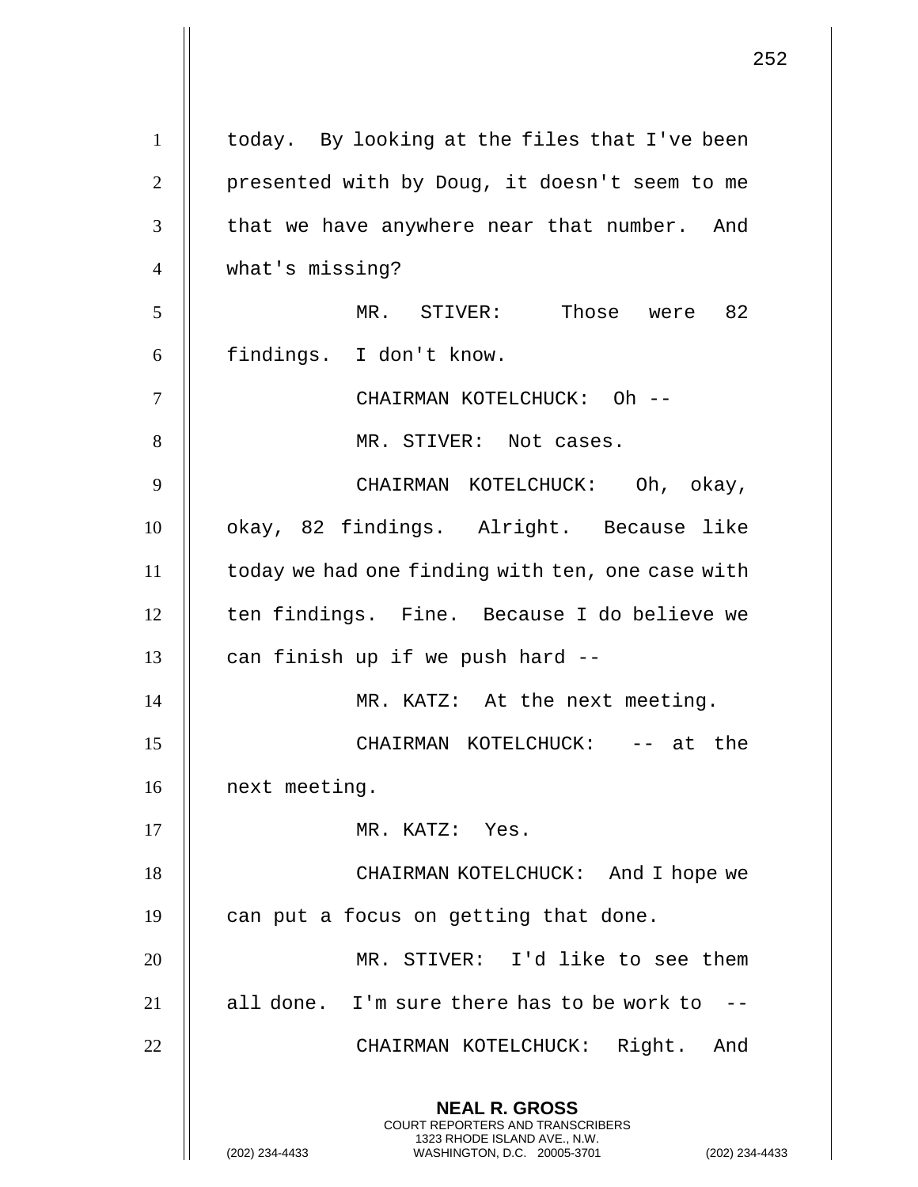today. By looking at the files that I've been presented with by Doug, it doesn't seem to me that we have anywhere near that number. And what's missing?

MR. STIVER: Those were 82 findings. I don't know.

CHAIRMAN KOTELCHUCK: Oh --

MR. STIVER: Not cases.

CHAIRMAN KOTELCHUCK: Oh, okay, okay, 82 findings. Alright. Because like today we had one finding with ten, one case with ten findings. Fine. Because I do believe we can finish up if we push hard --

MR. KATZ: At the next meeting.

CHAIRMAN KOTELCHUCK: -- at the next meeting.

MR. KATZ: Yes.

CHAIRMAN KOTELCHUCK: And I hope we can put a focus on getting that done.

MR. STIVER: I'd like to see them all done. I'm sure there has to be work to --

CHAIRMAN KOTELCHUCK: Right. And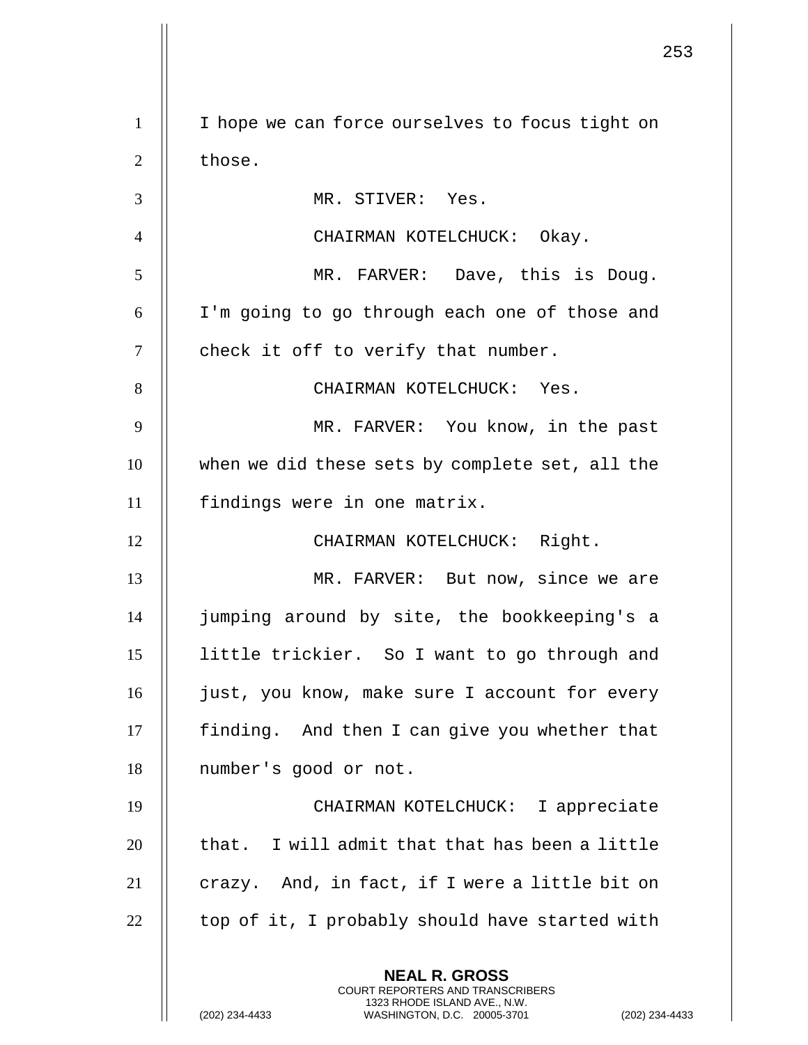I hope we can force ourselves to focus tight on those.

MR. STIVER: Yes.

CHAIRMAN KOTELCHUCK: Okay.

MR. FARVER: Dave, this is Doug. I'm going to go through each one of those and check it off to verify that number.

CHAIRMAN KOTELCHUCK: Yes.

MR. FARVER: You know, in the past when we did these sets by complete set, all the findings were in one matrix.

CHAIRMAN KOTELCHUCK: Right.

MR. FARVER: But now, since we are jumping around by site, the bookkeeping's a little trickier. So I want to go through and just, you know, make sure I account for every finding. And then I can give you whether that number's good or not.

CHAIRMAN KOTELCHUCK: I appreciate that. I will admit that that has been a little crazy. And, in fact, if I were a little bit on top of it, I probably should have started with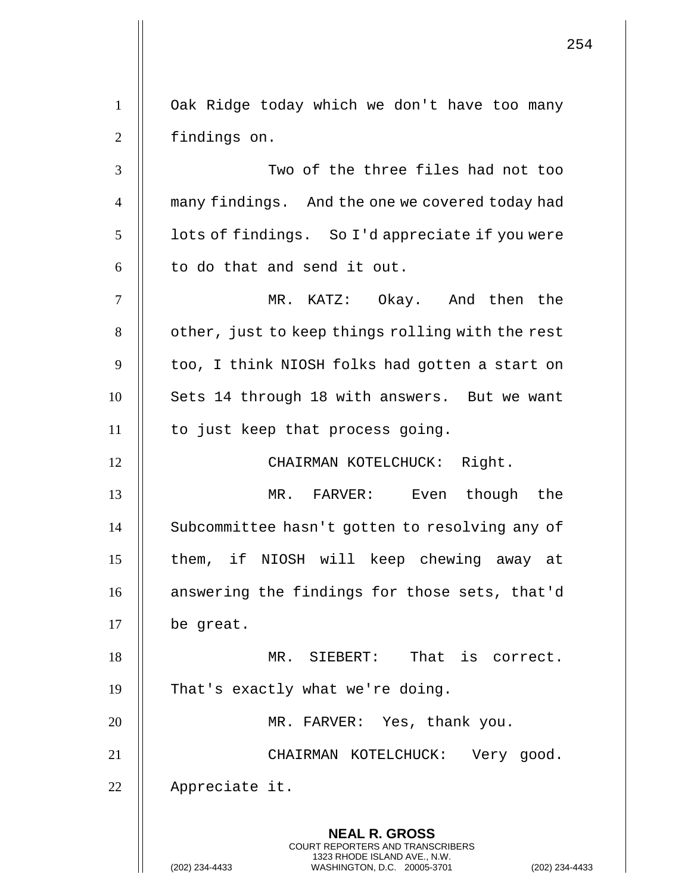Oak Ridge today which we don't have too many findings on.

Two of the three files had not too many findings. And the one we covered today had lots of findings. So I'd appreciate if you were to do that and send it out.

MR. KATZ: Okay. And then the other, just to keep things rolling with the rest too, I think NIOSH folks had gotten a start on Sets 14 through 18 with answers. But we want to just keep that process going.

CHAIRMAN KOTELCHUCK: Right.

MR. FARVER: Even though the Subcommittee hasn't gotten to resolving any of them, if NIOSH will keep chewing away at answering the findings for those sets, that'd be great.

MR. SIEBERT: That is correct. That's exactly what we're doing.

MR. FARVER: Yes, thank you.

CHAIRMAN KOTELCHUCK: Very good. Appreciate it.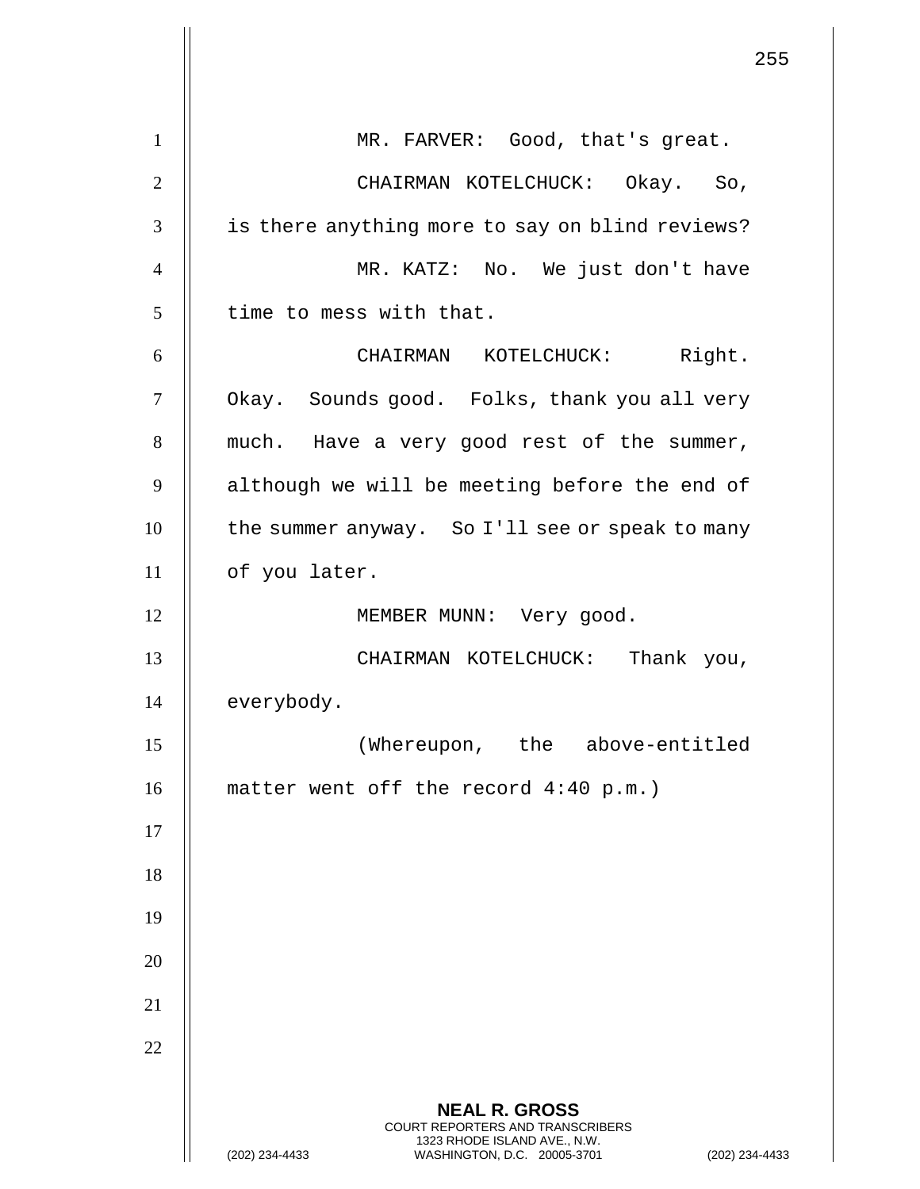MR. FARVER: Good, that's great.

CHAIRMAN KOTELCHUCK: Okay. So, is there anything more to say on blind reviews?

MR. KATZ: No. We just don't have time to mess with that.

CHAIRMAN KOTELCHUCK: Right. Okay. Sounds good. Folks, thank you all very much. Have a very good rest of the summer, although we will be meeting before the end of the summer anyway. So I'll see or speak to many of you later.

MEMBER MUNN: Very good.

CHAIRMAN KOTELCHUCK: Thank you, everybody.

(Whereupon, the above-entitled matter went off the record 4:40 p.m.)